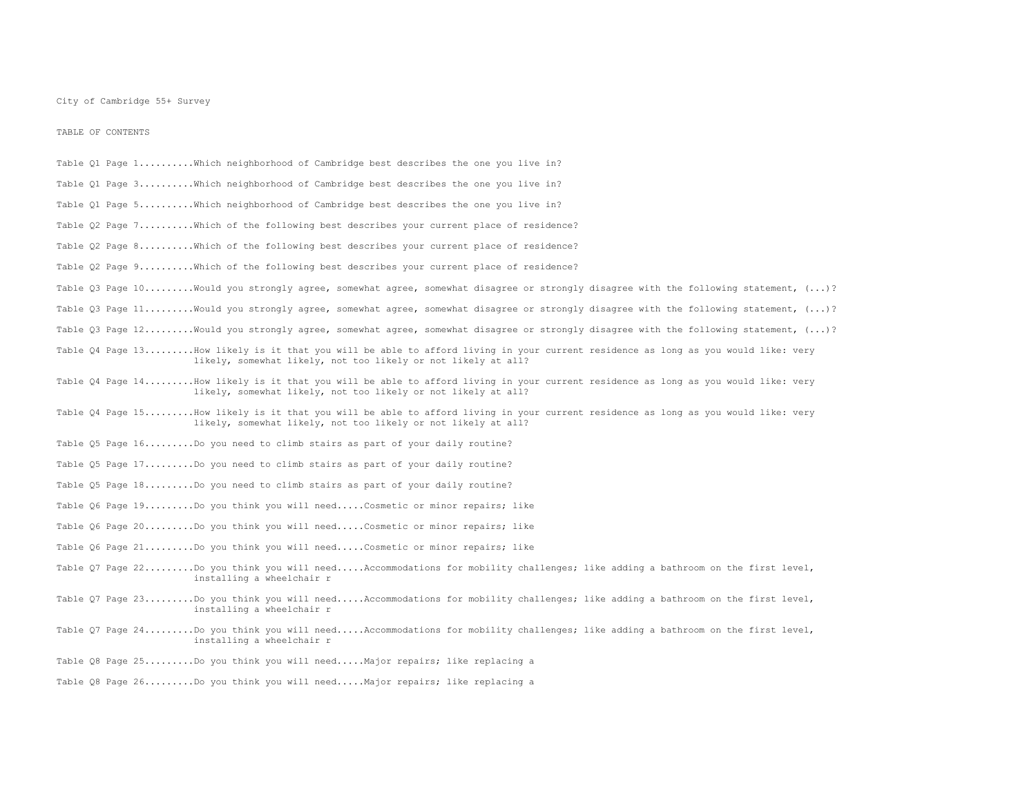City of Cambridge 55+ Survey

TABLE OF CONTENTS

Table Q1 Page 1.........Which neighborhood of Cambridge best describes the one you live in?

Table Q1 Page 3.........Which neighborhood of Cambridge best describes the one you live in?

Table Q1 Page 5.........Which neighborhood of Cambridge best describes the one you live in?

Table Q2 Page 7.........Which of the following best describes your current place of residence?

Table Q2 Page 8.........Which of the following best describes your current place of residence?

Table Q2 Page 9.........Which of the following best describes your current place of residence?

Table Q3 Page 10.........Would you strongly agree, somewhat agree, somewhat disagree or strongly disagree with the following statement, (...)?

Table Q3 Page 11.........Would you strongly agree, somewhat agree, somewhat disagree or strongly disagree with the following statement, (...)?

Table Q3 Page 12.........Would you strongly agree, somewhat agree, somewhat disagree or strongly disagree with the following statement, (...)?

Table Q4 Page 13.........How likely is it that you will be able to afford living in your current residence as long as you would like: very likely, somewhat likely, not too likely or not likely at all?

Table Q4 Page 14.........How likely is it that you will be able to afford living in your current residence as long as you would like: very likely, somewhat likely, not too likely or not likely at all?

Table Q4 Page 15.........How likely is it that you will be able to afford living in your current residence as long as you would like: very likely, somewhat likely, not too likely or not likely at all?

Table Q5 Page 16.........Do you need to climb stairs as part of your daily routine?

Table Q5 Page 17.........Do you need to climb stairs as part of your daily routine?

Table Q5 Page 18.........Do you need to climb stairs as part of your daily routine?

Table Q6 Page 19.........Do you think you will need.....Cosmetic or minor repairs; like

Table Q6 Page 20.........Do you think you will need.....Cosmetic or minor repairs; like

Table Q6 Page 21.........Do you think you will need.....Cosmetic or minor repairs; like

Table Q7 Page 22.........Do you think you will need.....Accommodations for mobility challenges; like adding a bathroom on the first level, installing a wheelchair r

Table Q7 Page 23.........Do you think you will need.....Accommodations for mobility challenges; like adding a bathroom on the first level, installing a wheelchair r

Table Q7 Page 24.........Do you think you will need.....Accommodations for mobility challenges; like adding a bathroom on the first level, installing a wheelchair r

Table Q8 Page 25.........Do you think you will need.....Major repairs; like replacing a

Table Q8 Page 26.........Do you think you will need.....Major repairs; like replacing a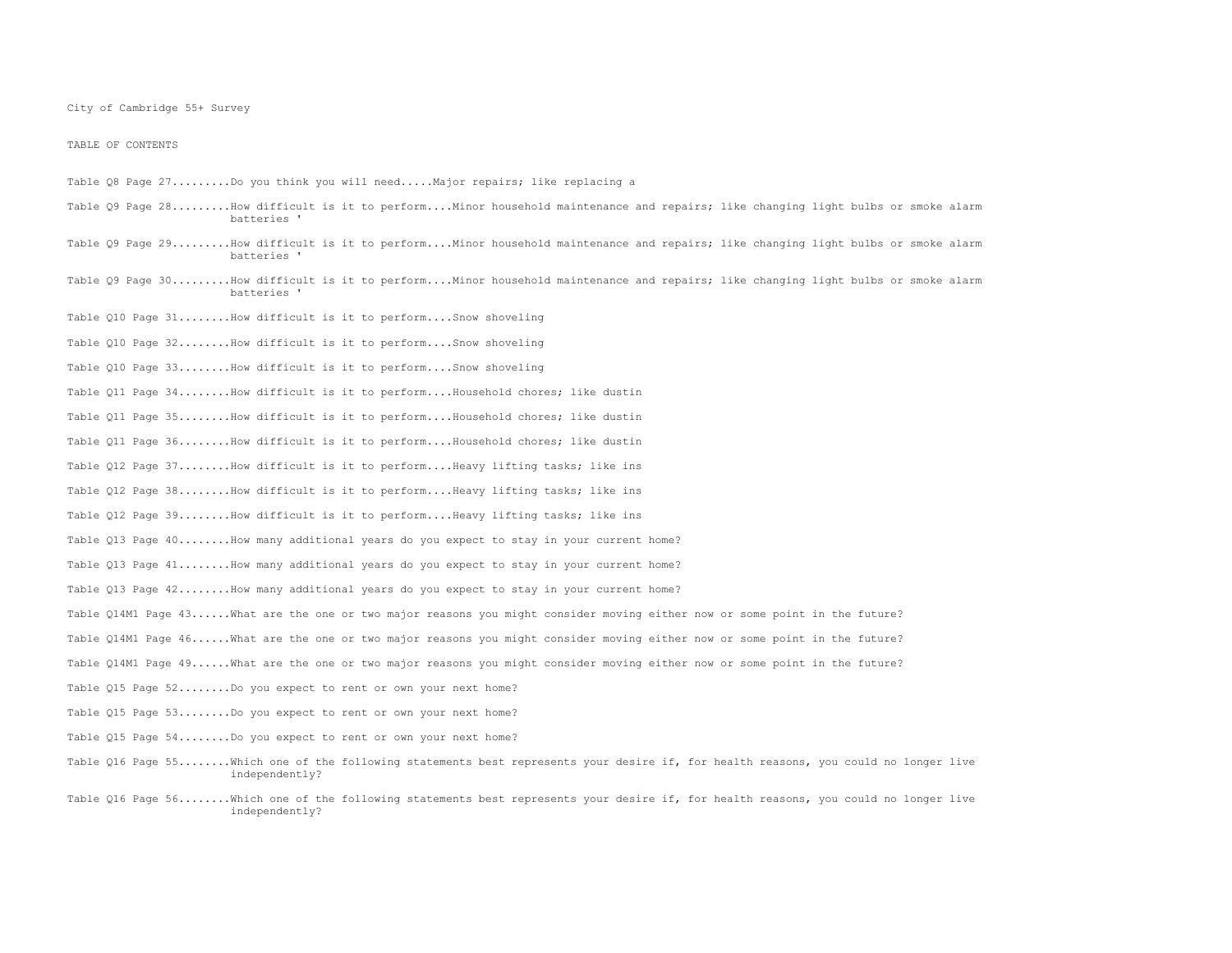City of Cambridge 55+ Survey

TABLE OF CONTENTS

Table Q8 Page 27.........Do you think you will need.....Major repairs; like replacing a

Table Q9 Page 28.........How difficult is it to perform....Minor household maintenance and repairs; like changing light bulbs or smoke alarm batteries '

Table Q9 Page 29.........How difficult is it to perform....Minor household maintenance and repairs; like changing light bulbs or smoke alarm batteries '

Table Q9 Page 30.........How difficult is it to perform....Minor household maintenance and repairs; like changing light bulbs or smoke alarm batteries '

Table Q10 Page 31........How difficult is it to perform....Snow shoveling

Table Q10 Page 32........How difficult is it to perform....Snow shoveling

Table Q10 Page 33........How difficult is it to perform....Snow shoveling

Table Q11 Page 34........How difficult is it to perform....Household chores; like dustin

Table Q11 Page 35........How difficult is it to perform....Household chores; like dustin

Table Q11 Page 36........How difficult is it to perform....Household chores; like dustin

Table Q12 Page 37........How difficult is it to perform....Heavy lifting tasks; like ins

Table Q12 Page 38........How difficult is it to perform....Heavy lifting tasks; like ins

Table Q12 Page 39........How difficult is it to perform....Heavy lifting tasks; like ins

Table Q13 Page 40........How many additional years do you expect to stay in your current home?

Table Q13 Page 41........How many additional years do you expect to stay in your current home?

Table Q13 Page 42........How many additional years do you expect to stay in your current home?

Table Q14M1 Page 43......What are the one or two major reasons you might consider moving either now or some point in the future?

Table Q14M1 Page 46......What are the one or two major reasons you might consider moving either now or some point in the future?

Table Q14M1 Page 49......What are the one or two major reasons you might consider moving either now or some point in the future?

Table Q15 Page 52........Do you expect to rent or own your next home?

Table Q15 Page 53........Do you expect to rent or own your next home?

Table Q15 Page 54........Do you expect to rent or own your next home?

Table Q16 Page 55........Which one of the following statements best represents your desire if, for health reasons, you could no longer live independently?

Table Q16 Page 56........Which one of the following statements best represents your desire if, for health reasons, you could no longer live independently?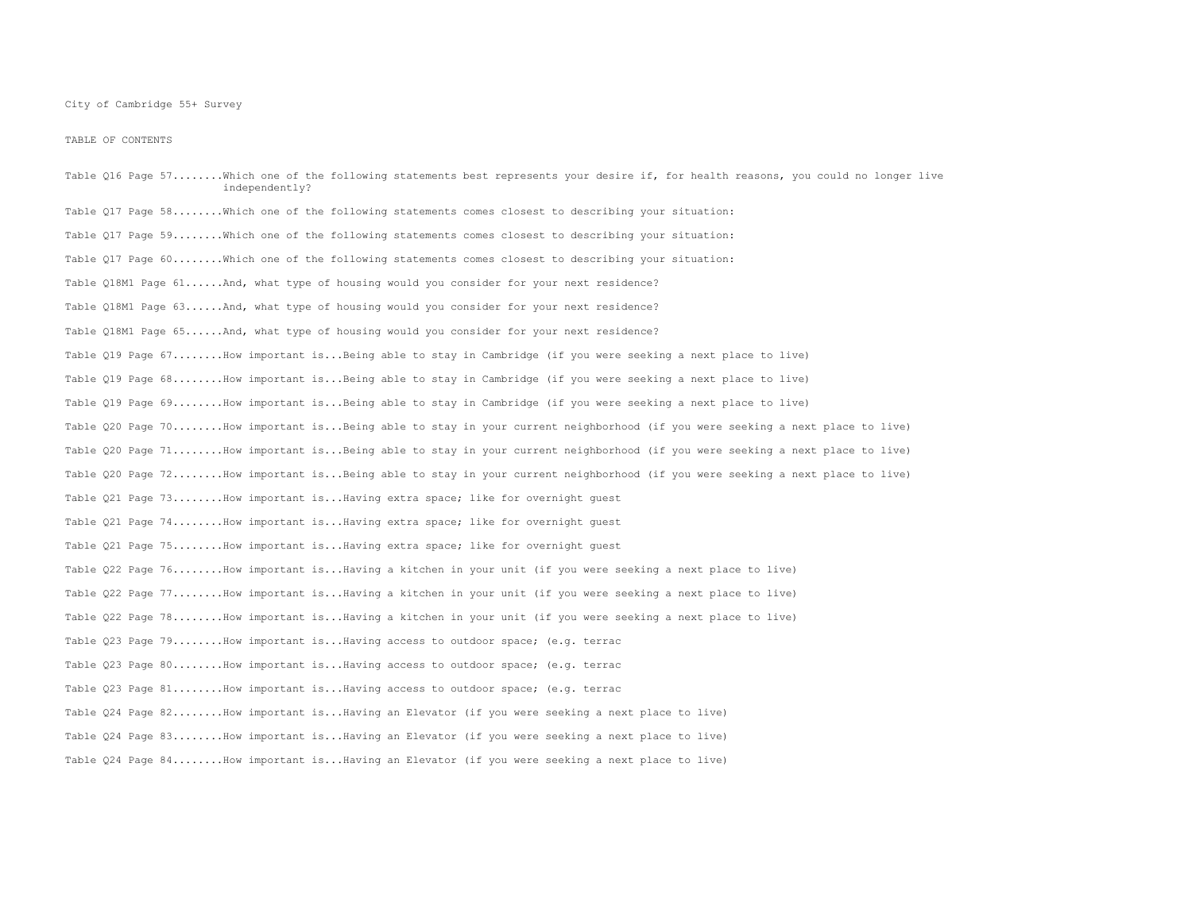City of Cambridge 55+ Survey

TABLE OF CONTENTS

Table Q16 Page 57........Which one of the following statements best represents your desire if, for health reasons, you could no longer live independently?

Table Q17 Page 58........Which one of the following statements comes closest to describing your situation:

Table Q17 Page 59........Which one of the following statements comes closest to describing your situation:

Table Q17 Page 60........Which one of the following statements comes closest to describing your situation:

Table Q18M1 Page 61......And, what type of housing would you consider for your next residence?

Table Q18M1 Page 63......And, what type of housing would you consider for your next residence?

Table Q18M1 Page 65......And, what type of housing would you consider for your next residence?

Table Q19 Page 67........How important is...Being able to stay in Cambridge (if you were seeking a next place to live)

Table Q19 Page 68........How important is...Being able to stay in Cambridge (if you were seeking a next place to live)

Table Q19 Page 69........How important is...Being able to stay in Cambridge (if you were seeking a next place to live)

Table Q20 Page 70........How important is...Being able to stay in your current neighborhood (if you were seeking a next place to live)

Table Q20 Page 71........How important is...Being able to stay in your current neighborhood (if you were seeking a next place to live)

Table Q20 Page 72........How important is...Being able to stay in your current neighborhood (if you were seeking a next place to live)

Table Q21 Page 73........How important is...Having extra space; like for overnight guest

Table Q21 Page 74........How important is...Having extra space; like for overnight guest

Table Q21 Page 75........How important is...Having extra space; like for overnight guest

Table Q22 Page 76........How important is...Having a kitchen in your unit (if you were seeking a next place to live)

Table Q22 Page 77........How important is...Having a kitchen in your unit (if you were seeking a next place to live)

Table Q22 Page 78........How important is...Having a kitchen in your unit (if you were seeking a next place to live)

Table Q23 Page 79........How important is...Having access to outdoor space; (e.g. terrac

Table Q23 Page 80........How important is...Having access to outdoor space; (e.g. terrac

Table Q23 Page 81........How important is...Having access to outdoor space; (e.g. terrac

Table Q24 Page 82........How important is...Having an Elevator (if you were seeking a next place to live)

Table Q24 Page 83........How important is...Having an Elevator (if you were seeking a next place to live)

Table Q24 Page 84........How important is...Having an Elevator (if you were seeking a next place to live)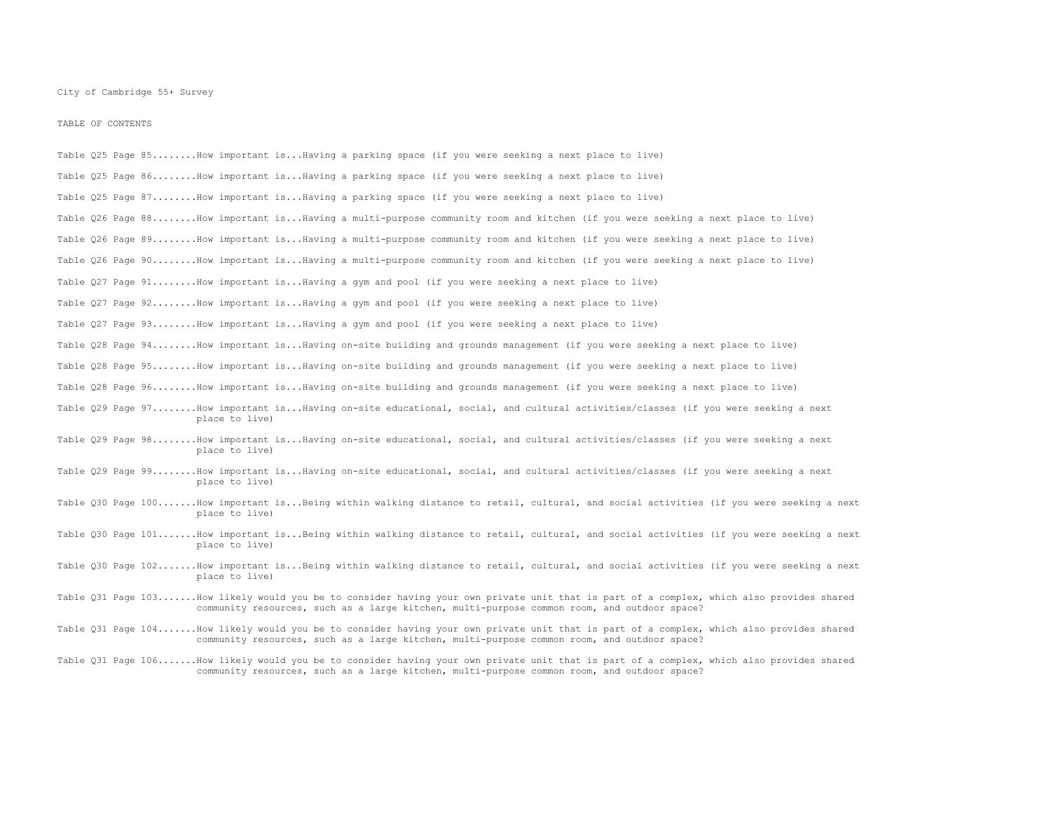City of Cambridge 55+ Survey

TABLE OF CONTENTS

Table Q25 Page 85........How important is...Having a parking space (if you were seeking a next place to live)

Table Q25 Page 86........How important is...Having a parking space (if you were seeking a next place to live)

Table Q25 Page 87........How important is...Having a parking space (if you were seeking a next place to live)

Table Q26 Page 88........How important is...Having a multi-purpose community room and kitchen (if you were seeking a next place to live)

Table Q26 Page 89........How important is...Having a multi-purpose community room and kitchen (if you were seeking a next place to live)

Table Q26 Page 90........How important is...Having a multi-purpose community room and kitchen (if you were seeking a next place to live)

Table Q27 Page 91........How important is...Having a gym and pool (if you were seeking a next place to live)

Table Q27 Page 92........How important is...Having a gym and pool (if you were seeking a next place to live)

Table Q27 Page 93........How important is...Having a gym and pool (if you were seeking a next place to live)

Table Q28 Page 94........How important is...Having on-site building and grounds management (if you were seeking a next place to live)

Table Q28 Page 95........How important is...Having on-site building and grounds management (if you were seeking a next place to live)

Table Q28 Page 96........How important is...Having on-site building and grounds management (if you were seeking a next place to live)

Table Q29 Page 97........How important is...Having on-site educational, social, and cultural activities/classes (if you were seeking a next place to live)

Table Q29 Page 98........How important is...Having on-site educational, social, and cultural activities/classes (if you were seeking a next place to live)

Table Q29 Page 99........How important is...Having on-site educational, social, and cultural activities/classes (if you were seeking a next place to live)

Table Q30 Page 100.......How important is...Being within walking distance to retail, cultural, and social activities (if you were seeking a next place to live)

Table Q30 Page 101.......How important is...Being within walking distance to retail, cultural, and social activities (if you were seeking a next place to live)

Table Q30 Page 102.......How important is...Being within walking distance to retail, cultural, and social activities (if you were seeking a next place to live)

Table Q31 Page 103.......How likely would you be to consider having your own private unit that is part of a complex, which also provides shared community resources, such as a large kitchen, multi-purpose common room, and outdoor space?

Table Q31 Page 104.......How likely would you be to consider having your own private unit that is part of a complex, which also provides shared community resources, such as a large kitchen, multi-purpose common room, and outdoor space?

Table Q31 Page 106.......How likely would you be to consider having your own private unit that is part of a complex, which also provides shared community resources, such as a large kitchen, multi-purpose common room, and outdoor space?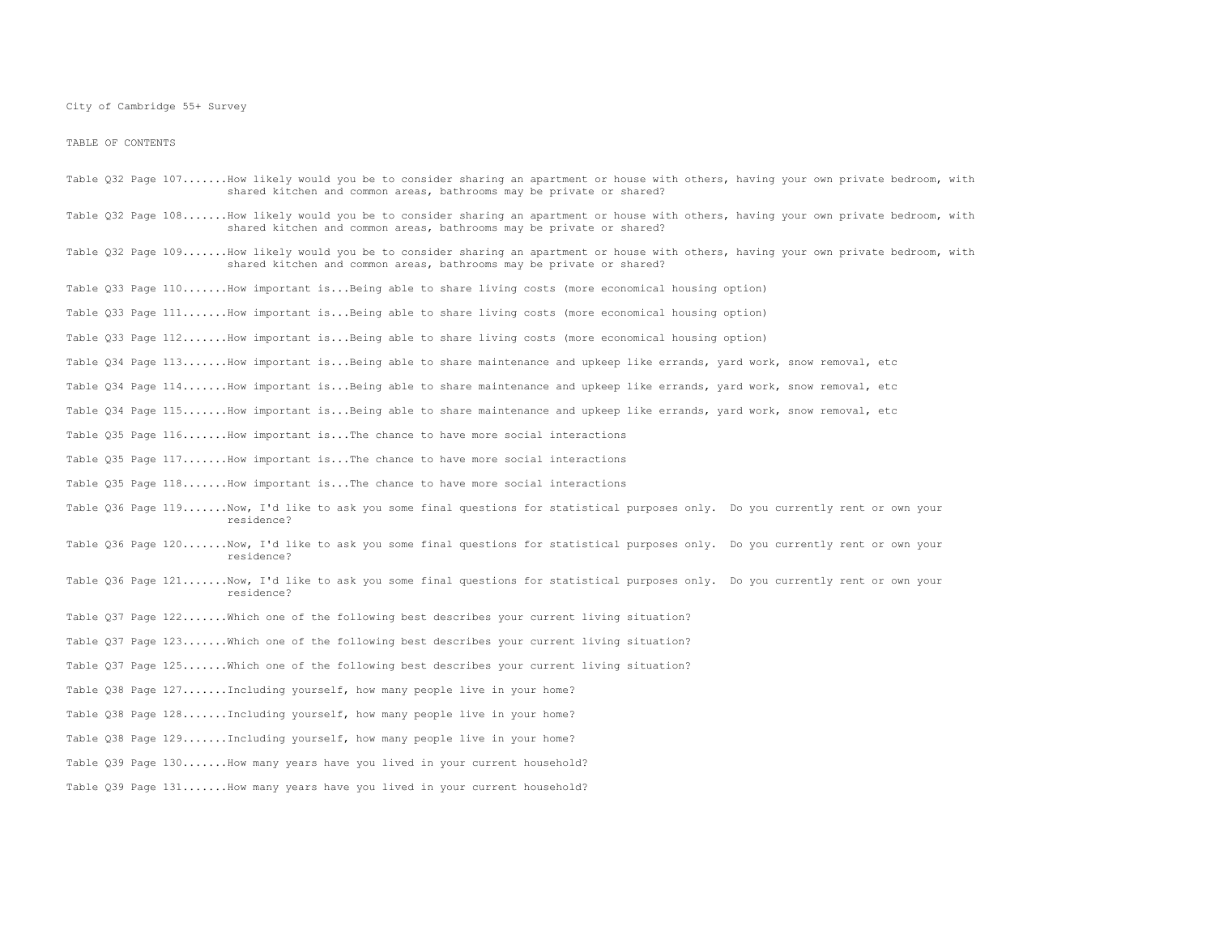City of Cambridge 55+ Survey

TABLE OF CONTENTS

Table Q32 Page 107.......How likely would you be to consider sharing an apartment or house with others, having your own private bedroom, with shared kitchen and common areas, bathrooms may be private or shared?

Table Q32 Page 108.......How likely would you be to consider sharing an apartment or house with others, having your own private bedroom, with shared kitchen and common areas, bathrooms may be private or shared?

Table Q32 Page 109.......How likely would you be to consider sharing an apartment or house with others, having your own private bedroom, with shared kitchen and common areas, bathrooms may be private or shared?

Table Q33 Page 110.......How important is...Being able to share living costs (more economical housing option)

Table Q33 Page 111.......How important is...Being able to share living costs (more economical housing option)

Table Q33 Page 112.......How important is...Being able to share living costs (more economical housing option)

Table Q34 Page 113.......How important is...Being able to share maintenance and upkeep like errands, yard work, snow removal, etc

Table Q34 Page 114.......How important is...Being able to share maintenance and upkeep like errands, yard work, snow removal, etc

Table Q34 Page 115.......How important is...Being able to share maintenance and upkeep like errands, yard work, snow removal, etc

Table Q35 Page 116.......How important is...The chance to have more social interactions

Table Q35 Page 117.......How important is...The chance to have more social interactions

Table Q35 Page 118.......How important is...The chance to have more social interactions

Table Q36 Page 119.......Now, I'd like to ask you some final questions for statistical purposes only. Do you currently rent or own your residence?

Table Q36 Page 120.......Now, I'd like to ask you some final questions for statistical purposes only. Do you currently rent or own your residence?

Table Q36 Page 121.......Now, I'd like to ask you some final questions for statistical purposes only. Do you currently rent or own your residence?

Table Q37 Page 122.......Which one of the following best describes your current living situation?

Table Q37 Page 123.......Which one of the following best describes your current living situation?

Table Q37 Page 125.......Which one of the following best describes your current living situation?

Table Q38 Page 127.......Including yourself, how many people live in your home?

Table Q38 Page 128.......Including yourself, how many people live in your home?

Table Q38 Page 129.......Including yourself, how many people live in your home?

Table Q39 Page 130.......How many years have you lived in your current household?

Table Q39 Page 131.......How many years have you lived in your current household?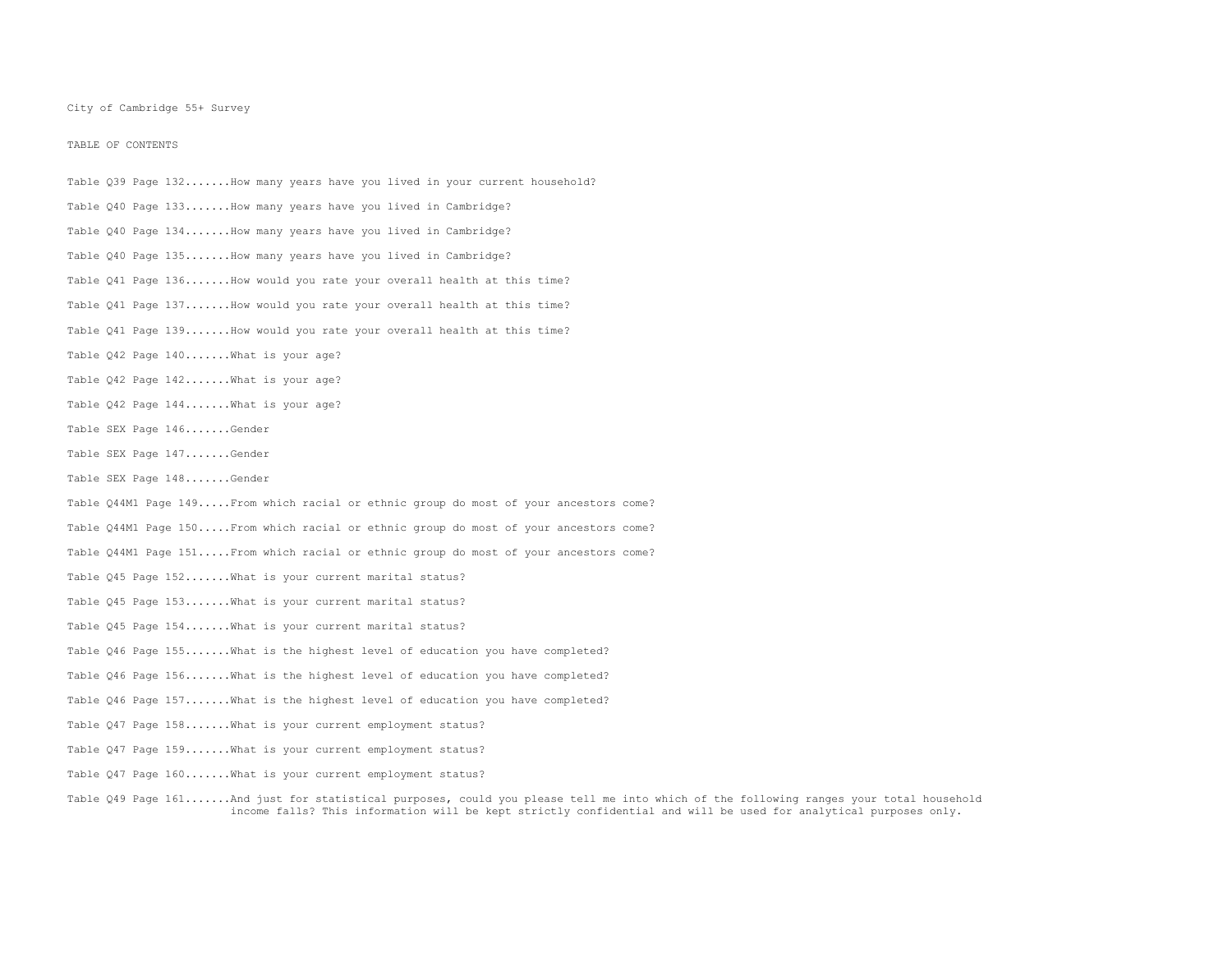City of Cambridge 55+ Survey

TABLE OF CONTENTS

Table Q39 Page 132.......How many years have you lived in your current household?

Table Q40 Page 133.......How many years have you lived in Cambridge?

Table Q40 Page 134.......How many years have you lived in Cambridge?

Table Q40 Page 135.......How many years have you lived in Cambridge?

Table Q41 Page 136.......How would you rate your overall health at this time?

Table Q41 Page 137.......How would you rate your overall health at this time?

Table Q41 Page 139.......How would you rate your overall health at this time?

Table Q42 Page 140.......What is your age?

Table Q42 Page 142.......What is your age?

Table Q42 Page 144.......What is your age?

Table SEX Page 146.......Gender

Table SEX Page 147.......Gender

Table SEX Page 148.......Gender

Table Q44M1 Page 149.....From which racial or ethnic group do most of your ancestors come?

Table Q44M1 Page 150.....From which racial or ethnic group do most of your ancestors come?

Table Q44M1 Page 151.....From which racial or ethnic group do most of your ancestors come?

Table Q45 Page 152.......What is your current marital status?

Table Q45 Page 153.......What is your current marital status?

Table Q45 Page 154.......What is your current marital status?

Table Q46 Page 155.......What is the highest level of education you have completed?

Table Q46 Page 156.......What is the highest level of education you have completed?

Table Q46 Page 157.......What is the highest level of education you have completed?

Table Q47 Page 158.......What is your current employment status?

Table Q47 Page 159.......What is your current employment status?

Table Q47 Page 160.......What is your current employment status?

Table Q49 Page 161.......And just for statistical purposes, could you please tell me into which of the following ranges your total household income falls? This information will be kept strictly confidential and will be used for analytical purposes only.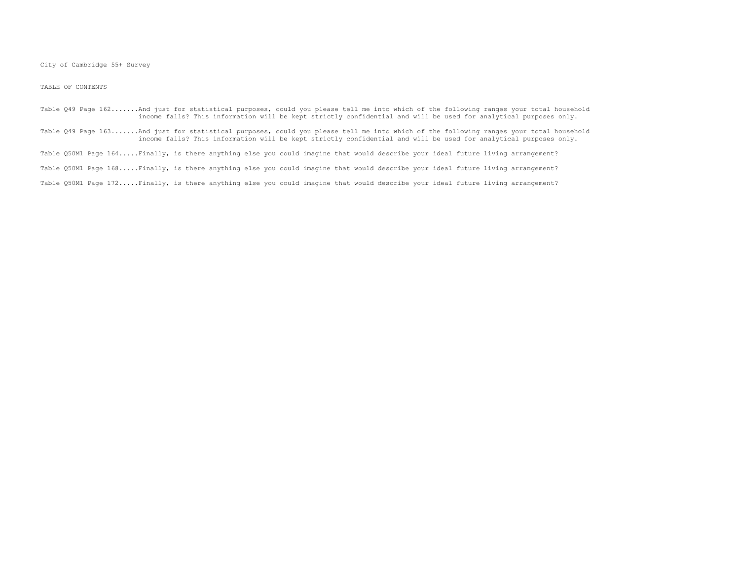City of Cambridge 55+ Survey

TABLE OF CONTENTS

Table Q49 Page 162.......And just for statistical purposes, could you please tell me into which of the following ranges your total household income falls? This information will be kept strictly confidential and will be used for analytical purposes only.

Table Q49 Page 163.......And just for statistical purposes, could you please tell me into which of the following ranges your total household income falls? This information will be kept strictly confidential and will be used for analytical purposes only.

Table Q50M1 Page 164.....Finally, is there anything else you could imagine that would describe your ideal future living arrangement?

Table Q50M1 Page 168.....Finally, is there anything else you could imagine that would describe your ideal future living arrangement?

Table Q50M1 Page 172.....Finally, is there anything else you could imagine that would describe your ideal future living arrangement?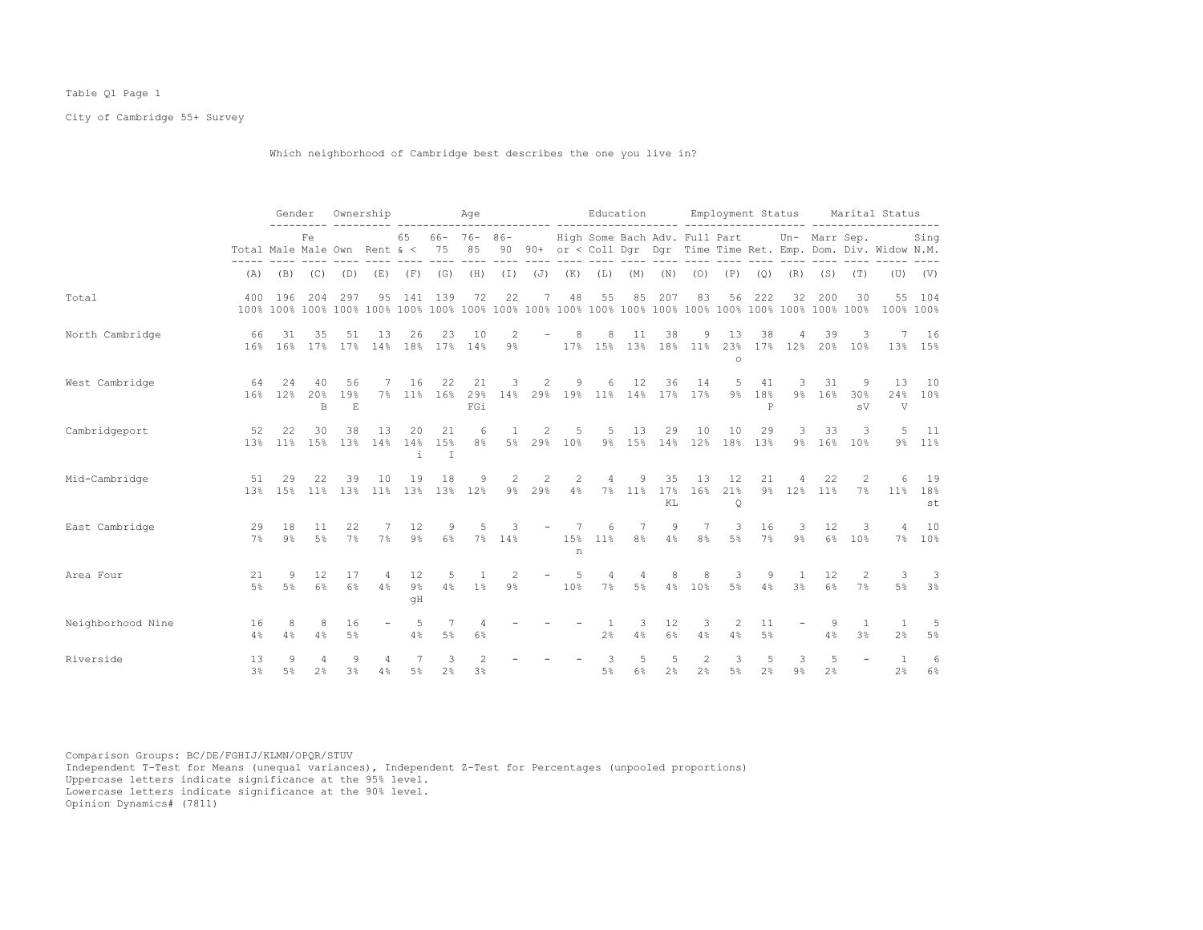Table Q1 Page 1

City of Cambridge 55+ Survey

Which neighborhood of Cambridge best describes the one you live in?

| | Total | Gender | | Ownership | | Age | | | | | Education | | | | Employment Status | | | | Marital Status | | | |
|---|---|---|---|---|---|---|---|---|---|---|---|---|---|---|---|---|---|---|---|---|---|---|
| | Total | Male | Female | Own | Rent | 65 & < | 66-75 | 76-85 | 86-90 | 90+ | High or < | Some Coll | Bach Dgr | Adv. Dgr | Full Time | Part Time | Ret. | Un-Emp. | Marr Dom. | Sep. Div. | Widow | Sing N.M. |
| | (A) | (B) | (C) | (D) | (E) | (F) | (G) | (H) | (I) | (J) | (K) | (L) | (M) | (N) | (O) | (P) | (Q) | (R) | (S) | (T) | (U) | (V) |
| Total | 400 | 196 | 204 | 297 | 95 | 141 | 139 | 72 | 22 | 7 | 48 | 55 | 85 | 207 | 83 | 56 | 222 | 32 | 200 | 30 | 55 | 104 |
| | 100% | 100% | 100% | 100% | 100% | 100% | 100% | 100% | 100% | 100% | 100% | 100% | 100% | 100% | 100% | 100% | 100% | 100% | 100% | 100% | 100% | 100% |
| North Cambridge | 66 | 31 | 35 | 51 | 13 | 26 | 23 | 10 | 2 | - | 8 | 8 | 11 | 38 | 9 | 13 | 38 | 4 | 39 | 3 | 7 | 16 |
| | 16% | 16% | 17% | 17% | 14% | 18% | 17% | 14% | 9% | | 17% | 15% | 13% | 18% | 11% | 23% | 17% | 12% | 20% | 10% | 13% | 15% |
| | | | | | | | | | | | | | | | | o | | | | | | |
| West Cambridge | 64 | 24 | 40 | 56 | 7 | 16 | 22 | 21 | 3 | 2 | 9 | 6 | 12 | 36 | 14 | 5 | 41 | 3 | 31 | 9 | 13 | 10 |
| | 16% | 12% | 20% | 19% | 7% | 11% | 16% | 29% | 14% | 29% | 19% | 11% | 14% | 17% | 17% | 9% | 18% | 9% | 16% | 30% | 24% | 10% |
| | | | B | E | | | | FGi | | | | | | | | | P | | | sV | V | |
| Cambridgeport | 52 | 22 | 30 | 38 | 13 | 20 | 21 | 6 | 1 | 2 | 5 | 5 | 13 | 29 | 10 | 10 | 29 | 3 | 33 | 3 | 5 | 11 |
| | 13% | 11% | 15% | 13% | 14% | 14% | 15% | 8% | 5% | 29% | 10% | 9% | 15% | 14% | 12% | 18% | 13% | 9% | 16% | 10% | 9% | 11% |
| | | | | | | i | I | | | | | | | | | | | | | | | |
| Mid-Cambridge | 51 | 29 | 22 | 39 | 10 | 19 | 18 | 9 | 2 | 2 | 2 | 4 | 9 | 35 | 13 | 12 | 21 | 4 | 22 | 2 | 6 | 19 |
| | 13% | 15% | 11% | 13% | 11% | 13% | 13% | 12% | 9% | 29% | 4% | 7% | 11% | 17% | 16% | 21% | 9% | 12% | 11% | 7% | 11% | 18% |
| | | | | | | | | | | | | | | KL | | Q | | | | | | st |
| East Cambridge | 29 | 18 | 11 | 22 | 7 | 12 | 9 | 5 | 3 | - | 7 | 6 | 7 | 9 | 7 | 3 | 16 | 3 | 12 | 3 | 4 | 10 |
| | 7% | 9% | 5% | 7% | 7% | 9% | 6% | 7% | 14% | | 15% | 11% | 8% | 4% | 8% | 5% | 7% | 9% | 6% | 10% | 7% | 10% |
| | | | | | | | | | | | n | | | | | | | | | | | |
| Area Four | 21 | 9 | 12 | 17 | 4 | 12 | 5 | 1 | 2 | - | 5 | 4 | 4 | 8 | 8 | 3 | 9 | 1 | 12 | 2 | 3 | 3 |
| | 5% | 5% | 6% | 6% | 4% | 9% | 4% | 1% | 9% | | 10% | 7% | 5% | 4% | 10% | 5% | 4% | 3% | 6% | 7% | 5% | 3% |
| | | | | | | gH | | | | | | | | | | | | | | | | |
| Neighborhood Nine | 16 | 8 | 8 | 16 | - | 5 | 7 | 4 | - | - | - | 1 | 3 | 12 | 3 | 2 | 11 | - | 9 | 1 | 1 | 5 |
| | 4% | 4% | 4% | 5% | | 4% | 5% | 6% | | | | 2% | 4% | 6% | 4% | 4% | 5% | | 4% | 3% | 2% | 5% |
| Riverside | 13 | 9 | 4 | 9 | 4 | 7 | 3 | 2 | - | - | - | 3 | 5 | 5 | 2 | 3 | 5 | 3 | 5 | - | 1 | 6 |
| | 3% | 5% | 2% | 3% | 4% | 5% | 2% | 3% | | | | 5% | 6% | 2% | 2% | 5% | 2% | 9% | 2% | | 2% | 6% |

Comparison Groups: BC/DE/FGHIJ/KLMN/OPQR/STUV
Independent T-Test for Means (unequal variances), Independent Z-Test for Percentages (unpooled proportions)
Uppercase letters indicate significance at the 95% level.
Lowercase letters indicate significance at the 90% level.
Opinion Dynamics# (7811)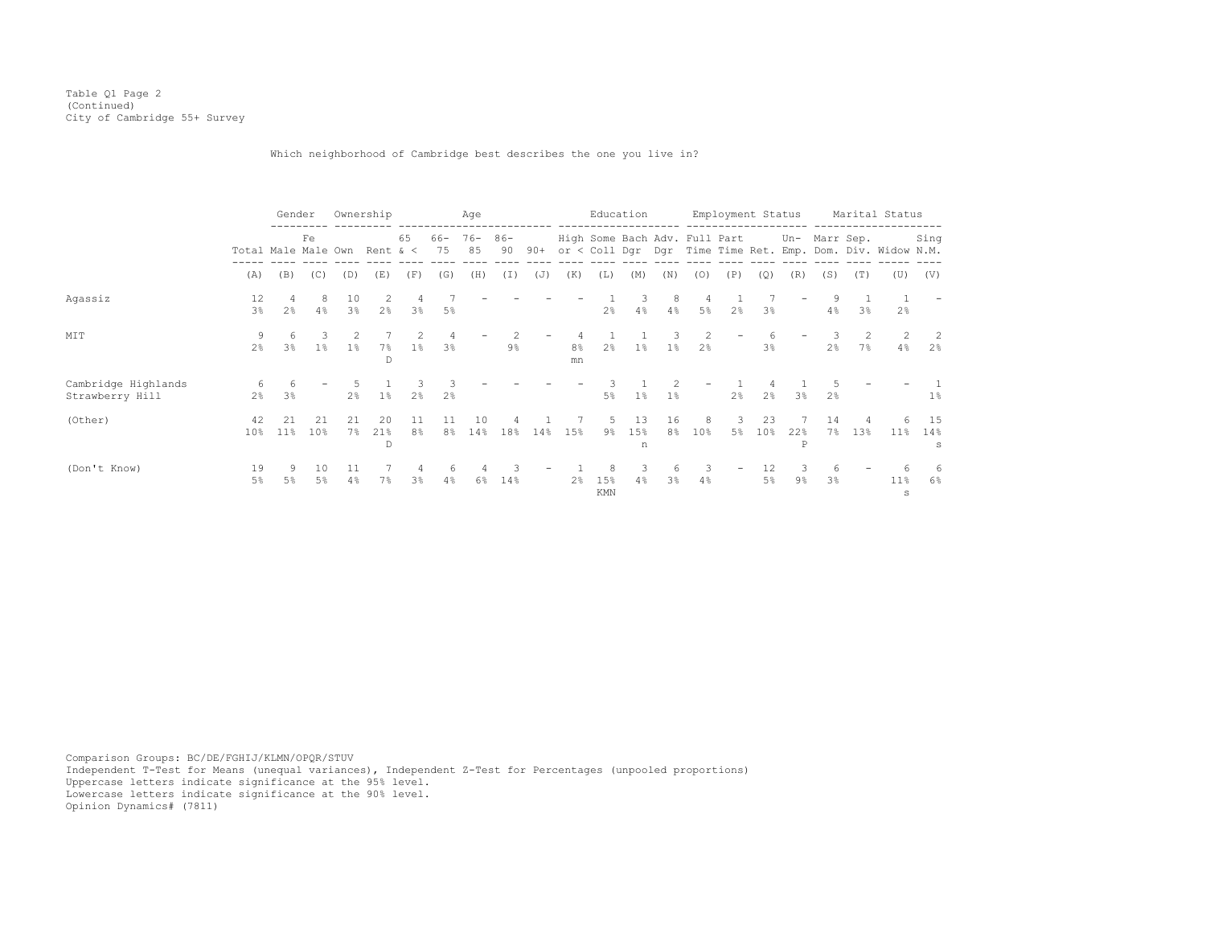Table Q1 Page 2
(Continued)
City of Cambridge 55+ Survey

Which neighborhood of Cambridge best describes the one you live in?

| | | Gender | | Ownership | | Age | | | | | Education | | | | Employment Status | | | | Marital Status | | | |
|---|---|---|---|---|---|---|---|---|---|---|---|---|---|---|---|---|---|---|---|---|---|---|
| | Total | Male | Fe Male | Own | Rent | 65 & < | 66-75 | 76-85 | 86-90 | 90+ | High or < | Some Coll | Bach Dgr | Adv. Dgr | Full Time | Part Time | Ret. | Un-Emp. | Marr Dom. | Sep. Div. | Widow | Sing N.M. |
| | (A) | (B) | (C) | (D) | (E) | (F) | (G) | (H) | (I) | (J) | (K) | (L) | (M) | (N) | (O) | (P) | (Q) | (R) | (S) | (T) | (U) | (V) |
| Agassiz | 12<br>3% | 4<br>2% | 8<br>4% | 10<br>3% | 2<br>2% | 4<br>3% | 7<br>5% | - | - | - | - | 1<br>2% | 3<br>4% | 8<br>4% | 4<br>5% | 1<br>2% | 7<br>3% | - | 9<br>4% | 1<br>3% | 1<br>2% | - |
| MIT | 9<br>2% | 6<br>3% | 3<br>1% | 2<br>1% | 7<br>7%<br>D | 2<br>1% | 4<br>3% | - | 2<br>9% | - | 4<br>8%<br>mn | 1<br>2% | 1<br>1% | 3<br>1% | 2<br>2% | - | 6<br>3% | - | 3<br>2% | 2<br>7% | 2<br>4% | 2<br>2% |
| Cambridge Highlands Strawberry Hill | 6<br>2% | 6<br>3% | - | 5<br>2% | 1<br>1% | 3<br>2% | 3<br>2% | - | - | - | - | 3<br>5% | 1<br>1% | 2<br>1% | - | 1<br>2% | 4<br>2% | 1<br>3% | 5<br>2% | - | - | 1<br>1% |
| (Other) | 42<br>10% | 21<br>11% | 21<br>10% | 21<br>7% | 20<br>21%<br>D | 11<br>8% | 11<br>8% | 10<br>14% | 4<br>18% | 1<br>14% | 7<br>15% | 5<br>9% | 13<br>15%<br>n | 16<br>8% | 8<br>10% | 3<br>5% | 23<br>10% | 7<br>22%<br>P | 14<br>7% | 4<br>13% | 6<br>11% | 15<br>14%<br>s |
| (Don't Know) | 19<br>5% | 9<br>5% | 10<br>5% | 11<br>4% | 7<br>7% | 4<br>3% | 6<br>4% | 4<br>6% | 3<br>14% | - | 1<br>2% | 8<br>15%<br>KMN | 3<br>4% | 6<br>3% | 3<br>4% | - | 12<br>5% | 3<br>9% | 6<br>3% | - | 6<br>11%<br>s | 6<br>6% |

Comparison Groups: BC/DE/FGHIJ/KLMN/OPQR/STUV
Independent T-Test for Means (unequal variances), Independent Z-Test for Percentages (unpooled proportions)
Uppercase letters indicate significance at the 95% level.
Lowercase letters indicate significance at the 90% level.
Opinion Dynamics# (7811)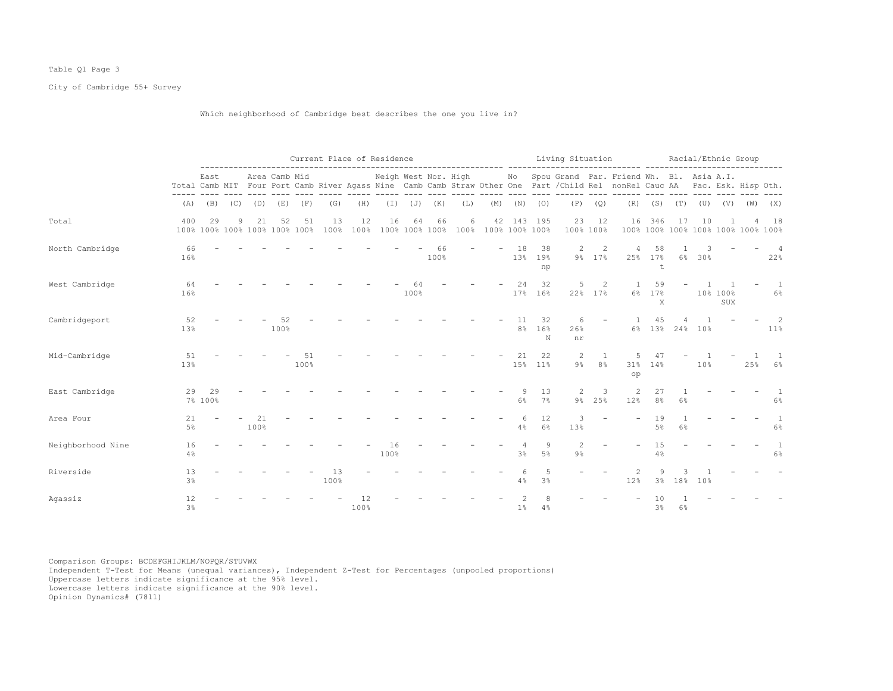Table Q1 Page 3

City of Cambridge 55+ Survey

Which neighborhood of Cambridge best describes the one you live in?

| | | Current Place of Residence | | | | | | | | | | | | | Living Situation | | | | | Racial/Ethnic Group | | | | | |
|---|---|---|---|---|---|---|---|---|---|---|---|---|---|---|---|---|---|---|---|---|---|---|---|---|---|
| | Total | East Camb | MIT | Area Four | Camb Port | Mid Camb | River | Agass | Neigh Nine | West Camb | Nor. Camb | High Straw | Other | No One | Spou Part | Grand /Child | Par. Rel | Friend nonRel | Wh. Cauc | Bl. AA | Asia Pac. | A.I. Esk. | Hisp | Oth. |
| | (A) | (B) | (C) | (D) | (E) | (F) | (G) | (H) | (I) | (J) | (K) | (L) | (M) | (N) | (O) | (P) | (Q) | (R) | (S) | (T) | (U) | (V) | (W) | (X) |
| Total | 400 100% | 29 100% | 9 100% | 21 100% | 52 100% | 51 100% | 13 100% | 12 100% | 16 100% | 64 100% | 66 100% | 6 100% | 42 100% | 143 100% | 195 100% | 23 100% | 12 100% | 16 100% | 346 100% | 17 100% | 10 100% | 1 100% | 4 100% | 18 100% |
| North Cambridge | 66 16% | - | - | - | - | - | - | - | - | - | 66 100% | - | - | 18 13% | 38 19% np | 2 9% | 2 17% | 4 25% | 58 17% t | 1 6% | 3 30% | - | - | 4 22% |
| West Cambridge | 64 16% | - | - | - | - | - | - | - | - | 64 100% | - | - | - | 24 17% | 32 16% | 5 22% | 2 17% | 1 6% | 59 17% X | - | 1 10% | 1 100% SUX | - | 1 6% |
| Cambridgeport | 52 13% | - | - | - | 52 100% | - | - | - | - | - | - | - | - | 11 8% | 32 16% N | 6 26% nr | - | 1 6% | 45 13% | 4 24% | 1 10% | - | - | 2 11% |
| Mid-Cambridge | 51 13% | - | - | - | - | 51 100% | - | - | - | - | - | - | - | 21 15% | 22 11% | 2 9% | 1 8% | 5 31% op | 47 14% | - | 1 10% | - | 1 25% | 1 6% |
| East Cambridge | 29 7% | 29 100% | - | - | - | - | - | - | - | - | - | - | - | 9 6% | 13 7% | 2 9% | 3 25% | 2 12% | 27 8% | 1 6% | - | - | - | 1 6% |
| Area Four | 21 5% | - | - | 21 100% | - | - | - | - | - | - | - | - | - | 6 4% | 12 6% | 3 13% | - | - | 19 5% | 1 6% | - | - | - | 1 6% |
| Neighborhood Nine | 16 4% | - | - | - | - | - | - | - | 16 100% | - | - | - | - | 4 3% | 9 5% | 2 9% | - | - | 15 4% | - | - | - | - | 1 6% |
| Riverside | 13 3% | - | - | - | - | - | 13 100% | - | - | - | - | - | - | 6 4% | 5 3% | - | - | 2 12% | 9 3% | 3 18% | 1 10% | - | - | - |
| Agassiz | 12 3% | - | - | - | - | - | - | 12 100% | - | - | - | - | - | 2 1% | 8 4% | - | - | - | 10 3% | 1 6% | - | - | - | - |

Comparison Groups: BCDEFGHIJKLM/NOPQR/STUVWX
Independent T-Test for Means (unequal variances), Independent Z-Test for Percentages (unpooled proportions)
Uppercase letters indicate significance at the 95% level.
Lowercase letters indicate significance at the 90% level.
Opinion Dynamics# (7811)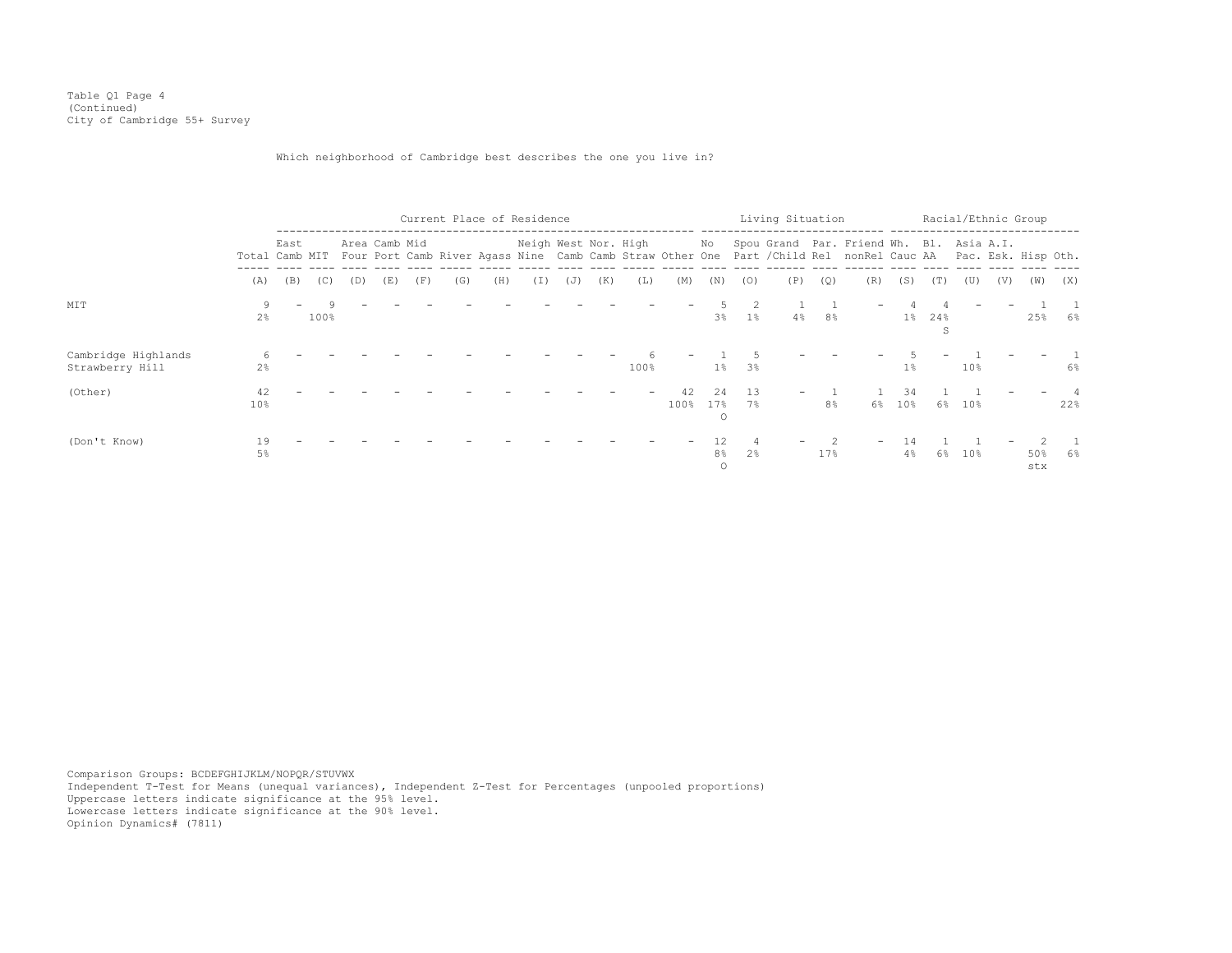Table Q1 Page 4
(Continued)
City of Cambridge 55+ Survey

Which neighborhood of Cambridge best describes the one you live in?

| | | Current Place of Residence | | | | | | | | | | | | | Living Situation | | | | | Racial/Ethnic Group | | | | | |
|---|---|---|---|---|---|---|---|---|---|---|---|---|---|---|---|---|---|---|---|---|---|---|---|---|---|
| | Total | East Camb | MIT | Area Four | Camb Port | Mid Camb | River | Agass | Neigh Nine | West Camb | Nor. Camb | High Straw | Other | No One | Spou Part | Grand /Child | Par. Rel | Friend nonRel | Wh. Cauc | Bl. AA | Asia Pac. | A.I. Esk. | Hisp | Oth. |
| | (A) | (B) | (C) | (D) | (E) | (F) | (G) | (H) | (I) | (J) | (K) | (L) | (M) | (N) | (O) | (P) | (Q) | (R) | (S) | (T) | (U) | (V) | (W) | (X) |
| MIT | 9<br>2% | - | 9<br>100% | - | - | - | - | - | - | - | - | - | - | 5<br>3% | 2<br>1% | 1<br>4% | 1<br>8% | - | 4<br>1% | 4<br>24%<br>S | - | - | 1<br>25% | 1<br>6% |
| Cambridge Highlands Strawberry Hill | 6<br>2% | - | - | - | - | - | - | - | - | - | - | 6<br>100% | - | 1<br>1% | 5<br>3% | - | - | - | 5<br>1% | - | 1<br>10% | - | - | 1<br>6% |
| (Other) | 42<br>10% | - | - | - | - | - | - | - | - | - | - | - | 42<br>100% | 24<br>17%<br>O | 13<br>7% | - | 1<br>8% | 1<br>6% | 34<br>10% | 1<br>6% | 1<br>10% | - | - | 4<br>22% |
| (Don't Know) | 19<br>5% | - | - | - | - | - | - | - | - | - | - | - | - | 12<br>8%<br>O | 4<br>2% | - | 2<br>17% | - | 14<br>4% | 1<br>6% | 1<br>10% | - | 2<br>50%<br>stx | 1<br>6% |

Comparison Groups: BCDEFGHIJKLM/NOPQR/STUVWX
Independent T-Test for Means (unequal variances), Independent Z-Test for Percentages (unpooled proportions)
Uppercase letters indicate significance at the 95% level.
Lowercase letters indicate significance at the 90% level.
Opinion Dynamics# (7811)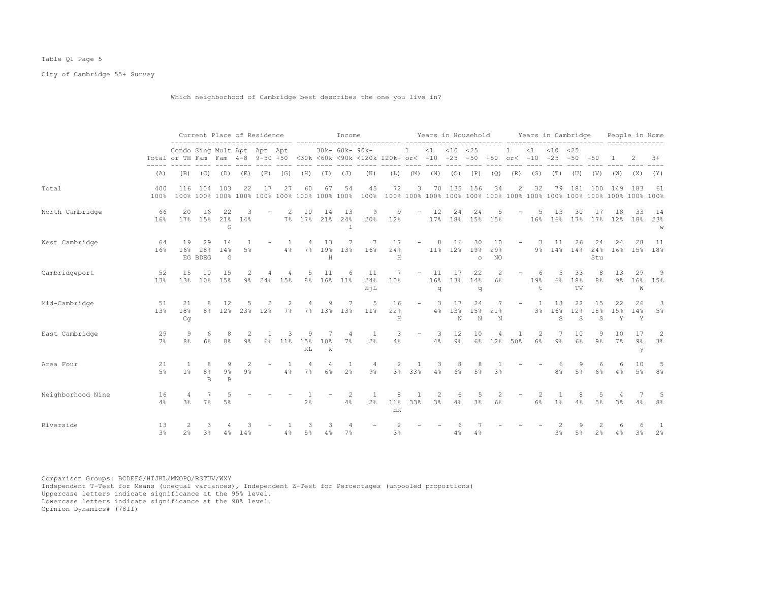Table Q1 Page 5

City of Cambridge 55+ Survey

Which neighborhood of Cambridge best describes the one you live in?

| | Total | Current Place of Residence | | | | | | Income | | | | | Years in Household | | | | | Years in Cambridge | | | | | People in Home | | |
|---|---|---|---|---|---|---|---|---|---|---|---|---|---|---|---|---|---|---|---|---|---|---|---|---|---|
| | Total | Condo or TH | Sing Fam | Mult Fam | Apt 4-8 | Apt 9-50 | Apt +50 | <30k | 30k-<60k | 60k-<90k | 90k-<120k | 120k+ | 1 or< | <1 -10 | <10 -25 | <25 -50 | +50 | 1 or< | <1 -10 | <10 -25 | <25 -50 | +50 | 1 | 2 | 3+ |
| | (A) | (B) | (C) | (D) | (E) | (F) | (G) | (H) | (I) | (J) | (K) | (L) | (M) | (N) | (O) | (P) | (Q) | (R) | (S) | (T) | (U) | (V) | (W) | (X) | (Y) |
| Total | 400 100% | 116 100% | 104 100% | 103 100% | 22 100% | 17 100% | 27 100% | 60 100% | 67 100% | 54 100% | 45 100% | 72 100% | 3 100% | 70 100% | 135 100% | 156 100% | 34 100% | 2 100% | 32 100% | 79 100% | 181 100% | 100 100% | 149 100% | 183 100% | 61 100% |
| North Cambridge | 66 16% | 20 17% | 16 15% | 22 21% G | 3 14% | - | 2 7% | 10 17% | 14 21% | 13 24% l | 9 20% | 9 12% | - | 12 17% | 24 18% | 24 15% | 5 15% | - | 5 16% | 13 16% | 30 17% | 17 17% | 18 12% | 33 18% | 14 23% w |
| West Cambridge | 64 16% | 19 16% EG | 29 28% BDEG | 14 14% G | 1 5% | - | 1 4% | 4 7% | 13 19% H | 7 13% | 7 16% | 17 24% H | - | 8 11% | 16 12% | 30 19% o | 10 29% NO | - | 3 9% | 11 14% | 26 14% | 24 24% Stu | 24 16% | 28 15% | 11 18% |
| Cambridgeport | 52 13% | 15 13% | 10 10% | 15 15% | 2 9% | 4 24% | 4 15% | 5 8% | 11 16% | 6 11% | 11 24% HjL | 7 10% | - | 11 16% q | 17 13% | 22 14% q | 2 6% | - | 6 19% t | 5 6% | 33 18% TV | 8 8% | 13 9% | 29 16% W | 9 15% |
| Mid-Cambridge | 51 13% | 21 18% Cg | 8 8% | 12 12% | 5 23% | 2 12% | 2 7% | 4 7% | 9 13% | 7 13% | 5 11% | 16 22% H | - | 3 4% | 17 13% N | 24 15% N | 7 21% N | - | 1 3% | 13 16% S | 22 12% S | 15 15% S | 22 15% Y | 26 14% Y | 3 5% |
| East Cambridge | 29 7% | 9 8% | 6 6% | 8 8% | 2 9% | 1 6% | 3 11% | 9 15% KL | 7 10% k | 4 7% | 1 2% | 3 4% | - | 3 4% | 12 9% | 10 6% | 4 12% | 1 50% | 2 6% | 7 9% | 10 6% | 9 9% | 10 7% | 17 9% y | 2 3% |
| Area Four | 21 5% | 1 1% | 8 8% B | 9 9% B | 2 9% | - | 1 4% | 4 7% | 4 6% | 1 2% | 4 9% | 2 3% | 1 33% | 3 4% | 8 6% | 8 5% | 1 3% | - | - | 6 8% | 9 5% | 6 6% | 6 4% | 10 5% | 5 8% |
| Neighborhood Nine | 16 4% | 4 3% | 7 7% | 5 5% | - | - | - | 1 2% | - | 2 4% | 1 2% | 8 11% HK | 1 33% | 2 3% | 6 4% | 5 3% | 2 6% | - | 2 6% | 1 1% | 8 4% | 5 5% | 4 3% | 7 4% | 5 8% |
| Riverside | 13 3% | 2 2% | 3 3% | 4 4% | 3 14% | - | 1 4% | 3 5% | 3 4% | 4 7% | - | 2 3% | - | - | 6 4% | 7 4% | - | - | - | 2 3% | 9 5% | 2 2% | 6 4% | 6 3% | 1 2% |

Comparison Groups: BCDEFG/HIJKL/MNOPQ/RSTUV/WXY
Independent T-Test for Means (unequal variances), Independent Z-Test for Percentages (unpooled proportions)
Uppercase letters indicate significance at the 95% level.
Lowercase letters indicate significance at the 90% level.
Opinion Dynamics# (7811)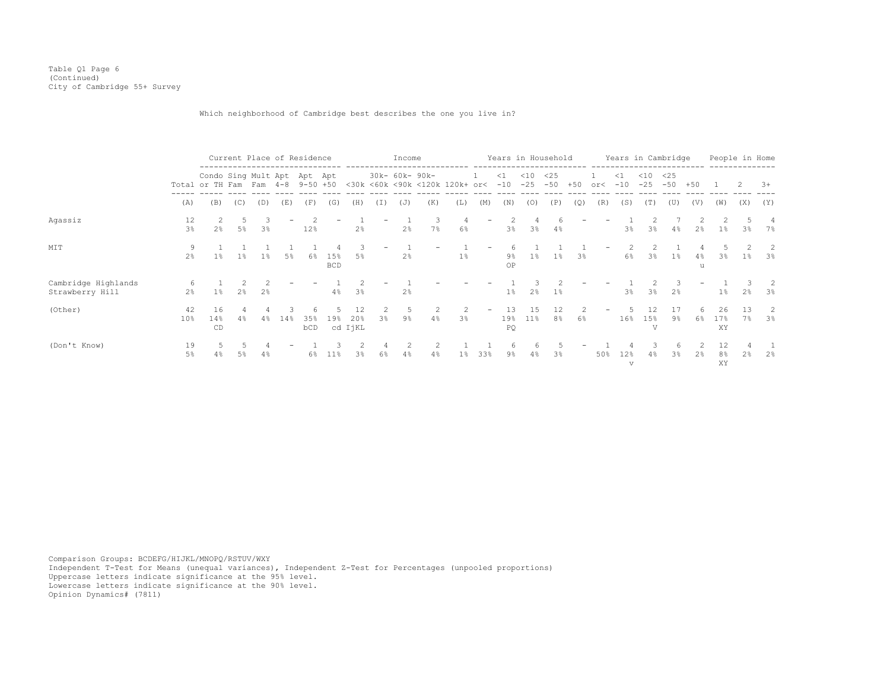Table Q1 Page 6
(Continued)
City of Cambridge 55+ Survey

Which neighborhood of Cambridge best describes the one you live in?

| | | Current Place of Residence | | | | | | Income | | | | | Years in Household | | | | | Years in Cambridge | | | | | People in Home | | |
|---|---|---|---|---|---|---|---|---|---|---|---|---|---|---|---|---|---|---|---|---|---|---|---|---|---|
| | Total | Condo or TH | Sing Fam | Mult Fam | Apt 4-8 | Apt 9-50 | Apt +50 | <30k | 30k- <60k | 60k- <90k | 90k- <120k | 120k+ | 1 or< | <1 -10 | <10 -25 | <25 -50 | +50 | 1 or< | <1 -10 | <10 -25 | <25 -50 | +50 | 1 | 2 | 3+ |
| | (A) | (B) | (C) | (D) | (E) | (F) | (G) | (H) | (I) | (J) | (K) | (L) | (M) | (N) | (O) | (P) | (Q) | (R) | (S) | (T) | (U) | (V) | (W) | (X) | (Y) |
| Agassiz | 12 | 2 | 5 | 3 | - | 2 | - | 1 | - | 1 | 3 | 4 | - | 2 | 4 | 6 | - | - | 1 | 2 | 7 | 2 | 2 | 5 | 4 |
| | 3% | 2% | 5% | 3% | | 12% | | 2% | | 2% | 7% | 6% | | 3% | 3% | 4% | | | 3% | 3% | 4% | 2% | 1% | 3% | 7% |
| MIT | 9 | 1 | 1 | 1 | 1 | 1 | 4 | 3 | - | 1 | - | 1 | - | 6 | 1 | 1 | 1 | - | 2 | 2 | 1 | 4 | 5 | 2 | 2 |
| | 2% | 1% | 1% | 1% | 5% | 6% | 15% | 5% | | 2% | | 1% | | 9% | 1% | 1% | 3% | | 6% | 3% | 1% | 4% | 3% | 1% | 3% |
| | | | | | | | BCD | | | | | | | OP | | | | | | | | u | | | |
| Cambridge Highlands Strawberry Hill | 6 | 1 | 2 | 2 | - | - | 1 | 2 | - | 1 | - | - | - | 1 | 3 | 2 | - | - | 1 | 2 | 3 | - | 1 | 3 | 2 |
| | 2% | 1% | 2% | 2% | | | 4% | 3% | | 2% | | | | 1% | 2% | 1% | | | 3% | 3% | 2% | | 1% | 2% | 3% |
| (Other) | 42 | 16 | 4 | 4 | 3 | 6 | 5 | 12 | 2 | 5 | 2 | 2 | - | 13 | 15 | 12 | 2 | - | 5 | 12 | 17 | 6 | 26 | 13 | 2 |
| | 10% | 14% | 4% | 4% | 14% | 35% | 19% | 20% | 3% | 9% | 4% | 3% | | 19% | 11% | 8% | 6% | | 16% | 15% | 9% | 6% | 17% | 7% | 3% |
| | | CD | | | | bCD | cd | IjKL | | | | | | PQ | | | | | | V | | | XY | | |
| (Don't Know) | 19 | 5 | 5 | 4 | - | 1 | 3 | 2 | 4 | 2 | 2 | 1 | 1 | 6 | 6 | 5 | - | 1 | 4 | 3 | 6 | 2 | 12 | 4 | 1 |
| | 5% | 4% | 5% | 4% | | 6% | 11% | 3% | 6% | 4% | 4% | 1% | 33% | 9% | 4% | 3% | | 50% | 12% | 4% | 3% | 2% | 8% | 2% | 2% |
| | | | | | | | | | | | | | | | | | | | v | | | | XY | | |

Comparison Groups: BCDEFG/HIJKL/MNOPQ/RSTUV/WXY
Independent T-Test for Means (unequal variances), Independent Z-Test for Percentages (unpooled proportions)
Uppercase letters indicate significance at the 95% level.
Lowercase letters indicate significance at the 90% level.
Opinion Dynamics# (7811)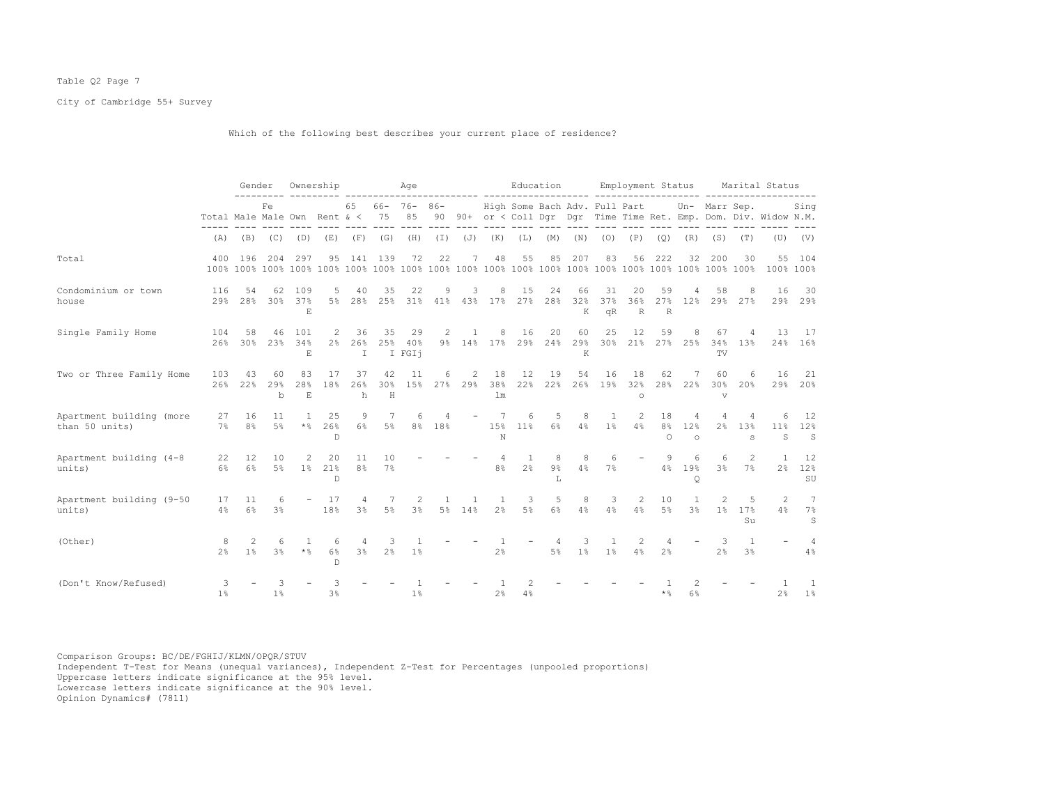Table Q2 Page 7

City of Cambridge 55+ Survey

Which of the following best describes your current place of residence?

| | Total | Gender | | Ownership | | Age | | | | | Education | | | | Employment Status | | | | Marital Status | | | |
|---|---|---|---|---|---|---|---|---|---|---|---|---|---|---|---|---|---|---|---|---|---|---|
| | Total | Male | Female | Own | Rent | 65 & < | 66-75 | 76-85 | 86-90 | 90+ | High or < | Some Coll | Bach Dgr | Adv. Dgr | Full Time | Part Time | Ret. | Un-Emp. | Marr Dom. | Sep. Div. | Widow | Sing N.M. |
| | (A) | (B) | (C) | (D) | (E) | (F) | (G) | (H) | (I) | (J) | (K) | (L) | (M) | (N) | (O) | (P) | (Q) | (R) | (S) | (T) | (U) | (V) |
| Total | 400 | 196 | 204 | 297 | 95 | 141 | 139 | 72 | 22 | 7 | 48 | 55 | 85 | 207 | 83 | 56 | 222 | 32 | 200 | 30 | 55 | 104 |
| | 100% | 100% | 100% | 100% | 100% | 100% | 100% | 100% | 100% | 100% | 100% | 100% | 100% | 100% | 100% | 100% | 100% | 100% | 100% | 100% | 100% | 100% |
| Condominium or town house | 116 | 54 | 62 | 109 | 5 | 40 | 35 | 22 | 9 | 3 | 8 | 15 | 24 | 66 | 31 | 20 | 59 | 4 | 58 | 8 | 16 | 30 |
| | 29% | 28% | 30% | 37% | 5% | 28% | 25% | 31% | 41% | 43% | 17% | 27% | 28% | 32% | 37% | 36% | 27% | 12% | 29% | 27% | 29% | 29% |
| | | | | E | | | | | | | | | | K | qR | R | R | | | | | |
| Single Family Home | 104 | 58 | 46 | 101 | 2 | 36 | 35 | 29 | 2 | 1 | 8 | 16 | 20 | 60 | 25 | 12 | 59 | 8 | 67 | 4 | 13 | 17 |
| | 26% | 30% | 23% | 34% | 2% | 26% | 25% | 40% | 9% | 14% | 17% | 29% | 24% | 29% | 30% | 21% | 27% | 25% | 34% | 13% | 24% | 16% |
| | | | | E | | I | I | FGIj | | | | | | K | | | | | TV | | | |
| Two or Three Family Home | 103 | 43 | 60 | 83 | 17 | 37 | 42 | 11 | 6 | 2 | 18 | 12 | 19 | 54 | 16 | 18 | 62 | 7 | 60 | 6 | 16 | 21 |
| | 26% | 22% | 29% | 28% | 18% | 26% | 30% | 15% | 27% | 29% | 38% | 22% | 22% | 26% | 19% | 32% | 28% | 22% | 30% | 20% | 29% | 20% |
| | | | b | E | | h | H | | | | lm | | | | | o | | | v | | | |
| Apartment building (more than 50 units) | 27 | 16 | 11 | 1 | 25 | 9 | 7 | 6 | 4 | - | 7 | 6 | 5 | 8 | 1 | 2 | 18 | 4 | 4 | 4 | 6 | 12 |
| | 7% | 8% | 5% | *% | 26% | 6% | 5% | 8% | 18% | | 15% | 11% | 6% | 4% | 1% | 4% | 8% | 12% | 2% | 13% | 11% | 12% |
| | | | | | D | | | | | | N | | | | | | O | o | | s | S | S |
| Apartment building (4-8 units) | 22 | 12 | 10 | 2 | 20 | 11 | 10 | - | - | - | 4 | 1 | 8 | 8 | 6 | - | 9 | 6 | 6 | 2 | 1 | 12 |
| | 6% | 6% | 5% | 1% | 21% | 8% | 7% | | | | 8% | 2% | 9% | 4% | 7% | | 4% | 19% | 3% | 7% | 2% | 12% |
| | | | | | D | | | | | | | | L | | | | | Q | | | | SU |
| Apartment building (9-50 units) | 17 | 11 | 6 | - | 17 | 4 | 7 | 2 | 1 | 1 | 1 | 3 | 5 | 8 | 3 | 2 | 10 | 1 | 2 | 5 | 2 | 7 |
| | 4% | 6% | 3% | | 18% | 3% | 5% | 3% | 5% | 14% | 2% | 5% | 6% | 4% | 4% | 4% | 5% | 3% | 1% | 17% | 4% | 7% |
| | | | | | | | | | | | | | | | | | | | | Su | | S |
| (Other) | 8 | 2 | 6 | 1 | 6 | 4 | 3 | 1 | - | - | 1 | - | 4 | 3 | 1 | 2 | 4 | - | 3 | 1 | - | 4 |
| | 2% | 1% | 3% | *% | 6% | 3% | 2% | 1% | | | 2% | | 5% | 1% | 1% | 4% | 2% | | 2% | 3% | | 4% |
| | | | | | D | | | | | | | | | | | | | | | | | |
| (Don't Know/Refused) | 3 | - | 3 | - | 3 | - | - | 1 | - | - | 1 | 2 | - | - | - | - | 1 | 2 | - | - | 1 | 1 |
| | 1% | | 1% | | 3% | | | 1% | | | 2% | 4% | | | | | *% | 6% | | | 2% | 1% |

Comparison Groups: BC/DE/FGHIJ/KLMN/OPQR/STUV
Independent T-Test for Means (unequal variances), Independent Z-Test for Percentages (unpooled proportions)
Uppercase letters indicate significance at the 95% level.
Lowercase letters indicate significance at the 90% level.
Opinion Dynamics# (7811)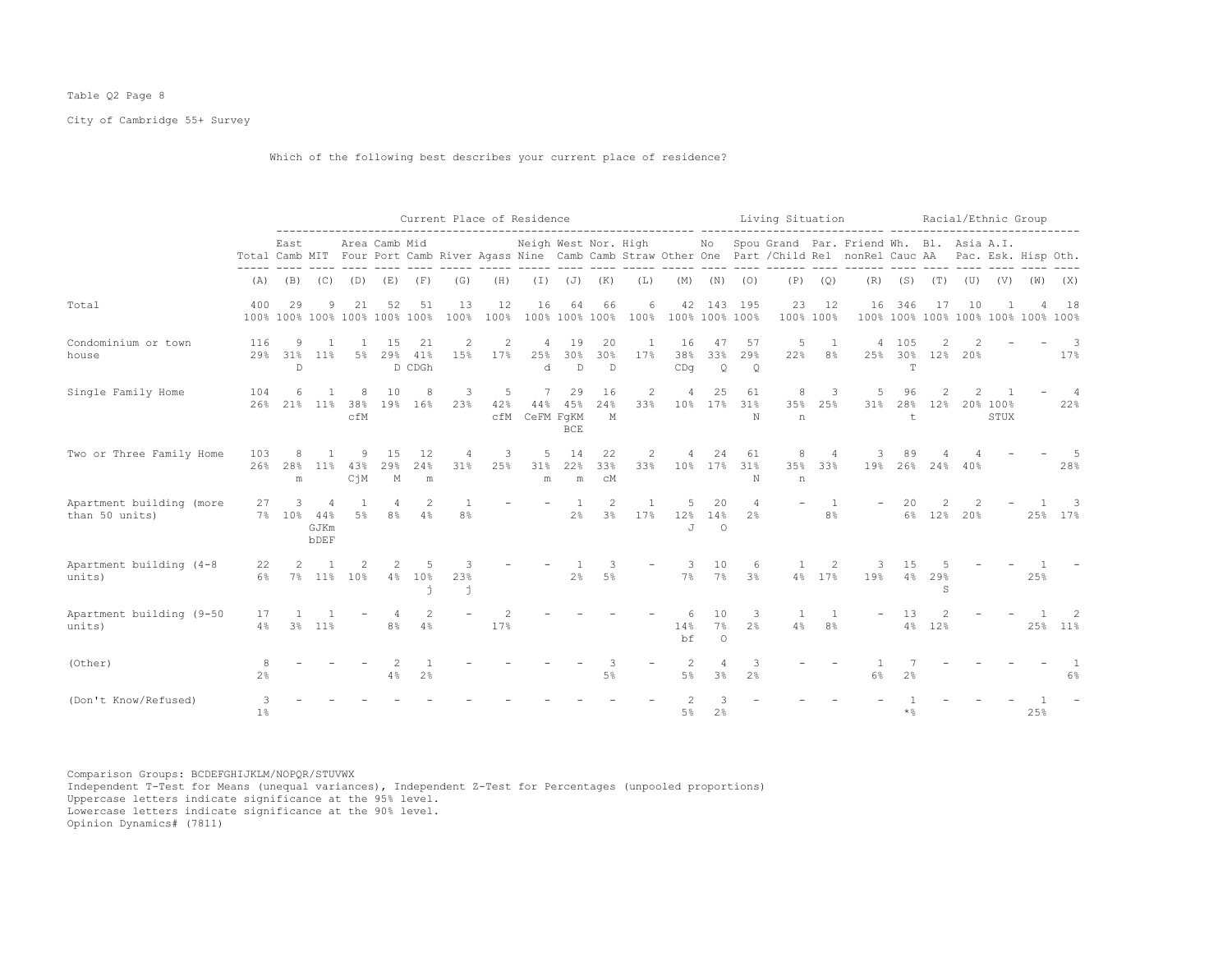Table Q2 Page 8

City of Cambridge 55+ Survey

Which of the following best describes your current place of residence?

| | Total | East Camb | MIT | Area Four | Camb Port | Mid Camb | River | Agass | Neigh Nine | West Camb | Nor. Camb | High Straw | Other | No One | Spou Part | Grand /Child | Par. Rel | Friend nonRel | Wh. Cauc | Bl. AA | Asia Pac. | A.I. Esk. | Hisp | Oth. |
|---|---|---|---|---|---|---|---|---|---|---|---|---|---|---|---|---|---|---|---|---|---|---|---|---|
| | | Current Place of Residence | | | | | | | | | | | | Living Situation | | | | | Racial/Ethnic Group | | | | | |
| | (A) | (B) | (C) | (D) | (E) | (F) | (G) | (H) | (I) | (J) | (K) | (L) | (M) | (N) | (O) | (P) | (Q) | (R) | (S) | (T) | (U) | (V) | (W) | (X) |
| Total | 400<br>100% | 29<br>100% | 9<br>100% | 21<br>100% | 52<br>100% | 51<br>100% | 13<br>100% | 12<br>100% | 16<br>100% | 64<br>100% | 66<br>100% | 6<br>100% | 42<br>100% | 143<br>100% | 195<br>100% | 23<br>100% | 12<br>100% | 16<br>100% | 346<br>100% | 17<br>100% | 10<br>100% | 1<br>100% | 4<br>100% | 18<br>100% |
| Condominium or town house | 116<br>29% | 9<br>31%<br>D | 1<br>11% | 1<br>5% | 15<br>29%<br>D | 21<br>41%<br>CDGh | 2<br>15% | 2<br>17% | 4<br>25%<br>d | 19<br>30%<br>D | 20<br>30%<br>D | 1<br>17% | 16<br>38%<br>CDg | 47<br>33%<br>Q | 57<br>29%<br>Q | 5<br>22% | 1<br>8% | 4<br>25% | 105<br>30%<br>T | 2<br>12% | 2<br>20% | - | - | 3<br>17% |
| Single Family Home | 104<br>26% | 6<br>21% | 1<br>11% | 8<br>38%<br>cfM | 10<br>19% | 8<br>16% | 3<br>23% | 5<br>42%<br>cfM | 7<br>44%<br>CeFM | 29<br>45%<br>FgKM<br>BCE | 16<br>24%<br>M | 2<br>33% | 4<br>10% | 25<br>17% | 61<br>31%<br>N | 8<br>35%<br>n | 3<br>25% | 5<br>31% | 96<br>28%<br>t | 2<br>12% | 2<br>20% | 1<br>100%<br>STUX | - | 4<br>22% |
| Two or Three Family Home | 103<br>26% | 8<br>28%<br>m | 1<br>11% | 9<br>43%<br>CjM | 15<br>29%<br>M | 12<br>24%<br>m | 4<br>31% | 3<br>25% | 5<br>31%<br>m | 14<br>22%<br>m | 22<br>33%<br>cM | 2<br>33% | 4<br>10% | 24<br>17% | 61<br>31%<br>N | 8<br>35%<br>n | 4<br>33% | 3<br>19% | 89<br>26% | 4<br>24% | 4<br>40% | - | - | 5<br>28% |
| Apartment building (more than 50 units) | 27<br>7% | 3<br>10% | 4<br>44%<br>GJKm<br>bDEF | 1<br>5% | 4<br>8% | 2<br>4% | 1<br>8% | - | - | 1<br>2% | 2<br>3% | 1<br>17% | 5<br>12%<br>J | 20<br>14%<br>O | 4<br>2% | - | 1<br>8% | - | 20<br>6% | 2<br>12% | 2<br>20% | - | 1<br>25% | 3<br>17% |
| Apartment building (4-8 units) | 22<br>6% | 2<br>7% | 1<br>11% | 2<br>10% | 2<br>4% | 5<br>10%<br>j | 3<br>23%<br>j | - | - | 1<br>2% | 3<br>5% | - | 3<br>7% | 10<br>7% | 6<br>3% | 1<br>4% | 2<br>17% | 3<br>19% | 15<br>4% | 5<br>29%<br>S | - | - | 1<br>25% | - |
| Apartment building (9-50 units) | 17<br>4% | 1<br>3% | 1<br>11% | - | 4<br>8% | 2<br>4% | - | 2<br>17% | - | - | - | - | 6<br>14%<br>bf | 10<br>7%<br>O | 3<br>2% | 1<br>4% | 1<br>8% | - | 13<br>4% | 2<br>12% | - | - | 1<br>25% | 2<br>11% |
| (Other) | 8<br>2% | - | - | - | 2<br>4% | 1<br>2% | - | - | - | - | 3<br>5% | - | 2<br>5% | 4<br>3% | 3<br>2% | - | - | 1<br>6% | 7<br>2% | - | - | - | - | 1<br>6% |
| (Don't Know/Refused) | 3<br>1% | - | - | - | - | - | - | - | - | - | - | - | 2<br>5% | 3<br>2% | - | - | - | - | 1<br>*% | - | - | - | 1<br>25% | - |

Comparison Groups: BCDEFGHIJKLM/NOPQR/STUVWX
Independent T-Test for Means (unequal variances), Independent Z-Test for Percentages (unpooled proportions)
Uppercase letters indicate significance at the 95% level.
Lowercase letters indicate significance at the 90% level.
Opinion Dynamics# (7811)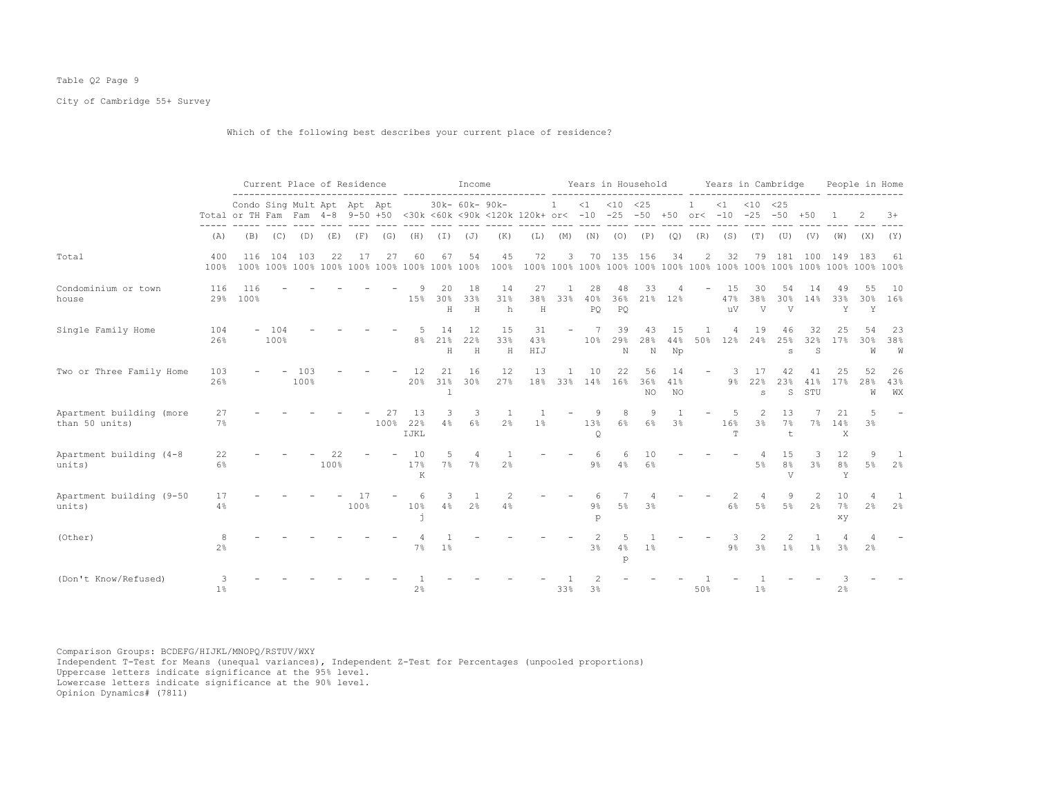Table Q2 Page 9

City of Cambridge 55+ Survey

Which of the following best describes your current place of residence?

| | Total | Condo or TH | Sing Fam | Mult Fam | Apt 4-8 | Apt 9-50 | Apt +50 | <30k | 30k-<60k | 60k-<90k | 90k-<120k | 120k+ | 1 or< | <1 -10 | <10 -25 | <25 -50 | +50 | 1 or< | <1 -10 | <10 -25 | <25 -50 | +50 | 1 | 2 | 3+ |
|---|---|---|---|---|---|---|---|---|---|---|---|---|---|---|---|---|---|---|---|---|---|---|---|---|---|
| | | Current Place of Residence | | | | | | Income | | | | | Years in Household | | | | | Years in Cambridge | | | | | People in Home | | |
| | (A) | (B) | (C) | (D) | (E) | (F) | (G) | (H) | (I) | (J) | (K) | (L) | (M) | (N) | (O) | (P) | (Q) | (R) | (S) | (T) | (U) | (V) | (W) | (X) | (Y) |
| Total | 400 | 116 | 104 | 103 | 22 | 17 | 27 | 60 | 67 | 54 | 45 | 72 | 3 | 70 | 135 | 156 | 34 | 2 | 32 | 79 | 181 | 100 | 149 | 183 | 61 |
| | 100% | 100% | 100% | 100% | 100% | 100% | 100% | 100% | 100% | 100% | 100% | 100% | 100% | 100% | 100% | 100% | 100% | 100% | 100% | 100% | 100% | 100% | 100% | 100% | 100% |
| Condominium or town house | 116 | 116 | - | - | - | - | - | 9 | 20 | 18 | 14 | 27 | 1 | 28 | 48 | 33 | 4 | - | 15 | 30 | 54 | 14 | 49 | 55 | 10 |
| | 29% | 100% | | | | | | 15% | 30% | 33% | 31% | 38% | 33% | 40% | 36% | 21% | 12% | | 47% | 38% | 30% | 14% | 33% | 30% | 16% |
| | | | | | | | | | H | H | h | H | | PQ | PQ | | | | uV | V | V | | Y | Y | |
| Single Family Home | 104 | - | 104 | - | - | - | - | 5 | 14 | 12 | 15 | 31 | - | 7 | 39 | 43 | 15 | 1 | 4 | 19 | 46 | 32 | 25 | 54 | 23 |
| | 26% | | 100% | | | | | 8% | 21% | 22% | 33% | 43% | | 10% | 29% | 28% | 44% | 50% | 12% | 24% | 25% | 32% | 17% | 30% | 38% |
| | | | | | | | | | H | H | H | HIJ | | | N | N | Np | | | | s | S | | W | W |
| Two or Three Family Home | 103 | - | - | 103 | - | - | - | 12 | 21 | 16 | 12 | 13 | 1 | 10 | 22 | 56 | 14 | - | 3 | 17 | 42 | 41 | 25 | 52 | 26 |
| | 26% | | | 100% | | | | 20% | 31% | 30% | 27% | 18% | 33% | 14% | 16% | 36% | 41% | | 9% | 22% | 23% | 41% | 17% | 28% | 43% |
| | | | | | | | | | l | | | | | | | NO | NO | | | s | S | STU | | W | WX |
| Apartment building (more than 50 units) | 27 | - | - | - | - | - | 27 | 13 | 3 | 3 | 1 | 1 | - | 9 | 8 | 9 | 1 | - | 5 | 2 | 13 | 7 | 21 | 5 | - |
| | 7% | | | | | | 100% | 22% | 4% | 6% | 2% | 1% | | 13% | 6% | 6% | 3% | | 16% | 3% | 7% | 7% | 14% | 3% | |
| | | | | | | | | IJKL | | | | | | Q | | | | | T | | t | | X | | |
| Apartment building (4-8 units) | 22 | - | - | - | 22 | - | - | 10 | 5 | 4 | 1 | - | - | 6 | 6 | 10 | - | - | - | 4 | 15 | 3 | 12 | 9 | 1 |
| | 6% | | | | 100% | | | 17% | 7% | 7% | 2% | | | 9% | 4% | 6% | | | | 5% | 8% | 3% | 8% | 5% | 2% |
| | | | | | | | | K | | | | | | | | | | | | | V | | Y | | |
| Apartment building (9-50 units) | 17 | - | - | - | - | 17 | - | 6 | 3 | 1 | 2 | - | - | 6 | 7 | 4 | - | - | 2 | 4 | 9 | 2 | 10 | 4 | 1 |
| | 4% | | | | | 100% | | 10% | 4% | 2% | 4% | | | 9% | 5% | 3% | | | 6% | 5% | 5% | 2% | 7% | 2% | 2% |
| | | | | | | | | j | | | | | | p | | | | | | | | | xy | | |
| (Other) | 8 | - | - | - | - | - | - | 4 | 1 | - | - | - | - | 2 | 5 | 1 | - | - | 3 | 2 | 2 | 1 | 4 | 4 | - |
| | 2% | | | | | | | 7% | 1% | | | | | 3% | 4% | 1% | | | 9% | 3% | 1% | 1% | 3% | 2% | |
| | | | | | | | | | | | | | | | p | | | | | | | | | | |
| (Don't Know/Refused) | 3 | - | - | - | - | - | - | 1 | - | - | - | - | 1 | 2 | - | - | - | 1 | - | 1 | - | - | 3 | - | - |
| | 1% | | | | | | | 2% | | | | | 33% | 3% | | | | 50% | | 1% | | | 2% | | |

Comparison Groups: BCDEFG/HIJKL/MNOPQ/RSTUV/WXY
Independent T-Test for Means (unequal variances), Independent Z-Test for Percentages (unpooled proportions)
Uppercase letters indicate significance at the 95% level.
Lowercase letters indicate significance at the 90% level.
Opinion Dynamics# (7811)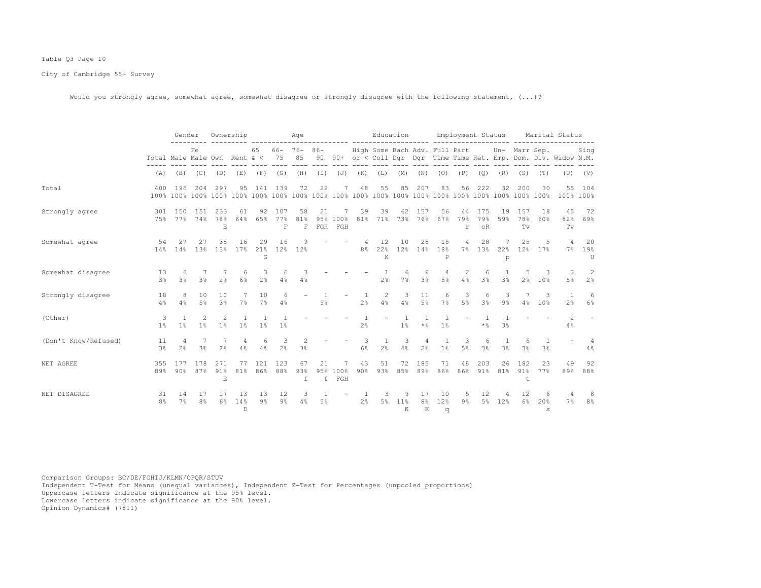Table Q3 Page 10

City of Cambridge 55+ Survey

Would you strongly agree, somewhat agree, somewhat disagree or strongly disagree with the following statement, (...)?

| | Total | Gender: Male | Gender: Female | Ownership: Own | Ownership: Rent | Age: 65 & < | Age: 66-75 | Age: 76-85 | Age: 86-90 | Age: 90+ | Education: High or < | Education: Some Coll | Education: Bach Dgr | Education: Adv. Dgr | Employment Status: Full Time | Employment Status: Part Time | Employment Status: Ret. | Employment Status: Un-Emp. | Marital Status: Marr Dom. | Marital Status: Sep. Div. | Marital Status: Widow | Marital Status: Sing N.M. |
|---|---|---|---|---|---|---|---|---|---|---|---|---|---|---|---|---|---|---|---|---|---|---|
| | (A) | (B) | (C) | (D) | (E) | (F) | (G) | (H) | (I) | (J) | (K) | (L) | (M) | (N) | (O) | (P) | (Q) | (R) | (S) | (T) | (U) | (V) |
| Total | 400 | 196 | 204 | 297 | 95 | 141 | 139 | 72 | 22 | 7 | 48 | 55 | 85 | 207 | 83 | 56 | 222 | 32 | 200 | 30 | 55 | 104 |
| | 100% | 100% | 100% | 100% | 100% | 100% | 100% | 100% | 100% | 100% | 100% | 100% | 100% | 100% | 100% | 100% | 100% | 100% | 100% | 100% | 100% | 100% |
| Strongly agree | 301 | 150 | 151 | 233 | 61 | 92 | 107 | 58 | 21 | 7 | 39 | 39 | 62 | 157 | 56 | 44 | 175 | 19 | 157 | 18 | 45 | 72 |
| | 75% | 77% | 74% | 78% | 64% | 65% | 77% | 81% | 95% | 100% | 81% | 71% | 73% | 76% | 67% | 79% | 79% | 59% | 78% | 60% | 82% | 69% |
| | | | | E | | | F | F | FGH | FGH | | | | | | r | oR | | Tv | | Tv | |
| Somewhat agree | 54 | 27 | 27 | 38 | 16 | 29 | 16 | 9 | - | - | 4 | 12 | 10 | 28 | 15 | 4 | 28 | 7 | 25 | 5 | 4 | 20 |
| | 14% | 14% | 13% | 13% | 17% | 21% | 12% | 12% | | | 8% | 22% | 12% | 14% | 18% | 7% | 13% | 22% | 12% | 17% | 7% | 19% |
| | | | | | | G | | | | | | K | | | P | | | p | | | | U |
| Somewhat disagree | 13 | 6 | 7 | 7 | 6 | 3 | 6 | 3 | - | - | - | 1 | 6 | 6 | 4 | 2 | 6 | 1 | 5 | 3 | 3 | 2 |
| | 3% | 3% | 3% | 2% | 6% | 2% | 4% | 4% | | | | 2% | 7% | 3% | 5% | 4% | 3% | 3% | 2% | 10% | 5% | 2% |
| Strongly disagree | 18 | 8 | 10 | 10 | 7 | 10 | 6 | - | 1 | - | 1 | 2 | 3 | 11 | 6 | 3 | 6 | 3 | 7 | 3 | 1 | 6 |
| | 4% | 4% | 5% | 3% | 7% | 7% | 4% | | 5% | | 2% | 4% | 4% | 5% | 7% | 5% | 3% | 9% | 4% | 10% | 2% | 6% |
| (Other) | 3 | 1 | 2 | 2 | 1 | 1 | 1 | - | - | - | 1 | - | 1 | 1 | 1 | - | 1 | 1 | - | - | 2 | - |
| | 1% | 1% | 1% | 1% | 1% | 1% | 1% | | | | 2% | | 1% | *% | 1% | | *% | 3% | | | 4% | |
| (Don't Know/Refused) | 11 | 4 | 7 | 7 | 4 | 6 | 3 | 2 | - | - | 3 | 1 | 3 | 4 | 1 | 3 | 6 | 1 | 6 | 1 | - | 4 |
| | 3% | 2% | 3% | 2% | 4% | 4% | 2% | 3% | | | 6% | 2% | 4% | 2% | 1% | 5% | 3% | 3% | 3% | 3% | | 4% |
| NET AGREE | 355 | 177 | 178 | 271 | 77 | 121 | 123 | 67 | 21 | 7 | 43 | 51 | 72 | 185 | 71 | 48 | 203 | 26 | 182 | 23 | 49 | 92 |
| | 89% | 90% | 87% | 91% | 81% | 86% | 88% | 93% | 95% | 100% | 90% | 93% | 85% | 89% | 86% | 86% | 91% | 81% | 91% | 77% | 89% | 88% |
| | | | | E | | | | f | f | FGH | | | | | | | | | t | | | |
| NET DISAGREE | 31 | 14 | 17 | 17 | 13 | 13 | 12 | 3 | 1 | - | 1 | 3 | 9 | 17 | 10 | 5 | 12 | 4 | 12 | 6 | 4 | 8 |
| | 8% | 7% | 8% | 6% | 14% | 9% | 9% | 4% | 5% | | 2% | 5% | 11% | 8% | 12% | 9% | 5% | 12% | 6% | 20% | 7% | 8% |
| | | | | | D | | | | | | | | K | K | q | | | | | s | | |

Comparison Groups: BC/DE/FGHIJ/KLMN/OPQR/STUV
Independent T-Test for Means (unequal variances), Independent Z-Test for Percentages (unpooled proportions)
Uppercase letters indicate significance at the 95% level.
Lowercase letters indicate significance at the 90% level.
Opinion Dynamics# (7811)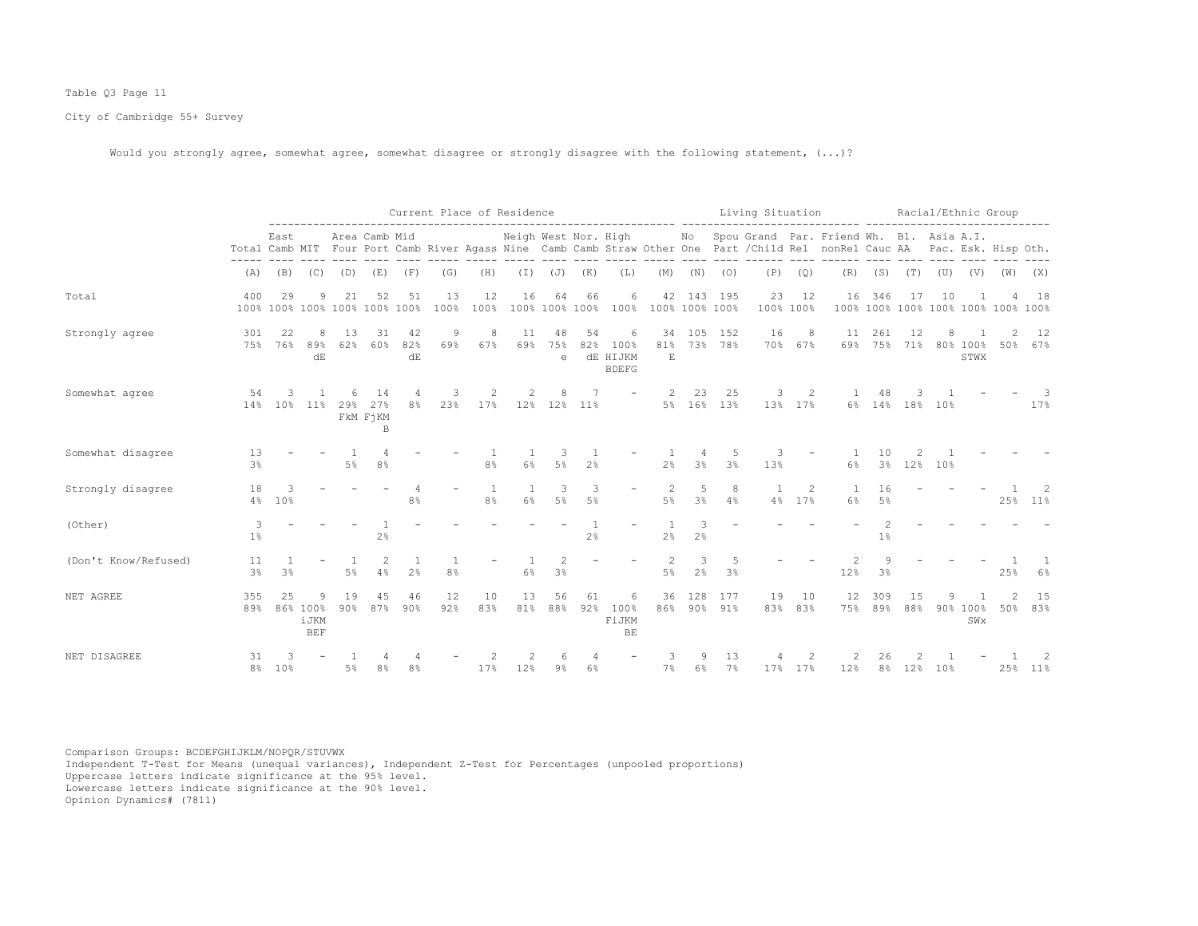Table Q3 Page 11

City of Cambridge 55+ Survey

Would you strongly agree, somewhat agree, somewhat disagree or strongly disagree with the following statement, (...)?

| | | Current Place of Residence | | | | | | | | | | | | Living Situation | | | | | | Racial/Ethnic Group | | | | | | |
|---|---|---|---|---|---|---|---|---|---|---|---|---|---|---|---|---|---|---|---|---|---|---|---|---|---|---|
| | Total | East Camb | MIT | Area Four | Camb Port | Mid Camb | River | Agass | Neigh Nine | West Camb | Nor. Camb | High Straw | Other | No One | Spou Part | Grand /Child | Par. Rel | Friend nonRel | Wh. Cauc | Bl. AA | Asia Pac. | A.I. Esk. | Hisp | Oth. |
| | (A) | (B) | (C) | (D) | (E) | (F) | (G) | (H) | (I) | (J) | (K) | (L) | (M) | (N) | (O) | (P) | (Q) | (R) | (S) | (T) | (U) | (V) | (W) | (X) |
| Total | 400<br>100% | 29<br>100% | 9<br>100% | 21<br>100% | 52<br>100% | 51<br>100% | 13<br>100% | 12<br>100% | 16<br>100% | 64<br>100% | 66<br>100% | 6<br>100% | 42<br>100% | 143<br>100% | 195<br>100% | 23<br>100% | 12<br>100% | 16<br>100% | 346<br>100% | 17<br>100% | 10<br>100% | 1<br>100% | 4<br>100% | 18<br>100% |
| Strongly agree | 301<br>75% | 22<br>76% | 8<br>89%<br>dE | 13<br>62% | 31<br>60% | 42<br>82%<br>dE | 9<br>69% | 8<br>67% | 11<br>69% | 48<br>75%<br>e | 54<br>82%<br>dE | 6<br>100%<br>HIJKM<br>BDEFG | 34<br>81%<br>E | 105<br>73% | 152<br>78% | 16<br>70% | 8<br>67% | 11<br>69% | 261<br>75% | 12<br>71% | 8<br>80% | 1<br>100%<br>STWX | 2<br>50% | 12<br>67% |
| Somewhat agree | 54<br>14% | 3<br>10% | 1<br>11% | 6<br>29%<br>FkM | 14<br>27%<br>FjKM<br>B | 4<br>8% | 3<br>23% | 2<br>17% | 2<br>12% | 8<br>12% | 7<br>11% | - | 2<br>5% | 23<br>16% | 25<br>13% | 3<br>13% | 2<br>17% | 1<br>6% | 48<br>14% | 3<br>18% | 1<br>10% | - | - | 3<br>17% |
| Somewhat disagree | 13<br>3% | - | - | 1<br>5% | 4<br>8% | - | - | 1<br>8% | 1<br>6% | 3<br>5% | 1<br>2% | - | 1<br>2% | 4<br>3% | 5<br>3% | 3<br>13% | - | 1<br>6% | 10<br>3% | 2<br>12% | 1<br>10% | - | - | - |
| Strongly disagree | 18<br>4% | 3<br>10% | - | - | - | 4<br>8% | - | 1<br>8% | 1<br>6% | 3<br>5% | 3<br>5% | - | 2<br>5% | 5<br>3% | 8<br>4% | 1<br>4% | 2<br>17% | 1<br>6% | 16<br>5% | - | - | - | 1<br>25% | 2<br>11% |
| (Other) | 3<br>1% | - | - | - | 1<br>2% | - | - | - | - | - | 1<br>2% | - | 1<br>2% | 3<br>2% | - | - | - | - | 2<br>1% | - | - | - | - | - |
| (Don't Know/Refused) | 11<br>3% | 1<br>3% | - | 1<br>5% | 2<br>4% | 1<br>2% | 1<br>8% | - | 1<br>6% | 2<br>3% | - | - | 2<br>5% | 3<br>2% | 5<br>3% | - | - | 2<br>12% | 9<br>3% | - | - | - | 1<br>25% | 1<br>6% |
| NET AGREE | 355<br>89% | 25<br>86% | 9<br>100%<br>iJKM<br>BEF | 19<br>90% | 45<br>87% | 46<br>90% | 12<br>92% | 10<br>83% | 13<br>81% | 56<br>88% | 61<br>92% | 6<br>100%<br>FiJKM<br>BE | 36<br>86% | 128<br>90% | 177<br>91% | 19<br>83% | 10<br>83% | 12<br>75% | 309<br>89% | 15<br>88% | 9<br>90% | 1<br>100%<br>SWx | 2<br>50% | 15<br>83% |
| NET DISAGREE | 31<br>8% | 3<br>10% | - | 1<br>5% | 4<br>8% | 4<br>8% | - | 2<br>17% | 2<br>12% | 6<br>9% | 4<br>6% | - | 3<br>7% | 9<br>6% | 13<br>7% | 4<br>17% | 2<br>17% | 2<br>12% | 26<br>8% | 2<br>12% | 1<br>10% | - | 1<br>25% | 2<br>11% |

Comparison Groups: BCDEFGHIJKLM/NOPQR/STUVWX
Independent T-Test for Means (unequal variances), Independent Z-Test for Percentages (unpooled proportions)
Uppercase letters indicate significance at the 95% level.
Lowercase letters indicate significance at the 90% level.
Opinion Dynamics# (7811)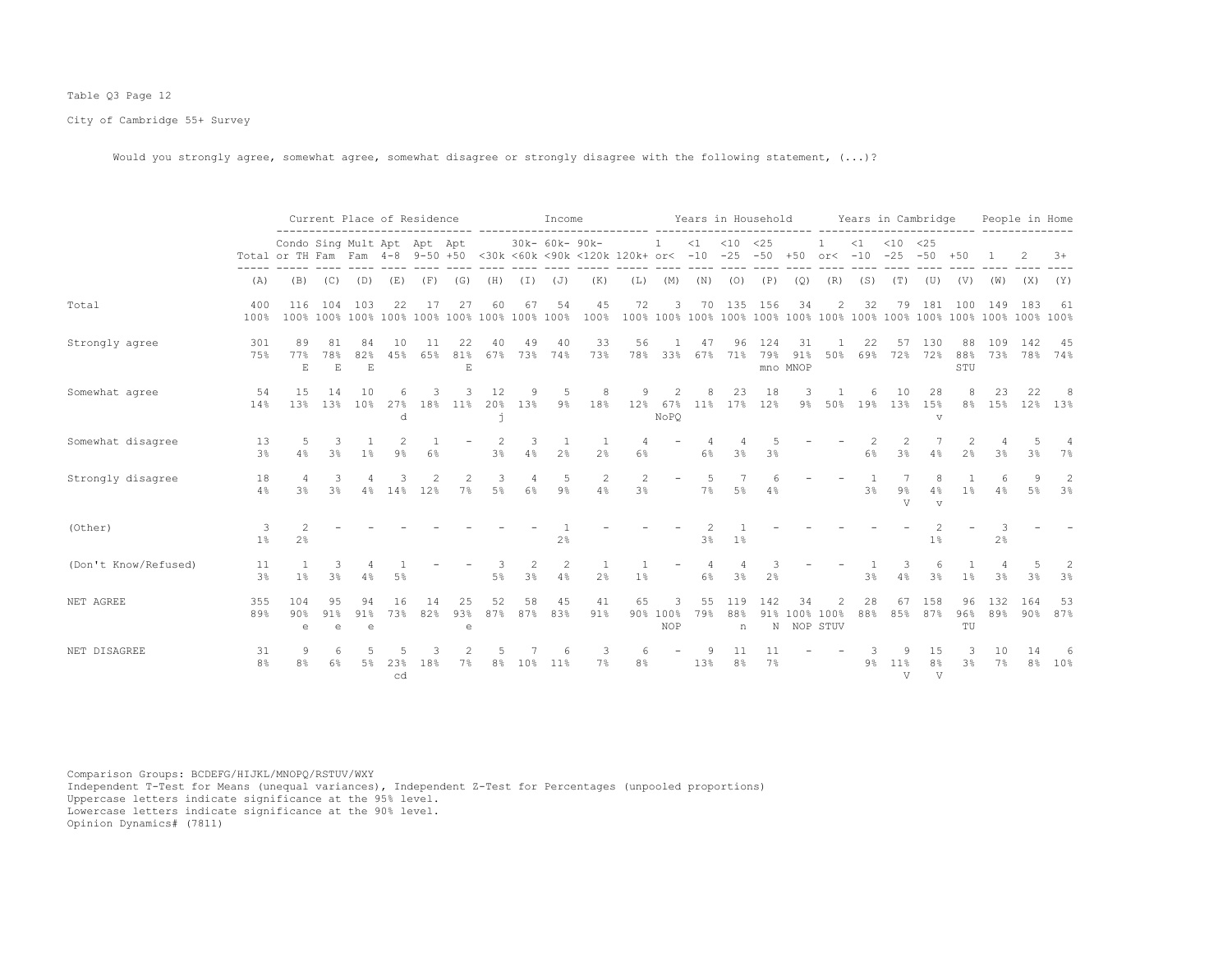Table Q3 Page 12

City of Cambridge 55+ Survey

Would you strongly agree, somewhat agree, somewhat disagree or strongly disagree with the following statement, (...)?

| | | Current Place of Residence | | | | | | Income | | | | | Years in Household | | | | | Years in Cambridge | | | | | People in Home | | |
|---|---|---|---|---|---|---|---|---|---|---|---|---|---|---|---|---|---|---|---|---|---|---|---|---|---|
| | Total | Condo or TH | Sing Fam | Mult Fam | Apt 4-8 | Apt 9-50 | Apt +50 | <30k | 30k-<60k | 60k-<90k | 90k-<120k | 120k+ | 1 or< | <1 -10 | <10 -25 | <25 -50 | +50 | 1 or< | <1 -10 | <10 -25 | <25 -50 | +50 | 1 | 2 | 3+ |
| | (A) | (B) | (C) | (D) | (E) | (F) | (G) | (H) | (I) | (J) | (K) | (L) | (M) | (N) | (O) | (P) | (Q) | (R) | (S) | (T) | (U) | (V) | (W) | (X) | (Y) |
| Total | 400 100% | 116 100% | 104 100% | 103 100% | 22 100% | 17 100% | 27 100% | 60 100% | 67 100% | 54 100% | 45 100% | 72 100% | 3 100% | 70 100% | 135 100% | 156 100% | 34 100% | 2 100% | 32 100% | 79 100% | 181 100% | 100 100% | 149 100% | 183 100% | 61 100% |
| Strongly agree | 301 75% | 89 77% E | 81 78% E | 84 82% E | 10 45% | 11 65% | 22 81% E | 40 67% | 49 73% | 40 74% | 33 73% | 56 78% | 1 33% | 47 67% | 96 71% | 124 79% mno | 31 91% MNOP | 1 50% | 22 69% | 57 72% | 130 72% | 88 88% STU | 109 73% | 142 78% | 45 74% |
| Somewhat agree | 54 14% | 15 13% | 14 13% | 10 10% | 6 27% d | 3 18% | 3 11% | 12 20% j | 9 13% | 5 9% | 8 18% | 9 12% | 2 67% NoPQ | 8 11% | 23 17% | 18 12% | 3 9% | 1 50% | 6 19% | 10 13% | 28 15% v | 8 8% | 23 15% | 22 12% | 8 13% |
| Somewhat disagree | 13 3% | 5 4% | 3 3% | 1 1% | 2 9% | 1 6% | - | 2 3% | 3 4% | 1 2% | 1 2% | 4 6% | - | 4 6% | 4 3% | 5 3% | - | - | 2 6% | 2 3% | 7 4% | 2 2% | 4 3% | 5 3% | 4 7% |
| Strongly disagree | 18 4% | 4 3% | 3 3% | 4 4% | 3 14% | 2 12% | 2 7% | 3 5% | 4 6% | 5 9% | 2 4% | 2 3% | - | 5 7% | 7 5% | 6 4% | - | - | 1 3% | 7 9% V | 8 4% v | 1 1% | 6 4% | 9 5% | 2 3% |
| (Other) | 3 1% | 2 2% | - | - | - | - | - | - | - | 1 2% | - | - | - | 2 3% | 1 1% | - | - | - | - | - | 2 1% | - | 3 2% | - | - |
| (Don't Know/Refused) | 11 3% | 1 1% | 3 3% | 4 4% | 1 5% | - | - | 3 5% | 2 3% | 2 4% | 1 2% | 1 1% | - | 4 6% | 4 3% | 3 2% | - | - | 1 3% | 3 4% | 6 3% | 1 1% | 4 3% | 5 3% | 2 3% |
| NET AGREE | 355 89% | 104 90% e | 95 91% e | 94 91% e | 16 73% | 14 82% | 25 93% e | 52 87% | 58 87% | 45 83% | 41 91% | 65 90% | 3 100% NOP | 55 79% | 119 88% n | 142 91% N | 34 100% NOP | 2 100% STUV | 28 88% | 67 85% | 158 87% | 96 96% TU | 132 89% | 164 90% | 53 87% |
| NET DISAGREE | 31 8% | 9 8% | 6 6% | 5 5% | 5 23% cd | 3 18% | 2 7% | 5 8% | 7 10% | 6 11% | 3 7% | 6 8% | - | 9 13% | 11 8% | 11 7% | - | - | 3 9% | 9 11% V | 15 8% V | 3 3% | 10 7% | 14 8% | 6 10% |

Comparison Groups: BCDEFG/HIJKL/MNOPQ/RSTUV/WXY
Independent T-Test for Means (unequal variances), Independent Z-Test for Percentages (unpooled proportions)
Uppercase letters indicate significance at the 95% level.
Lowercase letters indicate significance at the 90% level.
Opinion Dynamics# (7811)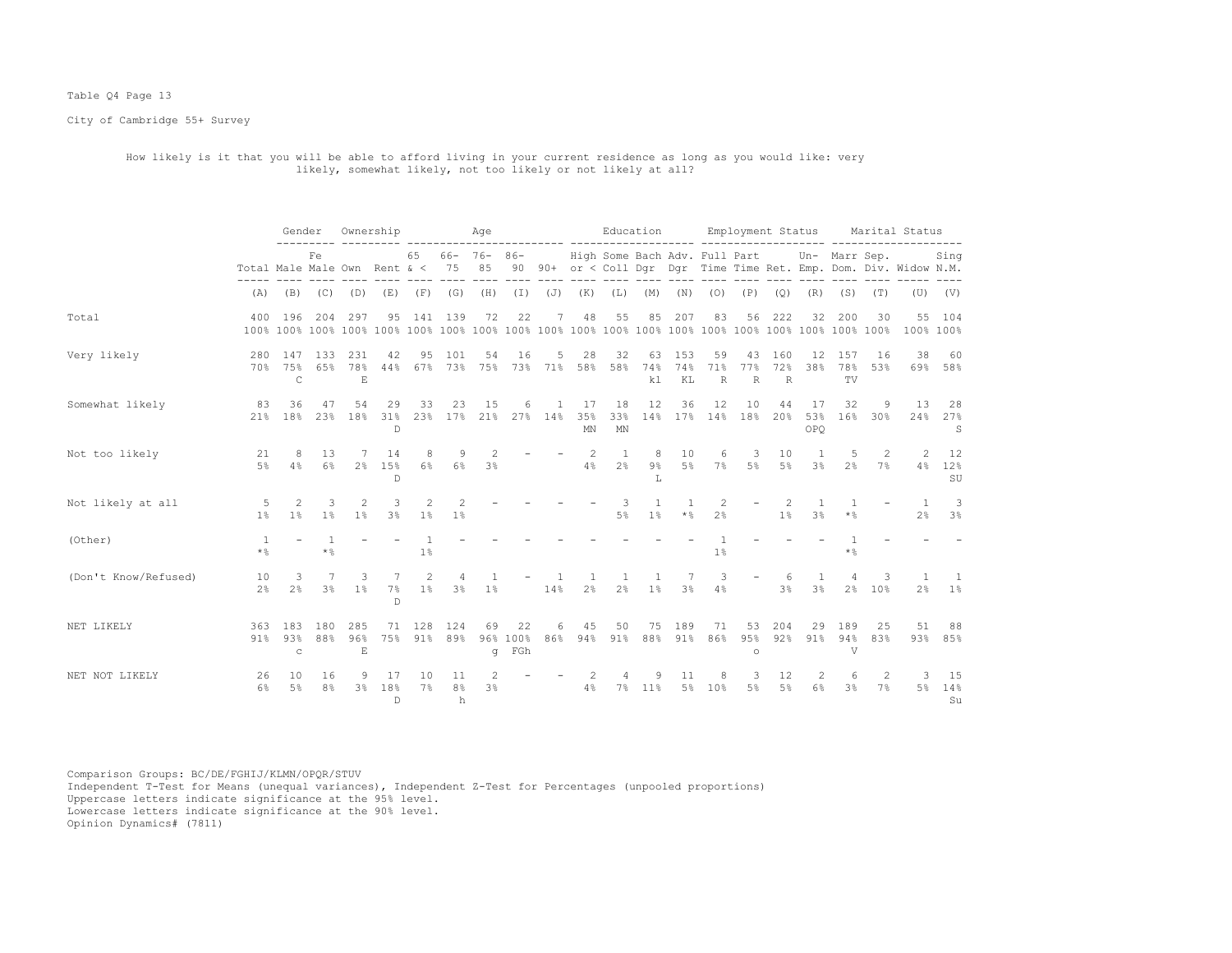Table Q4 Page 13

City of Cambridge 55+ Survey

How likely is it that you will be able to afford living in your current residence as long as you would like: very likely, somewhat likely, not too likely or not likely at all?

| | | Gender | | Ownership | | Age | | | | | Education | | | | Employment Status | | | | Marital Status | | | |
|---|---|---|---|---|---|---|---|---|---|---|---|---|---|---|---|---|---|---|---|---|---|---|
| | Total | Male | Fe Male | Own | Rent | 65 & < | 66-75 | 76-85 | 86-90 | 90+ | High or < | Some Coll | Bach Dgr | Adv. Dgr | Full Time | Part Time | Ret. | Un-Emp. | Marr Dom. | Sep. Div. | Widow | Sing N.M. |
| | (A) | (B) | (C) | (D) | (E) | (F) | (G) | (H) | (I) | (J) | (K) | (L) | (M) | (N) | (O) | (P) | (Q) | (R) | (S) | (T) | (U) | (V) |
| Total | 400 | 196 | 204 | 297 | 95 | 141 | 139 | 72 | 22 | 7 | 48 | 55 | 85 | 207 | 83 | 56 | 222 | 32 | 200 | 30 | 55 | 104 |
| | 100% | 100% | 100% | 100% | 100% | 100% | 100% | 100% | 100% | 100% | 100% | 100% | 100% | 100% | 100% | 100% | 100% | 100% | 100% | 100% | 100% | 100% |
| Very likely | 280 | 147 | 133 | 231 | 42 | 95 | 101 | 54 | 16 | 5 | 28 | 32 | 63 | 153 | 59 | 43 | 160 | 12 | 157 | 16 | 38 | 60 |
| | 70% | 75% | 65% | 78% | 44% | 67% | 73% | 75% | 73% | 71% | 58% | 58% | 74% | 74% | 71% | 77% | 72% | 38% | 78% | 53% | 69% | 58% |
| | | C | | E | | | | | | | | | kl | KL | R | R | R | | TV | | | |
| Somewhat likely | 83 | 36 | 47 | 54 | 29 | 33 | 23 | 15 | 6 | 1 | 17 | 18 | 12 | 36 | 12 | 10 | 44 | 17 | 32 | 9 | 13 | 28 |
| | 21% | 18% | 23% | 18% | 31% | 23% | 17% | 21% | 27% | 14% | 35% | 33% | 14% | 17% | 14% | 18% | 20% | 53% | 16% | 30% | 24% | 27% |
| | | | | | D | | | | | | MN | MN | | | | | | OPQ | | | | S |
| Not too likely | 21 | 8 | 13 | 7 | 14 | 8 | 9 | 2 | - | - | 2 | 1 | 8 | 10 | 6 | 3 | 10 | 1 | 5 | 2 | 2 | 12 |
| | 5% | 4% | 6% | 2% | 15% | 6% | 6% | 3% | | | 4% | 2% | 9% | 5% | 7% | 5% | 5% | 3% | 2% | 7% | 4% | 12% |
| | | | | | D | | | | | | | | L | | | | | | | | | SU |
| Not likely at all | 5 | 2 | 3 | 2 | 3 | 2 | 2 | - | - | - | - | 3 | 1 | 1 | 2 | - | 2 | 1 | 1 | - | 1 | 3 |
| | 1% | 1% | 1% | 1% | 3% | 1% | 1% | | | | | 5% | 1% | *% | 2% | | 1% | 3% | *% | | 2% | 3% |
| (Other) | 1 | - | 1 | - | - | 1 | - | - | - | - | - | - | - | - | 1 | - | - | - | 1 | - | - | - |
| | *% | | *% | | | 1% | | | | | | | | | 1% | | | | *% | | | |
| (Don't Know/Refused) | 10 | 3 | 7 | 3 | 7 | 2 | 4 | 1 | - | 1 | 1 | 1 | 1 | 7 | 3 | - | 6 | 1 | 4 | 3 | 1 | 1 |
| | 2% | 2% | 3% | 1% | 7% | 1% | 3% | 1% | | 14% | 2% | 2% | 1% | 3% | 4% | | 3% | 3% | 2% | 10% | 2% | 1% |
| | | | | | D | | | | | | | | | | | | | | | | | |
| NET LIKELY | 363 | 183 | 180 | 285 | 71 | 128 | 124 | 69 | 22 | 6 | 45 | 50 | 75 | 189 | 71 | 53 | 204 | 29 | 189 | 25 | 51 | 88 |
| | 91% | 93% | 88% | 96% | 75% | 91% | 89% | 96% | 100% | 86% | 94% | 91% | 88% | 91% | 86% | 95% | 92% | 91% | 94% | 83% | 93% | 85% |
| | | c | | E | | | | g | FGh | | | | | | | o | | | V | | | |
| NET NOT LIKELY | 26 | 10 | 16 | 9 | 17 | 10 | 11 | 2 | - | - | 2 | 4 | 9 | 11 | 8 | 3 | 12 | 2 | 6 | 2 | 3 | 15 |
| | 6% | 5% | 8% | 3% | 18% | 7% | 8% | 3% | | | 4% | 7% | 11% | 5% | 10% | 5% | 5% | 6% | 3% | 7% | 5% | 14% |
| | | | | | D | | h | | | | | | | | | | | | | | | Su |

Comparison Groups: BC/DE/FGHIJ/KLMN/OPQR/STUV
Independent T-Test for Means (unequal variances), Independent Z-Test for Percentages (unpooled proportions)
Uppercase letters indicate significance at the 95% level.
Lowercase letters indicate significance at the 90% level.
Opinion Dynamics# (7811)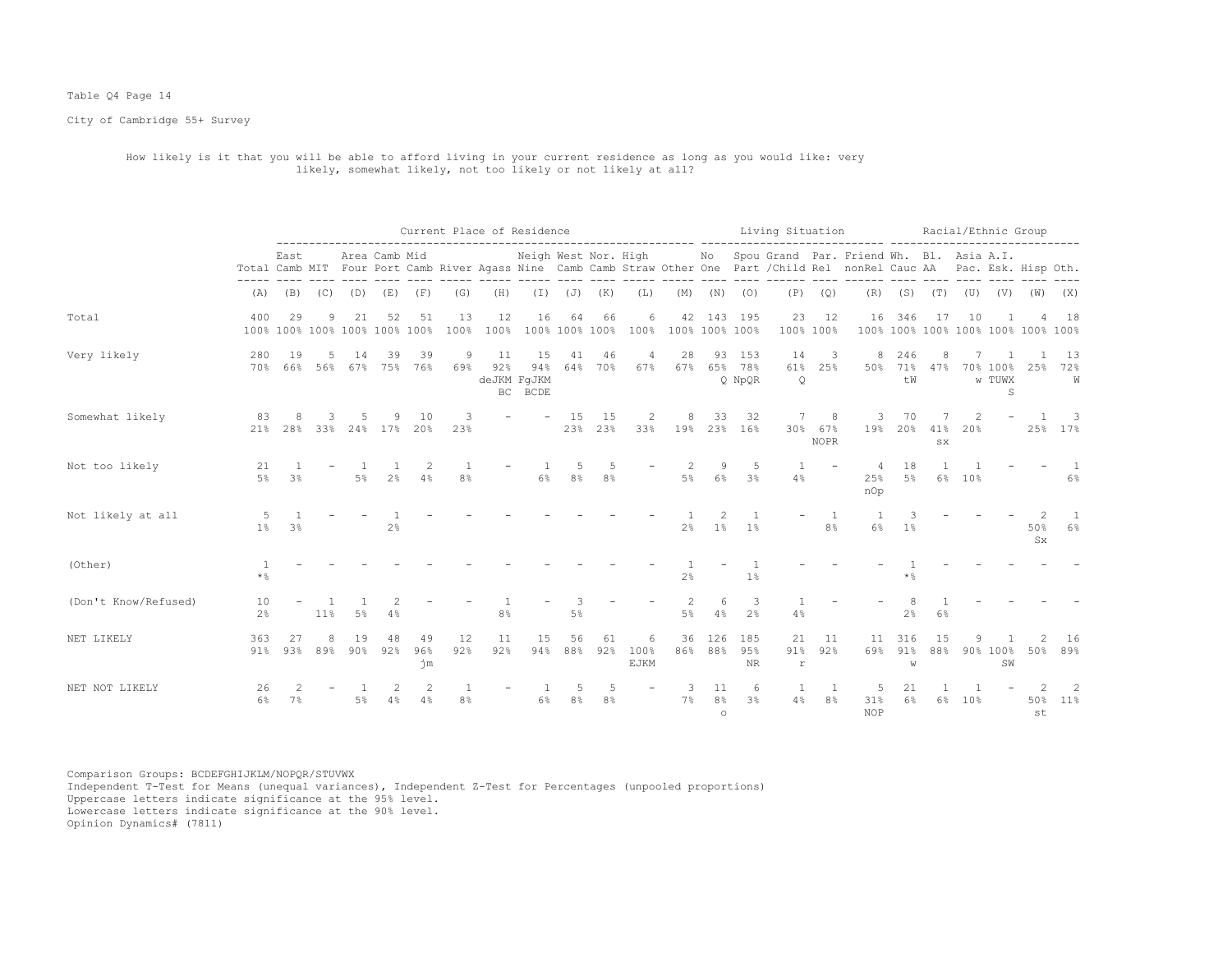Table Q4 Page 14

City of Cambridge 55+ Survey

How likely is it that you will be able to afford living in your current residence as long as you would like: very likely, somewhat likely, not too likely or not likely at all?

| | | Current Place of Residence | | | | | | | | | | | | Living Situation | | | | | Racial/Ethnic Group | | | | | |
|---|---|---|---|---|---|---|---|---|---|---|---|---|---|---|---|---|---|---|---|---|---|---|---|---|
| | Total | East Camb | MIT | Area Four | Camb Port | Mid Camb | River | Agass | Neigh Nine | West Camb | Nor. Camb | High Straw | Other | No One | Spou Part | Grand /Child | Par. Rel | Friend nonRel | Wh. Cauc | Bl. AA | Asia Pac. | A.I. Esk. | Hisp | Oth. |
| | (A) | (B) | (C) | (D) | (E) | (F) | (G) | (H) | (I) | (J) | (K) | (L) | (M) | (N) | (O) | (P) | (Q) | (R) | (S) | (T) | (U) | (V) | (W) | (X) |
| Total | 400 100% | 29 100% | 9 100% | 21 100% | 52 100% | 51 100% | 13 100% | 12 100% | 16 100% | 64 100% | 66 100% | 6 100% | 42 100% | 143 100% | 195 100% | 23 100% | 12 100% | 16 100% | 346 100% | 17 100% | 10 100% | 1 100% | 4 100% | 18 100% |
| Very likely | 280 70% | 19 66% | 5 56% | 14 67% | 39 75% | 39 76% | 9 69% | 11 92% deJKM BC | 15 94% FgJKM BCDE | 41 64% | 46 70% | 4 67% | 28 67% | 93 65% | 153 78% Q NpQR | 14 61% Q | 3 25% | 8 50% | 246 71% tW | 8 47% | 7 70% w | 1 100% TUWX S | 1 25% | 13 72% W |
| Somewhat likely | 83 21% | 8 28% | 3 33% | 5 24% | 9 17% | 10 20% | 3 23% | - | - | 15 23% | 15 23% | 2 33% | 8 19% | 33 23% | 32 16% | 7 30% | 8 67% NOPR | 3 19% | 70 20% | 7 41% sx | 2 20% | - | 1 25% | 3 17% |
| Not too likely | 21 5% | 1 3% | - | 1 5% | 1 2% | 2 4% | 1 8% | - | 1 6% | 5 8% | 5 8% | - | 2 5% | 9 6% | 5 3% | 1 4% | - | 4 25% nOp | 18 5% | 1 6% | 1 10% | - | - | 1 6% |
| Not likely at all | 5 1% | 1 3% | - | - | 1 2% | - | - | - | - | - | - | - | 1 2% | 2 1% | 1 1% | - | 1 8% | 1 6% | 3 1% | - | - | - | 2 50% Sx | 1 6% |
| (Other) | 1 *% | - | - | - | - | - | - | - | - | - | - | - | 1 2% | - | 1 1% | - | - | - | 1 *% | - | - | - | - | - |
| (Don't Know/Refused) | 10 2% | - | 1 11% | 1 5% | 2 4% | - | - | 1 8% | - | 3 5% | - | - | 2 5% | 6 4% | 3 2% | 1 4% | - | - | 8 2% | 1 6% | - | - | - | - |
| NET LIKELY | 363 91% | 27 93% | 8 89% | 19 90% | 48 92% | 49 96% jm | 12 92% | 11 92% | 15 94% | 56 88% | 61 92% | 6 100% EJKM | 36 86% | 126 88% | 185 95% NR | 21 91% r | 11 92% | 11 69% | 316 91% w | 15 88% | 9 90% | 1 100% SW | 2 50% | 16 89% |
| NET NOT LIKELY | 26 6% | 2 7% | - | 1 5% | 2 4% | 2 4% | 1 8% | - | 1 6% | 5 8% | 5 8% | - | 3 7% | 11 8% o | 6 3% | 1 4% | 1 8% | 5 31% NOP | 21 6% | 1 6% | 1 10% | - | 2 50% st | 2 11% |

Comparison Groups: BCDEFGHIJKLM/NOPQR/STUVWX
Independent T-Test for Means (unequal variances), Independent Z-Test for Percentages (unpooled proportions)
Uppercase letters indicate significance at the 95% level.
Lowercase letters indicate significance at the 90% level.
Opinion Dynamics# (7811)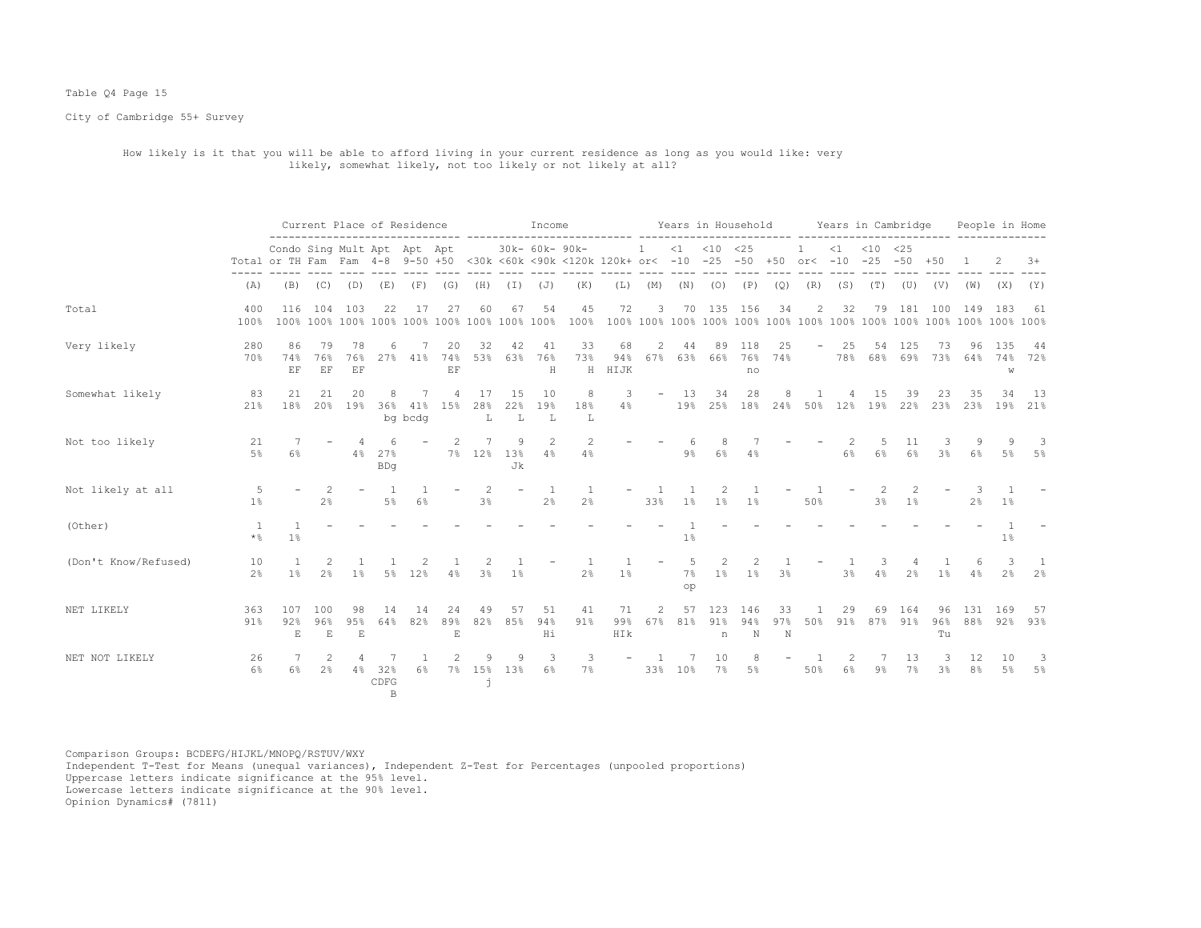Table Q4 Page 15

City of Cambridge 55+ Survey

How likely is it that you will be able to afford living in your current residence as long as you would like: very likely, somewhat likely, not too likely or not likely at all?

| | Total | Current Place of Residence | | | | | | Income | | | | | Years in Household | | | | | Years in Cambridge | | | | | People in Home | | |
|---|---|---|---|---|---|---|---|---|---|---|---|---|---|---|---|---|---|---|---|---|---|---|---|---|---|
| | Total | Condo or TH | Sing Fam | Mult Fam | Apt 4-8 | Apt 9-50 | Apt +50 | <30k | 30k- <60k | 60k- <90k | 90k- <120k | 120k+ | 1 or< | <1 -10 | <10 -25 | <25 -50 | +50 | 1 or< | <1 -10 | <10 -25 | <25 -50 | +50 | 1 | 2 | 3+ |
| | (A) | (B) | (C) | (D) | (E) | (F) | (G) | (H) | (I) | (J) | (K) | (L) | (M) | (N) | (O) | (P) | (Q) | (R) | (S) | (T) | (U) | (V) | (W) | (X) | (Y) |
| Total | 400 | 116 | 104 | 103 | 22 | 17 | 27 | 60 | 67 | 54 | 45 | 72 | 3 | 70 | 135 | 156 | 34 | 2 | 32 | 79 | 181 | 100 | 149 | 183 | 61 |
| | 100% | 100% | 100% | 100% | 100% | 100% | 100% | 100% | 100% | 100% | 100% | 100% | 100% | 100% | 100% | 100% | 100% | 100% | 100% | 100% | 100% | 100% | 100% | 100% | 100% |
| Very likely | 280 | 86 | 79 | 78 | 6 | 7 | 20 | 32 | 42 | 41 | 33 | 68 | 2 | 44 | 89 | 118 | 25 | - | 25 | 54 | 125 | 73 | 96 | 135 | 44 |
| | 70% | 74% | 76% | 76% | 27% | 41% | 74% | 53% | 63% | 76% | 73% | 94% | 67% | 63% | 66% | 76% | 74% | | 78% | 68% | 69% | 73% | 64% | 74% | 72% |
| | | EF | EF | EF | | | EF | | | H | H | HIJK | | | | no | | | | | | | | w | |
| Somewhat likely | 83 | 21 | 21 | 20 | 8 | 7 | 4 | 17 | 15 | 10 | 8 | 3 | - | 13 | 34 | 28 | 8 | 1 | 4 | 15 | 39 | 23 | 35 | 34 | 13 |
| | 21% | 18% | 20% | 19% | 36% | 41% | 15% | 28% | 22% | 19% | 18% | 4% | | 19% | 25% | 18% | 24% | 50% | 12% | 19% | 22% | 23% | 23% | 19% | 21% |
| | | | | | bg | bcdg | | L | L | L | L | | | | | | | | | | | | | | |
| Not too likely | 21 | 7 | - | 4 | 6 | - | 2 | 7 | 9 | 2 | 2 | - | - | 6 | 8 | 7 | - | - | 2 | 5 | 11 | 3 | 9 | 9 | 3 |
| | 5% | 6% | | 4% | 27% | | 7% | 12% | 13% | 4% | 4% | | | 9% | 6% | 4% | | | 6% | 6% | 6% | 3% | 6% | 5% | 5% |
| | | | | | BDg | | | | Jk | | | | | | | | | | | | | | | | |
| Not likely at all | 5 | - | 2 | - | 1 | 1 | - | 2 | - | 1 | 1 | - | 1 | 1 | 2 | 1 | - | 1 | - | 2 | 2 | - | 3 | 1 | - |
| | 1% | | 2% | | 5% | 6% | | 3% | | 2% | 2% | | 33% | 1% | 1% | 1% | | 50% | | 3% | 1% | | 2% | 1% | |
| (Other) | 1 | 1 | - | - | - | - | - | - | - | - | - | - | - | 1 | - | - | - | - | - | - | - | - | - | 1 | - |
| | *% | 1% | | | | | | | | | | | | 1% | | | | | | | | | | 1% | |
| (Don't Know/Refused) | 10 | 1 | 2 | 1 | 1 | 2 | 1 | 2 | 1 | - | 1 | 1 | - | 5 | 2 | 2 | 1 | - | 1 | 3 | 4 | 1 | 6 | 3 | 1 |
| | 2% | 1% | 2% | 1% | 5% | 12% | 4% | 3% | 1% | | 2% | 1% | | 7% | 1% | 1% | 3% | | 3% | 4% | 2% | 1% | 4% | 2% | 2% |
| | | | | | | | | | | | | | | op | | | | | | | | | | | |
| NET LIKELY | 363 | 107 | 100 | 98 | 14 | 14 | 24 | 49 | 57 | 51 | 41 | 71 | 2 | 57 | 123 | 146 | 33 | 1 | 29 | 69 | 164 | 96 | 131 | 169 | 57 |
| | 91% | 92% | 96% | 95% | 64% | 82% | 89% | 82% | 85% | 94% | 91% | 99% | 67% | 81% | 91% | 94% | 97% | 50% | 91% | 87% | 91% | 96% | 88% | 92% | 93% |
| | | E | E | E | | | E | | | Hi | | HIk | | | n | N | N | | | | | Tu | | | |
| NET NOT LIKELY | 26 | 7 | 2 | 4 | 7 | 1 | 2 | 9 | 9 | 3 | 3 | - | 1 | 7 | 10 | 8 | - | 1 | 2 | 7 | 13 | 3 | 12 | 10 | 3 |
| | 6% | 6% | 2% | 4% | 32% | 6% | 7% | 15% | 13% | 6% | 7% | | 33% | 10% | 7% | 5% | | 50% | 6% | 9% | 7% | 3% | 8% | 5% | 5% |
| | | | | | CDFG B | | | j | | | | | | | | | | | | | | | | | |

Comparison Groups: BCDEFG/HIJKL/MNOPQ/RSTUV/WXY
Independent T-Test for Means (unequal variances), Independent Z-Test for Percentages (unpooled proportions)
Uppercase letters indicate significance at the 95% level.
Lowercase letters indicate significance at the 90% level.
Opinion Dynamics# (7811)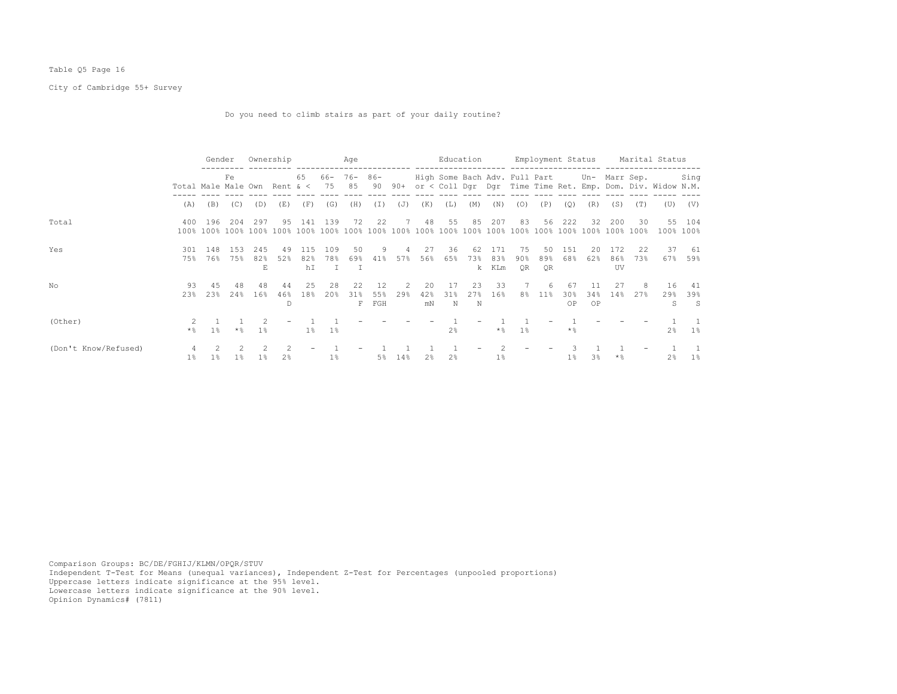Table Q5 Page 16

City of Cambridge 55+ Survey

Do you need to climb stairs as part of your daily routine?

| | | Gender | | Ownership | | Age | | | | | Education | | | | Employment Status | | | | Marital Status | | | |
|---|---|---|---|---|---|---|---|---|---|---|---|---|---|---|---|---|---|---|---|---|---|---|
| | Total | Male | Fe Male | Own | Rent | 65 & < | 66-75 | 76-85 | 86-90 | 90+ | High or < | Some Coll | Bach Dgr | Adv. Dgr | Full Time | Part Time | Ret. | Un-Emp. | Marr Dom. | Sep. Div. | Widow | Sing N.M. |
| | (A) | (B) | (C) | (D) | (E) | (F) | (G) | (H) | (I) | (J) | (K) | (L) | (M) | (N) | (O) | (P) | (Q) | (R) | (S) | (T) | (U) | (V) |
| Total | 400 | 196 | 204 | 297 | 95 | 141 | 139 | 72 | 22 | 7 | 48 | 55 | 85 | 207 | 83 | 56 | 222 | 32 | 200 | 30 | 55 | 104 |
| | 100% | 100% | 100% | 100% | 100% | 100% | 100% | 100% | 100% | 100% | 100% | 100% | 100% | 100% | 100% | 100% | 100% | 100% | 100% | 100% | 100% | 100% |
| Yes | 301 | 148 | 153 | 245 | 49 | 115 | 109 | 50 | 9 | 4 | 27 | 36 | 62 | 171 | 75 | 50 | 151 | 20 | 172 | 22 | 37 | 61 |
| | 75% | 76% | 75% | 82% | 52% | 82% | 78% | 69% | 41% | 57% | 56% | 65% | 73% | 83% | 90% | 89% | 68% | 62% | 86% | 73% | 67% | 59% |
| | | | | E | | hI | I | I | | | | | k | KLm | QR | QR | | | UV | | | |
| No | 93 | 45 | 48 | 48 | 44 | 25 | 28 | 22 | 12 | 2 | 20 | 17 | 23 | 33 | 7 | 6 | 67 | 11 | 27 | 8 | 16 | 41 |
| | 23% | 23% | 24% | 16% | 46% | 18% | 20% | 31% | 55% | 29% | 42% | 31% | 27% | 16% | 8% | 11% | 30% | 34% | 14% | 27% | 29% | 39% |
| | | | | | D | | | F | FGH | | mN | N | N | | | | OP | OP | | | S | S |
| (Other) | 2 | 1 | 1 | 2 | - | 1 | 1 | - | - | - | - | 1 | - | 1 | 1 | - | 1 | - | - | - | 1 | 1 |
| | *% | 1% | *% | 1% | | 1% | 1% | | | | | 2% | | *% | 1% | | *% | | | | 2% | 1% |
| (Don't Know/Refused) | 4 | 2 | 2 | 2 | 2 | - | 1 | - | 1 | 1 | 1 | 1 | - | 2 | - | - | 3 | 1 | 1 | - | 1 | 1 |
| | 1% | 1% | 1% | 1% | 2% | | 1% | | 5% | 14% | 2% | 2% | | 1% | | | 1% | 3% | *% | | 2% | 1% |

Comparison Groups: BC/DE/FGHIJ/KLMN/OPQR/STUV
Independent T-Test for Means (unequal variances), Independent Z-Test for Percentages (unpooled proportions)
Uppercase letters indicate significance at the 95% level.
Lowercase letters indicate significance at the 90% level.
Opinion Dynamics# (7811)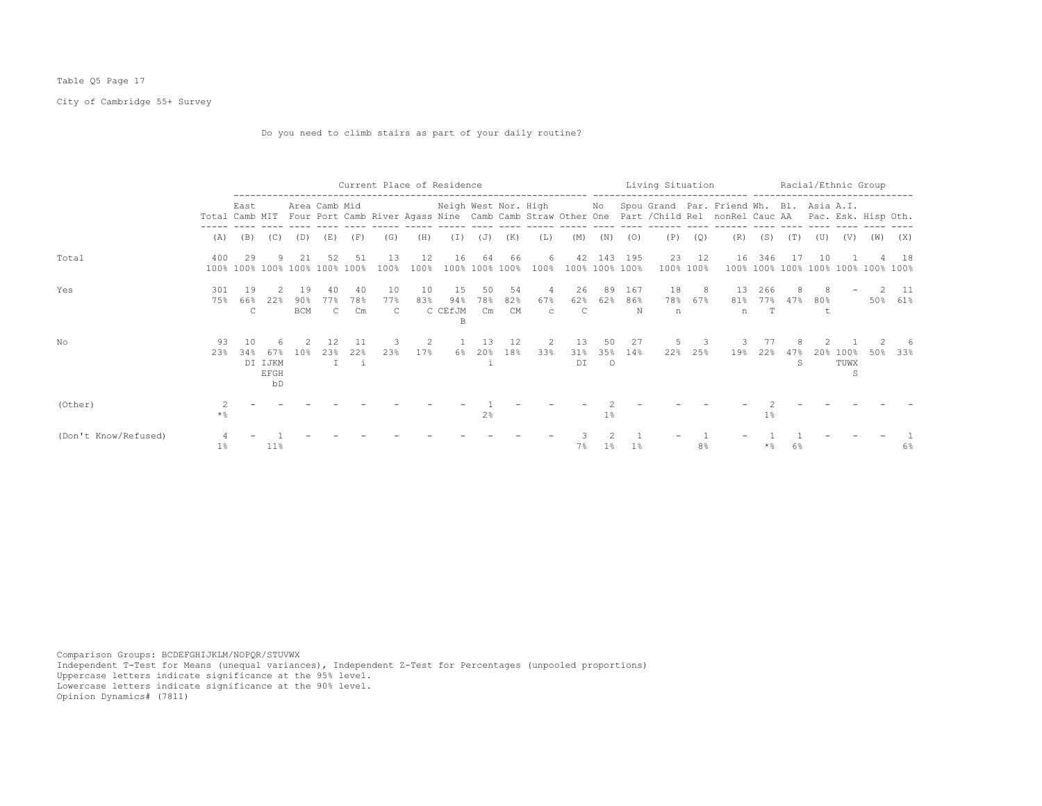Table Q5 Page 17

City of Cambridge 55+ Survey

Do you need to climb stairs as part of your daily routine?

| | Total | East Camb | MIT | Area Four | Camb Port | Mid Camb | River | Agass | Neigh Nine | West Camb | Nor. Camb | High Straw | Other | No One | Spou Part | Grand /Child | Par. Rel | Friend nonRel | Wh. Cauc | Bl. AA | Asia Pac. | A.I. Esk. | Hisp | Oth. |
|---|---|---|---|---|---|---|---|---|---|---|---|---|---|---|---|---|---|---|---|---|---|---|---|---|
| | | Current Place of Residence | | | | | | | | | | | | Living Situation | | | | | Racial/Ethnic Group | | | | | |
| | (A) | (B) | (C) | (D) | (E) | (F) | (G) | (H) | (I) | (J) | (K) | (L) | (M) | (N) | (O) | (P) | (Q) | (R) | (S) | (T) | (U) | (V) | (W) | (X) |
| Total | 400<br>100% | 29<br>100% | 9<br>100% | 21<br>100% | 52<br>100% | 51<br>100% | 13<br>100% | 12<br>100% | 16<br>100% | 64<br>100% | 66<br>100% | 6<br>100% | 42<br>100% | 143<br>100% | 195<br>100% | 23<br>100% | 12<br>100% | 16<br>100% | 346<br>100% | 17<br>100% | 10<br>100% | 1<br>100% | 4<br>100% | 18<br>100% |
| Yes | 301<br>75% | 19<br>66%<br>C | 2<br>22% | 19<br>90%<br>BCM | 40<br>77%<br>C | 40<br>78%<br>Cm | 10<br>77%<br>C | 10<br>83%<br>C | 15<br>94%<br>CEfJM<br>B | 50<br>78%<br>Cm | 54<br>82%<br>CM | 4<br>67%<br>c | 26<br>62%<br>C | 89<br>62% | 167<br>86%<br>N | 18<br>78%<br>n | 8<br>67% | 13<br>81%<br>n | 266<br>77%<br>T | 8<br>47% | 8<br>80%<br>t | - | 2<br>50% | 11<br>61% |
| No | 93<br>23% | 10<br>34%<br>DI | 6<br>67%<br>IJKM<br>EFGH<br>bD | 2<br>10% | 12<br>23%<br>I | 11<br>22%<br>i | 3<br>23% | 2<br>17% | 1<br>6% | 13<br>20%<br>i | 12<br>18% | 2<br>33% | 13<br>31%<br>DI | 50<br>35%<br>O | 27<br>14% | 5<br>22% | 3<br>25% | 3<br>19% | 77<br>22% | 8<br>47%<br>S | 2<br>20% | 1<br>100%<br>TUWX<br>S | 2<br>50% | 6<br>33% |
| (Other) | 2<br>*% | - | - | - | - | - | - | - | - | 1<br>2% | - | - | - | 2<br>1% | - | - | - | - | 2<br>1% | - | - | - | - | - |
| (Don't Know/Refused) | 4<br>1% | - | 1<br>11% | - | - | - | - | - | - | - | - | - | 3<br>7% | 2<br>1% | 1<br>1% | - | 1<br>8% | - | 1<br>*% | 1<br>6% | - | - | - | 1<br>6% |

Comparison Groups: BCDEFGHIJKLM/NOPQR/STUVWX
Independent T-Test for Means (unequal variances), Independent Z-Test for Percentages (unpooled proportions)
Uppercase letters indicate significance at the 95% level.
Lowercase letters indicate significance at the 90% level.
Opinion Dynamics# (7811)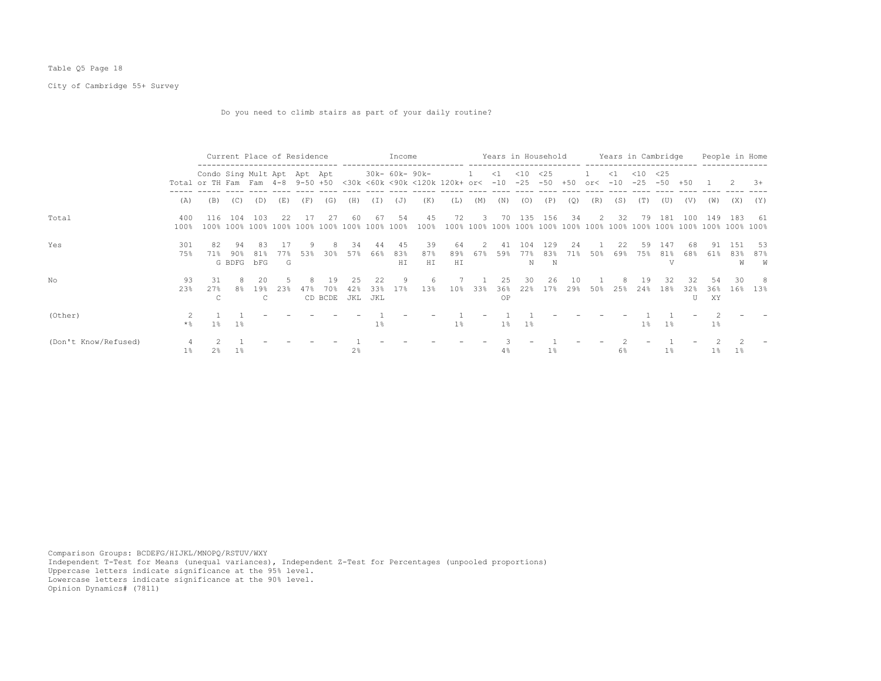Table Q5 Page 18

City of Cambridge 55+ Survey

Do you need to climb stairs as part of your daily routine?

| | | Current Place of Residence | | | | | | Income | | | | | Years in Household | | | | | Years in Cambridge | | | | | People in Home | | |
|---|---|---|---|---|---|---|---|---|---|---|---|---|---|---|---|---|---|---|---|---|---|---|---|---|---|
| | Total | Condo or TH | Sing Fam | Mult Fam | Apt 4-8 | Apt 9-50 | Apt +50 | <30k | 30k-<60k | 60k-<90k | 90k-<120k | 120k+ | 1 or< | <1 -10 | <10 -25 | <25 -50 | +50 | 1 or< | <1 -10 | <10 -25 | <25 -50 | +50 | 1 | 2 | 3+ |
| | (A) | (B) | (C) | (D) | (E) | (F) | (G) | (H) | (I) | (J) | (K) | (L) | (M) | (N) | (O) | (P) | (Q) | (R) | (S) | (T) | (U) | (V) | (W) | (X) | (Y) |
| Total | 400<br>100% | 116<br>100% | 104<br>100% | 103<br>100% | 22<br>100% | 17<br>100% | 27<br>100% | 60<br>100% | 67<br>100% | 54<br>100% | 45<br>100% | 72<br>100% | 3<br>100% | 70<br>100% | 135<br>100% | 156<br>100% | 34<br>100% | 2<br>100% | 32<br>100% | 79<br>100% | 181<br>100% | 100<br>100% | 149<br>100% | 183<br>100% | 61<br>100% |
| Yes | 301<br>75% | 82<br>71%<br>G | 94<br>90%<br>BDFG | 83<br>81%<br>bFG | 17<br>77%<br>G | 9<br>53% | 8<br>30% | 34<br>57% | 44<br>66% | 45<br>83%<br>HI | 39<br>87%<br>HI | 64<br>89%<br>HI | 2<br>67% | 41<br>59% | 104<br>77%<br>N | 129<br>83%<br>N | 24<br>71% | 1<br>50% | 22<br>69% | 59<br>75% | 147<br>81%<br>V | 68<br>68% | 91<br>61% | 151<br>83%<br>W | 53<br>87%<br>W |
| No | 93<br>23% | 31<br>27%<br>C | 8<br>8% | 20<br>19%<br>C | 5<br>23% | 8<br>47%<br>CD | 19<br>70%<br>BCDE | 25<br>42%<br>JKL | 22<br>33%<br>JKL | 9<br>17% | 6<br>13% | 7<br>10% | 1<br>33% | 25<br>36%<br>OP | 30<br>22% | 26<br>17% | 10<br>29% | 1<br>50% | 8<br>25% | 19<br>24% | 32<br>18% | 32<br>32%<br>U | 54<br>36%<br>XY | 30<br>16% | 8<br>13% |
| (Other) | 2<br>*% | 1<br>1% | 1<br>1% | - | - | - | - | - | 1<br>1% | - | - | 1<br>1% | - | 1<br>1% | 1<br>1% | - | - | - | - | 1<br>1% | 1<br>1% | - | 2<br>1% | - | - |
| (Don't Know/Refused) | 4<br>1% | 2<br>2% | 1<br>1% | - | - | - | - | 1<br>2% | - | - | - | - | - | 3<br>4% | - | 1<br>1% | - | - | 2<br>6% | - | 1<br>1% | - | 2<br>1% | 2<br>1% | - |

Comparison Groups: BCDEFG/HIJKL/MNOPQ/RSTUV/WXY
Independent T-Test for Means (unequal variances), Independent Z-Test for Percentages (unpooled proportions)
Uppercase letters indicate significance at the 95% level.
Lowercase letters indicate significance at the 90% level.
Opinion Dynamics# (7811)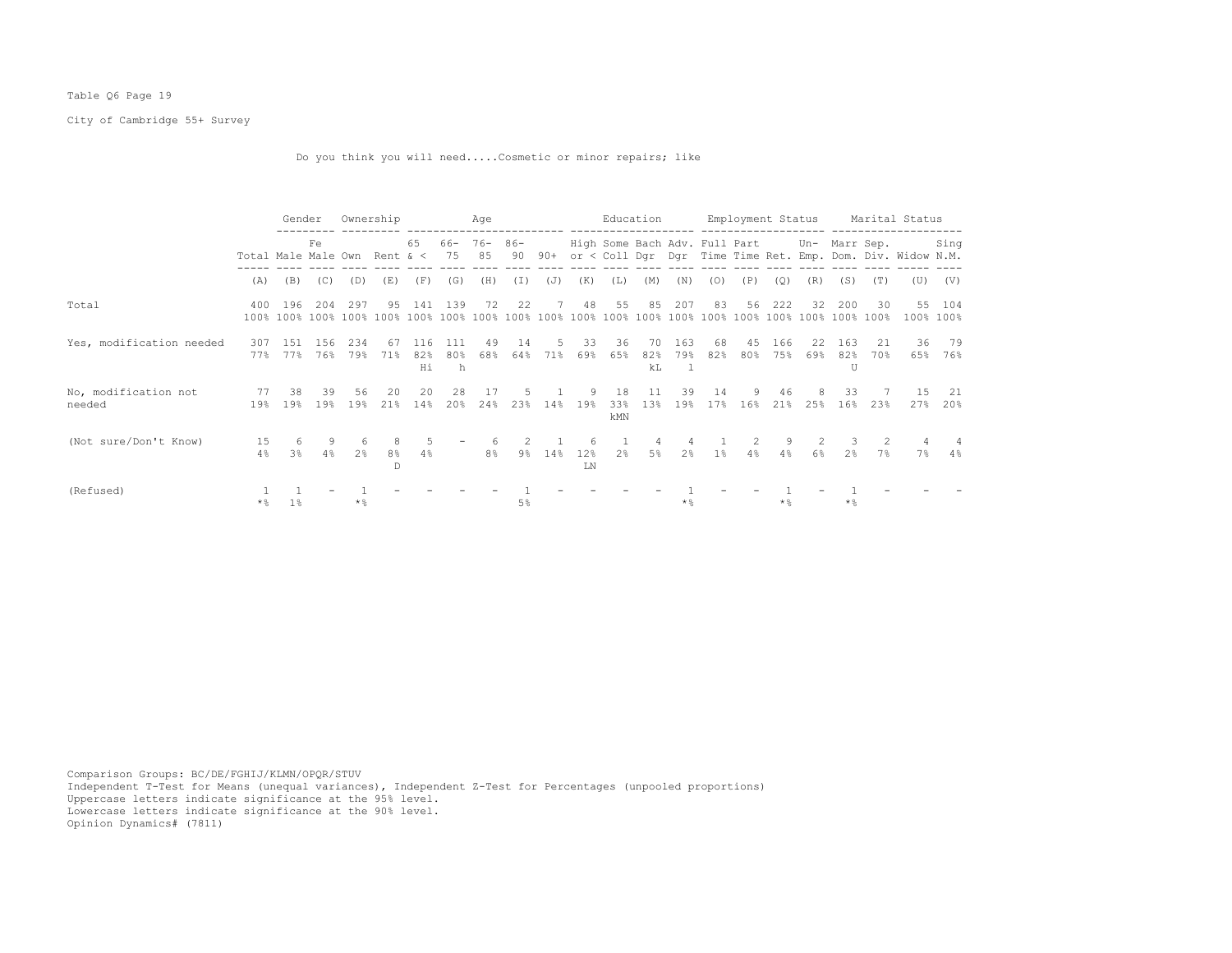Table Q6 Page 19

City of Cambridge 55+ Survey

Do you think you will need.....Cosmetic or minor repairs; like

| | | Gender | | Ownership | | Age | | | | | Education | | | | Employment Status | | | | Marital Status | | | |
|---|---|---|---|---|---|---|---|---|---|---|---|---|---|---|---|---|---|---|---|---|---|---|
| | Total | Male | Fe Male | Own | Rent | 65 & < | 66-75 | 76-85 | 86-90 | 90+ | High or < | Some Coll | Bach Dgr | Adv. Dgr | Full Time | Part Time | Ret. | Un-Emp. | Marr Dom. | Sep. Div. | Widow | Sing N.M. |
| | (A) | (B) | (C) | (D) | (E) | (F) | (G) | (H) | (I) | (J) | (K) | (L) | (M) | (N) | (O) | (P) | (Q) | (R) | (S) | (T) | (U) | (V) |
| Total | 400 | 196 | 204 | 297 | 95 | 141 | 139 | 72 | 22 | 7 | 48 | 55 | 85 | 207 | 83 | 56 | 222 | 32 | 200 | 30 | 55 | 104 |
| | 100% | 100% | 100% | 100% | 100% | 100% | 100% | 100% | 100% | 100% | 100% | 100% | 100% | 100% | 100% | 100% | 100% | 100% | 100% | 100% | 100% | 100% |
| Yes, modification needed | 307 | 151 | 156 | 234 | 67 | 116 | 111 | 49 | 14 | 5 | 33 | 36 | 70 | 163 | 68 | 45 | 166 | 22 | 163 | 21 | 36 | 79 |
| | 77% | 77% | 76% | 79% | 71% | 82% | 80% | 68% | 64% | 71% | 69% | 65% | 82% | 79% | 82% | 80% | 75% | 69% | 82% | 70% | 65% | 76% |
| | | | | | | Hi | h | | | | | | kL | l | | | | | U | | | |
| No, modification not needed | 77 | 38 | 39 | 56 | 20 | 20 | 28 | 17 | 5 | 1 | 9 | 18 | 11 | 39 | 14 | 9 | 46 | 8 | 33 | 7 | 15 | 21 |
| | 19% | 19% | 19% | 19% | 21% | 14% | 20% | 24% | 23% | 14% | 19% | 33% | 13% | 19% | 17% | 16% | 21% | 25% | 16% | 23% | 27% | 20% |
| | | | | | | | | | | | | kMN | | | | | | | | | | |
| (Not sure/Don't Know) | 15 | 6 | 9 | 6 | 8 | 5 | - | 6 | 2 | 1 | 6 | 1 | 4 | 4 | 1 | 2 | 9 | 2 | 3 | 2 | 4 | 4 |
| | 4% | 3% | 4% | 2% | 8% | 4% | | 8% | 9% | 14% | 12% | 2% | 5% | 2% | 1% | 4% | 4% | 6% | 2% | 7% | 7% | 4% |
| | | | | | D | | | | | | LN | | | | | | | | | | | |
| (Refused) | 1 | 1 | - | 1 | - | - | - | - | 1 | - | - | - | - | 1 | - | - | 1 | - | 1 | - | - | - |
| | *% | 1% | | *% | | | | | 5% | | | | | *% | | | *% | | *% | | | |

Comparison Groups: BC/DE/FGHIJ/KLMN/OPQR/STUV
Independent T-Test for Means (unequal variances), Independent Z-Test for Percentages (unpooled proportions)
Uppercase letters indicate significance at the 95% level.
Lowercase letters indicate significance at the 90% level.
Opinion Dynamics# (7811)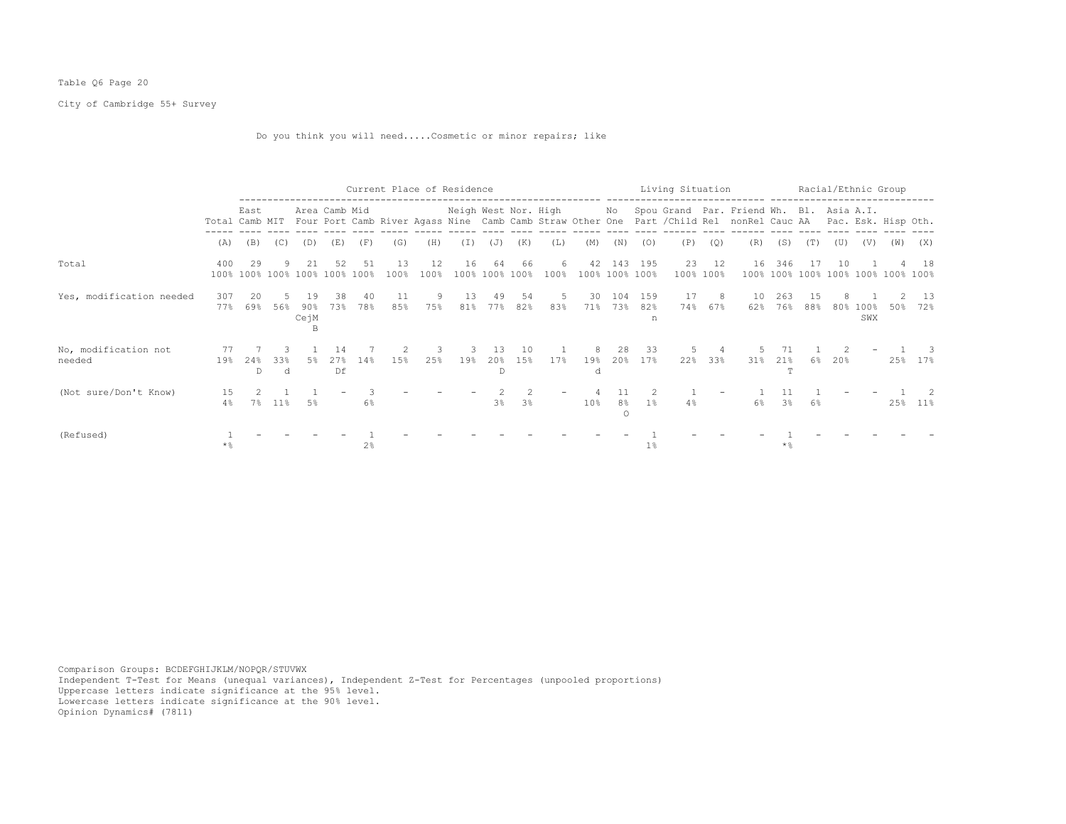Table Q6 Page 20

City of Cambridge 55+ Survey

Do you think you will need.....Cosmetic or minor repairs; like

| | | Current Place of Residence | | | | | | | | | | | | Living Situation | | | | | | Racial/Ethnic Group | | | | | | |
|---|---|---|---|---|---|---|---|---|---|---|---|---|---|---|---|---|---|---|---|---|---|---|---|---|---|---|
| | Total | East Camb | MIT | Area Four | Camb Port | Mid Camb | River | Agass | Neigh Nine | West Camb | Nor. Camb | High Straw | Other | No One | Spou Part | Grand /Child | Par. Rel | Friend nonRel | Wh. Cauc | Bl. AA | Asia Pac. | A.I. Esk. | Hisp | Oth. |
| | (A) | (B) | (C) | (D) | (E) | (F) | (G) | (H) | (I) | (J) | (K) | (L) | (M) | (N) | (O) | (P) | (Q) | (R) | (S) | (T) | (U) | (V) | (W) | (X) |
| Total | 400 100% | 29 100% | 9 100% | 21 100% | 52 100% | 51 100% | 13 100% | 12 100% | 16 100% | 64 100% | 66 100% | 6 100% | 42 100% | 143 100% | 195 100% | 23 100% | 12 100% | 16 100% | 346 100% | 17 100% | 10 100% | 1 100% | 4 100% | 18 100% |
| Yes, modification needed | 307 77% | 20 69% | 5 56% | 19 90% CejM B | 38 73% | 40 78% | 11 85% | 9 75% | 13 81% | 49 77% | 54 82% | 5 83% | 30 71% | 104 73% | 159 82% n | 17 74% | 8 67% | 10 62% | 263 76% | 15 88% | 8 80% | 1 100% SWX | 2 50% | 13 72% |
| No, modification not needed | 77 19% | 7 24% D | 3 33% d | 1 5% | 14 27% Df | 7 14% | 2 15% | 3 25% | 3 19% | 13 20% D | 10 15% | 1 17% | 8 19% d | 28 20% | 33 17% | 5 22% | 4 33% | 5 31% | 71 21% T | 1 6% | 2 20% | - | 1 25% | 3 17% |
| (Not sure/Don't Know) | 15 4% | 2 7% | 1 11% | 1 5% | - | 3 6% | - | - | - | 2 3% | 2 3% | - | 4 10% | 11 8% O | 2 1% | 1 4% | - | 1 6% | 11 3% | 1 6% | - | - | 1 25% | 2 11% |
| (Refused) | 1 *% | - | - | - | - | 1 2% | - | - | - | - | - | - | - | - | 1 1% | - | - | - | 1 *% | - | - | - | - | - |

Comparison Groups: BCDEFGHIJKLM/NOPQR/STUVWX
Independent T-Test for Means (unequal variances), Independent Z-Test for Percentages (unpooled proportions)
Uppercase letters indicate significance at the 95% level.
Lowercase letters indicate significance at the 90% level.
Opinion Dynamics# (7811)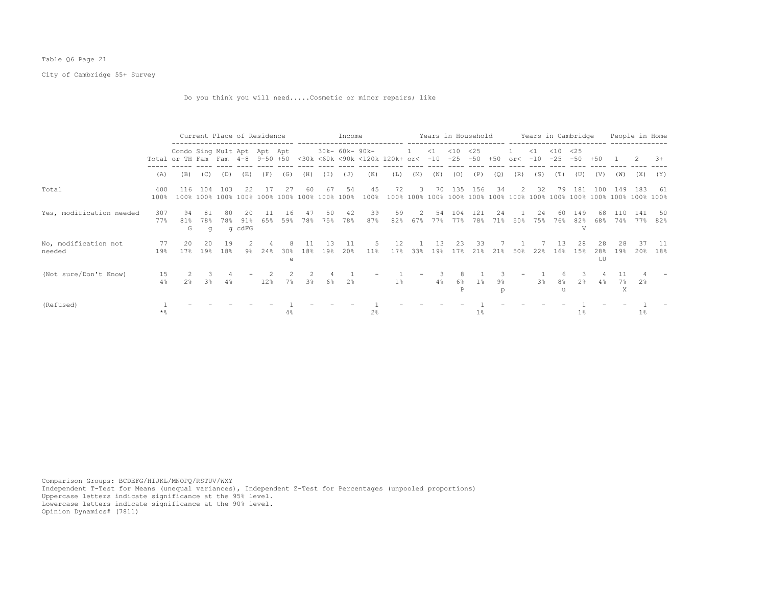Table Q6 Page 21

City of Cambridge 55+ Survey

Do you think you will need.....Cosmetic or minor repairs; like

| | | Current Place of Residence | | | | | | Income | | | | | Years in Household | | | | | Years in Cambridge | | | | | People in Home | | |
|---|---|---|---|---|---|---|---|---|---|---|---|---|---|---|---|---|---|---|---|---|---|---|---|---|---|
| | Total | Condo or TH | Sing Fam | Mult Fam | Apt 4-8 | Apt 9-50 | Apt +50 | <30k | 30k- <60k | 60k- <90k | 90k- <120k | 120k+ | 1 or< | <1 -10 | <10 -25 | <25 -50 | +50 | 1 or< | <1 -10 | <10 -25 | <25 -50 | +50 | 1 | 2 | 3+ |
| | (A) | (B) | (C) | (D) | (E) | (F) | (G) | (H) | (I) | (J) | (K) | (L) | (M) | (N) | (O) | (P) | (Q) | (R) | (S) | (T) | (U) | (V) | (W) | (X) | (Y) |
| Total | 400 100% | 116 100% | 104 100% | 103 100% | 22 100% | 17 100% | 27 100% | 60 100% | 67 100% | 54 100% | 45 100% | 72 100% | 3 100% | 70 100% | 135 100% | 156 100% | 34 100% | 2 100% | 32 100% | 79 100% | 181 100% | 100 100% | 149 100% | 183 100% | 61 100% |
| Yes, modification needed | 307 77% | 94 81% G | 81 78% g | 80 78% g | 20 91% cdFG | 11 65% | 16 59% | 47 78% | 50 75% | 42 78% | 39 87% | 59 82% | 2 67% | 54 77% | 104 77% | 121 78% | 24 71% | 1 50% | 24 75% | 60 76% | 149 82% V | 68 68% | 110 74% | 141 77% | 50 82% |
| No, modification not needed | 77 19% | 20 17% | 20 19% | 19 18% | 2 9% | 4 24% | 8 30% e | 11 18% | 13 19% | 11 20% | 5 11% | 12 17% | 1 33% | 13 19% | 23 17% | 33 21% | 7 21% | 1 50% | 7 22% | 13 16% | 28 15% | 28 28% tU | 28 19% | 37 20% | 11 18% |
| (Not sure/Don't Know) | 15 4% | 2 2% | 3 3% | 4 4% | - | 2 12% | 2 7% | 2 3% | 4 6% | 1 2% | - | 1 1% | - | 3 4% | 8 6% P | 1 1% | 3 9% p | - | 1 3% | 6 8% u | 3 2% | 4 4% | 11 7% X | 4 2% | - |
| (Refused) | 1 *% | - | - | - | - | - | 1 4% | - | - | - | 1 2% | - | - | - | - | 1 1% | - | - | - | - | 1 1% | - | - | 1 1% | - |

Comparison Groups: BCDEFG/HIJKL/MNOPQ/RSTUV/WXY
Independent T-Test for Means (unequal variances), Independent Z-Test for Percentages (unpooled proportions)
Uppercase letters indicate significance at the 95% level.
Lowercase letters indicate significance at the 90% level.
Opinion Dynamics# (7811)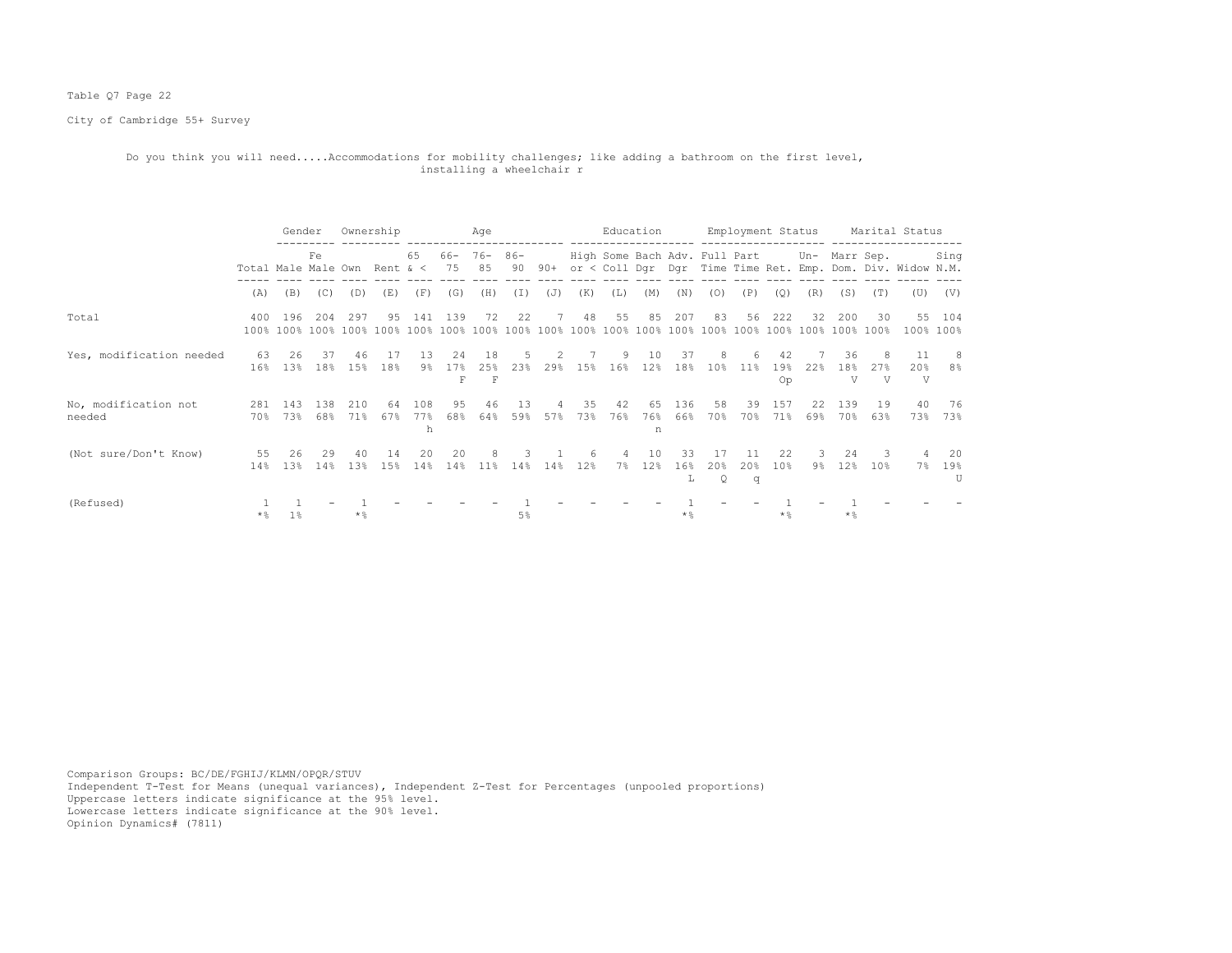Table Q7 Page 22

City of Cambridge 55+ Survey

Do you think you will need.....Accommodations for mobility challenges; like adding a bathroom on the first level, installing a wheelchair r

| | | Gender | | Ownership | | Age | | | | | Education | | | | Employment Status | | | | Marital Status | | | |
|---|---|---|---|---|---|---|---|---|---|---|---|---|---|---|---|---|---|---|---|---|---|---|
| | Total | Male | Fe Male | Own | Rent | 65 & < | 66-75 | 76-85 | 86-90 | 90+ | High or < | Some Coll | Bach Dgr | Adv. Dgr | Full Time | Part Time | Ret. | Un-Emp. | Marr Dom. | Sep. Div. | Widow | Sing N.M. |
| | (A) | (B) | (C) | (D) | (E) | (F) | (G) | (H) | (I) | (J) | (K) | (L) | (M) | (N) | (O) | (P) | (Q) | (R) | (S) | (T) | (U) | (V) |
| Total | 400 | 196 | 204 | 297 | 95 | 141 | 139 | 72 | 22 | 7 | 48 | 55 | 85 | 207 | 83 | 56 | 222 | 32 | 200 | 30 | 55 | 104 |
| | 100% | 100% | 100% | 100% | 100% | 100% | 100% | 100% | 100% | 100% | 100% | 100% | 100% | 100% | 100% | 100% | 100% | 100% | 100% | 100% | 100% | 100% |
| Yes, modification needed | 63 | 26 | 37 | 46 | 17 | 13 | 24 | 18 | 5 | 2 | 7 | 9 | 10 | 37 | 8 | 6 | 42 | 7 | 36 | 8 | 11 | 8 |
| | 16% | 13% | 18% | 15% | 18% | 9% | 17% | 25% | 23% | 29% | 15% | 16% | 12% | 18% | 10% | 11% | 19% | 22% | 18% | 27% | 20% | 8% |
| | | | | | | | F | F | | | | | | | | | Op | | V | V | V | |
| No, modification not needed | 281 | 143 | 138 | 210 | 64 | 108 | 95 | 46 | 13 | 4 | 35 | 42 | 65 | 136 | 58 | 39 | 157 | 22 | 139 | 19 | 40 | 76 |
| | 70% | 73% | 68% | 71% | 67% | 77% | 68% | 64% | 59% | 57% | 73% | 76% | 76% | 66% | 70% | 70% | 71% | 69% | 70% | 63% | 73% | 73% |
| | | | | | | h | | | | | | | n | | | | | | | | | |
| (Not sure/Don't Know) | 55 | 26 | 29 | 40 | 14 | 20 | 20 | 8 | 3 | 1 | 6 | 4 | 10 | 33 | 17 | 11 | 22 | 3 | 24 | 3 | 4 | 20 |
| | 14% | 13% | 14% | 13% | 15% | 14% | 14% | 11% | 14% | 14% | 12% | 7% | 12% | 16% | 20% | 20% | 10% | 9% | 12% | 10% | 7% | 19% |
| | | | | | | | | | | | | | | L | Q | q | | | | | | U |
| (Refused) | 1 | 1 | - | 1 | - | - | - | - | 1 | - | - | - | - | 1 | - | - | 1 | - | 1 | - | - | - |
| | *% | 1% | | *% | | | | | 5% | | | | | *% | | | *% | | *% | | | |

Comparison Groups: BC/DE/FGHIJ/KLMN/OPQR/STUV
Independent T-Test for Means (unequal variances), Independent Z-Test for Percentages (unpooled proportions)
Uppercase letters indicate significance at the 95% level.
Lowercase letters indicate significance at the 90% level.
Opinion Dynamics# (7811)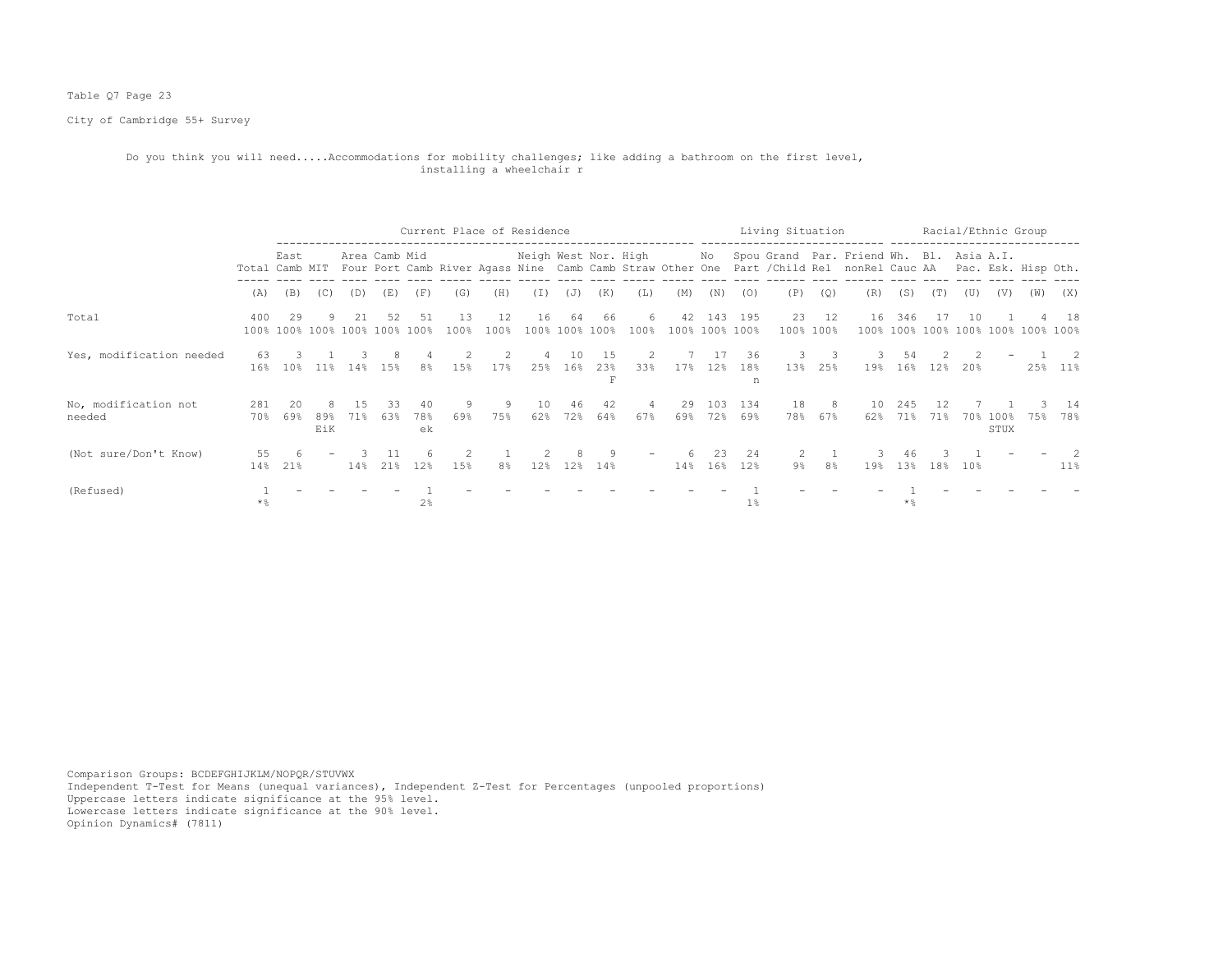Table Q7 Page 23

City of Cambridge 55+ Survey

Do you think you will need.....Accommodations for mobility challenges; like adding a bathroom on the first level, installing a wheelchair r

| | | Current Place of Residence | | | | | | | | | | | | | Living Situation | | | | | Racial/Ethnic Group | | | | | |
|---|---|---|---|---|---|---|---|---|---|---|---|---|---|---|---|---|---|---|---|---|---|---|---|---|---|
| | Total | East Camb | MIT | Area Four | Camb Port | Mid Camb | River | Agass | Neigh Nine | West Camb | Nor. Camb | High Straw | Other | No One | Spou Part | Grand /Child | Par. Rel | Friend nonRel | Wh. Cauc | Bl. AA | Asia Pac. | A.I. Esk. | Hisp | Oth. |
| | (A) | (B) | (C) | (D) | (E) | (F) | (G) | (H) | (I) | (J) | (K) | (L) | (M) | (N) | (O) | (P) | (Q) | (R) | (S) | (T) | (U) | (V) | (W) | (X) |
| Total | 400<br>100% | 29<br>100% | 9<br>100% | 21<br>100% | 52<br>100% | 51<br>100% | 13<br>100% | 12<br>100% | 16<br>100% | 64<br>100% | 66<br>100% | 6<br>100% | 42<br>100% | 143<br>100% | 195<br>100% | 23<br>100% | 12<br>100% | 16<br>100% | 346<br>100% | 17<br>100% | 10<br>100% | 1<br>100% | 4<br>100% | 18<br>100% |
| Yes, modification needed | 63<br>16% | 3<br>10% | 1<br>11% | 3<br>14% | 8<br>15% | 4<br>8% | 2<br>15% | 2<br>17% | 4<br>25% | 10<br>16% | 15<br>23%<br>F | 2<br>33% | 7<br>17% | 17<br>12% | 36<br>18%<br>n | 3<br>13% | 3<br>25% | 3<br>19% | 54<br>16% | 2<br>12% | 2<br>20% | - | 1<br>25% | 2<br>11% |
| No, modification not needed | 281<br>70% | 20<br>69% | 8<br>89%<br>EiK | 15<br>71% | 33<br>63% | 40<br>78%<br>ek | 9<br>69% | 9<br>75% | 10<br>62% | 46<br>72% | 42<br>64% | 4<br>67% | 29<br>69% | 103<br>72% | 134<br>69% | 18<br>78% | 8<br>67% | 10<br>62% | 245<br>71% | 12<br>71% | 7<br>70% | 1<br>100%<br>STUX | 3<br>75% | 14<br>78% |
| (Not sure/Don't Know) | 55<br>14% | 6<br>21% | - | 3<br>14% | 11<br>21% | 6<br>12% | 2<br>15% | 1<br>8% | 2<br>12% | 8<br>12% | 9<br>14% | - | 6<br>14% | 23<br>16% | 24<br>12% | 2<br>9% | 1<br>8% | 3<br>19% | 46<br>13% | 3<br>18% | 1<br>10% | - | - | 2<br>11% |
| (Refused) | 1<br>*% | - | - | - | - | 1<br>2% | - | - | - | - | - | - | - | - | 1<br>1% | - | - | - | 1<br>*% | - | - | - | - | - |

Comparison Groups: BCDEFGHIJKLM/NOPQR/STUVWX
Independent T-Test for Means (unequal variances), Independent Z-Test for Percentages (unpooled proportions)
Uppercase letters indicate significance at the 95% level.
Lowercase letters indicate significance at the 90% level.
Opinion Dynamics# (7811)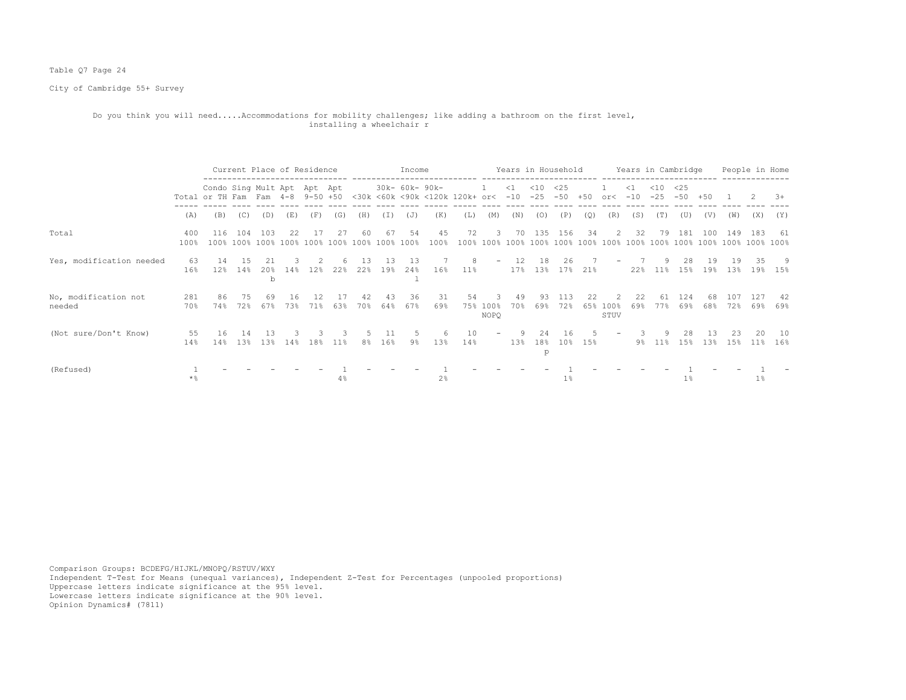Table Q7 Page 24

City of Cambridge 55+ Survey

Do you think you will need.....Accommodations for mobility challenges; like adding a bathroom on the first level, installing a wheelchair r

| | Total | Current Place of Residence | | | | | | Income | | | | | Years in Household | | | | | Years in Cambridge | | | | | People in Home | | |
|---|---|---|---|---|---|---|---|---|---|---|---|---|---|---|---|---|---|---|---|---|---|---|---|---|---|
| | Total | Condo or TH | Sing Fam | Mult Fam | Apt 4-8 | Apt 9-50 | Apt +50 | <30k | 30k- <60k | 60k- <90k | 90k- <120k | 120k+ | 1 or< | <1 -10 | <10 -25 | <25 -50 | +50 | 1 or< | <1 -10 | <10 -25 | <25 -50 | +50 | 1 | 2 | 3+ |
| | (A) | (B) | (C) | (D) | (E) | (F) | (G) | (H) | (I) | (J) | (K) | (L) | (M) | (N) | (O) | (P) | (Q) | (R) | (S) | (T) | (U) | (V) | (W) | (X) | (Y) |
| Total | 400 | 116 | 104 | 103 | 22 | 17 | 27 | 60 | 67 | 54 | 45 | 72 | 3 | 70 | 135 | 156 | 34 | 2 | 32 | 79 | 181 | 100 | 149 | 183 | 61 |
| | 100% | 100% | 100% | 100% | 100% | 100% | 100% | 100% | 100% | 100% | 100% | 100% | 100% | 100% | 100% | 100% | 100% | 100% | 100% | 100% | 100% | 100% | 100% | 100% | 100% |
| Yes, modification needed | 63 | 14 | 15 | 21 | 3 | 2 | 6 | 13 | 13 | 13 | 7 | 8 | - | 12 | 18 | 26 | 7 | - | 7 | 9 | 28 | 19 | 19 | 35 | 9 |
| | 16% | 12% | 14% | 20% | 14% | 12% | 22% | 22% | 19% | 24% | 16% | 11% | | 17% | 13% | 17% | 21% | | 22% | 11% | 15% | 19% | 13% | 19% | 15% |
| | | | | b | | | | | | l | | | | | | | | | | | | | | | |
| No, modification not needed | 281 | 86 | 75 | 69 | 16 | 12 | 17 | 42 | 43 | 36 | 31 | 54 | 3 | 49 | 93 | 113 | 22 | 2 | 22 | 61 | 124 | 68 | 107 | 127 | 42 |
| | 70% | 74% | 72% | 67% | 73% | 71% | 63% | 70% | 64% | 67% | 69% | 75% | 100% | 70% | 69% | 72% | 65% | 100% | 69% | 77% | 69% | 68% | 72% | 69% | 69% |
| | | | | | | | | | | | | | NOPQ | | | | | STUV | | | | | | | |
| (Not sure/Don't Know) | 55 | 16 | 14 | 13 | 3 | 3 | 3 | 5 | 11 | 5 | 6 | 10 | - | 9 | 24 | 16 | 5 | - | 3 | 9 | 28 | 13 | 23 | 20 | 10 |
| | 14% | 14% | 13% | 13% | 14% | 18% | 11% | 8% | 16% | 9% | 13% | 14% | | 13% | 18% | 10% | 15% | | 9% | 11% | 15% | 13% | 15% | 11% | 16% |
| | | | | | | | | | | | | | | | p | | | | | | | | | | |
| (Refused) | 1 | - | - | - | - | - | 1 | - | - | - | 1 | - | - | - | - | 1 | - | - | - | - | 1 | - | - | 1 | - |
| | *% | | | | | | 4% | | | | 2% | | | | | 1% | | | | | 1% | | | 1% | |

Comparison Groups: BCDEFG/HIJKL/MNOPQ/RSTUV/WXY
Independent T-Test for Means (unequal variances), Independent Z-Test for Percentages (unpooled proportions)
Uppercase letters indicate significance at the 95% level.
Lowercase letters indicate significance at the 90% level.
Opinion Dynamics# (7811)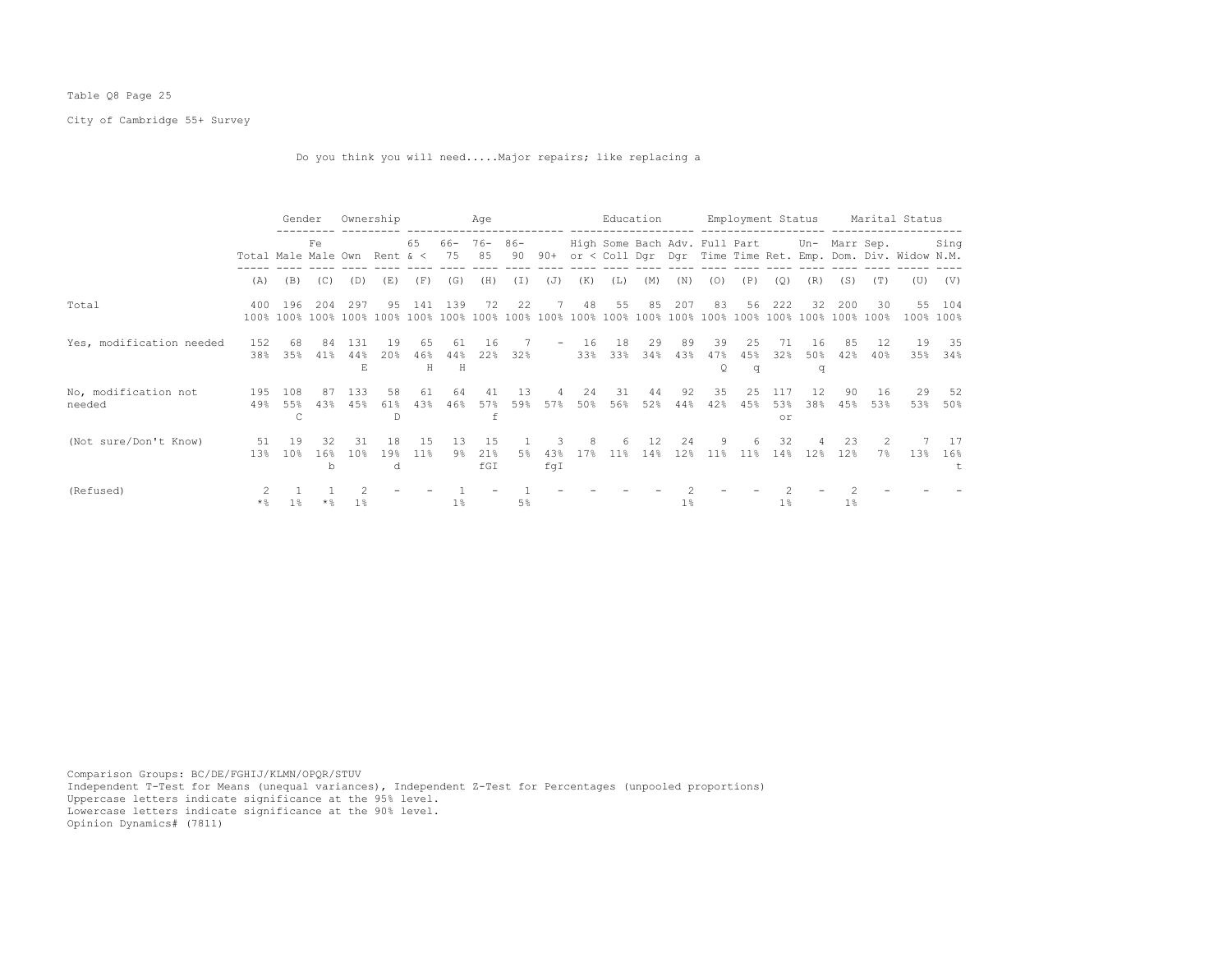Table Q8 Page 25

City of Cambridge 55+ Survey

Do you think you will need.....Major repairs; like replacing a

| | Total | Gender | | Ownership | | Age | | | | | Education | | | | Employment Status | | | | Marital Status | | | |
|---|---|---|---|---|---|---|---|---|---|---|---|---|---|---|---|---|---|---|---|---|---|---|
| | Total | Male | Female | Own | Rent | 65 & < | 66-75 | 76-85 | 86-90 | 90+ | High or < | Some Coll | Bach Dgr | Adv. Dgr | Full Time | Part Time | Ret. | Un-Emp. | Marr Dom. | Sep. Div. | Widow | Sing N.M. |
| | (A) | (B) | (C) | (D) | (E) | (F) | (G) | (H) | (I) | (J) | (K) | (L) | (M) | (N) | (O) | (P) | (Q) | (R) | (S) | (T) | (U) | (V) |
| Total | 400<br>100% | 196<br>100% | 204<br>100% | 297<br>100% | 95<br>100% | 141<br>100% | 139<br>100% | 72<br>100% | 22<br>100% | 7<br>100% | 48<br>100% | 55<br>100% | 85<br>100% | 207<br>100% | 83<br>100% | 56<br>100% | 222<br>100% | 32<br>100% | 200<br>100% | 30<br>100% | 55<br>100% | 104<br>100% |
| Yes, modification needed | 152<br>38% | 68<br>35% | 84<br>41% | 131<br>44%<br>E | 19<br>20% | 65<br>46%<br>H | 61<br>44%<br>H | 16<br>22% | 7<br>32% | - | 16<br>33% | 18<br>33% | 29<br>34% | 89<br>43% | 39<br>47%<br>Q | 25<br>45%<br>q | 71<br>32% | 16<br>50%<br>q | 85<br>42% | 12<br>40% | 19<br>35% | 35<br>34% |
| No, modification not needed | 195<br>49% | 108<br>55%<br>C | 87<br>43% | 133<br>45% | 58<br>61%<br>D | 61<br>43% | 64<br>46% | 41<br>57%<br>f | 13<br>59% | 4<br>57% | 24<br>50% | 31<br>56% | 44<br>52% | 92<br>44% | 35<br>42% | 25<br>45% | 117<br>53%<br>or | 12<br>38% | 90<br>45% | 16<br>53% | 29<br>53% | 52<br>50% |
| (Not sure/Don't Know) | 51<br>13% | 19<br>10% | 32<br>16%<br>b | 31<br>10% | 18<br>19%<br>d | 15<br>11% | 13<br>9% | 15<br>21%<br>fGI | 1<br>5% | 3<br>43%<br>fgI | 8<br>17% | 6<br>11% | 12<br>14% | 24<br>12% | 9<br>11% | 6<br>11% | 32<br>14% | 4<br>12% | 23<br>12% | 2<br>7% | 7<br>13% | 17<br>16%<br>t |
| (Refused) | 2<br>*% | 1<br>1% | 1<br>*% | 2<br>1% | - | - | 1<br>1% | - | 1<br>5% | - | - | - | - | 2<br>1% | - | - | 2<br>1% | - | 2<br>1% | - | - | - |

Comparison Groups: BC/DE/FGHIJ/KLMN/OPQR/STUV
Independent T-Test for Means (unequal variances), Independent Z-Test for Percentages (unpooled proportions)
Uppercase letters indicate significance at the 95% level.
Lowercase letters indicate significance at the 90% level.
Opinion Dynamics# (7811)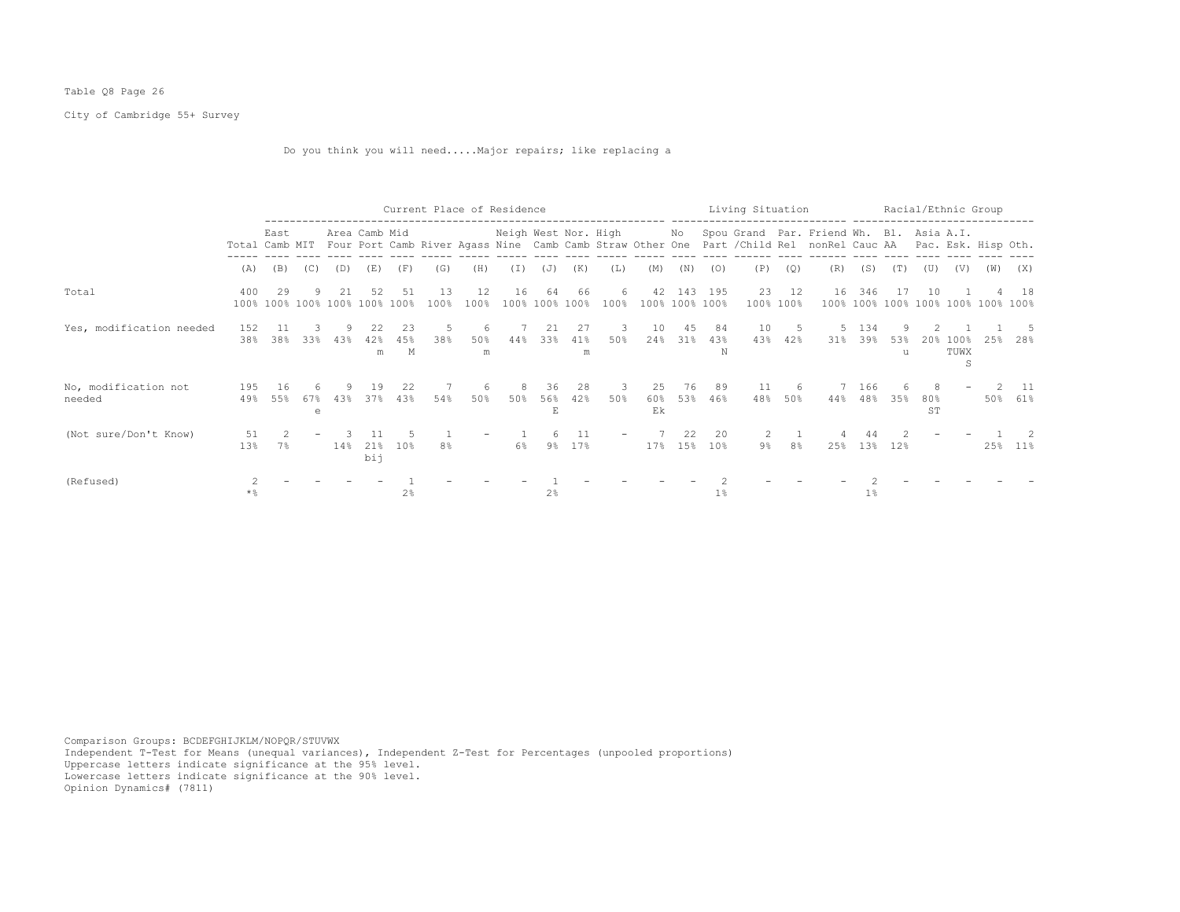Table Q8 Page 26

City of Cambridge 55+ Survey

Do you think you will need.....Major repairs; like replacing a

| | | Current Place of Residence | | | | | | | | | | | | Living Situation | | | | | | Racial/Ethnic Group | | | | | |
|---|---|---|---|---|---|---|---|---|---|---|---|---|---|---|---|---|---|---|---|---|---|---|---|---|---|
| | Total | East Camb | MIT | Area Four | Camb Port | Mid Camb | River | Agass | Neigh Nine | West Camb | Nor. Camb | High Straw | Other | No One | Spou Part | Grand /Child | Par. Rel | Friend nonRel | Wh. Cauc | Bl. AA | Asia Pac. | A.I. Esk. | Hisp | Oth. |
| | (A) | (B) | (C) | (D) | (E) | (F) | (G) | (H) | (I) | (J) | (K) | (L) | (M) | (N) | (O) | (P) | (Q) | (R) | (S) | (T) | (U) | (V) | (W) | (X) |
| Total | 400 100% | 29 100% | 9 100% | 21 100% | 52 100% | 51 100% | 13 100% | 12 100% | 16 100% | 64 100% | 66 100% | 6 100% | 42 100% | 143 100% | 195 100% | 23 100% | 12 100% | 16 100% | 346 100% | 17 100% | 10 100% | 1 100% | 4 100% | 18 100% |
| Yes, modification needed | 152 38% | 11 38% | 3 33% | 9 43% | 22 42% m | 23 45% M | 5 38% | 6 50% m | 7 44% | 21 33% | 27 41% m | 3 50% | 10 24% | 45 31% | 84 43% N | 10 43% | 5 42% | 5 31% | 134 39% | 9 53% u | 2 20% | 1 100% TUWX S | 1 25% | 5 28% |
| No, modification not needed | 195 49% | 16 55% | 6 67% e | 9 43% | 19 37% | 22 43% | 7 54% | 6 50% | 8 50% | 36 56% E | 28 42% | 3 50% | 25 60% Ek | 76 53% | 89 46% | 11 48% | 6 50% | 7 44% | 166 48% | 6 35% | 8 80% ST | - | 2 50% | 11 61% |
| (Not sure/Don't Know) | 51 13% | 2 7% | - | 3 14% | 11 21% bij | 5 10% | 1 8% | - | 1 6% | 6 9% | 11 17% | - | 7 17% | 22 15% | 20 10% | 2 9% | 1 8% | 4 25% | 44 13% | 2 12% | - | - | 1 25% | 2 11% |
| (Refused) | 2 *% | - | - | - | - | 1 2% | - | - | - | 1 2% | - | - | - | - | 2 1% | - | - | - | 2 1% | - | - | - | - | - |

Comparison Groups: BCDEFGHIJKLM/NOPQR/STUVWX
Independent T-Test for Means (unequal variances), Independent Z-Test for Percentages (unpooled proportions)
Uppercase letters indicate significance at the 95% level.
Lowercase letters indicate significance at the 90% level.
Opinion Dynamics# (7811)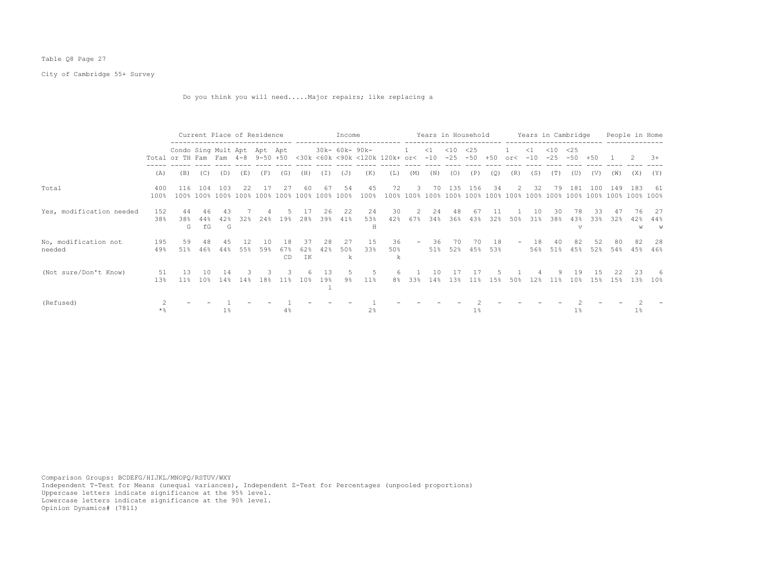Table Q8 Page 27

City of Cambridge 55+ Survey

Do you think you will need.....Major repairs; like replacing a

| | | Current Place of Residence | | | | | | Income | | | | | Years in Household | | | | | Years in Cambridge | | | | | People in Home | | |
|---|---|---|---|---|---|---|---|---|---|---|---|---|---|---|---|---|---|---|---|---|---|---|---|---|---|
| | Total | Condo or TH | Sing Fam | Mult Fam | Apt 4-8 | Apt 9-50 | Apt +50 | <30k | 30k-<60k | 60k-<90k | 90k-<120k | 120k+ | 1 or< | <1 -10 | <10 -25 | <25 -50 | +50 | 1 or< | <1 -10 | <10 -25 | <25 -50 | +50 | 1 | 2 | 3+ |
| | (A) | (B) | (C) | (D) | (E) | (F) | (G) | (H) | (I) | (J) | (K) | (L) | (M) | (N) | (O) | (P) | (Q) | (R) | (S) | (T) | (U) | (V) | (W) | (X) | (Y) |
| Total | 400<br>100% | 116<br>100% | 104<br>100% | 103<br>100% | 22<br>100% | 17<br>100% | 27<br>100% | 60<br>100% | 67<br>100% | 54<br>100% | 45<br>100% | 72<br>100% | 3<br>100% | 70<br>100% | 135<br>100% | 156<br>100% | 34<br>100% | 2<br>100% | 32<br>100% | 79<br>100% | 181<br>100% | 100<br>100% | 149<br>100% | 183<br>100% | 61<br>100% |
| Yes, modification needed | 152<br>38% | 44<br>38%<br>G | 46<br>44%<br>fG | 43<br>42%<br>G | 7<br>32% | 4<br>24% | 5<br>19% | 17<br>28% | 26<br>39% | 22<br>41% | 24<br>53%<br>H | 30<br>42% | 2<br>67% | 24<br>34% | 48<br>36% | 67<br>43% | 11<br>32% | 1<br>50% | 10<br>31% | 30<br>38% | 78<br>43%<br>v | 33<br>33% | 47<br>32% | 76<br>42%<br>w | 27<br>44%<br>w |
| No, modification not needed | 195<br>49% | 59<br>51% | 48<br>46% | 45<br>44% | 12<br>55% | 10<br>59% | 18<br>67%<br>CD | 37<br>62%<br>IK | 28<br>42% | 27<br>50%<br>k | 15<br>33% | 36<br>50%<br>k | - | 36<br>51% | 70<br>52% | 70<br>45% | 18<br>53% | - | 18<br>56% | 40<br>51% | 82<br>45% | 52<br>52% | 80<br>54% | 82<br>45% | 28<br>46% |
| (Not sure/Don't Know) | 51<br>13% | 13<br>11% | 10<br>10% | 14<br>14% | 3<br>14% | 3<br>18% | 3<br>11% | 6<br>10% | 13<br>19%<br>l | 5<br>9% | 5<br>11% | 6<br>8% | 1<br>33% | 10<br>14% | 17<br>13% | 17<br>11% | 5<br>15% | 1<br>50% | 4<br>12% | 9<br>11% | 19<br>10% | 15<br>15% | 22<br>15% | 23<br>13% | 6<br>10% |
| (Refused) | 2<br>*% | - | - | 1<br>1% | - | - | 1<br>4% | - | - | - | 1<br>2% | - | - | - | - | 2<br>1% | - | - | - | - | 2<br>1% | - | - | 2<br>1% | - |

Comparison Groups: BCDEFG/HIJKL/MNOPQ/RSTUV/WXY
Independent T-Test for Means (unequal variances), Independent Z-Test for Percentages (unpooled proportions)
Uppercase letters indicate significance at the 95% level.
Lowercase letters indicate significance at the 90% level.
Opinion Dynamics# (7811)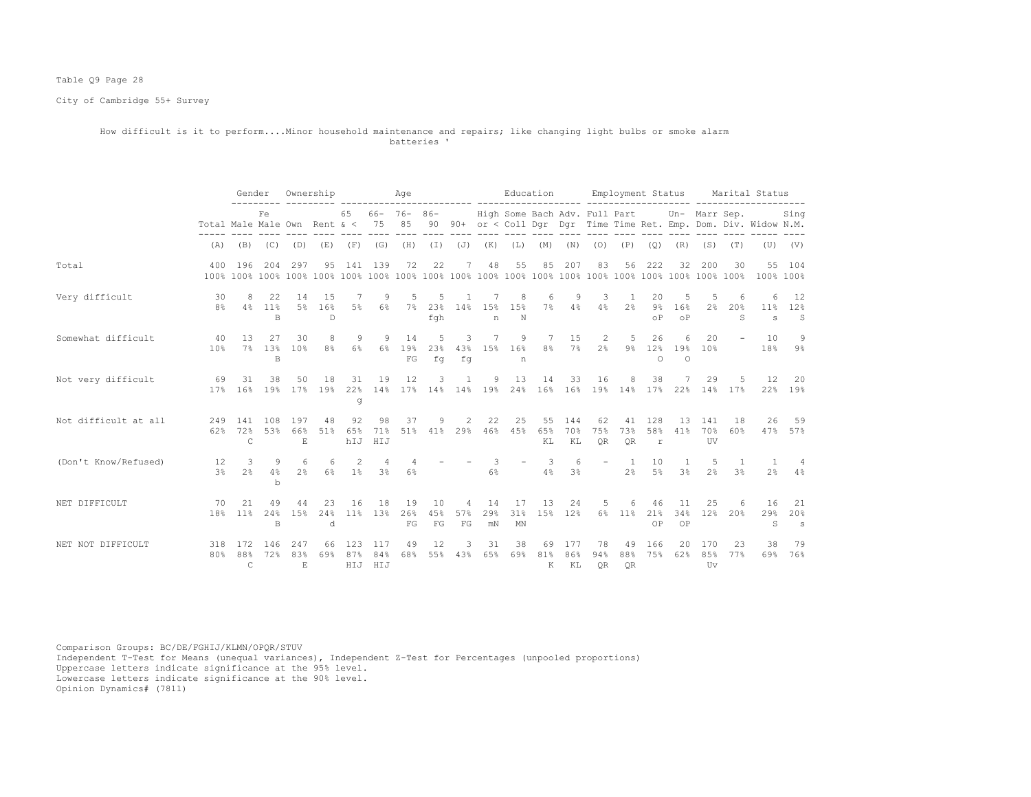Table Q9 Page 28

City of Cambridge 55+ Survey

How difficult is it to perform....Minor household maintenance and repairs; like changing light bulbs or smoke alarm batteries '

| | | Gender | | Ownership | | Age | | | | | Education | | | | Employment Status | | | | Marital Status | | | |
|---|---|---|---|---|---|---|---|---|---|---|---|---|---|---|---|---|---|---|---|---|---|---|
| | Total | Male | Fe Male | Own | Rent | 65 & < | 66-75 | 76-85 | 86-90 | 90+ | High or < | Some Coll | Bach Dgr | Adv. Dgr | Full Time | Part Time | Ret. | Un-Emp. | Marr Dom. | Sep. Div. | Widow | Sing N.M. |
| | (A) | (B) | (C) | (D) | (E) | (F) | (G) | (H) | (I) | (J) | (K) | (L) | (M) | (N) | (O) | (P) | (Q) | (R) | (S) | (T) | (U) | (V) |
| Total | 400 | 196 | 204 | 297 | 95 | 141 | 139 | 72 | 22 | 7 | 48 | 55 | 85 | 207 | 83 | 56 | 222 | 32 | 200 | 30 | 55 | 104 |
| | 100% | 100% | 100% | 100% | 100% | 100% | 100% | 100% | 100% | 100% | 100% | 100% | 100% | 100% | 100% | 100% | 100% | 100% | 100% | 100% | 100% | 100% |
| Very difficult | 30 | 8 | 22 | 14 | 15 | 7 | 9 | 5 | 5 | 1 | 7 | 8 | 6 | 9 | 3 | 1 | 20 | 5 | 5 | 6 | 6 | 12 |
| | 8% | 4% | 11% | 5% | 16% | 5% | 6% | 7% | 23% | 14% | 15% | 15% | 7% | 4% | 4% | 2% | 9% | 16% | 2% | 20% | 11% | 12% |
| | | | B | | D | | | | fgh | | n | N | | | | | oP | oP | | S | s | S |
| Somewhat difficult | 40 | 13 | 27 | 30 | 8 | 9 | 9 | 14 | 5 | 3 | 7 | 9 | 7 | 15 | 2 | 5 | 26 | 6 | 20 | - | 10 | 9 |
| | 10% | 7% | 13% | 10% | 8% | 6% | 6% | 19% | 23% | 43% | 15% | 16% | 8% | 7% | 2% | 9% | 12% | 19% | 10% | | 18% | 9% |
| | | | B | | | | | FG | fg | fg | | n | | | | | O | O | | | | |
| Not very difficult | 69 | 31 | 38 | 50 | 18 | 31 | 19 | 12 | 3 | 1 | 9 | 13 | 14 | 33 | 16 | 8 | 38 | 7 | 29 | 5 | 12 | 20 |
| | 17% | 16% | 19% | 17% | 19% | 22% | 14% | 17% | 14% | 14% | 19% | 24% | 16% | 16% | 19% | 14% | 17% | 22% | 14% | 17% | 22% | 19% |
| | | | | | | g | | | | | | | | | | | | | | | | |
| Not difficult at all | 249 | 141 | 108 | 197 | 48 | 92 | 98 | 37 | 9 | 2 | 22 | 25 | 55 | 144 | 62 | 41 | 128 | 13 | 141 | 18 | 26 | 59 |
| | 62% | 72% | 53% | 66% | 51% | 65% | 71% | 51% | 41% | 29% | 46% | 45% | 65% | 70% | 75% | 73% | 58% | 41% | 70% | 60% | 47% | 57% |
| | | C | | E | | hIJ | HIJ | | | | | | KL | KL | QR | QR | r | | UV | | | |
| (Don't Know/Refused) | 12 | 3 | 9 | 6 | 6 | 2 | 4 | 4 | - | - | 3 | - | 3 | 6 | - | 1 | 10 | 1 | 5 | 1 | 1 | 4 |
| | 3% | 2% | 4% | 2% | 6% | 1% | 3% | 6% | | | 6% | | 4% | 3% | | 2% | 5% | 3% | 2% | 3% | 2% | 4% |
| | | | b | | | | | | | | | | | | | | | | | | | |
| NET DIFFICULT | 70 | 21 | 49 | 44 | 23 | 16 | 18 | 19 | 10 | 4 | 14 | 17 | 13 | 24 | 5 | 6 | 46 | 11 | 25 | 6 | 16 | 21 |
| | 18% | 11% | 24% | 15% | 24% | 11% | 13% | 26% | 45% | 57% | 29% | 31% | 15% | 12% | 6% | 11% | 21% | 34% | 12% | 20% | 29% | 20% |
| | | | B | | d | | | FG | FG | FG | mN | MN | | | | | OP | OP | | | S | s |
| NET NOT DIFFICULT | 318 | 172 | 146 | 247 | 66 | 123 | 117 | 49 | 12 | 3 | 31 | 38 | 69 | 177 | 78 | 49 | 166 | 20 | 170 | 23 | 38 | 79 |
| | 80% | 88% | 72% | 83% | 69% | 87% | 84% | 68% | 55% | 43% | 65% | 69% | 81% | 86% | 94% | 88% | 75% | 62% | 85% | 77% | 69% | 76% |
| | | C | | E | | HIJ | HIJ | | | | | | K | KL | QR | QR | | | Uv | | | |

Comparison Groups: BC/DE/FGHIJ/KLMN/OPQR/STUV
Independent T-Test for Means (unequal variances), Independent Z-Test for Percentages (unpooled proportions)
Uppercase letters indicate significance at the 95% level.
Lowercase letters indicate significance at the 90% level.
Opinion Dynamics# (7811)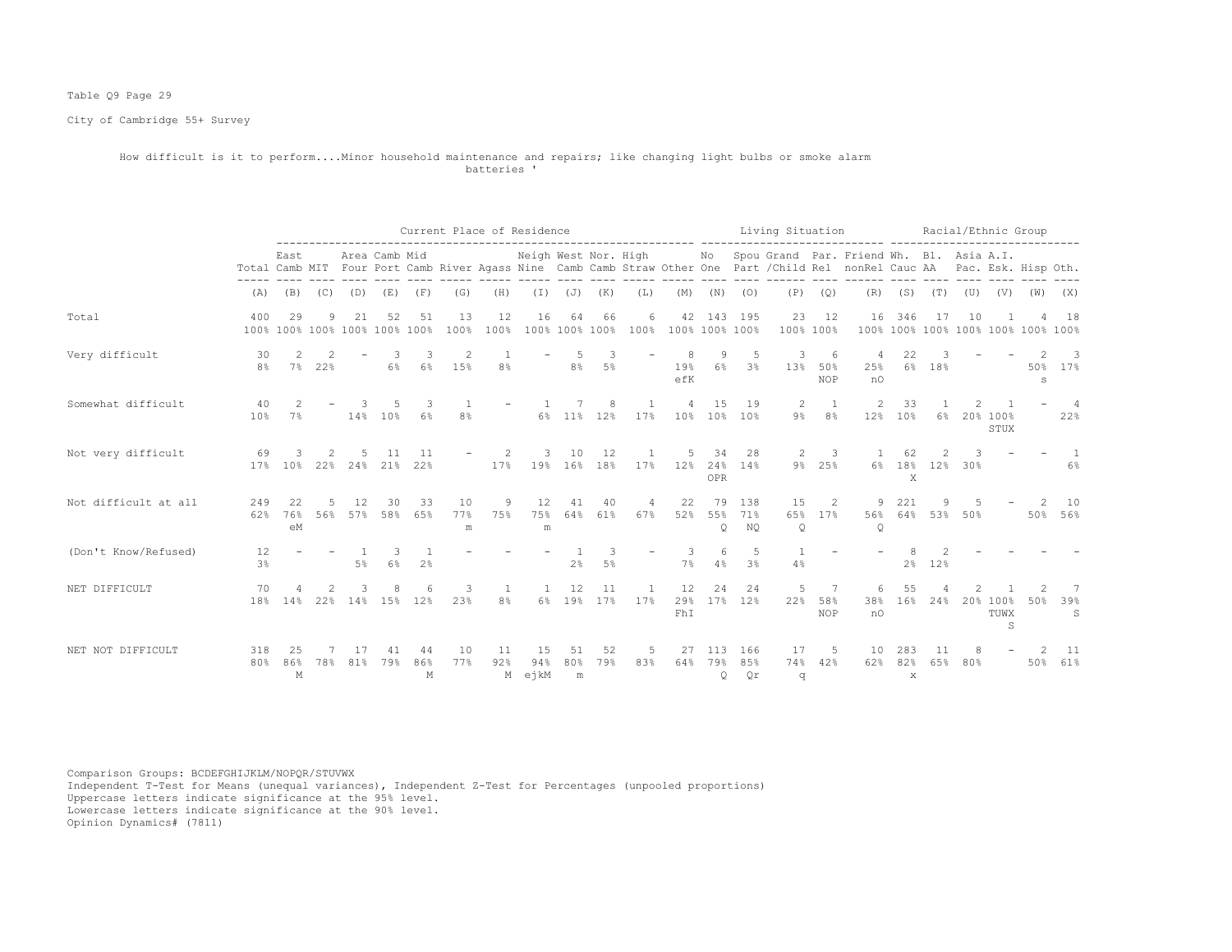Table Q9 Page 29

City of Cambridge 55+ Survey

How difficult is it to perform....Minor household maintenance and repairs; like changing light bulbs or smoke alarm batteries '

| | | Current Place of Residence | | | | | | | | | | | | Living Situation | | | | | | Racial/Ethnic Group | | | | | | |
|---|---|---|---|---|---|---|---|---|---|---|---|---|---|---|---|---|---|---|---|---|---|---|---|---|---|---|
| | Total | East Camb | MIT | Area Four | Camb Port | Mid Camb | River | Agass | Neigh Nine | West Camb | Nor. Camb | High Straw | Other | No One | Spou Part | Grand /Child | Par. Rel | Friend nonRel | Wh. Cauc | Bl. AA | Asia Pac. | A.I. Esk. | Hisp | Oth. |
| | (A) | (B) | (C) | (D) | (E) | (F) | (G) | (H) | (I) | (J) | (K) | (L) | (M) | (N) | (O) | (P) | (Q) | (R) | (S) | (T) | (U) | (V) | (W) | (X) |
| Total | 400 100% | 29 100% | 9 100% | 21 100% | 52 100% | 51 100% | 13 100% | 12 100% | 16 100% | 64 100% | 66 100% | 6 100% | 42 100% | 143 100% | 195 100% | 23 100% | 12 100% | 16 100% | 346 100% | 17 100% | 10 100% | 1 100% | 4 100% | 18 100% |
| Very difficult | 30 8% | 2 7% | 2 22% | - | 3 6% | 3 6% | 2 15% | 1 8% | - | 5 8% | 3 5% | - | 8 19% efK | 9 6% | 5 3% | 3 13% | 6 50% NOP | 4 25% nO | 22 6% | 3 18% | - | - | 2 50% s | 3 17% |
| Somewhat difficult | 40 10% | 2 7% | - | 3 14% | 5 10% | 3 6% | 1 8% | - | 1 6% | 7 11% | 8 12% | 1 17% | 4 10% | 15 10% | 19 10% | 2 9% | 1 8% | 2 12% | 33 10% | 1 6% | 2 20% | 1 100% STUX | - | 4 22% |
| Not very difficult | 69 17% | 3 10% | 2 22% | 5 24% | 11 21% | 11 22% | - | 2 17% | 3 19% | 10 16% | 12 18% | 1 17% | 5 12% | 34 24% OPR | 28 14% | 2 9% | 3 25% | 1 6% | 62 18% X | 2 12% | 3 30% | - | - | 1 6% |
| Not difficult at all | 249 62% | 22 76% eM | 5 56% | 12 57% | 30 58% | 33 65% | 10 77% m | 9 75% | 12 75% m | 41 64% | 40 61% | 4 67% | 22 52% | 79 55% Q | 138 71% NQ | 15 65% Q | 2 17% | 9 56% Q | 221 64% | 9 53% | 5 50% | - | 2 50% | 10 56% |
| (Don't Know/Refused) | 12 3% | - | - | 1 5% | 3 6% | 1 2% | - | - | - | 1 2% | 3 5% | - | 3 7% | 6 4% | 5 3% | 1 4% | - | - | 8 2% | 2 12% | - | - | - | - |
| NET DIFFICULT | 70 18% | 4 14% | 2 22% | 3 14% | 8 15% | 6 12% | 3 23% | 1 8% | 1 6% | 12 19% | 11 17% | 1 17% | 12 29% FhI | 24 17% | 24 12% | 5 22% | 7 58% NOP | 6 38% nO | 55 16% | 4 24% | 2 20% | 1 100% TUWX S | 2 50% | 7 39% S |
| NET NOT DIFFICULT | 318 80% | 25 86% M | 7 78% | 17 81% | 41 79% | 44 86% M | 10 77% | 11 92% M | 15 94% ejkM | 51 80% m | 52 79% | 5 83% | 27 64% | 113 79% Q | 166 85% Qr | 17 74% q | 5 42% | 10 62% | 283 82% x | 11 65% | 8 80% | - | 2 50% | 11 61% |

Comparison Groups: BCDEFGHIJKLM/NOPQR/STUVWX
Independent T-Test for Means (unequal variances), Independent Z-Test for Percentages (unpooled proportions)
Uppercase letters indicate significance at the 95% level.
Lowercase letters indicate significance at the 90% level.
Opinion Dynamics# (7811)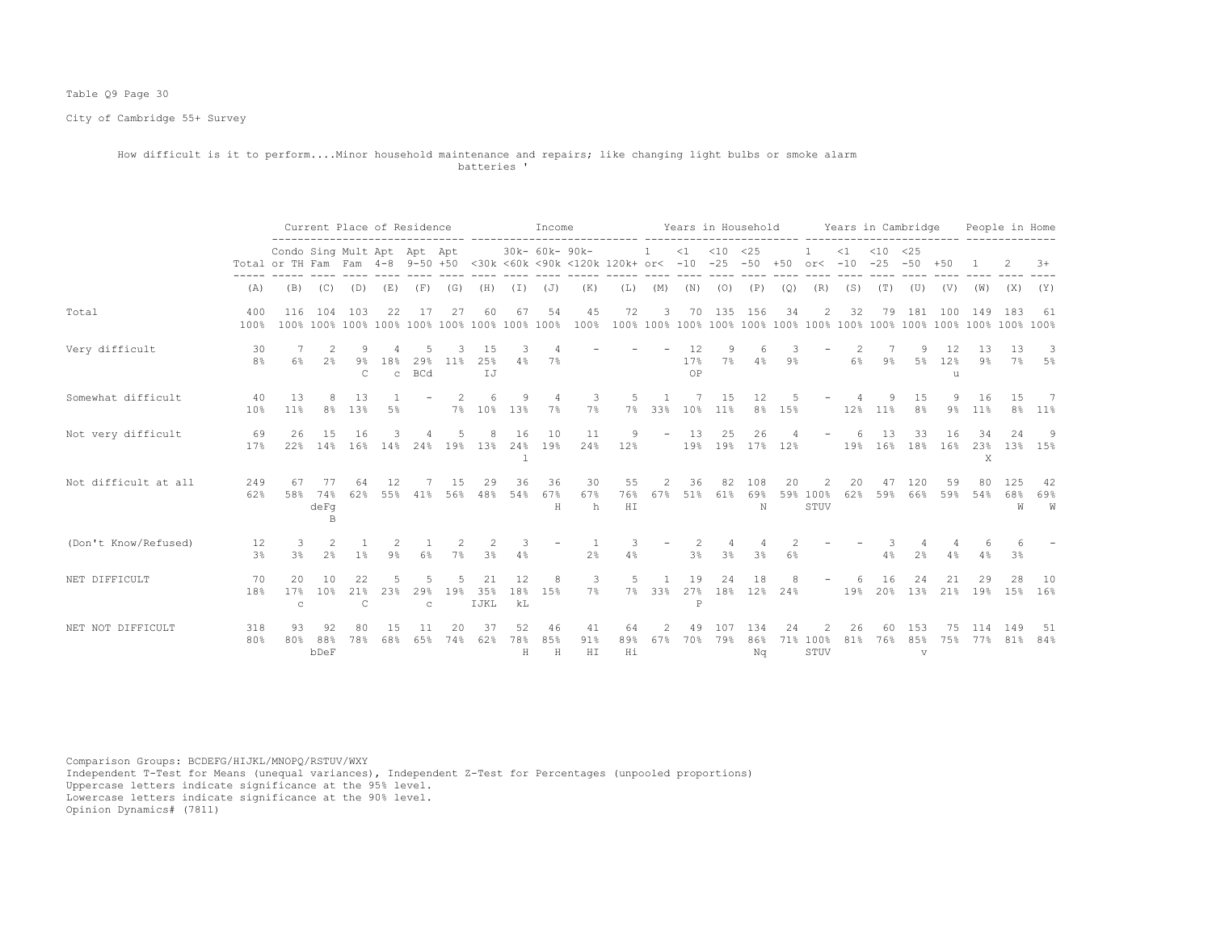Table Q9 Page 30

City of Cambridge 55+ Survey

How difficult is it to perform....Minor household maintenance and repairs; like changing light bulbs or smoke alarm batteries '

| | | Current Place of Residence | | | | | | Income | | | | | Years in Household | | | | | Years in Cambridge | | | | | People in Home | | |
|---|---|---|---|---|---|---|---|---|---|---|---|---|---|---|---|---|---|---|---|---|---|---|---|---|---|
| | Total | Condo or TH | Sing Fam | Mult Fam | Apt 4-8 | Apt 9-50 | Apt +50 | <30k | 30k- <60k | 60k- <90k | 90k- <120k | 120k+ | 1 or< | <1 -10 | <10 -25 | <25 -50 | +50 | 1 or< | <1 -10 | <10 -25 | <25 -50 | +50 | 1 | 2 | 3+ |
| | (A) | (B) | (C) | (D) | (E) | (F) | (G) | (H) | (I) | (J) | (K) | (L) | (M) | (N) | (O) | (P) | (Q) | (R) | (S) | (T) | (U) | (V) | (W) | (X) | (Y) |
| Total | 400 100% | 116 100% | 104 100% | 103 100% | 22 100% | 17 100% | 27 100% | 60 100% | 67 100% | 54 100% | 45 100% | 72 100% | 3 100% | 70 100% | 135 100% | 156 100% | 34 100% | 2 100% | 32 100% | 79 100% | 181 100% | 100 100% | 149 100% | 183 100% | 61 100% |
| Very difficult | 30 8% | 7 6% | 2 2% | 9 9% C | 4 18% c | 5 29% BCd | 3 11% | 15 25% IJ | 3 4% | 4 7% | - | - | - | 12 17% OP | 9 7% | 6 4% | 3 9% | - | 2 6% | 7 9% | 9 5% | 12 12% u | 13 9% | 13 7% | 3 5% |
| Somewhat difficult | 40 10% | 13 11% | 8 8% | 13 13% | 1 5% | - | 2 7% | 6 10% | 9 13% | 4 7% | 3 7% | 5 7% | 1 33% | 7 10% | 15 11% | 12 8% | 5 15% | - | 4 12% | 9 11% | 15 8% | 9 9% | 16 11% | 15 8% | 7 11% |
| Not very difficult | 69 17% | 26 22% | 15 14% | 16 16% | 3 14% | 4 24% | 5 19% | 8 13% | 16 24% l | 10 19% | 11 24% | 9 12% | - | 13 19% | 25 19% | 26 17% | 4 12% | - | 6 19% | 13 16% | 33 18% | 16 16% | 34 23% X | 24 13% | 9 15% |
| Not difficult at all | 249 62% | 67 58% | 77 74% deFg B | 64 62% | 12 55% | 7 41% | 15 56% | 29 48% | 36 54% | 36 67% H | 30 67% h | 55 76% HI | 2 67% | 36 51% | 82 61% | 108 69% N | 20 59% | 2 100% STUV | 20 62% | 47 59% | 120 66% | 59 59% | 80 54% | 125 68% W | 42 69% W |
| (Don't Know/Refused) | 12 3% | 3 3% | 2 2% | 1 1% | 2 9% | 1 6% | 2 7% | 2 3% | 3 4% | - | 1 2% | 3 4% | - | 2 3% | 4 3% | 4 3% | 2 6% | - | - | 3 4% | 4 2% | 4 4% | 6 4% | 6 3% | - |
| NET DIFFICULT | 70 18% | 20 17% c | 10 10% | 22 21% C | 5 23% | 5 29% c | 5 19% | 21 35% IJKL | 12 18% kL | 8 15% | 3 7% | 5 7% | 1 33% | 19 27% P | 24 18% | 18 12% | 8 24% | - | 6 19% | 16 20% | 24 13% | 21 21% | 29 19% | 28 15% | 10 16% |
| NET NOT DIFFICULT | 318 80% | 93 80% | 92 88% bDeF | 80 78% | 15 68% | 11 65% | 20 74% | 37 62% | 52 78% H | 46 85% H | 41 91% HI | 64 89% Hi | 2 67% | 49 70% | 107 79% | 134 86% Nq | 24 71% | 2 100% STUV | 26 81% | 60 76% | 153 85% v | 75 75% | 114 77% | 149 81% | 51 84% |

Comparison Groups: BCDEFG/HIJKL/MNOPQ/RSTUV/WXY
Independent T-Test for Means (unequal variances), Independent Z-Test for Percentages (unpooled proportions)
Uppercase letters indicate significance at the 95% level.
Lowercase letters indicate significance at the 90% level.
Opinion Dynamics# (7811)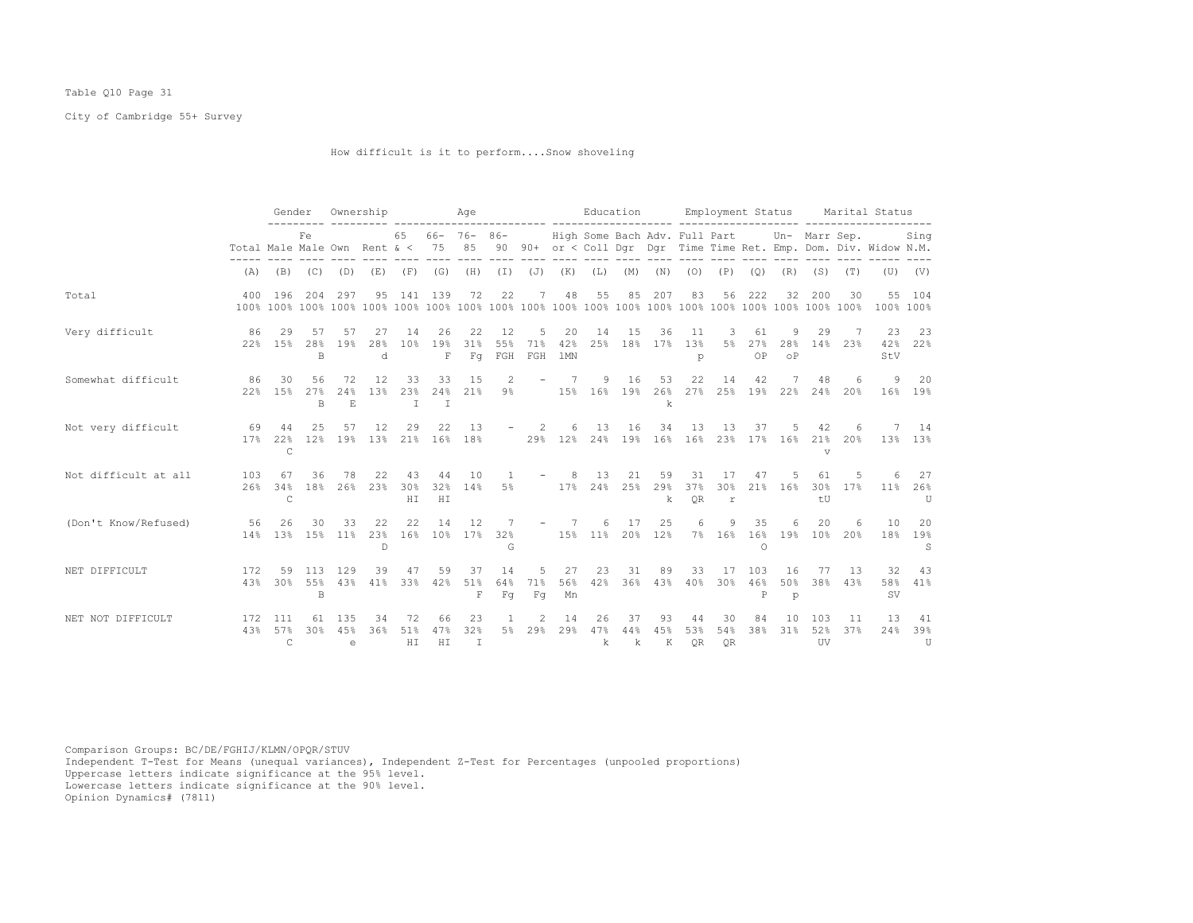Table Q10 Page 31

City of Cambridge 55+ Survey

How difficult is it to perform....Snow shoveling

| | Total | Gender: Male | Gender: Female | Ownership: Own | Ownership: Rent | Age: 65 & < | Age: 66-75 | Age: 76-85 | Age: 86-90 | Age: 90+ | Education: High or < | Education: Some Coll | Education: Bach Dgr | Education: Adv. Dgr | Employment: Full Time | Employment: Part Time | Employment: Ret. | Employment: Un-Emp. | Marital: Marr Dom. | Marital: Sep. Div. | Marital: Widow | Marital: Sing N.M. |
|---|---|---|---|---|---|---|---|---|---|---|---|---|---|---|---|---|---|---|---|---|---|---|
| | (A) | (B) | (C) | (D) | (E) | (F) | (G) | (H) | (I) | (J) | (K) | (L) | (M) | (N) | (O) | (P) | (Q) | (R) | (S) | (T) | (U) | (V) |
| Total | 400 | 196 | 204 | 297 | 95 | 141 | 139 | 72 | 22 | 7 | 48 | 55 | 85 | 207 | 83 | 56 | 222 | 32 | 200 | 30 | 55 | 104 |
| | 100% | 100% | 100% | 100% | 100% | 100% | 100% | 100% | 100% | 100% | 100% | 100% | 100% | 100% | 100% | 100% | 100% | 100% | 100% | 100% | 100% | 100% |
| Very difficult | 86 | 29 | 57 | 57 | 27 | 14 | 26 | 22 | 12 | 5 | 20 | 14 | 15 | 36 | 11 | 3 | 61 | 9 | 29 | 7 | 23 | 23 |
| | 22% | 15% | 28% | 19% | 28% | 10% | 19% | 31% | 55% | 71% | 42% | 25% | 18% | 17% | 13% | 5% | 27% | 28% | 14% | 23% | 42% | 22% |
| | | | B | | d | | F | Fg | FGH | FGH | lMN | | | | p | | OP | oP | | | StV | |
| Somewhat difficult | 86 | 30 | 56 | 72 | 12 | 33 | 33 | 15 | 2 | - | 7 | 9 | 16 | 53 | 22 | 14 | 42 | 7 | 48 | 6 | 9 | 20 |
| | 22% | 15% | 27% | 24% | 13% | 23% | 24% | 21% | 9% | | 15% | 16% | 19% | 26% | 27% | 25% | 19% | 22% | 24% | 20% | 16% | 19% |
| | | | B | E | | I | I | | | | | | | k | | | | | | | | |
| Not very difficult | 69 | 44 | 25 | 57 | 12 | 29 | 22 | 13 | - | 2 | 6 | 13 | 16 | 34 | 13 | 13 | 37 | 5 | 42 | 6 | 7 | 14 |
| | 17% | 22% | 12% | 19% | 13% | 21% | 16% | 18% | | 29% | 12% | 24% | 19% | 16% | 16% | 23% | 17% | 16% | 21% | 20% | 13% | 13% |
| | | C | | | | | | | | | | | | | | | | | v | | | |
| Not difficult at all | 103 | 67 | 36 | 78 | 22 | 43 | 44 | 10 | 1 | - | 8 | 13 | 21 | 59 | 31 | 17 | 47 | 5 | 61 | 5 | 6 | 27 |
| | 26% | 34% | 18% | 26% | 23% | 30% | 32% | 14% | 5% | | 17% | 24% | 25% | 29% | 37% | 30% | 21% | 16% | 30% | 17% | 11% | 26% |
| | | C | | | | HI | HI | | | | | | | k | QR | r | | | tU | | | U |
| (Don't Know/Refused) | 56 | 26 | 30 | 33 | 22 | 22 | 14 | 12 | 7 | - | 7 | 6 | 17 | 25 | 6 | 9 | 35 | 6 | 20 | 6 | 10 | 20 |
| | 14% | 13% | 15% | 11% | 23% | 16% | 10% | 17% | 32% | | 15% | 11% | 20% | 12% | 7% | 16% | 16% | 19% | 10% | 20% | 18% | 19% |
| | | | | | D | | | | G | | | | | | | | O | | | | | S |
| NET DIFFICULT | 172 | 59 | 113 | 129 | 39 | 47 | 59 | 37 | 14 | 5 | 27 | 23 | 31 | 89 | 33 | 17 | 103 | 16 | 77 | 13 | 32 | 43 |
| | 43% | 30% | 55% | 43% | 41% | 33% | 42% | 51% | 64% | 71% | 56% | 42% | 36% | 43% | 40% | 30% | 46% | 50% | 38% | 43% | 58% | 41% |
| | | | B | | | | | F | Fg | Fg | Mn | | | | | | P | p | | | SV | |
| NET NOT DIFFICULT | 172 | 111 | 61 | 135 | 34 | 72 | 66 | 23 | 1 | 2 | 14 | 26 | 37 | 93 | 44 | 30 | 84 | 10 | 103 | 11 | 13 | 41 |
| | 43% | 57% | 30% | 45% | 36% | 51% | 47% | 32% | 5% | 29% | 29% | 47% | 44% | 45% | 53% | 54% | 38% | 31% | 52% | 37% | 24% | 39% |
| | | C | | e | | HI | HI | I | | | | k | k | K | QR | QR | | | UV | | | U |

Comparison Groups: BC/DE/FGHIJ/KLMN/OPQR/STUV
Independent T-Test for Means (unequal variances), Independent Z-Test for Percentages (unpooled proportions)
Uppercase letters indicate significance at the 95% level.
Lowercase letters indicate significance at the 90% level.
Opinion Dynamics# (7811)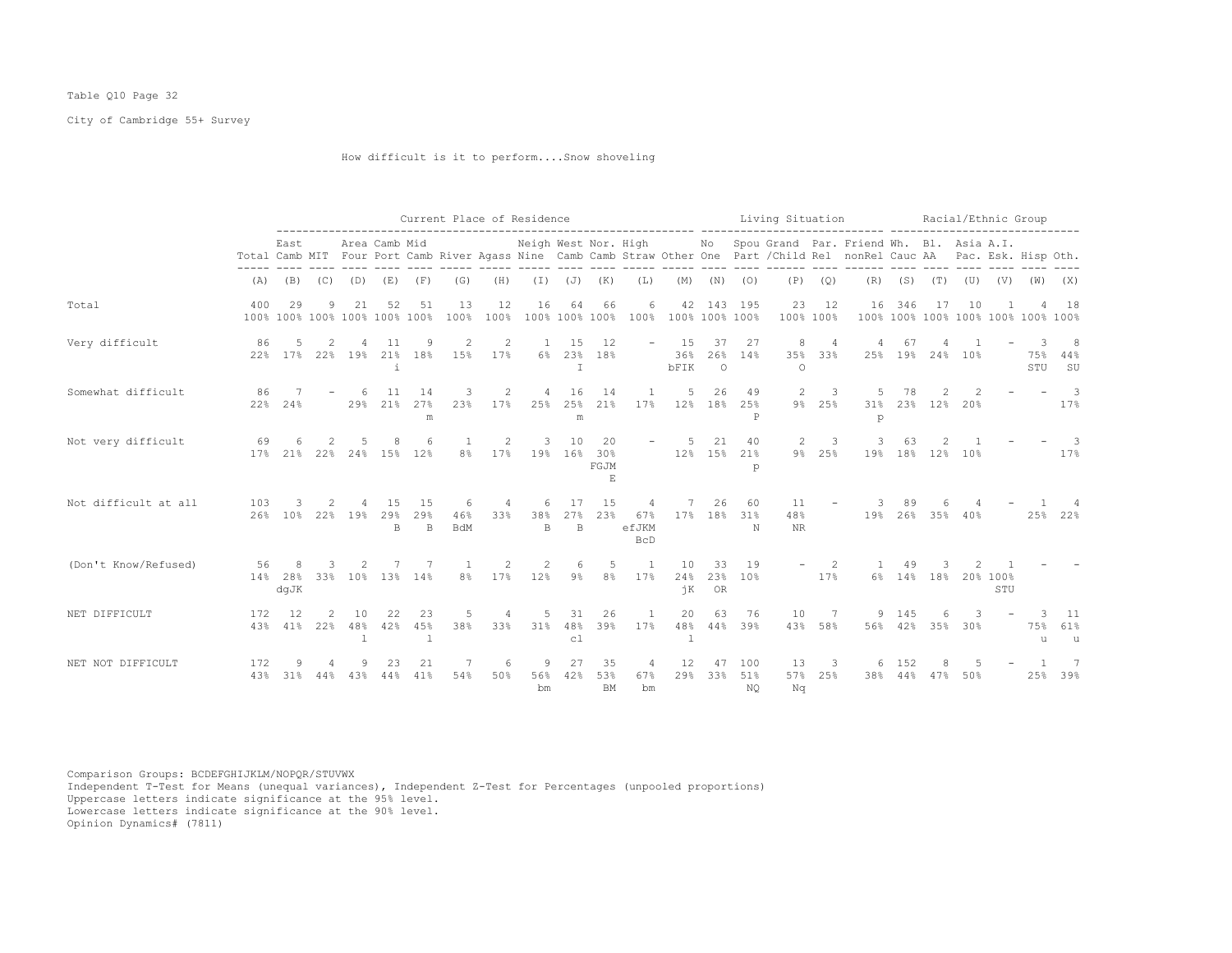Table Q10 Page 32

City of Cambridge 55+ Survey

How difficult is it to perform....Snow shoveling

| | | Current Place of Residence | | | | | | | | | | | | | Living Situation | | | | | | Racial/Ethnic Group | | | | | | |
|---|---|---|---|---|---|---|---|---|---|---|---|---|---|---|---|---|---|---|---|---|---|---|---|---|---|---|---|
| | Total | East Camb | MIT | Area Four | Camb Port | Mid Camb | River | Agass | Neigh Nine | West Camb | Nor. Camb | High Straw | Other | No One | Spou Part | Grand /Child | Par. Rel | Friend nonRel | Wh. Cauc | Bl. AA | Asia Pac. | A.I. Esk. | Hisp | Oth. |
| | (A) | (B) | (C) | (D) | (E) | (F) | (G) | (H) | (I) | (J) | (K) | (L) | (M) | (N) | (O) | (P) | (Q) | (R) | (S) | (T) | (U) | (V) | (W) | (X) |
| Total | 400<br>100% | 29<br>100% | 9<br>100% | 21<br>100% | 52<br>100% | 51<br>100% | 13<br>100% | 12<br>100% | 16<br>100% | 64<br>100% | 66<br>100% | 6<br>100% | 42<br>100% | 143<br>100% | 195<br>100% | 23<br>100% | 12<br>100% | 16<br>100% | 346<br>100% | 17<br>100% | 10<br>100% | 1<br>100% | 4<br>100% | 18<br>100% |
| Very difficult | 86<br>22% | 5<br>17% | 2<br>22% | 4<br>19% | 11<br>21%<br>i | 9<br>18% | 2<br>15% | 2<br>17% | 1<br>6% | 15<br>23%<br>I | 12<br>18% | - | 15<br>36%<br>bFIK | 37<br>26%<br>O | 27<br>14% | 8<br>35%<br>O | 4<br>33% | 4<br>25% | 67<br>19% | 4<br>24% | 1<br>10% | - | 3<br>75%<br>STU | 8<br>44%<br>SU |
| Somewhat difficult | 86<br>22% | 7<br>24% | - | 6<br>29% | 11<br>21% | 14<br>27%<br>m | 3<br>23% | 2<br>17% | 4<br>25% | 16<br>25%<br>m | 14<br>21% | 1<br>17% | 5<br>12% | 26<br>18% | 49<br>25%<br>P | 2<br>9% | 3<br>25% | 5<br>31%<br>p | 78<br>23% | 2<br>12% | 2<br>20% | - | - | 3<br>17% |
| Not very difficult | 69<br>17% | 6<br>21% | 2<br>22% | 5<br>24% | 8<br>15% | 6<br>12% | 1<br>8% | 2<br>17% | 3<br>19% | 10<br>16% | 20<br>30%<br>FGJM<br>E | - | 5<br>12% | 21<br>15% | 40<br>21%<br>p | 2<br>9% | 3<br>25% | 3<br>19% | 63<br>18% | 2<br>12% | 1<br>10% | - | - | 3<br>17% |
| Not difficult at all | 103<br>26% | 3<br>10% | 2<br>22% | 4<br>19% | 15<br>29%<br>B | 15<br>29%<br>B | 6<br>46%<br>BdM | 4<br>33% | 6<br>38%<br>B | 17<br>27%<br>B | 15<br>23% | 4<br>67%<br>efJKM<br>BcD | 7<br>17% | 26<br>18% | 60<br>31%<br>N | 11<br>48%<br>NR | - | 3<br>19% | 89<br>26% | 6<br>35% | 4<br>40% | - | 1<br>25% | 4<br>22% |
| (Don't Know/Refused) | 56<br>14% | 8<br>28%<br>dgJK | 3<br>33% | 2<br>10% | 7<br>13% | 7<br>14% | 1<br>8% | 2<br>17% | 2<br>12% | 6<br>9% | 5<br>8% | 1<br>17% | 10<br>24%<br>jK | 33<br>23%<br>OR | 19<br>10% | - | 2<br>17% | 1<br>6% | 49<br>14% | 3<br>18% | 2<br>20% | 1<br>100%<br>STU | - | - |
| NET DIFFICULT | 172<br>43% | 12<br>41% | 2<br>22% | 10<br>48%<br>l | 22<br>42% | 23<br>45%<br>l | 5<br>38% | 4<br>33% | 5<br>31% | 31<br>48%<br>cl | 26<br>39% | 1<br>17% | 20<br>48%<br>l | 63<br>44% | 76<br>39% | 10<br>43% | 7<br>58% | 9<br>56% | 145<br>42% | 6<br>35% | 3<br>30% | - | 3<br>75%<br>u | 11<br>61%<br>u |
| NET NOT DIFFICULT | 172<br>43% | 9<br>31% | 4<br>44% | 9<br>43% | 23<br>44% | 21<br>41% | 7<br>54% | 6<br>50% | 9<br>56%<br>bm | 27<br>42% | 35<br>53%<br>BM | 4<br>67%<br>bm | 12<br>29% | 47<br>33% | 100<br>51%<br>NQ | 13<br>57%<br>Nq | 3<br>25% | 6<br>38% | 152<br>44% | 8<br>47% | 5<br>50% | - | 1<br>25% | 7<br>39% |

Comparison Groups: BCDEFGHIJKLM/NOPQR/STUVWX
Independent T-Test for Means (unequal variances), Independent Z-Test for Percentages (unpooled proportions)
Uppercase letters indicate significance at the 95% level.
Lowercase letters indicate significance at the 90% level.
Opinion Dynamics# (7811)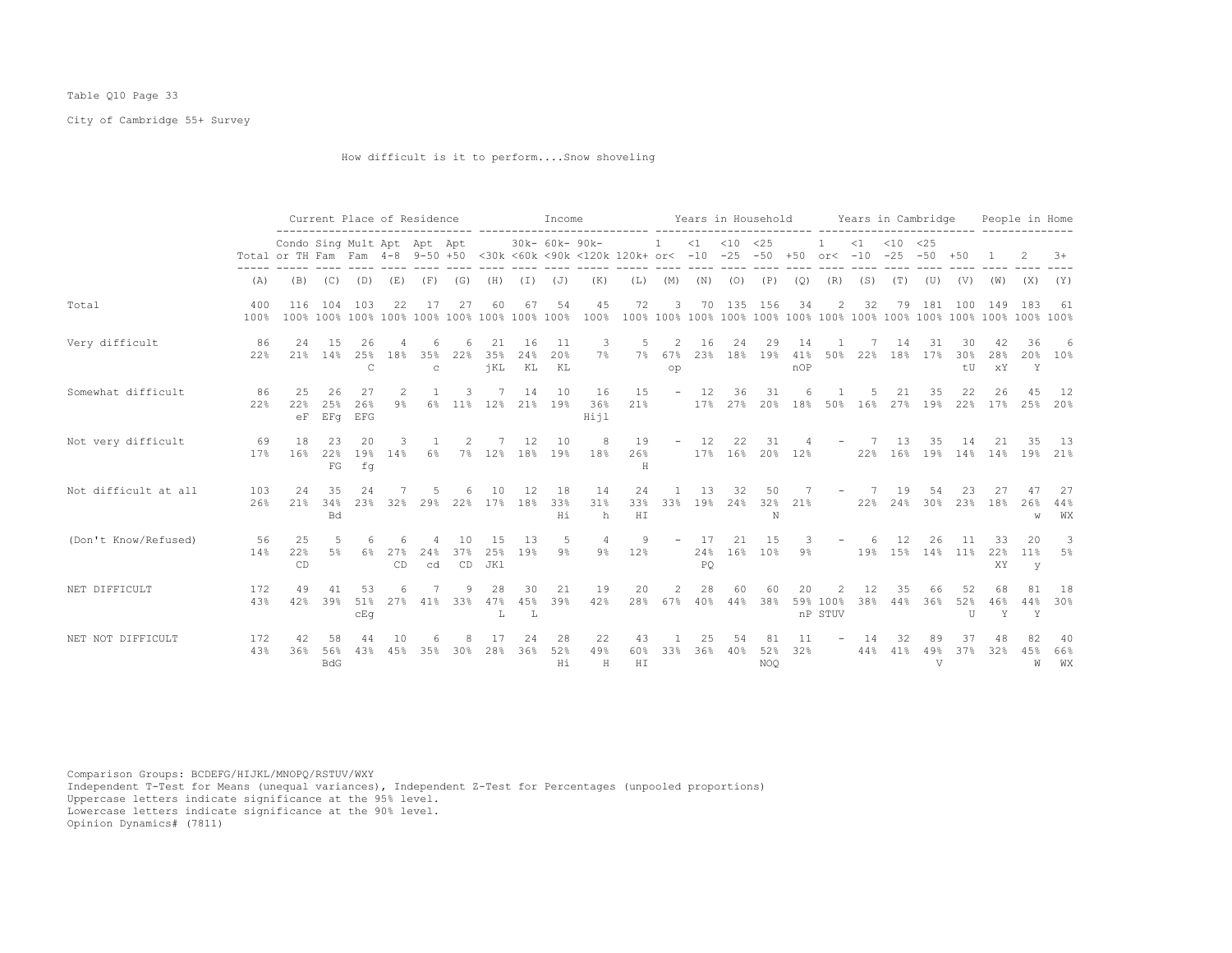Table Q10 Page 33

City of Cambridge 55+ Survey

How difficult is it to perform....Snow shoveling

| | Total | Current Place of Residence | | | | | | Income | | | | | Years in Household | | | | | Years in Cambridge | | | | | People in Home | | |
|---|---|---|---|---|---|---|---|---|---|---|---|---|---|---|---|---|---|---|---|---|---|---|---|---|---|
| | | Condo or TH | Sing Fam | Mult Fam | Apt 4-8 | Apt 9-50 | Apt +50 | <30k | 30k-<60k | 60k-<90k | 90k-<120k | 120k+ | 1 or< | <1 -10 | <10 -25 | <25 -50 | +50 | 1 or< | <1 -10 | <10 -25 | <25 -50 | +50 | 1 | 2 | 3+ |
| | (A) | (B) | (C) | (D) | (E) | (F) | (G) | (H) | (I) | (J) | (K) | (L) | (M) | (N) | (O) | (P) | (Q) | (R) | (S) | (T) | (U) | (V) | (W) | (X) | (Y) |
| Total | 400<br>100% | 116<br>100% | 104<br>100% | 103<br>100% | 22<br>100% | 17<br>100% | 27<br>100% | 60<br>100% | 67<br>100% | 54<br>100% | 45<br>100% | 72<br>100% | 3<br>100% | 70<br>100% | 135<br>100% | 156<br>100% | 34<br>100% | 2<br>100% | 32<br>100% | 79<br>100% | 181<br>100% | 100<br>100% | 149<br>100% | 183<br>100% | 61<br>100% |
| Very difficult | 86<br>22% | 24<br>21% | 15<br>14% | 26<br>25%<br>C | 4<br>18% | 6<br>35%<br>c | 6<br>22% | 21<br>35%<br>jKL | 16<br>24%<br>KL | 11<br>20%<br>KL | 3<br>7% | 5<br>7% | 2<br>67%<br>op | 16<br>23% | 24<br>18% | 29<br>19% | 14<br>41%<br>nOP | 1<br>50% | 7<br>22% | 14<br>18% | 31<br>17% | 30<br>30%<br>tU | 42<br>28%<br>xY | 36<br>20%<br>Y | 6<br>10% |
| Somewhat difficult | 86<br>22% | 25<br>22%<br>eF | 26<br>25%<br>EFg | 27<br>26%<br>EFG | 2<br>9% | 1<br>6% | 3<br>11% | 7<br>12% | 14<br>21% | 10<br>19% | 16<br>36%<br>Hijl | 15<br>21% | - | 12<br>17% | 36<br>27% | 31<br>20% | 6<br>18% | 1<br>50% | 5<br>16% | 21<br>27% | 35<br>19% | 22<br>22% | 26<br>17% | 45<br>25% | 12<br>20% |
| Not very difficult | 69<br>17% | 18<br>16% | 23<br>22%<br>FG | 20<br>19%<br>fg | 3<br>14% | 1<br>6% | 2<br>7% | 7<br>12% | 12<br>18% | 10<br>19% | 8<br>18% | 19<br>26%<br>H | - | 12<br>17% | 22<br>16% | 31<br>20% | 4<br>12% | - | 7<br>22% | 13<br>16% | 35<br>19% | 14<br>14% | 21<br>14% | 35<br>19% | 13<br>21% |
| Not difficult at all | 103<br>26% | 24<br>21% | 35<br>34%<br>Bd | 24<br>23% | 7<br>32% | 5<br>29% | 6<br>22% | 10<br>17% | 12<br>18% | 18<br>33%<br>Hi | 14<br>31%<br>h | 24<br>33%<br>HI | 1<br>33% | 13<br>19% | 32<br>24% | 50<br>32%<br>N | 7<br>21% | - | 7<br>22% | 19<br>24% | 54<br>30% | 23<br>23% | 27<br>18% | 47<br>26%<br>w | 27<br>44%<br>WX |
| (Don't Know/Refused) | 56<br>14% | 25<br>22%<br>CD | 5<br>5% | 6<br>6% | 6<br>27%<br>CD | 4<br>24%<br>cd | 10<br>37%<br>CD | 15<br>25%<br>JKl | 13<br>19% | 5<br>9% | 4<br>9% | 9<br>12% | - | 17<br>24%<br>PQ | 21<br>16% | 15<br>10% | 3<br>9% | - | 6<br>19% | 12<br>15% | 26<br>14% | 11<br>11% | 33<br>22%<br>XY | 20<br>11%<br>y | 3<br>5% |
| NET DIFFICULT | 172<br>43% | 49<br>42% | 41<br>39% | 53<br>51%<br>cEg | 6<br>27% | 7<br>41% | 9<br>33% | 28<br>47%<br>L | 30<br>45%<br>L | 21<br>39% | 19<br>42% | 20<br>28% | 2<br>67% | 28<br>40% | 60<br>44% | 60<br>38% | 20<br>59%<br>nP | 2<br>100%<br>STUV | 12<br>38% | 35<br>44% | 66<br>36% | 52<br>52%<br>U | 68<br>46%<br>Y | 81<br>44%<br>Y | 18<br>30% |
| NET NOT DIFFICULT | 172<br>43% | 42<br>36% | 58<br>56%<br>BdG | 44<br>43% | 10<br>45% | 6<br>35% | 8<br>30% | 17<br>28% | 24<br>36% | 28<br>52%<br>Hi | 22<br>49%<br>H | 43<br>60%<br>HI | 1<br>33% | 25<br>36% | 54<br>40% | 81<br>52%<br>NOQ | 11<br>32% | - | 14<br>44% | 32<br>41% | 89<br>49%<br>V | 37<br>37% | 48<br>32% | 82<br>45%<br>W | 40<br>66%<br>WX |

Comparison Groups: BCDEFG/HIJKL/MNOPQ/RSTUV/WXY
Independent T-Test for Means (unequal variances), Independent Z-Test for Percentages (unpooled proportions)
Uppercase letters indicate significance at the 95% level.
Lowercase letters indicate significance at the 90% level.
Opinion Dynamics# (7811)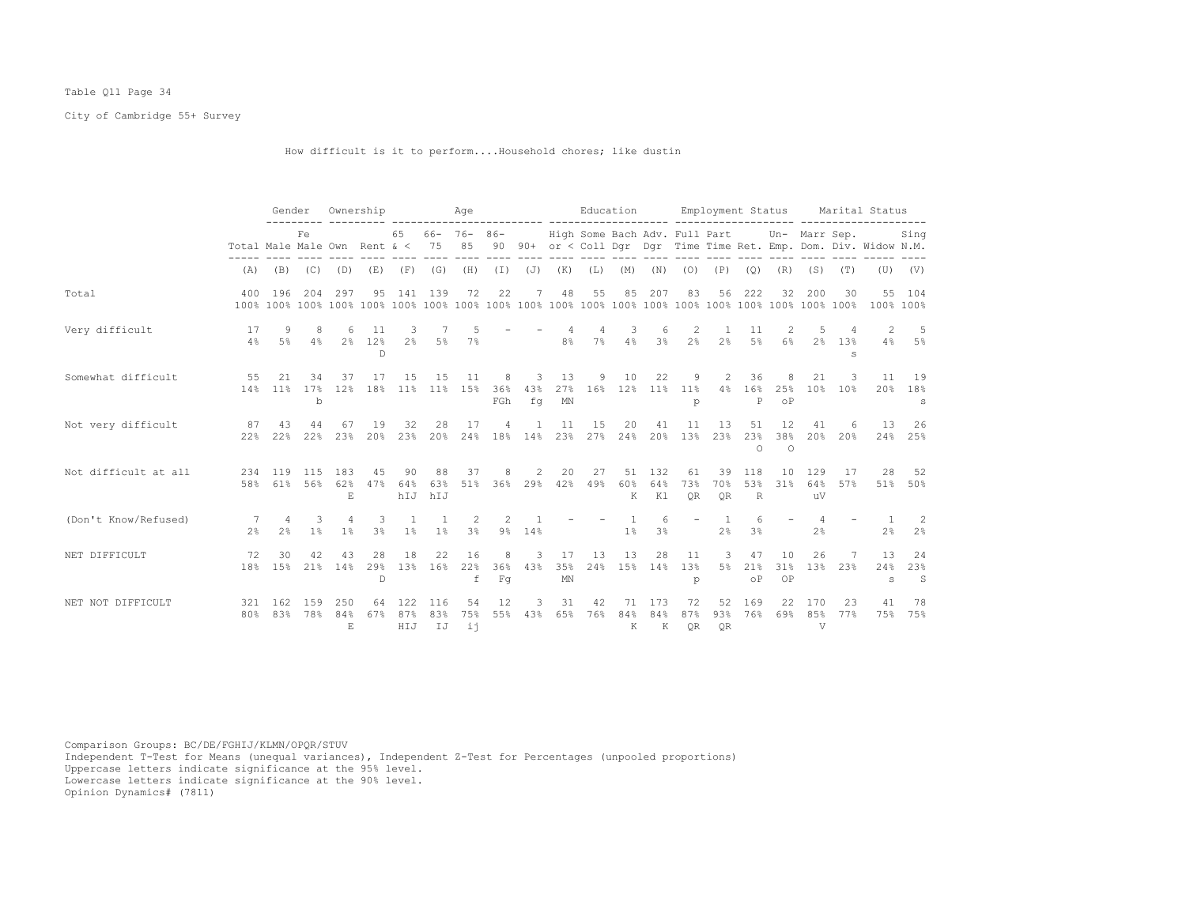Table Q11 Page 34

City of Cambridge 55+ Survey

How difficult is it to perform....Household chores; like dustin

| | Total | Gender | | Ownership | | Age | | | | | Education | | | | Employment Status | | | | Marital Status | | | |
|---|---|---|---|---|---|---|---|---|---|---|---|---|---|---|---|---|---|---|---|---|---|---|
| | Total | Male | Female | Own | Rent | 65 & < | 66-75 | 76-85 | 86-90 | 90+ | High or < | Some Coll | Bach Dgr | Adv. Dgr | Full Time | Part Time | Ret. | Un-Emp. | Marr Dom. | Sep. Div. | Widow | Sing N.M. |
| | (A) | (B) | (C) | (D) | (E) | (F) | (G) | (H) | (I) | (J) | (K) | (L) | (M) | (N) | (O) | (P) | (Q) | (R) | (S) | (T) | (U) | (V) |
| Total | 400 | 196 | 204 | 297 | 95 | 141 | 139 | 72 | 22 | 7 | 48 | 55 | 85 | 207 | 83 | 56 | 222 | 32 | 200 | 30 | 55 | 104 |
| | 100% | 100% | 100% | 100% | 100% | 100% | 100% | 100% | 100% | 100% | 100% | 100% | 100% | 100% | 100% | 100% | 100% | 100% | 100% | 100% | 100% | 100% |
| Very difficult | 17 | 9 | 8 | 6 | 11 | 3 | 7 | 5 | - | - | 4 | 4 | 3 | 6 | 2 | 1 | 11 | 2 | 5 | 4 | 2 | 5 |
| | 4% | 5% | 4% | 2% | 12% | 2% | 5% | 7% | | | 8% | 7% | 4% | 3% | 2% | 2% | 5% | 6% | 2% | 13% | 4% | 5% |
| | | | | | D | | | | | | | | | | | | | | | s | | |
| Somewhat difficult | 55 | 21 | 34 | 37 | 17 | 15 | 15 | 11 | 8 | 3 | 13 | 9 | 10 | 22 | 9 | 2 | 36 | 8 | 21 | 3 | 11 | 19 |
| | 14% | 11% | 17% | 12% | 18% | 11% | 11% | 15% | 36% | 43% | 27% | 16% | 12% | 11% | 11% | 4% | 16% | 25% | 10% | 10% | 20% | 18% |
| | | | b | | | | | | FGh | fg | MN | | | | p | | P | oP | | | | s |
| Not very difficult | 87 | 43 | 44 | 67 | 19 | 32 | 28 | 17 | 4 | 1 | 11 | 15 | 20 | 41 | 11 | 13 | 51 | 12 | 41 | 6 | 13 | 26 |
| | 22% | 22% | 22% | 23% | 20% | 23% | 20% | 24% | 18% | 14% | 23% | 27% | 24% | 20% | 13% | 23% | 23% | 38% | 20% | 20% | 24% | 25% |
| | | | | | | | | | | | | | | | | | O | O | | | | |
| Not difficult at all | 234 | 119 | 115 | 183 | 45 | 90 | 88 | 37 | 8 | 2 | 20 | 27 | 51 | 132 | 61 | 39 | 118 | 10 | 129 | 17 | 28 | 52 |
| | 58% | 61% | 56% | 62% | 47% | 64% | 63% | 51% | 36% | 29% | 42% | 49% | 60% | 64% | 73% | 70% | 53% | 31% | 64% | 57% | 51% | 50% |
| | | | | E | | hIJ | hIJ | | | | | | K | Kl | QR | QR | R | | uV | | | |
| (Don't Know/Refused) | 7 | 4 | 3 | 4 | 3 | 1 | 1 | 2 | 2 | 1 | - | - | 1 | 6 | - | 1 | 6 | - | 4 | - | 1 | 2 |
| | 2% | 2% | 1% | 1% | 3% | 1% | 1% | 3% | 9% | 14% | | | 1% | 3% | | 2% | 3% | | 2% | | 2% | 2% |
| NET DIFFICULT | 72 | 30 | 42 | 43 | 28 | 18 | 22 | 16 | 8 | 3 | 17 | 13 | 13 | 28 | 11 | 3 | 47 | 10 | 26 | 7 | 13 | 24 |
| | 18% | 15% | 21% | 14% | 29% | 13% | 16% | 22% | 36% | 43% | 35% | 24% | 15% | 14% | 13% | 5% | 21% | 31% | 13% | 23% | 24% | 23% |
| | | | | | D | | | f | Fg | | MN | | | | p | | oP | OP | | | s | S |
| NET NOT DIFFICULT | 321 | 162 | 159 | 250 | 64 | 122 | 116 | 54 | 12 | 3 | 31 | 42 | 71 | 173 | 72 | 52 | 169 | 22 | 170 | 23 | 41 | 78 |
| | 80% | 83% | 78% | 84% | 67% | 87% | 83% | 75% | 55% | 43% | 65% | 76% | 84% | 84% | 87% | 93% | 76% | 69% | 85% | 77% | 75% | 75% |
| | | | | E | | HIJ | IJ | ij | | | | | K | K | QR | QR | | | V | | | |

Comparison Groups: BC/DE/FGHIJ/KLMN/OPQR/STUV
Independent T-Test for Means (unequal variances), Independent Z-Test for Percentages (unpooled proportions)
Uppercase letters indicate significance at the 95% level.
Lowercase letters indicate significance at the 90% level.
Opinion Dynamics# (7811)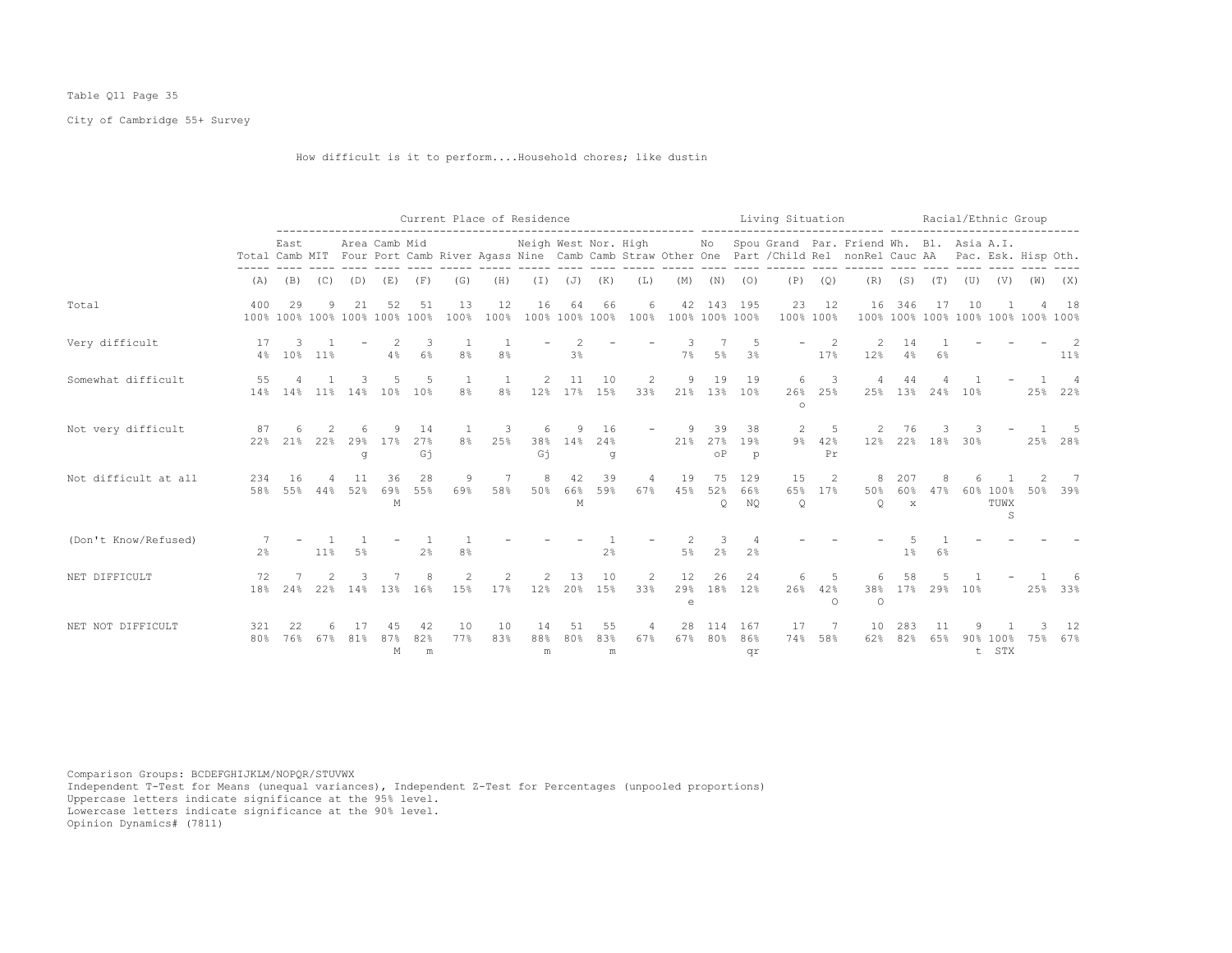Table Q11 Page 35

City of Cambridge 55+ Survey

How difficult is it to perform....Household chores; like dustin

| | | Current Place of Residence | | | | | | | | | | | | Living Situation | | | | | | Racial/Ethnic Group | | | | | | |
|---|---|---|---|---|---|---|---|---|---|---|---|---|---|---|---|---|---|---|---|---|---|---|---|---|---|---|
| | Total | East Camb | MIT | Area Four | Camb Port | Mid Camb | River | Agass | Neigh Nine | West Camb | Nor. Camb | High Straw | Other | No One | Spou Part | Grand /Child | Par. Rel | Friend nonRel | Wh. Cauc | Bl. AA | Asia Pac. | A.I. Esk. | Hisp | Oth. |
| | (A) | (B) | (C) | (D) | (E) | (F) | (G) | (H) | (I) | (J) | (K) | (L) | (M) | (N) | (O) | (P) | (Q) | (R) | (S) | (T) | (U) | (V) | (W) | (X) |
| Total | 400 100% | 29 100% | 9 100% | 21 100% | 52 100% | 51 100% | 13 100% | 12 100% | 16 100% | 64 100% | 66 100% | 6 100% | 42 100% | 143 100% | 195 100% | 23 100% | 12 100% | 16 100% | 346 100% | 17 100% | 10 100% | 1 100% | 4 100% | 18 100% |
| Very difficult | 17 4% | 3 10% | 1 11% | - | 2 4% | 3 6% | 1 8% | 1 8% | - | 2 3% | - | - | 3 7% | 7 5% | 5 3% | - | 2 17% | 2 12% | 14 4% | 1 6% | - | - | - | 2 11% |
| Somewhat difficult | 55 14% | 4 14% | 1 11% | 3 14% | 5 10% | 5 10% | 1 8% | 1 8% | 2 12% | 11 17% | 10 15% | 2 33% | 9 21% | 19 13% | 19 10% | 6 26% o | 3 25% | 4 25% | 44 13% | 4 24% | 1 10% | - | 1 25% | 4 22% |
| Not very difficult | 87 22% | 6 21% | 2 22% | 6 29% g | 9 17% | 14 27% Gj | 1 8% | 3 25% | 6 38% Gj | 9 14% | 16 24% g | - | 9 21% | 39 27% oP | 38 19% p | 2 9% | 5 42% Pr | 2 12% | 76 22% | 3 18% | 3 30% | - | 1 25% | 5 28% |
| Not difficult at all | 234 58% | 16 55% | 4 44% | 11 52% | 36 69% M | 28 55% | 9 69% | 7 58% | 8 50% | 42 66% M | 39 59% | 4 67% | 19 45% | 75 52% Q | 129 66% NQ | 15 65% Q | 2 17% | 8 50% Q | 207 60% x | 8 47% | 6 60% | 1 100% TUWX S | 2 50% | 7 39% |
| (Don't Know/Refused) | 7 2% | - | 1 11% | 1 5% | - | 1 2% | 1 8% | - | - | - | 1 2% | - | 2 5% | 3 2% | 4 2% | - | - | - | 5 1% | 1 6% | - | - | - | - |
| NET DIFFICULT | 72 18% | 7 24% | 2 22% | 3 14% | 7 13% | 8 16% | 2 15% | 2 17% | 2 12% | 13 20% | 10 15% | 2 33% | 12 29% e | 26 18% | 24 12% | 6 26% | 5 42% O | 6 38% O | 58 17% | 5 29% | 1 10% | - | 1 25% | 6 33% |
| NET NOT DIFFICULT | 321 80% | 22 76% | 6 67% | 17 81% | 45 87% M | 42 82% m | 10 77% | 10 83% | 14 88% m | 51 80% | 55 83% m | 4 67% | 28 67% | 114 80% | 167 86% qr | 17 74% | 7 58% | 10 62% | 283 82% | 11 65% | 9 90% t | 1 100% STX | 3 75% | 12 67% |

Comparison Groups: BCDEFGHIJKLM/NOPQR/STUVWX
Independent T-Test for Means (unequal variances), Independent Z-Test for Percentages (unpooled proportions)
Uppercase letters indicate significance at the 95% level.
Lowercase letters indicate significance at the 90% level.
Opinion Dynamics# (7811)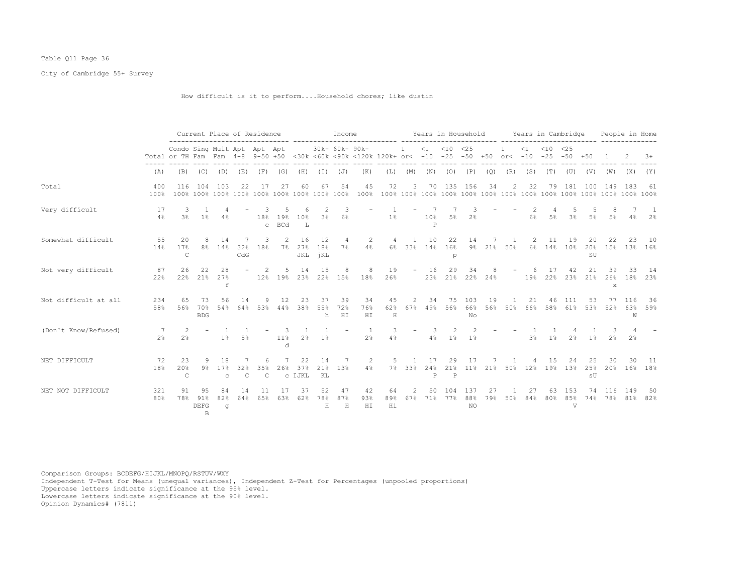Table Q11 Page 36

City of Cambridge 55+ Survey

How difficult is it to perform....Household chores; like dustin

| | Total | Current Place of Residence | | | | | | Income | | | | | Years in Household | | | | | Years in Cambridge | | | | | People in Home | | |
|---|---|---|---|---|---|---|---|---|---|---|---|---|---|---|---|---|---|---|---|---|---|---|---|---|---|
| | | Condo or TH | Sing Fam | Mult Fam | Apt 4-8 | Apt 9-50 | Apt +50 | <30k | 30k- <60k | 60k- <90k | 90k- <120k | 120k+ | 1 or< | <1 -10 | <10 -25 | <25 -50 | +50 | 1 or< | <1 -10 | <10 -25 | <25 -50 | +50 | 1 | 2 | 3+ |
| | (A) | (B) | (C) | (D) | (E) | (F) | (G) | (H) | (I) | (J) | (K) | (L) | (M) | (N) | (O) | (P) | (Q) | (R) | (S) | (T) | (U) | (V) | (W) | (X) | (Y) |
| Total | 400 | 116 | 104 | 103 | 22 | 17 | 27 | 60 | 67 | 54 | 45 | 72 | 3 | 70 | 135 | 156 | 34 | 2 | 32 | 79 | 181 | 100 | 149 | 183 | 61 |
| | 100% | 100% | 100% | 100% | 100% | 100% | 100% | 100% | 100% | 100% | 100% | 100% | 100% | 100% | 100% | 100% | 100% | 100% | 100% | 100% | 100% | 100% | 100% | 100% | 100% |
| Very difficult | 17 | 3 | 1 | 4 | - | 3 | 5 | 6 | 2 | 3 | - | 1 | - | 7 | 7 | 3 | - | - | 2 | 4 | 5 | 5 | 8 | 7 | 1 |
| | 4% | 3% | 1% | 4% | | 18% | 19% | 10% | 3% | 6% | | 1% | | 10% | 5% | 2% | | | 6% | 5% | 3% | 5% | 5% | 4% | 2% |
| | | | | | | c | BCd | L | | | | | | P | | | | | | | | | | | |
| Somewhat difficult | 55 | 20 | 8 | 14 | 7 | 3 | 2 | 16 | 12 | 4 | 2 | 4 | 1 | 10 | 22 | 14 | 7 | 1 | 2 | 11 | 19 | 20 | 22 | 23 | 10 |
| | 14% | 17% | 8% | 14% | 32% | 18% | 7% | 27% | 18% | 7% | 4% | 6% | 33% | 14% | 16% | 9% | 21% | 50% | 6% | 14% | 10% | 20% | 15% | 13% | 16% |
| | | C | | | CdG | | | JKL | jKL | | | | | | p | | | | | | | SU | | | |
| Not very difficult | 87 | 26 | 22 | 28 | - | 2 | 5 | 14 | 15 | 8 | 8 | 19 | - | 16 | 29 | 34 | 8 | - | 6 | 17 | 42 | 21 | 39 | 33 | 14 |
| | 22% | 22% | 21% | 27% | | 12% | 19% | 23% | 22% | 15% | 18% | 26% | | 23% | 21% | 22% | 24% | | 19% | 22% | 23% | 21% | 26% | 18% | 23% |
| | | | | f | | | | | | | | | | | | | | | | | | | x | | |
| Not difficult at all | 234 | 65 | 73 | 56 | 14 | 9 | 12 | 23 | 37 | 39 | 34 | 45 | 2 | 34 | 75 | 103 | 19 | 1 | 21 | 46 | 111 | 53 | 77 | 116 | 36 |
| | 58% | 56% | 70% | 54% | 64% | 53% | 44% | 38% | 55% | 72% | 76% | 62% | 67% | 49% | 56% | 66% | 56% | 50% | 66% | 58% | 61% | 53% | 52% | 63% | 59% |
| | | | BDG | | | | | | h | HI | HI | H | | | | No | | | | | | | | W | |
| (Don't Know/Refused) | 7 | 2 | - | 1 | 1 | - | 3 | 1 | 1 | - | 1 | 3 | - | 3 | 2 | 2 | - | - | 1 | 1 | 4 | 1 | 3 | 4 | - |
| | 2% | 2% | | 1% | 5% | | 11% | 2% | 1% | | 2% | 4% | | 4% | 1% | 1% | | | 3% | 1% | 2% | 1% | 2% | 2% | |
| | | | | | | | d | | | | | | | | | | | | | | | | | | |
| NET DIFFICULT | 72 | 23 | 9 | 18 | 7 | 6 | 7 | 22 | 14 | 7 | 2 | 5 | 1 | 17 | 29 | 17 | 7 | 1 | 4 | 15 | 24 | 25 | 30 | 30 | 11 |
| | 18% | 20% | 9% | 17% | 32% | 35% | 26% | 37% | 21% | 13% | 4% | 7% | 33% | 24% | 21% | 11% | 21% | 50% | 12% | 19% | 13% | 25% | 20% | 16% | 18% |
| | | C | | c | C | C | c | IJKL | KL | | | | | P | P | | | | | | | sU | | | |
| NET NOT DIFFICULT | 321 | 91 | 95 | 84 | 14 | 11 | 17 | 37 | 52 | 47 | 42 | 64 | 2 | 50 | 104 | 137 | 27 | 1 | 27 | 63 | 153 | 74 | 116 | 149 | 50 |
| | 80% | 78% | 91% | 82% | 64% | 65% | 63% | 62% | 78% | 87% | 93% | 89% | 67% | 71% | 77% | 88% | 79% | 50% | 84% | 80% | 85% | 74% | 78% | 81% | 82% |
| | | | DEFG | g | | | | | H | H | HI | Hi | | | | NO | | | | | V | | | | |
| | | | B | | | | | | | | | | | | | | | | | | | | | | |

Comparison Groups: BCDEFG/HIJKL/MNOPQ/RSTUV/WXY
Independent T-Test for Means (unequal variances), Independent Z-Test for Percentages (unpooled proportions)
Uppercase letters indicate significance at the 95% level.
Lowercase letters indicate significance at the 90% level.
Opinion Dynamics# (7811)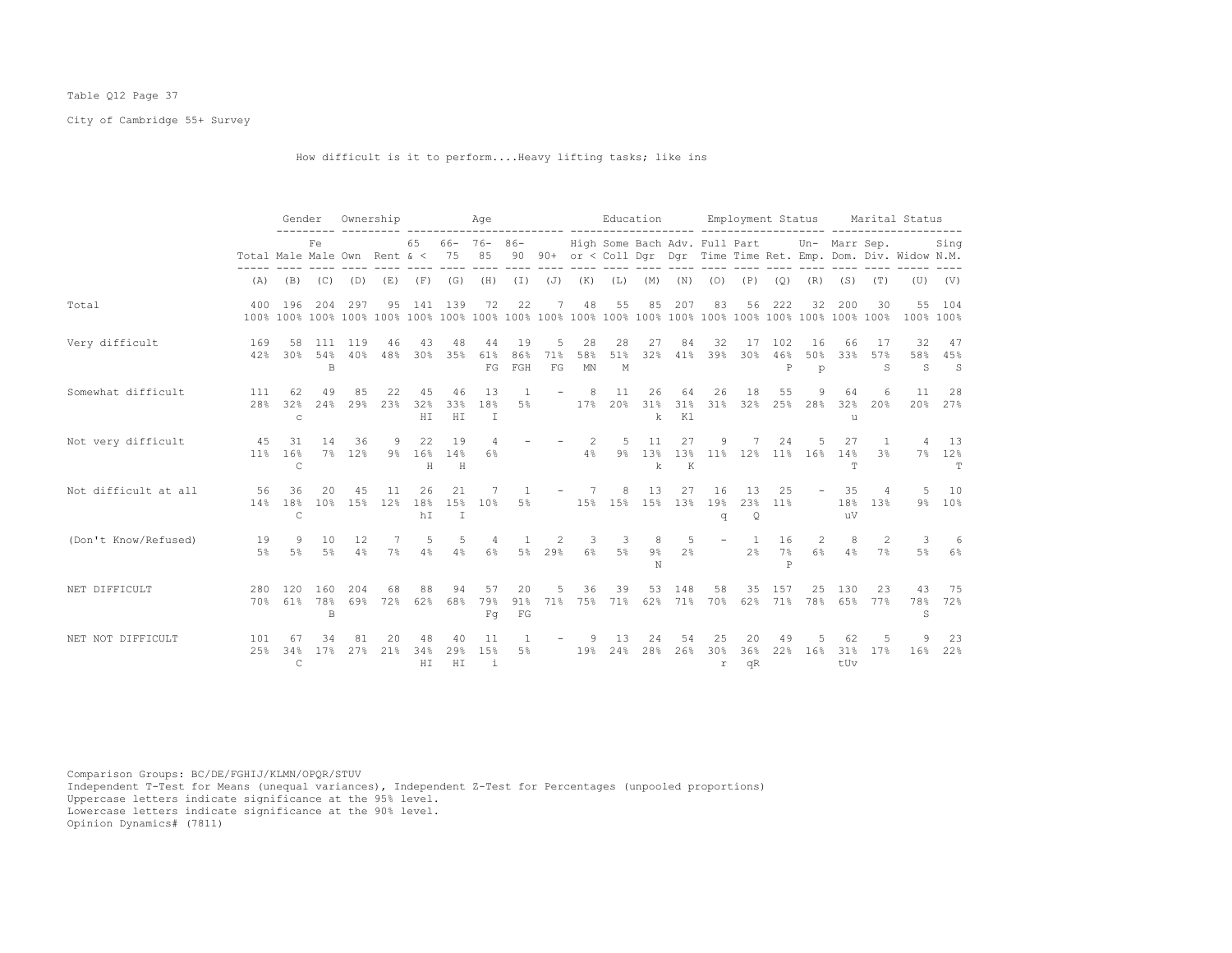Table Q12 Page 37

City of Cambridge 55+ Survey

How difficult is it to perform....Heavy lifting tasks; like ins

| | Total | Gender | | Ownership | | Age | | | | | Education | | | | Employment Status | | | | Marital Status | | | |
|---|---|---|---|---|---|---|---|---|---|---|---|---|---|---|---|---|---|---|---|---|---|---|
| | Total | Male | Fe Male | Own | Rent | 65 & < | 66-75 | 76-85 | 86-90 | 90+ | High or < | Some Coll | Bach Dgr | Adv. Dgr | Full Time | Part Time | Ret. | Un-Emp. | Marr Dom. | Sep. Div. | Widow | Sing N.M. |
| | (A) | (B) | (C) | (D) | (E) | (F) | (G) | (H) | (I) | (J) | (K) | (L) | (M) | (N) | (O) | (P) | (Q) | (R) | (S) | (T) | (U) | (V) |
| Total | 400 | 196 | 204 | 297 | 95 | 141 | 139 | 72 | 22 | 7 | 48 | 55 | 85 | 207 | 83 | 56 | 222 | 32 | 200 | 30 | 55 | 104 |
| | 100% | 100% | 100% | 100% | 100% | 100% | 100% | 100% | 100% | 100% | 100% | 100% | 100% | 100% | 100% | 100% | 100% | 100% | 100% | 100% | 100% | 100% |
| Very difficult | 169 | 58 | 111 | 119 | 46 | 43 | 48 | 44 | 19 | 5 | 28 | 28 | 27 | 84 | 32 | 17 | 102 | 16 | 66 | 17 | 32 | 47 |
| | 42% | 30% | 54% | 40% | 48% | 30% | 35% | 61% | 86% | 71% | 58% | 51% | 32% | 41% | 39% | 30% | 46% | 50% | 33% | 57% | 58% | 45% |
| | | | B | | | | | FG | FGH | FG | MN | M | | | | | P | p | | S | S | S |
| Somewhat difficult | 111 | 62 | 49 | 85 | 22 | 45 | 46 | 13 | 1 | - | 8 | 11 | 26 | 64 | 26 | 18 | 55 | 9 | 64 | 6 | 11 | 28 |
| | 28% | 32% | 24% | 29% | 23% | 32% | 33% | 18% | 5% | | 17% | 20% | 31% | 31% | 31% | 32% | 25% | 28% | 32% | 20% | 20% | 27% |
| | | c | | | | HI | HI | I | | | | | k | Kl | | | | | u | | | |
| Not very difficult | 45 | 31 | 14 | 36 | 9 | 22 | 19 | 4 | - | - | 2 | 5 | 11 | 27 | 9 | 7 | 24 | 5 | 27 | 1 | 4 | 13 |
| | 11% | 16% | 7% | 12% | 9% | 16% | 14% | 6% | | | 4% | 9% | 13% | 13% | 11% | 12% | 11% | 16% | 14% | 3% | 7% | 12% |
| | | C | | | | H | H | | | | | | k | K | | | | | T | | | T |
| Not difficult at all | 56 | 36 | 20 | 45 | 11 | 26 | 21 | 7 | 1 | - | 7 | 8 | 13 | 27 | 16 | 13 | 25 | - | 35 | 4 | 5 | 10 |
| | 14% | 18% | 10% | 15% | 12% | 18% | 15% | 10% | 5% | | 15% | 15% | 15% | 13% | 19% | 23% | 11% | | 18% | 13% | 9% | 10% |
| | | C | | | | hI | I | | | | | | | | q | Q | | | uV | | | |
| (Don't Know/Refused) | 19 | 9 | 10 | 12 | 7 | 5 | 5 | 4 | 1 | 2 | 3 | 3 | 8 | 5 | - | 1 | 16 | 2 | 8 | 2 | 3 | 6 |
| | 5% | 5% | 5% | 4% | 7% | 4% | 4% | 6% | 5% | 29% | 6% | 5% | 9% | 2% | | 2% | 7% | 6% | 4% | 7% | 5% | 6% |
| | | | | | | | | | | | | | N | | | | P | | | | | |
| NET DIFFICULT | 280 | 120 | 160 | 204 | 68 | 88 | 94 | 57 | 20 | 5 | 36 | 39 | 53 | 148 | 58 | 35 | 157 | 25 | 130 | 23 | 43 | 75 |
| | 70% | 61% | 78% | 69% | 72% | 62% | 68% | 79% | 91% | 71% | 75% | 71% | 62% | 71% | 70% | 62% | 71% | 78% | 65% | 77% | 78% | 72% |
| | | | B | | | | | Fg | FG | | | | | | | | | | | | S | |
| NET NOT DIFFICULT | 101 | 67 | 34 | 81 | 20 | 48 | 40 | 11 | 1 | - | 9 | 13 | 24 | 54 | 25 | 20 | 49 | 5 | 62 | 5 | 9 | 23 |
| | 25% | 34% | 17% | 27% | 21% | 34% | 29% | 15% | 5% | | 19% | 24% | 28% | 26% | 30% | 36% | 22% | 16% | 31% | 17% | 16% | 22% |
| | | C | | | | HI | HI | i | | | | | | | r | qR | | | tUv | | | |

Comparison Groups: BC/DE/FGHIJ/KLMN/OPQR/STUV
Independent T-Test for Means (unequal variances), Independent Z-Test for Percentages (unpooled proportions)
Uppercase letters indicate significance at the 95% level.
Lowercase letters indicate significance at the 90% level.
Opinion Dynamics# (7811)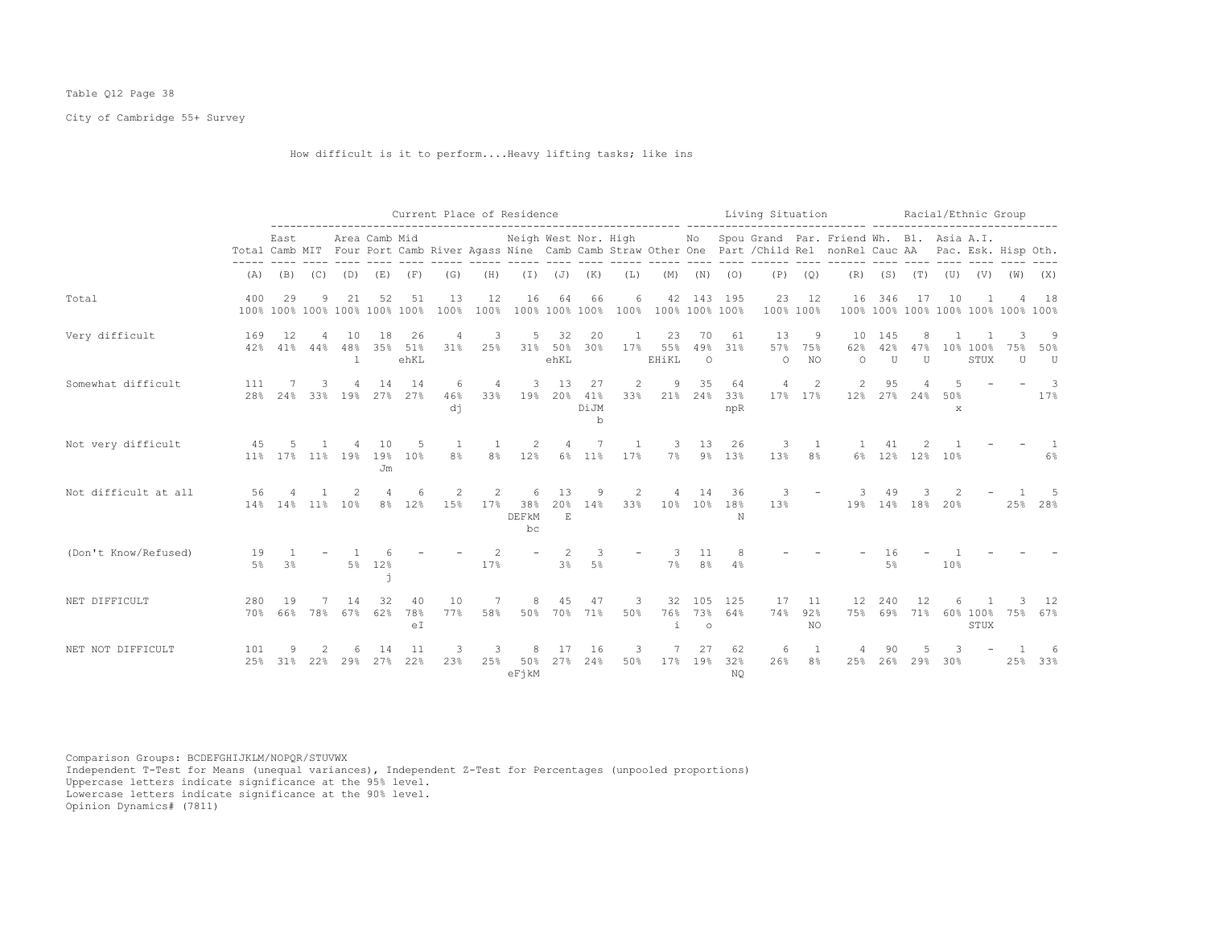Table Q12 Page 38

City of Cambridge 55+ Survey

How difficult is it to perform....Heavy lifting tasks; like ins

| | | Current Place of Residence | | | | | | | | | | | | | Living Situation | | | | | | Racial/Ethnic Group | | | | | | |
|---|---|---|---|---|---|---|---|---|---|---|---|---|---|---|---|---|---|---|---|---|---|---|---|---|---|---|---|
| | Total | East Camb | MIT | Area Four | Camb Port | Mid Camb | River | Agass | Neigh Nine | West Camb | Nor. Camb | High Straw | Other | No One | Spou Part | Grand /Child | Par. Rel | Friend nonRel | Wh. Cauc | Bl. AA | Asia Pac. | A.I. Esk. | Hisp | Oth. |
| | (A) | (B) | (C) | (D) | (E) | (F) | (G) | (H) | (I) | (J) | (K) | (L) | (M) | (N) | (O) | (P) | (Q) | (R) | (S) | (T) | (U) | (V) | (W) | (X) |
| Total | 400<br>100% | 29<br>100% | 9<br>100% | 21<br>100% | 52<br>100% | 51<br>100% | 13<br>100% | 12<br>100% | 16<br>100% | 64<br>100% | 66<br>100% | 6<br>100% | 42<br>100% | 143<br>100% | 195<br>100% | 23<br>100% | 12<br>100% | 16<br>100% | 346<br>100% | 17<br>100% | 10<br>100% | 1<br>100% | 4<br>100% | 18<br>100% |
| Very difficult | 169<br>42% | 12<br>41% | 4<br>44% | 10<br>48%<br>l | 18<br>35% | 26<br>51%<br>ehKL | 4<br>31% | 3<br>25% | 5<br>31% | 32<br>50%<br>ehKL | 20<br>30% | 1<br>17% | 23<br>55%<br>EHiKL | 70<br>49%<br>O | 61<br>31% | 13<br>57%<br>O | 9<br>75%<br>NO | 10<br>62%<br>O | 145<br>42%<br>U | 8<br>47%<br>U | 1<br>10% | 1<br>100%<br>STUX | 3<br>75%<br>U | 9<br>50%<br>U |
| Somewhat difficult | 111<br>28% | 7<br>24% | 3<br>33% | 4<br>19% | 14<br>27% | 14<br>27% | 6<br>46%<br>dj | 4<br>33% | 3<br>19% | 13<br>20% | 27<br>41%<br>DiJM<br>b | 2<br>33% | 9<br>21% | 35<br>24% | 64<br>33%<br>npR | 4<br>17% | 2<br>17% | 2<br>12% | 95<br>27% | 4<br>24% | 5<br>50%<br>x | - | - | 3<br>17% |
| Not very difficult | 45<br>11% | 5<br>17% | 1<br>11% | 4<br>19% | 10<br>19%<br>Jm | 5<br>10% | 1<br>8% | 1<br>8% | 2<br>12% | 4<br>6% | 7<br>11% | 1<br>17% | 3<br>7% | 13<br>9% | 26<br>13% | 3<br>13% | 1<br>8% | 1<br>6% | 41<br>12% | 2<br>12% | 1<br>10% | - | - | 1<br>6% |
| Not difficult at all | 56<br>14% | 4<br>14% | 1<br>11% | 2<br>10% | 4<br>8% | 6<br>12% | 2<br>15% | 2<br>17% | 6<br>38%<br>DEFkM<br>bc | 13<br>20%<br>E | 9<br>14% | 2<br>33% | 4<br>10% | 14<br>10% | 36<br>18%<br>N | 3<br>13% | - | 3<br>19% | 49<br>14% | 3<br>18% | 2<br>20% | - | 1<br>25% | 5<br>28% |
| (Don't Know/Refused) | 19<br>5% | 1<br>3% | - | 1<br>5% | 6<br>12%<br>j | - | - | 2<br>17% | - | 2<br>3% | 3<br>5% | - | 3<br>7% | 11<br>8% | 8<br>4% | - | - | - | 16<br>5% | - | 1<br>10% | - | - | - |
| NET DIFFICULT | 280<br>70% | 19<br>66% | 7<br>78% | 14<br>67% | 32<br>62% | 40<br>78%<br>eI | 10<br>77% | 7<br>58% | 8<br>50% | 45<br>70% | 47<br>71% | 3<br>50% | 32<br>76%<br>i | 105<br>73%<br>o | 125<br>64% | 17<br>74% | 11<br>92%<br>NO | 12<br>75% | 240<br>69% | 12<br>71% | 6<br>60% | 1<br>100%<br>STUX | 3<br>75% | 12<br>67% |
| NET NOT DIFFICULT | 101<br>25% | 9<br>31% | 2<br>22% | 6<br>29% | 14<br>27% | 11<br>22% | 3<br>23% | 3<br>25% | 8<br>50%<br>eFjkM | 17<br>27% | 16<br>24% | 3<br>50% | 7<br>17% | 27<br>19% | 62<br>32%<br>NQ | 6<br>26% | 1<br>8% | 4<br>25% | 90<br>26% | 5<br>29% | 3<br>30% | - | 1<br>25% | 6<br>33% |

Comparison Groups: BCDEFGHIJKLM/NOPQR/STUVWX
Independent T-Test for Means (unequal variances), Independent Z-Test for Percentages (unpooled proportions)
Uppercase letters indicate significance at the 95% level.
Lowercase letters indicate significance at the 90% level.
Opinion Dynamics# (7811)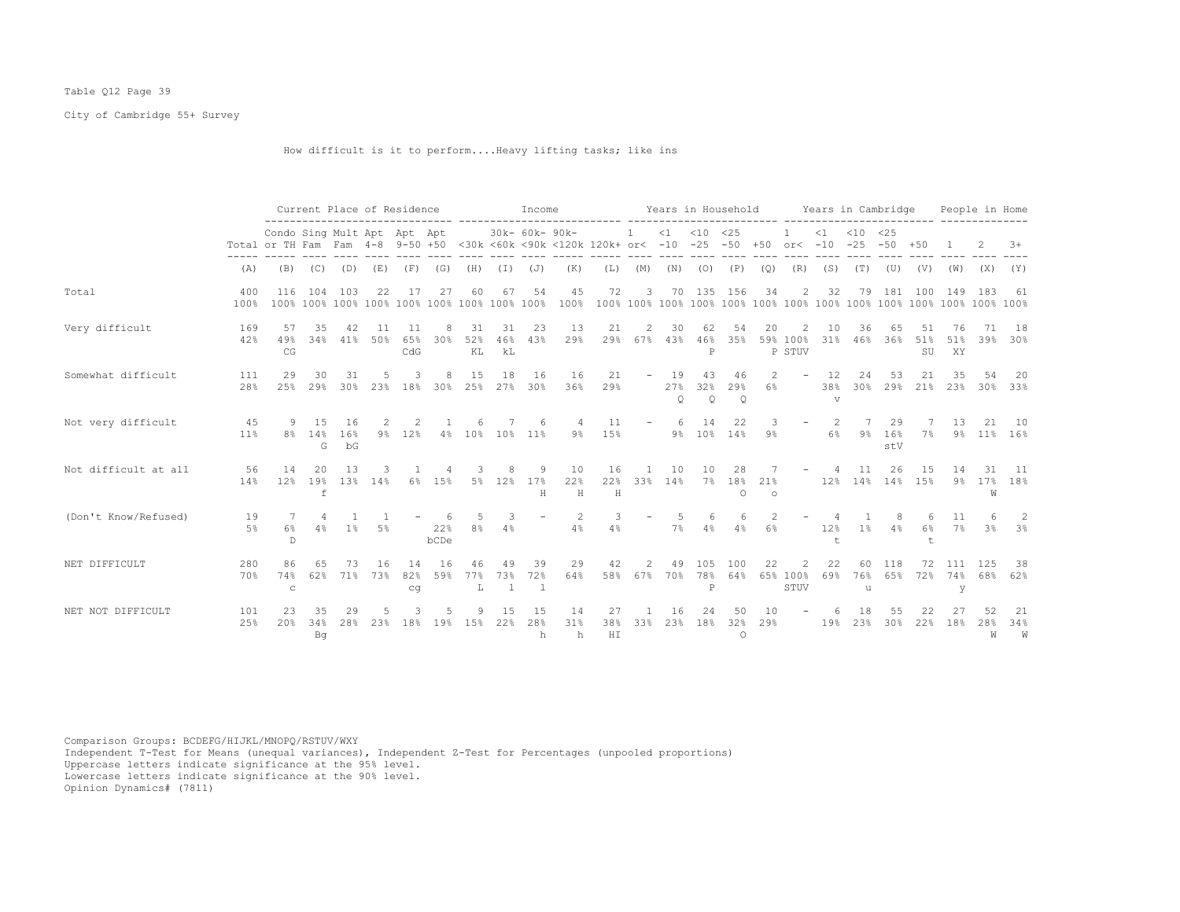Table Q12 Page 39

City of Cambridge 55+ Survey

How difficult is it to perform....Heavy lifting tasks; like ins

| | Total | Current Place of Residence | | | | | | Income | | | | | Years in Household | | | | | Years in Cambridge | | | | | People in Home | | |
|---|---|---|---|---|---|---|---|---|---|---|---|---|---|---|---|---|---|---|---|---|---|---|---|---|---|
| | | Condo or TH | Sing Fam | Mult Fam | Apt 4-8 | Apt 9-50 | Apt +50 | <30k | 30k- <60k | 60k- <90k | 90k- <120k | 120k+ | 1 or< | <1 -10 | <10 -25 | <25 -50 | +50 | 1 or< | <1 -10 | <10 -25 | <25 -50 | +50 | 1 | 2 | 3+ |
| | (A) | (B) | (C) | (D) | (E) | (F) | (G) | (H) | (I) | (J) | (K) | (L) | (M) | (N) | (O) | (P) | (Q) | (R) | (S) | (T) | (U) | (V) | (W) | (X) | (Y) |
| Total | 400<br>100% | 116<br>100% | 104<br>100% | 103<br>100% | 22<br>100% | 17<br>100% | 27<br>100% | 60<br>100% | 67<br>100% | 54<br>100% | 45<br>100% | 72<br>100% | 3<br>100% | 70<br>100% | 135<br>100% | 156<br>100% | 34<br>100% | 2<br>100% | 32<br>100% | 79<br>100% | 181<br>100% | 100<br>100% | 149<br>100% | 183<br>100% | 61<br>100% |
| Very difficult | 169<br>42% | 57<br>49%<br>CG | 35<br>34% | 42<br>41% | 11<br>50% | 11<br>65%<br>CdG | 8<br>30% | 31<br>52%<br>KL | 31<br>46%<br>kL | 23<br>43% | 13<br>29% | 21<br>29% | 2<br>67% | 30<br>43% | 62<br>46%<br>P | 54<br>35% | 20<br>59%<br>P | 2<br>100%<br>STUV | 10<br>31% | 36<br>46% | 65<br>36% | 51<br>51%<br>SU | 76<br>51%<br>XY | 71<br>39% | 18<br>30% |
| Somewhat difficult | 111<br>28% | 29<br>25% | 30<br>29% | 31<br>30% | 5<br>23% | 3<br>18% | 8<br>30% | 15<br>25% | 18<br>27% | 16<br>30% | 16<br>36% | 21<br>29% | - | 19<br>27%<br>Q | 43<br>32%<br>Q | 46<br>29%<br>Q | 2<br>6% | - | 12<br>38%<br>v | 24<br>30% | 53<br>29% | 21<br>21% | 35<br>23% | 54<br>30% | 20<br>33% |
| Not very difficult | 45<br>11% | 9<br>8% | 15<br>14%<br>G | 16<br>16%<br>bG | 2<br>9% | 2<br>12% | 1<br>4% | 6<br>10% | 7<br>10% | 6<br>11% | 4<br>9% | 11<br>15% | - | 6<br>9% | 14<br>10% | 22<br>14% | 3<br>9% | - | 2<br>6% | 7<br>9% | 29<br>16%<br>stV | 7<br>7% | 13<br>9% | 21<br>11% | 10<br>16% |
| Not difficult at all | 56<br>14% | 14<br>12% | 20<br>19%<br>f | 13<br>13% | 3<br>14% | 1<br>6% | 4<br>15% | 3<br>5% | 8<br>12% | 9<br>17%<br>H | 10<br>22%<br>H | 16<br>22%<br>H | 1<br>33% | 10<br>14% | 10<br>7% | 28<br>18%<br>O | 7<br>21%<br>o | - | 4<br>12% | 11<br>14% | 26<br>14% | 15<br>15% | 14<br>9% | 31<br>17%<br>W | 11<br>18% |
| (Don't Know/Refused) | 19<br>5% | 7<br>6%<br>D | 4<br>4% | 1<br>1% | 1<br>5% | - | 6<br>22%<br>bCDe | 5<br>8% | 3<br>4% | - | 2<br>4% | 3<br>4% | - | 5<br>7% | 6<br>4% | 6<br>4% | 2<br>6% | - | 4<br>12%<br>t | 1<br>1% | 8<br>4% | 6<br>6%<br>t | 11<br>7% | 6<br>3% | 2<br>3% |
| NET DIFFICULT | 280<br>70% | 86<br>74%<br>c | 65<br>62% | 73<br>71% | 16<br>73% | 14<br>82%<br>cg | 16<br>59% | 46<br>77%<br>L | 49<br>73%<br>l | 39<br>72%<br>l | 29<br>64% | 42<br>58% | 2<br>67% | 49<br>70% | 105<br>78%<br>P | 100<br>64% | 22<br>65% | 2<br>100%<br>STUV | 22<br>69% | 60<br>76%<br>u | 118<br>65% | 72<br>72% | 111<br>74%<br>y | 125<br>68% | 38<br>62% |
| NET NOT DIFFICULT | 101<br>25% | 23<br>20% | 35<br>34%<br>Bg | 29<br>28% | 5<br>23% | 3<br>18% | 5<br>19% | 9<br>15% | 15<br>22% | 15<br>28%<br>h | 14<br>31%<br>h | 27<br>38%<br>HI | 1<br>33% | 16<br>23% | 24<br>18% | 50<br>32%<br>O | 10<br>29% | - | 6<br>19% | 18<br>23% | 55<br>30% | 22<br>22% | 27<br>18% | 52<br>28%<br>W | 21<br>34%<br>W |

Comparison Groups: BCDEFG/HIJKL/MNOPQ/RSTUV/WXY
Independent T-Test for Means (unequal variances), Independent Z-Test for Percentages (unpooled proportions)
Uppercase letters indicate significance at the 95% level.
Lowercase letters indicate significance at the 90% level.
Opinion Dynamics# (7811)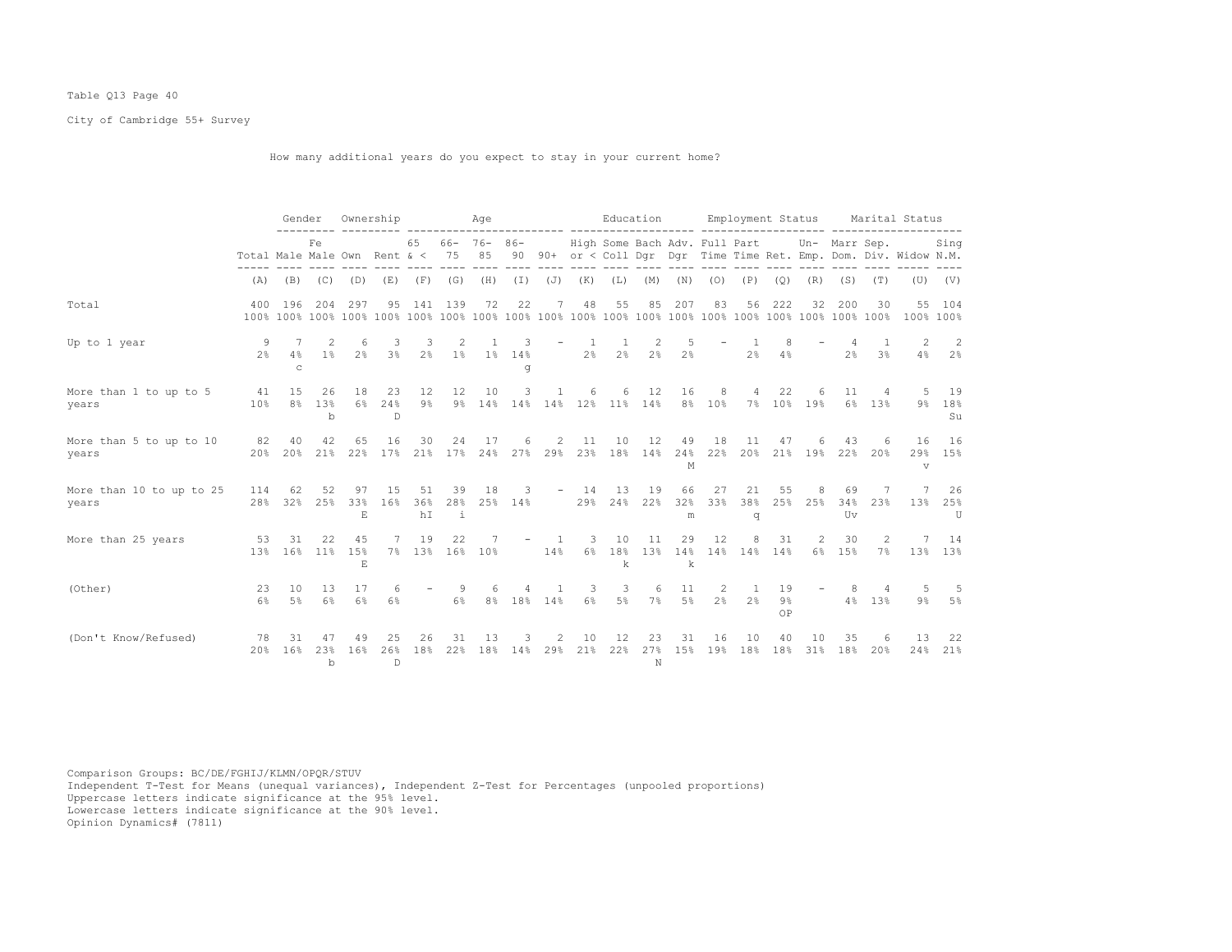Table Q13 Page 40

City of Cambridge 55+ Survey

How many additional years do you expect to stay in your current home?

| | | Gender | | Ownership | | Age | | | | | Education | | | | Employment Status | | | | Marital Status | | | |
|---|---|---|---|---|---|---|---|---|---|---|---|---|---|---|---|---|---|---|---|---|---|---|
| | Total | Male | Female | Own | Rent | 65 & < | 66-75 | 76-85 | 86-90 | 90+ | High or < | Some Coll | Bach Dgr | Adv. Dgr | Full Time | Part Time | Ret. | Un-Emp. | Marr Dom. | Sep. Div. | Widow | Sing N.M. |
| | (A) | (B) | (C) | (D) | (E) | (F) | (G) | (H) | (I) | (J) | (K) | (L) | (M) | (N) | (O) | (P) | (Q) | (R) | (S) | (T) | (U) | (V) |
| Total | 400<br>100% | 196<br>100% | 204<br>100% | 297<br>100% | 95<br>100% | 141<br>100% | 139<br>100% | 72<br>100% | 22<br>100% | 7<br>100% | 48<br>100% | 55<br>100% | 85<br>100% | 207<br>100% | 83<br>100% | 56<br>100% | 222<br>100% | 32<br>100% | 200<br>100% | 30<br>100% | 55<br>100% | 104<br>100% |
| Up to 1 year | 9<br>2% | 7<br>4%<br>c | 2<br>1% | 6<br>2% | 3<br>3% | 3<br>2% | 2<br>1% | 1<br>1% | 3<br>14%<br>g | - | 1<br>2% | 1<br>2% | 2<br>2% | 5<br>2% | - | 1<br>2% | 8<br>4% | - | 4<br>2% | 1<br>3% | 2<br>4% | 2<br>2% |
| More than 1 to up to 5 years | 41<br>10% | 15<br>8% | 26<br>13%<br>b | 18<br>6% | 23<br>24%<br>D | 12<br>9% | 12<br>9% | 10<br>14% | 3<br>14% | 1<br>14% | 6<br>12% | 6<br>11% | 12<br>14% | 16<br>8% | 8<br>10% | 4<br>7% | 22<br>10% | 6<br>19% | 11<br>6% | 4<br>13% | 5<br>9% | 19<br>18%<br>Su |
| More than 5 to up to 10 years | 82<br>20% | 40<br>20% | 42<br>21% | 65<br>22% | 16<br>17% | 30<br>21% | 24<br>17% | 17<br>24% | 6<br>27% | 2<br>29% | 11<br>23% | 10<br>18% | 12<br>14% | 49<br>24%<br>M | 18<br>22% | 11<br>20% | 47<br>21% | 6<br>19% | 43<br>22% | 6<br>20% | 16<br>29%<br>v | 16<br>15% |
| More than 10 to up to 25 years | 114<br>28% | 62<br>32% | 52<br>25% | 97<br>33%<br>E | 15<br>16% | 51<br>36%<br>hI | 39<br>28%<br>i | 18<br>25% | 3<br>14% | - | 14<br>29% | 13<br>24% | 19<br>22% | 66<br>32%<br>m | 27<br>33% | 21<br>38%<br>q | 55<br>25% | 8<br>25% | 69<br>34%<br>Uv | 7<br>23% | 7<br>13% | 26<br>25%<br>U |
| More than 25 years | 53<br>13% | 31<br>16% | 22<br>11% | 45<br>15%<br>E | 7<br>7% | 19<br>13% | 22<br>16% | 7<br>10% | - | 1<br>14% | 3<br>6% | 10<br>18%<br>k | 11<br>13% | 29<br>14%<br>k | 12<br>14% | 8<br>14% | 31<br>14% | 2<br>6% | 30<br>15% | 2<br>7% | 7<br>13% | 14<br>13% |
| (Other) | 23<br>6% | 10<br>5% | 13<br>6% | 17<br>6% | 6<br>6% | - | 9<br>6% | 6<br>8% | 4<br>18% | 1<br>14% | 3<br>6% | 3<br>5% | 6<br>7% | 11<br>5% | 2<br>2% | 1<br>2% | 19<br>9%<br>OP | - | 8<br>4% | 4<br>13% | 5<br>9% | 5<br>5% |
| (Don't Know/Refused) | 78<br>20% | 31<br>16% | 47<br>23%<br>b | 49<br>16% | 25<br>26%<br>D | 26<br>18% | 31<br>22% | 13<br>18% | 3<br>14% | 2<br>29% | 10<br>21% | 12<br>22% | 23<br>27%<br>N | 31<br>15% | 16<br>19% | 10<br>18% | 40<br>18% | 10<br>31% | 35<br>18% | 6<br>20% | 13<br>24% | 22<br>21% |

Comparison Groups: BC/DE/FGHIJ/KLMN/OPQR/STUV
Independent T-Test for Means (unequal variances), Independent Z-Test for Percentages (unpooled proportions)
Uppercase letters indicate significance at the 95% level.
Lowercase letters indicate significance at the 90% level.
Opinion Dynamics# (7811)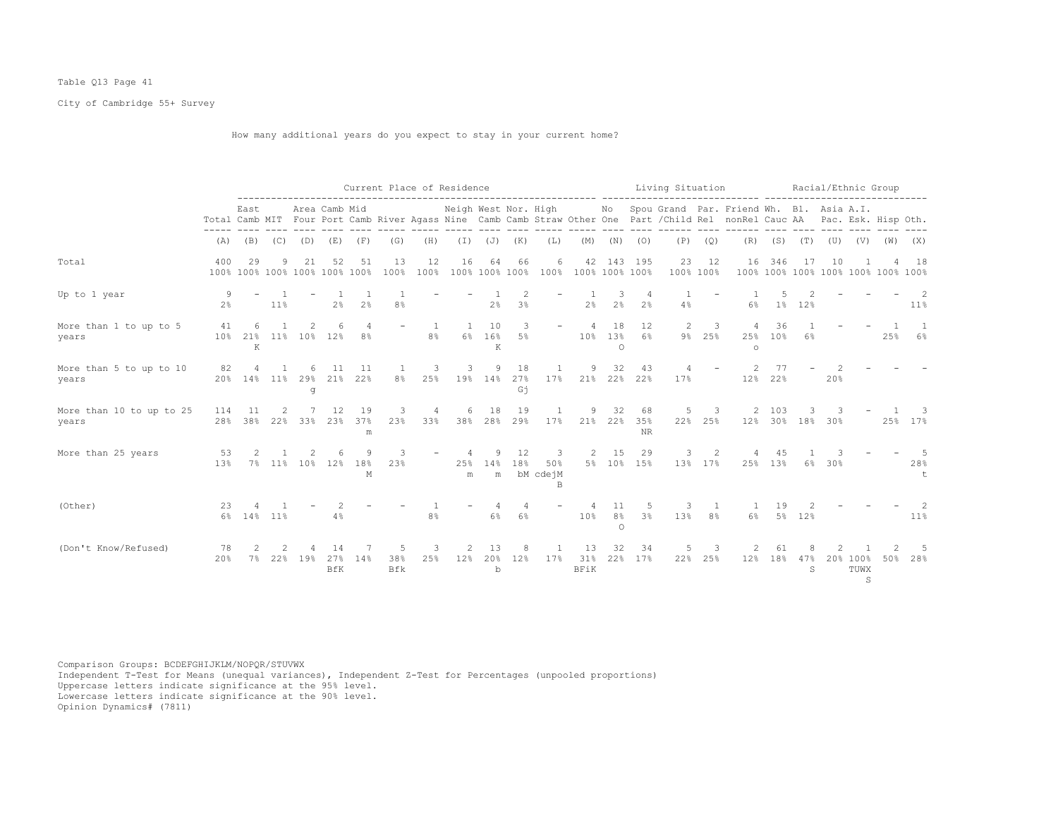Table Q13 Page 41

City of Cambridge 55+ Survey

How many additional years do you expect to stay in your current home?

| | Total | East Camb | MIT | Area Four | Camb Port | Mid Camb | River | Agass | Neigh Nine | West Camb | Nor. Camb | High Straw | Other | No One | Spou Part | Grand /Child | Par. Rel | Friend nonRel | Wh. Cauc | Bl. AA | Asia Pac. | A.I. Esk. | Hisp | Oth. |
|---|---|---|---|---|---|---|---|---|---|---|---|---|---|---|---|---|---|---|---|---|---|---|---|---|
| | | Current Place of Residence | | | | | | | | | | | | Living Situation | | | | | Racial/Ethnic Group | | | | | |
| | (A) | (B) | (C) | (D) | (E) | (F) | (G) | (H) | (I) | (J) | (K) | (L) | (M) | (N) | (O) | (P) | (Q) | (R) | (S) | (T) | (U) | (V) | (W) | (X) |
| Total | 400 100% | 29 100% | 9 100% | 21 100% | 52 100% | 51 100% | 13 100% | 12 100% | 16 100% | 64 100% | 66 100% | 6 100% | 42 100% | 143 100% | 195 100% | 23 100% | 12 100% | 16 100% | 346 100% | 17 100% | 10 100% | 1 100% | 4 100% | 18 100% |
| Up to 1 year | 9 2% | - | 1 11% | - | 1 2% | 1 2% | 1 8% | - | - | 1 2% | 2 3% | - | 1 2% | 3 2% | 4 2% | 1 4% | - | 1 6% | 5 1% | 2 12% | - | - | - | 2 11% |
| More than 1 to up to 5 years | 41 10% | 6 21% K | 1 11% | 2 10% | 6 12% | 4 8% | - | 1 8% | 1 6% | 10 16% K | 3 5% | - | 4 10% | 18 13% O | 12 6% | 2 9% | 3 25% | 4 25% o | 36 10% | 1 6% | - | - | 1 25% | 1 6% |
| More than 5 to up to 10 years | 82 20% | 4 14% | 1 11% | 6 29% g | 11 21% | 11 22% | 1 8% | 3 25% | 3 19% | 9 14% | 18 27% Gj | 1 17% | 9 21% | 32 22% | 43 22% | 4 17% | - | 2 12% | 77 22% | - | 2 20% | - | - | - |
| More than 10 to up to 25 years | 114 28% | 11 38% | 2 22% | 7 33% | 12 23% | 19 37% m | 3 23% | 4 33% | 6 38% | 18 28% | 19 29% | 1 17% | 9 21% | 32 22% | 68 35% NR | 5 22% | 3 25% | 2 12% | 103 30% | 3 18% | 3 30% | - | 1 25% | 3 17% |
| More than 25 years | 53 13% | 2 7% | 1 11% | 2 10% | 6 12% | 9 18% M | 3 23% | - | 4 25% m | 9 14% m | 12 18% bM | 3 50% cdejM B | 2 5% | 15 10% | 29 15% | 3 13% | 2 17% | 4 25% | 45 13% | 1 6% | 3 30% | - | - | 5 28% t |
| (Other) | 23 6% | 4 14% | 1 11% | - | 2 4% | - | - | 1 8% | - | 4 6% | 4 6% | - | 4 10% | 11 8% O | 5 3% | 3 13% | 1 8% | 1 6% | 19 5% | 2 12% | - | - | - | 2 11% |
| (Don't Know/Refused) | 78 20% | 2 7% | 2 22% | 4 19% | 14 27% BfK | 7 14% | 5 38% Bfk | 3 25% | 2 12% | 13 20% b | 8 12% | 1 17% | 13 31% BFiK | 32 22% | 34 17% | 5 22% | 3 25% | 2 12% | 61 18% | 8 47% S | 2 20% | 1 100% TUWX S | 2 50% | 5 28% |

Comparison Groups: BCDEFGHIJKLM/NOPQR/STUVWX
Independent T-Test for Means (unequal variances), Independent Z-Test for Percentages (unpooled proportions)
Uppercase letters indicate significance at the 95% level.
Lowercase letters indicate significance at the 90% level.
Opinion Dynamics# (7811)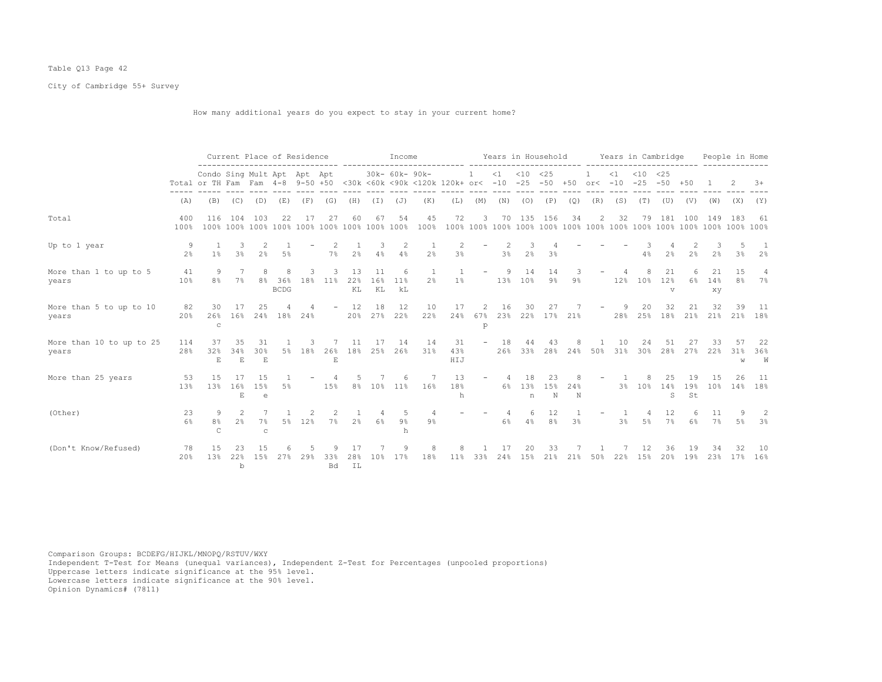Table Q13 Page 42

City of Cambridge 55+ Survey

How many additional years do you expect to stay in your current home?

| | | Current Place of Residence | | | | | | Income | | | | | Years in Household | | | | | Years in Cambridge | | | | | People in Home | | |
|---|---|---|---|---|---|---|---|---|---|---|---|---|---|---|---|---|---|---|---|---|---|---|---|---|---|
| | Total | Condo or TH | Sing Fam | Mult Fam | Apt 4-8 | Apt 9-50 | Apt +50 | <30k | 30k-<60k | 60k-<90k | 90k-<120k | 120k+ | 1 or< | <1 -10 | <10 -25 | <25 -50 | +50 | 1 or< | <1 -10 | <10 -25 | <25 -50 | +50 | 1 | 2 | 3+ |
| | (A) | (B) | (C) | (D) | (E) | (F) | (G) | (H) | (I) | (J) | (K) | (L) | (M) | (N) | (O) | (P) | (Q) | (R) | (S) | (T) | (U) | (V) | (W) | (X) | (Y) |
| Total | 400<br>100% | 116<br>100% | 104<br>100% | 103<br>100% | 22<br>100% | 17<br>100% | 27<br>100% | 60<br>100% | 67<br>100% | 54<br>100% | 45<br>100% | 72<br>100% | 3<br>100% | 70<br>100% | 135<br>100% | 156<br>100% | 34<br>100% | 2<br>100% | 32<br>100% | 79<br>100% | 181<br>100% | 100<br>100% | 149<br>100% | 183<br>100% | 61<br>100% |
| Up to 1 year | 9<br>2% | 1<br>1% | 3<br>3% | 2<br>2% | 1<br>5% | - | 2<br>7% | 1<br>2% | 3<br>4% | 2<br>4% | 1<br>2% | 2<br>3% | - | 2<br>3% | 3<br>2% | 4<br>3% | - | - | - | 3<br>4% | 4<br>2% | 2<br>2% | 3<br>2% | 5<br>3% | 1<br>2% |
| More than 1 to up to 5 years | 41<br>10% | 9<br>8% | 7<br>7% | 8<br>8% | 8<br>36%<br>BCDG | 3<br>18% | 3<br>11% | 13<br>22%<br>KL | 11<br>16%<br>KL | 6<br>11%<br>kL | 1<br>2% | 1<br>1% | - | 9<br>13% | 14<br>10% | 14<br>9% | 3<br>9% | - | 4<br>12% | 8<br>10% | 21<br>12%<br>v | 6<br>6% | 21<br>14%<br>xy | 15<br>8% | 4<br>7% |
| More than 5 to up to 10 years | 82<br>20% | 30<br>26%<br>c | 17<br>16% | 25<br>24% | 4<br>18% | 4<br>24% | - | 12<br>20% | 18<br>27% | 12<br>22% | 10<br>22% | 17<br>24% | 2<br>67%<br>p | 16<br>23% | 30<br>22% | 27<br>17% | 7<br>21% | - | 9<br>28% | 20<br>25% | 32<br>18% | 21<br>21% | 32<br>21% | 39<br>21% | 11<br>18% |
| More than 10 to up to 25 years | 114<br>28% | 37<br>32%<br>E | 35<br>34%<br>E | 31<br>30%<br>E | 1<br>5% | 3<br>18% | 7<br>26%<br>E | 11<br>18% | 17<br>25% | 14<br>26% | 14<br>31% | 31<br>43%<br>HIJ | - | 18<br>26% | 44<br>33% | 43<br>28% | 8<br>24% | 1<br>50% | 10<br>31% | 24<br>30% | 51<br>28% | 27<br>27% | 33<br>22% | 57<br>31%<br>w | 22<br>36%<br>W |
| More than 25 years | 53<br>13% | 15<br>13% | 17<br>16%<br>E | 15<br>15%<br>e | 1<br>5% | - | 4<br>15% | 5<br>8% | 7<br>10% | 6<br>11% | 7<br>16% | 13<br>18%<br>h | - | 4<br>6% | 18<br>13%<br>n | 23<br>15%<br>N | 8<br>24%<br>N | - | 1<br>3% | 8<br>10% | 25<br>14%<br>S | 19<br>19%<br>St | 15<br>10% | 26<br>14% | 11<br>18% |
| (Other) | 23<br>6% | 9<br>8%<br>C | 2<br>2% | 7<br>7%<br>c | 1<br>5% | 2<br>12% | 2<br>7% | 1<br>2% | 4<br>6% | 5<br>9%<br>h | 4<br>9% | - | - | 4<br>6% | 6<br>4% | 12<br>8% | 1<br>3% | - | 1<br>3% | 4<br>5% | 12<br>7% | 6<br>6% | 11<br>7% | 9<br>5% | 2<br>3% |
| (Don't Know/Refused) | 78<br>20% | 15<br>13% | 23<br>22%<br>b | 15<br>15% | 6<br>27% | 5<br>29% | 9<br>33%<br>Bd | 17<br>28%<br>IL | 7<br>10% | 9<br>17% | 8<br>18% | 8<br>11% | 1<br>33% | 17<br>24% | 20<br>15% | 33<br>21% | 7<br>21% | 1<br>50% | 7<br>22% | 12<br>15% | 36<br>20% | 19<br>19% | 34<br>23% | 32<br>17% | 10<br>16% |

Comparison Groups: BCDEFG/HIJKL/MNOPQ/RSTUV/WXY
Independent T-Test for Means (unequal variances), Independent Z-Test for Percentages (unpooled proportions)
Uppercase letters indicate significance at the 95% level.
Lowercase letters indicate significance at the 90% level.
Opinion Dynamics# (7811)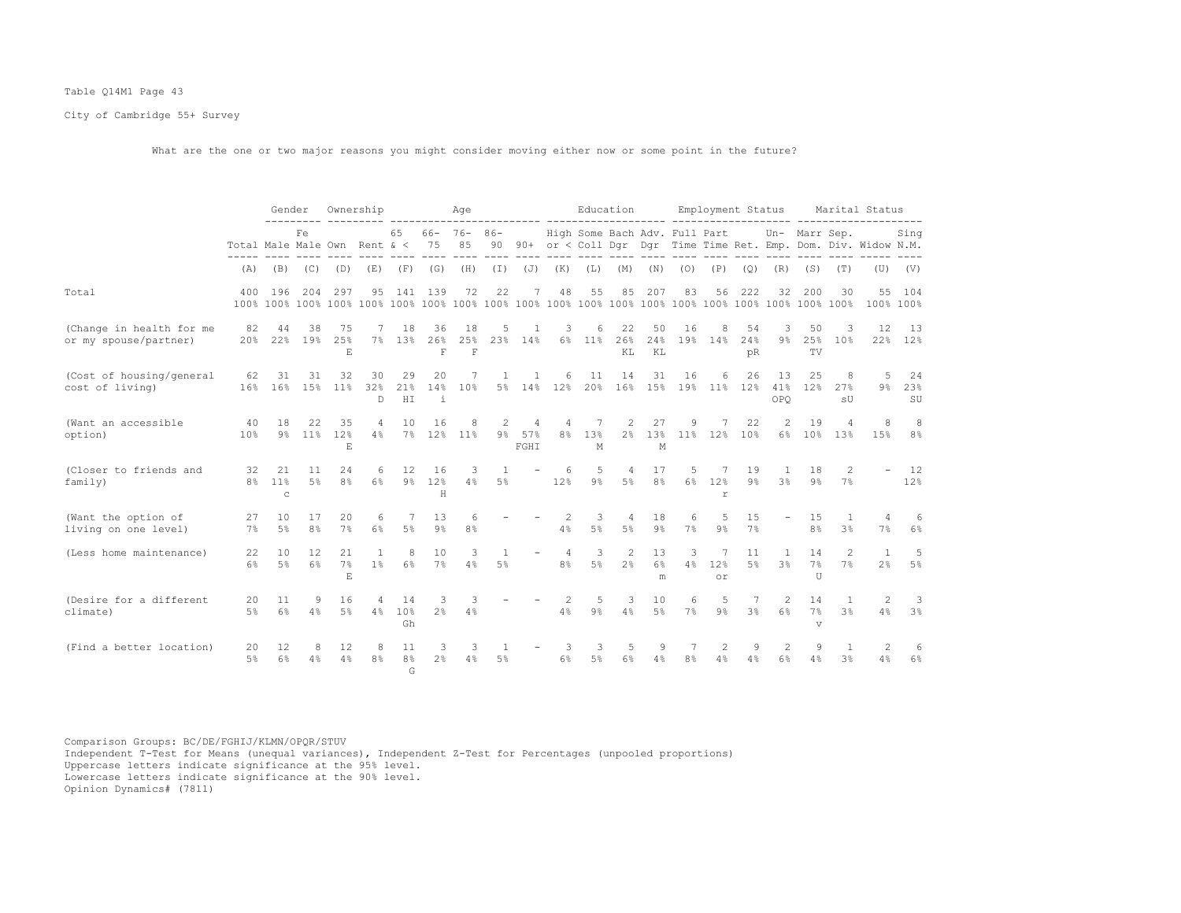Table Q14M1 Page 43

City of Cambridge 55+ Survey

What are the one or two major reasons you might consider moving either now or some point in the future?

| | | Gender | | Ownership | | Age | | | | | Education | | | | Employment Status | | | | Marital Status | | | |
|---|---|---|---|---|---|---|---|---|---|---|---|---|---|---|---|---|---|---|---|---|---|---|
| | Total | Male | Female | Own | Rent | 65 & < | 66-75 | 76-85 | 86-90 | 90+ | High or < | Some Coll | Bach Dgr | Adv. Dgr | Full Time | Part Time | Ret. | Un-Emp. | Marr Dom. | Sep. Div. | Widow | Sing N.M. |
| | (A) | (B) | (C) | (D) | (E) | (F) | (G) | (H) | (I) | (J) | (K) | (L) | (M) | (N) | (O) | (P) | (Q) | (R) | (S) | (T) | (U) | (V) |
| Total | 400 100% | 196 100% | 204 100% | 297 100% | 95 100% | 141 100% | 139 100% | 72 100% | 22 100% | 7 100% | 48 100% | 55 100% | 85 100% | 207 100% | 83 100% | 56 100% | 222 100% | 32 100% | 200 100% | 30 100% | 55 100% | 104 100% |
| (Change in health for me or my spouse/partner) | 82 20% | 44 22% | 38 19% | 75 25% E | 7 7% | 18 13% | 36 26% F | 18 25% F | 5 23% | 1 14% | 3 6% | 6 11% | 22 26% KL | 50 24% KL | 16 19% | 8 14% | 54 24% pR | 3 9% | 50 25% TV | 3 10% | 12 22% | 13 12% |
| (Cost of housing/general cost of living) | 62 16% | 31 16% | 31 15% | 32 11% | 30 32% D | 29 21% HI | 20 14% i | 7 10% | 1 5% | 1 14% | 6 12% | 11 20% | 14 16% | 31 15% | 16 19% | 6 11% | 26 12% | 13 41% OPQ | 25 12% | 8 27% sU | 5 9% | 24 23% SU |
| (Want an accessible option) | 40 10% | 18 9% | 22 11% | 35 12% E | 4 4% | 10 7% | 16 12% | 8 11% | 2 9% | 4 57% FGHI | 4 8% | 7 13% M | 2 2% | 27 13% M | 9 11% | 7 12% | 22 10% | 2 6% | 19 10% | 4 13% | 8 15% | 8 8% |
| (Closer to friends and family) | 32 8% | 21 11% c | 11 5% | 24 8% | 6 6% | 12 9% | 16 12% H | 3 4% | 1 5% | - | 6 12% | 5 9% | 4 5% | 17 8% | 5 6% | 7 12% r | 19 9% | 1 3% | 18 9% | 2 7% | - | 12 12% |
| (Want the option of living on one level) | 27 7% | 10 5% | 17 8% | 20 7% | 6 6% | 7 5% | 13 9% | 6 8% | - | - | 2 4% | 3 5% | 4 5% | 18 9% | 6 7% | 5 9% | 15 7% | - | 15 8% | 1 3% | 4 7% | 6 6% |
| (Less home maintenance) | 22 6% | 10 5% | 12 6% | 21 7% E | 1 1% | 8 6% | 10 7% | 3 4% | 1 5% | - | 4 8% | 3 5% | 2 2% | 13 6% m | 3 4% | 7 12% or | 11 5% | 1 3% | 14 7% U | 2 7% | 1 2% | 5 5% |
| (Desire for a different climate) | 20 5% | 11 6% | 9 4% | 16 5% | 4 4% | 14 10% Gh | 3 2% | 3 4% | - | - | 2 4% | 5 9% | 3 4% | 10 5% | 6 7% | 5 9% | 7 3% | 2 6% | 14 7% v | 1 3% | 2 4% | 3 3% |
| (Find a better location) | 20 5% | 12 6% | 8 4% | 12 4% | 8 8% | 11 8% G | 3 2% | 3 4% | 1 5% | - | 3 6% | 3 5% | 5 6% | 9 4% | 7 8% | 2 4% | 9 4% | 2 6% | 9 4% | 1 3% | 2 4% | 6 6% |

Comparison Groups: BC/DE/FGHIJ/KLMN/OPQR/STUV
Independent T-Test for Means (unequal variances), Independent Z-Test for Percentages (unpooled proportions)
Uppercase letters indicate significance at the 95% level.
Lowercase letters indicate significance at the 90% level.
Opinion Dynamics# (7811)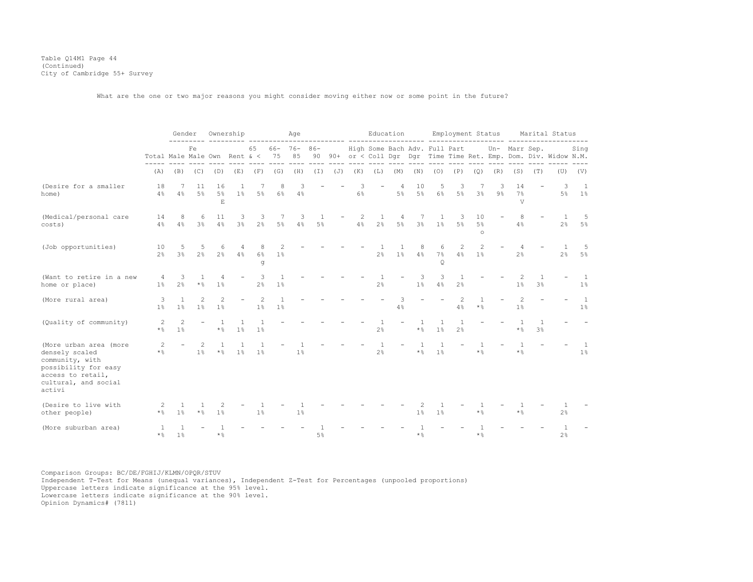Table Q14M1 Page 44
(Continued)
City of Cambridge 55+ Survey

What are the one or two major reasons you might consider moving either now or some point in the future?

| | | Gender | | Ownership | | Age | | | | | Education | | | | Employment Status | | | | Marital Status | | | |
|---|---|---|---|---|---|---|---|---|---|---|---|---|---|---|---|---|---|---|---|---|---|---|
| | Total | Male | Fe Male | Own | Rent | 65 & < | 66- 75 | 76- 85 | 86- 90 | 90+ | High or < | Some Coll | Bach Dgr | Adv. Dgr | Full Time | Part Time | Ret. | Un- Emp. | Marr Dom. | Sep. Div. | Widow | Sing N.M. |
| | (A) | (B) | (C) | (D) | (E) | (F) | (G) | (H) | (I) | (J) | (K) | (L) | (M) | (N) | (O) | (P) | (Q) | (R) | (S) | (T) | (U) | (V) |
| (Desire for a smaller home) | 18<br>4% | 7<br>4% | 11<br>5% | 16<br>5%<br>E | 1<br>1% | 7<br>5% | 8<br>6% | 3<br>4% | - | - | 3<br>6% | - | 4<br>5% | 10<br>5% | 5<br>6% | 3<br>5% | 7<br>3% | 3<br>9% | 14<br>7%<br>V | - | 3<br>5% | 1<br>1% |
| (Medical/personal care costs) | 14<br>4% | 8<br>4% | 6<br>3% | 11<br>4% | 3<br>3% | 3<br>2% | 7<br>5% | 3<br>4% | 1<br>5% | - | 2<br>4% | 1<br>2% | 4<br>5% | 7<br>3% | 1<br>1% | 3<br>5% | 10<br>5%<br>o | - | 8<br>4% | - | 1<br>2% | 5<br>5% |
| (Job opportunities) | 10<br>2% | 5<br>3% | 5<br>2% | 6<br>2% | 4<br>4% | 8<br>6%<br>g | 2<br>1% | - | - | - | - | 1<br>2% | 1<br>1% | 8<br>4% | 6<br>7%<br>Q | 2<br>4% | 2<br>1% | - | 4<br>2% | - | 1<br>2% | 5<br>5% |
| (Want to retire in a new home or place) | 4<br>1% | 3<br>2% | 1<br>*% | 4<br>1% | - | 3<br>2% | 1<br>1% | - | - | - | - | 1<br>2% | - | 3<br>1% | 3<br>4% | 1<br>2% | - | - | 2<br>1% | 1<br>3% | - | 1<br>1% |
| (More rural area) | 3<br>1% | 1<br>1% | 2<br>1% | 2<br>1% | - | 2<br>1% | 1<br>1% | - | - | - | - | - | 3<br>4% | - | - | 2<br>4% | 1<br>*% | - | 2<br>1% | - | - | 1<br>1% |
| (Quality of community) | 2<br>*% | 2<br>1% | - | 1<br>*% | 1<br>1% | 1<br>1% | - | - | - | - | - | 1<br>2% | - | 1<br>*% | 1<br>1% | 1<br>2% | - | - | 1<br>*% | 1<br>3% | - | - |
| (More urban area (more densely scaled community, with possibility for easy access to retail, cultural, and social activi | 2<br>*% | - | 2<br>1% | 1<br>*% | 1<br>1% | 1<br>1% | - | 1<br>1% | - | - | - | 1<br>2% | - | 1<br>*% | 1<br>1% | - | 1<br>*% | - | 1<br>*% | - | - | 1<br>1% |
| (Desire to live with other people) | 2<br>*% | 1<br>1% | 1<br>*% | 2<br>1% | - | 1<br>1% | - | 1<br>1% | - | - | - | - | - | 2<br>1% | 1<br>1% | - | 1<br>*% | - | 1<br>*% | - | 1<br>2% | - |
| (More suburban area) | 1<br>*% | 1<br>1% | - | 1<br>*% | - | - | - | - | 1<br>5% | - | - | - | - | 1<br>*% | - | - | 1<br>*% | - | - | - | 1<br>2% | - |

Comparison Groups: BC/DE/FGHIJ/KLMN/OPQR/STUV
Independent T-Test for Means (unequal variances), Independent Z-Test for Percentages (unpooled proportions)
Uppercase letters indicate significance at the 95% level.
Lowercase letters indicate significance at the 90% level.
Opinion Dynamics# (7811)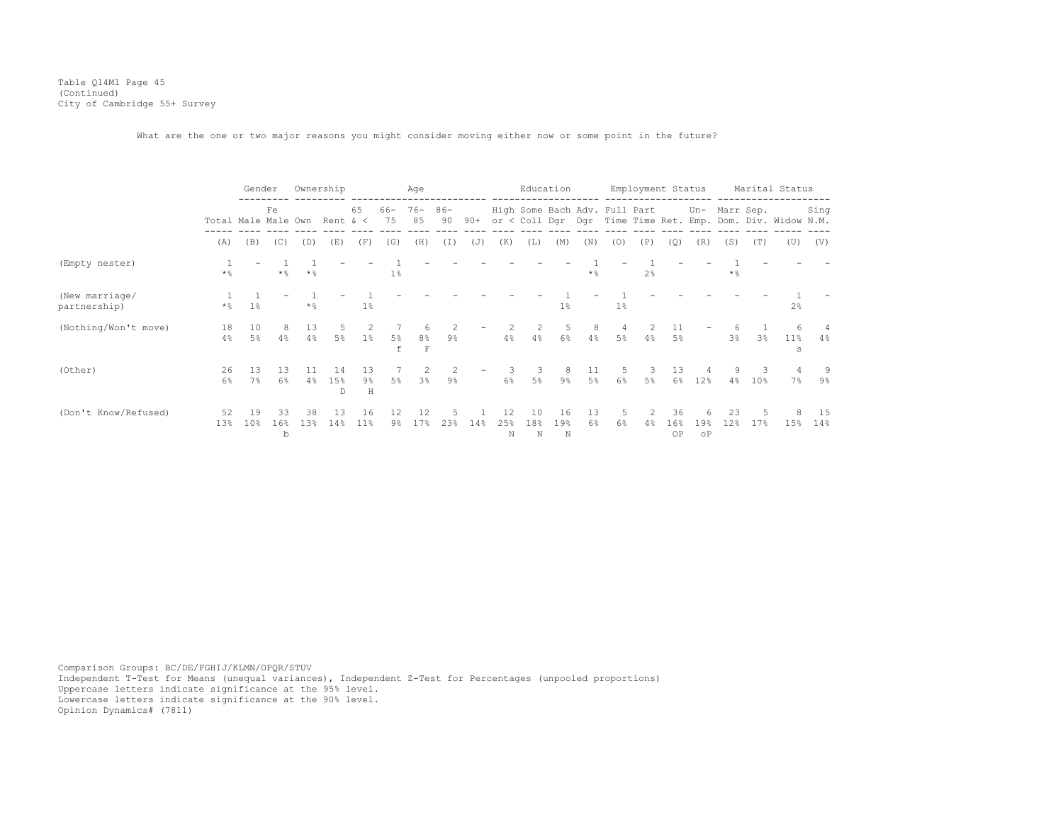Table Q14M1 Page 45
(Continued)
City of Cambridge 55+ Survey

What are the one or two major reasons you might consider moving either now or some point in the future?

| | | Gender | | Ownership | | Age | | | | | Education | | | | Employment Status | | | | Marital Status | | | |
|---|---|---|---|---|---|---|---|---|---|---|---|---|---|---|---|---|---|---|---|---|---|---|
| | Total | Male | Fe Male | Own | Rent | 65 & < | 66-75 | 76-85 | 86-90 | 90+ | High or < | Some Coll | Bach Dgr | Adv. Dgr | Full Time | Part Time | Ret. | Un-Emp. | Marr Dom. | Sep. Div. | Widow | Sing N.M. |
| | (A) | (B) | (C) | (D) | (E) | (F) | (G) | (H) | (I) | (J) | (K) | (L) | (M) | (N) | (O) | (P) | (Q) | (R) | (S) | (T) | (U) | (V) |
| (Empty nester) | 1 | - | 1 | 1 | - | - | 1 | - | - | - | - | - | - | 1 | - | 1 | - | - | 1 | - | - | - |
| | *% | | *% | *% | | | 1% | | | | | | | *% | | 2% | | | *% | | | |
| (New marriage/ partnership) | 1 | 1 | - | 1 | - | 1 | - | - | - | - | - | - | 1 | - | 1 | - | - | - | - | - | 1 | - |
| | *% | 1% | | *% | | 1% | | | | | | | 1% | | 1% | | | | | | 2% | |
| (Nothing/Won't move) | 18 | 10 | 8 | 13 | 5 | 2 | 7 | 6 | 2 | - | 2 | 2 | 5 | 8 | 4 | 2 | 11 | - | 6 | 1 | 6 | 4 |
| | 4% | 5% | 4% | 4% | 5% | 1% | 5% | 8% | 9% | | 4% | 4% | 6% | 4% | 5% | 4% | 5% | | 3% | 3% | 11% | 4% |
| | | | | | | | f | F | | | | | | | | | | | | | s | |
| (Other) | 26 | 13 | 13 | 11 | 14 | 13 | 7 | 2 | 2 | - | 3 | 3 | 8 | 11 | 5 | 3 | 13 | 4 | 9 | 3 | 4 | 9 |
| | 6% | 7% | 6% | 4% | 15% | 9% | 5% | 3% | 9% | | 6% | 5% | 9% | 5% | 6% | 5% | 6% | 12% | 4% | 10% | 7% | 9% |
| | | | | | D | H | | | | | | | | | | | | | | | | |
| (Don't Know/Refused) | 52 | 19 | 33 | 38 | 13 | 16 | 12 | 12 | 5 | 1 | 12 | 10 | 16 | 13 | 5 | 2 | 36 | 6 | 23 | 5 | 8 | 15 |
| | 13% | 10% | 16% | 13% | 14% | 11% | 9% | 17% | 23% | 14% | 25% | 18% | 19% | 6% | 6% | 4% | 16% | 19% | 12% | 17% | 15% | 14% |
| | | | b | | | | | | | | N | N | N | | | | OP | oP | | | | |

Comparison Groups: BC/DE/FGHIJ/KLMN/OPQR/STUV
Independent T-Test for Means (unequal variances), Independent Z-Test for Percentages (unpooled proportions)
Uppercase letters indicate significance at the 95% level.
Lowercase letters indicate significance at the 90% level.
Opinion Dynamics# (7811)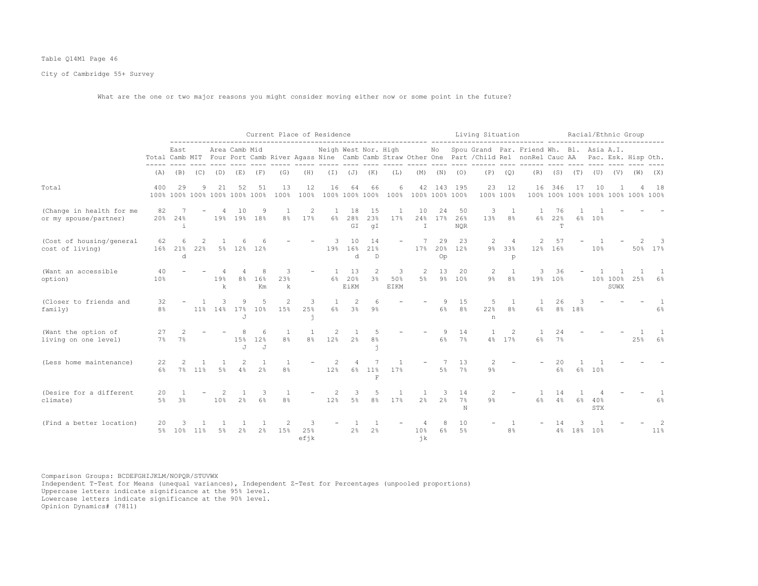Table Q14M1 Page 46

City of Cambridge 55+ Survey

What are the one or two major reasons you might consider moving either now or some point in the future?

| | | Current Place of Residence | | | | | | | | | | | | | Living Situation | | | | | | Racial/Ethnic Group | | | | | | |
|---|---|---|---|---|---|---|---|---|---|---|---|---|---|---|---|---|---|---|---|---|---|---|---|---|---|---|---|
| | Total | East Camb | MIT | Area Four | Camb Port | Mid Camb | River | Agass | Neigh Nine | West Camb | Nor. Camb | High Straw | Other | No One | Spou Part | Grand /Child | Par. Rel | Friend nonRel | Wh. Cauc | Bl. AA | Asia Pac. | A.I. Esk. | Hisp | Oth. |
| | (A) | (B) | (C) | (D) | (E) | (F) | (G) | (H) | (I) | (J) | (K) | (L) | (M) | (N) | (O) | (P) | (Q) | (R) | (S) | (T) | (U) | (V) | (W) | (X) |
| Total | 400 100% | 29 100% | 9 100% | 21 100% | 52 100% | 51 100% | 13 100% | 12 100% | 16 100% | 64 100% | 66 100% | 6 100% | 42 100% | 143 100% | 195 100% | 23 100% | 12 100% | 16 100% | 346 100% | 17 100% | 10 100% | 1 100% | 4 100% | 18 100% |
| (Change in health for me or my spouse/partner) | 82 20% | 7 24% i | - | 4 19% | 10 19% | 9 18% | 1 8% | 2 17% | 1 6% | 18 28% GI | 15 23% gI | 1 17% | 10 24% I | 24 17% | 50 26% NQR | 3 13% | 1 8% | 1 6% | 76 22% T | 1 6% | 1 10% | - | - | - |
| (Cost of housing/general cost of living) | 62 16% | 6 21% d | 2 22% | 1 5% | 6 12% | 6 12% | - | - | 3 19% | 10 16% d | 14 21% D | - | 7 17% | 29 20% Op | 23 12% | 2 9% | 4 33% p | 2 12% | 57 16% | - | 1 10% | - | 2 50% | 3 17% |
| (Want an accessible option) | 40 10% | - | - | 4 19% k | 4 8% | 8 16% Km | 3 23% k | - | 1 6% | 13 20% EiKM | 2 3% | 3 50% EIKM | 2 5% | 13 9% | 20 10% | 2 9% | 1 8% | 3 19% | 36 10% | - | 1 10% | 1 100% SUWX | 1 25% | 1 6% |
| (Closer to friends and family) | 32 8% | - | 1 11% | 3 14% | 9 17% J | 5 10% | 2 15% | 3 25% j | 1 6% | 2 3% | 6 9% | - | - | 9 6% | 15 8% | 5 22% n | 1 8% | 1 6% | 26 8% | 3 18% | - | - | - | 1 6% |
| (Want the option of living on one level) | 27 7% | 2 7% | - | - | 8 15% J | 6 12% J | 1 8% | 1 8% | 2 12% | 1 2% | 5 8% j | - | - | 9 6% | 14 7% | 1 4% | 2 17% | 1 6% | 24 7% | - | - | - | 1 25% | 1 6% |
| (Less home maintenance) | 22 6% | 2 7% | 1 11% | 1 5% | 2 4% | 1 2% | 1 8% | - | 2 12% | 4 6% | 7 11% F | 1 17% | - | 7 5% | 13 7% | 2 9% | - | - | 20 6% | 1 6% | 1 10% | - | - | - |
| (Desire for a different climate) | 20 5% | 1 3% | - | 2 10% | 1 2% | 3 6% | 1 8% | - | 2 12% | 3 5% | 5 8% | 1 17% | 1 2% | 3 2% | 14 7% N | 2 9% | - | 1 6% | 14 4% | 1 6% | 4 40% STX | - | - | 1 6% |
| (Find a better location) | 20 5% | 3 10% | 1 11% | 1 5% | 1 2% | 1 2% | 2 15% | 3 25% efjk | - | 1 2% | 1 2% | - | 4 10% jk | 8 6% | 10 5% | - | 1 8% | - | 14 4% | 3 18% | 1 10% | - | - | 2 11% |

Comparison Groups: BCDEFGHIJKLM/NOPQR/STUVWX
Independent T-Test for Means (unequal variances), Independent Z-Test for Percentages (unpooled proportions)
Uppercase letters indicate significance at the 95% level.
Lowercase letters indicate significance at the 90% level.
Opinion Dynamics# (7811)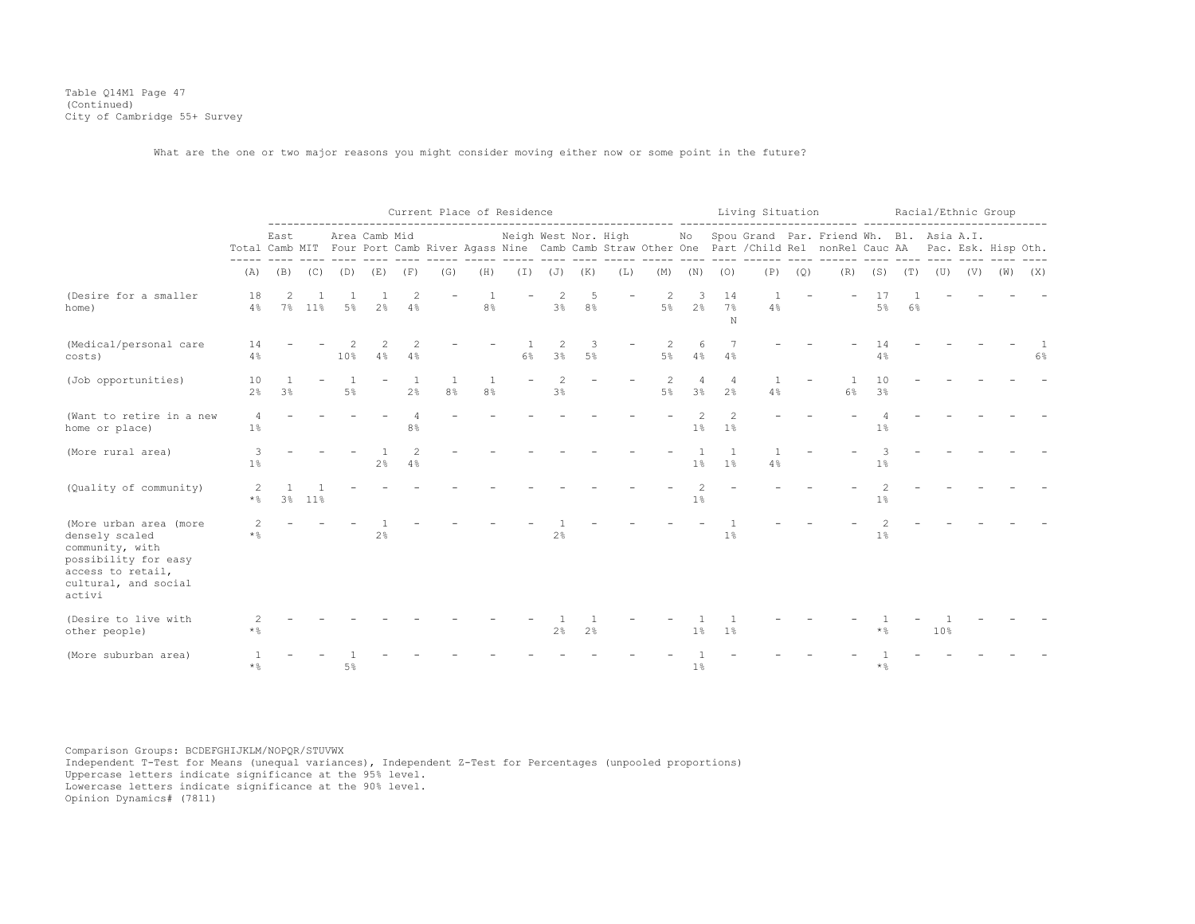Table Q14M1 Page 47
(Continued)
City of Cambridge 55+ Survey

What are the one or two major reasons you might consider moving either now or some point in the future?

| | | Current Place of Residence | | | | | | | | | | | | | Living Situation | | | | | Racial/Ethnic Group | | | | | |
|---|---|---|---|---|---|---|---|---|---|---|---|---|---|---|---|---|---|---|---|---|---|---|---|---|---|
| | Total | East Camb | MIT | Area Four | Camb Port | Mid Camb | River | Agass | Neigh Nine | West Camb | Nor. Camb | High Straw | Other | No One | Spou Part | Grand /Child | Par. Rel | Friend nonRel | Wh. Cauc | Bl. AA | Asia Pac. | A.I. Esk. | Hisp | Oth. |
| | (A) | (B) | (C) | (D) | (E) | (F) | (G) | (H) | (I) | (J) | (K) | (L) | (M) | (N) | (O) | (P) | (Q) | (R) | (S) | (T) | (U) | (V) | (W) | (X) |
| (Desire for a smaller home) | 18<br>4% | 2<br>7% | 1<br>11% | 1<br>5% | 1<br>2% | 2<br>4% | - | 1<br>8% | - | 2<br>3% | 5<br>8% | - | 2<br>5% | 3<br>2% | 14<br>7%<br>N | 1<br>4% | - | - | 17<br>5% | 1<br>6% | - | - | - | - |
| (Medical/personal care costs) | 14<br>4% | - | - | 2<br>10% | 2<br>4% | 2<br>4% | - | - | 1<br>6% | 2<br>3% | 3<br>5% | - | 2<br>5% | 6<br>4% | 7<br>4% | - | - | - | 14<br>4% | - | - | - | - | 1<br>6% |
| (Job opportunities) | 10<br>2% | 1<br>3% | - | 1<br>5% | - | 1<br>2% | 1<br>8% | 1<br>8% | - | 2<br>3% | - | - | 2<br>5% | 4<br>3% | 4<br>2% | 1<br>4% | - | 1<br>6% | 10<br>3% | - | - | - | - | - |
| (Want to retire in a new home or place) | 4<br>1% | - | - | - | - | 4<br>8% | - | - | - | - | - | - | - | 2<br>1% | 2<br>1% | - | - | - | 4<br>1% | - | - | - | - | - |
| (More rural area) | 3<br>1% | - | - | - | 1<br>2% | 2<br>4% | - | - | - | - | - | - | - | 1<br>1% | 1<br>1% | 1<br>4% | - | - | 3<br>1% | - | - | - | - | - |
| (Quality of community) | 2<br>*% | 1<br>3% | 1<br>11% | - | - | - | - | - | - | - | - | - | - | 2<br>1% | - | - | - | - | 2<br>1% | - | - | - | - | - |
| (More urban area (more densely scaled community, with possibility for easy access to retail, cultural, and social activi | 2<br>*% | - | - | - | 1<br>2% | - | - | - | - | 1<br>2% | - | - | - | - | 1<br>1% | - | - | - | 2<br>1% | - | - | - | - | - |
| (Desire to live with other people) | 2<br>*% | - | - | - | - | - | - | - | - | 1<br>2% | 1<br>2% | - | - | 1<br>1% | 1<br>1% | - | - | - | 1<br>*% | - | 1<br>10% | - | - | - |
| (More suburban area) | 1<br>*% | - | - | 1<br>5% | - | - | - | - | - | - | - | - | - | 1<br>1% | - | - | - | - | 1<br>*% | - | - | - | - | - |

Comparison Groups: BCDEFGHIJKLM/NOPQR/STUVWX
Independent T-Test for Means (unequal variances), Independent Z-Test for Percentages (unpooled proportions)
Uppercase letters indicate significance at the 95% level.
Lowercase letters indicate significance at the 90% level.
Opinion Dynamics# (7811)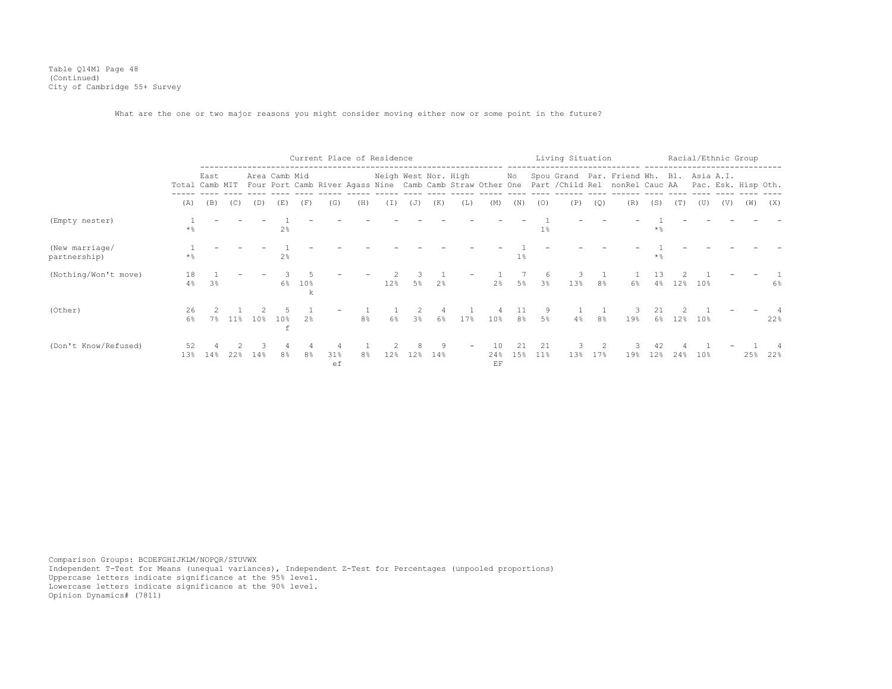Table Q14M1 Page 48
(Continued)
City of Cambridge 55+ Survey

What are the one or two major reasons you might consider moving either now or some point in the future?

| | | Current Place of Residence | | | | | | | | | | | | Living Situation | | | | | Racial/Ethnic Group | | | | | |
|---|---|---|---|---|---|---|---|---|---|---|---|---|---|---|---|---|---|---|---|---|---|---|---|---|
| | Total | East Camb | MIT | Area Four | Camb Port | Mid Camb | River | Agass | Neigh Nine | West Camb | Nor. Camb | High Straw | Other | No One | Spou Part | Grand /Child | Par. Rel | Friend nonRel | Wh. Cauc | Bl. AA | Asia Pac. | A.I. Esk. | Hisp | Oth. |
| | (A) | (B) | (C) | (D) | (E) | (F) | (G) | (H) | (I) | (J) | (K) | (L) | (M) | (N) | (O) | (P) | (Q) | (R) | (S) | (T) | (U) | (V) | (W) | (X) |
| (Empty nester) | 1<br>*% | - | - | - | 1<br>2% | - | - | - | - | - | - | - | - | - | 1<br>1% | - | - | - | 1<br>*% | - | - | - | - | - |
| (New marriage/ partnership) | 1<br>*% | - | - | - | 1<br>2% | - | - | - | - | - | - | - | - | 1<br>1% | - | - | - | - | 1<br>*% | - | - | - | - | - |
| (Nothing/Won't move) | 18<br>4% | 1<br>3% | - | - | 3<br>6% | 5<br>10%<br>k | - | - | 2<br>12% | 3<br>5% | 1<br>2% | - | 1<br>2% | 7<br>5% | 6<br>3% | 3<br>13% | 1<br>8% | 1<br>6% | 13<br>4% | 2<br>12% | 1<br>10% | - | - | 1<br>6% |
| (Other) | 26<br>6% | 2<br>7% | 1<br>11% | 2<br>10% | 5<br>10%<br>f | 1<br>2% | - | 1<br>8% | 1<br>6% | 2<br>3% | 4<br>6% | 1<br>17% | 4<br>10% | 11<br>8% | 9<br>5% | 1<br>4% | 1<br>8% | 3<br>19% | 21<br>6% | 2<br>12% | 1<br>10% | - | - | 4<br>22% |
| (Don't Know/Refused) | 52<br>13% | 4<br>14% | 2<br>22% | 3<br>14% | 4<br>8% | 4<br>8% | 4<br>31%<br>ef | 1<br>8% | 2<br>12% | 8<br>12% | 9<br>14% | - | 10<br>24%<br>EF | 21<br>15% | 21<br>11% | 3<br>13% | 2<br>17% | 3<br>19% | 42<br>12% | 4<br>24% | 1<br>10% | - | 1<br>25% | 4<br>22% |

Comparison Groups: BCDEFGHIJKLM/NOPQR/STUVWX
Independent T-Test for Means (unequal variances), Independent Z-Test for Percentages (unpooled proportions)
Uppercase letters indicate significance at the 95% level.
Lowercase letters indicate significance at the 90% level.
Opinion Dynamics# (7811)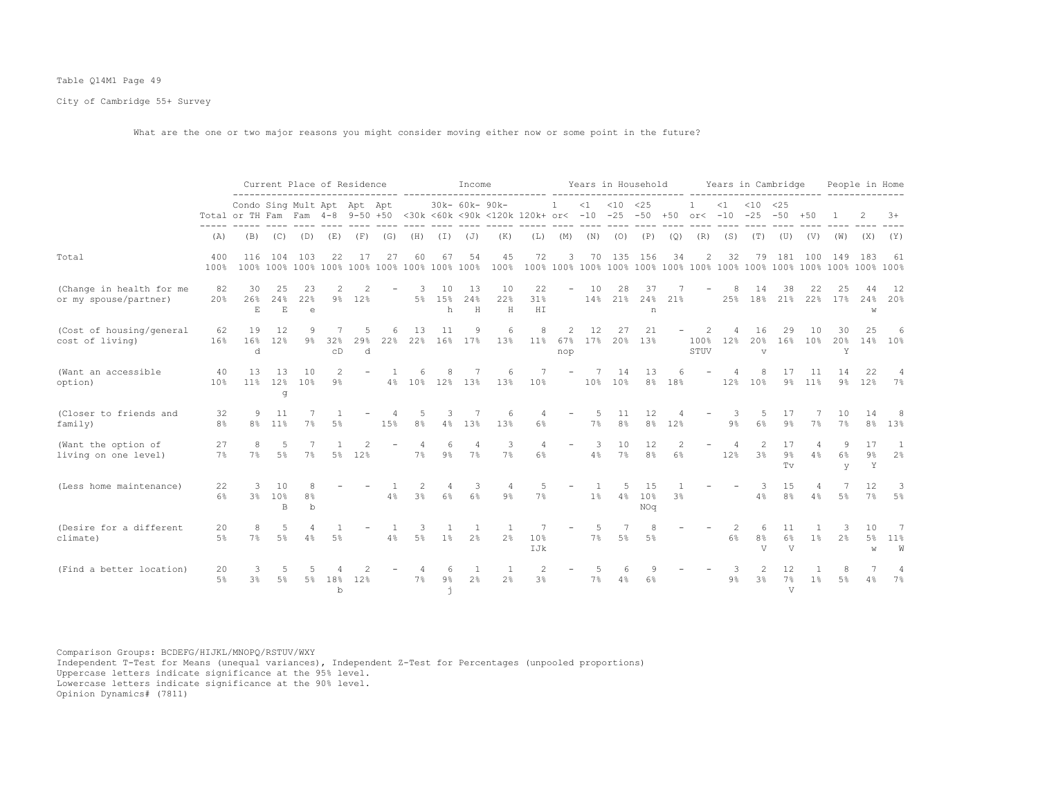Table Q14M1 Page 49

City of Cambridge 55+ Survey

What are the one or two major reasons you might consider moving either now or some point in the future?

| | Total | Current Place of Residence | | | | | | Income | | | | | Years in Household | | | | | Years in Cambridge | | | | | People in Home | | |
|---|---|---|---|---|---|---|---|---|---|---|---|---|---|---|---|---|---|---|---|---|---|---|---|---|---|
| | Total | Condo or TH | Sing Fam | Mult Fam | Apt 4-8 | Apt 9-50 | Apt +50 | <30k | 30k- <60k | 60k- <90k | 90k- <120k | 120k+ | 1 or< | <1 -10 | <10 -25 | <25 -50 | +50 | 1 or< | <1 -10 | <10 -25 | <25 -50 | +50 | 1 | 2 | 3+ |
| | (A) | (B) | (C) | (D) | (E) | (F) | (G) | (H) | (I) | (J) | (K) | (L) | (M) | (N) | (O) | (P) | (Q) | (R) | (S) | (T) | (U) | (V) | (W) | (X) | (Y) |
| Total | 400 100% | 116 100% | 104 100% | 103 100% | 22 100% | 17 100% | 27 100% | 60 100% | 67 100% | 54 100% | 45 100% | 72 100% | 3 100% | 70 100% | 135 100% | 156 100% | 34 100% | 2 100% | 32 100% | 79 100% | 181 100% | 100 100% | 149 100% | 183 100% | 61 100% |
| (Change in health for me or my spouse/partner) | 82 20% | 30 26% E | 25 24% E | 23 22% e | 2 9% | 2 12% | - | 3 5% | 10 15% h | 13 24% H | 10 22% H | 22 31% HI | - | 10 14% | 28 21% | 37 24% n | 7 21% | - | 8 25% | 14 18% | 38 21% | 22 22% | 25 17% | 44 24% w | 12 20% |
| (Cost of housing/general cost of living) | 62 16% | 19 16% d | 12 12% | 9 9% | 7 32% cD | 5 29% d | 6 22% | 13 22% | 11 16% | 9 17% | 6 13% | 8 11% | 2 67% nop | 12 17% | 27 20% | 21 13% | - | 2 100% STUV | 4 12% | 16 20% v | 29 16% | 10 10% | 30 20% Y | 25 14% | 6 10% |
| (Want an accessible option) | 40 10% | 13 11% | 13 12% g | 10 10% | 2 9% | - | 1 4% | 6 10% | 8 12% | 7 13% | 6 13% | 7 10% | - | 7 10% | 14 10% | 13 8% | 6 18% | - | 4 12% | 8 10% | 17 9% | 11 11% | 14 9% | 22 12% | 4 7% |
| (Closer to friends and family) | 32 8% | 9 8% | 11 11% | 7 7% | 1 5% | - | 4 15% | 5 8% | 3 4% | 7 13% | 6 13% | 4 6% | - | 5 7% | 11 8% | 12 8% | 4 12% | - | 3 9% | 5 6% | 17 9% | 7 7% | 10 7% | 14 8% | 8 13% |
| (Want the option of living on one level) | 27 7% | 8 7% | 5 5% | 7 7% | 1 5% | 2 12% | - | 4 7% | 6 9% | 4 7% | 3 7% | 4 6% | - | 3 4% | 10 7% | 12 8% | 2 6% | - | 4 12% | 2 3% | 17 9% Tv | 4 4% | 9 6% y | 17 9% Y | 1 2% |
| (Less home maintenance) | 22 6% | 3 3% | 10 10% B | 8 8% b | - | - | 1 4% | 2 3% | 4 6% | 3 6% | 4 9% | 5 7% | - | 1 1% | 5 4% | 15 10% NOq | 1 3% | - | - | 3 4% | 15 8% | 4 4% | 7 5% | 12 7% | 3 5% |
| (Desire for a different climate) | 20 5% | 8 7% | 5 5% | 4 4% | 1 5% | - | 1 4% | 3 5% | 1 1% | 1 2% | 1 2% | 7 10% IJk | - | 5 7% | 7 5% | 8 5% | - | - | 2 6% | 6 8% V | 11 6% V | 1 1% | 3 2% | 10 5% w | 7 11% W |
| (Find a better location) | 20 5% | 3 3% | 5 5% | 5 5% | 4 18% b | 2 12% | - | 4 7% | 6 9% j | 1 2% | 1 2% | 2 3% | - | 5 7% | 6 4% | 9 6% | - | - | 3 9% | 2 3% | 12 7% V | 1 1% | 8 5% | 7 4% | 4 7% |

Comparison Groups: BCDEFG/HIJKL/MNOPQ/RSTUV/WXY
Independent T-Test for Means (unequal variances), Independent Z-Test for Percentages (unpooled proportions)
Uppercase letters indicate significance at the 95% level.
Lowercase letters indicate significance at the 90% level.
Opinion Dynamics# (7811)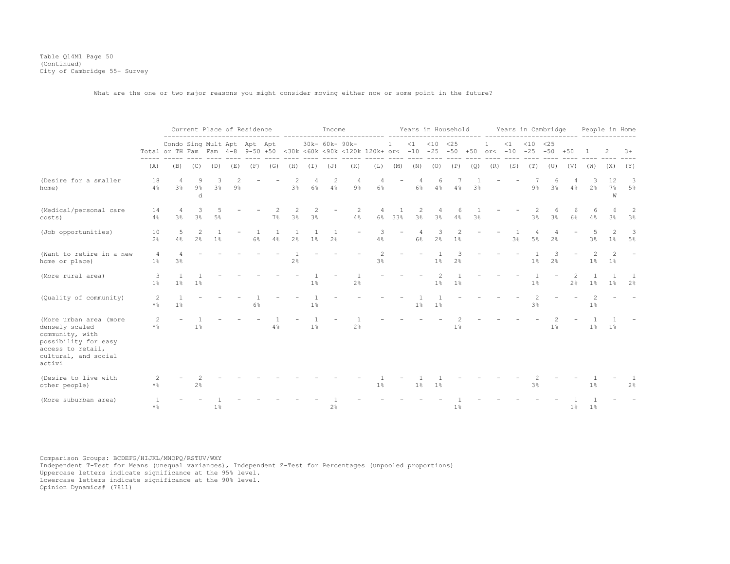Table Q14M1 Page 50
(Continued)
City of Cambridge 55+ Survey

What are the one or two major reasons you might consider moving either now or some point in the future?

| | | Current Place of Residence | | | | | | Income | | | | | Years in Household | | | | | Years in Cambridge | | | | | People in Home | | |
|---|---|---|---|---|---|---|---|---|---|---|---|---|---|---|---|---|---|---|---|---|---|---|---|---|---|
| | Total | Condo or TH | Sing Fam | Mult Fam | Apt 4-8 | Apt 9-50 | Apt +50 | <30k | 30k- <60k | 60k- <90k | 90k- <120k | 120k+ | 1 or< | <1 -10 | <10 -25 | <25 -50 | +50 | 1 or< | <1 -10 | <10 -25 | <25 -50 | +50 | 1 | 2 | 3+ |
| | (A) | (B) | (C) | (D) | (E) | (F) | (G) | (H) | (I) | (J) | (K) | (L) | (M) | (N) | (O) | (P) | (Q) | (R) | (S) | (T) | (U) | (V) | (W) | (X) | (Y) |
| (Desire for a smaller home) | 18 4% | 4 3% | 9 9% d | 3 3% | 2 9% | - | - | 2 3% | 4 6% | 2 4% | 4 9% | 4 6% | - | 4 6% | 6 4% | 7 4% | 1 3% | - | - | 7 9% | 6 3% | 4 4% | 3 2% | 12 7% W | 3 5% |
| (Medical/personal care costs) | 14 4% | 4 3% | 3 3% | 5 5% | - | - | 2 7% | 2 3% | 2 3% | - | 2 4% | 4 6% | 1 33% | 2 3% | 4 3% | 6 4% | 1 3% | - | - | 2 3% | 6 3% | 6 6% | 6 4% | 6 3% | 2 3% |
| (Job opportunities) | 10 2% | 5 4% | 2 2% | 1 1% | - | 1 6% | 1 4% | 1 2% | 1 1% | 1 2% | - | 3 4% | - | 4 6% | 3 2% | 2 1% | - | - | 1 3% | 4 5% | 4 2% | - | 5 3% | 2 1% | 3 5% |
| (Want to retire in a new home or place) | 4 1% | 4 3% | - | - | - | - | - | 1 2% | - | - | - | 2 3% | - | - | 1 1% | 3 2% | - | - | - | 1 1% | 3 2% | - | 2 1% | 2 1% | - |
| (More rural area) | 3 1% | 1 1% | 1 1% | - | - | - | - | - | 1 1% | - | 1 2% | - | - | - | 2 1% | 1 1% | - | - | - | 1 1% | - | 2 2% | 1 1% | 1 1% | 1 2% |
| (Quality of community) | 2 *% | 1 1% | - | - | - | 1 6% | - | - | 1 1% | - | - | - | - | 1 1% | 1 1% | - | - | - | - | 2 3% | - | - | 2 1% | - | - |
| (More urban area (more densely scaled community, with possibility for easy access to retail, cultural, and social activi | 2 *% | - | 1 1% | - | - | - | 1 4% | - | 1 1% | - | 1 2% | - | - | - | - | 2 1% | - | - | - | - | 2 1% | - | 1 1% | 1 1% | - |
| (Desire to live with other people) | 2 *% | - | 2 2% | - | - | - | - | - | - | - | - | 1 1% | - | 1 1% | 1 1% | - | - | - | - | 2 3% | - | - | 1 1% | - | 1 2% |
| (More suburban area) | 1 *% | - | - | 1 1% | - | - | - | - | - | 1 2% | - | - | - | - | - | 1 1% | - | - | - | - | - | 1 1% | 1 1% | - | - |

Comparison Groups: BCDEFG/HIJKL/MNOPQ/RSTUV/WXY
Independent T-Test for Means (unequal variances), Independent Z-Test for Percentages (unpooled proportions)
Uppercase letters indicate significance at the 95% level.
Lowercase letters indicate significance at the 90% level.
Opinion Dynamics# (7811)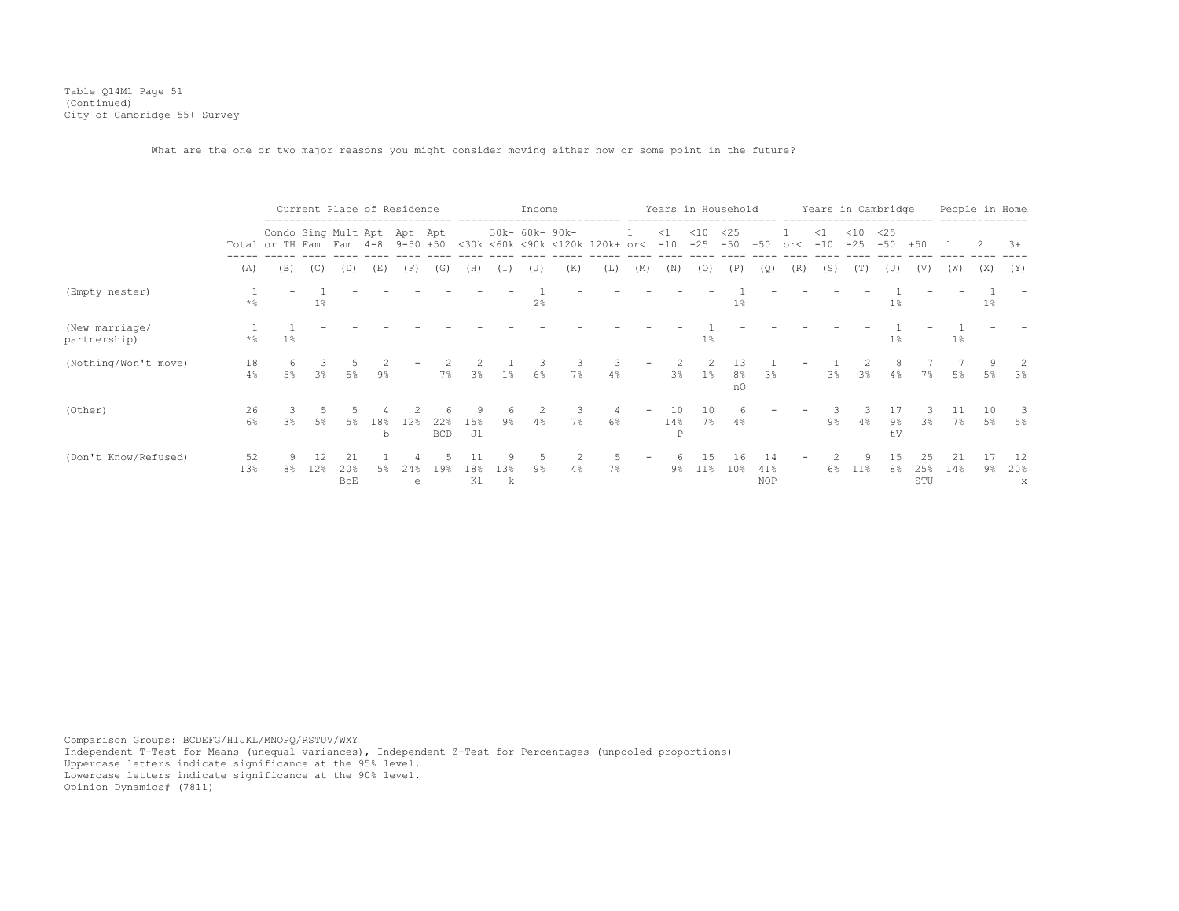Table Q14M1 Page 51
(Continued)
City of Cambridge 55+ Survey

What are the one or two major reasons you might consider moving either now or some point in the future?

| | | Current Place of Residence | | | | | | Income | | | | | Years in Household | | | | | Years in Cambridge | | | | | People in Home | | |
|---|---|---|---|---|---|---|---|---|---|---|---|---|---|---|---|---|---|---|---|---|---|---|---|---|---|
| | Total | Condo or TH | Sing Fam | Mult Fam | Apt 4-8 | Apt 9-50 | Apt +50 | <30k | 30k-<60k | 60k-<90k | 90k-<120k | 120k+ | 1 or< | <1 -10 | <10 -25 | <25 -50 | +50 | 1 or< | <1 -10 | <10 -25 | <25 -50 | +50 | 1 | 2 | 3+ |
| | (A) | (B) | (C) | (D) | (E) | (F) | (G) | (H) | (I) | (J) | (K) | (L) | (M) | (N) | (O) | (P) | (Q) | (R) | (S) | (T) | (U) | (V) | (W) | (X) | (Y) |
| (Empty nester) | 1<br>*% | - | 1<br>1% | - | - | - | - | - | - | 1<br>2% | - | - | - | - | - | 1<br>1% | - | - | - | - | 1<br>1% | - | - | 1<br>1% | - |
| (New marriage/ partnership) | 1<br>*% | 1<br>1% | - | - | - | - | - | - | - | - | - | - | - | - | 1<br>1% | - | - | - | - | - | 1<br>1% | - | 1<br>1% | - | - |
| (Nothing/Won't move) | 18<br>4% | 6<br>5% | 3<br>3% | 5<br>5% | 2<br>9% | - | 2<br>7% | 2<br>3% | 1<br>1% | 3<br>6% | 3<br>7% | 3<br>4% | - | 2<br>3% | 2<br>1% | 13<br>8%<br>nO | 1<br>3% | - | 1<br>3% | 2<br>3% | 8<br>4% | 7<br>7% | 7<br>5% | 9<br>5% | 2<br>3% |
| (Other) | 26<br>6% | 3<br>3% | 5<br>5% | 5<br>5% | 4<br>18%<br>b | 2<br>12% | 6<br>22%<br>BCD | 9<br>15%<br>Jl | 6<br>9% | 2<br>4% | 3<br>7% | 4<br>6% | - | 10<br>14%<br>P | 10<br>7% | 6<br>4% | - | - | 3<br>9% | 3<br>4% | 17<br>9%<br>tV | 3<br>3% | 11<br>7% | 10<br>5% | 3<br>5% |
| (Don't Know/Refused) | 52<br>13% | 9<br>8% | 12<br>12% | 21<br>20%<br>BcE | 1<br>5% | 4<br>24%<br>e | 5<br>19% | 11<br>18%<br>Kl | 9<br>13%<br>k | 5<br>9% | 2<br>4% | 5<br>7% | - | 6<br>9% | 15<br>11% | 16<br>10% | 14<br>41%<br>NOP | - | 2<br>6% | 9<br>11% | 15<br>8% | 25<br>25%<br>STU | 21<br>14% | 17<br>9% | 12<br>20%<br>x |

Comparison Groups: BCDEFG/HIJKL/MNOPQ/RSTUV/WXY
Independent T-Test for Means (unequal variances), Independent Z-Test for Percentages (unpooled proportions)
Uppercase letters indicate significance at the 95% level.
Lowercase letters indicate significance at the 90% level.
Opinion Dynamics# (7811)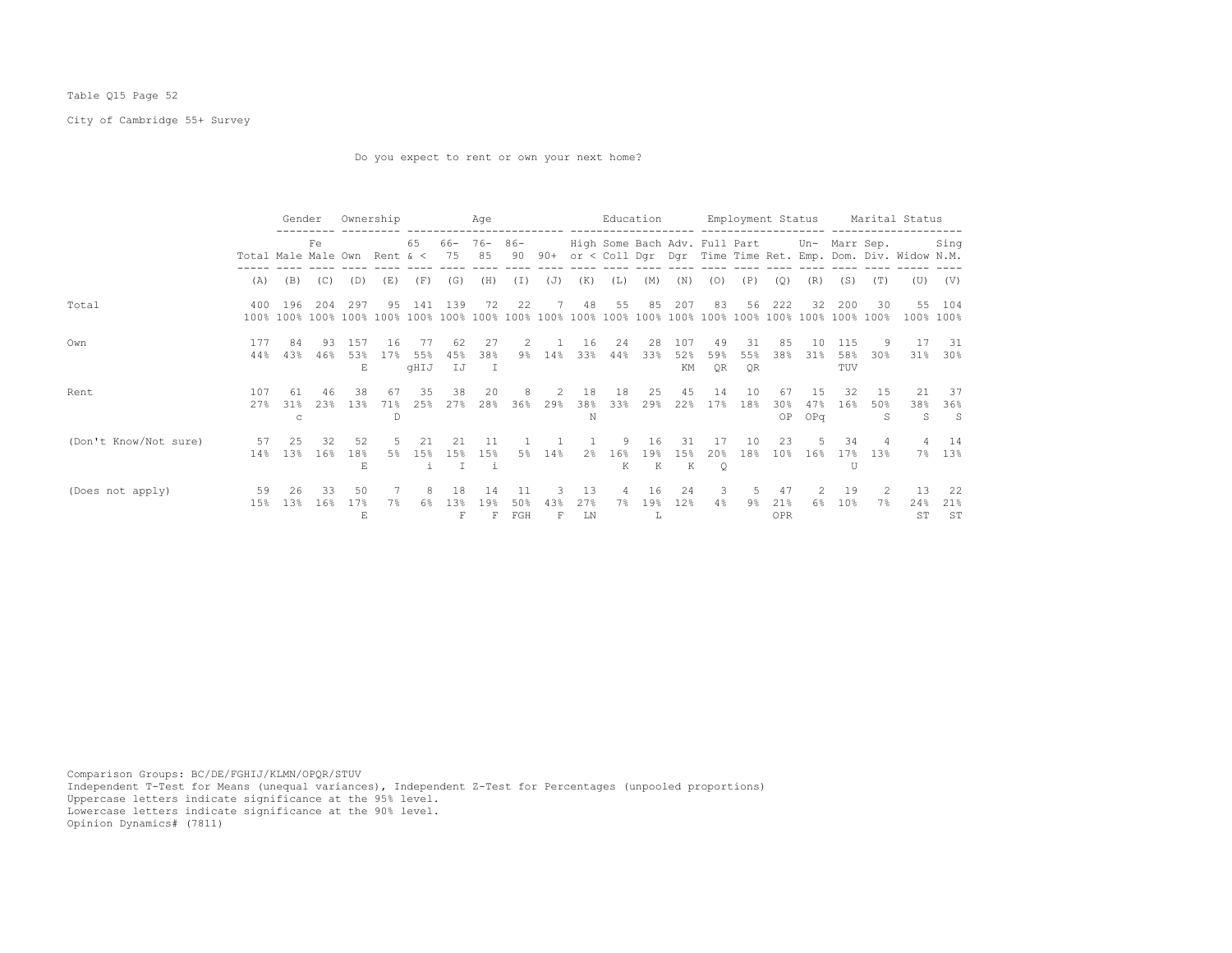Table Q15 Page 52

City of Cambridge 55+ Survey

Do you expect to rent or own your next home?

| | Total | Gender | | Ownership | | Age | | | | | Education | | | | Employment Status | | | | Marital Status | | | |
|---|---|---|---|---|---|---|---|---|---|---|---|---|---|---|---|---|---|---|---|---|---|---|
| | Total | Male | Female | Own | Rent | 65 & < | 66-75 | 76-85 | 86-90 | 90+ | High or < | Some Coll | Bach Dgr | Adv. Dgr | Full Time | Part Time | Ret. | Un-Emp. | Marr Dom. | Sep. Div. | Widow | Sing N.M. |
| | (A) | (B) | (C) | (D) | (E) | (F) | (G) | (H) | (I) | (J) | (K) | (L) | (M) | (N) | (O) | (P) | (Q) | (R) | (S) | (T) | (U) | (V) |
| Total | 400 | 196 | 204 | 297 | 95 | 141 | 139 | 72 | 22 | 7 | 48 | 55 | 85 | 207 | 83 | 56 | 222 | 32 | 200 | 30 | 55 | 104 |
| | 100% | 100% | 100% | 100% | 100% | 100% | 100% | 100% | 100% | 100% | 100% | 100% | 100% | 100% | 100% | 100% | 100% | 100% | 100% | 100% | 100% | 100% |
| Own | 177 | 84 | 93 | 157 | 16 | 77 | 62 | 27 | 2 | 1 | 16 | 24 | 28 | 107 | 49 | 31 | 85 | 10 | 115 | 9 | 17 | 31 |
| | 44% | 43% | 46% | 53% | 17% | 55% | 45% | 38% | 9% | 14% | 33% | 44% | 33% | 52% | 59% | 55% | 38% | 31% | 58% | 30% | 31% | 30% |
| | | | | E | | gHIJ | IJ | I | | | | | | KM | QR | QR | | | TUV | | | |
| Rent | 107 | 61 | 46 | 38 | 67 | 35 | 38 | 20 | 8 | 2 | 18 | 18 | 25 | 45 | 14 | 10 | 67 | 15 | 32 | 15 | 21 | 37 |
| | 27% | 31% | 23% | 13% | 71% | 25% | 27% | 28% | 36% | 29% | 38% | 33% | 29% | 22% | 17% | 18% | 30% | 47% | 16% | 50% | 38% | 36% |
| | | c | | | D | | | | | | N | | | | | | OP | OPq | | S | S | S |
| (Don't Know/Not sure) | 57 | 25 | 32 | 52 | 5 | 21 | 21 | 11 | 1 | 1 | 1 | 9 | 16 | 31 | 17 | 10 | 23 | 5 | 34 | 4 | 4 | 14 |
| | 14% | 13% | 16% | 18% | 5% | 15% | 15% | 15% | 5% | 14% | 2% | 16% | 19% | 15% | 20% | 18% | 10% | 16% | 17% | 13% | 7% | 13% |
| | | | | E | | i | I | i | | | | K | K | K | Q | | | | U | | | |
| (Does not apply) | 59 | 26 | 33 | 50 | 7 | 8 | 18 | 14 | 11 | 3 | 13 | 4 | 16 | 24 | 3 | 5 | 47 | 2 | 19 | 2 | 13 | 22 |
| | 15% | 13% | 16% | 17% | 7% | 6% | 13% | 19% | 50% | 43% | 27% | 7% | 19% | 12% | 4% | 9% | 21% | 6% | 10% | 7% | 24% | 21% |
| | | | | E | | | F | F | FGH | F | LN | | L | | | | OPR | | | | ST | ST |

Comparison Groups: BC/DE/FGHIJ/KLMN/OPQR/STUV
Independent T-Test for Means (unequal variances), Independent Z-Test for Percentages (unpooled proportions)
Uppercase letters indicate significance at the 95% level.
Lowercase letters indicate significance at the 90% level.
Opinion Dynamics# (7811)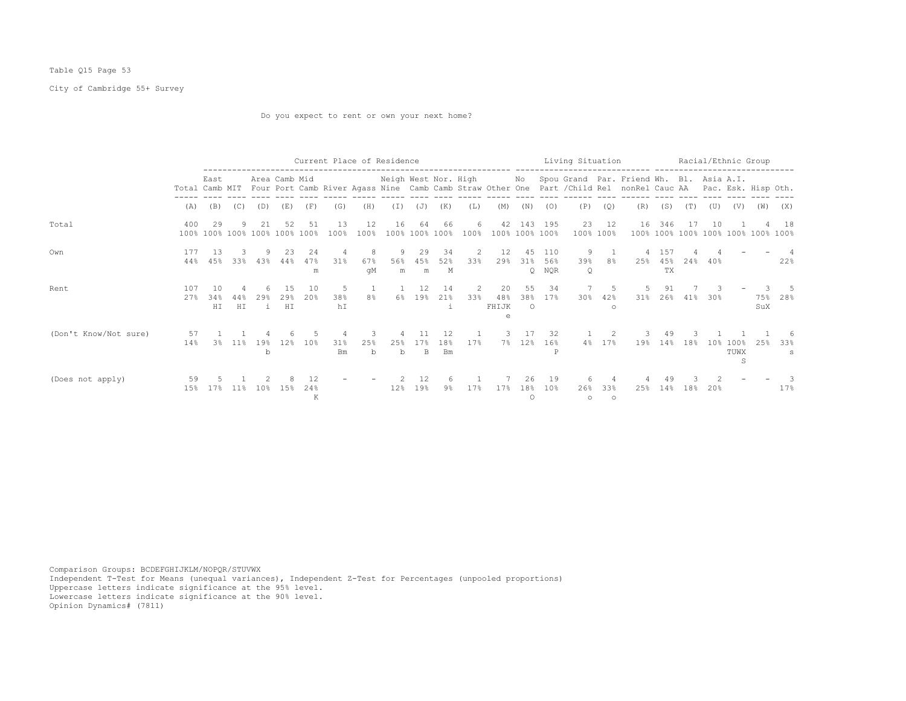Table Q15 Page 53

City of Cambridge 55+ Survey

Do you expect to rent or own your next home?

| | | Current Place of Residence | | | | | | | | | | | | | Living Situation | | | | | Racial/Ethnic Group | | | | | | |
|---|---|---|---|---|---|---|---|---|---|---|---|---|---|---|---|---|---|---|---|---|---|---|---|---|---|---|
| | Total | East Camb | MIT | Area Four | Camb Port | Mid Camb | River | Agass | Neigh Nine | West Camb | Nor. Camb | High Straw | Other | No One | Spou Part | Grand /Child | Par. Rel | Friend nonRel | Wh. Cauc | Bl. AA | Asia Pac. | A.I. Esk. | Hisp | Oth. |
| | (A) | (B) | (C) | (D) | (E) | (F) | (G) | (H) | (I) | (J) | (K) | (L) | (M) | (N) | (O) | (P) | (Q) | (R) | (S) | (T) | (U) | (V) | (W) | (X) |
| Total | 400<br>100% | 29<br>100% | 9<br>100% | 21<br>100% | 52<br>100% | 51<br>100% | 13<br>100% | 12<br>100% | 16<br>100% | 64<br>100% | 66<br>100% | 6<br>100% | 42<br>100% | 143<br>100% | 195<br>100% | 23<br>100% | 12<br>100% | 16<br>100% | 346<br>100% | 17<br>100% | 10<br>100% | 1<br>100% | 4<br>100% | 18<br>100% |
| Own | 177<br>44% | 13<br>45% | 3<br>33% | 9<br>43% | 23<br>44% | 24<br>47%<br>m | 4<br>31% | 8<br>67%<br>gM | 9<br>56%<br>m | 29<br>45%<br>m | 34<br>52%<br>M | 2<br>33% | 12<br>29% | 45<br>31%<br>Q | 110<br>56%<br>NQR | 9<br>39%<br>Q | 1<br>8% | 4<br>25% | 157<br>45%<br>TX | 4<br>24% | 4<br>40% | - | - | 4<br>22% |
| Rent | 107<br>27% | 10<br>34%<br>HI | 4<br>44%<br>HI | 6<br>29%<br>i | 15<br>29%<br>HI | 10<br>20% | 5<br>38%<br>hI | 1<br>8% | 1<br>6% | 12<br>19% | 14<br>21%<br>i | 2<br>33% | 20<br>48%<br>FHIJK<br>e | 55<br>38%<br>O | 34<br>17% | 7<br>30% | 5<br>42%<br>o | 5<br>31% | 91<br>26% | 7<br>41% | 3<br>30% | - | 3<br>75%<br>SuX | 5<br>28% |
| (Don't Know/Not sure) | 57<br>14% | 1<br>3% | 1<br>11% | 4<br>19%<br>b | 6<br>12% | 5<br>10% | 4<br>31%<br>Bm | 3<br>25%<br>b | 4<br>25%<br>b | 11<br>17%<br>B | 12<br>18%<br>Bm | 1<br>17% | 3<br>7% | 17<br>12% | 32<br>16%<br>P | 1<br>4% | 2<br>17% | 3<br>19% | 49<br>14% | 3<br>18% | 1<br>10% | 1<br>100%<br>TUWX<br>S | 1<br>25% | 6<br>33%<br>s |
| (Does not apply) | 59<br>15% | 5<br>17% | 1<br>11% | 2<br>10% | 8<br>15% | 12<br>24%<br>K | - | - | 2<br>12% | 12<br>19% | 6<br>9% | 1<br>17% | 7<br>17% | 26<br>18%<br>O | 19<br>10% | 6<br>26%<br>o | 4<br>33%<br>o | 4<br>25% | 49<br>14% | 3<br>18% | 2<br>20% | - | - | 3<br>17% |

Comparison Groups: BCDEFGHIJKLM/NOPQR/STUVWX
Independent T-Test for Means (unequal variances), Independent Z-Test for Percentages (unpooled proportions)
Uppercase letters indicate significance at the 95% level.
Lowercase letters indicate significance at the 90% level.
Opinion Dynamics# (7811)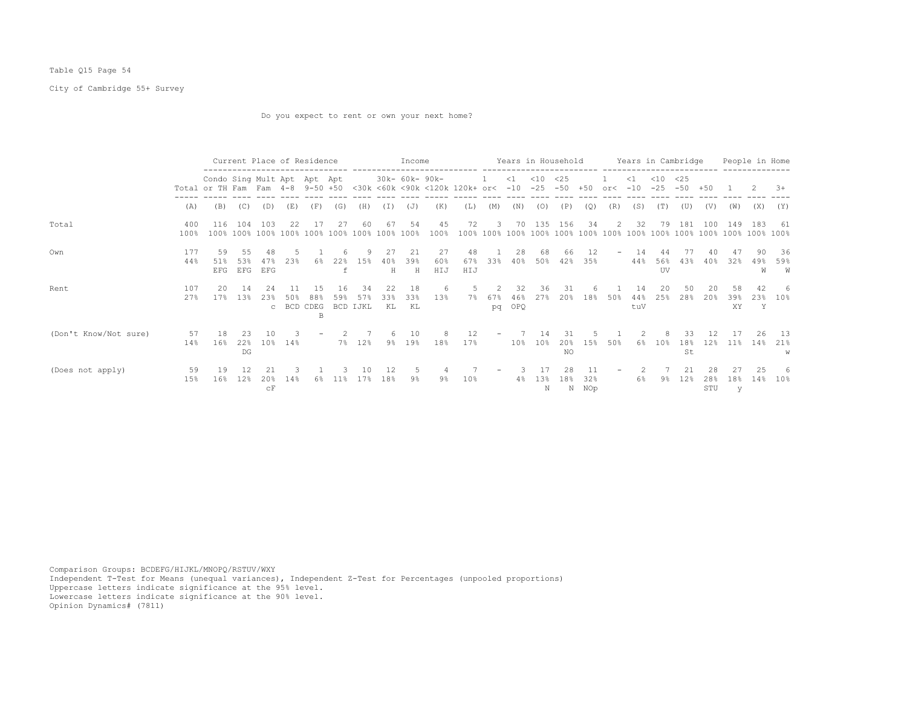Table Q15 Page 54

City of Cambridge 55+ Survey

Do you expect to rent or own your next home?

| | | Current Place of Residence | | | | | | Income | | | | | Years in Household | | | | | Years in Cambridge | | | | | People in Home | | |
|---|---|---|---|---|---|---|---|---|---|---|---|---|---|---|---|---|---|---|---|---|---|---|---|---|---|
| | Total | Condo or TH | Sing Fam | Mult Fam | Apt 4-8 | Apt 9-50 | Apt +50 | <30k | 30k-<60k | 60k-<90k | 90k-<120k | 120k+ | 1 or< | <1 -10 | <10 -25 | <25 -50 | +50 | 1 or< | <1 -10 | <10 -25 | <25 -50 | +50 | 1 | 2 | 3+ |
| | (A) | (B) | (C) | (D) | (E) | (F) | (G) | (H) | (I) | (J) | (K) | (L) | (M) | (N) | (O) | (P) | (Q) | (R) | (S) | (T) | (U) | (V) | (W) | (X) | (Y) |
| Total | 400 | 116 | 104 | 103 | 22 | 17 | 27 | 60 | 67 | 54 | 45 | 72 | 3 | 70 | 135 | 156 | 34 | 2 | 32 | 79 | 181 | 100 | 149 | 183 | 61 |
| | 100% | 100% | 100% | 100% | 100% | 100% | 100% | 100% | 100% | 100% | 100% | 100% | 100% | 100% | 100% | 100% | 100% | 100% | 100% | 100% | 100% | 100% | 100% | 100% | 100% |
| Own | 177 | 59 | 55 | 48 | 5 | 1 | 6 | 9 | 27 | 21 | 27 | 48 | 1 | 28 | 68 | 66 | 12 | - | 14 | 44 | 77 | 40 | 47 | 90 | 36 |
| | 44% | 51% | 53% | 47% | 23% | 6% | 22% | 15% | 40% | 39% | 60% | 67% | 33% | 40% | 50% | 42% | 35% | | 44% | 56% | 43% | 40% | 32% | 49% | 59% |
| | | EFG | EFG | EFG | | | f | | H | H | HIJ | HIJ | | | | | | | | UV | | | | W | W |
| Rent | 107 | 20 | 14 | 24 | 11 | 15 | 16 | 34 | 22 | 18 | 6 | 5 | 2 | 32 | 36 | 31 | 6 | 1 | 14 | 20 | 50 | 20 | 58 | 42 | 6 |
| | 27% | 17% | 13% | 23% | 50% | 88% | 59% | 57% | 33% | 33% | 13% | 7% | 67% | 46% | 27% | 20% | 18% | 50% | 44% | 25% | 28% | 20% | 39% | 23% | 10% |
| | | | | c | BCD | CDEG B | BCD | IJKL | KL | KL | | | pq | OPQ | | | | | tuV | | | | XY | Y | |
| (Don't Know/Not sure) | 57 | 18 | 23 | 10 | 3 | - | 2 | 7 | 6 | 10 | 8 | 12 | - | 7 | 14 | 31 | 5 | 1 | 2 | 8 | 33 | 12 | 17 | 26 | 13 |
| | 14% | 16% | 22% | 10% | 14% | | 7% | 12% | 9% | 19% | 18% | 17% | | 10% | 10% | 20% | 15% | 50% | 6% | 10% | 18% | 12% | 11% | 14% | 21% |
| | | | DG | | | | | | | | | | | | | NO | | | | | St | | | | w |
| (Does not apply) | 59 | 19 | 12 | 21 | 3 | 1 | 3 | 10 | 12 | 5 | 4 | 7 | - | 3 | 17 | 28 | 11 | - | 2 | 7 | 21 | 28 | 27 | 25 | 6 |
| | 15% | 16% | 12% | 20% | 14% | 6% | 11% | 17% | 18% | 9% | 9% | 10% | | 4% | 13% | 18% | 32% | | 6% | 9% | 12% | 28% | 18% | 14% | 10% |
| | | | | cF | | | | | | | | | | | N | N | NOp | | | | | STU | y | | |

Comparison Groups: BCDEFG/HIJKL/MNOPQ/RSTUV/WXY
Independent T-Test for Means (unequal variances), Independent Z-Test for Percentages (unpooled proportions)
Uppercase letters indicate significance at the 95% level.
Lowercase letters indicate significance at the 90% level.
Opinion Dynamics# (7811)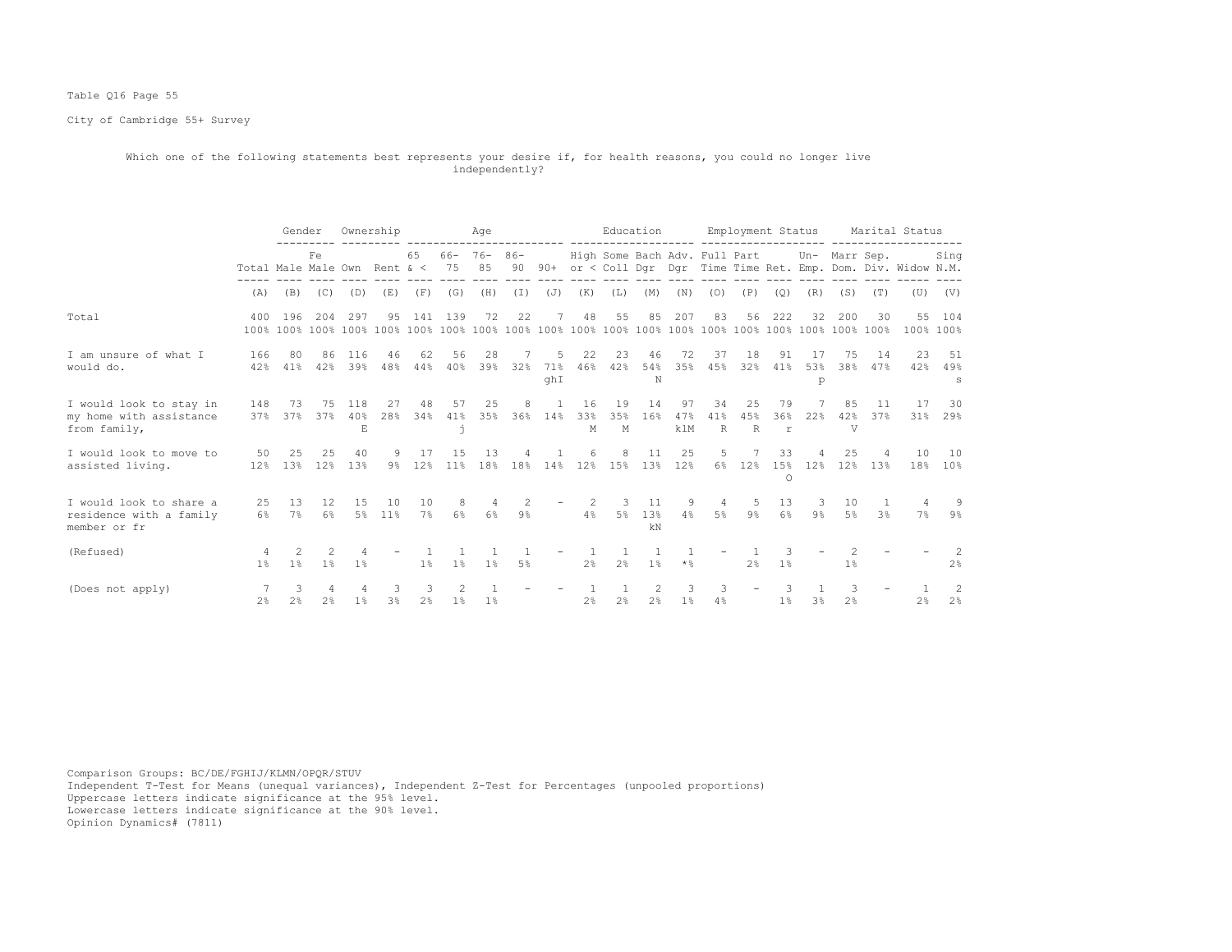Table Q16 Page 55

City of Cambridge 55+ Survey

Which one of the following statements best represents your desire if, for health reasons, you could no longer live independently?

| | | Gender | | Ownership | | Age | | | | | Education | | | | Employment Status | | | | Marital Status | | | |
|---|---|---|---|---|---|---|---|---|---|---|---|---|---|---|---|---|---|---|---|---|---|---|
| | Total | Male | Fe Male | Own | Rent | 65 & < | 66-75 | 76-85 | 86-90 | 90+ | High or < | Some Coll | Bach Dgr | Adv. Dgr | Full Time | Part Time | Ret. | Un-Emp. | Marr Dom. | Sep. Div. | Widow | Sing N.M. |
| | (A) | (B) | (C) | (D) | (E) | (F) | (G) | (H) | (I) | (J) | (K) | (L) | (M) | (N) | (O) | (P) | (Q) | (R) | (S) | (T) | (U) | (V) |
| Total | 400 | 196 | 204 | 297 | 95 | 141 | 139 | 72 | 22 | 7 | 48 | 55 | 85 | 207 | 83 | 56 | 222 | 32 | 200 | 30 | 55 | 104 |
| | 100% | 100% | 100% | 100% | 100% | 100% | 100% | 100% | 100% | 100% | 100% | 100% | 100% | 100% | 100% | 100% | 100% | 100% | 100% | 100% | 100% | 100% |
| I am unsure of what I would do. | 166 | 80 | 86 | 116 | 46 | 62 | 56 | 28 | 7 | 5 | 22 | 23 | 46 | 72 | 37 | 18 | 91 | 17 | 75 | 14 | 23 | 51 |
| | 42% | 41% | 42% | 39% | 48% | 44% | 40% | 39% | 32% | 71% | 46% | 42% | 54% | 35% | 45% | 32% | 41% | 53% | 38% | 47% | 42% | 49% |
| | | | | | | | | | | ghI | | | N | | | | | p | | | | s |
| I would look to stay in my home with assistance from family, | 148 | 73 | 75 | 118 | 27 | 48 | 57 | 25 | 8 | 1 | 16 | 19 | 14 | 97 | 34 | 25 | 79 | 7 | 85 | 11 | 17 | 30 |
| | 37% | 37% | 37% | 40% | 28% | 34% | 41% | 35% | 36% | 14% | 33% | 35% | 16% | 47% | 41% | 45% | 36% | 22% | 42% | 37% | 31% | 29% |
| | | | | E | | | j | | | | M | M | | klM | R | R | r | | V | | | |
| I would look to move to assisted living. | 50 | 25 | 25 | 40 | 9 | 17 | 15 | 13 | 4 | 1 | 6 | 8 | 11 | 25 | 5 | 7 | 33 | 4 | 25 | 4 | 10 | 10 |
| | 12% | 13% | 12% | 13% | 9% | 12% | 11% | 18% | 18% | 14% | 12% | 15% | 13% | 12% | 6% | 12% | 15% | 12% | 12% | 13% | 18% | 10% |
| | | | | | | | | | | | | | | | | | O | | | | | |
| I would look to share a residence with a family member or fr | 25 | 13 | 12 | 15 | 10 | 10 | 8 | 4 | 2 | - | 2 | 3 | 11 | 9 | 4 | 5 | 13 | 3 | 10 | 1 | 4 | 9 |
| | 6% | 7% | 6% | 5% | 11% | 7% | 6% | 6% | 9% | | 4% | 5% | 13% | 4% | 5% | 9% | 6% | 9% | 5% | 3% | 7% | 9% |
| | | | | | | | | | | | | | kN | | | | | | | | | |
| (Refused) | 4 | 2 | 2 | 4 | - | 1 | 1 | 1 | 1 | - | 1 | 1 | 1 | 1 | - | 1 | 3 | - | 2 | - | - | 2 |
| | 1% | 1% | 1% | 1% | | 1% | 1% | 1% | 5% | | 2% | 2% | 1% | *% | | 2% | 1% | | 1% | | | 2% |
| (Does not apply) | 7 | 3 | 4 | 4 | 3 | 3 | 2 | 1 | - | - | 1 | 1 | 2 | 3 | 3 | - | 3 | 1 | 3 | - | 1 | 2 |
| | 2% | 2% | 2% | 1% | 3% | 2% | 1% | 1% | | | 2% | 2% | 2% | 1% | 4% | | 1% | 3% | 2% | | 2% | 2% |

Comparison Groups: BC/DE/FGHIJ/KLMN/OPQR/STUV
Independent T-Test for Means (unequal variances), Independent Z-Test for Percentages (unpooled proportions)
Uppercase letters indicate significance at the 95% level.
Lowercase letters indicate significance at the 90% level.
Opinion Dynamics# (7811)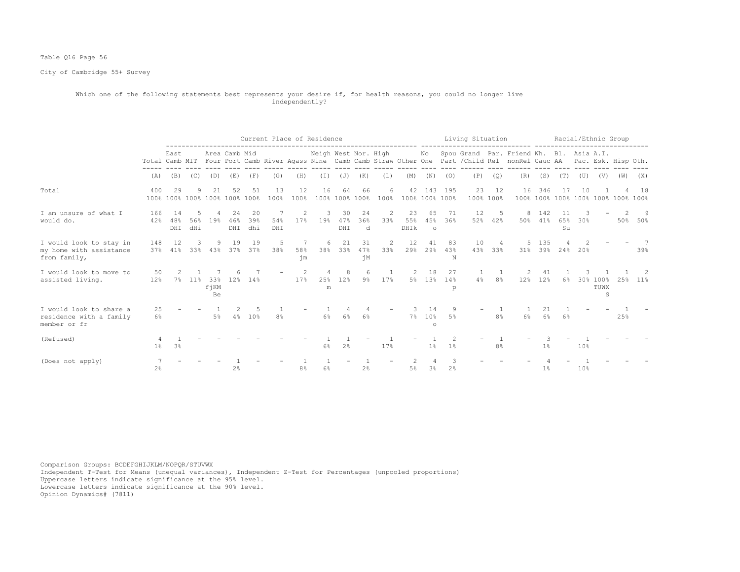Table Q16 Page 56

City of Cambridge 55+ Survey

Which one of the following statements best represents your desire if, for health reasons, you could no longer live independently?

| | | Current Place of Residence | | | | | | | | | | | | Living Situation | | | | | Racial/Ethnic Group | | | | | |
|---|---|---|---|---|---|---|---|---|---|---|---|---|---|---|---|---|---|---|---|---|---|---|---|---|
| | Total | East Camb | MIT | Area Four | Camb Port | Mid Camb | River | Agass | Neigh Nine | West Camb | Nor. Camb | High Straw | Other | No One | Spou Part | Grand /Child | Par. Rel | Friend nonRel | Wh. Cauc | Bl. AA | Asia Pac. | A.I. Esk. | Hisp | Oth. |
| | (A) | (B) | (C) | (D) | (E) | (F) | (G) | (H) | (I) | (J) | (K) | (L) | (M) | (N) | (O) | (P) | (Q) | (R) | (S) | (T) | (U) | (V) | (W) | (X) |
| Total | 400 | 29 | 9 | 21 | 52 | 51 | 13 | 12 | 16 | 64 | 66 | 6 | 42 | 143 | 195 | 23 | 12 | 16 | 346 | 17 | 10 | 1 | 4 | 18 |
| | 100% | 100% | 100% | 100% | 100% | 100% | 100% | 100% | 100% | 100% | 100% | 100% | 100% | 100% | 100% | 100% | 100% | 100% | 100% | 100% | 100% | 100% | 100% | 100% |
| I am unsure of what I would do. | 166 | 14 | 5 | 4 | 24 | 20 | 7 | 2 | 3 | 30 | 24 | 2 | 23 | 65 | 71 | 12 | 5 | 8 | 142 | 11 | 3 | - | 2 | 9 |
| | 42% | 48% | 56% | 19% | 46% | 39% | 54% | 17% | 19% | 47% | 36% | 33% | 55% | 45% | 36% | 52% | 42% | 50% | 41% | 65% | 30% | | 50% | 50% |
| | | DHI | dHi | | DHI | dhi | DHI | | | DHI | d | | DHIk | o | | | | | | Su | | | | |
| I would look to stay in my home with assistance from family, | 148 | 12 | 3 | 9 | 19 | 19 | 5 | 7 | 6 | 21 | 31 | 2 | 12 | 41 | 83 | 10 | 4 | 5 | 135 | 4 | 2 | - | - | 7 |
| | 37% | 41% | 33% | 43% | 37% | 37% | 38% | 58% | 38% | 33% | 47% | 33% | 29% | 29% | 43% | 43% | 33% | 31% | 39% | 24% | 20% | | | 39% |
| | | | | | | | | jm | | | jM | | | | N | | | | | | | | | |
| I would look to move to assisted living. | 50 | 2 | 1 | 7 | 6 | 7 | - | 2 | 4 | 8 | 6 | 1 | 2 | 18 | 27 | 1 | 1 | 2 | 41 | 1 | 3 | 1 | 1 | 2 |
| | 12% | 7% | 11% | 33% | 12% | 14% | | 17% | 25% | 12% | 9% | 17% | 5% | 13% | 14% | 4% | 8% | 12% | 12% | 6% | 30% | 100% | 25% | 11% |
| | | | | fjKM Be | | | | | m | | | | | | p | | | | | | | TUWX S | | |
| I would look to share a residence with a family member or fr | 25 | - | - | 1 | 2 | 5 | 1 | - | 1 | 4 | 4 | - | 3 | 14 | 9 | - | 1 | 1 | 21 | 1 | - | - | 1 | - |
| | 6% | | | 5% | 4% | 10% | 8% | | 6% | 6% | 6% | | 7% | 10% | 5% | | 8% | 6% | 6% | 6% | | | 25% | |
| | | | | | | | | | | | | | | o | | | | | | | | | | |
| (Refused) | 4 | 1 | - | - | - | - | - | - | 1 | 1 | - | 1 | - | 1 | 2 | - | 1 | - | 3 | - | 1 | - | - | - |
| | 1% | 3% | | | | | | | 6% | 2% | | 17% | | 1% | 1% | | 8% | | 1% | | 10% | | | |
| (Does not apply) | 7 | - | - | - | 1 | - | - | 1 | 1 | - | 1 | - | 2 | 4 | 3 | - | - | - | 4 | - | 1 | - | - | - |
| | 2% | | | | 2% | | | 8% | 6% | | 2% | | 5% | 3% | 2% | | | | 1% | | 10% | | | |

Comparison Groups: BCDEFGHIJKLM/NOPQR/STUVWX
Independent T-Test for Means (unequal variances), Independent Z-Test for Percentages (unpooled proportions)
Uppercase letters indicate significance at the 95% level.
Lowercase letters indicate significance at the 90% level.
Opinion Dynamics# (7811)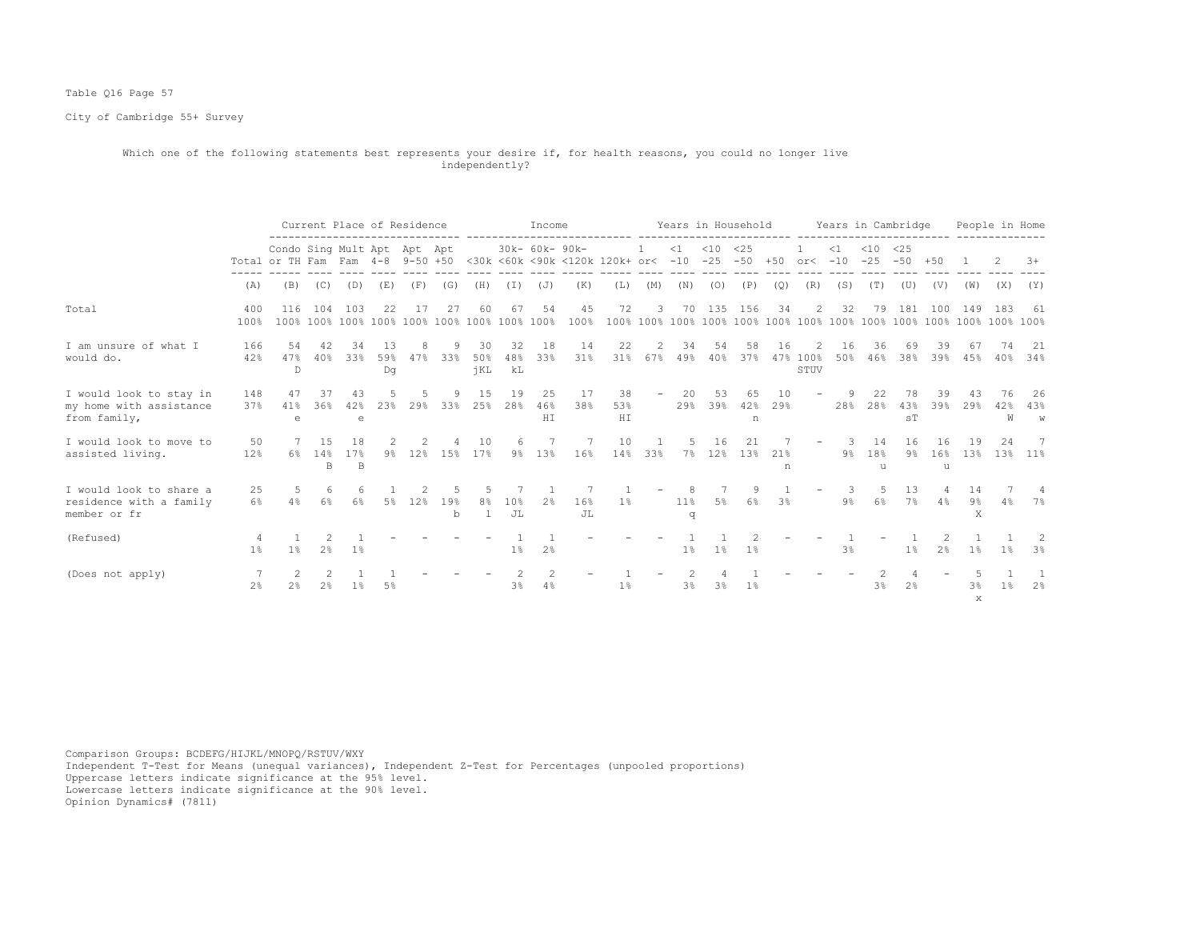Table Q16 Page 57

City of Cambridge 55+ Survey

Which one of the following statements best represents your desire if, for health reasons, you could no longer live independently?

| | | Current Place of Residence | | | | | | Income | | | | | Years in Household | | | | | Years in Cambridge | | | | | People in Home | | |
|---|---|---|---|---|---|---|---|---|---|---|---|---|---|---|---|---|---|---|---|---|---|---|---|---|---|
| | Total | Condo or TH | Sing Fam | Mult Fam | Apt 4-8 | Apt 9-50 | Apt +50 | <30k | 30k-<60k | 60k-<90k | 90k-<120k | 120k+ | 1 or< | <1 -10 | <10 -25 | <25 -50 | +50 | 1 or< | <1 -10 | <10 -25 | <25 -50 | +50 | 1 | 2 | 3+ |
| | (A) | (B) | (C) | (D) | (E) | (F) | (G) | (H) | (I) | (J) | (K) | (L) | (M) | (N) | (O) | (P) | (Q) | (R) | (S) | (T) | (U) | (V) | (W) | (X) | (Y) |
| Total | 400<br>100% | 116<br>100% | 104<br>100% | 103<br>100% | 22<br>100% | 17<br>100% | 27<br>100% | 60<br>100% | 67<br>100% | 54<br>100% | 45<br>100% | 72<br>100% | 3<br>100% | 70<br>100% | 135<br>100% | 156<br>100% | 34<br>100% | 2<br>100% | 32<br>100% | 79<br>100% | 181<br>100% | 100<br>100% | 149<br>100% | 183<br>100% | 61<br>100% |
| I am unsure of what I would do. | 166<br>42% | 54<br>47%<br>D | 42<br>40% | 34<br>33% | 13<br>59%<br>Dg | 8<br>47% | 9<br>33% | 30<br>50%<br>jKL | 32<br>48%<br>kL | 18<br>33% | 14<br>31% | 22<br>31% | 2<br>67% | 34<br>49% | 54<br>40% | 58<br>37% | 16<br>47% | 2<br>100%<br>STUV | 16<br>50% | 36<br>46% | 69<br>38% | 39<br>39% | 67<br>45% | 74<br>40% | 21<br>34% |
| I would look to stay in my home with assistance from family, | 148<br>37% | 47<br>41%<br>e | 37<br>36% | 43<br>42%<br>e | 5<br>23% | 5<br>29% | 9<br>33% | 15<br>25% | 19<br>28% | 25<br>46%<br>HI | 17<br>38% | 38<br>53%<br>HI | - | 20<br>29% | 53<br>39% | 65<br>42%<br>n | 10<br>29% | - | 9<br>28% | 22<br>28% | 78<br>43%<br>sT | 39<br>39% | 43<br>29% | 76<br>42%<br>W | 26<br>43%<br>w |
| I would look to move to assisted living. | 50<br>12% | 7<br>6% | 15<br>14%<br>B | 18<br>17%<br>B | 2<br>9% | 2<br>12% | 4<br>15% | 10<br>17% | 6<br>9% | 7<br>13% | 7<br>16% | 10<br>14% | 1<br>33% | 5<br>7% | 16<br>12% | 21<br>13% | 7<br>21%<br>n | - | 3<br>9% | 14<br>18%<br>u | 16<br>9% | 16<br>16%<br>u | 19<br>13% | 24<br>13% | 7<br>11% |
| I would look to share a residence with a family member or fr | 25<br>6% | 5<br>4% | 6<br>6% | 6<br>6% | 1<br>5% | 2<br>12% | 5<br>19%<br>b | 5<br>8%<br>l | 7<br>10%<br>JL | 1<br>2% | 7<br>16%<br>JL | 1<br>1% | - | 8<br>11%<br>q | 7<br>5% | 9<br>6% | 1<br>3% | - | 3<br>9% | 5<br>6% | 13<br>7% | 4<br>4% | 14<br>9%<br>X | 7<br>4% | 4<br>7% |
| (Refused) | 4<br>1% | 1<br>1% | 2<br>2% | 1<br>1% | - | - | - | - | 1<br>1% | 1<br>2% | - | - | - | 1<br>1% | 1<br>1% | 2<br>1% | - | - | 1<br>3% | - | 1<br>1% | 2<br>2% | 1<br>1% | 1<br>1% | 2<br>3% |
| (Does not apply) | 7<br>2% | 2<br>2% | 2<br>2% | 1<br>1% | 1<br>5% | - | - | - | 2<br>3% | 2<br>4% | - | 1<br>1% | - | 2<br>3% | 4<br>3% | 1<br>1% | - | - | - | 2<br>3% | 4<br>2% | - | 5<br>3%<br>x | 1<br>1% | 1<br>2% |

Comparison Groups: BCDEFG/HIJKL/MNOPQ/RSTUV/WXY
Independent T-Test for Means (unequal variances), Independent Z-Test for Percentages (unpooled proportions)
Uppercase letters indicate significance at the 95% level.
Lowercase letters indicate significance at the 90% level.
Opinion Dynamics# (7811)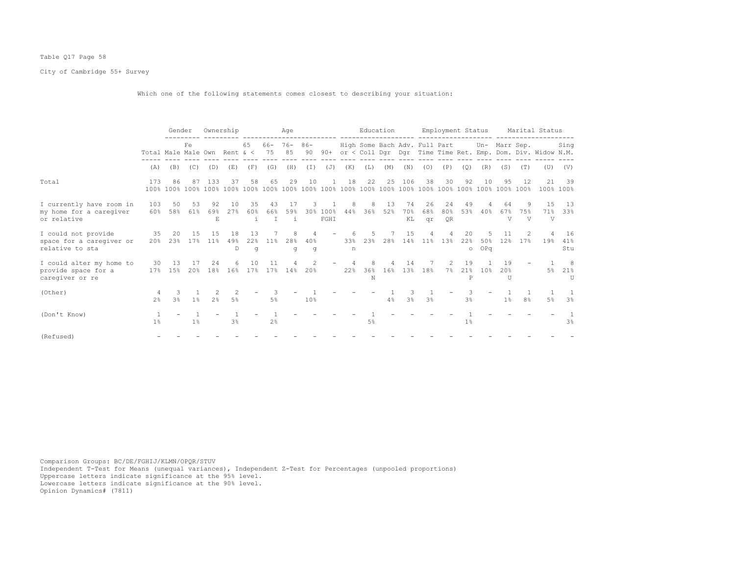Table Q17 Page 58

City of Cambridge 55+ Survey

Which one of the following statements comes closest to describing your situation:

| | | Gender | | Ownership | | Age | | | | | Education | | | | Employment Status | | | | Marital Status | | | |
|---|---|---|---|---|---|---|---|---|---|---|---|---|---|---|---|---|---|---|---|---|---|---|
| | Total | Male | Fe Male | Own | Rent | 65 & < | 66-75 | 76-85 | 86-90 | 90+ | High or < | Some Coll | Bach Dgr | Adv. Dgr | Full Time | Part Time | Ret. | Un-Emp. | Marr Dom. | Sep. Div. | Widow | Sing N.M. |
| | (A) | (B) | (C) | (D) | (E) | (F) | (G) | (H) | (I) | (J) | (K) | (L) | (M) | (N) | (O) | (P) | (Q) | (R) | (S) | (T) | (U) | (V) |
| Total | 173<br>100% | 86<br>100% | 87<br>100% | 133<br>100% | 37<br>100% | 58<br>100% | 65<br>100% | 29<br>100% | 10<br>100% | 1<br>100% | 18<br>100% | 22<br>100% | 25<br>100% | 106<br>100% | 38<br>100% | 30<br>100% | 92<br>100% | 10<br>100% | 95<br>100% | 12<br>100% | 21<br>100% | 39<br>100% |
| I currently have room in my home for a caregiver or relative | 103<br>60% | 50<br>58% | 53<br>61% | 92<br>69%<br>E | 10<br>27% | 35<br>60%<br>i | 43<br>66%<br>I | 17<br>59%<br>i | 3<br>30% | 1<br>100%<br>FGHI | 8<br>44% | 8<br>36% | 13<br>52% | 74<br>70%<br>KL | 26<br>68%<br>qr | 24<br>80%<br>QR | 49<br>53% | 4<br>40% | 64<br>67%<br>V | 9<br>75%<br>V | 15<br>71%<br>V | 13<br>33% |
| I could not provide space for a caregiver or relative to sta | 35<br>20% | 20<br>23% | 15<br>17% | 15<br>11% | 18<br>49%<br>D | 13<br>22%<br>g | 7<br>11% | 8<br>28%<br>g | 4<br>40%<br>g | - | 6<br>33%<br>n | 5<br>23% | 7<br>28% | 15<br>14% | 4<br>11% | 4<br>13% | 20<br>22%<br>o | 5<br>50%<br>OPq | 11<br>12% | 2<br>17% | 4<br>19% | 16<br>41%<br>Stu |
| I could alter my home to provide space for a caregiver or re | 30<br>17% | 13<br>15% | 17<br>20% | 24<br>18% | 6<br>16% | 10<br>17% | 11<br>17% | 4<br>14% | 2<br>20% | - | 4<br>22% | 8<br>36%<br>N | 4<br>16% | 14<br>13% | 7<br>18% | 2<br>7% | 19<br>21%<br>P | 1<br>10% | 19<br>20%<br>U | - | 1<br>5% | 8<br>21%<br>U |
| (Other) | 4<br>2% | 3<br>3% | 1<br>1% | 2<br>2% | 2<br>5% | - | 3<br>5% | - | 1<br>10% | - | - | - | 1<br>4% | 3<br>3% | 1<br>3% | - | 3<br>3% | - | 1<br>1% | 1<br>8% | 1<br>5% | 1<br>3% |
| (Don't Know) | 1<br>1% | - | 1<br>1% | - | 1<br>3% | - | 1<br>2% | - | - | - | - | 1<br>5% | - | - | - | - | 1<br>1% | - | - | - | - | 1<br>3% |
| (Refused) | - | - | - | - | - | - | - | - | - | - | - | - | - | - | - | - | - | - | - | - | - | - |

Comparison Groups: BC/DE/FGHIJ/KLMN/OPQR/STUV
Independent T-Test for Means (unequal variances), Independent Z-Test for Percentages (unpooled proportions)
Uppercase letters indicate significance at the 95% level.
Lowercase letters indicate significance at the 90% level.
Opinion Dynamics# (7811)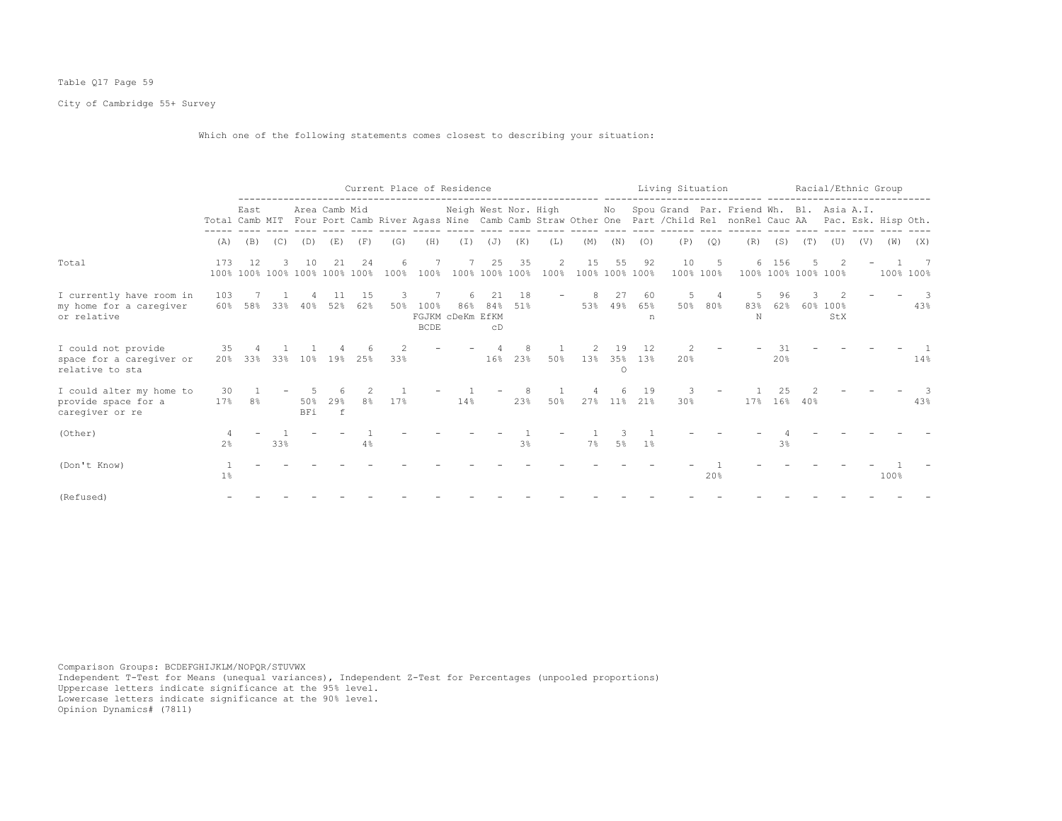Table Q17 Page 59

City of Cambridge 55+ Survey

Which one of the following statements comes closest to describing your situation:

| | | Current Place of Residence | | | | | | | | | | | | | Living Situation | | | | | Racial/Ethnic Group | | | | | |
|---|---|---|---|---|---|---|---|---|---|---|---|---|---|---|---|---|---|---|---|---|---|---|---|---|---|
| | Total | East Camb | MIT | Area Four | Camb Port | Mid Camb | River | Agass | Neigh Nine | West Camb | Nor. Camb | High Straw | Other | No One | Spou Part | Grand /Child | Par. Rel | Friend nonRel | Wh. Cauc | Bl. AA | Asia Pac. | A.I. Esk. | Hisp | Oth. |
| | (A) | (B) | (C) | (D) | (E) | (F) | (G) | (H) | (I) | (J) | (K) | (L) | (M) | (N) | (O) | (P) | (Q) | (R) | (S) | (T) | (U) | (V) | (W) | (X) |
| Total | 173 | 12 | 3 | 10 | 21 | 24 | 6 | 7 | 7 | 25 | 35 | 2 | 15 | 55 | 92 | 10 | 5 | 6 | 156 | 5 | 2 | - | 1 | 7 |
| | 100% | 100% | 100% | 100% | 100% | 100% | 100% | 100% | 100% | 100% | 100% | 100% | 100% | 100% | 100% | 100% | 100% | 100% | 100% | 100% | 100% | | 100% | 100% |
| I currently have room in my home for a caregiver or relative | 103 | 7 | 1 | 4 | 11 | 15 | 3 | 7 | 6 | 21 | 18 | - | 8 | 27 | 60 | 5 | 4 | 5 | 96 | 3 | 2 | - | - | 3 |
| | 60% | 58% | 33% | 40% | 52% | 62% | 50% | 100% | 86% | 84% | 51% | | 53% | 49% | 65% | 50% | 80% | 83% | 62% | 60% | 100% | | | 43% |
| | | | | | | | | FGJKM BCDE | cDeKm | EfKM cD | | | | | n | | | N | | | StX | | | |
| I could not provide space for a caregiver or relative to sta | 35 | 4 | 1 | 1 | 4 | 6 | 2 | - | - | 4 | 8 | 1 | 2 | 19 | 12 | 2 | - | - | 31 | - | - | - | - | 1 |
| | 20% | 33% | 33% | 10% | 19% | 25% | 33% | | | 16% | 23% | 50% | 13% | 35% | 13% | 20% | | | 20% | | | | | 14% |
| | | | | | | | | | | | | | | O | | | | | | | | | | |
| I could alter my home to provide space for a caregiver or re | 30 | 1 | - | 5 | 6 | 2 | 1 | - | 1 | - | 8 | 1 | 4 | 6 | 19 | 3 | - | 1 | 25 | 2 | - | - | - | 3 |
| | 17% | 8% | | 50% | 29% | 8% | 17% | | 14% | | 23% | 50% | 27% | 11% | 21% | 30% | | 17% | 16% | 40% | | | | 43% |
| | | | | BFi | f | | | | | | | | | | | | | | | | | | | |
| (Other) | 4 | - | 1 | - | - | 1 | - | - | - | - | 1 | - | 1 | 3 | 1 | - | - | - | 4 | - | - | - | - | - |
| | 2% | | 33% | | | 4% | | | | | 3% | | 7% | 5% | 1% | | | | 3% | | | | | |
| (Don't Know) | 1 | - | - | - | - | - | - | - | - | - | - | - | - | - | - | - | 1 | - | - | - | - | - | 1 | - |
| | 1% | | | | | | | | | | | | | | | | 20% | | | | | | 100% | |
| (Refused) | - | - | - | - | - | - | - | - | - | - | - | - | - | - | - | - | - | - | - | - | - | - | - | - |

Comparison Groups: BCDEFGHIJKLM/NOPQR/STUVWX
Independent T-Test for Means (unequal variances), Independent Z-Test for Percentages (unpooled proportions)
Uppercase letters indicate significance at the 95% level.
Lowercase letters indicate significance at the 90% level.
Opinion Dynamics# (7811)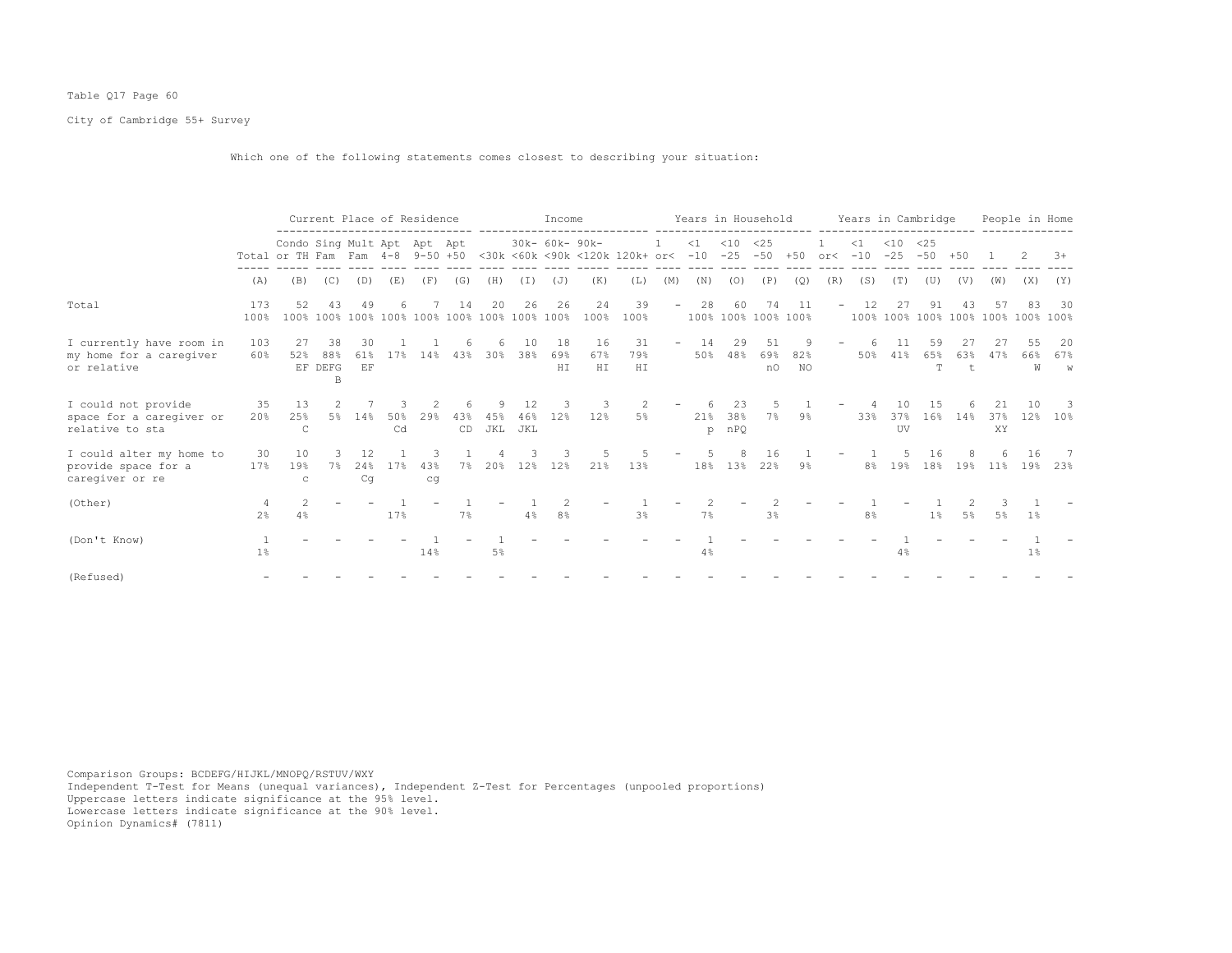Table Q17 Page 60

City of Cambridge 55+ Survey

Which one of the following statements comes closest to describing your situation:

| | Total | Current Place of Residence | | | | | | Income | | | | | Years in Household | | | | | Years in Cambridge | | | | | People in Home | | |
|---|---|---|---|---|---|---|---|---|---|---|---|---|---|---|---|---|---|---|---|---|---|---|---|---|---|
| | | Condo or TH | Sing Fam | Mult Fam | Apt 4-8 | Apt 9-50 | Apt +50 | <30k | 30k- <60k | 60k- <90k | 90k- <120k | 120k+ | 1 or< | <1 -10 | <10 -25 | <25 -50 | +50 | 1 or< | <1 -10 | <10 -25 | <25 -50 | +50 | 1 | 2 | 3+ |
| | (A) | (B) | (C) | (D) | (E) | (F) | (G) | (H) | (I) | (J) | (K) | (L) | (M) | (N) | (O) | (P) | (Q) | (R) | (S) | (T) | (U) | (V) | (W) | (X) | (Y) |
| Total | 173<br>100% | 52<br>100% | 43<br>100% | 49<br>100% | 6<br>100% | 7<br>100% | 14<br>100% | 20<br>100% | 26<br>100% | 26<br>100% | 24<br>100% | 39<br>100% | - | 28<br>100% | 60<br>100% | 74<br>100% | 11<br>100% | - | 12<br>100% | 27<br>100% | 91<br>100% | 43<br>100% | 57<br>100% | 83<br>100% | 30<br>100% |
| I currently have room in my home for a caregiver or relative | 103<br>60% | 27<br>52% | 38<br>88%<br>EF DEFG<br>B | 30<br>61%<br>EF | 1<br>17% | 1<br>14% | 6<br>43% | 6<br>30% | 10<br>38% | 18<br>69%<br>HI | 16<br>67%<br>HI | 31<br>79%<br>HI | - | 14<br>50% | 29<br>48% | 51<br>69%<br>nO | 9<br>82%<br>NO | - | 6<br>50% | 11<br>41% | 59<br>65%<br>T | 27<br>63%<br>t | 27<br>47% | 55<br>66%<br>W | 20<br>67%<br>w |
| I could not provide space for a caregiver or relative to sta | 35<br>20% | 13<br>25%<br>C | 2<br>5% | 7<br>14% | 3<br>50%<br>Cd | 2<br>29% | 6<br>43%<br>CD | 9<br>45%<br>JKL | 12<br>46%<br>JKL | 3<br>12% | 3<br>12% | 2<br>5% | - | 6<br>21%<br>p | 23<br>38%<br>nPQ | 5<br>7% | 1<br>9% | - | 4<br>33% | 10<br>37%<br>UV | 15<br>16% | 6<br>14% | 21<br>37%<br>XY | 10<br>12% | 3<br>10% |
| I could alter my home to provide space for a caregiver or re | 30<br>17% | 10<br>19%<br>c | 3<br>7% | 12<br>24%<br>Cg | 1<br>17% | 3<br>43%<br>cg | 1<br>7% | 4<br>20% | 3<br>12% | 3<br>12% | 5<br>21% | 5<br>13% | - | 5<br>18% | 8<br>13% | 16<br>22% | 1<br>9% | - | 1<br>8% | 5<br>19% | 16<br>18% | 8<br>19% | 6<br>11% | 16<br>19% | 7<br>23% |
| (Other) | 4<br>2% | 2<br>4% | - | - | 1<br>17% | - | 1<br>7% | - | 1<br>4% | 2<br>8% | - | 1<br>3% | - | 2<br>7% | - | 2<br>3% | - | - | 1<br>8% | - | 1<br>1% | 2<br>5% | 3<br>5% | 1<br>1% | - |
| (Don't Know) | 1<br>1% | - | - | - | - | 1<br>14% | - | 1<br>5% | - | - | - | - | - | 1<br>4% | - | - | - | - | - | 1<br>4% | - | - | - | 1<br>1% | - |
| (Refused) | - | - | - | - | - | - | - | - | - | - | - | - | - | - | - | - | - | - | - | - | - | - | - | - | - |

Comparison Groups: BCDEFG/HIJKL/MNOPQ/RSTUV/WXY
Independent T-Test for Means (unequal variances), Independent Z-Test for Percentages (unpooled proportions)
Uppercase letters indicate significance at the 95% level.
Lowercase letters indicate significance at the 90% level.
Opinion Dynamics# (7811)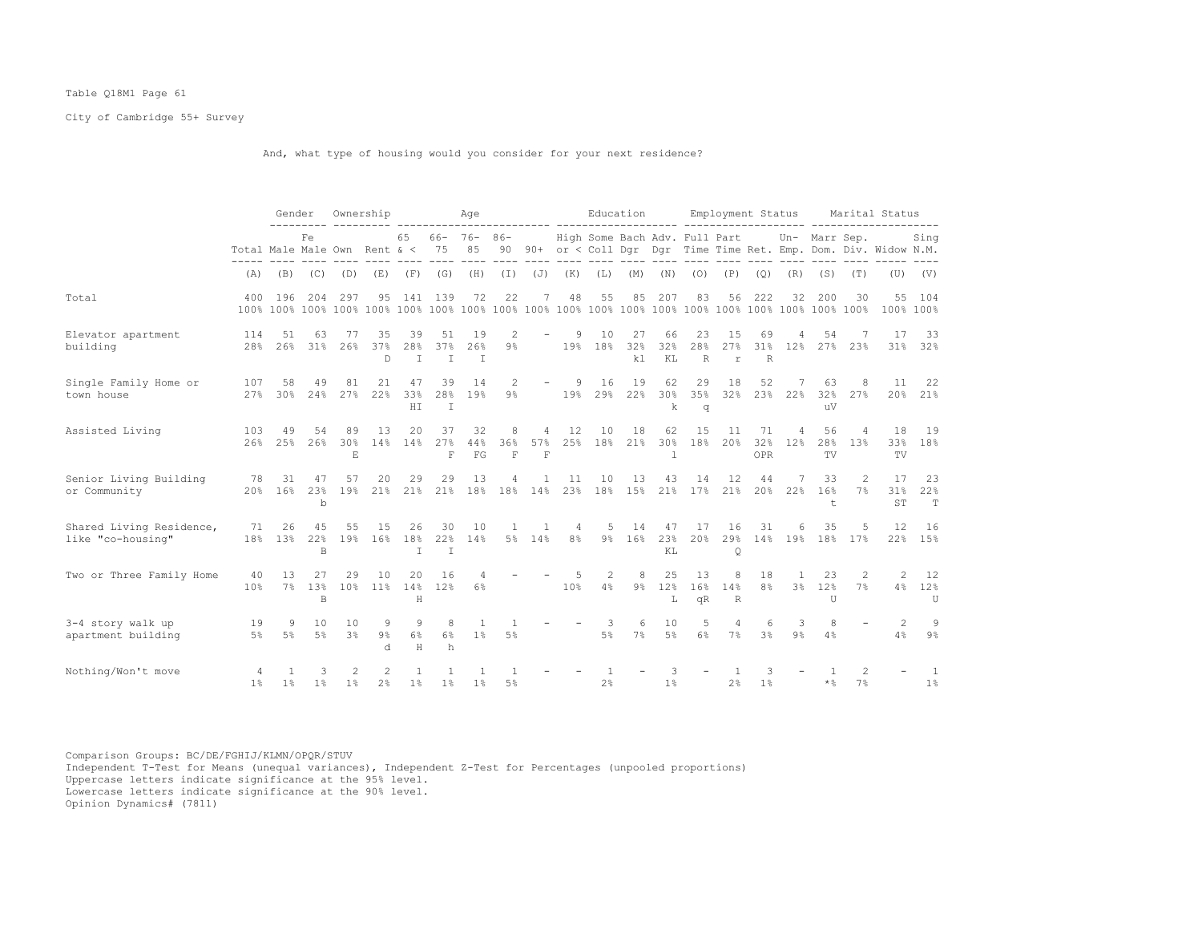Table Q18M1 Page 61

City of Cambridge 55+ Survey

And, what type of housing would you consider for your next residence?

| | Total | Gender | | Ownership | | Age | | | | | Education | | | | Employment Status | | | | Marital Status | | | |
|---|---|---|---|---|---|---|---|---|---|---|---|---|---|---|---|---|---|---|---|---|---|---|
| | Total | Male | Female | Own | Rent | 65 & < | 66-75 | 76-85 | 86-90 | 90+ | High or < | Some Coll | Bach Dgr | Adv. Dgr | Full Time | Part Time | Ret. | Un-Emp. | Marr Dom. | Sep. Div. | Widow | Sing N.M. |
| | (A) | (B) | (C) | (D) | (E) | (F) | (G) | (H) | (I) | (J) | (K) | (L) | (M) | (N) | (O) | (P) | (Q) | (R) | (S) | (T) | (U) | (V) |
| Total | 400 | 196 | 204 | 297 | 95 | 141 | 139 | 72 | 22 | 7 | 48 | 55 | 85 | 207 | 83 | 56 | 222 | 32 | 200 | 30 | 55 | 104 |
| | 100% | 100% | 100% | 100% | 100% | 100% | 100% | 100% | 100% | 100% | 100% | 100% | 100% | 100% | 100% | 100% | 100% | 100% | 100% | 100% | 100% | 100% |
| Elevator apartment building | 114 | 51 | 63 | 77 | 35 | 39 | 51 | 19 | 2 | - | 9 | 10 | 27 | 66 | 23 | 15 | 69 | 4 | 54 | 7 | 17 | 33 |
| | 28% | 26% | 31% | 26% | 37% | 28% | 37% | 26% | 9% | | 19% | 18% | 32% | 32% | 28% | 27% | 31% | 12% | 27% | 23% | 31% | 32% |
| | | | | | D | I | I | I | | | | | kl | KL | R | r | R | | | | | |
| Single Family Home or town house | 107 | 58 | 49 | 81 | 21 | 47 | 39 | 14 | 2 | - | 9 | 16 | 19 | 62 | 29 | 18 | 52 | 7 | 63 | 8 | 11 | 22 |
| | 27% | 30% | 24% | 27% | 22% | 33% | 28% | 19% | 9% | | 19% | 29% | 22% | 30% | 35% | 32% | 23% | 22% | 32% | 27% | 20% | 21% |
| | | | | | | HI | I | | | | | | | k | q | | | | uV | | | |
| Assisted Living | 103 | 49 | 54 | 89 | 13 | 20 | 37 | 32 | 8 | 4 | 12 | 10 | 18 | 62 | 15 | 11 | 71 | 4 | 56 | 4 | 18 | 19 |
| | 26% | 25% | 26% | 30% | 14% | 14% | 27% | 44% | 36% | 57% | 25% | 18% | 21% | 30% | 18% | 20% | 32% | 12% | 28% | 13% | 33% | 18% |
| | | | | E | | | F | FG | F | F | | | | l | | | OPR | | TV | | TV | |
| Senior Living Building or Community | 78 | 31 | 47 | 57 | 20 | 29 | 29 | 13 | 4 | 1 | 11 | 10 | 13 | 43 | 14 | 12 | 44 | 7 | 33 | 2 | 17 | 23 |
| | 20% | 16% | 23% | 19% | 21% | 21% | 21% | 18% | 18% | 14% | 23% | 18% | 15% | 21% | 17% | 21% | 20% | 22% | 16% | 7% | 31% | 22% |
| | | | b | | | | | | | | | | | | | | | | t | | ST | T |
| Shared Living Residence, like "co-housing" | 71 | 26 | 45 | 55 | 15 | 26 | 30 | 10 | 1 | 1 | 4 | 5 | 14 | 47 | 17 | 16 | 31 | 6 | 35 | 5 | 12 | 16 |
| | 18% | 13% | 22% | 19% | 16% | 18% | 22% | 14% | 5% | 14% | 8% | 9% | 16% | 23% | 20% | 29% | 14% | 19% | 18% | 17% | 22% | 15% |
| | | | B | | | I | I | | | | | | | KL | | Q | | | | | | |
| Two or Three Family Home | 40 | 13 | 27 | 29 | 10 | 20 | 16 | 4 | - | - | 5 | 2 | 8 | 25 | 13 | 8 | 18 | 1 | 23 | 2 | 2 | 12 |
| | 10% | 7% | 13% | 10% | 11% | 14% | 12% | 6% | | | 10% | 4% | 9% | 12% | 16% | 14% | 8% | 3% | 12% | 7% | 4% | 12% |
| | | | B | | | H | | | | | | | | L | qR | R | | | U | | | U |
| 3-4 story walk up apartment building | 19 | 9 | 10 | 10 | 9 | 9 | 8 | 1 | 1 | - | - | 3 | 6 | 10 | 5 | 4 | 6 | 3 | 8 | - | 2 | 9 |
| | 5% | 5% | 5% | 3% | 9% | 6% | 6% | 1% | 5% | | | 5% | 7% | 5% | 6% | 7% | 3% | 9% | 4% | | 4% | 9% |
| | | | | | d | H | h | | | | | | | | | | | | | | | |
| Nothing/Won't move | 4 | 1 | 3 | 2 | 2 | 1 | 1 | 1 | 1 | - | - | 1 | - | 3 | - | 1 | 3 | - | 1 | 2 | - | 1 |
| | 1% | 1% | 1% | 1% | 2% | 1% | 1% | 1% | 5% | | | 2% | | 1% | | 2% | 1% | | *% | 7% | | 1% |

Comparison Groups: BC/DE/FGHIJ/KLMN/OPQR/STUV
Independent T-Test for Means (unequal variances), Independent Z-Test for Percentages (unpooled proportions)
Uppercase letters indicate significance at the 95% level.
Lowercase letters indicate significance at the 90% level.
Opinion Dynamics# (7811)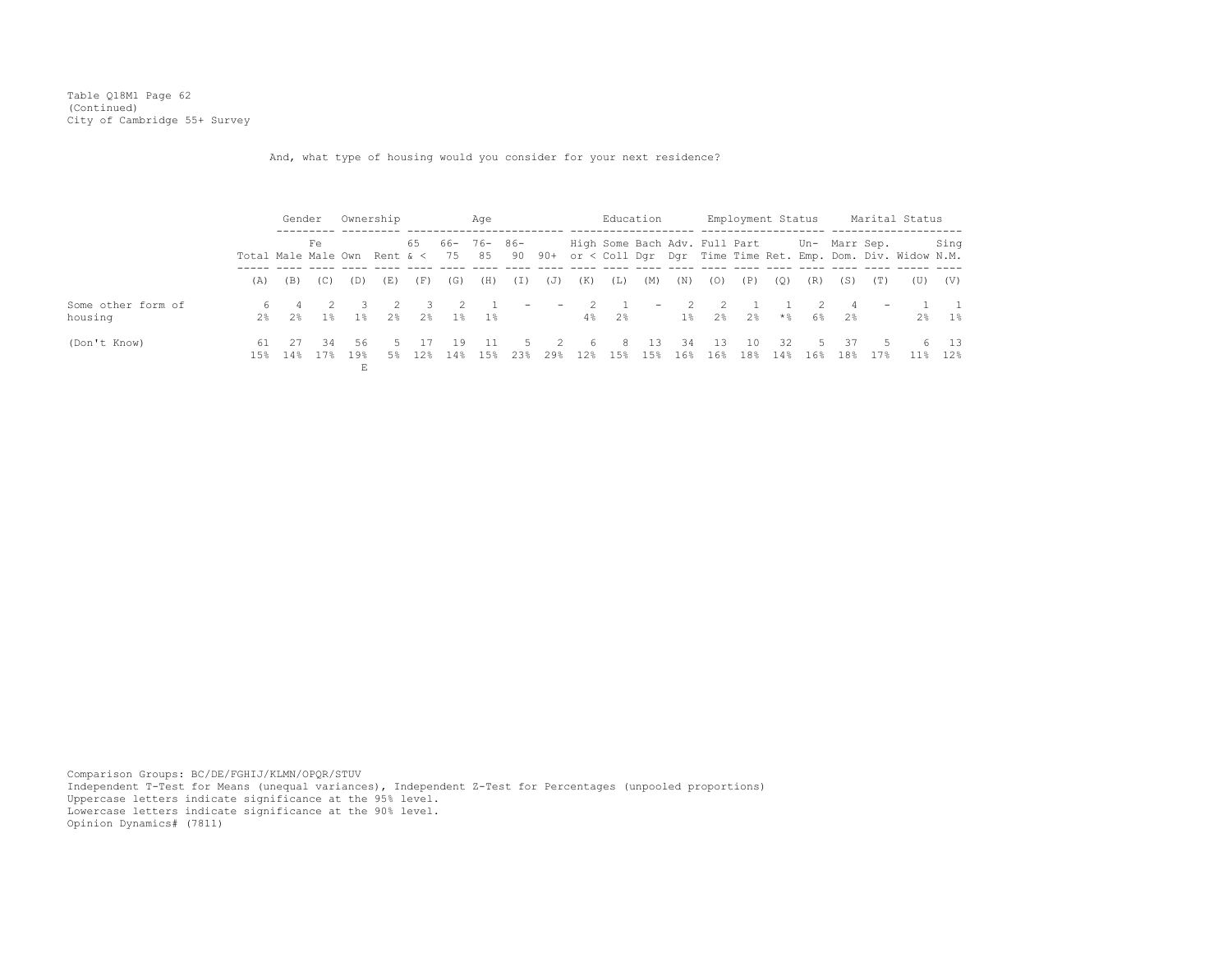Table Q18M1 Page 62
(Continued)
City of Cambridge 55+ Survey

And, what type of housing would you consider for your next residence?

| | | Gender | | Ownership | | Age | | | | | Education | | | | Employment Status | | | | Marital Status | | | |
|---|---|---|---|---|---|---|---|---|---|---|---|---|---|---|---|---|---|---|---|---|---|---|
| | Total | Male | Fe Male | Own | Rent | 65 & < | 66- 75 | 76- 85 | 86- 90 | 90+ | High or < | Some Coll | Bach Dgr | Adv. Dgr | Full Time | Part Time | Ret. | Un- Emp. | Marr Dom. | Sep. Div. | Widow | Sing N.M. |
| | (A) | (B) | (C) | (D) | (E) | (F) | (G) | (H) | (I) | (J) | (K) | (L) | (M) | (N) | (O) | (P) | (Q) | (R) | (S) | (T) | (U) | (V) |
| Some other form of housing | 6<br>2% | 4<br>2% | 2<br>1% | 3<br>1% | 2<br>2% | 3<br>2% | 2<br>1% | 1<br>1% | - | - | 2<br>4% | 1<br>2% | - | 2<br>1% | 2<br>2% | 1<br>2% | 1<br>*% | 2<br>6% | 4<br>2% | - | 1<br>2% | 1<br>1% |
| (Don't Know) | 61<br>15% | 27<br>14% | 34<br>17% | 56<br>19%<br>E | 5<br>5% | 17<br>12% | 19<br>14% | 11<br>15% | 5<br>23% | 2<br>29% | 6<br>12% | 8<br>15% | 13<br>15% | 34<br>16% | 13<br>16% | 10<br>18% | 32<br>14% | 5<br>16% | 37<br>18% | 5<br>17% | 6<br>11% | 13<br>12% |

Comparison Groups: BC/DE/FGHIJ/KLMN/OPQR/STUV
Independent T-Test for Means (unequal variances), Independent Z-Test for Percentages (unpooled proportions)
Uppercase letters indicate significance at the 95% level.
Lowercase letters indicate significance at the 90% level.
Opinion Dynamics# (7811)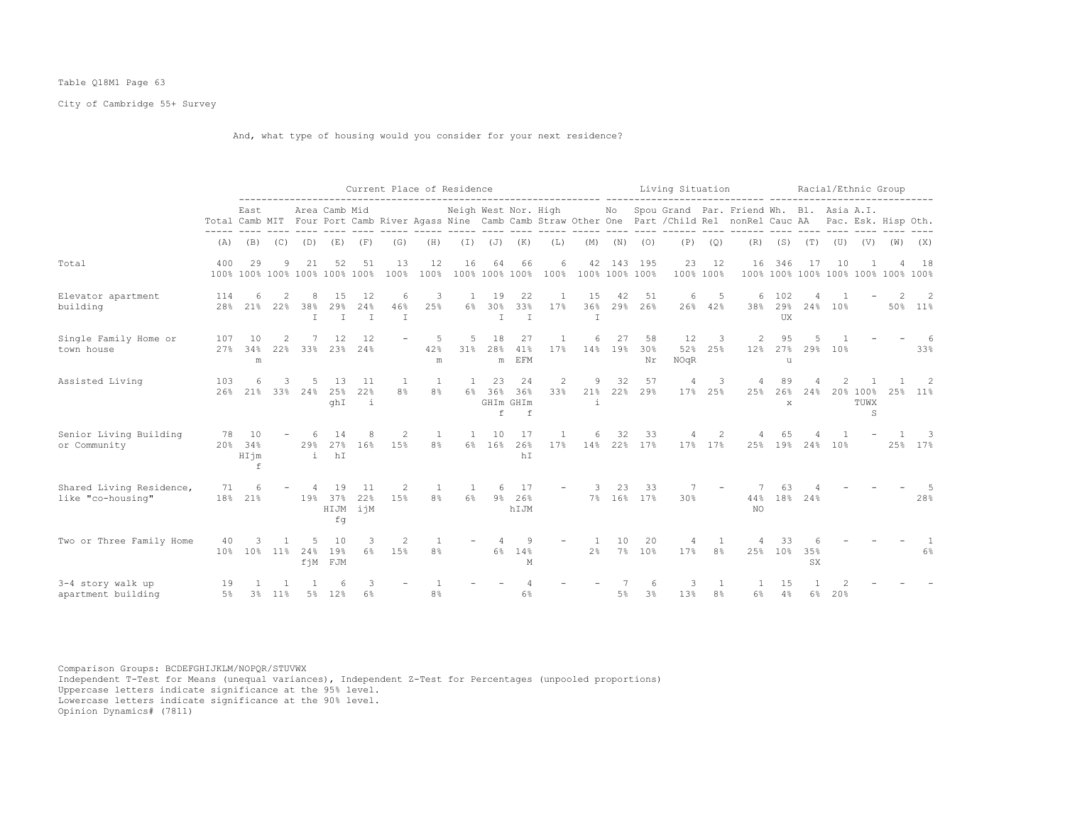Table Q18M1 Page 63

City of Cambridge 55+ Survey

And, what type of housing would you consider for your next residence?

| | Total | Current Place of Residence | | | | | | | | | | | | | Living Situation | | | | | Racial/Ethnic Group | | | | | |
|---|---|---|---|---|---|---|---|---|---|---|---|---|---|---|---|---|---|---|---|---|---|---|---|---|---|
| | Total | East Camb | MIT | Area Four | Camb Port | Mid Camb | River | Agass | Neigh Nine | West Camb | Nor. Camb | High Straw | Other | No One | Spou Part | Grand /Child | Par. Rel | Friend nonRel | Wh. Cauc | Bl. AA | Asia Pac. | A.I. Esk. | Hisp | Oth. |
| | (A) | (B) | (C) | (D) | (E) | (F) | (G) | (H) | (I) | (J) | (K) | (L) | (M) | (N) | (O) | (P) | (Q) | (R) | (S) | (T) | (U) | (V) | (W) | (X) |
| Total | 400<br>100% | 29<br>100% | 9<br>100% | 21<br>100% | 52<br>100% | 51<br>100% | 13<br>100% | 12<br>100% | 16<br>100% | 64<br>100% | 66<br>100% | 6<br>100% | 42<br>100% | 143<br>100% | 195<br>100% | 23<br>100% | 12<br>100% | 16<br>100% | 346<br>100% | 17<br>100% | 10<br>100% | 1<br>100% | 4<br>100% | 18<br>100% |
| Elevator apartment building | 114<br>28% | 6<br>21% | 2<br>22% | 8<br>38%<br>I | 15<br>29%<br>I | 12<br>24%<br>I | 6<br>46%<br>I | 3<br>25% | 1<br>6% | 19<br>30%<br>I | 22<br>33%<br>I | 1<br>17% | 15<br>36%<br>I | 42<br>29% | 51<br>26% | 6<br>26% | 5<br>42% | 6<br>38% | 102<br>29%<br>UX | 4<br>24% | 1<br>10% | - | 2<br>50% | 2<br>11% |
| Single Family Home or town house | 107<br>27% | 10<br>34%<br>m | 2<br>22% | 7<br>33% | 12<br>23% | 12<br>24% | - | 5<br>42%<br>m | 5<br>31% | 18<br>28%<br>m | 27<br>41%<br>EFM | 1<br>17% | 6<br>14% | 27<br>19% | 58<br>30%<br>Nr | 12<br>52%<br>NOqR | 3<br>25% | 2<br>12% | 95<br>27%<br>u | 5<br>29% | 1<br>10% | - | - | 6<br>33% |
| Assisted Living | 103<br>26% | 6<br>21% | 3<br>33% | 5<br>24% | 13<br>25%<br>ghI | 11<br>22%<br>i | 1<br>8% | 1<br>8% | 1<br>6% | 23<br>36%<br>GHIm f | 24<br>36%<br>GHIm f | 2<br>33% | 9<br>21%<br>i | 32<br>22% | 57<br>29% | 4<br>17% | 3<br>25% | 4<br>25% | 89<br>26%<br>x | 4<br>24% | 2<br>20% | 1<br>100%<br>TUWX S | 1<br>25% | 2<br>11% |
| Senior Living Building or Community | 78<br>20% | 10<br>34%<br>HIjm f | - | 6<br>29%<br>i | 14<br>27%<br>hI | 8<br>16% | 2<br>15% | 1<br>8% | 1<br>6% | 10<br>16% | 17<br>26%<br>hI | 1<br>17% | 6<br>14% | 32<br>22% | 33<br>17% | 4<br>17% | 2<br>17% | 4<br>25% | 65<br>19% | 4<br>24% | 1<br>10% | - | 1<br>25% | 3<br>17% |
| Shared Living Residence, like "co-housing" | 71<br>18% | 6<br>21% | - | 4<br>19% | 19<br>37%<br>HIJM fg | 11<br>22%<br>ijM | 2<br>15% | 1<br>8% | 1<br>6% | 6<br>9% | 17<br>26%<br>hIJM | - | 3<br>7% | 23<br>16% | 33<br>17% | 7<br>30% | - | 7<br>44%<br>NO | 63<br>18% | 4<br>24% | - | - | - | 5<br>28% |
| Two or Three Family Home | 40<br>10% | 3<br>10% | 1<br>11% | 5<br>24%<br>fjM | 10<br>19%<br>FJM | 3<br>6% | 2<br>15% | 1<br>8% | - | 4<br>6% | 9<br>14%<br>M | - | 1<br>2% | 10<br>7% | 20<br>10% | 4<br>17% | 1<br>8% | 4<br>25% | 33<br>10% | 6<br>35%<br>SX | - | - | - | 1<br>6% |
| 3-4 story walk up apartment building | 19<br>5% | 1<br>3% | 1<br>11% | 1<br>5% | 6<br>12% | 3<br>6% | - | 1<br>8% | - | - | 4<br>6% | - | - | 7<br>5% | 6<br>3% | 3<br>13% | 1<br>8% | 1<br>6% | 15<br>4% | 1<br>6% | 2<br>20% | - | - | - |

Comparison Groups: BCDEFGHIJKLM/NOPQR/STUVWX
Independent T-Test for Means (unequal variances), Independent Z-Test for Percentages (unpooled proportions)
Uppercase letters indicate significance at the 95% level.
Lowercase letters indicate significance at the 90% level.
Opinion Dynamics# (7811)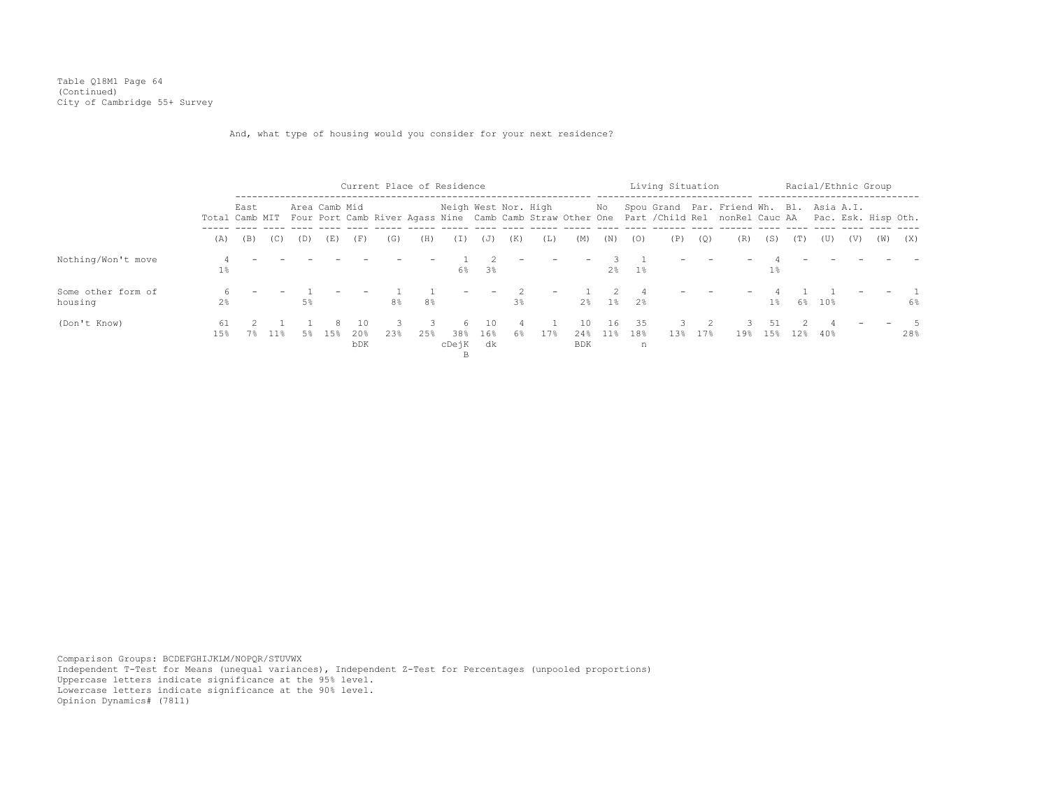Table Q18M1 Page 64
(Continued)
City of Cambridge 55+ Survey

And, what type of housing would you consider for your next residence?

| | | Current Place of Residence | | | | | | | | | | | | Living Situation | | | | | Racial/Ethnic Group | | | | | |
|---|---|---|---|---|---|---|---|---|---|---|---|---|---|---|---|---|---|---|---|---|---|---|---|---|
| | Total | East Camb | MIT | Area Four | Camb Port | Mid Camb | River | Agass | Neigh Nine | West Camb | Nor. Camb | High Straw | Other | No One | Spou Part | Grand /Child | Par. Rel | Friend nonRel | Wh. Cauc | Bl. AA | Asia Pac. | A.I. Esk. | Hisp | Oth. |
| | (A) | (B) | (C) | (D) | (E) | (F) | (G) | (H) | (I) | (J) | (K) | (L) | (M) | (N) | (O) | (P) | (Q) | (R) | (S) | (T) | (U) | (V) | (W) | (X) |
| Nothing/Won't move | 4<br>1% | - | - | - | - | - | - | - | 1<br>6% | 2<br>3% | - | - | - | 3<br>2% | 1<br>1% | - | - | - | 4<br>1% | - | - | - | - | - |
| Some other form of housing | 6<br>2% | - | - | 1<br>5% | - | - | 1<br>8% | 1<br>8% | - | - | 2<br>3% | - | 1<br>2% | 2<br>1% | 4<br>2% | - | - | - | 4<br>1% | 1<br>6% | 1<br>10% | - | - | 1<br>6% |
| (Don't Know) | 61<br>15% | 2<br>7% | 1<br>11% | 1<br>5% | 8<br>15% | 10<br>20%<br>bDK | 3<br>23% | 3<br>25% | 6<br>38%<br>cDejK<br>B | 10<br>16%<br>dk | 4<br>6% | 1<br>17% | 10<br>24%<br>BDK | 16<br>11% | 35<br>18%<br>n | 3<br>13% | 2<br>17% | 3<br>19% | 51<br>15% | 2<br>12% | 4<br>40% | - | - | 5<br>28% |

Comparison Groups: BCDEFGHIJKLM/NOPQR/STUVWX
Independent T-Test for Means (unequal variances), Independent Z-Test for Percentages (unpooled proportions)
Uppercase letters indicate significance at the 95% level.
Lowercase letters indicate significance at the 90% level.
Opinion Dynamics# (7811)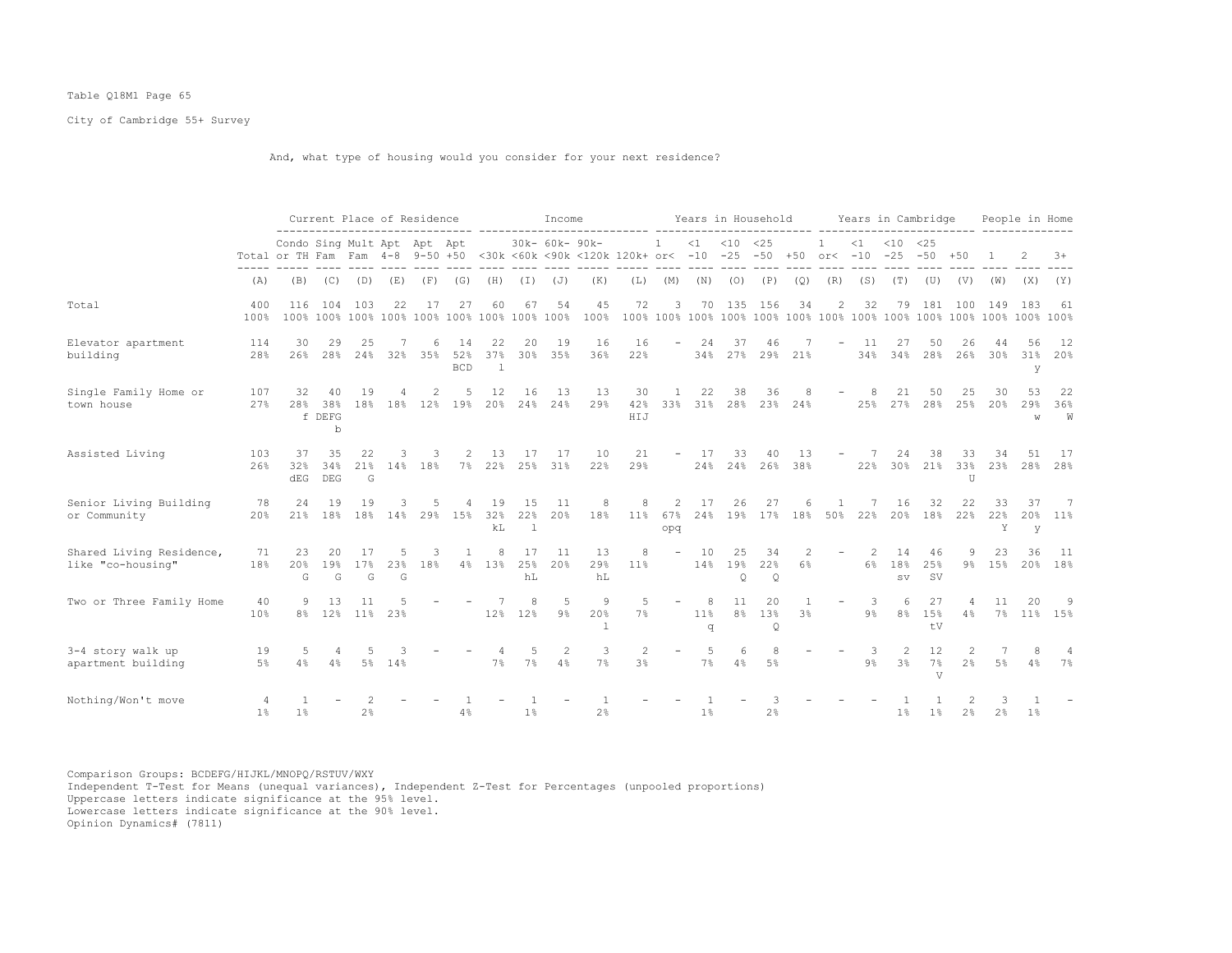Table Q18M1 Page 65

City of Cambridge 55+ Survey

And, what type of housing would you consider for your next residence?

| | | Current Place of Residence | | | | | | Income | | | | | Years in Household | | | | | Years in Cambridge | | | | | People in Home | | |
|---|---|---|---|---|---|---|---|---|---|---|---|---|---|---|---|---|---|---|---|---|---|---|---|---|---|
| | Total | Condo or TH | Sing Fam | Mult Fam | Apt 4-8 | Apt 9-50 | Apt +50 | <30k | 30k- <60k | 60k- <90k | 90k- <120k | 120k+ | 1 or< | <1 -10 | <10 -25 | <25 -50 | +50 | 1 or< | <1 -10 | <10 -25 | <25 -50 | +50 | 1 | 2 | 3+ |
| | (A) | (B) | (C) | (D) | (E) | (F) | (G) | (H) | (I) | (J) | (K) | (L) | (M) | (N) | (O) | (P) | (Q) | (R) | (S) | (T) | (U) | (V) | (W) | (X) | (Y) |
| Total | 400 | 116 | 104 | 103 | 22 | 17 | 27 | 60 | 67 | 54 | 45 | 72 | 3 | 70 | 135 | 156 | 34 | 2 | 32 | 79 | 181 | 100 | 149 | 183 | 61 |
| | 100% | 100% | 100% | 100% | 100% | 100% | 100% | 100% | 100% | 100% | 100% | 100% | 100% | 100% | 100% | 100% | 100% | 100% | 100% | 100% | 100% | 100% | 100% | 100% | 100% |
| Elevator apartment building | 114 | 30 | 29 | 25 | 7 | 6 | 14 | 22 | 20 | 19 | 16 | 16 | - | 24 | 37 | 46 | 7 | - | 11 | 27 | 50 | 26 | 44 | 56 | 12 |
| | 28% | 26% | 28% | 24% | 32% | 35% | 52% BCD | 37% l | 30% | 35% | 36% | 22% | | 34% | 27% | 29% | 21% | | 34% | 34% | 28% | 26% | 30% | 31% y | 20% |
| Single Family Home or town house | 107 | 32 | 40 | 19 | 4 | 2 | 5 | 12 | 16 | 13 | 13 | 30 | 1 | 22 | 38 | 36 | 8 | - | 8 | 21 | 50 | 25 | 30 | 53 | 22 |
| | 27% | 28% f | 38% DEFG b | 18% | 18% | 12% | 19% | 20% | 24% | 24% | 29% | 42% HIJ | 33% | 31% | 28% | 23% | 24% | | 25% | 27% | 28% | 25% | 20% | 29% w | 36% W |
| Assisted Living | 103 | 37 | 35 | 22 | 3 | 3 | 2 | 13 | 17 | 17 | 10 | 21 | - | 17 | 33 | 40 | 13 | - | 7 | 24 | 38 | 33 | 34 | 51 | 17 |
| | 26% | 32% dEG | 34% DEG | 21% G | 14% | 18% | 7% | 22% | 25% | 31% | 22% | 29% | | 24% | 24% | 26% | 38% | | 22% | 30% | 21% | 33% U | 23% | 28% | 28% |
| Senior Living Building or Community | 78 | 24 | 19 | 19 | 3 | 5 | 4 | 19 | 15 | 11 | 8 | 8 | 2 | 17 | 26 | 27 | 6 | 1 | 7 | 16 | 32 | 22 | 33 | 37 | 7 |
| | 20% | 21% | 18% | 18% | 14% | 29% | 15% | 32% kL | 22% l | 20% | 18% | 11% | 67% opq | 24% | 19% | 17% | 18% | 50% | 22% | 20% | 18% | 22% | 22% Y | 20% y | 11% |
| Shared Living Residence, like "co-housing" | 71 | 23 | 20 | 17 | 5 | 3 | 1 | 8 | 17 | 11 | 13 | 8 | - | 10 | 25 | 34 | 2 | - | 2 | 14 | 46 | 9 | 23 | 36 | 11 |
| | 18% | 20% G | 19% G | 17% G | 23% G | 18% | 4% | 13% | 25% hL | 20% | 29% hL | 11% | | 14% | 19% Q | 22% Q | 6% | | 6% | 18% sv | 25% SV | 9% | 15% | 20% | 18% |
| Two or Three Family Home | 40 | 9 | 13 | 11 | 5 | - | - | 7 | 8 | 5 | 9 | 5 | - | 8 | 11 | 20 | 1 | - | 3 | 6 | 27 | 4 | 11 | 20 | 9 |
| | 10% | 8% | 12% | 11% | 23% | | | 12% | 12% | 9% | 20% l | 7% | | 11% q | 8% | 13% Q | 3% | | 9% | 8% | 15% tV | 4% | 7% | 11% | 15% |
| 3-4 story walk up apartment building | 19 | 5 | 4 | 5 | 3 | - | - | 4 | 5 | 2 | 3 | 2 | - | 5 | 6 | 8 | - | - | 3 | 2 | 12 | 2 | 7 | 8 | 4 |
| | 5% | 4% | 4% | 5% | 14% | | | 7% | 7% | 4% | 7% | 3% | | 7% | 4% | 5% | | | 9% | 3% | 7% V | 2% | 5% | 4% | 7% |
| Nothing/Won't move | 4 | 1 | - | 2 | - | - | 1 | - | 1 | - | 1 | - | - | 1 | - | 3 | - | - | - | 1 | 1 | 2 | 3 | 1 | - |
| | 1% | 1% | | 2% | | | 4% | | 1% | | 2% | | | 1% | | 2% | | | | 1% | 1% | 2% | 2% | 1% | |

Comparison Groups: BCDEFG/HIJKL/MNOPQ/RSTUV/WXY
Independent T-Test for Means (unequal variances), Independent Z-Test for Percentages (unpooled proportions)
Uppercase letters indicate significance at the 95% level.
Lowercase letters indicate significance at the 90% level.
Opinion Dynamics# (7811)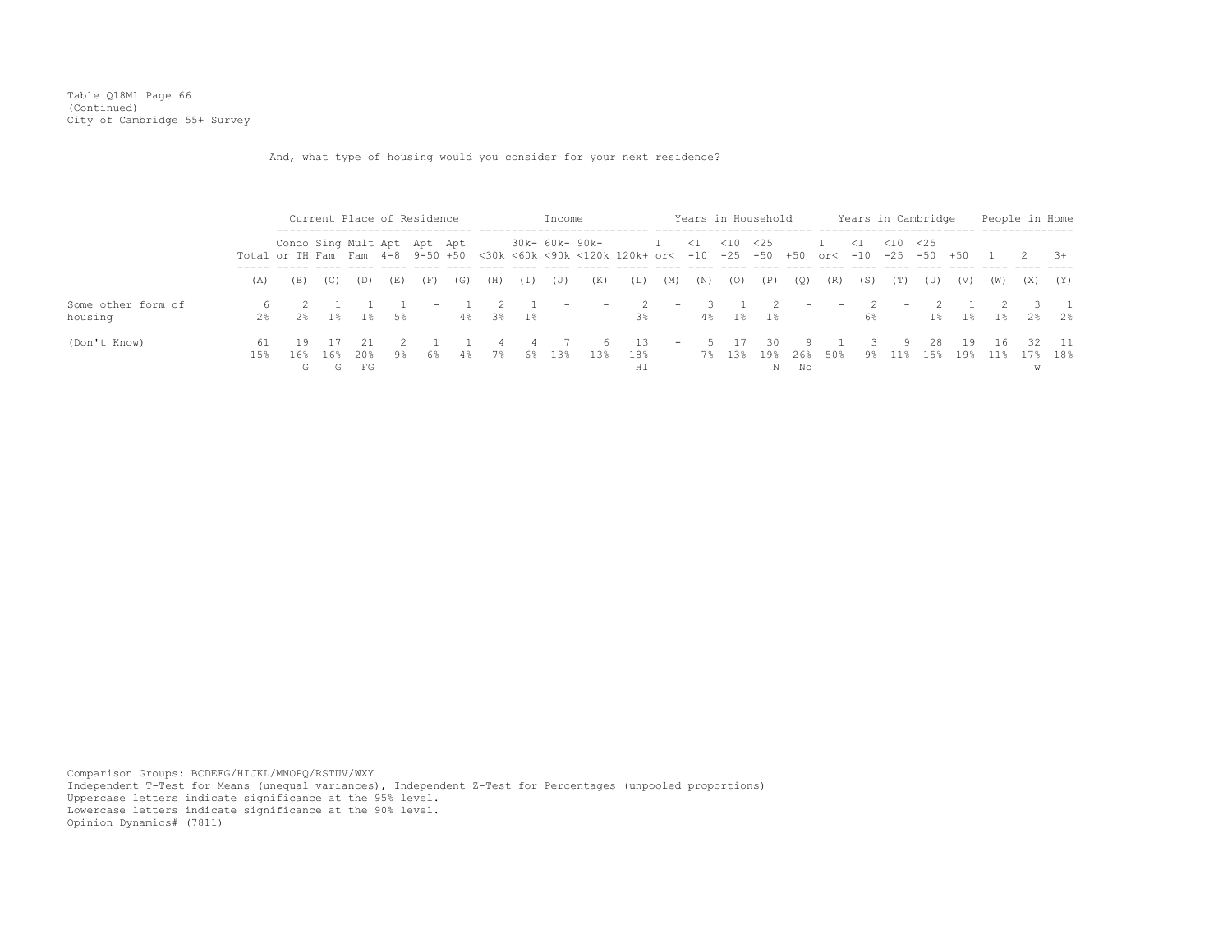Table Q18M1 Page 66
(Continued)
City of Cambridge 55+ Survey

And, what type of housing would you consider for your next residence?

| | Total | Current Place of Residence | | | | | | Income | | | | | Years in Household | | | | | Years in Cambridge | | | | | People in Home | | |
|---|---|---|---|---|---|---|---|---|---|---|---|---|---|---|---|---|---|---|---|---|---|---|---|---|---|
| | | Condo or TH | Sing Fam | Mult Fam | Apt 4-8 | Apt 9-50 | Apt +50 | <30k | 30k- <60k | 60k- <90k | 90k- <120k | 120k+ | 1 or< | <1 -10 | <10 -25 | <25 -50 | +50 | 1 or< | <1 -10 | <10 -25 | <25 -50 | +50 | 1 | 2 | 3+ |
| | (A) | (B) | (C) | (D) | (E) | (F) | (G) | (H) | (I) | (J) | (K) | (L) | (M) | (N) | (O) | (P) | (Q) | (R) | (S) | (T) | (U) | (V) | (W) | (X) | (Y) |
| Some other form of housing | 6<br>2% | 2<br>2% | 1<br>1% | 1<br>1% | 1<br>5% | - | 1<br>4% | 2<br>3% | 1<br>1% | - | - | 2<br>3% | - | 3<br>4% | 1<br>1% | 2<br>1% | - | - | 2<br>6% | - | 2<br>1% | 1<br>1% | 2<br>1% | 3<br>2% | 1<br>2% |
| (Don't Know) | 61<br>15% | 19<br>16%<br>G | 17<br>16%<br>G | 21<br>20%<br>FG | 2<br>9% | 1<br>6% | 1<br>4% | 4<br>7% | 4<br>6% | 7<br>13% | 6<br>13% | 13<br>18%<br>HI | - | 5<br>7% | 17<br>13% | 30<br>19%<br>N | 9<br>26%<br>No | 1<br>50% | 3<br>9% | 9<br>11% | 28<br>15% | 19<br>19% | 16<br>11% | 32<br>17%<br>w | 11<br>18% |

Comparison Groups: BCDEFG/HIJKL/MNOPQ/RSTUV/WXY
Independent T-Test for Means (unequal variances), Independent Z-Test for Percentages (unpooled proportions)
Uppercase letters indicate significance at the 95% level.
Lowercase letters indicate significance at the 90% level.
Opinion Dynamics# (7811)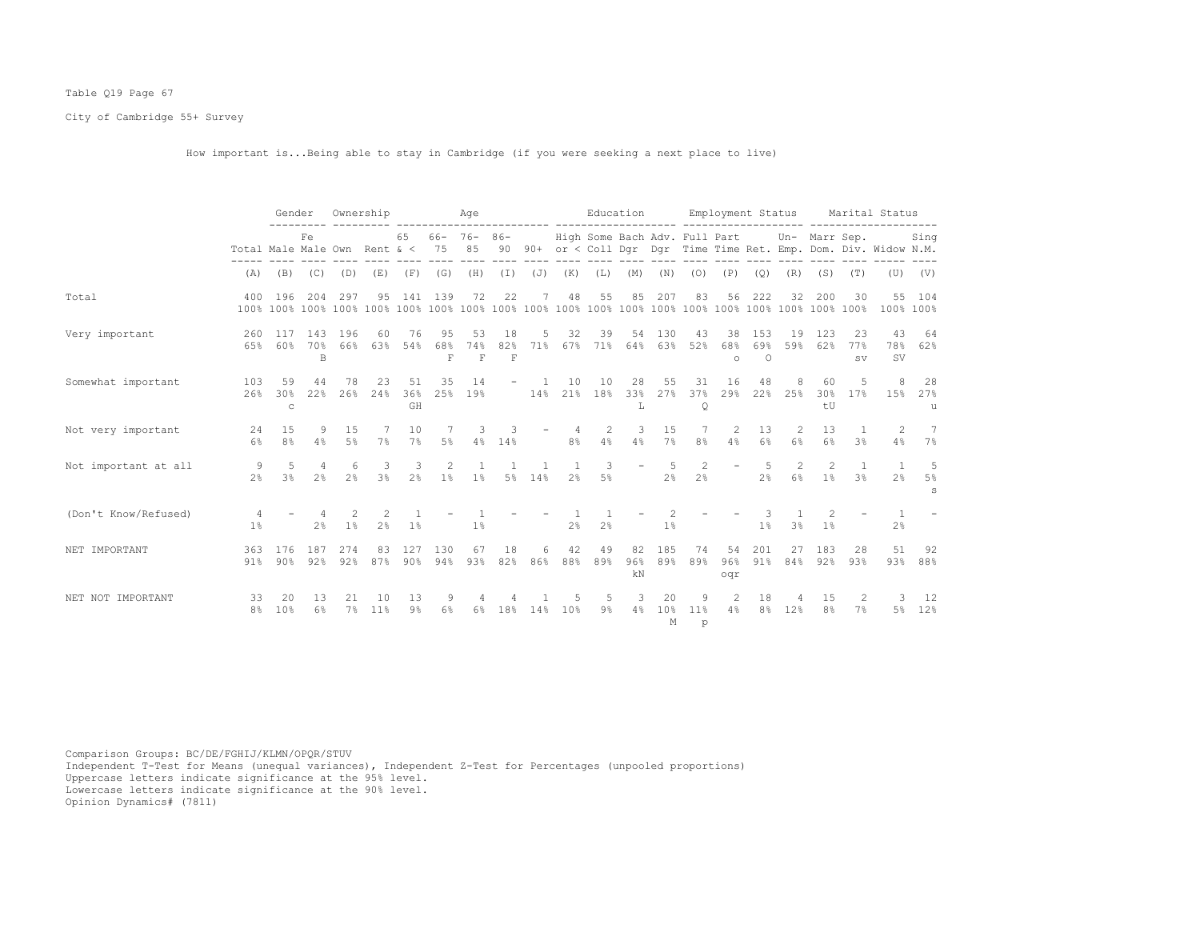Table Q19 Page 67

City of Cambridge 55+ Survey

How important is...Being able to stay in Cambridge (if you were seeking a next place to live)

| | | Gender | | Ownership | | Age | | | | | Education | | | | Employment Status | | | | Marital Status | | | |
|---|---|---|---|---|---|---|---|---|---|---|---|---|---|---|---|---|---|---|---|---|---|---|
| | Total | Male | Fe Male | Own | Rent | 65 & < | 66-75 | 76-85 | 86-90 | 90+ | High or < | Some Coll | Bach Dgr | Adv. Dgr | Full Time | Part Time | Ret. | Un-Emp. | Marr Dom. | Sep. Div. | Widow | Sing N.M. |
| | (A) | (B) | (C) | (D) | (E) | (F) | (G) | (H) | (I) | (J) | (K) | (L) | (M) | (N) | (O) | (P) | (Q) | (R) | (S) | (T) | (U) | (V) |
| Total | 400 100% | 196 100% | 204 100% | 297 100% | 95 100% | 141 100% | 139 100% | 72 100% | 22 100% | 7 100% | 48 100% | 55 100% | 85 100% | 207 100% | 83 100% | 56 100% | 222 100% | 32 100% | 200 100% | 30 100% | 55 100% | 104 100% |
| Very important | 260 65% | 117 60% | 143 70% B | 196 66% | 60 63% | 76 54% | 95 68% F | 53 74% F | 18 82% F | 5 71% | 32 67% | 39 71% | 54 64% | 130 63% | 43 52% | 38 68% o | 153 69% O | 19 59% | 123 62% | 23 77% sv | 43 78% SV | 64 62% |
| Somewhat important | 103 26% | 59 30% c | 44 22% | 78 26% | 23 24% | 51 36% GH | 35 25% | 14 19% | - | 1 14% | 10 21% | 10 18% | 28 33% L | 55 27% | 31 37% Q | 16 29% | 48 22% | 8 25% | 60 30% tU | 5 17% | 8 15% | 28 27% u |
| Not very important | 24 6% | 15 8% | 9 4% | 15 5% | 7 7% | 10 7% | 7 5% | 3 4% | 3 14% | - | 4 8% | 2 4% | 3 4% | 15 7% | 7 8% | 2 4% | 13 6% | 2 6% | 13 6% | 1 3% | 2 4% | 7 7% |
| Not important at all | 9 2% | 5 3% | 4 2% | 6 2% | 3 3% | 3 2% | 2 1% | 1 1% | 1 5% | 1 14% | 1 2% | 3 5% | - | 5 2% | 2 2% | - | 5 2% | 2 6% | 2 1% | 1 3% | 1 2% | 5 5% s |
| (Don't Know/Refused) | 4 1% | - | 4 2% | 2 1% | 2 2% | 1 1% | - | 1 1% | - | - | 1 2% | 1 2% | - | 2 1% | - | - | 3 1% | 1 3% | 2 1% | - | 1 2% | - |
| NET IMPORTANT | 363 91% | 176 90% | 187 92% | 274 92% | 83 87% | 127 90% | 130 94% | 67 93% | 18 82% | 6 86% | 42 88% | 49 89% | 82 96% kN | 185 89% | 74 89% | 54 96% oqr | 201 91% | 27 84% | 183 92% | 28 93% | 51 93% | 92 88% |
| NET NOT IMPORTANT | 33 8% | 20 10% | 13 6% | 21 7% | 10 11% | 13 9% | 9 6% | 4 6% | 4 18% | 1 14% | 5 10% | 5 9% | 3 4% | 20 10% M | 9 11% p | 2 4% | 18 8% | 4 12% | 15 8% | 2 7% | 3 5% | 12 12% |

Comparison Groups: BC/DE/FGHIJ/KLMN/OPQR/STUV
Independent T-Test for Means (unequal variances), Independent Z-Test for Percentages (unpooled proportions)
Uppercase letters indicate significance at the 95% level.
Lowercase letters indicate significance at the 90% level.
Opinion Dynamics# (7811)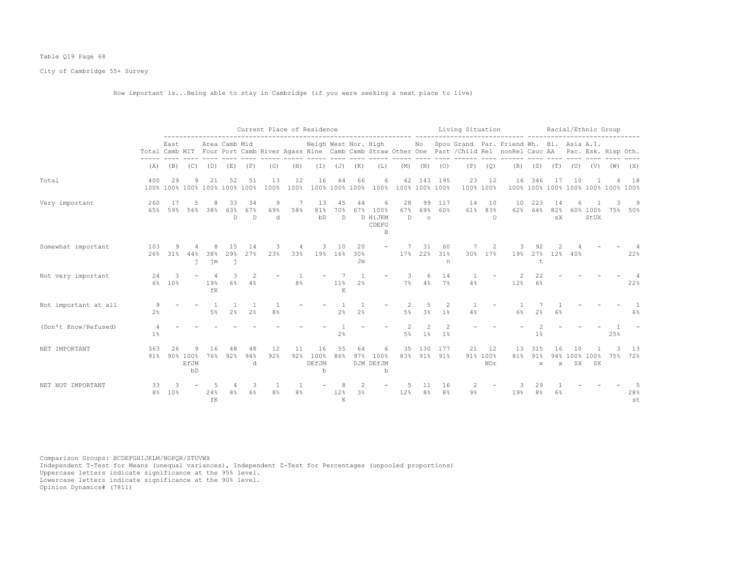Table Q19 Page 68

City of Cambridge 55+ Survey

How important is...Being able to stay in Cambridge (if you were seeking a next place to live)

| | | Current Place of Residence | | | | | | | | | | | | Living Situation | | | | | | Racial/Ethnic Group | | | | | |
|---|---|---|---|---|---|---|---|---|---|---|---|---|---|---|---|---|---|---|---|---|---|---|---|---|---|
| | Total | East Camb | MIT | Area Four | Camb Port | Mid Camb | River | Agass | Neigh Nine | West Camb | Nor. Camb | High Straw | Other | No One | Spou Part | Grand /Child | Par. Rel | Friend nonRel | Wh. Cauc | Bl. AA | Asia Pac. | A.I. Esk. | Hisp | Oth. |
| | (A) | (B) | (C) | (D) | (E) | (F) | (G) | (H) | (I) | (J) | (K) | (L) | (M) | (N) | (O) | (P) | (Q) | (R) | (S) | (T) | (U) | (V) | (W) | (X) |
| Total | 400 100% | 29 100% | 9 100% | 21 100% | 52 100% | 51 100% | 13 100% | 12 100% | 16 100% | 64 100% | 66 100% | 6 100% | 42 100% | 143 100% | 195 100% | 23 100% | 12 100% | 16 100% | 346 100% | 17 100% | 10 100% | 1 100% | 4 100% | 18 100% |
| Very important | 260 65% | 17 59% | 5 56% | 8 38% | 33 63% D | 34 67% D | 9 69% d | 7 58% | 13 81% bD | 45 70% D | 44 67% D | 6 100% HiJKM CDEFG B | 28 67% D | 99 69% o | 117 60% | 14 61% | 10 83% O | 10 62% | 223 64% | 14 82% sX | 6 60% | 1 100% StUX | 3 75% | 9 50% |
| Somewhat important | 103 26% | 9 31% | 4 44% j | 8 38% jm | 15 29% j | 14 27% | 3 23% | 4 33% | 3 19% | 10 16% | 20 30% Jm | - | 7 17% | 31 22% | 60 31% n | 7 30% | 2 17% | 3 19% | 92 27% t | 2 12% | 4 40% | - | - | 4 22% |
| Not very important | 24 6% | 3 10% | - | 4 19% fK | 3 6% | 2 4% | - | 1 8% | - | 7 11% K | 1 2% | - | 3 7% | 6 4% | 14 7% | 1 4% | - | 2 12% | 22 6% | - | - | - | - | 4 22% |
| Not important at all | 9 2% | - | - | 1 5% | 1 2% | 1 2% | 1 8% | - | - | 1 2% | 1 2% | - | 2 5% | 5 3% | 2 1% | 1 4% | - | 1 6% | 7 2% | 1 6% | - | - | - | 1 6% |
| (Don't Know/Refused) | 4 1% | - | - | - | - | - | - | - | - | 1 2% | - | - | 2 5% | 2 1% | 2 1% | - | - | - | 2 1% | - | - | - | 1 25% | - |
| NET IMPORTANT | 363 91% | 26 90% | 9 100% EfJM bD | 16 76% | 48 92% | 48 94% d | 12 92% | 11 92% | 16 100% DEfJM b | 55 86% | 64 97% DJM | 6 100% DEfJM b | 35 83% | 130 91% | 177 91% | 21 91% | 12 100% NOr | 13 81% | 315 91% x | 16 94% x | 10 100% SX | 1 100% SX | 3 75% | 13 72% |
| NET NOT IMPORTANT | 33 8% | 3 10% | - | 5 24% fK | 4 8% | 3 6% | 1 8% | 1 8% | - | 8 12% K | 2 3% | - | 5 12% | 11 8% | 16 8% | 2 9% | - | 3 19% | 29 8% | 1 6% | - | - | - | 5 28% st |

Comparison Groups: BCDEFGHIJKLM/NOPQR/STUVWX
Independent T-Test for Means (unequal variances), Independent Z-Test for Percentages (unpooled proportions)
Uppercase letters indicate significance at the 95% level.
Lowercase letters indicate significance at the 90% level.
Opinion Dynamics# (7811)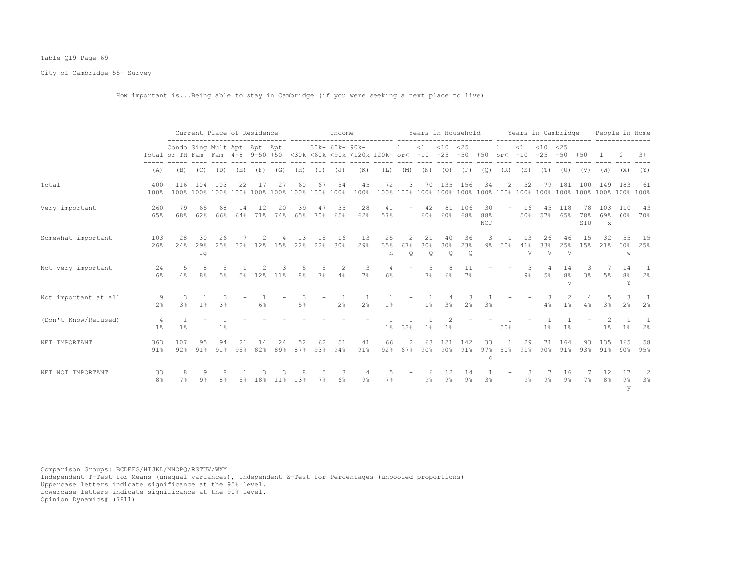Table Q19 Page 69

City of Cambridge 55+ Survey

How important is...Being able to stay in Cambridge (if you were seeking a next place to live)

| | | Current Place of Residence | | | | | | Income | | | | | Years in Household | | | | | Years in Cambridge | | | | | People in Home | | |
|---|---|---|---|---|---|---|---|---|---|---|---|---|---|---|---|---|---|---|---|---|---|---|---|---|---|
| | Total | Condo or TH | Sing Fam | Mult Fam | Apt 4-8 | Apt 9-50 | Apt +50 | <30k | 30k-<60k | 60k-<90k | 90k-<120k | 120k+ | 1 or< | <1 -10 | <10 -25 | <25 -50 | +50 | 1 or< | <1 -10 | <10 -25 | <25 -50 | +50 | 1 | 2 | 3+ |
| | (A) | (B) | (C) | (D) | (E) | (F) | (G) | (H) | (I) | (J) | (K) | (L) | (M) | (N) | (O) | (P) | (Q) | (R) | (S) | (T) | (U) | (V) | (W) | (X) | (Y) |
| Total | 400 100% | 116 100% | 104 100% | 103 100% | 22 100% | 17 100% | 27 100% | 60 100% | 67 100% | 54 100% | 45 100% | 72 100% | 3 100% | 70 100% | 135 100% | 156 100% | 34 100% | 2 100% | 32 100% | 79 100% | 181 100% | 100 100% | 149 100% | 183 100% | 61 100% |
| Very important | 260 65% | 79 68% | 65 62% | 68 66% | 14 64% | 12 71% | 20 74% | 39 65% | 47 70% | 35 65% | 28 62% | 41 57% | - | 42 60% | 81 60% | 106 68% | 30 88% NOP | - | 16 50% | 45 57% | 118 65% | 78 78% STU | 103 69% x | 110 60% | 43 70% |
| Somewhat important | 103 26% | 28 24% | 30 29% fg | 26 25% | 7 32% | 2 12% | 4 15% | 13 22% | 15 22% | 16 30% | 13 29% | 25 35% h | 2 67% Q | 21 30% Q | 40 30% Q | 36 23% Q | 3 9% | 1 50% | 13 41% V | 26 33% V | 46 25% V | 15 15% | 32 21% | 55 30% w | 15 25% |
| Not very important | 24 6% | 5 4% | 8 8% | 5 5% | 1 5% | 2 12% | 3 11% | 5 8% | 5 7% | 2 4% | 3 7% | 4 6% | - | 5 7% | 8 6% | 11 7% | - | - | 3 9% | 4 5% | 14 8% v | 3 3% | 7 5% | 14 8% Y | 1 2% |
| Not important at all | 9 2% | 3 3% | 1 1% | 3 3% | - | 1 6% | - | 3 5% | - | 1 2% | 1 2% | 1 1% | - | 1 1% | 4 3% | 3 2% | 1 3% | - | - | 3 4% | 2 1% | 4 4% | 5 3% | 3 2% | 1 2% |
| (Don't Know/Refused) | 4 1% | 1 1% | - | 1 1% | - | - | - | - | - | - | - | 1 1% | 1 33% | 1 1% | 2 1% | - | - | 1 50% | - | 1 1% | 1 1% | - | 2 1% | 1 1% | 1 2% |
| NET IMPORTANT | 363 91% | 107 92% | 95 91% | 94 91% | 21 95% | 14 82% | 24 89% | 52 87% | 62 93% | 51 94% | 41 91% | 66 92% | 2 67% | 63 90% | 121 90% | 142 91% | 33 97% o | 1 50% | 29 91% | 71 90% | 164 91% | 93 93% | 135 91% | 165 90% | 58 95% |
| NET NOT IMPORTANT | 33 8% | 8 7% | 9 9% | 8 8% | 1 5% | 3 18% | 3 11% | 8 13% | 5 7% | 3 6% | 4 9% | 5 7% | - | 6 9% | 12 9% | 14 9% | 1 3% | - | 3 9% | 7 9% | 16 9% | 7 7% | 12 8% | 17 9% y | 2 3% |

Comparison Groups: BCDEFG/HIJKL/MNOPQ/RSTUV/WXY
Independent T-Test for Means (unequal variances), Independent Z-Test for Percentages (unpooled proportions)
Uppercase letters indicate significance at the 95% level.
Lowercase letters indicate significance at the 90% level.
Opinion Dynamics# (7811)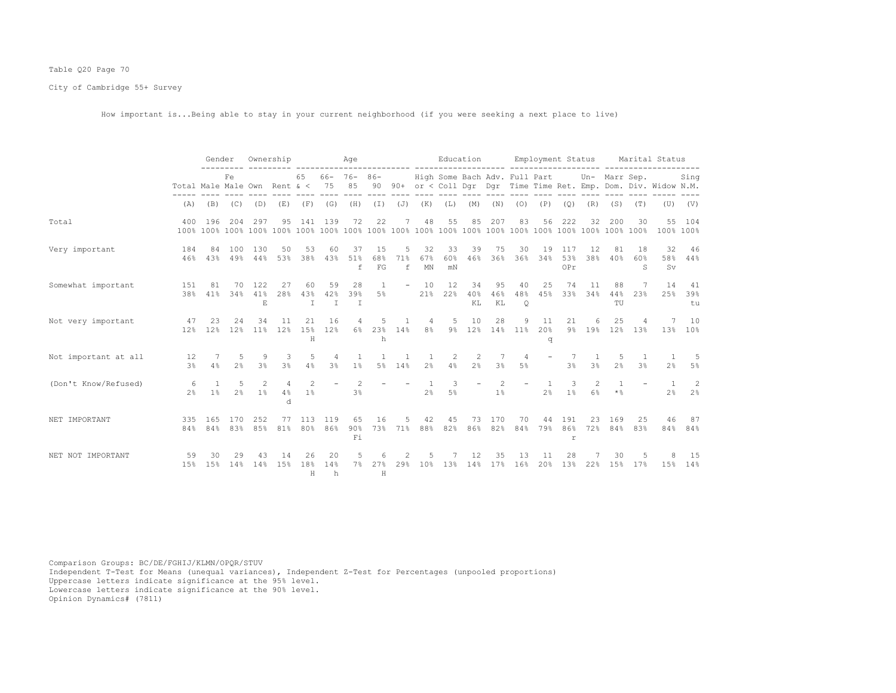Table Q20 Page 70

City of Cambridge 55+ Survey

How important is...Being able to stay in your current neighborhood (if you were seeking a next place to live)

| | | Gender | | Ownership | | Age | | | | | Education | | | | Employment Status | | | | Marital Status | | | |
|---|---|---|---|---|---|---|---|---|---|---|---|---|---|---|---|---|---|---|---|---|---|---|
| | Total | Male | Female | Own | Rent | 65 & < | 66-75 | 76-85 | 86-90 | 90+ | High or < | Some Coll | Bach Dgr | Adv. Dgr | Full Time | Part Time | Ret. | Un-Emp. | Marr Dom. | Sep. Div. | Widow | Sing N.M. |
| | (A) | (B) | (C) | (D) | (E) | (F) | (G) | (H) | (I) | (J) | (K) | (L) | (M) | (N) | (O) | (P) | (Q) | (R) | (S) | (T) | (U) | (V) |
| Total | 400 | 196 | 204 | 297 | 95 | 141 | 139 | 72 | 22 | 7 | 48 | 55 | 85 | 207 | 83 | 56 | 222 | 32 | 200 | 30 | 55 | 104 |
| | 100% | 100% | 100% | 100% | 100% | 100% | 100% | 100% | 100% | 100% | 100% | 100% | 100% | 100% | 100% | 100% | 100% | 100% | 100% | 100% | 100% | 100% |
| Very important | 184 | 84 | 100 | 130 | 50 | 53 | 60 | 37 | 15 | 5 | 32 | 33 | 39 | 75 | 30 | 19 | 117 | 12 | 81 | 18 | 32 | 46 |
| | 46% | 43% | 49% | 44% | 53% | 38% | 43% | 51% | 68% | 71% | 67% | 60% | 46% | 36% | 36% | 34% | 53% | 38% | 40% | 60% | 58% | 44% |
| | | | | | | | | f | FG | f | MN | mN | | | | | OPr | | | S | Sv | |
| Somewhat important | 151 | 81 | 70 | 122 | 27 | 60 | 59 | 28 | 1 | - | 10 | 12 | 34 | 95 | 40 | 25 | 74 | 11 | 88 | 7 | 14 | 41 |
| | 38% | 41% | 34% | 41% | 28% | 43% | 42% | 39% | 5% | | 21% | 22% | 40% | 46% | 48% | 45% | 33% | 34% | 44% | 23% | 25% | 39% |
| | | | | E | | I | I | I | | | | | KL | KL | Q | | | | TU | | | tu |
| Not very important | 47 | 23 | 24 | 34 | 11 | 21 | 16 | 4 | 5 | 1 | 4 | 5 | 10 | 28 | 9 | 11 | 21 | 6 | 25 | 4 | 7 | 10 |
| | 12% | 12% | 12% | 11% | 12% | 15% | 12% | 6% | 23% | 14% | 8% | 9% | 12% | 14% | 11% | 20% | 9% | 19% | 12% | 13% | 13% | 10% |
| | | | | | | H | | | h | | | | | | | q | | | | | | |
| Not important at all | 12 | 7 | 5 | 9 | 3 | 5 | 4 | 1 | 1 | 1 | 1 | 2 | 2 | 7 | 4 | - | 7 | 1 | 5 | 1 | 1 | 5 |
| | 3% | 4% | 2% | 3% | 3% | 4% | 3% | 1% | 5% | 14% | 2% | 4% | 2% | 3% | 5% | | 3% | 3% | 2% | 3% | 2% | 5% |
| (Don't Know/Refused) | 6 | 1 | 5 | 2 | 4 | 2 | - | 2 | - | - | 1 | 3 | - | 2 | - | 1 | 3 | 2 | 1 | - | 1 | 2 |
| | 2% | 1% | 2% | 1% | 4% | 1% | | 3% | | | 2% | 5% | | 1% | | 2% | 1% | 6% | *% | | 2% | 2% |
| | | | | | d | | | | | | | | | | | | | | | | | |
| NET IMPORTANT | 335 | 165 | 170 | 252 | 77 | 113 | 119 | 65 | 16 | 5 | 42 | 45 | 73 | 170 | 70 | 44 | 191 | 23 | 169 | 25 | 46 | 87 |
| | 84% | 84% | 83% | 85% | 81% | 80% | 86% | 90% | 73% | 71% | 88% | 82% | 86% | 82% | 84% | 79% | 86% | 72% | 84% | 83% | 84% | 84% |
| | | | | | | | | Fi | | | | | | | | | r | | | | | |
| NET NOT IMPORTANT | 59 | 30 | 29 | 43 | 14 | 26 | 20 | 5 | 6 | 2 | 5 | 7 | 12 | 35 | 13 | 11 | 28 | 7 | 30 | 5 | 8 | 15 |
| | 15% | 15% | 14% | 14% | 15% | 18% | 14% | 7% | 27% | 29% | 10% | 13% | 14% | 17% | 16% | 20% | 13% | 22% | 15% | 17% | 15% | 14% |
| | | | | | | H | h | | H | | | | | | | | | | | | | |

Comparison Groups: BC/DE/FGHIJ/KLMN/OPQR/STUV
Independent T-Test for Means (unequal variances), Independent Z-Test for Percentages (unpooled proportions)
Uppercase letters indicate significance at the 95% level.
Lowercase letters indicate significance at the 90% level.
Opinion Dynamics# (7811)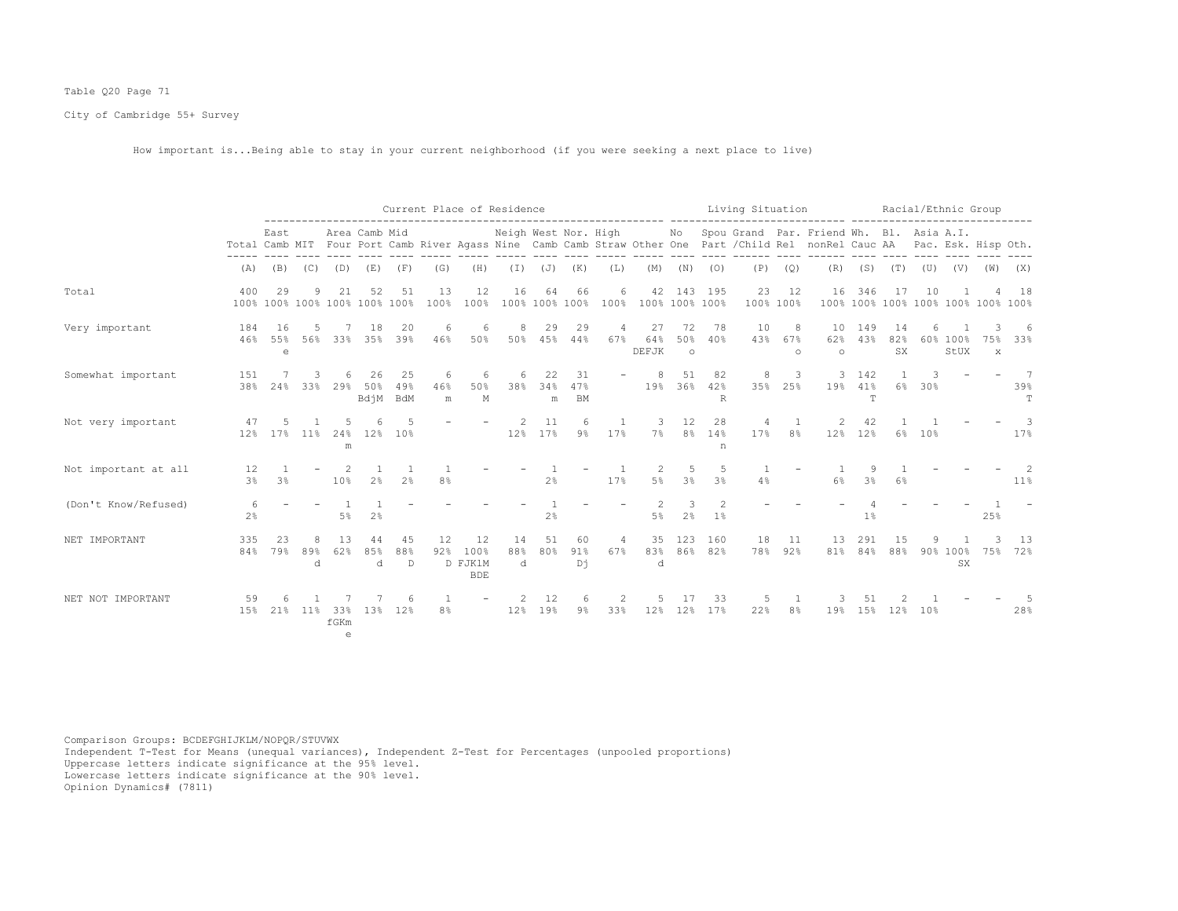Table Q20 Page 71

City of Cambridge 55+ Survey

How important is...Being able to stay in your current neighborhood (if you were seeking a next place to live)

| | | Current Place of Residence | | | | | | | | | | | | Living Situation | | | | | | Racial/Ethnic Group | | | | | | |
|---|---|---|---|---|---|---|---|---|---|---|---|---|---|---|---|---|---|---|---|---|---|---|---|---|---|---|
| | Total | East Camb | MIT | Area Four | Camb Port | Mid Camb | River | Agass | Neigh Nine | West Camb | Nor. Camb | High Straw | Other | No One | Spou Part | Grand /Child | Par. Rel | Friend nonRel | Wh. Cauc | Bl. AA | Asia Pac. | A.I. Esk. | Hisp | Oth. |
| | (A) | (B) | (C) | (D) | (E) | (F) | (G) | (H) | (I) | (J) | (K) | (L) | (M) | (N) | (O) | (P) | (Q) | (R) | (S) | (T) | (U) | (V) | (W) | (X) |
| Total | 400<br>100% | 29<br>100% | 9<br>100% | 21<br>100% | 52<br>100% | 51<br>100% | 13<br>100% | 12<br>100% | 16<br>100% | 64<br>100% | 66<br>100% | 6<br>100% | 42<br>100% | 143<br>100% | 195<br>100% | 23<br>100% | 12<br>100% | 16<br>100% | 346<br>100% | 17<br>100% | 10<br>100% | 1<br>100% | 4<br>100% | 18<br>100% |
| Very important | 184<br>46% | 16<br>55%<br>e | 5<br>56% | 7<br>33% | 18<br>35% | 20<br>39% | 6<br>46% | 6<br>50% | 8<br>50% | 29<br>45% | 29<br>44% | 4<br>67% | 27<br>64%<br>DEFJK | 72<br>50%<br>o | 78<br>40% | 10<br>43% | 8<br>67%<br>o | 10<br>62%<br>o | 149<br>43% | 14<br>82%<br>SX | 6<br>60% | 1<br>100%<br>StUX | 3<br>75%<br>x | 6<br>33% |
| Somewhat important | 151<br>38% | 7<br>24% | 3<br>33% | 6<br>29% | 26<br>50%<br>BdjM | 25<br>49%<br>BdM | 6<br>46%<br>m | 6<br>50%<br>M | 6<br>38% | 22<br>34%<br>m | 31<br>47%<br>BM | - | 8<br>19% | 51<br>36% | 82<br>42%<br>R | 8<br>35% | 3<br>25% | 3<br>19% | 142<br>41%<br>T | 1<br>6% | 3<br>30% | - | - | 7<br>39%<br>T |
| Not very important | 47<br>12% | 5<br>17% | 1<br>11% | 5<br>24%<br>m | 6<br>12% | 5<br>10% | - | - | 2<br>12% | 11<br>17% | 6<br>9% | 1<br>17% | 3<br>7% | 12<br>8% | 28<br>14%<br>n | 4<br>17% | 1<br>8% | 2<br>12% | 42<br>12% | 1<br>6% | 1<br>10% | - | - | 3<br>17% |
| Not important at all | 12<br>3% | 1<br>3% | - | 2<br>10% | 1<br>2% | 1<br>2% | 1<br>8% | - | - | 1<br>2% | - | 1<br>17% | 2<br>5% | 5<br>3% | 5<br>3% | 1<br>4% | - | 1<br>6% | 9<br>3% | 1<br>6% | - | - | - | 2<br>11% |
| (Don't Know/Refused) | 6<br>2% | - | - | 1<br>5% | 1<br>2% | - | - | - | - | 1<br>2% | - | - | 2<br>5% | 3<br>2% | 2<br>1% | - | - | - | 4<br>1% | - | - | - | 1<br>25% | - |
| NET IMPORTANT | 335<br>84% | 23<br>79% | 8<br>89%<br>d | 13<br>62% | 44<br>85%<br>d | 45<br>88%<br>D | 12<br>92%<br>D | 12<br>100%<br>FJKlM<br>BDE | 14<br>88%<br>d | 51<br>80% | 60<br>91%<br>Dj | 4<br>67% | 35<br>83%<br>d | 123<br>86% | 160<br>82% | 18<br>78% | 11<br>92% | 13<br>81% | 291<br>84% | 15<br>88% | 9<br>90% | 1<br>100%<br>SX | 3<br>75% | 13<br>72% |
| NET NOT IMPORTANT | 59<br>15% | 6<br>21% | 1<br>11% | 7<br>33%<br>fGKm<br>e | 7<br>13% | 6<br>12% | 1<br>8% | - | 2<br>12% | 12<br>19% | 6<br>9% | 2<br>33% | 5<br>12% | 17<br>12% | 33<br>17% | 5<br>22% | 1<br>8% | 3<br>19% | 51<br>15% | 2<br>12% | 1<br>10% | - | - | 5<br>28% |

Comparison Groups: BCDEFGHIJKLM/NOPQR/STUVWX
Independent T-Test for Means (unequal variances), Independent Z-Test for Percentages (unpooled proportions)
Uppercase letters indicate significance at the 95% level.
Lowercase letters indicate significance at the 90% level.
Opinion Dynamics# (7811)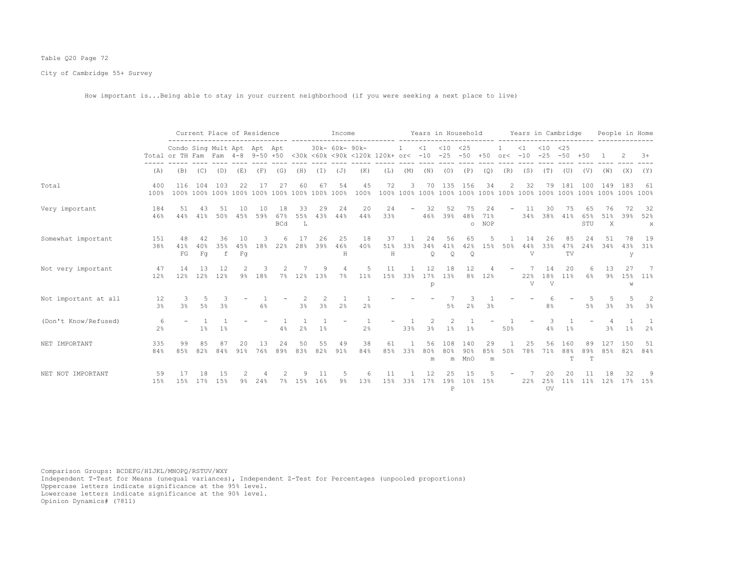Table Q20 Page 72

City of Cambridge 55+ Survey

How important is...Being able to stay in your current neighborhood (if you were seeking a next place to live)

| | Total | Current Place of Residence | | | | | | Income | | | | | Years in Household | | | | | Years in Cambridge | | | | | People in Home | | |
|---|---|---|---|---|---|---|---|---|---|---|---|---|---|---|---|---|---|---|---|---|---|---|---|---|---|
| | Total | Condo or TH | Sing Fam | Mult Fam | Apt 4-8 | Apt 9-50 | Apt +50 | <30k | 30k-<60k | 60k-<90k | 90k-<120k | 120k+ | 1 or< | <1 -10 | <10 -25 | <25 -50 | +50 | 1 or< | <1 -10 | <10 -25 | <25 -50 | +50 | 1 | 2 | 3+ |
| | (A) | (B) | (C) | (D) | (E) | (F) | (G) | (H) | (I) | (J) | (K) | (L) | (M) | (N) | (O) | (P) | (Q) | (R) | (S) | (T) | (U) | (V) | (W) | (X) | (Y) |
| Total | 400<br>100% | 116<br>100% | 104<br>100% | 103<br>100% | 22<br>100% | 17<br>100% | 27<br>100% | 60<br>100% | 67<br>100% | 54<br>100% | 45<br>100% | 72<br>100% | 3<br>100% | 70<br>100% | 135<br>100% | 156<br>100% | 34<br>100% | 2<br>100% | 32<br>100% | 79<br>100% | 181<br>100% | 100<br>100% | 149<br>100% | 183<br>100% | 61<br>100% |
| Very important | 184<br>46% | 51<br>44% | 43<br>41% | 51<br>50% | 10<br>45% | 10<br>59% | 18<br>67%<br>BCd | 33<br>55%<br>L | 29<br>43% | 24<br>44% | 20<br>44% | 24<br>33% | - | 32<br>46% | 52<br>39% | 75<br>48%<br>o | 24<br>71%<br>NOP | - | 11<br>34% | 30<br>38% | 75<br>41% | 65<br>65%<br>STU | 76<br>51%<br>X | 72<br>39% | 32<br>52%<br>x |
| Somewhat important | 151<br>38% | 48<br>41%<br>FG | 42<br>40%<br>Fg | 36<br>35%<br>f | 10<br>45%<br>Fg | 3<br>18% | 6<br>22% | 17<br>28% | 26<br>39% | 25<br>46%<br>H | 18<br>40% | 37<br>51%<br>H | 1<br>33% | 24<br>34%<br>Q | 56<br>41%<br>Q | 65<br>42%<br>Q | 5<br>15% | 1<br>50% | 14<br>44%<br>V | 26<br>33% | 85<br>47%<br>TV | 24<br>24% | 51<br>34% | 78<br>43%<br>y | 19<br>31% |
| Not very important | 47<br>12% | 14<br>12% | 13<br>12% | 12<br>12% | 2<br>9% | 3<br>18% | 2<br>7% | 7<br>12% | 9<br>13% | 4<br>7% | 5<br>11% | 11<br>15% | 1<br>33% | 12<br>17%<br>p | 18<br>13% | 12<br>8% | 4<br>12% | - | 7<br>22%<br>V | 14<br>18%<br>V | 20<br>11% | 6<br>6% | 13<br>9% | 27<br>15%<br>w | 7<br>11% |
| Not important at all | 12<br>3% | 3<br>3% | 5<br>5% | 3<br>3% | - | 1<br>6% | - | 2<br>3% | 2<br>3% | 1<br>2% | 1<br>2% | - | - | - | 7<br>5% | 3<br>2% | 1<br>3% | - | - | 6<br>8% | - | 5<br>5% | 5<br>3% | 5<br>3% | 2<br>3% |
| (Don't Know/Refused) | 6<br>2% | - | 1<br>1% | 1<br>1% | - | - | 1<br>4% | 1<br>2% | 1<br>1% | - | 1<br>2% | - | 1<br>33% | 2<br>3% | 2<br>1% | 1<br>1% | - | 1<br>50% | - | 3<br>4% | 1<br>1% | - | 4<br>3% | 1<br>1% | 1<br>2% |
| NET IMPORTANT | 335<br>84% | 99<br>85% | 85<br>82% | 87<br>84% | 20<br>91% | 13<br>76% | 24<br>89% | 50<br>83% | 55<br>82% | 49<br>91% | 38<br>84% | 61<br>85% | 1<br>33% | 56<br>80%<br>m | 108<br>80%<br>m | 140<br>90%<br>MnO | 29<br>85%<br>m | 1<br>50% | 25<br>78% | 56<br>71% | 160<br>88%<br>T | 89<br>89%<br>T | 127<br>85% | 150<br>82% | 51<br>84% |
| NET NOT IMPORTANT | 59<br>15% | 17<br>15% | 18<br>17% | 15<br>15% | 2<br>9% | 4<br>24% | 2<br>7% | 9<br>15% | 11<br>16% | 5<br>9% | 6<br>13% | 11<br>15% | 1<br>33% | 12<br>17% | 25<br>19%<br>P | 15<br>10% | 5<br>15% | - | 7<br>22% | 20<br>25%<br>UV | 20<br>11% | 11<br>11% | 18<br>12% | 32<br>17% | 9<br>15% |

Comparison Groups: BCDEFG/HIJKL/MNOPQ/RSTUV/WXY
Independent T-Test for Means (unequal variances), Independent Z-Test for Percentages (unpooled proportions)
Uppercase letters indicate significance at the 95% level.
Lowercase letters indicate significance at the 90% level.
Opinion Dynamics# (7811)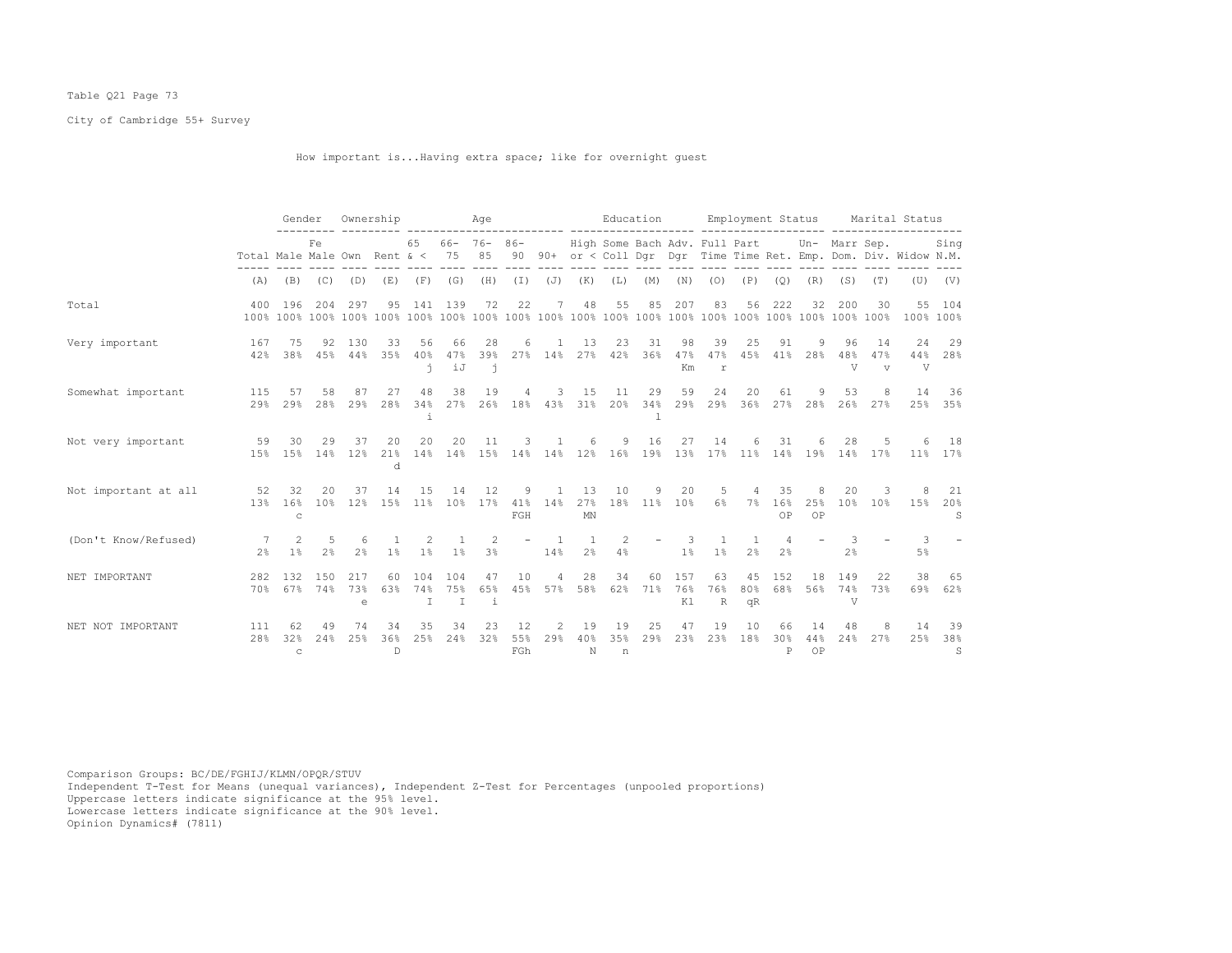Table Q21 Page 73

City of Cambridge 55+ Survey

How important is...Having extra space; like for overnight guest

| | Total | Gender | | Ownership | | Age | | | | | Education | | | | Employment Status | | | | Marital Status | | | |
|---|---|---|---|---|---|---|---|---|---|---|---|---|---|---|---|---|---|---|---|---|---|---|
| | Total | Male | Female | Own | Rent | 65 & < | 66-75 | 76-85 | 86-90 | 90+ | High or < | Some Coll | Bach Dgr | Adv. Dgr | Full Time | Part Time | Ret. | Un-Emp. | Marr Dom. | Sep. Div. | Widow | Sing N.M. |
| | (A) | (B) | (C) | (D) | (E) | (F) | (G) | (H) | (I) | (J) | (K) | (L) | (M) | (N) | (O) | (P) | (Q) | (R) | (S) | (T) | (U) | (V) |
| Total | 400 | 196 | 204 | 297 | 95 | 141 | 139 | 72 | 22 | 7 | 48 | 55 | 85 | 207 | 83 | 56 | 222 | 32 | 200 | 30 | 55 | 104 |
| | 100% | 100% | 100% | 100% | 100% | 100% | 100% | 100% | 100% | 100% | 100% | 100% | 100% | 100% | 100% | 100% | 100% | 100% | 100% | 100% | 100% | 100% |
| Very important | 167 | 75 | 92 | 130 | 33 | 56 | 66 | 28 | 6 | 1 | 13 | 23 | 31 | 98 | 39 | 25 | 91 | 9 | 96 | 14 | 24 | 29 |
| | 42% | 38% | 45% | 44% | 35% | 40% | 47% | 39% | 27% | 14% | 27% | 42% | 36% | 47% | 47% | 45% | 41% | 28% | 48% | 47% | 44% | 28% |
| | | | | | | j | iJ | j | | | | | | Km | r | | | | V | v | V | |
| Somewhat important | 115 | 57 | 58 | 87 | 27 | 48 | 38 | 19 | 4 | 3 | 15 | 11 | 29 | 59 | 24 | 20 | 61 | 9 | 53 | 8 | 14 | 36 |
| | 29% | 29% | 28% | 29% | 28% | 34% | 27% | 26% | 18% | 43% | 31% | 20% | 34% | 29% | 29% | 36% | 27% | 28% | 26% | 27% | 25% | 35% |
| | | | | | | i | | | | | | | l | | | | | | | | | |
| Not very important | 59 | 30 | 29 | 37 | 20 | 20 | 20 | 11 | 3 | 1 | 6 | 9 | 16 | 27 | 14 | 6 | 31 | 6 | 28 | 5 | 6 | 18 |
| | 15% | 15% | 14% | 12% | 21% | 14% | 14% | 15% | 14% | 14% | 12% | 16% | 19% | 13% | 17% | 11% | 14% | 19% | 14% | 17% | 11% | 17% |
| | | | | | d | | | | | | | | | | | | | | | | | |
| Not important at all | 52 | 32 | 20 | 37 | 14 | 15 | 14 | 12 | 9 | 1 | 13 | 10 | 9 | 20 | 5 | 4 | 35 | 8 | 20 | 3 | 8 | 21 |
| | 13% | 16% | 10% | 12% | 15% | 11% | 10% | 17% | 41% | 14% | 27% | 18% | 11% | 10% | 6% | 7% | 16% | 25% | 10% | 10% | 15% | 20% |
| | | c | | | | | | | FGH | | MN | | | | | | OP | OP | | | | S |
| (Don't Know/Refused) | 7 | 2 | 5 | 6 | 1 | 2 | 1 | 2 | - | 1 | 1 | 2 | - | 3 | 1 | 1 | 4 | - | 3 | - | 3 | - |
| | 2% | 1% | 2% | 2% | 1% | 1% | 1% | 3% | | 14% | 2% | 4% | | 1% | 1% | 2% | 2% | | 2% | | 5% | |
| NET IMPORTANT | 282 | 132 | 150 | 217 | 60 | 104 | 104 | 47 | 10 | 4 | 28 | 34 | 60 | 157 | 63 | 45 | 152 | 18 | 149 | 22 | 38 | 65 |
| | 70% | 67% | 74% | 73% | 63% | 74% | 75% | 65% | 45% | 57% | 58% | 62% | 71% | 76% | 76% | 80% | 68% | 56% | 74% | 73% | 69% | 62% |
| | | | | e | | I | I | i | | | | | | Kl | R | qR | | | V | | | |
| NET NOT IMPORTANT | 111 | 62 | 49 | 74 | 34 | 35 | 34 | 23 | 12 | 2 | 19 | 19 | 25 | 47 | 19 | 10 | 66 | 14 | 48 | 8 | 14 | 39 |
| | 28% | 32% | 24% | 25% | 36% | 25% | 24% | 32% | 55% | 29% | 40% | 35% | 29% | 23% | 23% | 18% | 30% | 44% | 24% | 27% | 25% | 38% |
| | | c | | | D | | | | FGh | | N | n | | | | | P | OP | | | | S |

Comparison Groups: BC/DE/FGHIJ/KLMN/OPQR/STUV
Independent T-Test for Means (unequal variances), Independent Z-Test for Percentages (unpooled proportions)
Uppercase letters indicate significance at the 95% level.
Lowercase letters indicate significance at the 90% level.
Opinion Dynamics# (7811)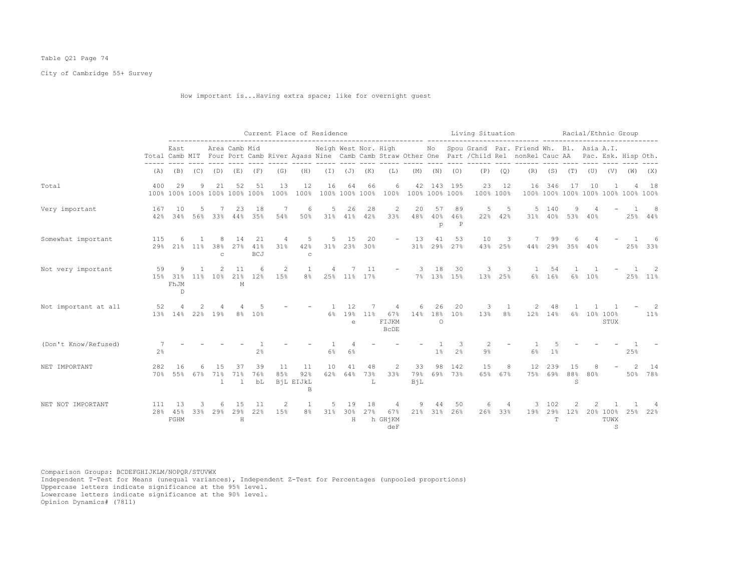Table Q21 Page 74

City of Cambridge 55+ Survey

How important is...Having extra space; like for overnight guest

| | Total | Current Place of Residence | | | | | | | | | | | | | Living Situation | | | | | Racial/Ethnic Group | | | | | |
|---|---|---|---|---|---|---|---|---|---|---|---|---|---|---|---|---|---|---|---|---|---|---|---|---|---|
| | Total | East Camb | MIT | Area Four | Camb Port | Mid Camb | River | Agass | Neigh Nine | West Camb | Nor. Camb | High Straw | Other | No One | Spou Part | Grand /Child | Par. Rel | Friend nonRel | Wh. Cauc | Bl. AA | Asia Pac. | A.I. Esk. | Hisp | Oth. |
| | (A) | (B) | (C) | (D) | (E) | (F) | (G) | (H) | (I) | (J) | (K) | (L) | (M) | (N) | (O) | (P) | (Q) | (R) | (S) | (T) | (U) | (V) | (W) | (X) |
| Total | 400 100% | 29 100% | 9 100% | 21 100% | 52 100% | 51 100% | 13 100% | 12 100% | 16 100% | 64 100% | 66 100% | 6 100% | 42 100% | 143 100% | 195 100% | 23 100% | 12 100% | 16 100% | 346 100% | 17 100% | 10 100% | 1 100% | 4 100% | 18 100% |
| Very important | 167 42% | 10 34% | 5 56% | 7 33% | 23 44% | 18 35% | 7 54% | 6 50% | 5 31% | 26 41% | 28 42% | 2 33% | 20 48% | 57 40% p | 89 46% P | 5 22% | 5 42% | 5 31% | 140 40% | 9 53% | 4 40% | - | 1 25% | 8 44% |
| Somewhat important | 115 29% | 6 21% | 1 11% | 8 38% c | 14 27% | 21 41% BCJ | 4 31% | 5 42% c | 5 31% | 15 23% | 20 30% | - | 13 31% | 41 29% | 53 27% | 10 43% | 3 25% | 7 44% | 99 29% | 6 35% | 4 40% | - | 1 25% | 6 33% |
| Not very important | 59 15% | 9 31% FhJM D | 1 11% | 2 10% | 11 21% M | 6 12% | 2 15% | 1 8% | 4 25% | 7 11% | 11 17% | - | 3 7% | 18 13% | 30 15% | 3 13% | 3 25% | 1 6% | 54 16% | 1 6% | 1 10% | - | 1 25% | 2 11% |
| Not important at all | 52 13% | 4 14% | 2 22% | 4 19% | 4 8% | 5 10% | - | - | 1 6% | 12 19% e | 7 11% | 4 67% FIJKM BcDE | 6 14% | 26 18% O | 20 10% | 3 13% | 1 8% | 2 12% | 48 14% | 1 6% | 1 10% | 1 100% STUX | - | 2 11% |
| (Don't Know/Refused) | 7 2% | - | - | - | - | 1 2% | - | - | 1 6% | 4 6% | - | - | - | 1 1% | 3 2% | 2 9% | - | 1 6% | 5 1% | - | - | - | 1 25% | - |
| NET IMPORTANT | 282 70% | 16 55% | 6 67% | 15 71% l | 37 71% l | 39 76% bL | 11 85% BjL | 11 92% EIJkL B | 10 62% | 41 64% | 48 73% L | 2 33% | 33 79% BjL | 98 69% | 142 73% | 15 65% | 8 67% | 12 75% | 239 69% | 15 88% S | 8 80% | - | 2 50% | 14 78% |
| NET NOT IMPORTANT | 111 28% | 13 45% FGHM | 3 33% | 6 29% | 15 29% H | 11 22% | 2 15% | 1 8% | 5 31% | 19 30% H | 18 27% | 4 67% h GHjKM deF | 9 21% | 44 31% | 50 26% | 6 26% | 4 33% | 3 19% | 102 29% T | 2 12% | 2 20% | 1 100% TUWX S | 1 25% | 4 22% |

Comparison Groups: BCDEFGHIJKLM/NOPQR/STUVWX
Independent T-Test for Means (unequal variances), Independent Z-Test for Percentages (unpooled proportions)
Uppercase letters indicate significance at the 95% level.
Lowercase letters indicate significance at the 90% level.
Opinion Dynamics# (7811)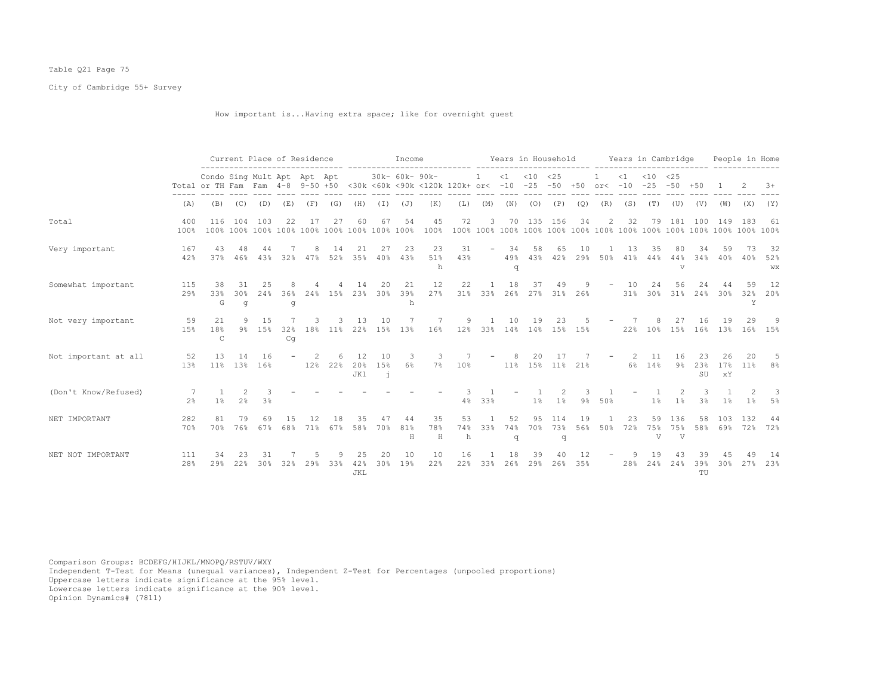Table Q21 Page 75

City of Cambridge 55+ Survey

How important is...Having extra space; like for overnight guest

| | Total | Current Place of Residence | | | | | | Income | | | | | Years in Household | | | | | Years in Cambridge | | | | | People in Home | | |
|---|---|---|---|---|---|---|---|---|---|---|---|---|---|---|---|---|---|---|---|---|---|---|---|---|---|
| | Total | Condo or TH | Sing Fam | Mult Fam | Apt 4-8 | Apt 9-50 | Apt +50 | <30k | 30k-<60k | 60k-<90k | 90k-<120k | 120k+ | 1 or< | <1 -10 | <10 -25 | <25 -50 | +50 | 1 or< | <1 -10 | <10 -25 | <25 -50 | +50 | 1 | 2 | 3+ |
| | (A) | (B) | (C) | (D) | (E) | (F) | (G) | (H) | (I) | (J) | (K) | (L) | (M) | (N) | (O) | (P) | (Q) | (R) | (S) | (T) | (U) | (V) | (W) | (X) | (Y) |
| Total | 400<br>100% | 116<br>100% | 104<br>100% | 103<br>100% | 22<br>100% | 17<br>100% | 27<br>100% | 60<br>100% | 67<br>100% | 54<br>100% | 45<br>100% | 72<br>100% | 3<br>100% | 70<br>100% | 135<br>100% | 156<br>100% | 34<br>100% | 2<br>100% | 32<br>100% | 79<br>100% | 181<br>100% | 100<br>100% | 149<br>100% | 183<br>100% | 61<br>100% |
| Very important | 167<br>42% | 43<br>37% | 48<br>46% | 44<br>43% | 7<br>32% | 8<br>47% | 14<br>52% | 21<br>35% | 27<br>40% | 23<br>43% | 23<br>51%<br>h | 31<br>43% | - | 34<br>49%<br>q | 58<br>43% | 65<br>42% | 10<br>29% | 1<br>50% | 13<br>41% | 35<br>44% | 80<br>44%<br>v | 34<br>34% | 59<br>40% | 73<br>40% | 32<br>52%<br>wx |
| Somewhat important | 115<br>29% | 38<br>33%<br>G | 31<br>30%<br>g | 25<br>24% | 8<br>36%<br>g | 4<br>24% | 4<br>15% | 14<br>23% | 20<br>30% | 21<br>39%<br>h | 12<br>27% | 22<br>31% | 1<br>33% | 18<br>26% | 37<br>27% | 49<br>31% | 9<br>26% | - | 10<br>31% | 24<br>30% | 56<br>31% | 24<br>24% | 44<br>30% | 59<br>32%<br>Y | 12<br>20% |
| Not very important | 59<br>15% | 21<br>18%<br>C | 9<br>9% | 15<br>15% | 7<br>32%<br>Cg | 3<br>18% | 3<br>11% | 13<br>22% | 10<br>15% | 7<br>13% | 7<br>16% | 9<br>12% | 1<br>33% | 10<br>14% | 19<br>14% | 23<br>15% | 5<br>15% | - | 7<br>22% | 8<br>10% | 27<br>15% | 16<br>16% | 19<br>13% | 29<br>16% | 9<br>15% |
| Not important at all | 52<br>13% | 13<br>11% | 14<br>13% | 16<br>16% | - | 2<br>12% | 6<br>22% | 12<br>20%<br>JKl | 10<br>15%<br>j | 3<br>6% | 3<br>7% | 7<br>10% | - | 8<br>11% | 20<br>15% | 17<br>11% | 7<br>21% | - | 2<br>6% | 11<br>14% | 16<br>9% | 23<br>23%<br>SU | 26<br>17%<br>xY | 20<br>11% | 5<br>8% |
| (Don't Know/Refused) | 7<br>2% | 1<br>1% | 2<br>2% | 3<br>3% | - | - | - | - | - | - | - | 3<br>4% | 1<br>33% | - | 1<br>1% | 2<br>1% | 3<br>9% | 1<br>50% | - | 1<br>1% | 2<br>1% | 3<br>3% | 1<br>1% | 2<br>1% | 3<br>5% |
| NET IMPORTANT | 282<br>70% | 81<br>70% | 79<br>76% | 69<br>67% | 15<br>68% | 12<br>71% | 18<br>67% | 35<br>58% | 47<br>70% | 44<br>81%<br>H | 35<br>78%<br>H | 53<br>74%<br>h | 1<br>33% | 52<br>74%<br>q | 95<br>70% | 114<br>73%<br>q | 19<br>56% | 1<br>50% | 23<br>72% | 59<br>75%<br>V | 136<br>75%<br>V | 58<br>58% | 103<br>69% | 132<br>72% | 44<br>72% |
| NET NOT IMPORTANT | 111<br>28% | 34<br>29% | 23<br>22% | 31<br>30% | 7<br>32% | 5<br>29% | 9<br>33% | 25<br>42%<br>JKL | 20<br>30% | 10<br>19% | 10<br>22% | 16<br>22% | 1<br>33% | 18<br>26% | 39<br>29% | 40<br>26% | 12<br>35% | - | 9<br>28% | 19<br>24% | 43<br>24% | 39<br>39%<br>TU | 45<br>30% | 49<br>27% | 14<br>23% |

Comparison Groups: BCDEFG/HIJKL/MNOPQ/RSTUV/WXY
Independent T-Test for Means (unequal variances), Independent Z-Test for Percentages (unpooled proportions)
Uppercase letters indicate significance at the 95% level.
Lowercase letters indicate significance at the 90% level.
Opinion Dynamics# (7811)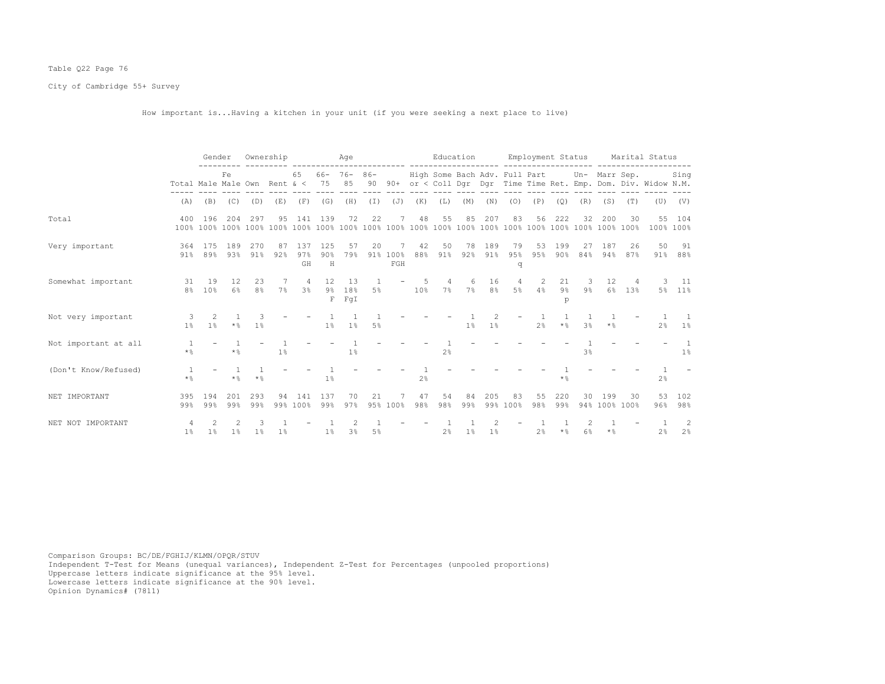Table Q22 Page 76

City of Cambridge 55+ Survey

How important is...Having a kitchen in your unit (if you were seeking a next place to live)

| | | Gender | | Ownership | | Age | | | | | Education | | | | Employment Status | | | | Marital Status | | | |
|---|---|---|---|---|---|---|---|---|---|---|---|---|---|---|---|---|---|---|---|---|---|---|
| | Total | Male | Female | Own | Rent | 65 & < | 66-75 | 76-85 | 86-90 | 90+ | High or < | Some Coll | Bach Dgr | Adv. Dgr | Full Time | Part Time | Ret. | Un-Emp. | Marr Dom. | Sep. Div. | Widow | Sing N.M. |
| | (A) | (B) | (C) | (D) | (E) | (F) | (G) | (H) | (I) | (J) | (K) | (L) | (M) | (N) | (O) | (P) | (Q) | (R) | (S) | (T) | (U) | (V) |
| Total | 400 | 196 | 204 | 297 | 95 | 141 | 139 | 72 | 22 | 7 | 48 | 55 | 85 | 207 | 83 | 56 | 222 | 32 | 200 | 30 | 55 | 104 |
| | 100% | 100% | 100% | 100% | 100% | 100% | 100% | 100% | 100% | 100% | 100% | 100% | 100% | 100% | 100% | 100% | 100% | 100% | 100% | 100% | 100% | 100% |
| Very important | 364 | 175 | 189 | 270 | 87 | 137 | 125 | 57 | 20 | 7 | 42 | 50 | 78 | 189 | 79 | 53 | 199 | 27 | 187 | 26 | 50 | 91 |
| | 91% | 89% | 93% | 91% | 92% | 97% | 90% | 79% | 91% | 100% | 88% | 91% | 92% | 91% | 95% | 95% | 90% | 84% | 94% | 87% | 91% | 88% |
| | | | | | | GH | H | | | FGH | | | | | q | | | | | | | |
| Somewhat important | 31 | 19 | 12 | 23 | 7 | 4 | 12 | 13 | 1 | - | 5 | 4 | 6 | 16 | 4 | 2 | 21 | 3 | 12 | 4 | 3 | 11 |
| | 8% | 10% | 6% | 8% | 7% | 3% | 9% | 18% | 5% | | 10% | 7% | 7% | 8% | 5% | 4% | 9% | 9% | 6% | 13% | 5% | 11% |
| | | | | | | | F | FgI | | | | | | | | | p | | | | | |
| Not very important | 3 | 2 | 1 | 3 | - | - | 1 | 1 | 1 | - | - | - | 1 | 2 | - | 1 | 1 | 1 | 1 | - | 1 | 1 |
| | 1% | 1% | *% | 1% | | | 1% | 1% | 5% | | | | 1% | 1% | | 2% | *% | 3% | *% | | 2% | 1% |
| Not important at all | 1 | - | 1 | - | 1 | - | - | 1 | - | - | - | 1 | - | - | - | - | - | 1 | - | - | - | 1 |
| | *% | | *% | | 1% | | | 1% | | | | 2% | | | | | | 3% | | | | 1% |
| (Don't Know/Refused) | 1 | - | 1 | 1 | - | - | 1 | - | - | - | 1 | - | - | - | - | - | 1 | - | - | - | 1 | - |
| | *% | | *% | *% | | | 1% | | | | 2% | | | | | | *% | | | | 2% | |
| NET IMPORTANT | 395 | 194 | 201 | 293 | 94 | 141 | 137 | 70 | 21 | 7 | 47 | 54 | 84 | 205 | 83 | 55 | 220 | 30 | 199 | 30 | 53 | 102 |
| | 99% | 99% | 99% | 99% | 99% | 100% | 99% | 97% | 95% | 100% | 98% | 98% | 99% | 99% | 100% | 98% | 99% | 94% | 100% | 100% | 96% | 98% |
| NET NOT IMPORTANT | 4 | 2 | 2 | 3 | 1 | - | 1 | 2 | 1 | - | - | 1 | 1 | 2 | - | 1 | 1 | 2 | 1 | - | 1 | 2 |
| | 1% | 1% | 1% | 1% | 1% | | 1% | 3% | 5% | | | 2% | 1% | 1% | | 2% | *% | 6% | *% | | 2% | 2% |

Comparison Groups: BC/DE/FGHIJ/KLMN/OPQR/STUV
Independent T-Test for Means (unequal variances), Independent Z-Test for Percentages (unpooled proportions)
Uppercase letters indicate significance at the 95% level.
Lowercase letters indicate significance at the 90% level.
Opinion Dynamics# (7811)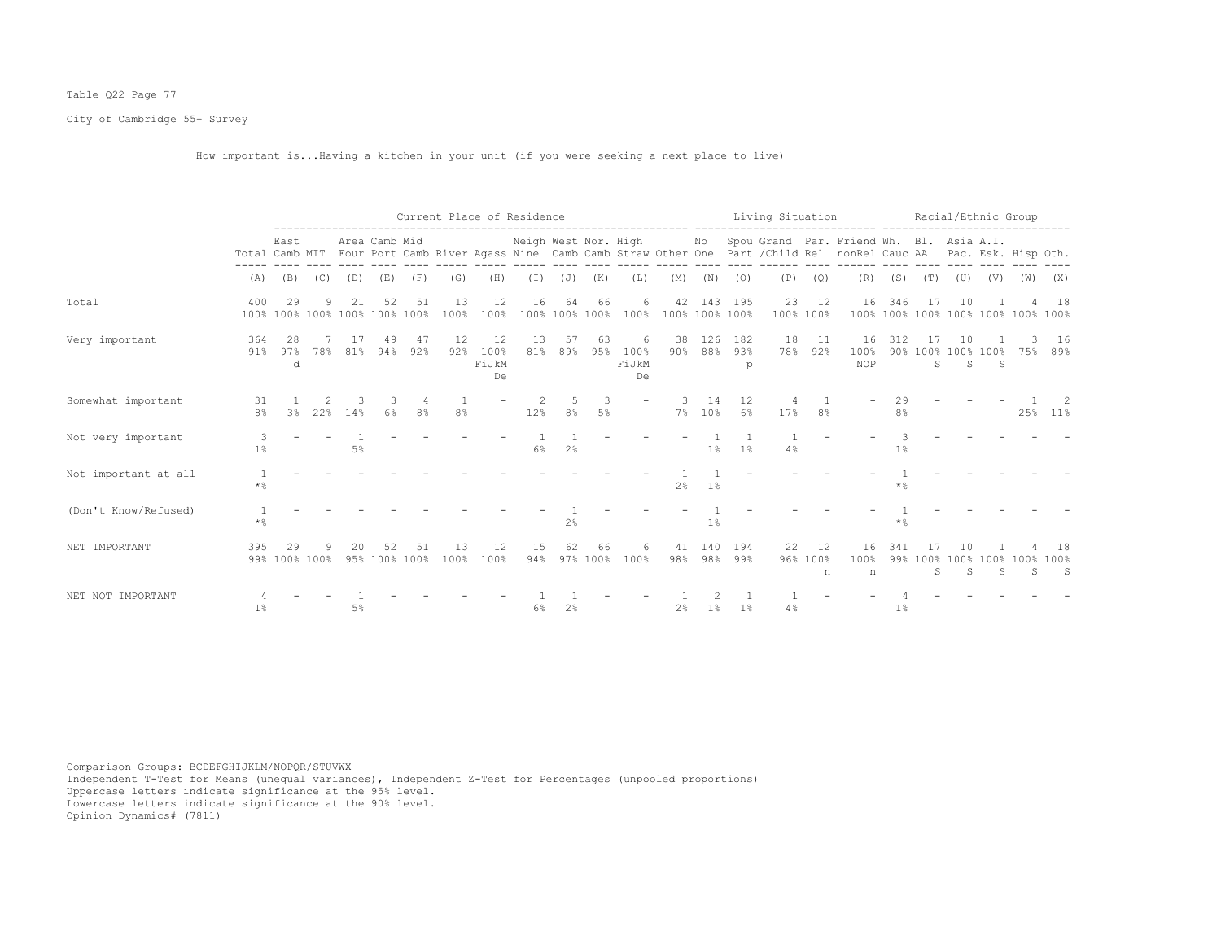Table Q22 Page 77

City of Cambridge 55+ Survey

How important is...Having a kitchen in your unit (if you were seeking a next place to live)

| | Total | East Camb | MIT | Area Four | Camb Port | Mid Camb | River | Agass | Neigh Nine | West Camb | Nor. Camb | High Straw | Other | No One | Spou Part | Grand /Child | Par. Rel | Friend nonRel | Wh. Cauc | Bl. AA | Asia Pac. | A.I. Esk. | Hisp | Oth. |
|---|---|---|---|---|---|---|---|---|---|---|---|---|---|---|---|---|---|---|---|---|---|---|---|---|
| | | Current Place of Residence | | | | | | | | | | | | Living Situation | | | | | Racial/Ethnic Group | | | | | |
| | (A) | (B) | (C) | (D) | (E) | (F) | (G) | (H) | (I) | (J) | (K) | (L) | (M) | (N) | (O) | (P) | (Q) | (R) | (S) | (T) | (U) | (V) | (W) | (X) |
| Total | 400<br>100% | 29<br>100% | 9<br>100% | 21<br>100% | 52<br>100% | 51<br>100% | 13<br>100% | 12<br>100% | 16<br>100% | 64<br>100% | 66<br>100% | 6<br>100% | 42<br>100% | 143<br>100% | 195<br>100% | 23<br>100% | 12<br>100% | 16<br>100% | 346<br>100% | 17<br>100% | 10<br>100% | 1<br>100% | 4<br>100% | 18<br>100% |
| Very important | 364<br>91% | 28<br>97%<br>d | 7<br>78% | 17<br>81% | 49<br>94% | 47<br>92% | 12<br>92% | 12<br>100%<br>FiJkM<br>De | 13<br>81% | 57<br>89% | 63<br>95% | 6<br>100%<br>FiJkM<br>De | 38<br>90% | 126<br>88% | 182<br>93%<br>p | 18<br>78% | 11<br>92% | 16<br>100%<br>NOP | 312<br>90% | 17<br>100%<br>S | 10<br>100%<br>S | 1<br>100%<br>S | 3<br>75% | 16<br>89% |
| Somewhat important | 31<br>8% | 1<br>3% | 2<br>22% | 3<br>14% | 3<br>6% | 4<br>8% | 1<br>8% | - | 2<br>12% | 5<br>8% | 3<br>5% | - | 3<br>7% | 14<br>10% | 12<br>6% | 4<br>17% | 1<br>8% | - | 29<br>8% | - | - | - | 1<br>25% | 2<br>11% |
| Not very important | 3<br>1% | - | - | 1<br>5% | - | - | - | - | 1<br>6% | 1<br>2% | - | - | - | 1<br>1% | 1<br>1% | 1<br>4% | - | - | 3<br>1% | - | - | - | - | - |
| Not important at all | 1<br>*% | - | - | - | - | - | - | - | - | - | - | - | 1<br>2% | 1<br>1% | - | - | - | - | 1<br>*% | - | - | - | - | - |
| (Don't Know/Refused) | 1<br>*% | - | - | - | - | - | - | - | - | 1<br>2% | - | - | - | 1<br>1% | - | - | - | - | 1<br>*% | - | - | - | - | - |
| NET IMPORTANT | 395<br>99% | 29<br>100% | 9<br>100% | 20<br>95% | 52<br>100% | 51<br>100% | 13<br>100% | 12<br>100% | 15<br>94% | 62<br>97% | 66<br>100% | 6<br>100% | 41<br>98% | 140<br>98% | 194<br>99% | 22<br>96% | 12<br>100%<br>n | 16<br>100%<br>n | 341<br>99% | 17<br>100%<br>S | 10<br>100%<br>S | 1<br>100%<br>S | 4<br>100%<br>S | 18<br>100%<br>S |
| NET NOT IMPORTANT | 4<br>1% | - | - | 1<br>5% | - | - | - | - | 1<br>6% | 1<br>2% | - | - | 1<br>2% | 2<br>1% | 1<br>1% | 1<br>4% | - | - | 4<br>1% | - | - | - | - | - |

Comparison Groups: BCDEFGHIJKLM/NOPQR/STUVWX
Independent T-Test for Means (unequal variances), Independent Z-Test for Percentages (unpooled proportions)
Uppercase letters indicate significance at the 95% level.
Lowercase letters indicate significance at the 90% level.
Opinion Dynamics# (7811)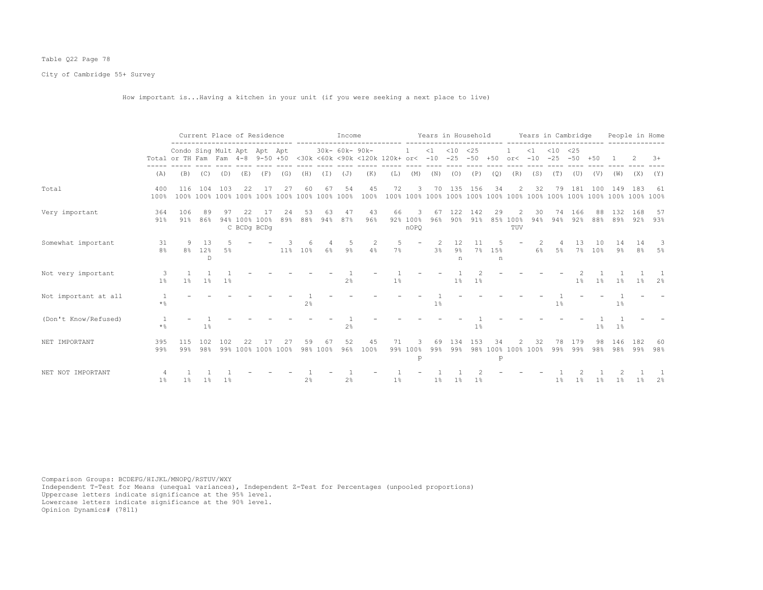Table Q22 Page 78

City of Cambridge 55+ Survey

How important is...Having a kitchen in your unit (if you were seeking a next place to live)

| | Total | Current Place of Residence | | | | | | Income | | | | | Years in Household | | | | | Years in Cambridge | | | | | People in Home | | |
|---|---|---|---|---|---|---|---|---|---|---|---|---|---|---|---|---|---|---|---|---|---|---|---|---|---|
| | Total | Condo or TH | Sing Fam | Mult Fam | Apt 4-8 | Apt 9-50 | Apt +50 | <30k | 30k- <60k | 60k- <90k | 90k- <120k | 120k+ | 1 or< | <1 -10 | <10 -25 | <25 -50 | +50 | 1 or< | <1 -10 | <10 -25 | <25 -50 | +50 | 1 | 2 | 3+ |
| | (A) | (B) | (C) | (D) | (E) | (F) | (G) | (H) | (I) | (J) | (K) | (L) | (M) | (N) | (O) | (P) | (Q) | (R) | (S) | (T) | (U) | (V) | (W) | (X) | (Y) |
| Total | 400<br>100% | 116<br>100% | 104<br>100% | 103<br>100% | 22<br>100% | 17<br>100% | 27<br>100% | 60<br>100% | 67<br>100% | 54<br>100% | 45<br>100% | 72<br>100% | 3<br>100% | 70<br>100% | 135<br>100% | 156<br>100% | 34<br>100% | 2<br>100% | 32<br>100% | 79<br>100% | 181<br>100% | 100<br>100% | 149<br>100% | 183<br>100% | 61<br>100% |
| Very important | 364<br>91% | 106<br>91% | 89<br>86% | 97<br>94%<br>C | 22<br>100%<br>BCDg | 17<br>100%<br>BCDg | 24<br>89% | 53<br>88% | 63<br>94% | 47<br>87% | 43<br>96% | 66<br>92% | 3<br>100%<br>nOPQ | 67<br>96% | 122<br>90% | 142<br>91% | 29<br>85% | 2<br>100%<br>TUV | 30<br>94% | 74<br>94% | 166<br>92% | 88<br>88% | 132<br>89% | 168<br>92% | 57<br>93% |
| Somewhat important | 31<br>8% | 9<br>8% | 13<br>12%<br>D | 5<br>5% | - | - | 3<br>11% | 6<br>10% | 4<br>6% | 5<br>9% | 2<br>4% | 5<br>7% | - | 2<br>3% | 12<br>9%<br>n | 11<br>7% | 5<br>15%<br>n | - | 2<br>6% | 4<br>5% | 13<br>7% | 10<br>10% | 14<br>9% | 14<br>8% | 3<br>5% |
| Not very important | 3<br>1% | 1<br>1% | 1<br>1% | 1<br>1% | - | - | - | - | - | 1<br>2% | - | 1<br>1% | - | - | 1<br>1% | 2<br>1% | - | - | - | - | 2<br>1% | 1<br>1% | 1<br>1% | 1<br>1% | 1<br>2% |
| Not important at all | 1<br>*% | - | - | - | - | - | - | 1<br>2% | - | - | - | - | - | 1<br>1% | - | - | - | - | - | 1<br>1% | - | - | 1<br>1% | - | - |
| (Don't Know/Refused) | 1<br>*% | - | 1<br>1% | - | - | - | - | - | - | 1<br>2% | - | - | - | - | - | 1<br>1% | - | - | - | - | - | 1<br>1% | 1<br>1% | - | - |
| NET IMPORTANT | 395<br>99% | 115<br>99% | 102<br>98% | 102<br>99% | 22<br>100% | 17<br>100% | 27<br>100% | 59<br>98% | 67<br>100% | 52<br>96% | 45<br>100% | 71<br>99% | 3<br>100%<br>p | 69<br>99% | 134<br>99% | 153<br>98% | 34<br>100%<br>p | 2<br>100% | 32<br>100% | 78<br>99% | 179<br>99% | 98<br>98% | 146<br>98% | 182<br>99% | 60<br>98% |
| NET NOT IMPORTANT | 4<br>1% | 1<br>1% | 1<br>1% | 1<br>1% | - | - | - | 1<br>2% | - | 1<br>2% | - | 1<br>1% | - | 1<br>1% | 1<br>1% | 2<br>1% | - | - | - | 1<br>1% | 2<br>1% | 1<br>1% | 2<br>1% | 1<br>1% | 1<br>2% |

Comparison Groups: BCDEFG/HIJKL/MNOPQ/RSTUV/WXY
Independent T-Test for Means (unequal variances), Independent Z-Test for Percentages (unpooled proportions)
Uppercase letters indicate significance at the 95% level.
Lowercase letters indicate significance at the 90% level.
Opinion Dynamics# (7811)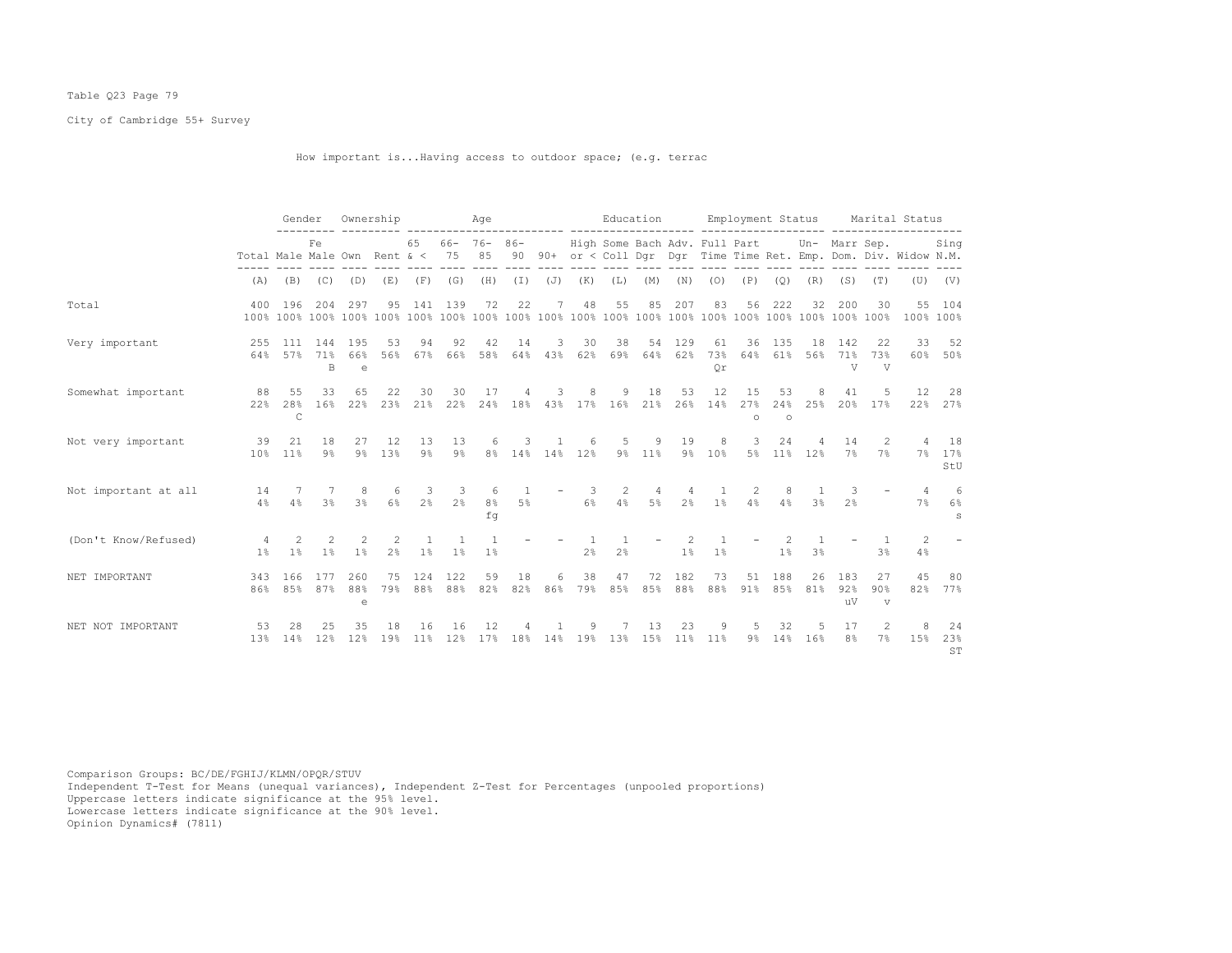Table Q23 Page 79

City of Cambridge 55+ Survey

How important is...Having access to outdoor space; (e.g. terrac

| | Total | Gender | | Ownership | | Age | | | | | Education | | | | Employment Status | | | | Marital Status | | | |
|---|---|---|---|---|---|---|---|---|---|---|---|---|---|---|---|---|---|---|---|---|---|---|
| | Total | Male | Female | Own | Rent | 65 & < | 66-75 | 76-85 | 86-90 | 90+ | High or < | Some Coll | Bach Dgr | Adv. Dgr | Full Time | Part Time | Ret. | Un-Emp. | Marr Dom. | Sep. Div. | Widow | Sing N.M. |
| | (A) | (B) | (C) | (D) | (E) | (F) | (G) | (H) | (I) | (J) | (K) | (L) | (M) | (N) | (O) | (P) | (Q) | (R) | (S) | (T) | (U) | (V) |
| Total | 400 | 196 | 204 | 297 | 95 | 141 | 139 | 72 | 22 | 7 | 48 | 55 | 85 | 207 | 83 | 56 | 222 | 32 | 200 | 30 | 55 | 104 |
| | 100% | 100% | 100% | 100% | 100% | 100% | 100% | 100% | 100% | 100% | 100% | 100% | 100% | 100% | 100% | 100% | 100% | 100% | 100% | 100% | 100% | 100% |
| Very important | 255 | 111 | 144 | 195 | 53 | 94 | 92 | 42 | 14 | 3 | 30 | 38 | 54 | 129 | 61 | 36 | 135 | 18 | 142 | 22 | 33 | 52 |
| | 64% | 57% | 71% | 66% | 56% | 67% | 66% | 58% | 64% | 43% | 62% | 69% | 64% | 62% | 73% | 64% | 61% | 56% | 71% | 73% | 60% | 50% |
| | | | B | e | | | | | | | | | | | Qr | | | | V | V | | |
| Somewhat important | 88 | 55 | 33 | 65 | 22 | 30 | 30 | 17 | 4 | 3 | 8 | 9 | 18 | 53 | 12 | 15 | 53 | 8 | 41 | 5 | 12 | 28 |
| | 22% | 28% | 16% | 22% | 23% | 21% | 22% | 24% | 18% | 43% | 17% | 16% | 21% | 26% | 14% | 27% | 24% | 25% | 20% | 17% | 22% | 27% |
| | | C | | | | | | | | | | | | | | o | o | | | | | |
| Not very important | 39 | 21 | 18 | 27 | 12 | 13 | 13 | 6 | 3 | 1 | 6 | 5 | 9 | 19 | 8 | 3 | 24 | 4 | 14 | 2 | 4 | 18 |
| | 10% | 11% | 9% | 9% | 13% | 9% | 9% | 8% | 14% | 14% | 12% | 9% | 11% | 9% | 10% | 5% | 11% | 12% | 7% | 7% | 7% | 17% |
| | | | | | | | | | | | | | | | | | | | | | | StU |
| Not important at all | 14 | 7 | 7 | 8 | 6 | 3 | 3 | 6 | 1 | - | 3 | 2 | 4 | 4 | 1 | 2 | 8 | 1 | 3 | - | 4 | 6 |
| | 4% | 4% | 3% | 3% | 6% | 2% | 2% | 8% | 5% | | 6% | 4% | 5% | 2% | 1% | 4% | 4% | 3% | 2% | | 7% | 6% |
| | | | | | | | | fg | | | | | | | | | | | | | | s |
| (Don't Know/Refused) | 4 | 2 | 2 | 2 | 2 | 1 | 1 | 1 | - | - | 1 | 1 | - | 2 | 1 | - | 2 | 1 | - | 1 | 2 | - |
| | 1% | 1% | 1% | 1% | 2% | 1% | 1% | 1% | | | 2% | 2% | | 1% | 1% | | 1% | 3% | | 3% | 4% | |
| NET IMPORTANT | 343 | 166 | 177 | 260 | 75 | 124 | 122 | 59 | 18 | 6 | 38 | 47 | 72 | 182 | 73 | 51 | 188 | 26 | 183 | 27 | 45 | 80 |
| | 86% | 85% | 87% | 88% | 79% | 88% | 88% | 82% | 82% | 86% | 79% | 85% | 85% | 88% | 88% | 91% | 85% | 81% | 92% | 90% | 82% | 77% |
| | | | | e | | | | | | | | | | | | | | | uV | v | | |
| NET NOT IMPORTANT | 53 | 28 | 25 | 35 | 18 | 16 | 16 | 12 | 4 | 1 | 9 | 7 | 13 | 23 | 9 | 5 | 32 | 5 | 17 | 2 | 8 | 24 |
| | 13% | 14% | 12% | 12% | 19% | 11% | 12% | 17% | 18% | 14% | 19% | 13% | 15% | 11% | 11% | 9% | 14% | 16% | 8% | 7% | 15% | 23% |
| | | | | | | | | | | | | | | | | | | | | | | ST |

Comparison Groups: BC/DE/FGHIJ/KLMN/OPQR/STUV
Independent T-Test for Means (unequal variances), Independent Z-Test for Percentages (unpooled proportions)
Uppercase letters indicate significance at the 95% level.
Lowercase letters indicate significance at the 90% level.
Opinion Dynamics# (7811)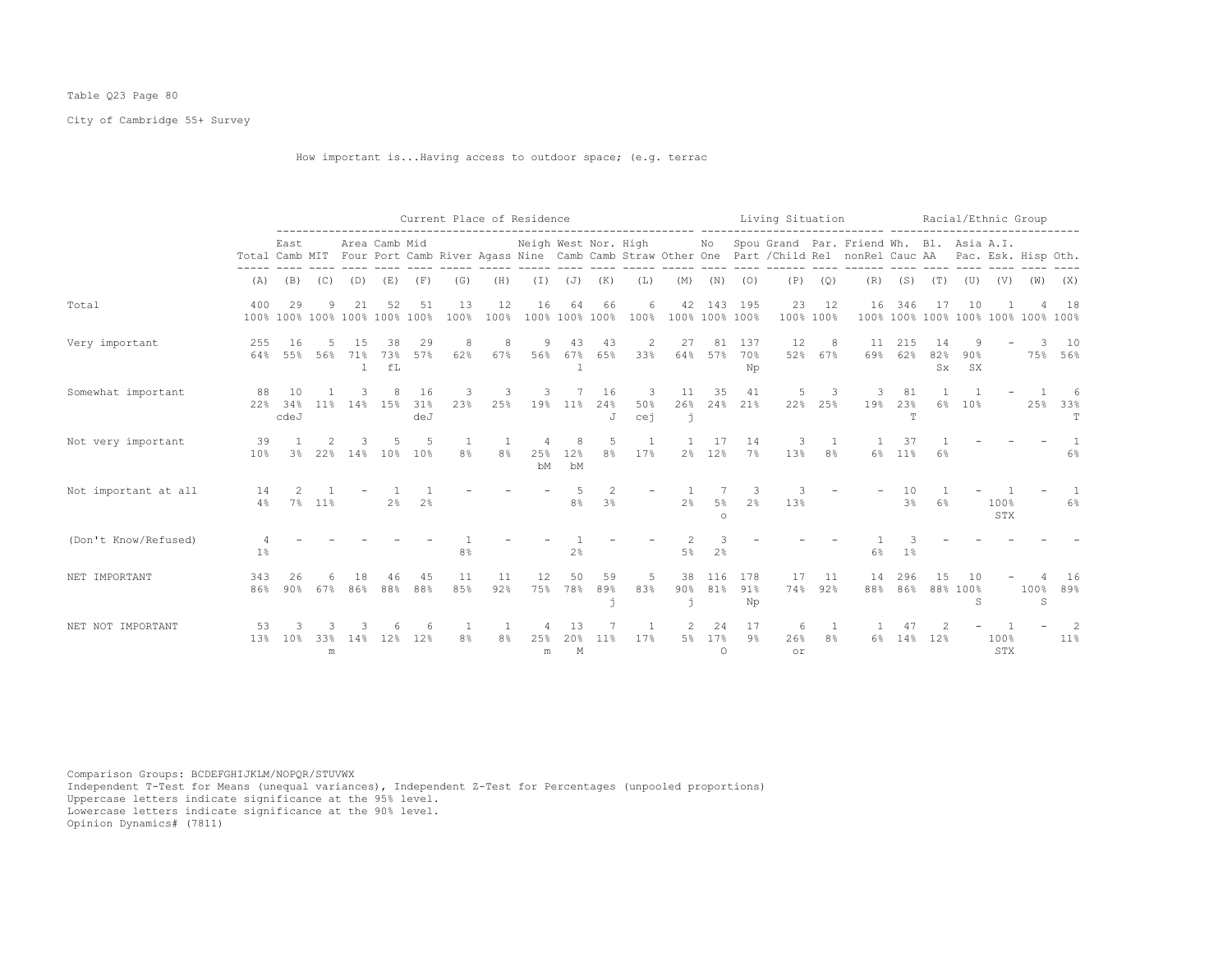Table Q23 Page 80

City of Cambridge 55+ Survey

How important is...Having access to outdoor space; (e.g. terrac

| | Total | Current Place of Residence | | | | | | | | | | | | | Living Situation | | | | | Racial/Ethnic Group | | | | | |
|---|---|---|---|---|---|---|---|---|---|---|---|---|---|---|---|---|---|---|---|---|---|---|---|---|---|
| | Total | East Camb | MIT | Area Four | Camb Port | Mid Camb | River | Agass | Neigh Nine | West Camb | Nor. Camb | High Straw | Other | No One | Spou Part | Grand /Child | Par. Rel | Friend nonRel | Wh. Cauc | Bl. AA | Asia Pac. | A.I. Esk. | Hisp | Oth. |
| | (A) | (B) | (C) | (D) | (E) | (F) | (G) | (H) | (I) | (J) | (K) | (L) | (M) | (N) | (O) | (P) | (Q) | (R) | (S) | (T) | (U) | (V) | (W) | (X) |
| Total | 400 | 29 | 9 | 21 | 52 | 51 | 13 | 12 | 16 | 64 | 66 | 6 | 42 | 143 | 195 | 23 | 12 | 16 | 346 | 17 | 10 | 1 | 4 | 18 |
| | 100% | 100% | 100% | 100% | 100% | 100% | 100% | 100% | 100% | 100% | 100% | 100% | 100% | 100% | 100% | 100% | 100% | 100% | 100% | 100% | 100% | 100% | 100% | 100% |
| Very important | 255 | 16 | 5 | 15 | 38 | 29 | 8 | 8 | 9 | 43 | 43 | 2 | 27 | 81 | 137 | 12 | 8 | 11 | 215 | 14 | 9 | - | 3 | 10 |
| | 64% | 55% | 56% | 71% | 73% | 57% | 62% | 67% | 56% | 67% | 65% | 33% | 64% | 57% | 70% | 52% | 67% | 69% | 62% | 82% | 90% | | 75% | 56% |
| | | | | l | fL | | | | | l | | | | | Np | | | | | Sx | SX | | | |
| Somewhat important | 88 | 10 | 1 | 3 | 8 | 16 | 3 | 3 | 3 | 7 | 16 | 3 | 11 | 35 | 41 | 5 | 3 | 3 | 81 | 1 | 1 | - | 1 | 6 |
| | 22% | 34% | 11% | 14% | 15% | 31% | 23% | 25% | 19% | 11% | 24% | 50% | 26% | 24% | 21% | 22% | 25% | 19% | 23% | 6% | 10% | | 25% | 33% |
| | | cdeJ | | | | deJ | | | | | J | cej | j | | | | | | T | | | | | T |
| Not very important | 39 | 1 | 2 | 3 | 5 | 5 | 1 | 1 | 4 | 8 | 5 | 1 | 1 | 17 | 14 | 3 | 1 | 1 | 37 | 1 | - | - | - | 1 |
| | 10% | 3% | 22% | 14% | 10% | 10% | 8% | 8% | 25% | 12% | 8% | 17% | 2% | 12% | 7% | 13% | 8% | 6% | 11% | 6% | | | | 6% |
| | | | | | | | | | bM | bM | | | | | | | | | | | | | | |
| Not important at all | 14 | 2 | 1 | - | 1 | 1 | - | - | - | 5 | 2 | - | 1 | 7 | 3 | 3 | - | - | 10 | 1 | - | 1 | - | 1 |
| | 4% | 7% | 11% | | 2% | 2% | | | | 8% | 3% | | 2% | 5% | 2% | 13% | | | 3% | 6% | | 100% | | 6% |
| | | | | | | | | | | | | | | o | | | | | | | | STX | | |
| (Don't Know/Refused) | 4 | - | - | - | - | - | 1 | - | - | 1 | - | - | 2 | 3 | - | - | - | 1 | 3 | - | - | - | - | - |
| | 1% | | | | | | 8% | | | 2% | | | 5% | 2% | | | | 6% | 1% | | | | | |
| NET IMPORTANT | 343 | 26 | 6 | 18 | 46 | 45 | 11 | 11 | 12 | 50 | 59 | 5 | 38 | 116 | 178 | 17 | 11 | 14 | 296 | 15 | 10 | - | 4 | 16 |
| | 86% | 90% | 67% | 86% | 88% | 88% | 85% | 92% | 75% | 78% | 89% | 83% | 90% | 81% | 91% | 74% | 92% | 88% | 86% | 88% | 100% | | 100% | 89% |
| | | | | | | | | | | | j | | j | | Np | | | | | | S | | S | |
| NET NOT IMPORTANT | 53 | 3 | 3 | 3 | 6 | 6 | 1 | 1 | 4 | 13 | 7 | 1 | 2 | 24 | 17 | 6 | 1 | 1 | 47 | 2 | - | 1 | - | 2 |
| | 13% | 10% | 33% | 14% | 12% | 12% | 8% | 8% | 25% | 20% | 11% | 17% | 5% | 17% | 9% | 26% | 8% | 6% | 14% | 12% | | 100% | | 11% |
| | | | m | | | | | | m | M | | | | O | | or | | | | | | STX | | |

Comparison Groups: BCDEFGHIJKLM/NOPQR/STUVWX
Independent T-Test for Means (unequal variances), Independent Z-Test for Percentages (unpooled proportions)
Uppercase letters indicate significance at the 95% level.
Lowercase letters indicate significance at the 90% level.
Opinion Dynamics# (7811)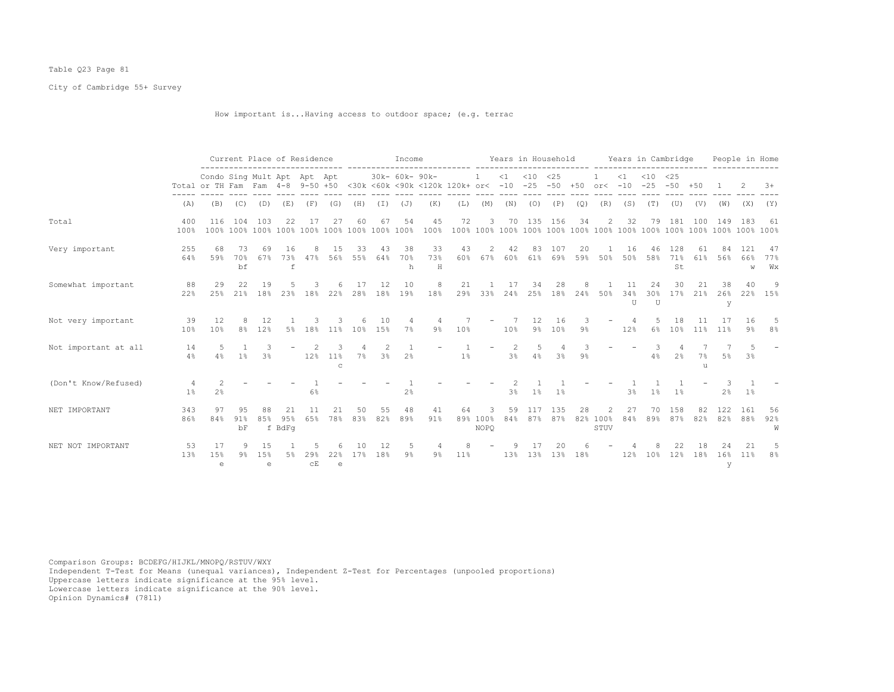Table Q23 Page 81

City of Cambridge 55+ Survey

How important is...Having access to outdoor space; (e.g. terrac

| | Total | Current Place of Residence | | | | | | Income | | | | | Years in Household | | | | | Years in Cambridge | | | | | People in Home | | |
|---|---|---|---|---|---|---|---|---|---|---|---|---|---|---|---|---|---|---|---|---|---|---|---|---|---|
| | Total | Condo or TH | Sing Fam | Mult Fam | Apt 4-8 | Apt 9-50 | Apt +50 | <30k | 30k- <60k | 60k- <90k | 90k- <120k | 120k+ | 1 or< | <1 -10 | <10 -25 | <25 -50 | +50 | 1 or< | <1 -10 | <10 -25 | <25 -50 | +50 | 1 | 2 | 3+ |
| | (A) | (B) | (C) | (D) | (E) | (F) | (G) | (H) | (I) | (J) | (K) | (L) | (M) | (N) | (O) | (P) | (Q) | (R) | (S) | (T) | (U) | (V) | (W) | (X) | (Y) |
| Total | 400 | 116 | 104 | 103 | 22 | 17 | 27 | 60 | 67 | 54 | 45 | 72 | 3 | 70 | 135 | 156 | 34 | 2 | 32 | 79 | 181 | 100 | 149 | 183 | 61 |
| | 100% | 100% | 100% | 100% | 100% | 100% | 100% | 100% | 100% | 100% | 100% | 100% | 100% | 100% | 100% | 100% | 100% | 100% | 100% | 100% | 100% | 100% | 100% | 100% | 100% |
| Very important | 255 | 68 | 73 | 69 | 16 | 8 | 15 | 33 | 43 | 38 | 33 | 43 | 2 | 42 | 83 | 107 | 20 | 1 | 16 | 46 | 128 | 61 | 84 | 121 | 47 |
| | 64% | 59% | 70% | 67% | 73% | 47% | 56% | 55% | 64% | 70% | 73% | 60% | 67% | 60% | 61% | 69% | 59% | 50% | 50% | 58% | 71% | 61% | 56% | 66% | 77% |
| | | | bf | | f | | | | | h | H | | | | | | | | | | St | | | w | Wx |
| Somewhat important | 88 | 29 | 22 | 19 | 5 | 3 | 6 | 17 | 12 | 10 | 8 | 21 | 1 | 17 | 34 | 28 | 8 | 1 | 11 | 24 | 30 | 21 | 38 | 40 | 9 |
| | 22% | 25% | 21% | 18% | 23% | 18% | 22% | 28% | 18% | 19% | 18% | 29% | 33% | 24% | 25% | 18% | 24% | 50% | 34% | 30% | 17% | 21% | 26% | 22% | 15% |
| | | | | | | | | | | | | | | | | | | | U | U | | | y | | |
| Not very important | 39 | 12 | 8 | 12 | 1 | 3 | 3 | 6 | 10 | 4 | 4 | 7 | - | 7 | 12 | 16 | 3 | - | 4 | 5 | 18 | 11 | 17 | 16 | 5 |
| | 10% | 10% | 8% | 12% | 5% | 18% | 11% | 10% | 15% | 7% | 9% | 10% | | 10% | 9% | 10% | 9% | | 12% | 6% | 10% | 11% | 11% | 9% | 8% |
| Not important at all | 14 | 5 | 1 | 3 | - | 2 | 3 | 4 | 2 | 1 | - | 1 | - | 2 | 5 | 4 | 3 | - | - | 3 | 4 | 7 | 7 | 5 | - |
| | 4% | 4% | 1% | 3% | | 12% | 11% | 7% | 3% | 2% | | 1% | | 3% | 4% | 3% | 9% | | | 4% | 2% | 7% | 5% | 3% | |
| | | | | | | | c | | | | | | | | | | | | | | | u | | | |
| (Don't Know/Refused) | 4 | 2 | - | - | - | 1 | - | - | - | 1 | - | - | - | 2 | 1 | 1 | - | - | 1 | 1 | 1 | - | 3 | 1 | - |
| | 1% | 2% | | | | 6% | | | | 2% | | | | 3% | 1% | 1% | | | 3% | 1% | 1% | | 2% | 1% | |
| NET IMPORTANT | 343 | 97 | 95 | 88 | 21 | 11 | 21 | 50 | 55 | 48 | 41 | 64 | 3 | 59 | 117 | 135 | 28 | 2 | 27 | 70 | 158 | 82 | 122 | 161 | 56 |
| | 86% | 84% | 91% | 85% | 95% | 65% | 78% | 83% | 82% | 89% | 91% | 89% | 100% | 84% | 87% | 87% | 82% | 100% | 84% | 89% | 87% | 82% | 82% | 88% | 92% |
| | | | bF | f | BdFg | | | | | | | | NOPQ | | | | | STUV | | | | | | | W |
| NET NOT IMPORTANT | 53 | 17 | 9 | 15 | 1 | 5 | 6 | 10 | 12 | 5 | 4 | 8 | - | 9 | 17 | 20 | 6 | - | 4 | 8 | 22 | 18 | 24 | 21 | 5 |
| | 13% | 15% | 9% | 15% | 5% | 29% | 22% | 17% | 18% | 9% | 9% | 11% | | 13% | 13% | 13% | 18% | | 12% | 10% | 12% | 18% | 16% | 11% | 8% |
| | | e | | e | | cE | e | | | | | | | | | | | | | | | | y | | |

Comparison Groups: BCDEFG/HIJKL/MNOPQ/RSTUV/WXY
Independent T-Test for Means (unequal variances), Independent Z-Test for Percentages (unpooled proportions)
Uppercase letters indicate significance at the 95% level.
Lowercase letters indicate significance at the 90% level.
Opinion Dynamics# (7811)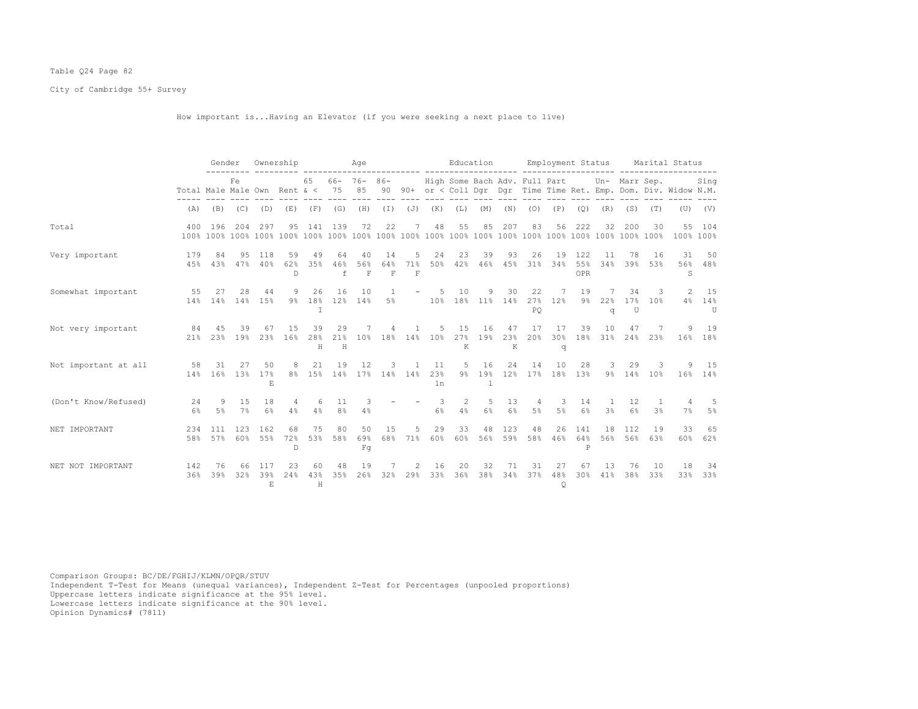Table Q24 Page 82

City of Cambridge 55+ Survey

How important is...Having an Elevator (if you were seeking a next place to live)

| | Total | Gender | | Ownership | | Age | | | | | Education | | | | Employment Status | | | | Marital Status | | | |
|---|---|---|---|---|---|---|---|---|---|---|---|---|---|---|---|---|---|---|---|---|---|---|
| | Total | Male | Female | Own | Rent | 65 & < | 66-75 | 76-85 | 86-90 | 90+ | High or < | Some Coll | Bach Dgr | Adv. Dgr | Full Time | Part Time | Ret. | Un-Emp. | Marr Dom. | Sep. Div. | Widow | Sing N.M. |
| | (A) | (B) | (C) | (D) | (E) | (F) | (G) | (H) | (I) | (J) | (K) | (L) | (M) | (N) | (O) | (P) | (Q) | (R) | (S) | (T) | (U) | (V) |
| Total | 400 | 196 | 204 | 297 | 95 | 141 | 139 | 72 | 22 | 7 | 48 | 55 | 85 | 207 | 83 | 56 | 222 | 32 | 200 | 30 | 55 | 104 |
| | 100% | 100% | 100% | 100% | 100% | 100% | 100% | 100% | 100% | 100% | 100% | 100% | 100% | 100% | 100% | 100% | 100% | 100% | 100% | 100% | 100% | 100% |
| Very important | 179 | 84 | 95 | 118 | 59 | 49 | 64 | 40 | 14 | 5 | 24 | 23 | 39 | 93 | 26 | 19 | 122 | 11 | 78 | 16 | 31 | 50 |
| | 45% | 43% | 47% | 40% | 62% | 35% | 46% | 56% | 64% | 71% | 50% | 42% | 46% | 45% | 31% | 34% | 55% | 34% | 39% | 53% | 56% | 48% |
| | | | | | D | | f | F | F | F | | | | | | | OPR | | | | S | |
| Somewhat important | 55 | 27 | 28 | 44 | 9 | 26 | 16 | 10 | 1 | - | 5 | 10 | 9 | 30 | 22 | 7 | 19 | 7 | 34 | 3 | 2 | 15 |
| | 14% | 14% | 14% | 15% | 9% | 18% | 12% | 14% | 5% | | 10% | 18% | 11% | 14% | 27% | 12% | 9% | 22% | 17% | 10% | 4% | 14% |
| | | | | | | I | | | | | | | | | PQ | | | q | U | | | U |
| Not very important | 84 | 45 | 39 | 67 | 15 | 39 | 29 | 7 | 4 | 1 | 5 | 15 | 16 | 47 | 17 | 17 | 39 | 10 | 47 | 7 | 9 | 19 |
| | 21% | 23% | 19% | 23% | 16% | 28% | 21% | 10% | 18% | 14% | 10% | 27% | 19% | 23% | 20% | 30% | 18% | 31% | 24% | 23% | 16% | 18% |
| | | | | | | H | H | | | | | K | | K | | q | | | | | | |
| Not important at all | 58 | 31 | 27 | 50 | 8 | 21 | 19 | 12 | 3 | 1 | 11 | 5 | 16 | 24 | 14 | 10 | 28 | 3 | 29 | 3 | 9 | 15 |
| | 14% | 16% | 13% | 17% | 8% | 15% | 14% | 17% | 14% | 14% | 23% | 9% | 19% | 12% | 17% | 18% | 13% | 9% | 14% | 10% | 16% | 14% |
| | | | | E | | | | | | | ln | | l | | | | | | | | | |
| (Don't Know/Refused) | 24 | 9 | 15 | 18 | 4 | 6 | 11 | 3 | - | - | 3 | 2 | 5 | 13 | 4 | 3 | 14 | 1 | 12 | 1 | 4 | 5 |
| | 6% | 5% | 7% | 6% | 4% | 4% | 8% | 4% | | | 6% | 4% | 6% | 6% | 5% | 5% | 6% | 3% | 6% | 3% | 7% | 5% |
| NET IMPORTANT | 234 | 111 | 123 | 162 | 68 | 75 | 80 | 50 | 15 | 5 | 29 | 33 | 48 | 123 | 48 | 26 | 141 | 18 | 112 | 19 | 33 | 65 |
| | 58% | 57% | 60% | 55% | 72% | 53% | 58% | 69% | 68% | 71% | 60% | 60% | 56% | 59% | 58% | 46% | 64% | 56% | 56% | 63% | 60% | 62% |
| | | | | | D | | | Fg | | | | | | | | | P | | | | | |
| NET NOT IMPORTANT | 142 | 76 | 66 | 117 | 23 | 60 | 48 | 19 | 7 | 2 | 16 | 20 | 32 | 71 | 31 | 27 | 67 | 13 | 76 | 10 | 18 | 34 |
| | 36% | 39% | 32% | 39% | 24% | 43% | 35% | 26% | 32% | 29% | 33% | 36% | 38% | 34% | 37% | 48% | 30% | 41% | 38% | 33% | 33% | 33% |
| | | | | E | | H | | | | | | | | | | Q | | | | | | |

Comparison Groups: BC/DE/FGHIJ/KLMN/OPQR/STUV
Independent T-Test for Means (unequal variances), Independent Z-Test for Percentages (unpooled proportions)
Uppercase letters indicate significance at the 95% level.
Lowercase letters indicate significance at the 90% level.
Opinion Dynamics# (7811)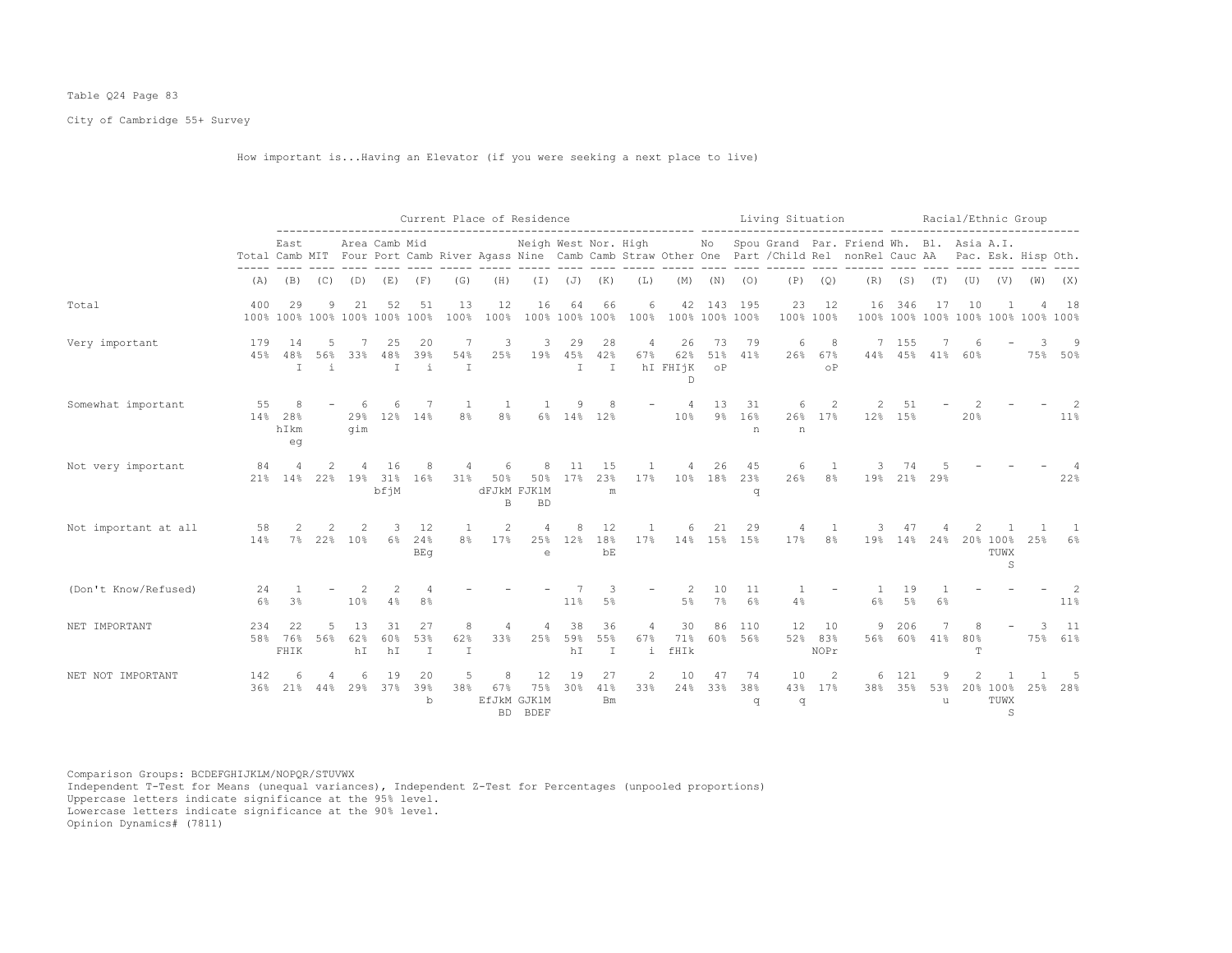Table Q24 Page 83

City of Cambridge 55+ Survey

How important is...Having an Elevator (if you were seeking a next place to live)

| | | Current Place of Residence | | | | | | | | | | | | | Living Situation | | | | | | Racial/Ethnic Group | | | | | | |
|---|---|---|---|---|---|---|---|---|---|---|---|---|---|---|---|---|---|---|---|---|---|---|---|---|---|---|---|
| | Total | East Camb | MIT | Area Four | Camb Port | Mid Camb | River | Agass | Neigh Nine | West Camb | Nor. Camb | High Straw | Other | No One | Spou Part | Grand /Child | Par. Rel | Friend nonRel | Wh. Cauc | Bl. AA | Asia Pac. | A.I. Esk. | Hisp | Oth. |
| | (A) | (B) | (C) | (D) | (E) | (F) | (G) | (H) | (I) | (J) | (K) | (L) | (M) | (N) | (O) | (P) | (Q) | (R) | (S) | (T) | (U) | (V) | (W) | (X) |
| Total | 400<br>100% | 29<br>100% | 9<br>100% | 21<br>100% | 52<br>100% | 51<br>100% | 13<br>100% | 12<br>100% | 16<br>100% | 64<br>100% | 66<br>100% | 6<br>100% | 42<br>100% | 143<br>100% | 195<br>100% | 23<br>100% | 12<br>100% | 16<br>100% | 346<br>100% | 17<br>100% | 10<br>100% | 1<br>100% | 4<br>100% | 18<br>100% |
| Very important | 179<br>45% | 14<br>48%<br>I | 5<br>56%<br>i | 7<br>33% | 25<br>48%<br>I | 20<br>39%<br>i | 7<br>54%<br>I | 3<br>25% | 3<br>19% | 29<br>45%<br>I | 28<br>42%<br>I | 4<br>67%<br>hI | 26<br>62%<br>FHIjK<br>D | 73<br>51%<br>oP | 79<br>41% | 6<br>26% | 8<br>67%<br>oP | 7<br>44% | 155<br>45% | 7<br>41% | 6<br>60% | - | 3<br>75% | 9<br>50% |
| Somewhat important | 55<br>14% | 8<br>28%<br>hIkm<br>eg | - | 6<br>29%<br>gim | 6<br>12% | 7<br>14% | 1<br>8% | 1<br>8% | 1<br>6% | 9<br>14% | 8<br>12% | - | 4<br>10% | 13<br>9% | 31<br>16%<br>n | 6<br>26%<br>n | 2<br>17% | 2<br>12% | 51<br>15% | - | 2<br>20% | - | - | 2<br>11% |
| Not very important | 84<br>21% | 4<br>14% | 2<br>22% | 4<br>19% | 16<br>31%<br>bfjM | 8<br>16% | 4<br>31% | 6<br>50%<br>dFJkM<br>B | 8<br>50%<br>FJKlM<br>BD | 11<br>17% | 15<br>23%<br>m | 1<br>17% | 4<br>10% | 26<br>18% | 45<br>23%<br>q | 6<br>26% | 1<br>8% | 3<br>19% | 74<br>21% | 5<br>29% | - | - | - | 4<br>22% |
| Not important at all | 58<br>14% | 2<br>7% | 2<br>22% | 2<br>10% | 3<br>6% | 12<br>24%<br>BEg | 1<br>8% | 2<br>17% | 4<br>25%<br>e | 8<br>12% | 12<br>18%<br>bE | 1<br>17% | 6<br>14% | 21<br>15% | 29<br>15% | 4<br>17% | 1<br>8% | 3<br>19% | 47<br>14% | 4<br>24% | 2<br>20% | 1<br>100%<br>TUWX<br>S | 1<br>25% | 1<br>6% |
| (Don't Know/Refused) | 24<br>6% | 1<br>3% | - | 2<br>10% | 2<br>4% | 4<br>8% | - | - | - | 7<br>11% | 3<br>5% | - | 2<br>5% | 10<br>7% | 11<br>6% | 1<br>4% | - | 1<br>6% | 19<br>5% | 1<br>6% | - | - | - | 2<br>11% |
| NET IMPORTANT | 234<br>58% | 22<br>76%<br>FHIK | 5<br>56% | 13<br>62%<br>hI | 31<br>60%<br>hI | 27<br>53%<br>I | 8<br>62%<br>I | 4<br>33% | 4<br>25% | 38<br>59%<br>hI | 36<br>55%<br>I | 4<br>67%<br>i | 30<br>71%<br>fHIk | 86<br>60% | 110<br>56% | 12<br>52% | 10<br>83%<br>NOPr | 9<br>56% | 206<br>60% | 7<br>41% | 8<br>80%<br>T | - | 3<br>75% | 11<br>61% |
| NET NOT IMPORTANT | 142<br>36% | 6<br>21% | 4<br>44% | 6<br>29% | 19<br>37% | 20<br>39%<br>b | 5<br>38% | 8<br>67%<br>EfJkM<br>BD | 12<br>75%<br>GJKlM<br>BDEF | 19<br>30% | 27<br>41%<br>Bm | 2<br>33% | 10<br>24% | 47<br>33% | 74<br>38%<br>q | 10<br>43%<br>q | 2<br>17% | 6<br>38% | 121<br>35% | 9<br>53%<br>u | 2<br>20% | 1<br>100%<br>TUWX<br>S | 1<br>25% | 5<br>28% |

Comparison Groups: BCDEFGHIJKLM/NOPQR/STUVWX
Independent T-Test for Means (unequal variances), Independent Z-Test for Percentages (unpooled proportions)
Uppercase letters indicate significance at the 95% level.
Lowercase letters indicate significance at the 90% level.
Opinion Dynamics# (7811)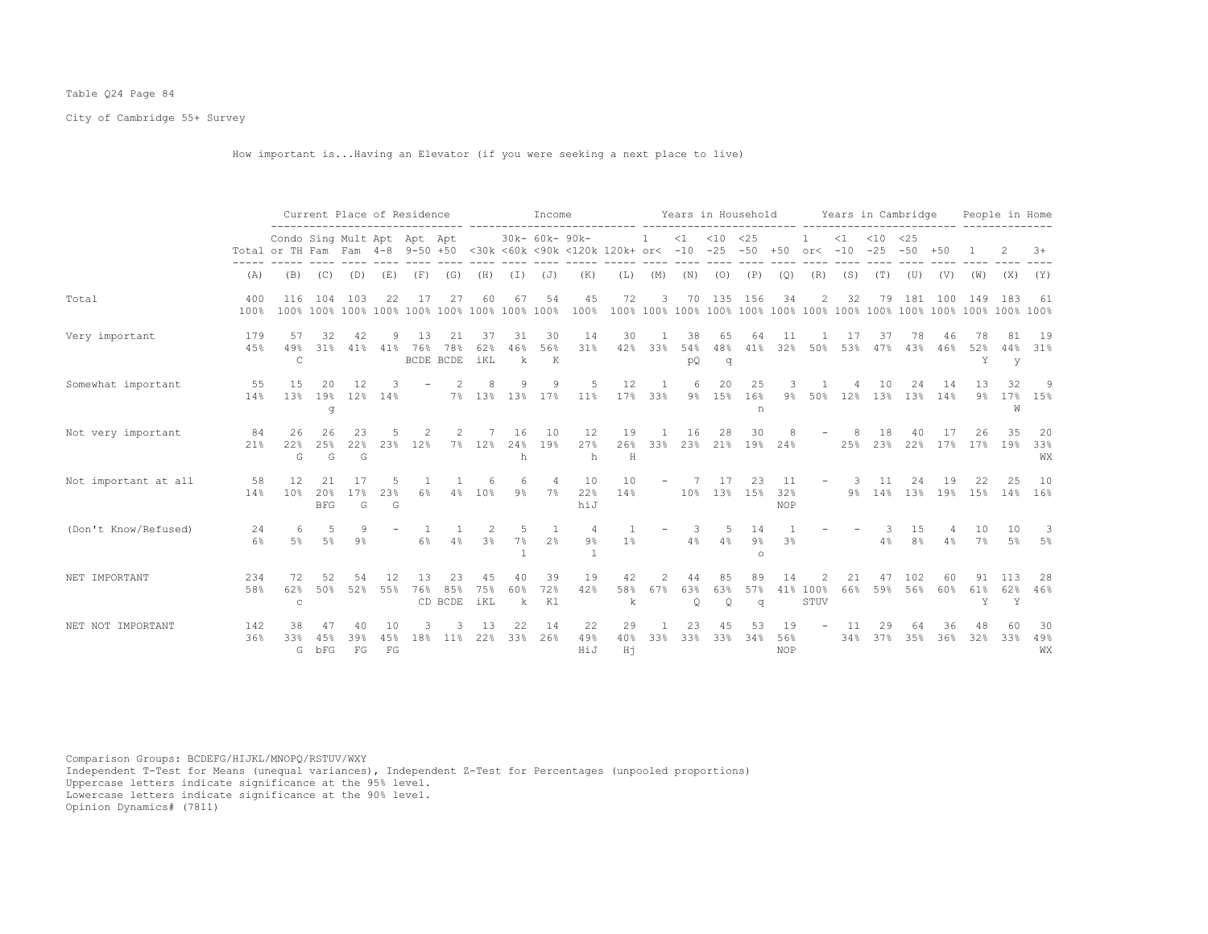Table Q24 Page 84

City of Cambridge 55+ Survey

How important is...Having an Elevator (if you were seeking a next place to live)

| | Total | Current Place of Residence | | | | | | Income | | | | | Years in Household | | | | | Years in Cambridge | | | | | People in Home | | |
|---|---|---|---|---|---|---|---|---|---|---|---|---|---|---|---|---|---|---|---|---|---|---|---|---|---|
| | | Condo or TH | Sing Fam | Mult Fam | Apt 4-8 | Apt 9-50 | Apt +50 | <30k | 30k-<60k | 60k-<90k | 90k-<120k | 120k+ | 1 or< | <1 -10 | <10 -25 | <25 -50 | +50 | 1 or< | <1 -10 | <10 -25 | <25 -50 | +50 | 1 | 2 | 3+ |
| | (A) | (B) | (C) | (D) | (E) | (F) | (G) | (H) | (I) | (J) | (K) | (L) | (M) | (N) | (O) | (P) | (Q) | (R) | (S) | (T) | (U) | (V) | (W) | (X) | (Y) |
| Total | 400 | 116 | 104 | 103 | 22 | 17 | 27 | 60 | 67 | 54 | 45 | 72 | 3 | 70 | 135 | 156 | 34 | 2 | 32 | 79 | 181 | 100 | 149 | 183 | 61 |
| | 100% | 100% | 100% | 100% | 100% | 100% | 100% | 100% | 100% | 100% | 100% | 100% | 100% | 100% | 100% | 100% | 100% | 100% | 100% | 100% | 100% | 100% | 100% | 100% | 100% |
| Very important | 179 | 57 | 32 | 42 | 9 | 13 | 21 | 37 | 31 | 30 | 14 | 30 | 1 | 38 | 65 | 64 | 11 | 1 | 17 | 37 | 78 | 46 | 78 | 81 | 19 |
| | 45% | 49% | 31% | 41% | 41% | 76% | 78% | 62% | 46% | 56% | 31% | 42% | 33% | 54% | 48% | 41% | 32% | 50% | 53% | 47% | 43% | 46% | 52% | 44% | 31% |
| | | C | | | | BCDE | BCDE | iKL | k | K | | | | pQ | q | | | | | | | | Y | y | |
| Somewhat important | 55 | 15 | 20 | 12 | 3 | - | 2 | 8 | 9 | 9 | 5 | 12 | 1 | 6 | 20 | 25 | 3 | 1 | 4 | 10 | 24 | 14 | 13 | 32 | 9 |
| | 14% | 13% | 19% | 12% | 14% | | 7% | 13% | 13% | 17% | 11% | 17% | 33% | 9% | 15% | 16% | 9% | 50% | 12% | 13% | 13% | 14% | 9% | 17% | 15% |
| | | | g | | | | | | | | | | | | | n | | | | | | | | W | |
| Not very important | 84 | 26 | 26 | 23 | 5 | 2 | 2 | 7 | 16 | 10 | 12 | 19 | 1 | 16 | 28 | 30 | 8 | - | 8 | 18 | 40 | 17 | 26 | 35 | 20 |
| | 21% | 22% | 25% | 22% | 23% | 12% | 7% | 12% | 24% | 19% | 27% | 26% | 33% | 23% | 21% | 19% | 24% | | 25% | 23% | 22% | 17% | 17% | 19% | 33% |
| | | G | G | G | | | | | h | | h | H | | | | | | | | | | | | | WX |
| Not important at all | 58 | 12 | 21 | 17 | 5 | 1 | 1 | 6 | 6 | 4 | 10 | 10 | - | 7 | 17 | 23 | 11 | - | 3 | 11 | 24 | 19 | 22 | 25 | 10 |
| | 14% | 10% | 20% | 17% | 23% | 6% | 4% | 10% | 9% | 7% | 22% | 14% | | 10% | 13% | 15% | 32% | | 9% | 14% | 13% | 19% | 15% | 14% | 16% |
| | | | BFG | G | G | | | | | | hiJ | | | | | | NOP | | | | | | | | |
| (Don't Know/Refused) | 24 | 6 | 5 | 9 | - | 1 | 1 | 2 | 5 | 1 | 4 | 1 | - | 3 | 5 | 14 | 1 | - | - | 3 | 15 | 4 | 10 | 10 | 3 |
| | 6% | 5% | 5% | 9% | | 6% | 4% | 3% | 7% | 2% | 9% | 1% | | 4% | 4% | 9% | 3% | | | 4% | 8% | 4% | 7% | 5% | 5% |
| | | | | | | | | | l | | l | | | | | o | | | | | | | | | |
| NET IMPORTANT | 234 | 72 | 52 | 54 | 12 | 13 | 23 | 45 | 40 | 39 | 19 | 42 | 2 | 44 | 85 | 89 | 14 | 2 | 21 | 47 | 102 | 60 | 91 | 113 | 28 |
| | 58% | 62% | 50% | 52% | 55% | 76% | 85% | 75% | 60% | 72% | 42% | 58% | 67% | 63% | 63% | 57% | 41% | 100% | 66% | 59% | 56% | 60% | 61% | 62% | 46% |
| | | c | | | | CD | BCDE | iKL | k | Kl | | k | | Q | Q | q | | STUV | | | | | Y | Y | |
| NET NOT IMPORTANT | 142 | 38 | 47 | 40 | 10 | 3 | 3 | 13 | 22 | 14 | 22 | 29 | 1 | 23 | 45 | 53 | 19 | - | 11 | 29 | 64 | 36 | 48 | 60 | 30 |
| | 36% | 33% | 45% | 39% | 45% | 18% | 11% | 22% | 33% | 26% | 49% | 40% | 33% | 33% | 33% | 34% | 56% | | 34% | 37% | 35% | 36% | 32% | 33% | 49% |
| | | G | bFG | FG | FG | | | | | | HiJ | Hj | | | | | NOP | | | | | | | | WX |

Comparison Groups: BCDEFG/HIJKL/MNOPQ/RSTUV/WXY
Independent T-Test for Means (unequal variances), Independent Z-Test for Percentages (unpooled proportions)
Uppercase letters indicate significance at the 95% level.
Lowercase letters indicate significance at the 90% level.
Opinion Dynamics# (7811)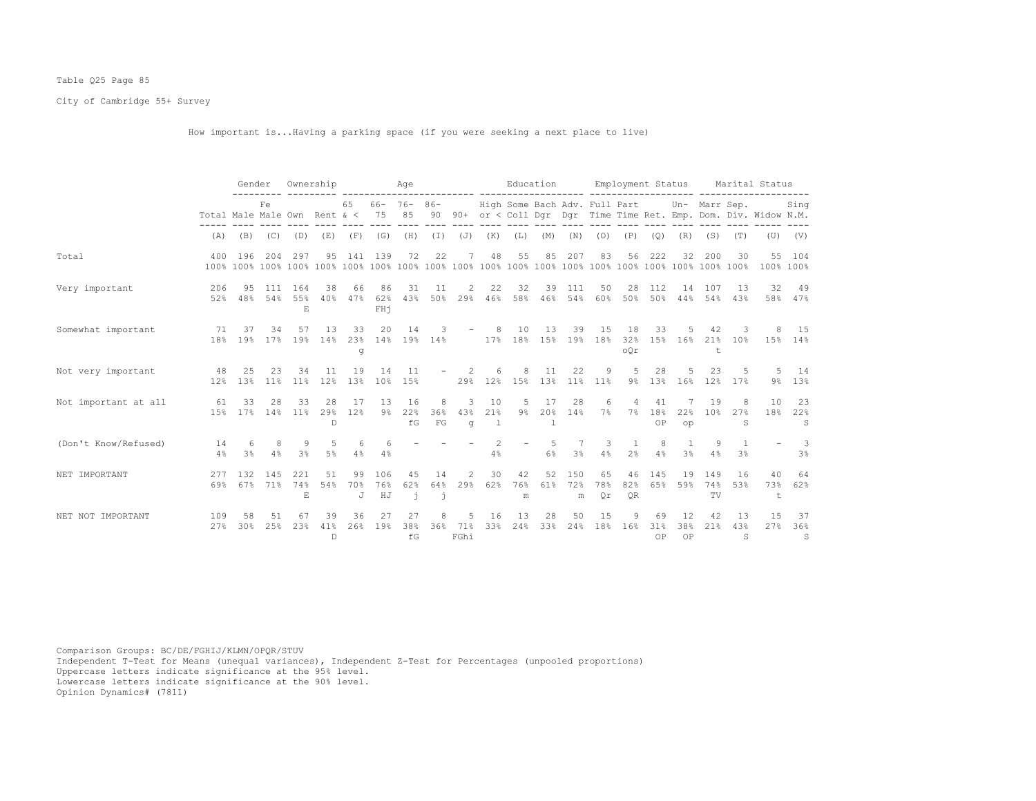Table Q25 Page 85

City of Cambridge 55+ Survey

How important is...Having a parking space (if you were seeking a next place to live)

| | | Gender | | Ownership | | Age | | | | | Education | | | | Employment Status | | | | Marital Status | | | |
|---|---|---|---|---|---|---|---|---|---|---|---|---|---|---|---|---|---|---|---|---|---|---|
| | Total | Male | Fe Male | Own | Rent | 65 & < | 66-75 | 76-85 | 86-90 | 90+ | High or < | Some Coll | Bach Dgr | Adv. Dgr | Full Time | Part Time | Ret. | Un-Emp. | Marr Dom. | Sep. Div. | Widow | Sing N.M. |
| | (A) | (B) | (C) | (D) | (E) | (F) | (G) | (H) | (I) | (J) | (K) | (L) | (M) | (N) | (O) | (P) | (Q) | (R) | (S) | (T) | (U) | (V) |
| Total | 400 | 196 | 204 | 297 | 95 | 141 | 139 | 72 | 22 | 7 | 48 | 55 | 85 | 207 | 83 | 56 | 222 | 32 | 200 | 30 | 55 | 104 |
| | 100% | 100% | 100% | 100% | 100% | 100% | 100% | 100% | 100% | 100% | 100% | 100% | 100% | 100% | 100% | 100% | 100% | 100% | 100% | 100% | 100% | 100% |
| Very important | 206 | 95 | 111 | 164 | 38 | 66 | 86 | 31 | 11 | 2 | 22 | 32 | 39 | 111 | 50 | 28 | 112 | 14 | 107 | 13 | 32 | 49 |
| | 52% | 48% | 54% | 55% | 40% | 47% | 62% | 43% | 50% | 29% | 46% | 58% | 46% | 54% | 60% | 50% | 50% | 44% | 54% | 43% | 58% | 47% |
| | | | | E | | | FHj | | | | | | | | | | | | | | | |
| Somewhat important | 71 | 37 | 34 | 57 | 13 | 33 | 20 | 14 | 3 | - | 8 | 10 | 13 | 39 | 15 | 18 | 33 | 5 | 42 | 3 | 8 | 15 |
| | 18% | 19% | 17% | 19% | 14% | 23% | 14% | 19% | 14% | | 17% | 18% | 15% | 19% | 18% | 32% | 15% | 16% | 21% | 10% | 15% | 14% |
| | | | | | | g | | | | | | | | | | oQr | | | t | | | |
| Not very important | 48 | 25 | 23 | 34 | 11 | 19 | 14 | 11 | - | 2 | 6 | 8 | 11 | 22 | 9 | 5 | 28 | 5 | 23 | 5 | 5 | 14 |
| | 12% | 13% | 11% | 11% | 12% | 13% | 10% | 15% | | 29% | 12% | 15% | 13% | 11% | 11% | 9% | 13% | 16% | 12% | 17% | 9% | 13% |
| Not important at all | 61 | 33 | 28 | 33 | 28 | 17 | 13 | 16 | 8 | 3 | 10 | 5 | 17 | 28 | 6 | 4 | 41 | 7 | 19 | 8 | 10 | 23 |
| | 15% | 17% | 14% | 11% | 29% | 12% | 9% | 22% | 36% | 43% | 21% | 9% | 20% | 14% | 7% | 7% | 18% | 22% | 10% | 27% | 18% | 22% |
| | | | | | D | | | fG | FG | g | l | | l | | | | OP | op | | S | | S |
| (Don't Know/Refused) | 14 | 6 | 8 | 9 | 5 | 6 | 6 | - | - | - | 2 | - | 5 | 7 | 3 | 1 | 8 | 1 | 9 | 1 | - | 3 |
| | 4% | 3% | 4% | 3% | 5% | 4% | 4% | | | | 4% | | 6% | 3% | 4% | 2% | 4% | 3% | 4% | 3% | | 3% |
| NET IMPORTANT | 277 | 132 | 145 | 221 | 51 | 99 | 106 | 45 | 14 | 2 | 30 | 42 | 52 | 150 | 65 | 46 | 145 | 19 | 149 | 16 | 40 | 64 |
| | 69% | 67% | 71% | 74% | 54% | 70% | 76% | 62% | 64% | 29% | 62% | 76% | 61% | 72% | 78% | 82% | 65% | 59% | 74% | 53% | 73% | 62% |
| | | | | E | | J | HJ | j | j | | | m | | m | Qr | QR | | | TV | | t | |
| NET NOT IMPORTANT | 109 | 58 | 51 | 67 | 39 | 36 | 27 | 27 | 8 | 5 | 16 | 13 | 28 | 50 | 15 | 9 | 69 | 12 | 42 | 13 | 15 | 37 |
| | 27% | 30% | 25% | 23% | 41% | 26% | 19% | 38% | 36% | 71% | 33% | 24% | 33% | 24% | 18% | 16% | 31% | 38% | 21% | 43% | 27% | 36% |
| | | | | | D | | | fG | | FGhi | | | | | | | OP | OP | | S | | S |

Comparison Groups: BC/DE/FGHIJ/KLMN/OPQR/STUV
Independent T-Test for Means (unequal variances), Independent Z-Test for Percentages (unpooled proportions)
Uppercase letters indicate significance at the 95% level.
Lowercase letters indicate significance at the 90% level.
Opinion Dynamics# (7811)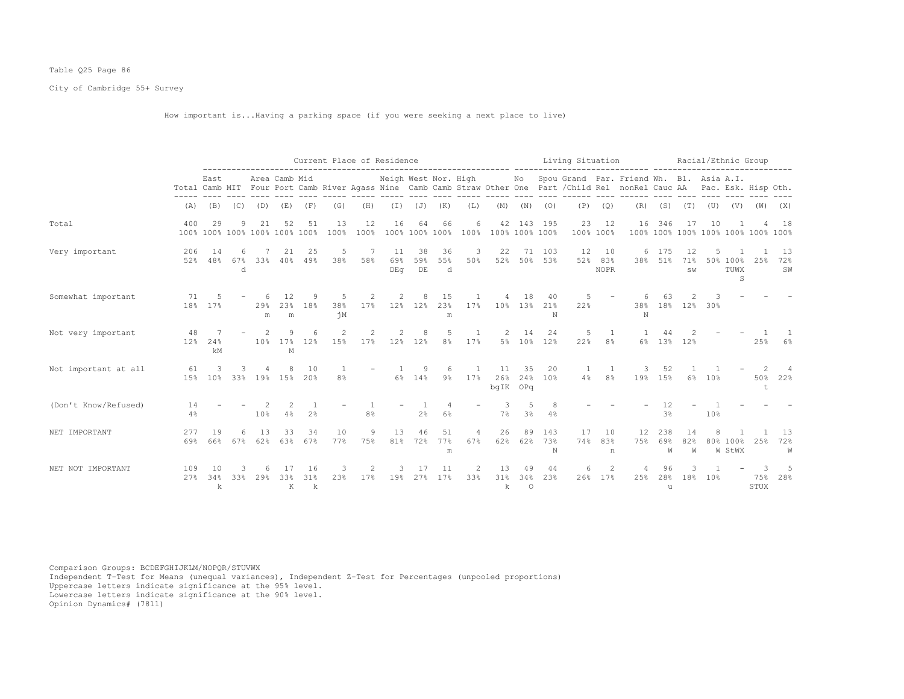Table Q25 Page 86

City of Cambridge 55+ Survey

How important is...Having a parking space (if you were seeking a next place to live)

| | Total | East Camb | MIT | Area Four | Camb Port | Mid Camb | River | Agass | Neigh Nine | West Camb | Nor. Camb | High Straw | Other | No One | Spou Part | Grand /Child | Par. Rel | Friend nonRel | Wh. Cauc | Bl. AA | Asia Pac. | A.I. Esk. | Hisp | Oth. |
|---|---|---|---|---|---|---|---|---|---|---|---|---|---|---|---|---|---|---|---|---|---|---|---|---|
| | | Current Place of Residence | | | | | | | | | | | | Living Situation | | | | | Racial/Ethnic Group | | | | | |
| | (A) | (B) | (C) | (D) | (E) | (F) | (G) | (H) | (I) | (J) | (K) | (L) | (M) | (N) | (O) | (P) | (Q) | (R) | (S) | (T) | (U) | (V) | (W) | (X) |
| Total | 400 | 29 | 9 | 21 | 52 | 51 | 13 | 12 | 16 | 64 | 66 | 6 | 42 | 143 | 195 | 23 | 12 | 16 | 346 | 17 | 10 | 1 | 4 | 18 |
| | 100% | 100% | 100% | 100% | 100% | 100% | 100% | 100% | 100% | 100% | 100% | 100% | 100% | 100% | 100% | 100% | 100% | 100% | 100% | 100% | 100% | 100% | 100% | 100% |
| Very important | 206 | 14 | 6 | 7 | 21 | 25 | 5 | 7 | 11 | 38 | 36 | 3 | 22 | 71 | 103 | 12 | 10 | 6 | 175 | 12 | 5 | 1 | 1 | 13 |
| | 52% | 48% | 67% | 33% | 40% | 49% | 38% | 58% | 69% | 59% | 55% | 50% | 52% | 50% | 53% | 52% | 83% | 38% | 51% | 71% | 50% | 100% | 25% | 72% |
| | | | d | | | | | | DEg | DE | d | | | | | | NOPR | | | sw | | TUWX S | | SW |
| Somewhat important | 71 | 5 | - | 6 | 12 | 9 | 5 | 2 | 2 | 8 | 15 | 1 | 4 | 18 | 40 | 5 | - | 6 | 63 | 2 | 3 | - | - | - |
| | 18% | 17% | | 29% | 23% | 18% | 38% | 17% | 12% | 12% | 23% | 17% | 10% | 13% | 21% | 22% | | 38% | 18% | 12% | 30% | | | |
| | | | | m | m | | jM | | | | m | | | | N | | | N | | | | | | |
| Not very important | 48 | 7 | - | 2 | 9 | 6 | 2 | 2 | 2 | 8 | 5 | 1 | 2 | 14 | 24 | 5 | 1 | 1 | 44 | 2 | - | - | 1 | 1 |
| | 12% | 24% | | 10% | 17% | 12% | 15% | 17% | 12% | 12% | 8% | 17% | 5% | 10% | 12% | 22% | 8% | 6% | 13% | 12% | | | 25% | 6% |
| | | kM | | | M | | | | | | | | | | | | | | | | | | | |
| Not important at all | 61 | 3 | 3 | 4 | 8 | 10 | 1 | - | 1 | 9 | 6 | 1 | 11 | 35 | 20 | 1 | 1 | 3 | 52 | 1 | 1 | - | 2 | 4 |
| | 15% | 10% | 33% | 19% | 15% | 20% | 8% | | 6% | 14% | 9% | 17% | 26% | 24% | 10% | 4% | 8% | 19% | 15% | 6% | 10% | | 50% | 22% |
| | | | | | | | | | | | | | bgIK | OPq | | | | | | | | | t | |
| (Don't Know/Refused) | 14 | - | - | 2 | 2 | 1 | - | 1 | - | 1 | 4 | - | 3 | 5 | 8 | - | - | - | 12 | - | 1 | - | - | - |
| | 4% | | | 10% | 4% | 2% | | 8% | | 2% | 6% | | 7% | 3% | 4% | | | | 3% | | 10% | | | |
| NET IMPORTANT | 277 | 19 | 6 | 13 | 33 | 34 | 10 | 9 | 13 | 46 | 51 | 4 | 26 | 89 | 143 | 17 | 10 | 12 | 238 | 14 | 8 | 1 | 1 | 13 |
| | 69% | 66% | 67% | 62% | 63% | 67% | 77% | 75% | 81% | 72% | 77% | 67% | 62% | 62% | 73% | 74% | 83% | 75% | 69% | 82% | 80% | 100% | 25% | 72% |
| | | | | | | | | | | | m | | | | N | | n | | W | W | W | StWX | | W |
| NET NOT IMPORTANT | 109 | 10 | 3 | 6 | 17 | 16 | 3 | 2 | 3 | 17 | 11 | 2 | 13 | 49 | 44 | 6 | 2 | 4 | 96 | 3 | 1 | - | 3 | 5 |
| | 27% | 34% | 33% | 29% | 33% | 31% | 23% | 17% | 19% | 27% | 17% | 33% | 31% | 34% | 23% | 26% | 17% | 25% | 28% | 18% | 10% | | 75% | 28% |
| | | k | | | K | k | | | | | | | k | O | | | | | u | | | | STUX | |

Comparison Groups: BCDEFGHIJKLM/NOPQR/STUVWX
Independent T-Test for Means (unequal variances), Independent Z-Test for Percentages (unpooled proportions)
Uppercase letters indicate significance at the 95% level.
Lowercase letters indicate significance at the 90% level.
Opinion Dynamics# (7811)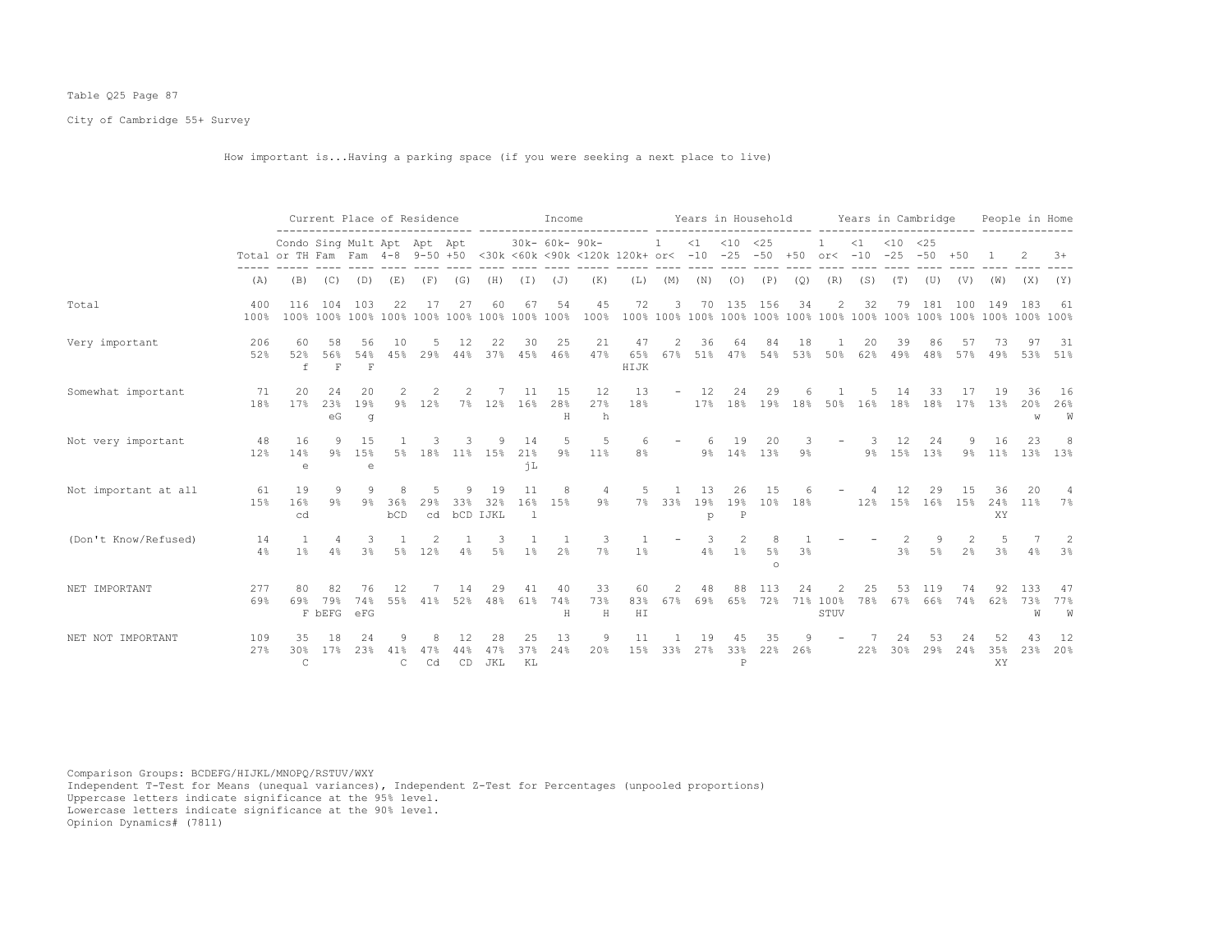Table Q25 Page 87

City of Cambridge 55+ Survey

How important is...Having a parking space (if you were seeking a next place to live)

| | | Current Place of Residence | | | | | | Income | | | | | Years in Household | | | | | Years in Cambridge | | | | | People in Home | | |
|---|---|---|---|---|---|---|---|---|---|---|---|---|---|---|---|---|---|---|---|---|---|---|---|---|---|
| | Total | Condo or TH | Sing Fam | Mult Fam | Apt 4-8 | Apt 9-50 | Apt +50 | <30k | 30k- <60k | 60k- <90k | 90k- <120k | 120k+ | 1 or< | <1 -10 | <10 -25 | <25 -50 | +50 | 1 or< | <1 -10 | <10 -25 | <25 -50 | +50 | 1 | 2 | 3+ |
| | (A) | (B) | (C) | (D) | (E) | (F) | (G) | (H) | (I) | (J) | (K) | (L) | (M) | (N) | (O) | (P) | (Q) | (R) | (S) | (T) | (U) | (V) | (W) | (X) | (Y) |
| Total | 400 | 116 | 104 | 103 | 22 | 17 | 27 | 60 | 67 | 54 | 45 | 72 | 3 | 70 | 135 | 156 | 34 | 2 | 32 | 79 | 181 | 100 | 149 | 183 | 61 |
| | 100% | 100% | 100% | 100% | 100% | 100% | 100% | 100% | 100% | 100% | 100% | 100% | 100% | 100% | 100% | 100% | 100% | 100% | 100% | 100% | 100% | 100% | 100% | 100% | 100% |
| Very important | 206 | 60 | 58 | 56 | 10 | 5 | 12 | 22 | 30 | 25 | 21 | 47 | 2 | 36 | 64 | 84 | 18 | 1 | 20 | 39 | 86 | 57 | 73 | 97 | 31 |
| | 52% | 52% | 56% | 54% | 45% | 29% | 44% | 37% | 45% | 46% | 47% | 65% | 67% | 51% | 47% | 54% | 53% | 50% | 62% | 49% | 48% | 57% | 49% | 53% | 51% |
| | | f | F | F | | | | | | | | HIJK | | | | | | | | | | | | | |
| Somewhat important | 71 | 20 | 24 | 20 | 2 | 2 | 2 | 7 | 11 | 15 | 12 | 13 | - | 12 | 24 | 29 | 6 | 1 | 5 | 14 | 33 | 17 | 19 | 36 | 16 |
| | 18% | 17% | 23% | 19% | 9% | 12% | 7% | 12% | 16% | 28% | 27% | 18% | | 17% | 18% | 19% | 18% | 50% | 16% | 18% | 18% | 17% | 13% | 20% | 26% |
| | | | eG | g | | | | | | H | h | | | | | | | | | | | | | w | W |
| Not very important | 48 | 16 | 9 | 15 | 1 | 3 | 3 | 9 | 14 | 5 | 5 | 6 | - | 6 | 19 | 20 | 3 | - | 3 | 12 | 24 | 9 | 16 | 23 | 8 |
| | 12% | 14% | 9% | 15% | 5% | 18% | 11% | 15% | 21% | 9% | 11% | 8% | | 9% | 14% | 13% | 9% | | 9% | 15% | 13% | 9% | 11% | 13% | 13% |
| | | e | | e | | | | | jL | | | | | | | | | | | | | | | | |
| Not important at all | 61 | 19 | 9 | 9 | 8 | 5 | 9 | 19 | 11 | 8 | 4 | 5 | 1 | 13 | 26 | 15 | 6 | - | 4 | 12 | 29 | 15 | 36 | 20 | 4 |
| | 15% | 16% | 9% | 9% | 36% | 29% | 33% | 32% | 16% | 15% | 9% | 7% | 33% | 19% | 19% | 10% | 18% | | 12% | 15% | 16% | 15% | 24% | 11% | 7% |
| | | cd | | | bCD | cd | bCD | IJKL | l | | | | | p | P | | | | | | | | XY | | |
| (Don't Know/Refused) | 14 | 1 | 4 | 3 | 1 | 2 | 1 | 3 | 1 | 1 | 3 | 1 | - | 3 | 2 | 8 | 1 | - | - | 2 | 9 | 2 | 5 | 7 | 2 |
| | 4% | 1% | 4% | 3% | 5% | 12% | 4% | 5% | 1% | 2% | 7% | 1% | | 4% | 1% | 5% | 3% | | | 3% | 5% | 2% | 3% | 4% | 3% |
| | | | | | | | | | | | | | | | | o | | | | | | | | | |
| NET IMPORTANT | 277 | 80 | 82 | 76 | 12 | 7 | 14 | 29 | 41 | 40 | 33 | 60 | 2 | 48 | 88 | 113 | 24 | 2 | 25 | 53 | 119 | 74 | 92 | 133 | 47 |
| | 69% | 69% | 79% | 74% | 55% | 41% | 52% | 48% | 61% | 74% | 73% | 83% | 67% | 69% | 65% | 72% | 71% | 100% | 78% | 67% | 66% | 74% | 62% | 73% | 77% |
| | | F | bEFG | eFG | | | | | | H | H | HI | | | | | | STUV | | | | | | W | W |
| NET NOT IMPORTANT | 109 | 35 | 18 | 24 | 9 | 8 | 12 | 28 | 25 | 13 | 9 | 11 | 1 | 19 | 45 | 35 | 9 | - | 7 | 24 | 53 | 24 | 52 | 43 | 12 |
| | 27% | 30% | 17% | 23% | 41% | 47% | 44% | 47% | 37% | 24% | 20% | 15% | 33% | 27% | 33% | 22% | 26% | | 22% | 30% | 29% | 24% | 35% | 23% | 20% |
| | | C | | | C | Cd | CD | JKL | KL | | | | | | P | | | | | | | | XY | | |

Comparison Groups: BCDEFG/HIJKL/MNOPQ/RSTUV/WXY
Independent T-Test for Means (unequal variances), Independent Z-Test for Percentages (unpooled proportions)
Uppercase letters indicate significance at the 95% level.
Lowercase letters indicate significance at the 90% level.
Opinion Dynamics# (7811)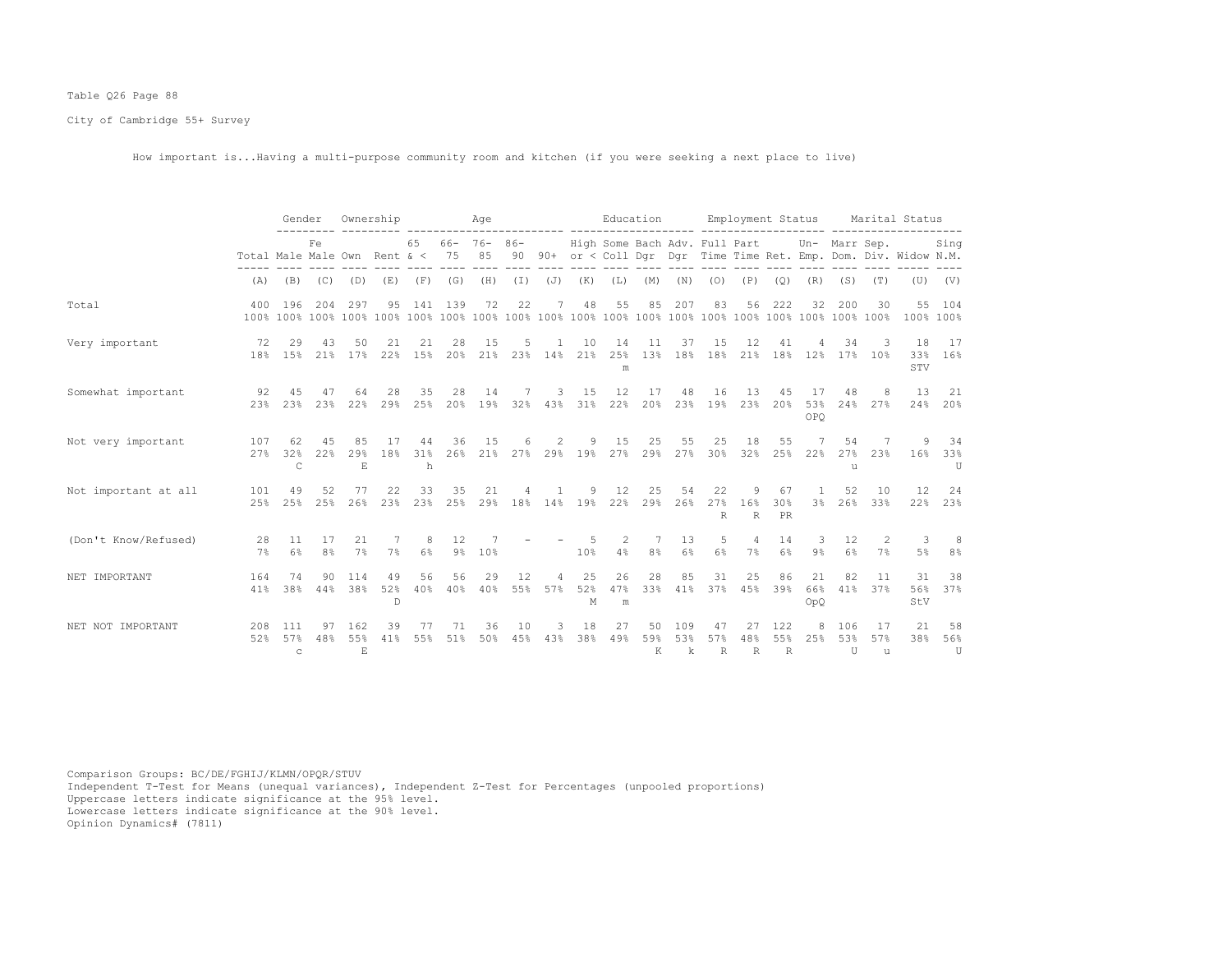Table Q26 Page 88

City of Cambridge 55+ Survey

How important is...Having a multi-purpose community room and kitchen (if you were seeking a next place to live)

| | Total | Gender | | Ownership | | Age | | | | | Education | | | | Employment Status | | | | Marital Status | | | |
|---|---|---|---|---|---|---|---|---|---|---|---|---|---|---|---|---|---|---|---|---|---|---|
| | Total | Male | Female | Own | Rent | 65 & < | 66-75 | 76-85 | 86-90 | 90+ | High or < | Some Coll | Bach Dgr | Adv. Dgr | Full Time | Part Time | Ret. | Un-Emp. | Marr Dom. | Sep. Div. | Widow | Sing N.M. |
| | (A) | (B) | (C) | (D) | (E) | (F) | (G) | (H) | (I) | (J) | (K) | (L) | (M) | (N) | (O) | (P) | (Q) | (R) | (S) | (T) | (U) | (V) |
| Total | 400 | 196 | 204 | 297 | 95 | 141 | 139 | 72 | 22 | 7 | 48 | 55 | 85 | 207 | 83 | 56 | 222 | 32 | 200 | 30 | 55 | 104 |
| | 100% | 100% | 100% | 100% | 100% | 100% | 100% | 100% | 100% | 100% | 100% | 100% | 100% | 100% | 100% | 100% | 100% | 100% | 100% | 100% | 100% | 100% |
| Very important | 72 | 29 | 43 | 50 | 21 | 21 | 28 | 15 | 5 | 1 | 10 | 14 | 11 | 37 | 15 | 12 | 41 | 4 | 34 | 3 | 18 | 17 |
| | 18% | 15% | 21% | 17% | 22% | 15% | 20% | 21% | 23% | 14% | 21% | 25% | 13% | 18% | 18% | 21% | 18% | 12% | 17% | 10% | 33% | 16% |
| | | | | | | | | | | | | m | | | | | | | | | STV | |
| Somewhat important | 92 | 45 | 47 | 64 | 28 | 35 | 28 | 14 | 7 | 3 | 15 | 12 | 17 | 48 | 16 | 13 | 45 | 17 | 48 | 8 | 13 | 21 |
| | 23% | 23% | 23% | 22% | 29% | 25% | 20% | 19% | 32% | 43% | 31% | 22% | 20% | 23% | 19% | 23% | 20% | 53% | 24% | 27% | 24% | 20% |
| | | | | | | | | | | | | | | | | | | OPQ | | | | |
| Not very important | 107 | 62 | 45 | 85 | 17 | 44 | 36 | 15 | 6 | 2 | 9 | 15 | 25 | 55 | 25 | 18 | 55 | 7 | 54 | 7 | 9 | 34 |
| | 27% | 32% | 22% | 29% | 18% | 31% | 26% | 21% | 27% | 29% | 19% | 27% | 29% | 27% | 30% | 32% | 25% | 22% | 27% | 23% | 16% | 33% |
| | | C | | E | | h | | | | | | | | | | | | | u | | | U |
| Not important at all | 101 | 49 | 52 | 77 | 22 | 33 | 35 | 21 | 4 | 1 | 9 | 12 | 25 | 54 | 22 | 9 | 67 | 1 | 52 | 10 | 12 | 24 |
| | 25% | 25% | 25% | 26% | 23% | 23% | 25% | 29% | 18% | 14% | 19% | 22% | 29% | 26% | 27% | 16% | 30% | 3% | 26% | 33% | 22% | 23% |
| | | | | | | | | | | | | | | | R | R | PR | | | | | |
| (Don't Know/Refused) | 28 | 11 | 17 | 21 | 7 | 8 | 12 | 7 | - | - | 5 | 2 | 7 | 13 | 5 | 4 | 14 | 3 | 12 | 2 | 3 | 8 |
| | 7% | 6% | 8% | 7% | 7% | 6% | 9% | 10% | | | 10% | 4% | 8% | 6% | 6% | 7% | 6% | 9% | 6% | 7% | 5% | 8% |
| NET IMPORTANT | 164 | 74 | 90 | 114 | 49 | 56 | 56 | 29 | 12 | 4 | 25 | 26 | 28 | 85 | 31 | 25 | 86 | 21 | 82 | 11 | 31 | 38 |
| | 41% | 38% | 44% | 38% | 52% | 40% | 40% | 40% | 55% | 57% | 52% | 47% | 33% | 41% | 37% | 45% | 39% | 66% | 41% | 37% | 56% | 37% |
| | | | | | D | | | | | | M | m | | | | | | OpQ | | | StV | |
| NET NOT IMPORTANT | 208 | 111 | 97 | 162 | 39 | 77 | 71 | 36 | 10 | 3 | 18 | 27 | 50 | 109 | 47 | 27 | 122 | 8 | 106 | 17 | 21 | 58 |
| | 52% | 57% | 48% | 55% | 41% | 55% | 51% | 50% | 45% | 43% | 38% | 49% | 59% | 53% | 57% | 48% | 55% | 25% | 53% | 57% | 38% | 56% |
| | | c | | E | | | | | | | | | K | k | R | R | R | | U | u | | U |

Comparison Groups: BC/DE/FGHIJ/KLMN/OPQR/STUV
Independent T-Test for Means (unequal variances), Independent Z-Test for Percentages (unpooled proportions)
Uppercase letters indicate significance at the 95% level.
Lowercase letters indicate significance at the 90% level.
Opinion Dynamics# (7811)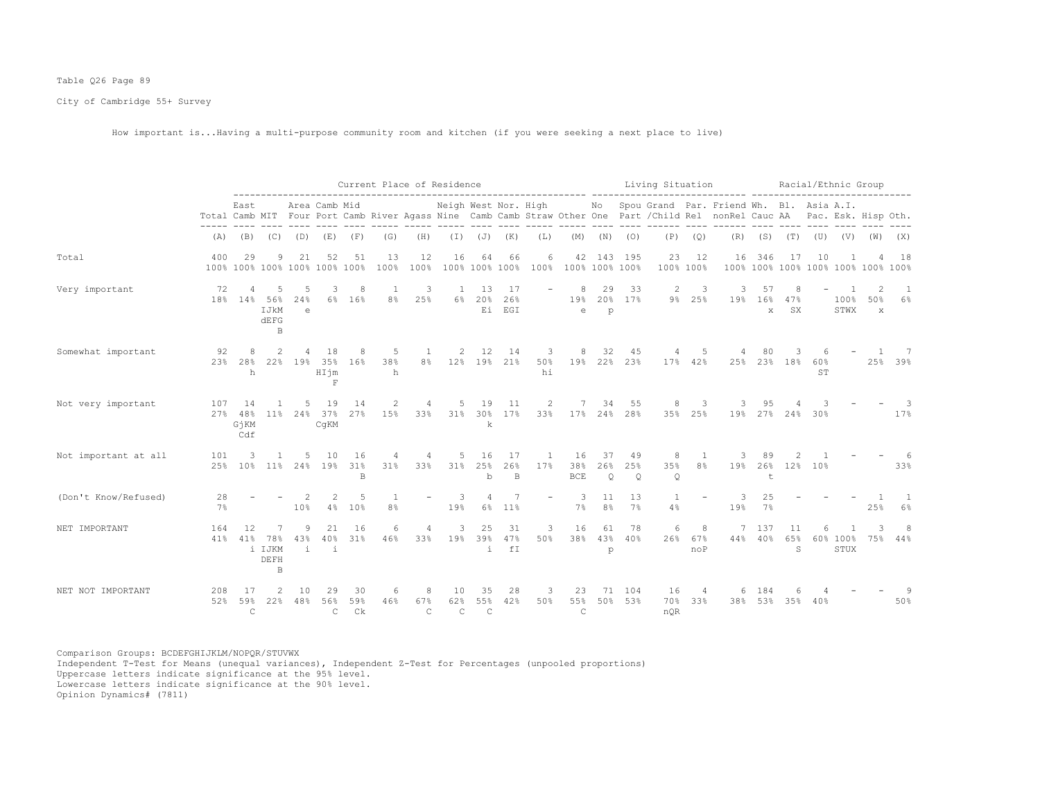Table Q26 Page 89

City of Cambridge 55+ Survey

How important is...Having a multi-purpose community room and kitchen (if you were seeking a next place to live)

| | Total | East Camb | MIT | Area Four | Camb Port | Mid Camb | River | Agass | Neigh Nine | West Camb | Nor. Camb | High Straw | Other | No One | Spou Part | Grand /Child | Par. Rel | Friend nonRel | Wh. Cauc | Bl. AA | Asia Pac. | A.I. Esk. | Hisp | Oth. |
|---|---|---|---|---|---|---|---|---|---|---|---|---|---|---|---|---|---|---|---|---|---|---|---|---|
| | | Current Place of Residence | | | | | | | | | | | | Living Situation | | | | | Racial/Ethnic Group | | | | | |
| | (A) | (B) | (C) | (D) | (E) | (F) | (G) | (H) | (I) | (J) | (K) | (L) | (M) | (N) | (O) | (P) | (Q) | (R) | (S) | (T) | (U) | (V) | (W) | (X) |
| Total | 400 100% | 29 100% | 9 100% | 21 100% | 52 100% | 51 100% | 13 100% | 12 100% | 16 100% | 64 100% | 66 100% | 6 100% | 42 100% | 143 100% | 195 100% | 23 100% | 12 100% | 16 100% | 346 100% | 17 100% | 10 100% | 1 100% | 4 100% | 18 100% |
| Very important | 72 18% | 4 14% | 5 56% IJkM dEFG B | 5 24% e | 3 6% | 8 16% | 1 8% | 3 25% | 1 6% | 13 20% Ei | 17 26% EGI | - | 8 19% e | 29 20% p | 33 17% | 2 9% | 3 25% | 3 19% | 57 16% x | 8 47% SX | - | 1 100% STWX | 2 50% x | 1 6% |
| Somewhat important | 92 23% | 8 28% h | 2 22% | 4 19% | 18 35% HIjm F | 8 16% | 5 38% h | 1 8% | 2 12% | 12 19% | 14 21% | 3 50% hi | 8 19% | 32 22% | 45 23% | 4 17% | 5 42% | 4 25% | 80 23% | 3 18% | 6 60% ST | - | 1 25% | 7 39% |
| Not very important | 107 27% | 14 48% GjKM Cdf | 1 11% | 5 24% | 19 37% CgKM | 14 27% | 2 15% | 4 33% | 5 31% | 19 30% k | 11 17% | 2 33% | 7 17% | 34 24% | 55 28% | 8 35% | 3 25% | 3 19% | 95 27% | 4 24% | 3 30% | - | - | 3 17% |
| Not important at all | 101 25% | 3 10% | 1 11% | 5 24% | 10 19% | 16 31% B | 4 31% | 4 33% | 5 31% | 16 25% b | 17 26% B | 1 17% | 16 38% BCE | 37 26% Q | 49 25% Q | 8 35% Q | 1 8% | 3 19% | 89 26% t | 2 12% | 1 10% | - | - | 6 33% |
| (Don't Know/Refused) | 28 7% | - | - | 2 10% | 2 4% | 5 10% | 1 8% | - | 3 19% | 4 6% | 7 11% | - | 3 7% | 11 8% | 13 7% | 1 4% | - | 3 19% | 25 7% | - | - | - | 1 25% | 1 6% |
| NET IMPORTANT | 164 41% | 12 41% i | 7 78% IJKM DEFH B | 9 43% i | 21 40% i | 16 31% | 6 46% | 4 33% | 3 19% | 25 39% i | 31 47% fI | 3 50% | 16 38% | 61 43% p | 78 40% | 6 26% | 8 67% noP | 7 44% | 137 40% | 11 65% S | 6 60% | 1 100% STUX | 3 75% | 8 44% |
| NET NOT IMPORTANT | 208 52% | 17 59% C | 2 22% | 10 48% | 29 56% C | 30 59% Ck | 6 46% | 8 67% C | 10 62% C | 35 55% C | 28 42% | 3 50% | 23 55% C | 71 50% | 104 53% | 16 70% nQR | 4 33% | 6 38% | 184 53% | 6 35% | 4 40% | - | - | 9 50% |

Comparison Groups: BCDEFGHIJKLM/NOPQR/STUVWX
Independent T-Test for Means (unequal variances), Independent Z-Test for Percentages (unpooled proportions)
Uppercase letters indicate significance at the 95% level.
Lowercase letters indicate significance at the 90% level.
Opinion Dynamics# (7811)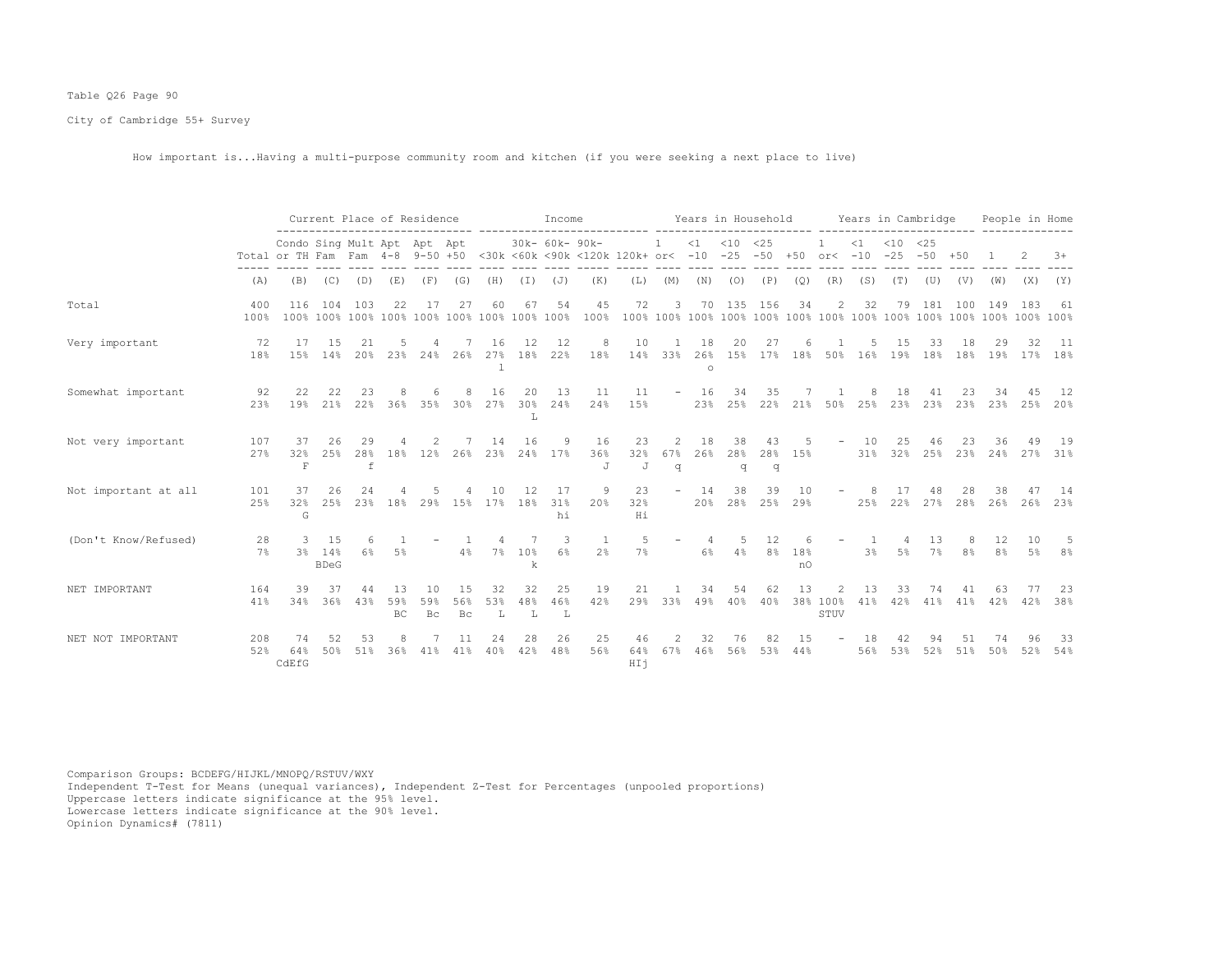Table Q26 Page 90

City of Cambridge 55+ Survey

How important is...Having a multi-purpose community room and kitchen (if you were seeking a next place to live)

| | Total | Current Place of Residence | | | | | | Income | | | | | Years in Household | | | | | Years in Cambridge | | | | | People in Home | | |
|---|---|---|---|---|---|---|---|---|---|---|---|---|---|---|---|---|---|---|---|---|---|---|---|---|---|
| | Total | Condo or TH | Sing Fam | Mult Fam | Apt 4-8 | Apt 9-50 | Apt +50 | <30k | 30k-<60k | 60k-<90k | 90k-<120k | 120k+ | 1 or< | <1 -10 | <10 -25 | <25 -50 | +50 | 1 or< | <1 -10 | <10 -25 | <25 -50 | +50 | 1 | 2 | 3+ |
| | (A) | (B) | (C) | (D) | (E) | (F) | (G) | (H) | (I) | (J) | (K) | (L) | (M) | (N) | (O) | (P) | (Q) | (R) | (S) | (T) | (U) | (V) | (W) | (X) | (Y) |
| Total | 400 100% | 116 100% | 104 100% | 103 100% | 22 100% | 17 100% | 27 100% | 60 100% | 67 100% | 54 100% | 45 100% | 72 100% | 3 100% | 70 100% | 135 100% | 156 100% | 34 100% | 2 100% | 32 100% | 79 100% | 181 100% | 100 100% | 149 100% | 183 100% | 61 100% |
| Very important | 72 18% | 17 15% | 15 14% | 21 20% | 5 23% | 4 24% | 7 26% | 16 27% l | 12 18% | 12 22% | 8 18% | 10 14% | 1 33% | 18 26% o | 20 15% | 27 17% | 6 18% | 1 50% | 5 16% | 15 19% | 33 18% | 18 18% | 29 19% | 32 17% | 11 18% |
| Somewhat important | 92 23% | 22 19% | 22 21% | 23 22% | 8 36% | 6 35% | 8 30% | 16 27% | 20 30% L | 13 24% | 11 24% | 11 15% | - | 16 23% | 34 25% | 35 22% | 7 21% | 1 50% | 8 25% | 18 23% | 41 23% | 23 23% | 34 23% | 45 25% | 12 20% |
| Not very important | 107 27% | 37 32% F | 26 25% | 29 28% f | 4 18% | 2 12% | 7 26% | 14 23% | 16 24% | 9 17% | 16 36% J | 23 32% J | 2 67% q | 18 26% | 38 28% q | 43 28% q | 5 15% | - | 10 31% | 25 32% | 46 25% | 23 23% | 36 24% | 49 27% | 19 31% |
| Not important at all | 101 25% | 37 32% G | 26 25% | 24 23% | 4 18% | 5 29% | 4 15% | 10 17% | 12 18% | 17 31% hi | 9 20% | 23 32% Hi | - | 14 20% | 38 28% | 39 25% | 10 29% | - | 8 25% | 17 22% | 48 27% | 28 28% | 38 26% | 47 26% | 14 23% |
| (Don't Know/Refused) | 28 7% | 3 3% | 15 14% BDeG | 6 6% | 1 5% | - | 1 4% | 4 7% | 7 10% k | 3 6% | 1 2% | 5 7% | - | 4 6% | 5 4% | 12 8% | 6 18% nO | - | 1 3% | 4 5% | 13 7% | 8 8% | 12 8% | 10 5% | 5 8% |
| NET IMPORTANT | 164 41% | 39 34% | 37 36% | 44 43% | 13 59% BC | 10 59% Bc | 15 56% Bc | 32 53% L | 32 48% L | 25 46% L | 19 42% | 21 29% | 1 33% | 34 49% | 54 40% | 62 40% | 13 38% | 2 100% STUV | 13 41% | 33 42% | 74 41% | 41 41% | 63 42% | 77 42% | 23 38% |
| NET NOT IMPORTANT | 208 52% | 74 64% CdEfG | 52 50% | 53 51% | 8 36% | 7 41% | 11 41% | 24 40% | 28 42% | 26 48% | 25 56% | 46 64% HIj | 2 67% | 32 46% | 76 56% | 82 53% | 15 44% | - | 18 56% | 42 53% | 94 52% | 51 51% | 74 50% | 96 52% | 33 54% |

Comparison Groups: BCDEFG/HIJKL/MNOPQ/RSTUV/WXY
Independent T-Test for Means (unequal variances), Independent Z-Test for Percentages (unpooled proportions)
Uppercase letters indicate significance at the 95% level.
Lowercase letters indicate significance at the 90% level.
Opinion Dynamics# (7811)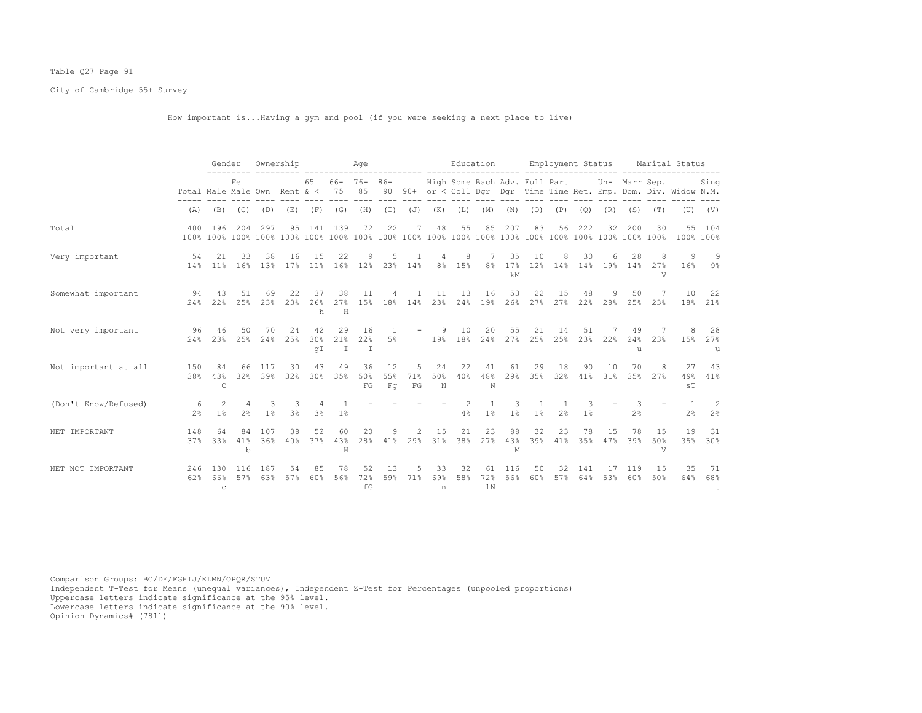Table Q27 Page 91

City of Cambridge 55+ Survey

How important is...Having a gym and pool (if you were seeking a next place to live)

| | Total | Gender | | Ownership | | Age | | | | | Education | | | | Employment Status | | | | Marital Status | | | |
|---|---|---|---|---|---|---|---|---|---|---|---|---|---|---|---|---|---|---|---|---|---|---|
| | Total | Male | Female | Own | Rent | 65 & < | 66-75 | 76-85 | 86-90 | 90+ | High or < | Some Coll | Bach Dgr | Adv. Dgr | Full Time | Part Time | Ret. | Un-Emp. | Marr Dom. | Sep. Div. | Widow | Sing N.M. |
| | (A) | (B) | (C) | (D) | (E) | (F) | (G) | (H) | (I) | (J) | (K) | (L) | (M) | (N) | (O) | (P) | (Q) | (R) | (S) | (T) | (U) | (V) |
| Total | 400 | 196 | 204 | 297 | 95 | 141 | 139 | 72 | 22 | 7 | 48 | 55 | 85 | 207 | 83 | 56 | 222 | 32 | 200 | 30 | 55 | 104 |
| | 100% | 100% | 100% | 100% | 100% | 100% | 100% | 100% | 100% | 100% | 100% | 100% | 100% | 100% | 100% | 100% | 100% | 100% | 100% | 100% | 100% | 100% |
| Very important | 54 | 21 | 33 | 38 | 16 | 15 | 22 | 9 | 5 | 1 | 4 | 8 | 7 | 35 | 10 | 8 | 30 | 6 | 28 | 8 | 9 | 9 |
| | 14% | 11% | 16% | 13% | 17% | 11% | 16% | 12% | 23% | 14% | 8% | 15% | 8% | 17% | 12% | 14% | 14% | 19% | 14% | 27% | 16% | 9% |
| | | | | | | | | | | | | | | kM | | | | | | V | | |
| Somewhat important | 94 | 43 | 51 | 69 | 22 | 37 | 38 | 11 | 4 | 1 | 11 | 13 | 16 | 53 | 22 | 15 | 48 | 9 | 50 | 7 | 10 | 22 |
| | 24% | 22% | 25% | 23% | 23% | 26% | 27% | 15% | 18% | 14% | 23% | 24% | 19% | 26% | 27% | 27% | 22% | 28% | 25% | 23% | 18% | 21% |
| | | | | | | h | H | | | | | | | | | | | | | | | |
| Not very important | 96 | 46 | 50 | 70 | 24 | 42 | 29 | 16 | 1 | - | 9 | 10 | 20 | 55 | 21 | 14 | 51 | 7 | 49 | 7 | 8 | 28 |
| | 24% | 23% | 25% | 24% | 25% | 30% | 21% | 22% | 5% | | 19% | 18% | 24% | 27% | 25% | 25% | 23% | 22% | 24% | 23% | 15% | 27% |
| | | | | | | gI | I | I | | | | | | | | | | | u | | | u |
| Not important at all | 150 | 84 | 66 | 117 | 30 | 43 | 49 | 36 | 12 | 5 | 24 | 22 | 41 | 61 | 29 | 18 | 90 | 10 | 70 | 8 | 27 | 43 |
| | 38% | 43% | 32% | 39% | 32% | 30% | 35% | 50% | 55% | 71% | 50% | 40% | 48% | 29% | 35% | 32% | 41% | 31% | 35% | 27% | 49% | 41% |
| | | C | | | | | | FG | Fg | FG | N | | N | | | | | | | | sT | |
| (Don't Know/Refused) | 6 | 2 | 4 | 3 | 3 | 4 | 1 | - | - | - | - | 2 | 1 | 3 | 1 | 1 | 3 | - | 3 | - | 1 | 2 |
| | 2% | 1% | 2% | 1% | 3% | 3% | 1% | | | | | 4% | 1% | 1% | 1% | 2% | 1% | | 2% | | 2% | 2% |
| NET IMPORTANT | 148 | 64 | 84 | 107 | 38 | 52 | 60 | 20 | 9 | 2 | 15 | 21 | 23 | 88 | 32 | 23 | 78 | 15 | 78 | 15 | 19 | 31 |
| | 37% | 33% | 41% | 36% | 40% | 37% | 43% | 28% | 41% | 29% | 31% | 38% | 27% | 43% | 39% | 41% | 35% | 47% | 39% | 50% | 35% | 30% |
| | | | b | | | | H | | | | | | | M | | | | | | V | | |
| NET NOT IMPORTANT | 246 | 130 | 116 | 187 | 54 | 85 | 78 | 52 | 13 | 5 | 33 | 32 | 61 | 116 | 50 | 32 | 141 | 17 | 119 | 15 | 35 | 71 |
| | 62% | 66% | 57% | 63% | 57% | 60% | 56% | 72% | 59% | 71% | 69% | 58% | 72% | 56% | 60% | 57% | 64% | 53% | 60% | 50% | 64% | 68% |
| | | c | | | | | | fG | | | n | | lN | | | | | | | | | t |

Comparison Groups: BC/DE/FGHIJ/KLMN/OPQR/STUV
Independent T-Test for Means (unequal variances), Independent Z-Test for Percentages (unpooled proportions)
Uppercase letters indicate significance at the 95% level.
Lowercase letters indicate significance at the 90% level.
Opinion Dynamics# (7811)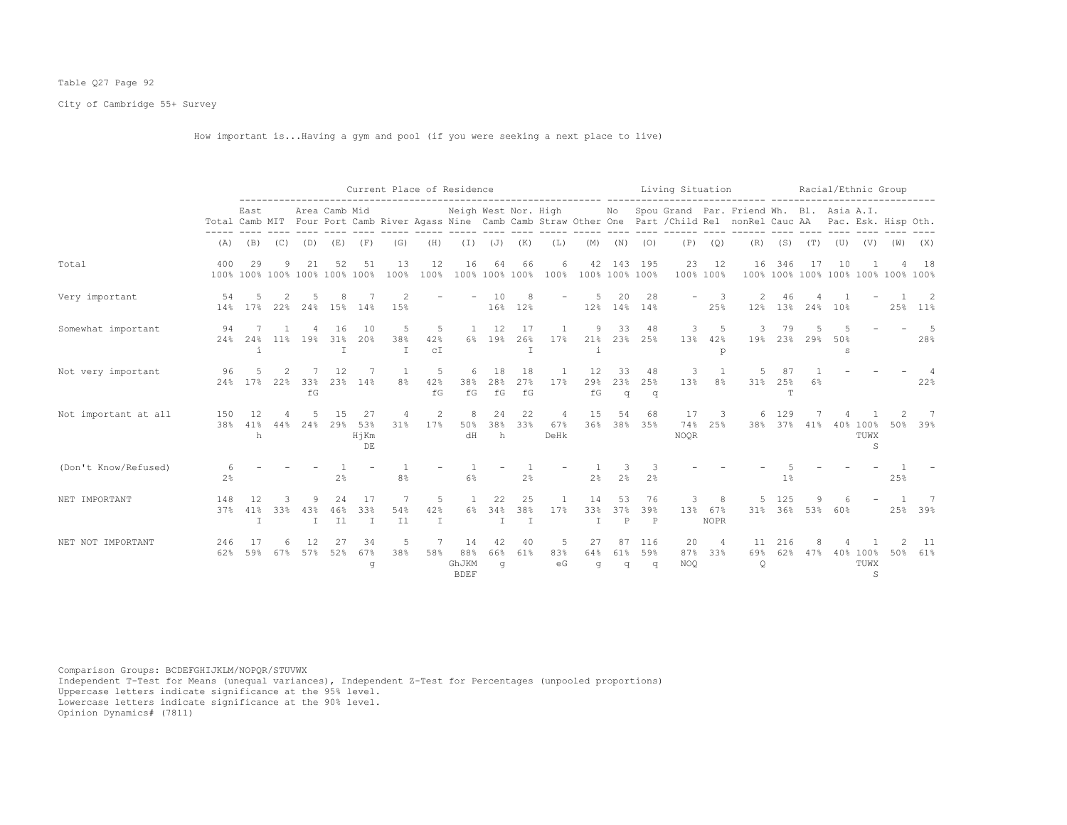Table Q27 Page 92

City of Cambridge 55+ Survey

How important is...Having a gym and pool (if you were seeking a next place to live)

| | Total | East Camb | MIT | Area Four | Camb Port | Mid Camb | River | Agass | Neigh Nine | West Camb | Nor. Camb | High Straw | Other | No One | Spou Part | Grand /Child | Par. Rel | Friend nonRel | Wh. Cauc | Bl. AA | Asia Pac. | A.I. Esk. | Hisp | Oth. |
|---|---|---|---|---|---|---|---|---|---|---|---|---|---|---|---|---|---|---|---|---|---|---|---|---|
| | | Current Place of Residence | | | | | | | | | | | | Living Situation | | | | | Racial/Ethnic Group | | | | | |
| | (A) | (B) | (C) | (D) | (E) | (F) | (G) | (H) | (I) | (J) | (K) | (L) | (M) | (N) | (O) | (P) | (Q) | (R) | (S) | (T) | (U) | (V) | (W) | (X) |
| Total | 400 100% | 29 100% | 9 100% | 21 100% | 52 100% | 51 100% | 13 100% | 12 100% | 16 100% | 64 100% | 66 100% | 6 100% | 42 100% | 143 100% | 195 100% | 23 100% | 12 100% | 16 100% | 346 100% | 17 100% | 10 100% | 1 100% | 4 100% | 18 100% |
| Very important | 54 14% | 5 17% | 2 22% | 5 24% | 8 15% | 7 14% | 2 15% | - | - | 10 16% | 8 12% | - | 5 12% | 20 14% | 28 14% | - | 3 25% | 2 12% | 46 13% | 4 24% | 1 10% | - | 1 25% | 2 11% |
| Somewhat important | 94 24% | 7 24% i | 1 11% | 4 19% | 16 31% I | 10 20% | 5 38% I | 5 42% cI | 1 6% | 12 19% | 17 26% I | 1 17% | 9 21% i | 33 23% | 48 25% | 3 13% | 5 42% p | 3 19% | 79 23% | 5 29% | 5 50% s | - | - | 5 28% |
| Not very important | 96 24% | 5 17% | 2 22% | 7 33% fG | 12 23% | 7 14% | 1 8% | 5 42% fG | 6 38% fG | 18 28% fG | 18 27% fG | 1 17% | 12 29% fG | 33 23% q | 48 25% q | 3 13% | 1 8% | 5 31% | 87 25% T | 1 6% | - | - | - | 4 22% |
| Not important at all | 150 38% | 12 41% h | 4 44% | 5 24% | 15 29% | 27 53% HjKm DE | 4 31% | 2 17% | 8 50% dH | 24 38% h | 22 33% | 4 67% DeHk | 15 36% | 54 38% | 68 35% | 17 74% NOQR | 3 25% | 6 38% | 129 37% | 7 41% | 4 40% | 1 100% TUWX S | 2 50% | 7 39% |
| (Don't Know/Refused) | 6 2% | - | - | - | 1 2% | - | 1 8% | - | 1 6% | - | 1 2% | - | 1 2% | 3 2% | 3 2% | - | - | - | 5 1% | - | - | - | 1 25% | - |
| NET IMPORTANT | 148 37% | 12 41% I | 3 33% | 9 43% I | 24 46% Il | 17 33% I | 7 54% Il | 5 42% I | 1 6% | 22 34% I | 25 38% I | 1 17% | 14 33% I | 53 37% P | 76 39% P | 3 13% | 8 67% NOPR | 5 31% | 125 36% | 9 53% | 6 60% | - | 1 25% | 7 39% |
| NET NOT IMPORTANT | 246 62% | 17 59% | 6 67% | 12 57% | 27 52% | 34 67% g | 5 38% | 7 58% | 14 88% GhJKM BDEF | 42 66% g | 40 61% | 5 83% eG | 27 64% g | 87 61% q | 116 59% q | 20 87% NOQ | 4 33% | 11 69% Q | 216 62% | 8 47% | 4 40% | 1 100% TUWX S | 2 50% | 11 61% |

Comparison Groups: BCDEFGHIJKLM/NOPQR/STUVWX
Independent T-Test for Means (unequal variances), Independent Z-Test for Percentages (unpooled proportions)
Uppercase letters indicate significance at the 95% level.
Lowercase letters indicate significance at the 90% level.
Opinion Dynamics# (7811)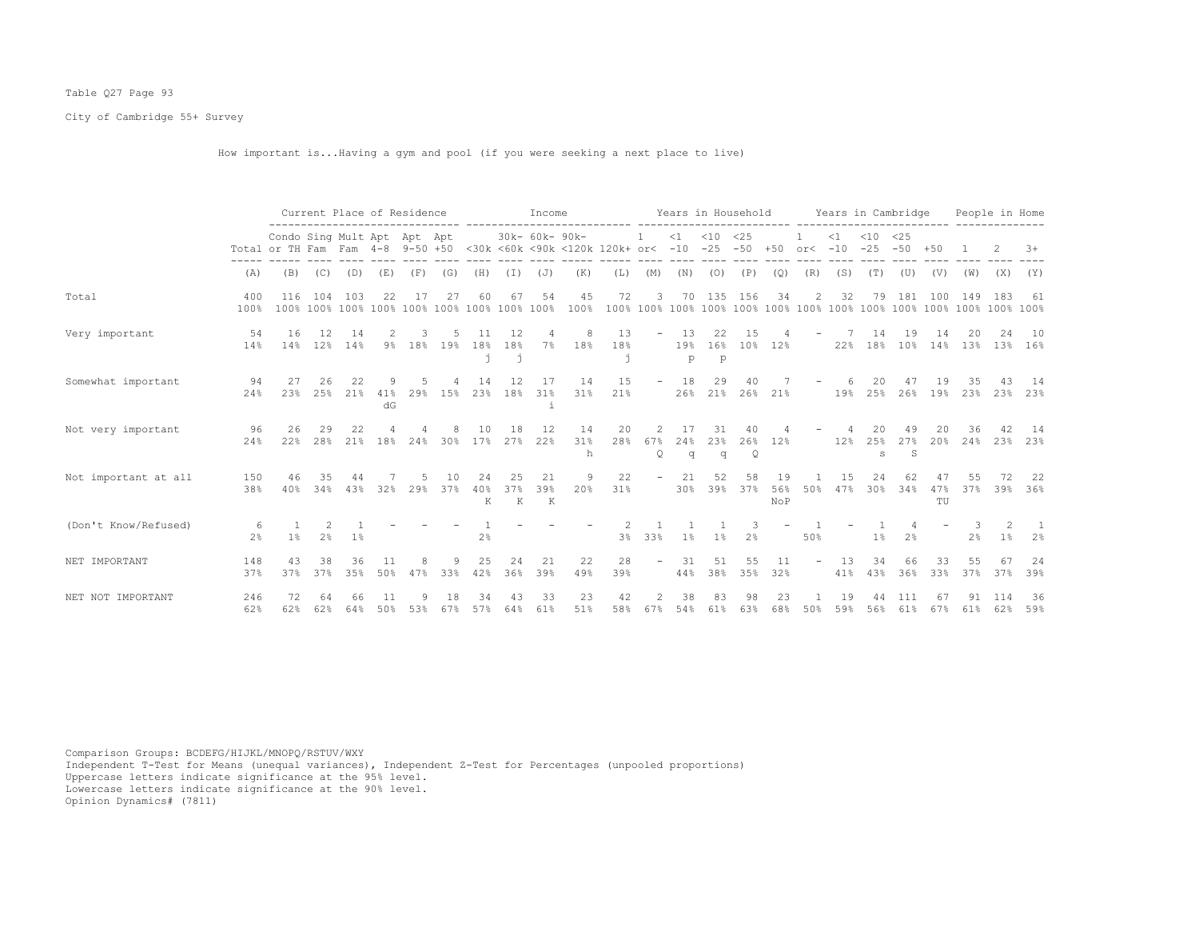Table Q27 Page 93

City of Cambridge 55+ Survey

How important is...Having a gym and pool (if you were seeking a next place to live)

| | | Current Place of Residence | | | | | | Income | | | | | Years in Household | | | | | Years in Cambridge | | | | | People in Home | | |
|---|---|---|---|---|---|---|---|---|---|---|---|---|---|---|---|---|---|---|---|---|---|---|---|---|---|
| | Total | Condo or TH | Sing Fam | Mult Fam | Apt 4-8 | Apt 9-50 | Apt +50 | <30k | 30k- <60k | 60k- <90k | 90k- <120k | 120k+ | 1 or< | <1 -10 | <10 -25 | <25 -50 | +50 | 1 or< | <1 -10 | <10 -25 | <25 -50 | +50 | 1 | 2 | 3+ |
| | (A) | (B) | (C) | (D) | (E) | (F) | (G) | (H) | (I) | (J) | (K) | (L) | (M) | (N) | (O) | (P) | (Q) | (R) | (S) | (T) | (U) | (V) | (W) | (X) | (Y) |
| Total | 400<br>100% | 116<br>100% | 104<br>100% | 103<br>100% | 22<br>100% | 17<br>100% | 27<br>100% | 60<br>100% | 67<br>100% | 54<br>100% | 45<br>100% | 72<br>100% | 3<br>100% | 70<br>100% | 135<br>100% | 156<br>100% | 34<br>100% | 2<br>100% | 32<br>100% | 79<br>100% | 181<br>100% | 100<br>100% | 149<br>100% | 183<br>100% | 61<br>100% |
| Very important | 54<br>14% | 16<br>14% | 12<br>12% | 14<br>14% | 2<br>9% | 3<br>18% | 5<br>19% | 11<br>18%<br>j | 12<br>18%<br>j | 4<br>7% | 8<br>18% | 13<br>18%<br>j | - | 13<br>19%<br>p | 22<br>16%<br>p | 15<br>10% | 4<br>12% | - | 7<br>22% | 14<br>18% | 19<br>10% | 14<br>14% | 20<br>13% | 24<br>13% | 10<br>16% |
| Somewhat important | 94<br>24% | 27<br>23% | 26<br>25% | 22<br>21% | 9<br>41%<br>dG | 5<br>29% | 4<br>15% | 14<br>23% | 12<br>18% | 17<br>31%<br>i | 14<br>31% | 15<br>21% | - | 18<br>26% | 29<br>21% | 40<br>26% | 7<br>21% | - | 6<br>19% | 20<br>25% | 47<br>26% | 19<br>19% | 35<br>23% | 43<br>23% | 14<br>23% |
| Not very important | 96<br>24% | 26<br>22% | 29<br>28% | 22<br>21% | 4<br>18% | 4<br>24% | 8<br>30% | 10<br>17% | 18<br>27% | 12<br>22% | 14<br>31%<br>h | 20<br>28% | 2<br>67%<br>Q | 17<br>24%<br>q | 31<br>23%<br>q | 40<br>26%<br>Q | 4<br>12% | - | 4<br>12% | 20<br>25%<br>s | 49<br>27%<br>S | 20<br>20% | 36<br>24% | 42<br>23% | 14<br>23% |
| Not important at all | 150<br>38% | 46<br>40% | 35<br>34% | 44<br>43% | 7<br>32% | 5<br>29% | 10<br>37% | 24<br>40%<br>K | 25<br>37%<br>K | 21<br>39%<br>K | 9<br>20% | 22<br>31% | - | 21<br>30% | 52<br>39% | 58<br>37% | 19<br>56%<br>NoP | 1<br>50% | 15<br>47% | 24<br>30% | 62<br>34% | 47<br>47%<br>TU | 55<br>37% | 72<br>39% | 22<br>36% |
| (Don't Know/Refused) | 6<br>2% | 1<br>1% | 2<br>2% | 1<br>1% | - | - | - | 1<br>2% | - | - | - | 2<br>3% | 1<br>33% | 1<br>1% | 1<br>1% | 3<br>2% | - | 1<br>50% | - | 1<br>1% | 4<br>2% | - | 3<br>2% | 2<br>1% | 1<br>2% |
| NET IMPORTANT | 148<br>37% | 43<br>37% | 38<br>37% | 36<br>35% | 11<br>50% | 8<br>47% | 9<br>33% | 25<br>42% | 24<br>36% | 21<br>39% | 22<br>49% | 28<br>39% | - | 31<br>44% | 51<br>38% | 55<br>35% | 11<br>32% | - | 13<br>41% | 34<br>43% | 66<br>36% | 33<br>33% | 55<br>37% | 67<br>37% | 24<br>39% |
| NET NOT IMPORTANT | 246<br>62% | 72<br>62% | 64<br>62% | 66<br>64% | 11<br>50% | 9<br>53% | 18<br>67% | 34<br>57% | 43<br>64% | 33<br>61% | 23<br>51% | 42<br>58% | 2<br>67% | 38<br>54% | 83<br>61% | 98<br>63% | 23<br>68% | 1<br>50% | 19<br>59% | 44<br>56% | 111<br>61% | 67<br>67% | 91<br>61% | 114<br>62% | 36<br>59% |

Comparison Groups: BCDEFG/HIJKL/MNOPQ/RSTUV/WXY
Independent T-Test for Means (unequal variances), Independent Z-Test for Percentages (unpooled proportions)
Uppercase letters indicate significance at the 95% level.
Lowercase letters indicate significance at the 90% level.
Opinion Dynamics# (7811)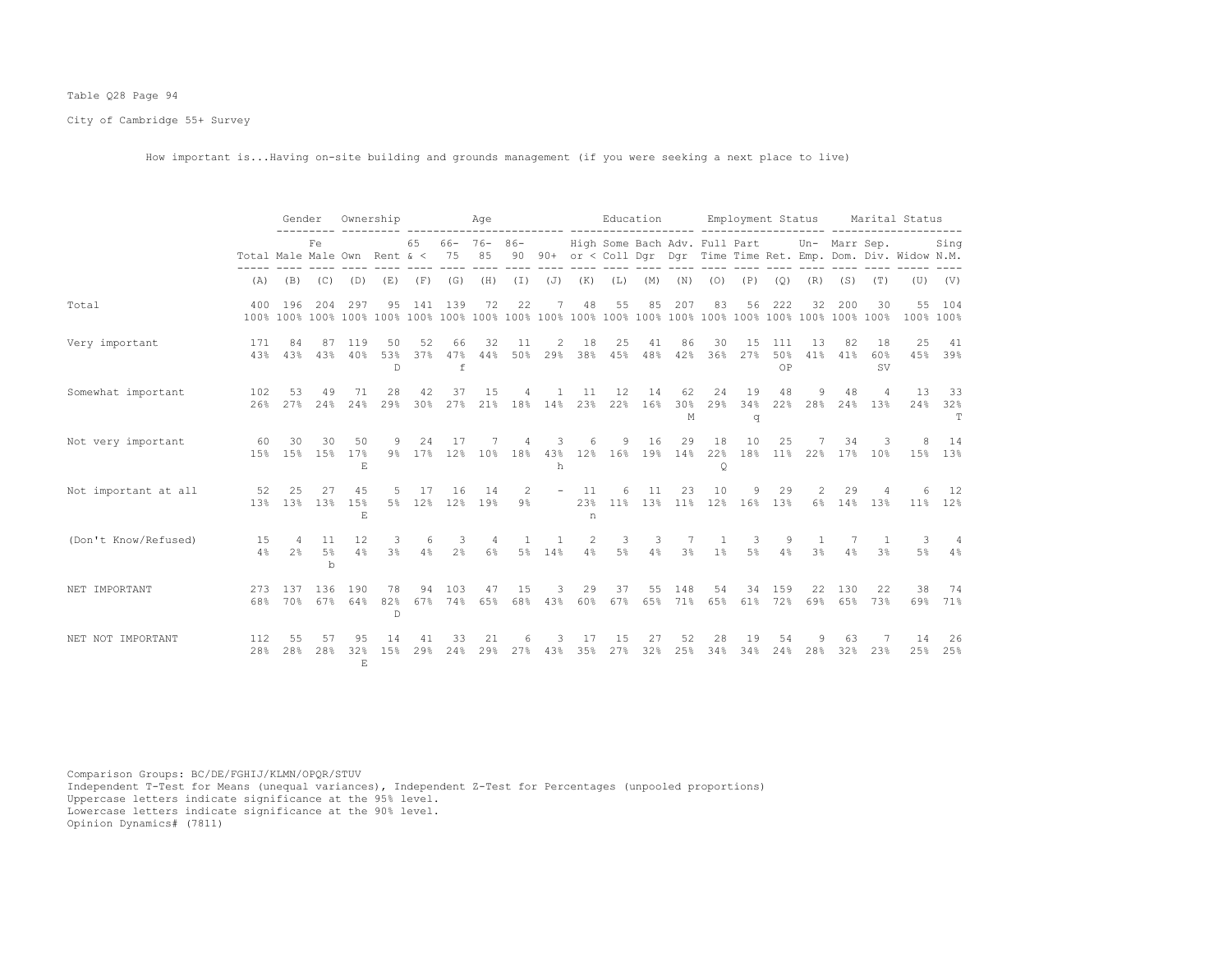Table Q28 Page 94

City of Cambridge 55+ Survey

How important is...Having on-site building and grounds management (if you were seeking a next place to live)

| | | Gender | | Ownership | | Age | | | | | Education | | | | Employment Status | | | | Marital Status | | | |
|---|---|---|---|---|---|---|---|---|---|---|---|---|---|---|---|---|---|---|---|---|---|---|
| | Total | Male | Fe Male | Own | Rent | 65 & < | 66-75 | 76-85 | 86-90 | 90+ | High or < | Some Coll | Bach Dgr | Adv. Dgr | Full Time | Part Time | Ret. | Un-Emp. | Marr Dom. | Sep. Div. | Widow | Sing N.M. |
| | (A) | (B) | (C) | (D) | (E) | (F) | (G) | (H) | (I) | (J) | (K) | (L) | (M) | (N) | (O) | (P) | (Q) | (R) | (S) | (T) | (U) | (V) |
| Total | 400 | 196 | 204 | 297 | 95 | 141 | 139 | 72 | 22 | 7 | 48 | 55 | 85 | 207 | 83 | 56 | 222 | 32 | 200 | 30 | 55 | 104 |
| | 100% | 100% | 100% | 100% | 100% | 100% | 100% | 100% | 100% | 100% | 100% | 100% | 100% | 100% | 100% | 100% | 100% | 100% | 100% | 100% | 100% | 100% |
| Very important | 171 | 84 | 87 | 119 | 50 | 52 | 66 | 32 | 11 | 2 | 18 | 25 | 41 | 86 | 30 | 15 | 111 | 13 | 82 | 18 | 25 | 41 |
| | 43% | 43% | 43% | 40% | 53% | 37% | 47% | 44% | 50% | 29% | 38% | 45% | 48% | 42% | 36% | 27% | 50% | 41% | 41% | 60% | 45% | 39% |
| | | | | | D | | f | | | | | | | | | | OP | | | SV | | |
| Somewhat important | 102 | 53 | 49 | 71 | 28 | 42 | 37 | 15 | 4 | 1 | 11 | 12 | 14 | 62 | 24 | 19 | 48 | 9 | 48 | 4 | 13 | 33 |
| | 26% | 27% | 24% | 24% | 29% | 30% | 27% | 21% | 18% | 14% | 23% | 22% | 16% | 30% | 29% | 34% | 22% | 28% | 24% | 13% | 24% | 32% |
| | | | | | | | | | | | | | | M | | q | | | | | | T |
| Not very important | 60 | 30 | 30 | 50 | 9 | 24 | 17 | 7 | 4 | 3 | 6 | 9 | 16 | 29 | 18 | 10 | 25 | 7 | 34 | 3 | 8 | 14 |
| | 15% | 15% | 15% | 17% | 9% | 17% | 12% | 10% | 18% | 43% | 12% | 16% | 19% | 14% | 22% | 18% | 11% | 22% | 17% | 10% | 15% | 13% |
| | | | | E | | | | | | h | | | | | Q | | | | | | | |
| Not important at all | 52 | 25 | 27 | 45 | 5 | 17 | 16 | 14 | 2 | - | 11 | 6 | 11 | 23 | 10 | 9 | 29 | 2 | 29 | 4 | 6 | 12 |
| | 13% | 13% | 13% | 15% | 5% | 12% | 12% | 19% | 9% | | 23% | 11% | 13% | 11% | 12% | 16% | 13% | 6% | 14% | 13% | 11% | 12% |
| | | | | E | | | | | | | n | | | | | | | | | | | |
| (Don't Know/Refused) | 15 | 4 | 11 | 12 | 3 | 6 | 3 | 4 | 1 | 1 | 2 | 3 | 3 | 7 | 1 | 3 | 9 | 1 | 7 | 1 | 3 | 4 |
| | 4% | 2% | 5% | 4% | 3% | 4% | 2% | 6% | 5% | 14% | 4% | 5% | 4% | 3% | 1% | 5% | 4% | 3% | 4% | 3% | 5% | 4% |
| | | | b | | | | | | | | | | | | | | | | | | | |
| NET IMPORTANT | 273 | 137 | 136 | 190 | 78 | 94 | 103 | 47 | 15 | 3 | 29 | 37 | 55 | 148 | 54 | 34 | 159 | 22 | 130 | 22 | 38 | 74 |
| | 68% | 70% | 67% | 64% | 82% | 67% | 74% | 65% | 68% | 43% | 60% | 67% | 65% | 71% | 65% | 61% | 72% | 69% | 65% | 73% | 69% | 71% |
| | | | | | D | | | | | | | | | | | | | | | | | |
| NET NOT IMPORTANT | 112 | 55 | 57 | 95 | 14 | 41 | 33 | 21 | 6 | 3 | 17 | 15 | 27 | 52 | 28 | 19 | 54 | 9 | 63 | 7 | 14 | 26 |
| | 28% | 28% | 28% | 32% | 15% | 29% | 24% | 29% | 27% | 43% | 35% | 27% | 32% | 25% | 34% | 34% | 24% | 28% | 32% | 23% | 25% | 25% |
| | | | | E | | | | | | | | | | | | | | | | | | |

Comparison Groups: BC/DE/FGHIJ/KLMN/OPQR/STUV
Independent T-Test for Means (unequal variances), Independent Z-Test for Percentages (unpooled proportions)
Uppercase letters indicate significance at the 95% level.
Lowercase letters indicate significance at the 90% level.
Opinion Dynamics# (7811)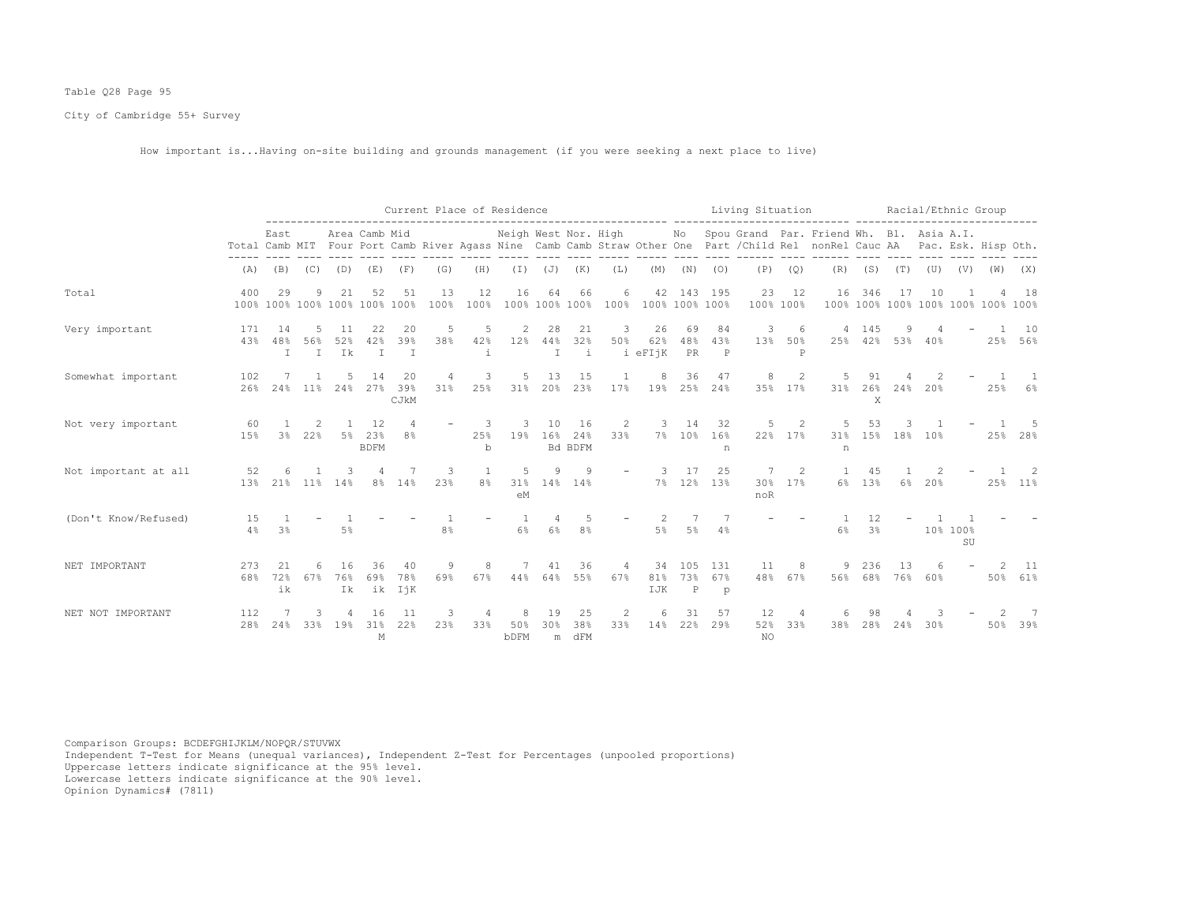Table Q28 Page 95

City of Cambridge 55+ Survey

How important is...Having on-site building and grounds management (if you were seeking a next place to live)

| | Total | East Camb | MIT | Area Four | Camb Port | Mid Camb | River | Agass | Neigh Nine | West Camb | Nor. Camb | High Straw | Other | No One | Spou Part | Grand /Child | Par. Rel | Friend nonRel | Wh. Cauc | Bl. AA | Asia Pac. | A.I. Esk. | Hisp | Oth. |
|---|---|---|---|---|---|---|---|---|---|---|---|---|---|---|---|---|---|---|---|---|---|---|---|---|
| | | Current Place of Residence | | | | | | | | | | | | Living Situation | | | | | Racial/Ethnic Group | | | | | |
| | (A) | (B) | (C) | (D) | (E) | (F) | (G) | (H) | (I) | (J) | (K) | (L) | (M) | (N) | (O) | (P) | (Q) | (R) | (S) | (T) | (U) | (V) | (W) | (X) |
| Total | 400 | 29 | 9 | 21 | 52 | 51 | 13 | 12 | 16 | 64 | 66 | 6 | 42 | 143 | 195 | 23 | 12 | 16 | 346 | 17 | 10 | 1 | 4 | 18 |
| | 100% | 100% | 100% | 100% | 100% | 100% | 100% | 100% | 100% | 100% | 100% | 100% | 100% | 100% | 100% | 100% | 100% | 100% | 100% | 100% | 100% | 100% | 100% | 100% |
| Very important | 171 | 14 | 5 | 11 | 22 | 20 | 5 | 5 | 2 | 28 | 21 | 3 | 26 | 69 | 84 | 3 | 6 | 4 | 145 | 9 | 4 | - | 1 | 10 |
| | 43% | 48% | 56% | 52% | 42% | 39% | 38% | 42% | 12% | 44% | 32% | 50% | 62% | 48% | 43% | 13% | 50% | 25% | 42% | 53% | 40% | | 25% | 56% |
| | | I | I | Ik | I | I | | i | | I | i | i | eFIjK | PR | P | | P | | | | | | | |
| Somewhat important | 102 | 7 | 1 | 5 | 14 | 20 | 4 | 3 | 5 | 13 | 15 | 1 | 8 | 36 | 47 | 8 | 2 | 5 | 91 | 4 | 2 | - | 1 | 1 |
| | 26% | 24% | 11% | 24% | 27% | 39% | 31% | 25% | 31% | 20% | 23% | 17% | 19% | 25% | 24% | 35% | 17% | 31% | 26% | 24% | 20% | | 25% | 6% |
| | | | | | | CJkM | | | | | | | | | | | | | X | | | | | |
| Not very important | 60 | 1 | 2 | 1 | 12 | 4 | - | 3 | 3 | 10 | 16 | 2 | 3 | 14 | 32 | 5 | 2 | 5 | 53 | 3 | 1 | - | 1 | 5 |
| | 15% | 3% | 22% | 5% | 23% | 8% | | 25% | 19% | 16% | 24% | 33% | 7% | 10% | 16% | 22% | 17% | 31% | 15% | 18% | 10% | | 25% | 28% |
| | | | | | BDFM | | | b | | Bd | BDFM | | | | n | | | n | | | | | | |
| Not important at all | 52 | 6 | 1 | 3 | 4 | 7 | 3 | 1 | 5 | 9 | 9 | - | 3 | 17 | 25 | 7 | 2 | 1 | 45 | 1 | 2 | - | 1 | 2 |
| | 13% | 21% | 11% | 14% | 8% | 14% | 23% | 8% | 31% | 14% | 14% | | 7% | 12% | 13% | 30% | 17% | 6% | 13% | 6% | 20% | | 25% | 11% |
| | | | | | | | | | eM | | | | | | | noR | | | | | | | | |
| (Don't Know/Refused) | 15 | 1 | - | 1 | - | - | 1 | - | 1 | 4 | 5 | - | 2 | 7 | 7 | - | - | 1 | 12 | - | 1 | 1 | - | - |
| | 4% | 3% | | 5% | | | 8% | | 6% | 6% | 8% | | 5% | 5% | 4% | | | 6% | 3% | | 10% | 100% | | |
| | | | | | | | | | | | | | | | | | | | | | | SU | | |
| NET IMPORTANT | 273 | 21 | 6 | 16 | 36 | 40 | 9 | 8 | 7 | 41 | 36 | 4 | 34 | 105 | 131 | 11 | 8 | 9 | 236 | 13 | 6 | - | 2 | 11 |
| | 68% | 72% | 67% | 76% | 69% | 78% | 69% | 67% | 44% | 64% | 55% | 67% | 81% | 73% | 67% | 48% | 67% | 56% | 68% | 76% | 60% | | 50% | 61% |
| | | ik | | Ik | ik | IjK | | | | | | | IJK | P | p | | | | | | | | | |
| NET NOT IMPORTANT | 112 | 7 | 3 | 4 | 16 | 11 | 3 | 4 | 8 | 19 | 25 | 2 | 6 | 31 | 57 | 12 | 4 | 6 | 98 | 4 | 3 | - | 2 | 7 |
| | 28% | 24% | 33% | 19% | 31% | 22% | 23% | 33% | 50% | 30% | 38% | 33% | 14% | 22% | 29% | 52% | 33% | 38% | 28% | 24% | 30% | | 50% | 39% |
| | | | | | M | | | | bDFM | m | dFM | | | | | NO | | | | | | | | |

Comparison Groups: BCDEFGHIJKLM/NOPQR/STUVWX
Independent T-Test for Means (unequal variances), Independent Z-Test for Percentages (unpooled proportions)
Uppercase letters indicate significance at the 95% level.
Lowercase letters indicate significance at the 90% level.
Opinion Dynamics# (7811)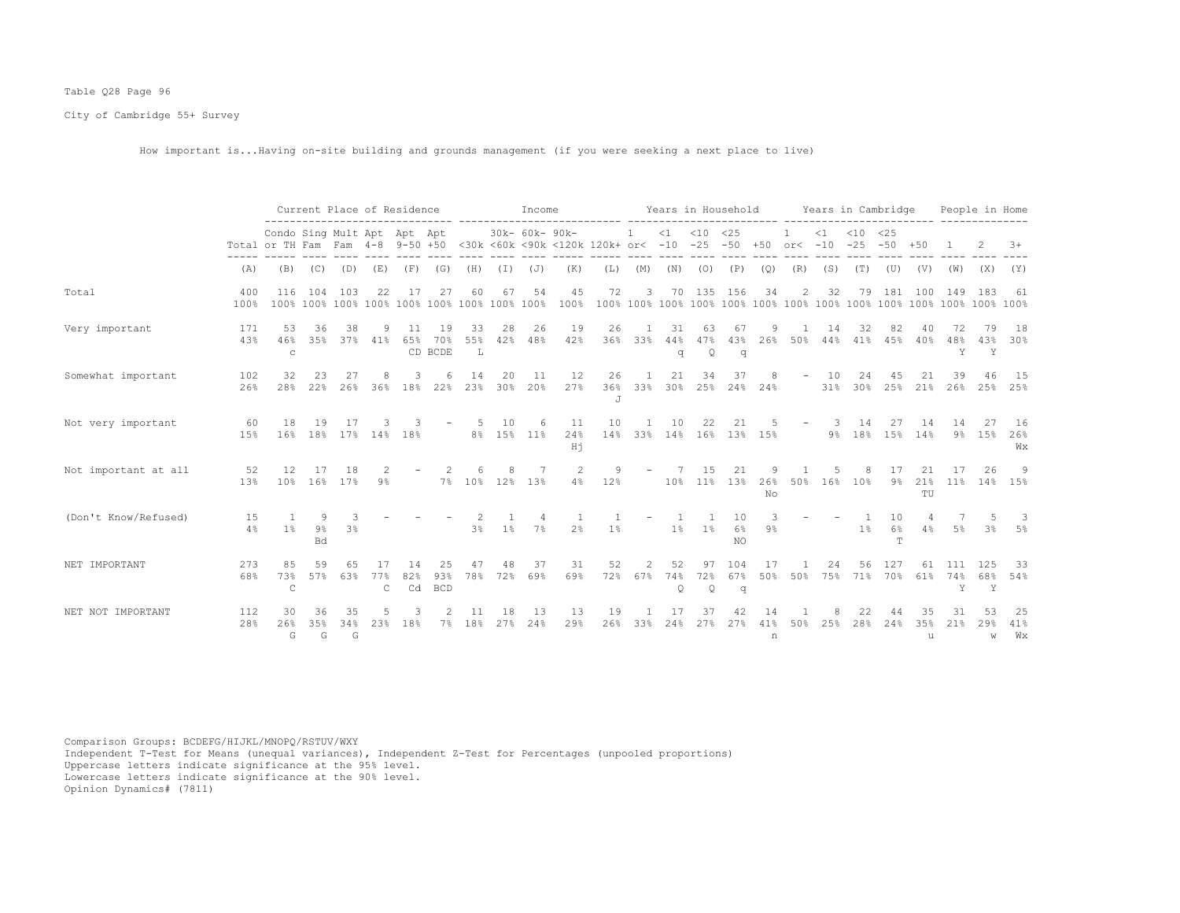Table Q28 Page 96

City of Cambridge 55+ Survey

How important is...Having on-site building and grounds management (if you were seeking a next place to live)

| | Total | Current Place of Residence | | | | | | Income | | | | | Years in Household | | | | | Years in Cambridge | | | | | People in Home | | |
|---|---|---|---|---|---|---|---|---|---|---|---|---|---|---|---|---|---|---|---|---|---|---|---|---|---|
| | | Condo or TH | Sing Fam | Mult Fam | Apt 4-8 | Apt 9-50 | Apt +50 | <30k | 30k- <60k | 60k- <90k | 90k- <120k | 120k+ | 1 or< | <1 -10 | <10 -25 | <25 -50 | +50 | 1 or< | <1 -10 | <10 -25 | <25 -50 | +50 | 1 | 2 | 3+ |
| | (A) | (B) | (C) | (D) | (E) | (F) | (G) | (H) | (I) | (J) | (K) | (L) | (M) | (N) | (O) | (P) | (Q) | (R) | (S) | (T) | (U) | (V) | (W) | (X) | (Y) |
| Total | 400 100% | 116 100% | 104 100% | 103 100% | 22 100% | 17 100% | 27 100% | 60 100% | 67 100% | 54 100% | 45 100% | 72 100% | 3 100% | 70 100% | 135 100% | 156 100% | 34 100% | 2 100% | 32 100% | 79 100% | 181 100% | 100 100% | 149 100% | 183 100% | 61 100% |
| Very important | 171 43% | 53 46% c | 36 35% | 38 37% | 9 41% | 11 65% CD | 19 70% BCDE | 33 55% L | 28 42% | 26 48% | 19 42% | 26 36% | 1 33% | 31 44% q | 63 47% Q | 67 43% q | 9 26% | 1 50% | 14 44% | 32 41% | 82 45% | 40 40% | 72 48% Y | 79 43% Y | 18 30% |
| Somewhat important | 102 26% | 32 28% | 23 22% | 27 26% | 8 36% | 3 18% | 6 22% | 14 23% | 20 30% | 11 20% | 12 27% | 26 36% J | 1 33% | 21 30% | 34 25% | 37 24% | 8 24% | - | 10 31% | 24 30% | 45 25% | 21 21% | 39 26% | 46 25% | 15 25% |
| Not very important | 60 15% | 18 16% | 19 18% | 17 17% | 3 14% | 3 18% | - | 5 8% | 10 15% | 6 11% | 11 24% Hj | 10 14% | 1 33% | 10 14% | 22 16% | 21 13% | 5 15% | - | 3 9% | 14 18% | 27 15% | 14 14% | 14 9% | 27 15% | 16 26% Wx |
| Not important at all | 52 13% | 12 10% | 17 16% | 18 17% | 2 9% | - | 2 7% | 6 10% | 8 12% | 7 13% | 2 4% | 9 12% | - | 7 10% | 15 11% | 21 13% | 9 26% No | 1 50% | 5 16% | 8 10% | 17 9% | 21 21% TU | 17 11% | 26 14% | 9 15% |
| (Don't Know/Refused) | 15 4% | 1 1% | 9 9% Bd | 3 3% | - | - | - | 2 3% | 1 1% | 4 7% | 1 2% | 1 1% | - | 1 1% | 1 1% | 10 6% NO | 3 9% | - | - | 1 1% | 10 6% T | 4 4% | 7 5% | 5 3% | 3 5% |
| NET IMPORTANT | 273 68% | 85 73% C | 59 57% | 65 63% | 17 77% C | 14 82% Cd | 25 93% BCD | 47 78% | 48 72% | 37 69% | 31 69% | 52 72% | 2 67% | 52 74% Q | 97 72% Q | 104 67% q | 17 50% | 1 50% | 24 75% | 56 71% | 127 70% | 61 61% | 111 74% Y | 125 68% Y | 33 54% |
| NET NOT IMPORTANT | 112 28% | 30 26% G | 36 35% G | 35 34% G | 5 23% | 3 18% | 2 7% | 11 18% | 18 27% | 13 24% | 13 29% | 19 26% | 1 33% | 17 24% | 37 27% | 42 27% | 14 41% n | 1 50% | 8 25% | 22 28% | 44 24% | 35 35% u | 31 21% | 53 29% w | 25 41% Wx |

Comparison Groups: BCDEFG/HIJKL/MNOPQ/RSTUV/WXY
Independent T-Test for Means (unequal variances), Independent Z-Test for Percentages (unpooled proportions)
Uppercase letters indicate significance at the 95% level.
Lowercase letters indicate significance at the 90% level.
Opinion Dynamics# (7811)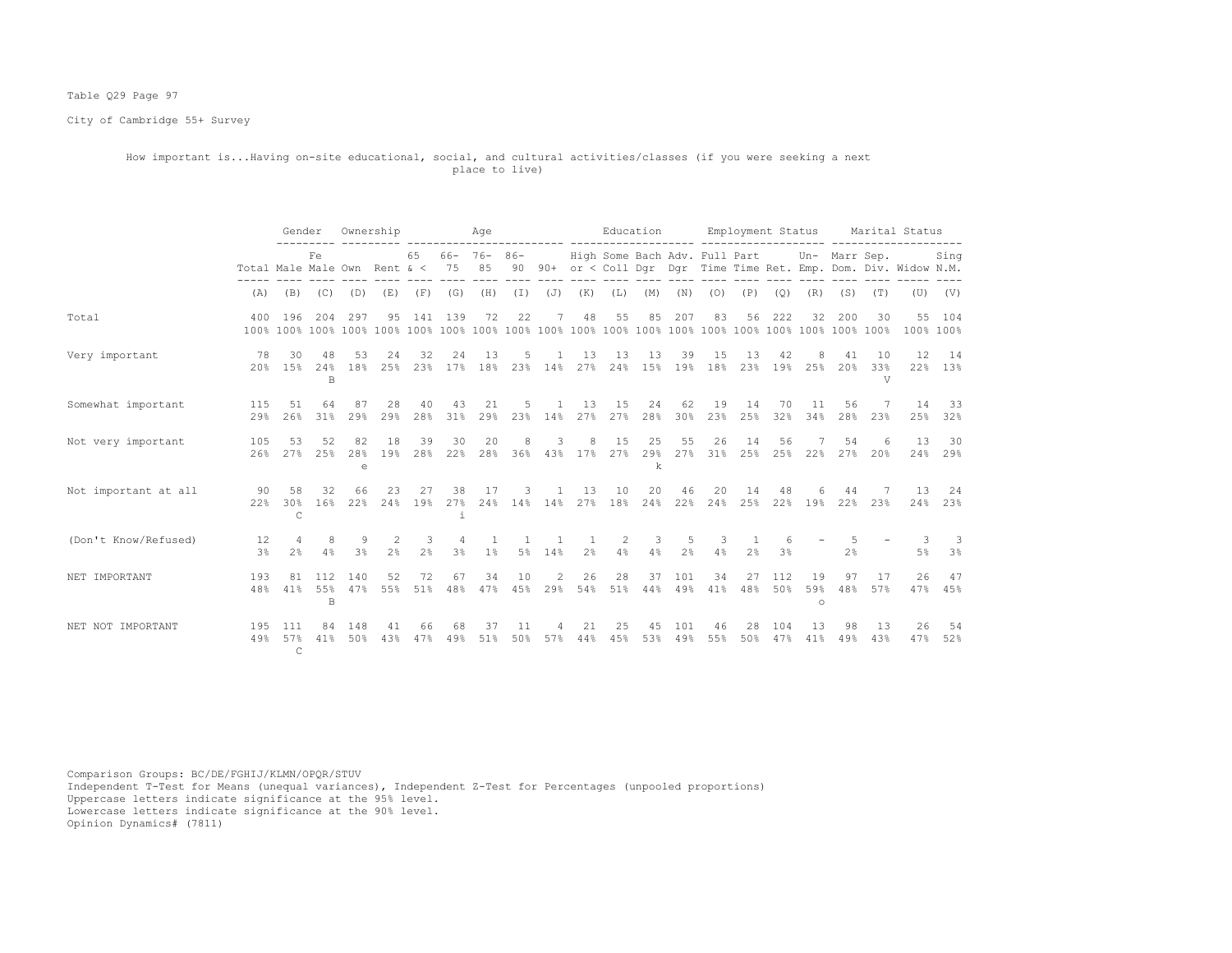Table Q29 Page 97

City of Cambridge 55+ Survey

How important is...Having on-site educational, social, and cultural activities/classes (if you were seeking a next place to live)

| | Total | Gender | | Ownership | | Age | | | | | Education | | | | Employment Status | | | | Marital Status | | | |
|---|---|---|---|---|---|---|---|---|---|---|---|---|---|---|---|---|---|---|---|---|---|---|
| | Total | Male | Fe Male | Own | Rent | 65 & < | 66-75 | 76-85 | 86-90 | 90+ | High or < | Some Coll | Bach Dgr | Adv. Dgr | Full Time | Part Time | Ret. | Un-Emp. | Marr Dom. | Sep. Div. | Widow | Sing N.M. |
| | (A) | (B) | (C) | (D) | (E) | (F) | (G) | (H) | (I) | (J) | (K) | (L) | (M) | (N) | (O) | (P) | (Q) | (R) | (S) | (T) | (U) | (V) |
| Total | 400 | 196 | 204 | 297 | 95 | 141 | 139 | 72 | 22 | 7 | 48 | 55 | 85 | 207 | 83 | 56 | 222 | 32 | 200 | 30 | 55 | 104 |
| | 100% | 100% | 100% | 100% | 100% | 100% | 100% | 100% | 100% | 100% | 100% | 100% | 100% | 100% | 100% | 100% | 100% | 100% | 100% | 100% | 100% | 100% |
| Very important | 78 | 30 | 48 | 53 | 24 | 32 | 24 | 13 | 5 | 1 | 13 | 13 | 13 | 39 | 15 | 13 | 42 | 8 | 41 | 10 | 12 | 14 |
| | 20% | 15% | 24% | 18% | 25% | 23% | 17% | 18% | 23% | 14% | 27% | 24% | 15% | 19% | 18% | 23% | 19% | 25% | 20% | 33% | 22% | 13% |
| | | | B | | | | | | | | | | | | | | | | | V | | |
| Somewhat important | 115 | 51 | 64 | 87 | 28 | 40 | 43 | 21 | 5 | 1 | 13 | 15 | 24 | 62 | 19 | 14 | 70 | 11 | 56 | 7 | 14 | 33 |
| | 29% | 26% | 31% | 29% | 29% | 28% | 31% | 29% | 23% | 14% | 27% | 27% | 28% | 30% | 23% | 25% | 32% | 34% | 28% | 23% | 25% | 32% |
| Not very important | 105 | 53 | 52 | 82 | 18 | 39 | 30 | 20 | 8 | 3 | 8 | 15 | 25 | 55 | 26 | 14 | 56 | 7 | 54 | 6 | 13 | 30 |
| | 26% | 27% | 25% | 28% | 19% | 28% | 22% | 28% | 36% | 43% | 17% | 27% | 29% | 27% | 31% | 25% | 25% | 22% | 27% | 20% | 24% | 29% |
| | | | | e | | | | | | | | | k | | | | | | | | | |
| Not important at all | 90 | 58 | 32 | 66 | 23 | 27 | 38 | 17 | 3 | 1 | 13 | 10 | 20 | 46 | 20 | 14 | 48 | 6 | 44 | 7 | 13 | 24 |
| | 22% | 30% | 16% | 22% | 24% | 19% | 27% | 24% | 14% | 14% | 27% | 18% | 24% | 22% | 24% | 25% | 22% | 19% | 22% | 23% | 24% | 23% |
| | | C | | | | | i | | | | | | | | | | | | | | | |
| (Don't Know/Refused) | 12 | 4 | 8 | 9 | 2 | 3 | 4 | 1 | 1 | 1 | 1 | 2 | 3 | 5 | 3 | 1 | 6 | - | 5 | - | 3 | 3 |
| | 3% | 2% | 4% | 3% | 2% | 2% | 3% | 1% | 5% | 14% | 2% | 4% | 4% | 2% | 4% | 2% | 3% | | 2% | | 5% | 3% |
| NET IMPORTANT | 193 | 81 | 112 | 140 | 52 | 72 | 67 | 34 | 10 | 2 | 26 | 28 | 37 | 101 | 34 | 27 | 112 | 19 | 97 | 17 | 26 | 47 |
| | 48% | 41% | 55% | 47% | 55% | 51% | 48% | 47% | 45% | 29% | 54% | 51% | 44% | 49% | 41% | 48% | 50% | 59% | 48% | 57% | 47% | 45% |
| | | | B | | | | | | | | | | | | | | | o | | | | |
| NET NOT IMPORTANT | 195 | 111 | 84 | 148 | 41 | 66 | 68 | 37 | 11 | 4 | 21 | 25 | 45 | 101 | 46 | 28 | 104 | 13 | 98 | 13 | 26 | 54 |
| | 49% | 57% | 41% | 50% | 43% | 47% | 49% | 51% | 50% | 57% | 44% | 45% | 53% | 49% | 55% | 50% | 47% | 41% | 49% | 43% | 47% | 52% |
| | | C | | | | | | | | | | | | | | | | | | | | |

Comparison Groups: BC/DE/FGHIJ/KLMN/OPQR/STUV
Independent T-Test for Means (unequal variances), Independent Z-Test for Percentages (unpooled proportions)
Uppercase letters indicate significance at the 95% level.
Lowercase letters indicate significance at the 90% level.
Opinion Dynamics# (7811)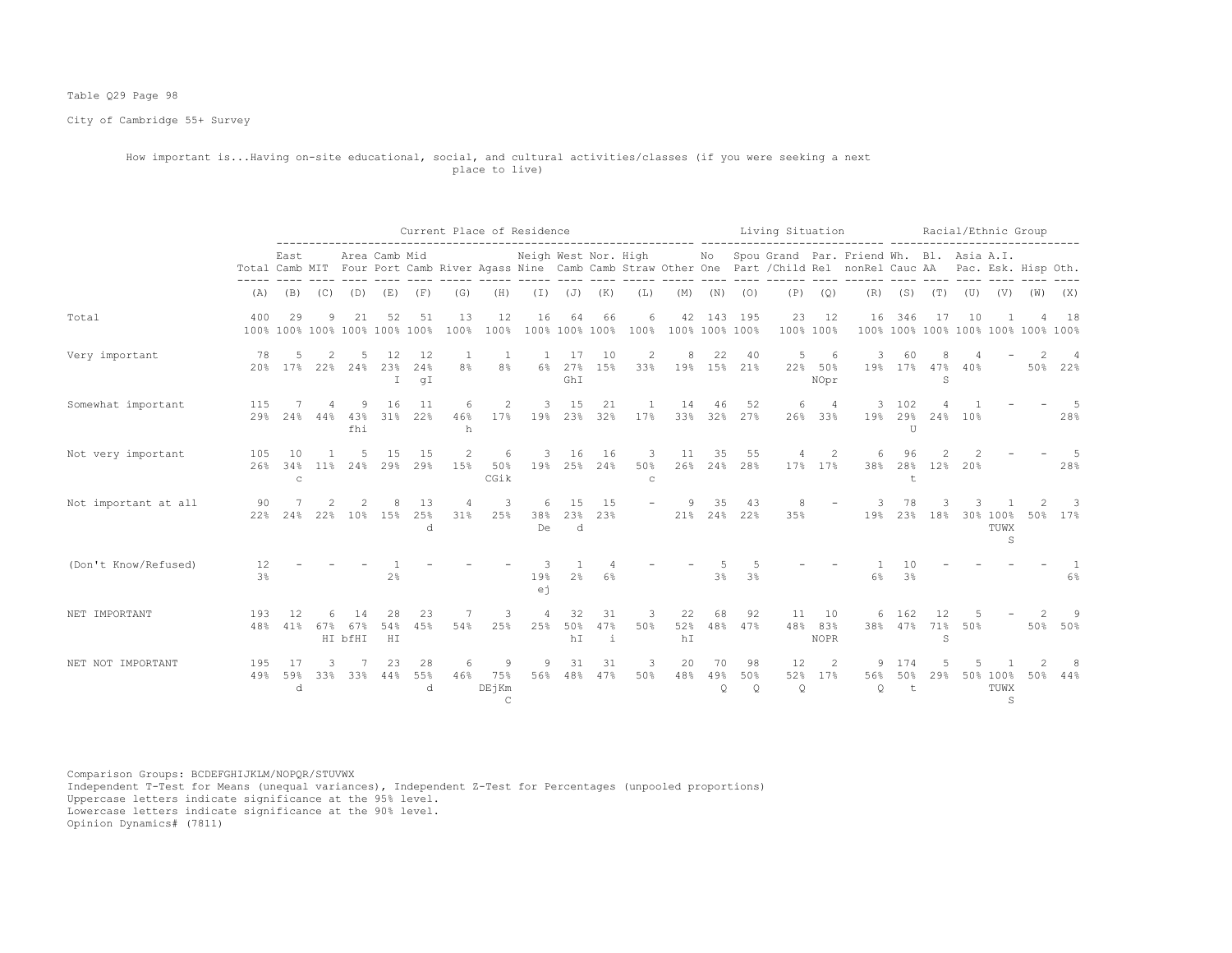Table Q29 Page 98

City of Cambridge 55+ Survey

How important is...Having on-site educational, social, and cultural activities/classes (if you were seeking a next place to live)

| | | Current Place of Residence | | | | | | | | | | | | Living Situation | | | | | Racial/Ethnic Group | | | | | | |
|---|---|---|---|---|---|---|---|---|---|---|---|---|---|---|---|---|---|---|---|---|---|---|---|---|
| | Total | East Camb | MIT | Area Four | Camb Port | Mid Camb | River | Agass | Neigh Nine | West Camb | Nor. Camb | High Straw | Other | No One | Spou Part | Grand /Child | Par. Rel | Friend nonRel | Wh. Cauc | Bl. AA | Asia Pac. | A.I. Esk. | Hisp | Oth. |
| | (A) | (B) | (C) | (D) | (E) | (F) | (G) | (H) | (I) | (J) | (K) | (L) | (M) | (N) | (O) | (P) | (Q) | (R) | (S) | (T) | (U) | (V) | (W) | (X) |
| Total | 400<br>100% | 29<br>100% | 9<br>100% | 21<br>100% | 52<br>100% | 51<br>100% | 13<br>100% | 12<br>100% | 16<br>100% | 64<br>100% | 66<br>100% | 6<br>100% | 42<br>100% | 143<br>100% | 195<br>100% | 23<br>100% | 12<br>100% | 16<br>100% | 346<br>100% | 17<br>100% | 10<br>100% | 1<br>100% | 4<br>100% | 18<br>100% |
| Very important | 78<br>20% | 5<br>17% | 2<br>22% | 5<br>24% | 12<br>23%<br>I | 12<br>24%<br>gI | 1<br>8% | 1<br>8% | 1<br>6% | 17<br>27%<br>GhI | 10<br>15% | 2<br>33% | 8<br>19% | 22<br>15% | 40<br>21% | 5<br>22% | 6<br>50%<br>NOpr | 3<br>19% | 60<br>17% | 8<br>47%<br>S | 4<br>40% | - | 2<br>50% | 4<br>22% |
| Somewhat important | 115<br>29% | 7<br>24% | 4<br>44% | 9<br>43%<br>fhi | 16<br>31% | 11<br>22% | 6<br>46%<br>h | 2<br>17% | 3<br>19% | 15<br>23% | 21<br>32% | 1<br>17% | 14<br>33% | 46<br>32% | 52<br>27% | 6<br>26% | 4<br>33% | 3<br>19% | 102<br>29%<br>U | 4<br>24% | 1<br>10% | - | - | 5<br>28% |
| Not very important | 105<br>26% | 10<br>34%<br>c | 1<br>11% | 5<br>24% | 15<br>29% | 15<br>29% | 2<br>15% | 6<br>50%<br>CGik | 3<br>19% | 16<br>25% | 16<br>24% | 3<br>50%<br>c | 11<br>26% | 35<br>24% | 55<br>28% | 4<br>17% | 2<br>17% | 6<br>38% | 96<br>28%<br>t | 2<br>12% | 2<br>20% | - | - | 5<br>28% |
| Not important at all | 90<br>22% | 7<br>24% | 2<br>22% | 2<br>10% | 8<br>15% | 13<br>25%<br>d | 4<br>31% | 3<br>25% | 6<br>38%<br>De | 15<br>23%<br>d | 15<br>23% | - | 9<br>21% | 35<br>24% | 43<br>22% | 8<br>35% | - | 3<br>19% | 78<br>23% | 3<br>18% | 3<br>30% | 1<br>100%<br>TUWX<br>S | 2<br>50% | 3<br>17% |
| (Don't Know/Refused) | 12<br>3% | - | - | - | 1<br>2% | - | - | - | 3<br>19%<br>ej | 1<br>2% | 4<br>6% | - | - | 5<br>3% | 5<br>3% | - | - | 1<br>6% | 10<br>3% | - | - | - | - | 1<br>6% |
| NET IMPORTANT | 193<br>48% | 12<br>41% | 6<br>67%<br>HI | 14<br>67%<br>bfHI | 28<br>54%<br>HI | 23<br>45% | 7<br>54% | 3<br>25% | 4<br>25% | 32<br>50%<br>hI | 31<br>47%<br>i | 3<br>50% | 22<br>52%<br>hI | 68<br>48% | 92<br>47% | 11<br>48% | 10<br>83%<br>NOPR | 6<br>38% | 162<br>47% | 12<br>71%<br>S | 5<br>50% | - | 2<br>50% | 9<br>50% |
| NET NOT IMPORTANT | 195<br>49% | 17<br>59%<br>d | 3<br>33% | 7<br>33% | 23<br>44% | 28<br>55%<br>d | 6<br>46% | 9<br>75%<br>DEjKm<br>C | 9<br>56% | 31<br>48% | 31<br>47% | 3<br>50% | 20<br>48% | 70<br>49%<br>Q | 98<br>50%<br>Q | 12<br>52%<br>Q | 2<br>17% | 9<br>56%<br>Q | 174<br>50%<br>t | 5<br>29% | 5<br>50% | 1<br>100%<br>TUWX<br>S | 2<br>50% | 8<br>44% |

Comparison Groups: BCDEFGHIJKLM/NOPQR/STUVWX
Independent T-Test for Means (unequal variances), Independent Z-Test for Percentages (unpooled proportions)
Uppercase letters indicate significance at the 95% level.
Lowercase letters indicate significance at the 90% level.
Opinion Dynamics# (7811)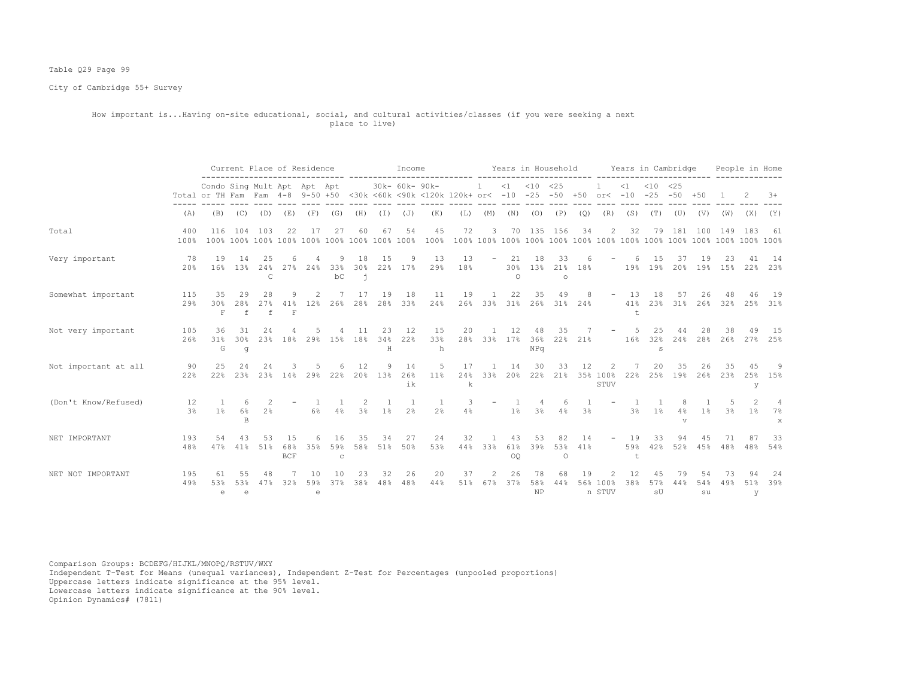Table Q29 Page 99

City of Cambridge 55+ Survey

How important is...Having on-site educational, social, and cultural activities/classes (if you were seeking a next place to live)

| | | Current Place of Residence | | | | | | Income | | | | | Years in Household | | | | | Years in Cambridge | | | | | People in Home | | |
|---|---|---|---|---|---|---|---|---|---|---|---|---|---|---|---|---|---|---|---|---|---|---|---|---|---|
| | Total | Condo or TH | Sing Fam | Mult Fam | Apt 4-8 | Apt 9-50 | Apt +50 | <30k | 30k- <60k | 60k- <90k | 90k- <120k | 120k+ | 1 or< | <1 -10 | <10 -25 | <25 -50 | +50 | 1 or< | <1 -10 | <10 -25 | <25 -50 | +50 | 1 | 2 | 3+ |
| | (A) | (B) | (C) | (D) | (E) | (F) | (G) | (H) | (I) | (J) | (K) | (L) | (M) | (N) | (O) | (P) | (Q) | (R) | (S) | (T) | (U) | (V) | (W) | (X) | (Y) |
| Total | 400 | 116 | 104 | 103 | 22 | 17 | 27 | 60 | 67 | 54 | 45 | 72 | 3 | 70 | 135 | 156 | 34 | 2 | 32 | 79 | 181 | 100 | 149 | 183 | 61 |
| | 100% | 100% | 100% | 100% | 100% | 100% | 100% | 100% | 100% | 100% | 100% | 100% | 100% | 100% | 100% | 100% | 100% | 100% | 100% | 100% | 100% | 100% | 100% | 100% | 100% |
| Very important | 78 | 19 | 14 | 25 | 6 | 4 | 9 | 18 | 15 | 9 | 13 | 13 | - | 21 | 18 | 33 | 6 | - | 6 | 15 | 37 | 19 | 23 | 41 | 14 |
| | 20% | 16% | 13% | 24% | 27% | 24% | 33% | 30% | 22% | 17% | 29% | 18% | | 30% | 13% | 21% | 18% | | 19% | 19% | 20% | 19% | 15% | 22% | 23% |
| | | | | C | | | bC | j | | | | | | O | | o | | | | | | | | | |
| Somewhat important | 115 | 35 | 29 | 28 | 9 | 2 | 7 | 17 | 19 | 18 | 11 | 19 | 1 | 22 | 35 | 49 | 8 | - | 13 | 18 | 57 | 26 | 48 | 46 | 19 |
| | 29% | 30% | 28% | 27% | 41% | 12% | 26% | 28% | 28% | 33% | 24% | 26% | 33% | 31% | 26% | 31% | 24% | | 41% | 23% | 31% | 26% | 32% | 25% | 31% |
| | | F | f | f | F | | | | | | | | | | | | | | t | | | | | | |
| Not very important | 105 | 36 | 31 | 24 | 4 | 5 | 4 | 11 | 23 | 12 | 15 | 20 | 1 | 12 | 48 | 35 | 7 | - | 5 | 25 | 44 | 28 | 38 | 49 | 15 |
| | 26% | 31% | 30% | 23% | 18% | 29% | 15% | 18% | 34% | 22% | 33% | 28% | 33% | 17% | 36% | 22% | 21% | | 16% | 32% | 24% | 28% | 26% | 27% | 25% |
| | | G | g | | | | | | H | | h | | | | NPq | | | | | s | | | | | |
| Not important at all | 90 | 25 | 24 | 24 | 3 | 5 | 6 | 12 | 9 | 14 | 5 | 17 | 1 | 14 | 30 | 33 | 12 | 2 | 7 | 20 | 35 | 26 | 35 | 45 | 9 |
| | 22% | 22% | 23% | 23% | 14% | 29% | 22% | 20% | 13% | 26% | 11% | 24% | 33% | 20% | 22% | 21% | 35% | 100% | 22% | 25% | 19% | 26% | 23% | 25% | 15% |
| | | | | | | | | | | ik | | k | | | | | | STUV | | | | | | y | |
| (Don't Know/Refused) | 12 | 1 | 6 | 2 | - | 1 | 1 | 2 | 1 | 1 | 1 | 3 | - | 1 | 4 | 6 | 1 | - | 1 | 1 | 8 | 1 | 5 | 2 | 4 |
| | 3% | 1% | 6% | 2% | | 6% | 4% | 3% | 1% | 2% | 2% | 4% | | 1% | 3% | 4% | 3% | | 3% | 1% | 4% | 1% | 3% | 1% | 7% |
| | | | B | | | | | | | | | | | | | | | | | | v | | | | x |
| NET IMPORTANT | 193 | 54 | 43 | 53 | 15 | 6 | 16 | 35 | 34 | 27 | 24 | 32 | 1 | 43 | 53 | 82 | 14 | - | 19 | 33 | 94 | 45 | 71 | 87 | 33 |
| | 48% | 47% | 41% | 51% | 68% | 35% | 59% | 58% | 51% | 50% | 53% | 44% | 33% | 61% | 39% | 53% | 41% | | 59% | 42% | 52% | 45% | 48% | 48% | 54% |
| | | | | | BCF | | c | | | | | | | OQ | | O | | | t | | | | | | |
| NET NOT IMPORTANT | 195 | 61 | 55 | 48 | 7 | 10 | 10 | 23 | 32 | 26 | 20 | 37 | 2 | 26 | 78 | 68 | 19 | 2 | 12 | 45 | 79 | 54 | 73 | 94 | 24 |
| | 49% | 53% | 53% | 47% | 32% | 59% | 37% | 38% | 48% | 48% | 44% | 51% | 67% | 37% | 58% | 44% | 56% | 100% | 38% | 57% | 44% | 54% | 49% | 51% | 39% |
| | | e | e | | | e | | | | | | | | | NP | | n | STUV | | sU | | su | | y | |

Comparison Groups: BCDEFG/HIJKL/MNOPQ/RSTUV/WXY
Independent T-Test for Means (unequal variances), Independent Z-Test for Percentages (unpooled proportions)
Uppercase letters indicate significance at the 95% level.
Lowercase letters indicate significance at the 90% level.
Opinion Dynamics# (7811)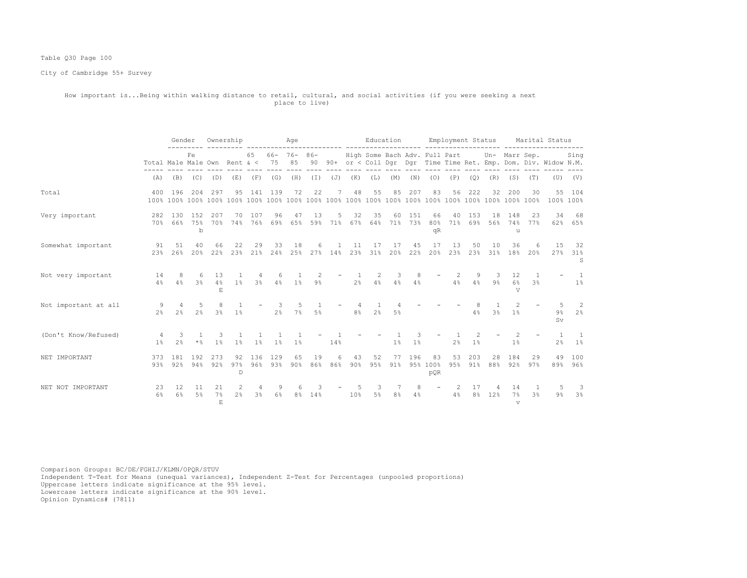Table Q30 Page 100

City of Cambridge 55+ Survey

How important is...Being within walking distance to retail, cultural, and social activities (if you were seeking a next place to live)

| | | Gender | | Ownership | | Age | | | | | Education | | | | Employment Status | | | | Marital Status | | | |
|---|---|---|---|---|---|---|---|---|---|---|---|---|---|---|---|---|---|---|---|---|---|---|
| | Total | Male | Fe Male | Own | Rent | 65 & < | 66-75 | 76-85 | 86-90 | 90+ | High or < | Some Coll | Bach Dgr | Adv. Dgr | Full Time | Part Time | Ret. | Un-Emp. | Marr Dom. | Sep. Div. | Widow | Sing N.M. |
| | (A) | (B) | (C) | (D) | (E) | (F) | (G) | (H) | (I) | (J) | (K) | (L) | (M) | (N) | (O) | (P) | (Q) | (R) | (S) | (T) | (U) | (V) |
| Total | 400 | 196 | 204 | 297 | 95 | 141 | 139 | 72 | 22 | 7 | 48 | 55 | 85 | 207 | 83 | 56 | 222 | 32 | 200 | 30 | 55 | 104 |
| | 100% | 100% | 100% | 100% | 100% | 100% | 100% | 100% | 100% | 100% | 100% | 100% | 100% | 100% | 100% | 100% | 100% | 100% | 100% | 100% | 100% | 100% |
| Very important | 282 | 130 | 152 | 207 | 70 | 107 | 96 | 47 | 13 | 5 | 32 | 35 | 60 | 151 | 66 | 40 | 153 | 18 | 148 | 23 | 34 | 68 |
| | 70% | 66% | 75% | 70% | 74% | 76% | 69% | 65% | 59% | 71% | 67% | 64% | 71% | 73% | 80% | 71% | 69% | 56% | 74% | 77% | 62% | 65% |
| | | | b | | | | | | | | | | | | qR | | | | u | | | |
| Somewhat important | 91 | 51 | 40 | 66 | 22 | 29 | 33 | 18 | 6 | 1 | 11 | 17 | 17 | 45 | 17 | 13 | 50 | 10 | 36 | 6 | 15 | 32 |
| | 23% | 26% | 20% | 22% | 23% | 21% | 24% | 25% | 27% | 14% | 23% | 31% | 20% | 22% | 20% | 23% | 23% | 31% | 18% | 20% | 27% | 31% |
| | | | | | | | | | | | | | | | | | | | | | | S |
| Not very important | 14 | 8 | 6 | 13 | 1 | 4 | 6 | 1 | 2 | - | 1 | 2 | 3 | 8 | - | 2 | 9 | 3 | 12 | 1 | - | 1 |
| | 4% | 4% | 3% | 4% | 1% | 3% | 4% | 1% | 9% | | 2% | 4% | 4% | 4% | | 4% | 4% | 9% | 6% | 3% | | 1% |
| | | | | E | | | | | | | | | | | | | | | V | | | |
| Not important at all | 9 | 4 | 5 | 8 | 1 | - | 3 | 5 | 1 | - | 4 | 1 | 4 | - | - | - | 8 | 1 | 2 | - | 5 | 2 |
| | 2% | 2% | 2% | 3% | 1% | | 2% | 7% | 5% | | 8% | 2% | 5% | | | | 4% | 3% | 1% | | 9% | 2% |
| | | | | | | | | | | | | | | | | | | | | | Sv | |
| (Don't Know/Refused) | 4 | 3 | 1 | 3 | 1 | 1 | 1 | 1 | - | 1 | - | - | 1 | 3 | - | 1 | 2 | - | 2 | - | 1 | 1 |
| | 1% | 2% | *% | 1% | 1% | 1% | 1% | 1% | | 14% | | | 1% | 1% | | 2% | 1% | | 1% | | 2% | 1% |
| NET IMPORTANT | 373 | 181 | 192 | 273 | 92 | 136 | 129 | 65 | 19 | 6 | 43 | 52 | 77 | 196 | 83 | 53 | 203 | 28 | 184 | 29 | 49 | 100 |
| | 93% | 92% | 94% | 92% | 97% | 96% | 93% | 90% | 86% | 86% | 90% | 95% | 91% | 95% | 100% | 95% | 91% | 88% | 92% | 97% | 89% | 96% |
| | | | | | D | | | | | | | | | | pQR | | | | | | | |
| NET NOT IMPORTANT | 23 | 12 | 11 | 21 | 2 | 4 | 9 | 6 | 3 | - | 5 | 3 | 7 | 8 | - | 2 | 17 | 4 | 14 | 1 | 5 | 3 |
| | 6% | 6% | 5% | 7% | 2% | 3% | 6% | 8% | 14% | | 10% | 5% | 8% | 4% | | 4% | 8% | 12% | 7% | 3% | 9% | 3% |
| | | | | E | | | | | | | | | | | | | | | v | | | |

Comparison Groups: BC/DE/FGHIJ/KLMN/OPQR/STUV
Independent T-Test for Means (unequal variances), Independent Z-Test for Percentages (unpooled proportions)
Uppercase letters indicate significance at the 95% level.
Lowercase letters indicate significance at the 90% level.
Opinion Dynamics# (7811)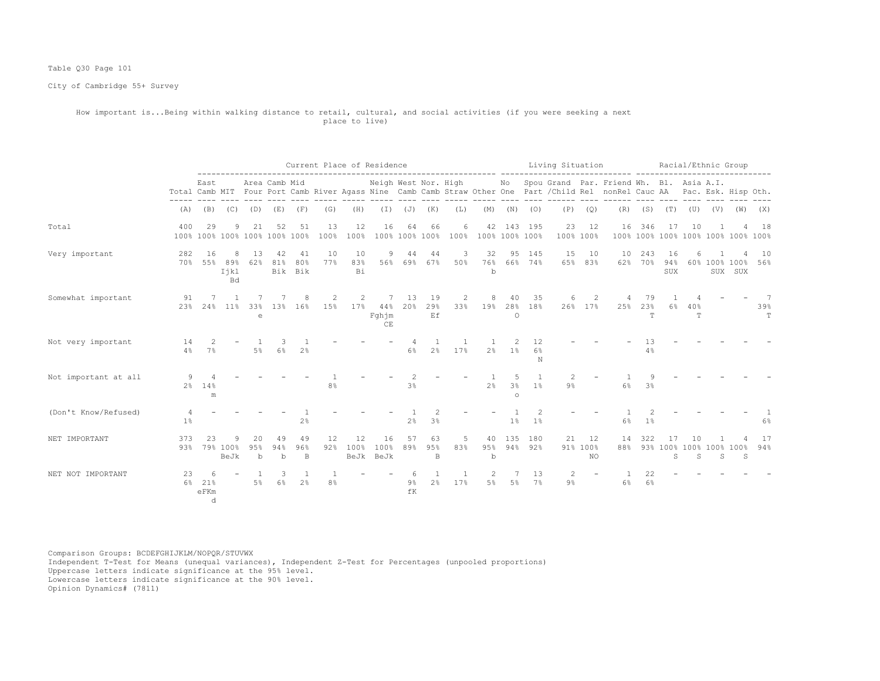Table Q30 Page 101

City of Cambridge 55+ Survey

How important is...Being within walking distance to retail, cultural, and social activities (if you were seeking a next place to live)

| | Total | East Camb | MIT | Area Four | Camb Port | Mid Camb | River | Agass | Neigh Nine | West Camb | Nor. Camb | High Straw | Other | No One | Spou Part | Grand /Child | Par. Rel | Friend nonRel | Wh. Cauc | Bl. AA | Asia Pac. | A.I. Esk. | Hisp | Oth. |
|---|---|---|---|---|---|---|---|---|---|---|---|---|---|---|---|---|---|---|---|---|---|---|---|---|
| | | Current Place of Residence | | | | | | | | | | | | Living Situation | | | | | Racial/Ethnic Group | | | | | |
| | (A) | (B) | (C) | (D) | (E) | (F) | (G) | (H) | (I) | (J) | (K) | (L) | (M) | (N) | (O) | (P) | (Q) | (R) | (S) | (T) | (U) | (V) | (W) | (X) |
| Total | 400 | 29 | 9 | 21 | 52 | 51 | 13 | 12 | 16 | 64 | 66 | 6 | 42 | 143 | 195 | 23 | 12 | 16 | 346 | 17 | 10 | 1 | 4 | 18 |
| | 100% | 100% | 100% | 100% | 100% | 100% | 100% | 100% | 100% | 100% | 100% | 100% | 100% | 100% | 100% | 100% | 100% | 100% | 100% | 100% | 100% | 100% | 100% | 100% |
| Very important | 282 | 16 | 8 | 13 | 42 | 41 | 10 | 10 | 9 | 44 | 44 | 3 | 32 | 95 | 145 | 15 | 10 | 10 | 243 | 16 | 6 | 1 | 4 | 10 |
| | 70% | 55% | 89% | 62% | 81% | 80% | 77% | 83% | 56% | 69% | 67% | 50% | 76% | 66% | 74% | 65% | 83% | 62% | 70% | 94% | 60% | 100% | 100% | 56% |
| | | | Ijkl Bd | | Bik | Bik | | Bi | | | | | b | | | | | | | SUX | | SUX | SUX | |
| Somewhat important | 91 | 7 | 1 | 7 | 7 | 8 | 2 | 2 | 7 | 13 | 19 | 2 | 8 | 40 | 35 | 6 | 2 | 4 | 79 | 1 | 4 | - | - | 7 |
| | 23% | 24% | 11% | 33% | 13% | 16% | 15% | 17% | 44% | 20% | 29% | 33% | 19% | 28% | 18% | 26% | 17% | 25% | 23% | 6% | 40% | | | 39% |
| | | | | e | | | | | Fghjm CE | | Ef | | | O | | | | | T | | T | | | T |
| Not very important | 14 | 2 | - | 1 | 3 | 1 | - | - | - | 4 | 1 | 1 | 1 | 2 | 12 | - | - | - | 13 | - | - | - | - | - |
| | 4% | 7% | | 5% | 6% | 2% | | | | 6% | 2% | 17% | 2% | 1% | 6% | | | | 4% | | | | | |
| | | | | | | | | | | | | | | | N | | | | | | | | | |
| Not important at all | 9 | 4 | - | - | - | - | 1 | - | - | 2 | - | - | 1 | 5 | 1 | 2 | - | 1 | 9 | - | - | - | - | - |
| | 2% | 14% | | | | | 8% | | | 3% | | | 2% | 3% | 1% | 9% | | 6% | 3% | | | | | |
| | | m | | | | | | | | | | | | o | | | | | | | | | | |
| (Don't Know/Refused) | 4 | - | - | - | - | 1 | - | - | - | 1 | 2 | - | - | 1 | 2 | - | - | 1 | 2 | - | - | - | - | 1 |
| | 1% | | | | | 2% | | | | 2% | 3% | | | 1% | 1% | | | 6% | 1% | | | | | 6% |
| NET IMPORTANT | 373 | 23 | 9 | 20 | 49 | 49 | 12 | 12 | 16 | 57 | 63 | 5 | 40 | 135 | 180 | 21 | 12 | 14 | 322 | 17 | 10 | 1 | 4 | 17 |
| | 93% | 79% | 100% | 95% | 94% | 96% | 92% | 100% | 100% | 89% | 95% | 83% | 95% | 94% | 92% | 91% | 100% | 88% | 93% | 100% | 100% | 100% | 100% | 94% |
| | | | BeJk | b | b | B | | BeJk | BeJk | | B | | b | | | | NO | | | S | S | S | S | |
| NET NOT IMPORTANT | 23 | 6 | - | 1 | 3 | 1 | 1 | - | - | 6 | 1 | 1 | 2 | 7 | 13 | 2 | - | 1 | 22 | - | - | - | - | - |
| | 6% | 21% | | 5% | 6% | 2% | 8% | | | 9% | 2% | 17% | 5% | 5% | 7% | 9% | | 6% | 6% | | | | | |
| | | eFKm d | | | | | | | | fK | | | | | | | | | | | | | | |

Comparison Groups: BCDEFGHIJKLM/NOPQR/STUVWX
Independent T-Test for Means (unequal variances), Independent Z-Test for Percentages (unpooled proportions)
Uppercase letters indicate significance at the 95% level.
Lowercase letters indicate significance at the 90% level.
Opinion Dynamics# (7811)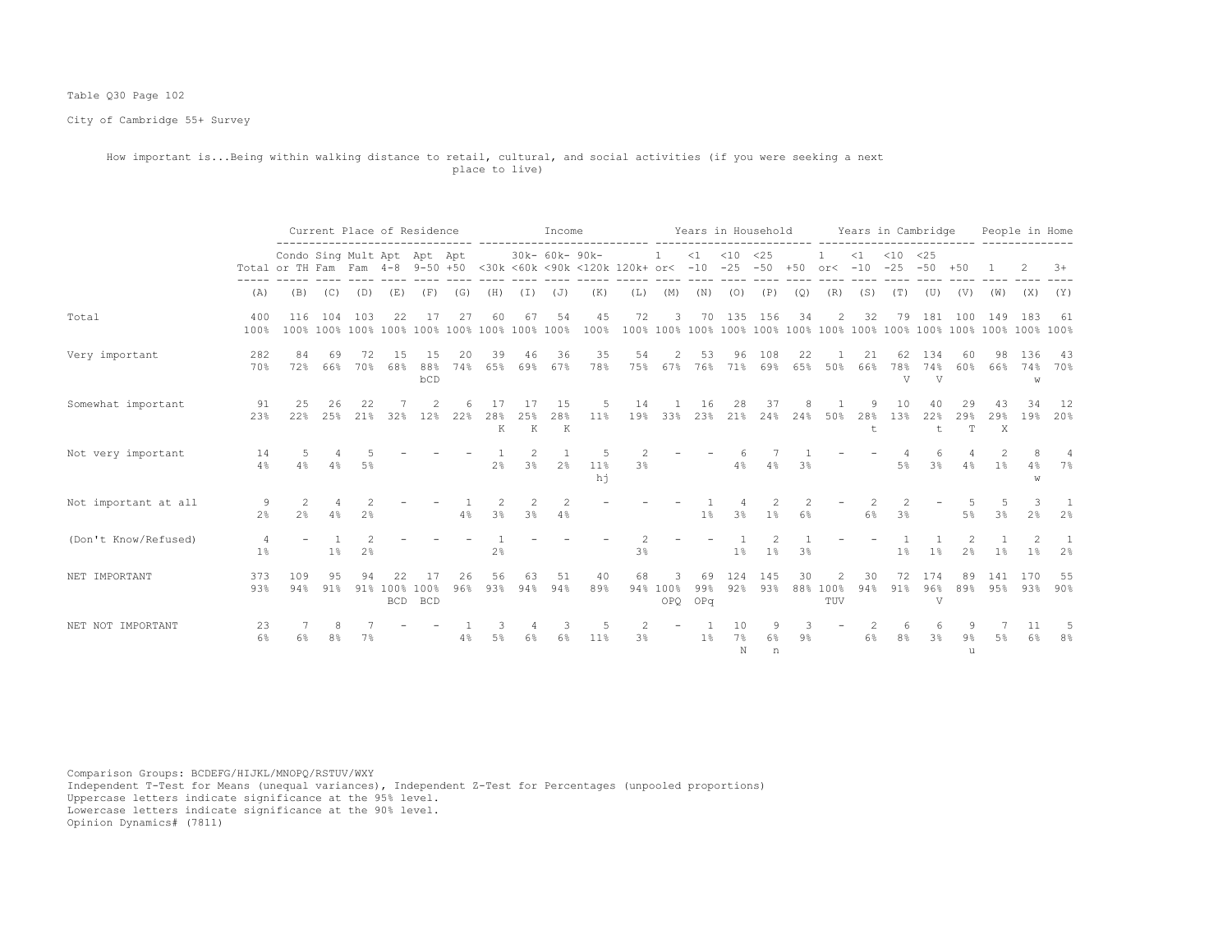Table Q30 Page 102

City of Cambridge 55+ Survey

How important is...Being within walking distance to retail, cultural, and social activities (if you were seeking a next place to live)

| | | Current Place of Residence | | | | | | Income | | | | | Years in Household | | | | | Years in Cambridge | | | | | People in Home | | |
|---|---|---|---|---|---|---|---|---|---|---|---|---|---|---|---|---|---|---|---|---|---|---|---|---|---|
| | Total | Condo or TH | Sing Fam | Mult Fam | Apt 4-8 | Apt 9-50 | Apt +50 | <30k | 30k-<60k | 60k-<90k | 90k-<120k | 120k+ | 1 or< | <1 -10 | <10 -25 | <25 -50 | +50 | 1 or< | <1 -10 | <10 -25 | <25 -50 | +50 | 1 | 2 | 3+ |
| | (A) | (B) | (C) | (D) | (E) | (F) | (G) | (H) | (I) | (J) | (K) | (L) | (M) | (N) | (O) | (P) | (Q) | (R) | (S) | (T) | (U) | (V) | (W) | (X) | (Y) |
| Total | 400 | 116 | 104 | 103 | 22 | 17 | 27 | 60 | 67 | 54 | 45 | 72 | 3 | 70 | 135 | 156 | 34 | 2 | 32 | 79 | 181 | 100 | 149 | 183 | 61 |
| | 100% | 100% | 100% | 100% | 100% | 100% | 100% | 100% | 100% | 100% | 100% | 100% | 100% | 100% | 100% | 100% | 100% | 100% | 100% | 100% | 100% | 100% | 100% | 100% | 100% |
| Very important | 282 | 84 | 69 | 72 | 15 | 15 | 20 | 39 | 46 | 36 | 35 | 54 | 2 | 53 | 96 | 108 | 22 | 1 | 21 | 62 | 134 | 60 | 98 | 136 | 43 |
| | 70% | 72% | 66% | 70% | 68% | 88% | 74% | 65% | 69% | 67% | 78% | 75% | 67% | 76% | 71% | 69% | 65% | 50% | 66% | 78% | 74% | 60% | 66% | 74% | 70% |
| | | | | | | bCD | | | | | | | | | | | | | | V | V | | | w | |
| Somewhat important | 91 | 25 | 26 | 22 | 7 | 2 | 6 | 17 | 17 | 15 | 5 | 14 | 1 | 16 | 28 | 37 | 8 | 1 | 9 | 10 | 40 | 29 | 43 | 34 | 12 |
| | 23% | 22% | 25% | 21% | 32% | 12% | 22% | 28% | 25% | 28% | 11% | 19% | 33% | 23% | 21% | 24% | 24% | 50% | 28% | 13% | 22% | 29% | 29% | 19% | 20% |
| | | | | | | | | K | K | K | | | | | | | | | t | | t | T | X | | |
| Not very important | 14 | 5 | 4 | 5 | - | - | - | 1 | 2 | 1 | 5 | 2 | - | - | 6 | 7 | 1 | - | - | 4 | 6 | 4 | 2 | 8 | 4 |
| | 4% | 4% | 4% | 5% | | | | 2% | 3% | 2% | 11% | 3% | | | 4% | 4% | 3% | | | 5% | 3% | 4% | 1% | 4% | 7% |
| | | | | | | | | | | | hj | | | | | | | | | | | | | w | |
| Not important at all | 9 | 2 | 4 | 2 | - | - | 1 | 2 | 2 | 2 | - | - | - | 1 | 4 | 2 | 2 | - | 2 | 2 | - | 5 | 5 | 3 | 1 |
| | 2% | 2% | 4% | 2% | | | 4% | 3% | 3% | 4% | | | | 1% | 3% | 1% | 6% | | 6% | 3% | | 5% | 3% | 2% | 2% |
| (Don't Know/Refused) | 4 | - | 1 | 2 | - | - | - | 1 | - | - | - | 2 | - | - | 1 | 2 | 1 | - | - | 1 | 1 | 2 | 1 | 2 | 1 |
| | 1% | | 1% | 2% | | | | 2% | | | | 3% | | | 1% | 1% | 3% | | | 1% | 1% | 2% | 1% | 1% | 2% |
| NET IMPORTANT | 373 | 109 | 95 | 94 | 22 | 17 | 26 | 56 | 63 | 51 | 40 | 68 | 3 | 69 | 124 | 145 | 30 | 2 | 30 | 72 | 174 | 89 | 141 | 170 | 55 |
| | 93% | 94% | 91% | 91% | 100% | 100% | 96% | 93% | 94% | 94% | 89% | 94% | 100% | 99% | 92% | 93% | 88% | 100% | 94% | 91% | 96% | 89% | 95% | 93% | 90% |
| | | | | | BCD | BCD | | | | | | | OPQ | OPq | | | | TUV | | | V | | | | |
| NET NOT IMPORTANT | 23 | 7 | 8 | 7 | - | - | 1 | 3 | 4 | 3 | 5 | 2 | - | 1 | 10 | 9 | 3 | - | 2 | 6 | 6 | 9 | 7 | 11 | 5 |
| | 6% | 6% | 8% | 7% | | | 4% | 5% | 6% | 6% | 11% | 3% | | 1% | 7% | 6% | 9% | | 6% | 8% | 3% | 9% | 5% | 6% | 8% |
| | | | | | | | | | | | | | | | N | n | | | | | | u | | | |

Comparison Groups: BCDEFG/HIJKL/MNOPQ/RSTUV/WXY
Independent T-Test for Means (unequal variances), Independent Z-Test for Percentages (unpooled proportions)
Uppercase letters indicate significance at the 95% level.
Lowercase letters indicate significance at the 90% level.
Opinion Dynamics# (7811)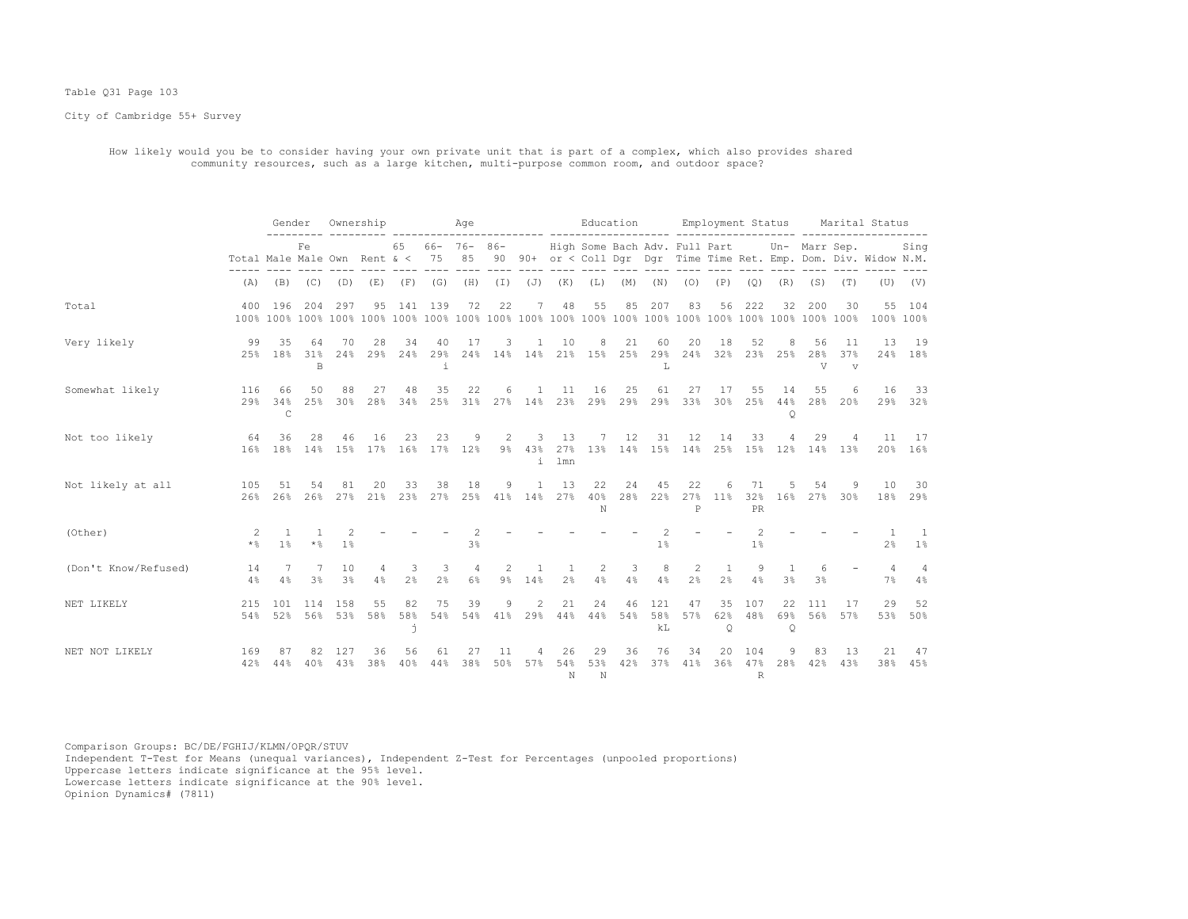Table Q31 Page 103

City of Cambridge 55+ Survey

How likely would you be to consider having your own private unit that is part of a complex, which also provides shared community resources, such as a large kitchen, multi-purpose common room, and outdoor space?

| | | Gender | | Ownership | | Age | | | | | Education | | | | Employment Status | | | | Marital Status | | | |
|---|---|---|---|---|---|---|---|---|---|---|---|---|---|---|---|---|---|---|---|---|---|---|
| | Total | Male | Female | Own | Rent | 65 & < | 66-75 | 76-85 | 86-90 | 90+ | High or < | Some Coll | Bach Dgr | Adv. Dgr | Full Time | Part Time | Ret. | Un-Emp. | Marr Dom. | Sep. Div. | Widow | Sing N.M. |
| | (A) | (B) | (C) | (D) | (E) | (F) | (G) | (H) | (I) | (J) | (K) | (L) | (M) | (N) | (O) | (P) | (Q) | (R) | (S) | (T) | (U) | (V) |
| Total | 400 | 196 | 204 | 297 | 95 | 141 | 139 | 72 | 22 | 7 | 48 | 55 | 85 | 207 | 83 | 56 | 222 | 32 | 200 | 30 | 55 | 104 |
| | 100% | 100% | 100% | 100% | 100% | 100% | 100% | 100% | 100% | 100% | 100% | 100% | 100% | 100% | 100% | 100% | 100% | 100% | 100% | 100% | 100% | 100% |
| Very likely | 99 | 35 | 64 | 70 | 28 | 34 | 40 | 17 | 3 | 1 | 10 | 8 | 21 | 60 | 20 | 18 | 52 | 8 | 56 | 11 | 13 | 19 |
| | 25% | 18% | 31% | 24% | 29% | 24% | 29% | 24% | 14% | 14% | 21% | 15% | 25% | 29% | 24% | 32% | 23% | 25% | 28% | 37% | 24% | 18% |
| | | | B | | | | i | | | | | | | L | | | | | V | v | | |
| Somewhat likely | 116 | 66 | 50 | 88 | 27 | 48 | 35 | 22 | 6 | 1 | 11 | 16 | 25 | 61 | 27 | 17 | 55 | 14 | 55 | 6 | 16 | 33 |
| | 29% | 34% | 25% | 30% | 28% | 34% | 25% | 31% | 27% | 14% | 23% | 29% | 29% | 29% | 33% | 30% | 25% | 44% | 28% | 20% | 29% | 32% |
| | | C | | | | | | | | | | | | | | | | Q | | | | |
| Not too likely | 64 | 36 | 28 | 46 | 16 | 23 | 23 | 9 | 2 | 3 | 13 | 7 | 12 | 31 | 12 | 14 | 33 | 4 | 29 | 4 | 11 | 17 |
| | 16% | 18% | 14% | 15% | 17% | 16% | 17% | 12% | 9% | 43% | 27% | 13% | 14% | 15% | 14% | 25% | 15% | 12% | 14% | 13% | 20% | 16% |
| | | | | | | | | | | i | lmn | | | | | | | | | | | |
| Not likely at all | 105 | 51 | 54 | 81 | 20 | 33 | 38 | 18 | 9 | 1 | 13 | 22 | 24 | 45 | 22 | 6 | 71 | 5 | 54 | 9 | 10 | 30 |
| | 26% | 26% | 26% | 27% | 21% | 23% | 27% | 25% | 41% | 14% | 27% | 40% | 28% | 22% | 27% | 11% | 32% | 16% | 27% | 30% | 18% | 29% |
| | | | | | | | | | | | | N | | | P | | PR | | | | | |
| (Other) | 2 | 1 | 1 | 2 | - | - | - | 2 | - | - | - | - | - | 2 | - | - | 2 | - | - | - | 1 | 1 |
| | *% | 1% | *% | 1% | | | | 3% | | | | | | 1% | | | 1% | | | | 2% | 1% |
| (Don't Know/Refused) | 14 | 7 | 7 | 10 | 4 | 3 | 3 | 4 | 2 | 1 | 1 | 2 | 3 | 8 | 2 | 1 | 9 | 1 | 6 | - | 4 | 4 |
| | 4% | 4% | 3% | 3% | 4% | 2% | 2% | 6% | 9% | 14% | 2% | 4% | 4% | 4% | 2% | 2% | 4% | 3% | 3% | | 7% | 4% |
| NET LIKELY | 215 | 101 | 114 | 158 | 55 | 82 | 75 | 39 | 9 | 2 | 21 | 24 | 46 | 121 | 47 | 35 | 107 | 22 | 111 | 17 | 29 | 52 |
| | 54% | 52% | 56% | 53% | 58% | 58% | 54% | 54% | 41% | 29% | 44% | 44% | 54% | 58% | 57% | 62% | 48% | 69% | 56% | 57% | 53% | 50% |
| | | | | | | j | | | | | | | | kL | | Q | | Q | | | | |
| NET NOT LIKELY | 169 | 87 | 82 | 127 | 36 | 56 | 61 | 27 | 11 | 4 | 26 | 29 | 36 | 76 | 34 | 20 | 104 | 9 | 83 | 13 | 21 | 47 |
| | 42% | 44% | 40% | 43% | 38% | 40% | 44% | 38% | 50% | 57% | 54% | 53% | 42% | 37% | 41% | 36% | 47% | 28% | 42% | 43% | 38% | 45% |
| | | | | | | | | | | | N | N | | | | | R | | | | | |

Comparison Groups: BC/DE/FGHIJ/KLMN/OPQR/STUV
Independent T-Test for Means (unequal variances), Independent Z-Test for Percentages (unpooled proportions)
Uppercase letters indicate significance at the 95% level.
Lowercase letters indicate significance at the 90% level.
Opinion Dynamics# (7811)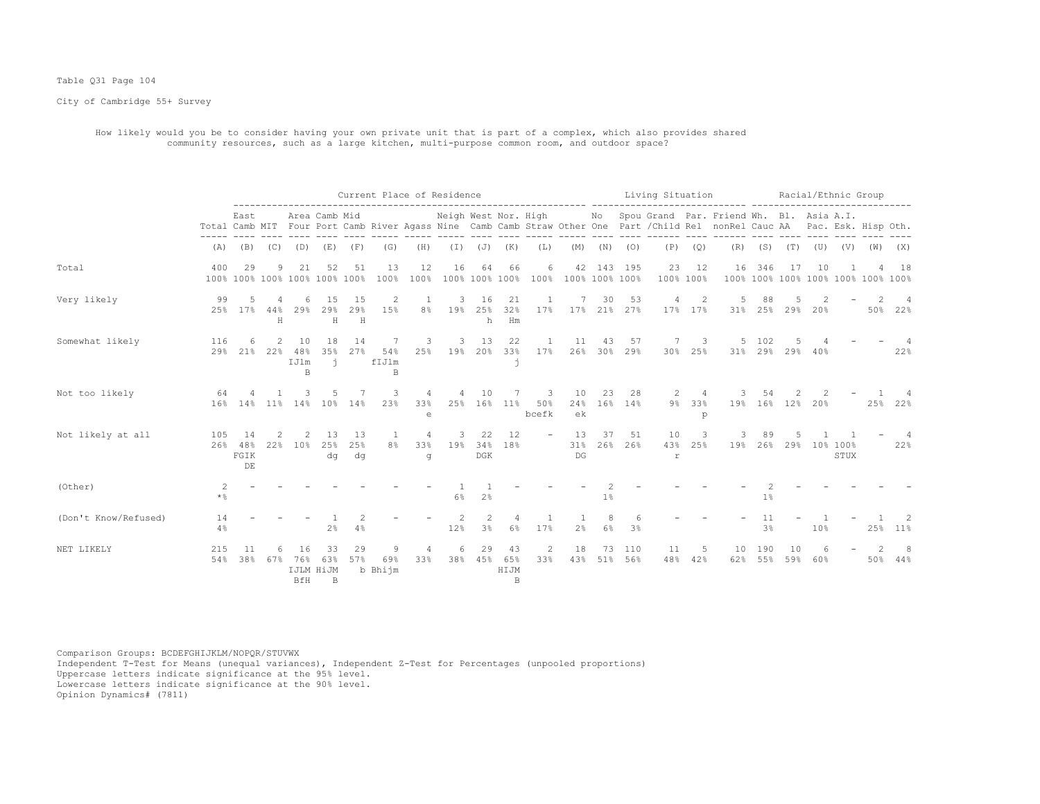Table Q31 Page 104

City of Cambridge 55+ Survey

How likely would you be to consider having your own private unit that is part of a complex, which also provides shared community resources, such as a large kitchen, multi-purpose common room, and outdoor space?

| | | Current Place of Residence | | | | | | | | | | | | Living Situation | | | | | | Racial/Ethnic Group | | | | | |
|---|---|---|---|---|---|---|---|---|---|---|---|---|---|---|---|---|---|---|---|---|---|---|---|---|---|
| | Total | East Camb | MIT | Area Four | Camb Port | Mid Camb | River | Agass | Neigh Nine | West Camb | Nor. Camb | High Straw | Other | No One | Spou Part | Grand /Child | Par. Rel | Friend nonRel | Wh. Cauc | Bl. AA | Asia Pac. | A.I. Esk. | Hisp | Oth. |
| | (A) | (B) | (C) | (D) | (E) | (F) | (G) | (H) | (I) | (J) | (K) | (L) | (M) | (N) | (O) | (P) | (Q) | (R) | (S) | (T) | (U) | (V) | (W) | (X) |
| Total | 400<br>100% | 29<br>100% | 9<br>100% | 21<br>100% | 52<br>100% | 51<br>100% | 13<br>100% | 12<br>100% | 16<br>100% | 64<br>100% | 66<br>100% | 6<br>100% | 42<br>100% | 143<br>100% | 195<br>100% | 23<br>100% | 12<br>100% | 16<br>100% | 346<br>100% | 17<br>100% | 10<br>100% | 1<br>100% | 4<br>100% | 18<br>100% |
| Very likely | 99<br>25% | 5<br>17% | 4<br>44%<br>H | 6<br>29% | 15<br>29%<br>H | 15<br>29%<br>H | 2<br>15% | 1<br>8% | 3<br>19% | 16<br>25%<br>h | 21<br>32%<br>Hm | 1<br>17% | 7<br>17% | 30<br>21% | 53<br>27% | 4<br>17% | 2<br>17% | 5<br>31% | 88<br>25% | 5<br>29% | 2<br>20% | - | 2<br>50% | 4<br>22% |
| Somewhat likely | 116<br>29% | 6<br>21% | 2<br>22% | 10<br>48%<br>IJlm<br>B | 18<br>35%<br>j | 14<br>27% | 7<br>54%<br>fIJlm<br>B | 3<br>25% | 3<br>19% | 13<br>20% | 22<br>33%<br>j | 1<br>17% | 11<br>26% | 43<br>30% | 57<br>29% | 7<br>30% | 3<br>25% | 5<br>31% | 102<br>29% | 5<br>29% | 4<br>40% | - | - | 4<br>22% |
| Not too likely | 64<br>16% | 4<br>14% | 1<br>11% | 3<br>14% | 5<br>10% | 7<br>14% | 3<br>23% | 4<br>33%<br>e | 4<br>25% | 10<br>16% | 7<br>11% | 3<br>50%<br>bcefk | 10<br>24%<br>ek | 23<br>16% | 28<br>14% | 2<br>9% | 4<br>33%<br>p | 3<br>19% | 54<br>16% | 2<br>12% | 2<br>20% | - | 1<br>25% | 4<br>22% |
| Not likely at all | 105<br>26% | 14<br>48%<br>FGIK<br>DE | 2<br>22% | 2<br>10% | 13<br>25%<br>dg | 13<br>25%<br>dg | 1<br>8% | 4<br>33%<br>g | 3<br>19% | 22<br>34%<br>DGK | 12<br>18% | - | 13<br>31%<br>DG | 37<br>26% | 51<br>26% | 10<br>43%<br>r | 3<br>25% | 3<br>19% | 89<br>26% | 5<br>29% | 1<br>10% | 1<br>100%<br>STUX | - | 4<br>22% |
| (Other) | 2<br>*% | - | - | - | - | - | - | - | 1<br>6% | 1<br>2% | - | - | - | 2<br>1% | - | - | - | - | 2<br>1% | - | - | - | - | - |
| (Don't Know/Refused) | 14<br>4% | - | - | - | 1<br>2% | 2<br>4% | - | - | 2<br>12% | 2<br>3% | 4<br>6% | 1<br>17% | 1<br>2% | 8<br>6% | 6<br>3% | - | - | - | 11<br>3% | - | 1<br>10% | - | 1<br>25% | 2<br>11% |
| NET LIKELY | 215<br>54% | 11<br>38% | 6<br>67% | 16<br>76%<br>IJLM<br>BfH | 33<br>63%<br>HiJM<br>B | 29<br>57%<br>b | 9<br>69%<br>Bhijm | 4<br>33% | 6<br>38% | 29<br>45% | 43<br>65%<br>HIJM<br>B | 2<br>33% | 18<br>43% | 73<br>51% | 110<br>56% | 11<br>48% | 5<br>42% | 10<br>62% | 190<br>55% | 10<br>59% | 6<br>60% | - | 2<br>50% | 8<br>44% |

Comparison Groups: BCDEFGHIJKLM/NOPQR/STUVWX
Independent T-Test for Means (unequal variances), Independent Z-Test for Percentages (unpooled proportions)
Uppercase letters indicate significance at the 95% level.
Lowercase letters indicate significance at the 90% level.
Opinion Dynamics# (7811)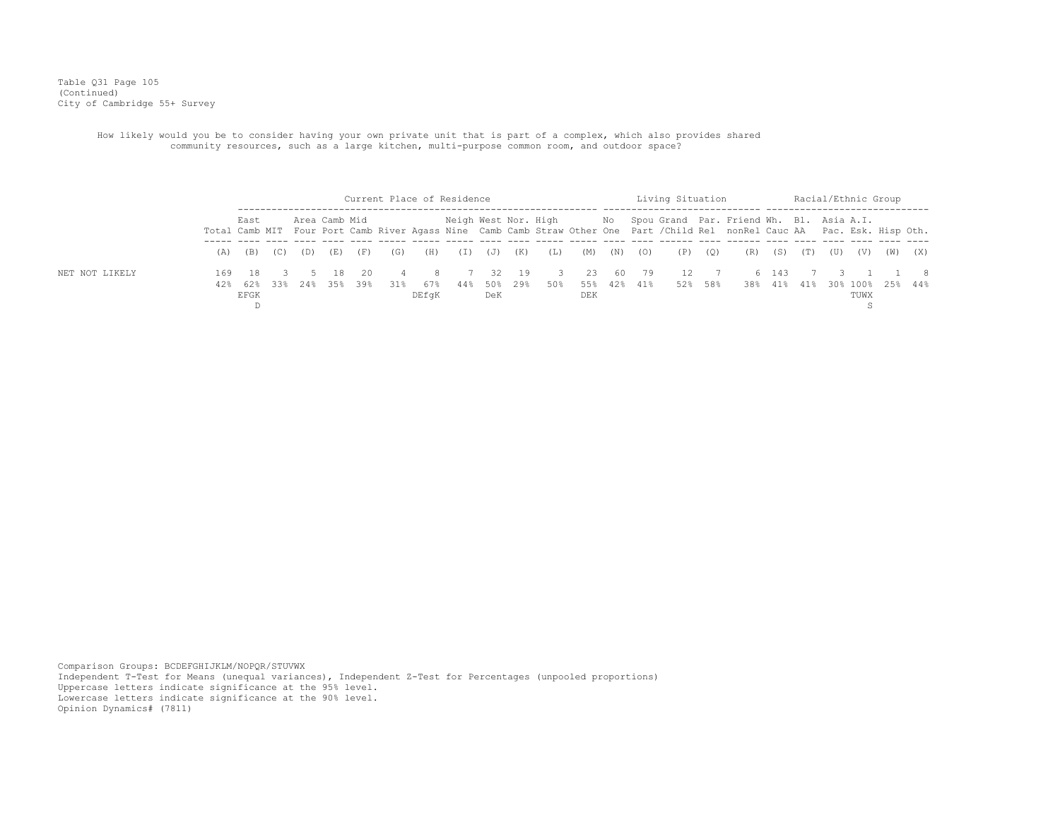Table Q31 Page 105
(Continued)
City of Cambridge 55+ Survey

How likely would you be to consider having your own private unit that is part of a complex, which also provides shared community resources, such as a large kitchen, multi-purpose common room, and outdoor space?

| | | Current Place of Residence | | | | | | | | | | | | Living Situation | | | | | Racial/Ethnic Group | | | | | |
|---|---|---|---|---|---|---|---|---|---|---|---|---|---|---|---|---|---|---|---|---|---|---|---|---|
| | Total | East Camb | MIT | Area Four | Camb Port | Mid Camb | River | Agass | Neigh Nine | West Camb | Nor. Camb | High Straw | Other | No One | Spou Part | Grand /Child | Par. Rel | Friend nonRel | Wh. Cauc | Bl. AA | Asia Pac. | A.I. Esk. | Hisp | Oth. |
| | (A) | (B) | (C) | (D) | (E) | (F) | (G) | (H) | (I) | (J) | (K) | (L) | (M) | (N) | (O) | (P) | (Q) | (R) | (S) | (T) | (U) | (V) | (W) | (X) |
| NET NOT LIKELY | 169 | 18 | 3 | 5 | 18 | 20 | 4 | 8 | 7 | 32 | 19 | 3 | 23 | 60 | 79 | 12 | 7 | 6 | 143 | 7 | 3 | 1 | 1 | 8 |
| | 42% | 62% | 33% | 24% | 35% | 39% | 31% | 67% | 44% | 50% | 29% | 50% | 55% | 42% | 41% | 52% | 58% | 38% | 41% | 41% | 30% | 100% | 25% | 44% |
| | | EFGK D | | | | | | DEfgK | | DeK | | | DEK | | | | | | | | | TUWX S | | |

Comparison Groups: BCDEFGHIJKLM/NOPQR/STUVWX
Independent T-Test for Means (unequal variances), Independent Z-Test for Percentages (unpooled proportions)
Uppercase letters indicate significance at the 95% level.
Lowercase letters indicate significance at the 90% level.
Opinion Dynamics# (7811)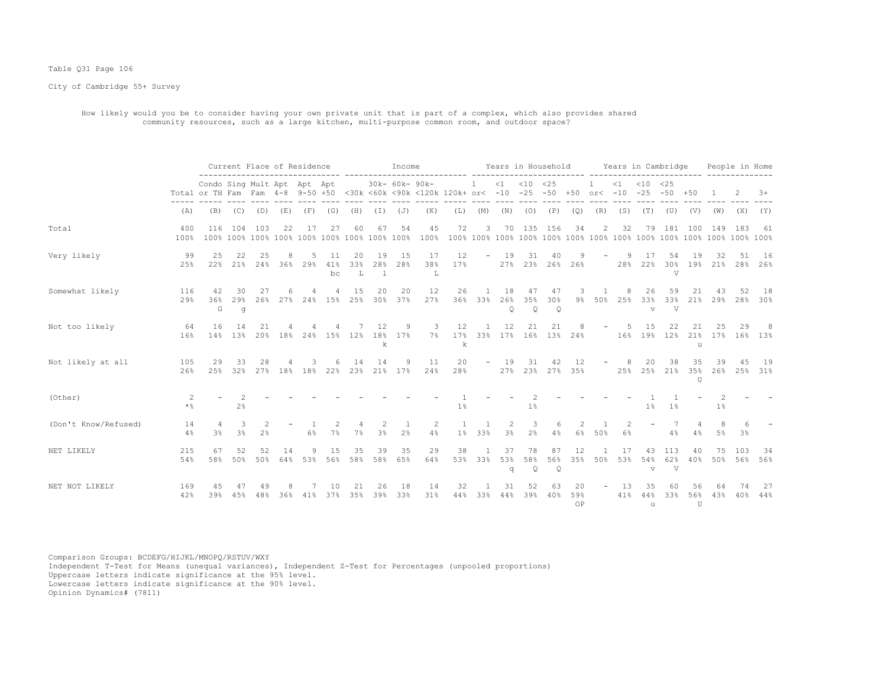Table Q31 Page 106

City of Cambridge 55+ Survey

How likely would you be to consider having your own private unit that is part of a complex, which also provides shared community resources, such as a large kitchen, multi-purpose common room, and outdoor space?

| | | Current Place of Residence | | | | | | Income | | | | | Years in Household | | | | | Years in Cambridge | | | | | People in Home | | |
|---|---|---|---|---|---|---|---|---|---|---|---|---|---|---|---|---|---|---|---|---|---|---|---|---|---|
| | Total | Condo or TH | Sing Fam | Mult Fam | Apt 4-8 | Apt 9-50 | Apt +50 | <30k | 30k- <60k | 60k- <90k | 90k- <120k | 120k+ | 1 or< | <1 -10 | <10 -25 | <25 -50 | +50 | 1 or< | <1 -10 | <10 -25 | <25 -50 | +50 | 1 | 2 | 3+ |
| | (A) | (B) | (C) | (D) | (E) | (F) | (G) | (H) | (I) | (J) | (K) | (L) | (M) | (N) | (O) | (P) | (Q) | (R) | (S) | (T) | (U) | (V) | (W) | (X) | (Y) |
| Total | 400 | 116 | 104 | 103 | 22 | 17 | 27 | 60 | 67 | 54 | 45 | 72 | 3 | 70 | 135 | 156 | 34 | 2 | 32 | 79 | 181 | 100 | 149 | 183 | 61 |
| | 100% | 100% | 100% | 100% | 100% | 100% | 100% | 100% | 100% | 100% | 100% | 100% | 100% | 100% | 100% | 100% | 100% | 100% | 100% | 100% | 100% | 100% | 100% | 100% | 100% |
| Very likely | 99 | 25 | 22 | 25 | 8 | 5 | 11 | 20 | 19 | 15 | 17 | 12 | - | 19 | 31 | 40 | 9 | - | 9 | 17 | 54 | 19 | 32 | 51 | 16 |
| | 25% | 22% | 21% | 24% | 36% | 29% | 41% | 33% | 28% | 28% | 38% | 17% | | 27% | 23% | 26% | 26% | | 28% | 22% | 30% | 19% | 21% | 28% | 26% |
| | | | | | | | bc | L | l | | L | | | | | | | | | | V | | | | |
| Somewhat likely | 116 | 42 | 30 | 27 | 6 | 4 | 4 | 15 | 20 | 20 | 12 | 26 | 1 | 18 | 47 | 47 | 3 | 1 | 8 | 26 | 59 | 21 | 43 | 52 | 18 |
| | 29% | 36% | 29% | 26% | 27% | 24% | 15% | 25% | 30% | 37% | 27% | 36% | 33% | 26% | 35% | 30% | 9% | 50% | 25% | 33% | 33% | 21% | 29% | 28% | 30% |
| | | G | g | | | | | | | | | | | Q | Q | Q | | | | v | V | | | | |
| Not too likely | 64 | 16 | 14 | 21 | 4 | 4 | 4 | 7 | 12 | 9 | 3 | 12 | 1 | 12 | 21 | 21 | 8 | - | 5 | 15 | 22 | 21 | 25 | 29 | 8 |
| | 16% | 14% | 13% | 20% | 18% | 24% | 15% | 12% | 18% | 17% | 7% | 17% | 33% | 17% | 16% | 13% | 24% | | 16% | 19% | 12% | 21% | 17% | 16% | 13% |
| | | | | | | | | | k | | | k | | | | | | | | | | u | | | |
| Not likely at all | 105 | 29 | 33 | 28 | 4 | 3 | 6 | 14 | 14 | 9 | 11 | 20 | - | 19 | 31 | 42 | 12 | - | 8 | 20 | 38 | 35 | 39 | 45 | 19 |
| | 26% | 25% | 32% | 27% | 18% | 18% | 22% | 23% | 21% | 17% | 24% | 28% | | 27% | 23% | 27% | 35% | | 25% | 25% | 21% | 35% | 26% | 25% | 31% |
| | | | | | | | | | | | | | | | | | | | | | | U | | | |
| (Other) | 2 | - | 2 | - | - | - | - | - | - | - | - | 1 | - | - | 2 | - | - | - | - | 1 | 1 | - | 2 | - | - |
| | *% | | 2% | | | | | | | | | 1% | | | 1% | | | | | 1% | 1% | | 1% | | |
| (Don't Know/Refused) | 14 | 4 | 3 | 2 | - | 1 | 2 | 4 | 2 | 1 | 2 | 1 | 1 | 2 | 3 | 6 | 2 | 1 | 2 | - | 7 | 4 | 8 | 6 | - |
| | 4% | 3% | 3% | 2% | | 6% | 7% | 7% | 3% | 2% | 4% | 1% | 33% | 3% | 2% | 4% | 6% | 50% | 6% | | 4% | 4% | 5% | 3% | |
| NET LIKELY | 215 | 67 | 52 | 52 | 14 | 9 | 15 | 35 | 39 | 35 | 29 | 38 | 1 | 37 | 78 | 87 | 12 | 1 | 17 | 43 | 113 | 40 | 75 | 103 | 34 |
| | 54% | 58% | 50% | 50% | 64% | 53% | 56% | 58% | 58% | 65% | 64% | 53% | 33% | 53% | 58% | 56% | 35% | 50% | 53% | 54% | 62% | 40% | 50% | 56% | 56% |
| | | | | | | | | | | | | | | q | Q | Q | | | | v | V | | | | |
| NET NOT LIKELY | 169 | 45 | 47 | 49 | 8 | 7 | 10 | 21 | 26 | 18 | 14 | 32 | 1 | 31 | 52 | 63 | 20 | - | 13 | 35 | 60 | 56 | 64 | 74 | 27 |
| | 42% | 39% | 45% | 48% | 36% | 41% | 37% | 35% | 39% | 33% | 31% | 44% | 33% | 44% | 39% | 40% | 59% | | 41% | 44% | 33% | 56% | 43% | 40% | 44% |
| | | | | | | | | | | | | | | | | | OP | | | u | | U | | | |

Comparison Groups: BCDEFG/HIJKL/MNOPQ/RSTUV/WXY
Independent T-Test for Means (unequal variances), Independent Z-Test for Percentages (unpooled proportions)
Uppercase letters indicate significance at the 95% level.
Lowercase letters indicate significance at the 90% level.
Opinion Dynamics# (7811)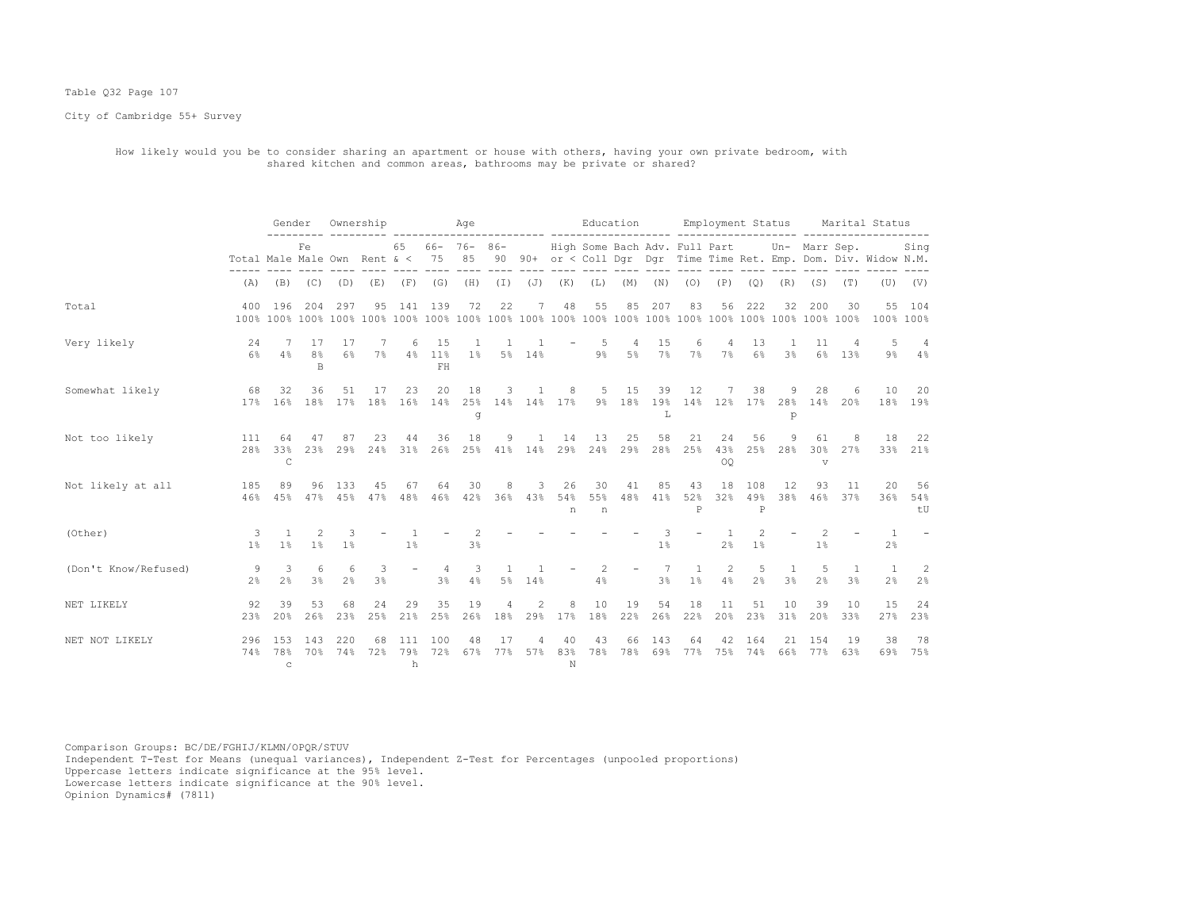Table Q32 Page 107

City of Cambridge 55+ Survey

How likely would you be to consider sharing an apartment or house with others, having your own private bedroom, with shared kitchen and common areas, bathrooms may be private or shared?

| | | Gender | | Ownership | | Age | | | | | Education | | | | Employment Status | | | | Marital Status | | | |
|---|---|---|---|---|---|---|---|---|---|---|---|---|---|---|---|---|---|---|---|---|---|---|
| | Total | Male | Female | Own | Rent | 65 & < | 66-75 | 76-85 | 86-90 | 90+ | High or < | Some Coll | Bach Dgr | Adv. Dgr | Full Time | Part Time | Ret. | Un-Emp. | Marr Dom. | Sep. Div. | Widow | Sing N.M. |
| | (A) | (B) | (C) | (D) | (E) | (F) | (G) | (H) | (I) | (J) | (K) | (L) | (M) | (N) | (O) | (P) | (Q) | (R) | (S) | (T) | (U) | (V) |
| Total | 400 | 196 | 204 | 297 | 95 | 141 | 139 | 72 | 22 | 7 | 48 | 55 | 85 | 207 | 83 | 56 | 222 | 32 | 200 | 30 | 55 | 104 |
| | 100% | 100% | 100% | 100% | 100% | 100% | 100% | 100% | 100% | 100% | 100% | 100% | 100% | 100% | 100% | 100% | 100% | 100% | 100% | 100% | 100% | 100% |
| Very likely | 24 | 7 | 17 | 17 | 7 | 6 | 15 | 1 | 1 | 1 | - | 5 | 4 | 15 | 6 | 4 | 13 | 1 | 11 | 4 | 5 | 4 |
| | 6% | 4% | 8% | 6% | 7% | 4% | 11% | 1% | 5% | 14% | | 9% | 5% | 7% | 7% | 7% | 6% | 3% | 6% | 13% | 9% | 4% |
| | | | B | | | | FH | | | | | | | | | | | | | | | |
| Somewhat likely | 68 | 32 | 36 | 51 | 17 | 23 | 20 | 18 | 3 | 1 | 8 | 5 | 15 | 39 | 12 | 7 | 38 | 9 | 28 | 6 | 10 | 20 |
| | 17% | 16% | 18% | 17% | 18% | 16% | 14% | 25% | 14% | 14% | 17% | 9% | 18% | 19% | 14% | 12% | 17% | 28% | 14% | 20% | 18% | 19% |
| | | | | | | | | g | | | | | | L | | | | p | | | | |
| Not too likely | 111 | 64 | 47 | 87 | 23 | 44 | 36 | 18 | 9 | 1 | 14 | 13 | 25 | 58 | 21 | 24 | 56 | 9 | 61 | 8 | 18 | 22 |
| | 28% | 33% | 23% | 29% | 24% | 31% | 26% | 25% | 41% | 14% | 29% | 24% | 29% | 28% | 25% | 43% | 25% | 28% | 30% | 27% | 33% | 21% |
| | | C | | | | | | | | | | | | | | OQ | | | v | | | |
| Not likely at all | 185 | 89 | 96 | 133 | 45 | 67 | 64 | 30 | 8 | 3 | 26 | 30 | 41 | 85 | 43 | 18 | 108 | 12 | 93 | 11 | 20 | 56 |
| | 46% | 45% | 47% | 45% | 47% | 48% | 46% | 42% | 36% | 43% | 54% | 55% | 48% | 41% | 52% | 32% | 49% | 38% | 46% | 37% | 36% | 54% |
| | | | | | | | | | | | n | n | | | P | | P | | | | | tU |
| (Other) | 3 | 1 | 2 | 3 | - | 1 | - | 2 | - | - | - | - | - | 3 | - | 1 | 2 | - | 2 | - | 1 | - |
| | 1% | 1% | 1% | 1% | | 1% | | 3% | | | | | | 1% | | 2% | 1% | | 1% | | 2% | |
| (Don't Know/Refused) | 9 | 3 | 6 | 6 | 3 | - | 4 | 3 | 1 | 1 | - | 2 | - | 7 | 1 | 2 | 5 | 1 | 5 | 1 | 1 | 2 |
| | 2% | 2% | 3% | 2% | 3% | | 3% | 4% | 5% | 14% | | 4% | | 3% | 1% | 4% | 2% | 3% | 2% | 3% | 2% | 2% |
| NET LIKELY | 92 | 39 | 53 | 68 | 24 | 29 | 35 | 19 | 4 | 2 | 8 | 10 | 19 | 54 | 18 | 11 | 51 | 10 | 39 | 10 | 15 | 24 |
| | 23% | 20% | 26% | 23% | 25% | 21% | 25% | 26% | 18% | 29% | 17% | 18% | 22% | 26% | 22% | 20% | 23% | 31% | 20% | 33% | 27% | 23% |
| NET NOT LIKELY | 296 | 153 | 143 | 220 | 68 | 111 | 100 | 48 | 17 | 4 | 40 | 43 | 66 | 143 | 64 | 42 | 164 | 21 | 154 | 19 | 38 | 78 |
| | 74% | 78% | 70% | 74% | 72% | 79% | 72% | 67% | 77% | 57% | 83% | 78% | 78% | 69% | 77% | 75% | 74% | 66% | 77% | 63% | 69% | 75% |
| | | c | | | | h | | | | | N | | | | | | | | | | | |

Comparison Groups: BC/DE/FGHIJ/KLMN/OPQR/STUV
Independent T-Test for Means (unequal variances), Independent Z-Test for Percentages (unpooled proportions)
Uppercase letters indicate significance at the 95% level.
Lowercase letters indicate significance at the 90% level.
Opinion Dynamics# (7811)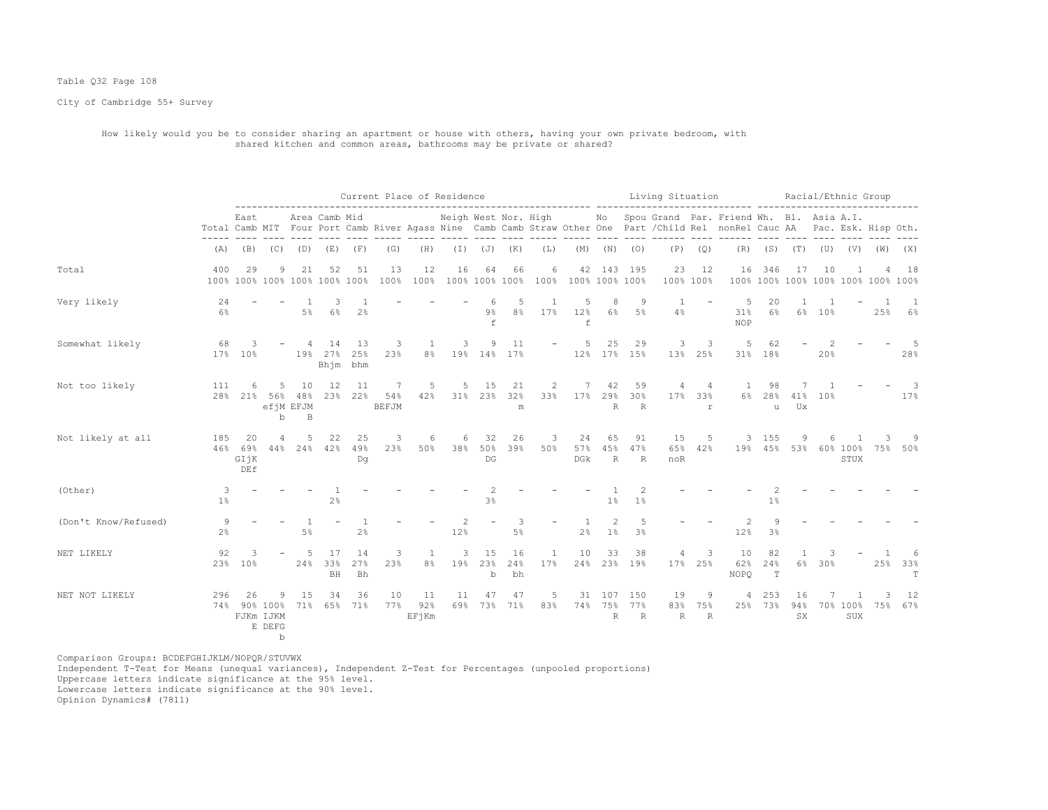Table Q32 Page 108

City of Cambridge 55+ Survey

How likely would you be to consider sharing an apartment or house with others, having your own private bedroom, with shared kitchen and common areas, bathrooms may be private or shared?

| | Total | East Camb | MIT | Area Four | Camb Port | Mid Camb | River | Agass | Neigh Nine | West Camb | Nor. Camb | High Straw | Other | No One | Spou Part | Grand /Child | Par. Rel | Friend nonRel | Wh. Cauc | Bl. AA | Asia Pac. | A.I. Esk. | Hisp | Oth. |
|---|---|---|---|---|---|---|---|---|---|---|---|---|---|---|---|---|---|---|---|---|---|---|---|---|
| | | Current Place of Residence | | | | | | | | | | | | Living Situation | | | | | Racial/Ethnic Group | | | | | |
| | (A) | (B) | (C) | (D) | (E) | (F) | (G) | (H) | (I) | (J) | (K) | (L) | (M) | (N) | (O) | (P) | (Q) | (R) | (S) | (T) | (U) | (V) | (W) | (X) |
| Total | 400 100% | 29 100% | 9 100% | 21 100% | 52 100% | 51 100% | 13 100% | 12 100% | 16 100% | 64 100% | 66 100% | 6 100% | 42 100% | 143 100% | 195 100% | 23 100% | 12 100% | 16 100% | 346 100% | 17 100% | 10 100% | 1 100% | 4 100% | 18 100% |
| Very likely | 24 6% | - | - | 1 5% | 3 6% | 1 2% | - | - | - | 6 9% f | 5 8% | 1 17% | 5 12% f | 8 6% | 9 5% | 1 4% | - | 5 31% NOP | 20 6% | 1 6% | 1 10% | - | 1 25% | 1 6% |
| Somewhat likely | 68 17% | 3 10% | - | 4 19% | 14 27% Bhjm | 13 25% bhm | 3 23% | 1 8% | 3 19% | 9 14% | 11 17% | - | 5 12% | 25 17% | 29 15% | 3 13% | 3 25% | 5 31% | 62 18% | - | 2 20% | - | - | 5 28% |
| Not too likely | 111 28% | 6 21% | 5 56% efjM b | 10 48% EFJM B | 12 23% | 11 22% | 7 54% BEFJM | 5 42% | 5 31% | 15 23% | 21 32% m | 2 33% | 7 17% | 42 29% R | 59 30% R | 4 17% | 4 33% r | 1 6% | 98 28% u | 7 41% Ux | 1 10% | - | - | 3 17% |
| Not likely at all | 185 46% | 20 69% GIjK DEf | 4 44% | 5 24% | 22 42% | 25 49% Dg | 3 23% | 6 50% | 6 38% | 32 50% DG | 26 39% | 3 50% | 24 57% DGk | 65 45% R | 91 47% R | 15 65% noR | 5 42% | 3 19% | 155 45% | 9 53% | 6 60% | 1 100% STUX | 3 75% | 9 50% |
| (Other) | 3 1% | - | - | - | 1 2% | - | - | - | - | 2 3% | - | - | - | 1 1% | 2 1% | - | - | - | 2 1% | - | - | - | - | - |
| (Don't Know/Refused) | 9 2% | - | - | 1 5% | - | 1 2% | - | - | 2 12% | - | 3 5% | - | 1 2% | 2 1% | 5 3% | - | - | 2 12% | 9 3% | - | - | - | - | - |
| NET LIKELY | 92 23% | 3 10% | - | 5 24% | 17 33% BH | 14 27% Bh | 3 23% | 1 8% | 3 19% | 15 23% b | 16 24% bh | 1 17% | 10 24% | 33 23% | 38 19% | 4 17% | 3 25% | 10 62% NOPQ | 82 24% T | 1 6% | 3 30% | - | 1 25% | 6 33% T |
| NET NOT LIKELY | 296 74% | 26 90% FJKm E | 9 100% IJKM DEFG b | 15 71% | 34 65% | 36 71% | 10 77% | 11 92% EFjKm | 11 69% | 47 73% | 47 71% | 5 83% | 31 74% | 107 75% R | 150 77% R | 19 83% R | 9 75% R | 4 25% | 253 73% | 16 94% SX | 7 70% | 1 100% SUX | 3 75% | 12 67% |

Comparison Groups: BCDEFGHIJKLM/NOPQR/STUVWX
Independent T-Test for Means (unequal variances), Independent Z-Test for Percentages (unpooled proportions)
Uppercase letters indicate significance at the 95% level.
Lowercase letters indicate significance at the 90% level.
Opinion Dynamics# (7811)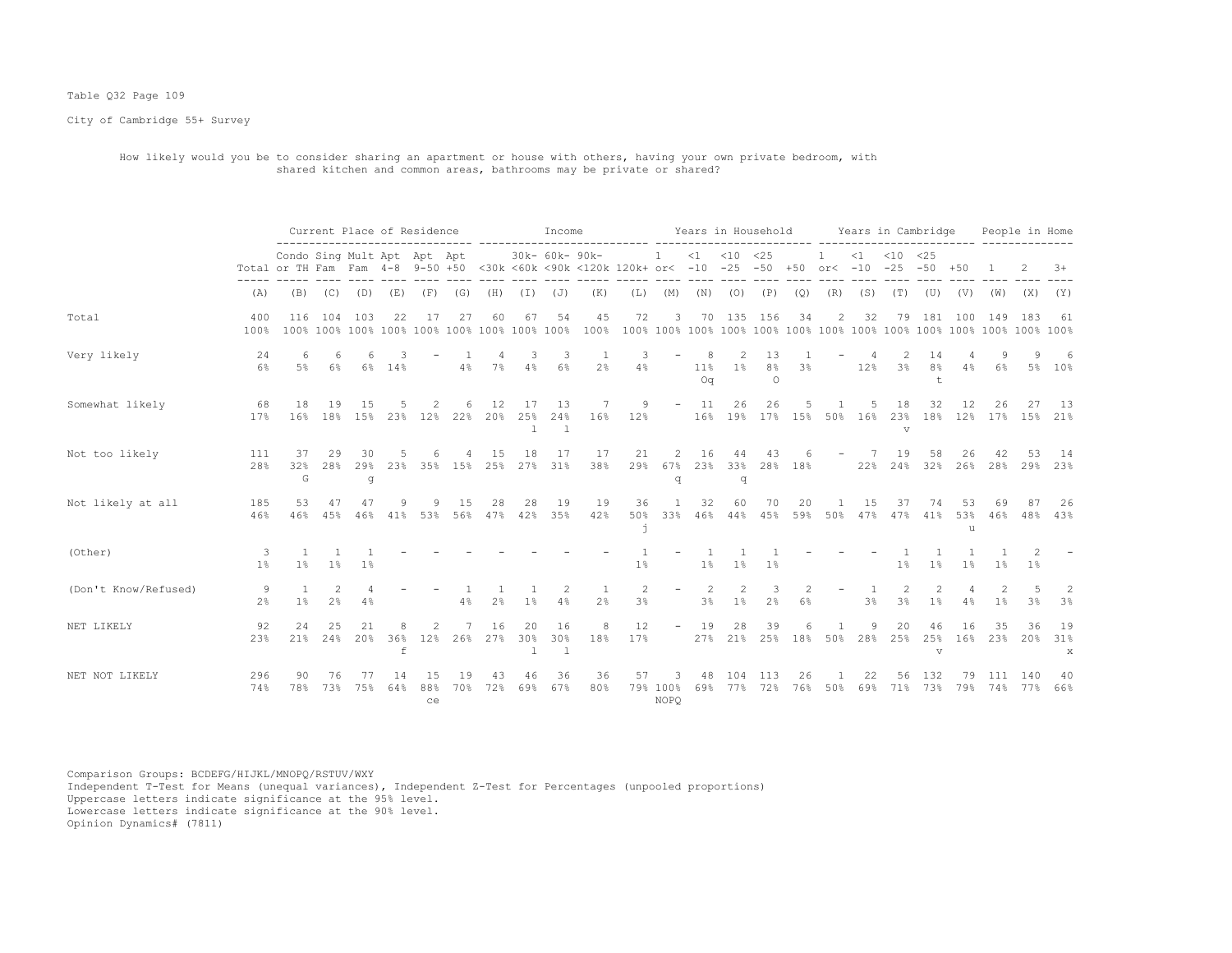Table Q32 Page 109

City of Cambridge 55+ Survey

How likely would you be to consider sharing an apartment or house with others, having your own private bedroom, with shared kitchen and common areas, bathrooms may be private or shared?

| | | Current Place of Residence | | | | | | Income | | | | | Years in Household | | | | | Years in Cambridge | | | | | People in Home | | |
|---|---|---|---|---|---|---|---|---|---|---|---|---|---|---|---|---|---|---|---|---|---|---|---|---|---|
| | Total | Condo or TH | Sing Fam | Mult Fam | Apt 4-8 | Apt 9-50 | Apt +50 | <30k | 30k-<60k | 60k-<90k | 90k-<120k | 120k+ | 1 or< | <1 -10 | <10 -25 | <25 -50 | +50 | 1 or< | <1 -10 | <10 -25 | <25 -50 | +50 | 1 | 2 | 3+ |
| | (A) | (B) | (C) | (D) | (E) | (F) | (G) | (H) | (I) | (J) | (K) | (L) | (M) | (N) | (O) | (P) | (Q) | (R) | (S) | (T) | (U) | (V) | (W) | (X) | (Y) |
| Total | 400 | 116 | 104 | 103 | 22 | 17 | 27 | 60 | 67 | 54 | 45 | 72 | 3 | 70 | 135 | 156 | 34 | 2 | 32 | 79 | 181 | 100 | 149 | 183 | 61 |
| | 100% | 100% | 100% | 100% | 100% | 100% | 100% | 100% | 100% | 100% | 100% | 100% | 100% | 100% | 100% | 100% | 100% | 100% | 100% | 100% | 100% | 100% | 100% | 100% | 100% |
| Very likely | 24 | 6 | 6 | 6 | 3 | - | 1 | 4 | 3 | 3 | 1 | 3 | - | 8 | 2 | 13 | 1 | - | 4 | 2 | 14 | 4 | 9 | 9 | 6 |
| | 6% | 5% | 6% | 6% | 14% | | 4% | 7% | 4% | 6% | 2% | 4% | | 11% | 1% | 8% | 3% | | 12% | 3% | 8% | 4% | 6% | 5% | 10% |
| | | | | | | | | | | | | | | Oq | | O | | | | | t | | | | |
| Somewhat likely | 68 | 18 | 19 | 15 | 5 | 2 | 6 | 12 | 17 | 13 | 7 | 9 | - | 11 | 26 | 26 | 5 | 1 | 5 | 18 | 32 | 12 | 26 | 27 | 13 |
| | 17% | 16% | 18% | 15% | 23% | 12% | 22% | 20% | 25% | 24% | 16% | 12% | | 16% | 19% | 17% | 15% | 50% | 16% | 23% | 18% | 12% | 17% | 15% | 21% |
| | | | | | | | | | l | l | | | | | | | | | | v | | | | | |
| Not too likely | 111 | 37 | 29 | 30 | 5 | 6 | 4 | 15 | 18 | 17 | 17 | 21 | 2 | 16 | 44 | 43 | 6 | - | 7 | 19 | 58 | 26 | 42 | 53 | 14 |
| | 28% | 32% | 28% | 29% | 23% | 35% | 15% | 25% | 27% | 31% | 38% | 29% | 67% | 23% | 33% | 28% | 18% | | 22% | 24% | 32% | 26% | 28% | 29% | 23% |
| | | G | | g | | | | | | | | | q | | q | | | | | | | | | | |
| Not likely at all | 185 | 53 | 47 | 47 | 9 | 9 | 15 | 28 | 28 | 19 | 19 | 36 | 1 | 32 | 60 | 70 | 20 | 1 | 15 | 37 | 74 | 53 | 69 | 87 | 26 |
| | 46% | 46% | 45% | 46% | 41% | 53% | 56% | 47% | 42% | 35% | 42% | 50% | 33% | 46% | 44% | 45% | 59% | 50% | 47% | 47% | 41% | 53% | 46% | 48% | 43% |
| | | | | | | | | | | | | j | | | | | | | | | | u | | | |
| (Other) | 3 | 1 | 1 | 1 | - | - | - | - | - | - | - | 1 | - | 1 | 1 | 1 | - | - | - | 1 | 1 | 1 | 1 | 2 | - |
| | 1% | 1% | 1% | 1% | | | | | | | | 1% | | 1% | 1% | 1% | | | | 1% | 1% | 1% | 1% | 1% | |
| (Don't Know/Refused) | 9 | 1 | 2 | 4 | - | - | 1 | 1 | 1 | 2 | 1 | 2 | - | 2 | 2 | 3 | 2 | - | 1 | 2 | 2 | 4 | 2 | 5 | 2 |
| | 2% | 1% | 2% | 4% | | | 4% | 2% | 1% | 4% | 2% | 3% | | 3% | 1% | 2% | 6% | | 3% | 3% | 1% | 4% | 1% | 3% | 3% |
| NET LIKELY | 92 | 24 | 25 | 21 | 8 | 2 | 7 | 16 | 20 | 16 | 8 | 12 | - | 19 | 28 | 39 | 6 | 1 | 9 | 20 | 46 | 16 | 35 | 36 | 19 |
| | 23% | 21% | 24% | 20% | 36% | 12% | 26% | 27% | 30% | 30% | 18% | 17% | | 27% | 21% | 25% | 18% | 50% | 28% | 25% | 25% | 16% | 23% | 20% | 31% |
| | | | | | f | | | | l | l | | | | | | | | | | | v | | | | x |
| NET NOT LIKELY | 296 | 90 | 76 | 77 | 14 | 15 | 19 | 43 | 46 | 36 | 36 | 57 | 3 | 48 | 104 | 113 | 26 | 1 | 22 | 56 | 132 | 79 | 111 | 140 | 40 |
| | 74% | 78% | 73% | 75% | 64% | 88% | 70% | 72% | 69% | 67% | 80% | 79% | 100% | 69% | 77% | 72% | 76% | 50% | 69% | 71% | 73% | 79% | 74% | 77% | 66% |
| | | | | | | ce | | | | | | | NOPQ | | | | | | | | | | | | |

Comparison Groups: BCDEFG/HIJKL/MNOPQ/RSTUV/WXY
Independent T-Test for Means (unequal variances), Independent Z-Test for Percentages (unpooled proportions)
Uppercase letters indicate significance at the 95% level.
Lowercase letters indicate significance at the 90% level.
Opinion Dynamics# (7811)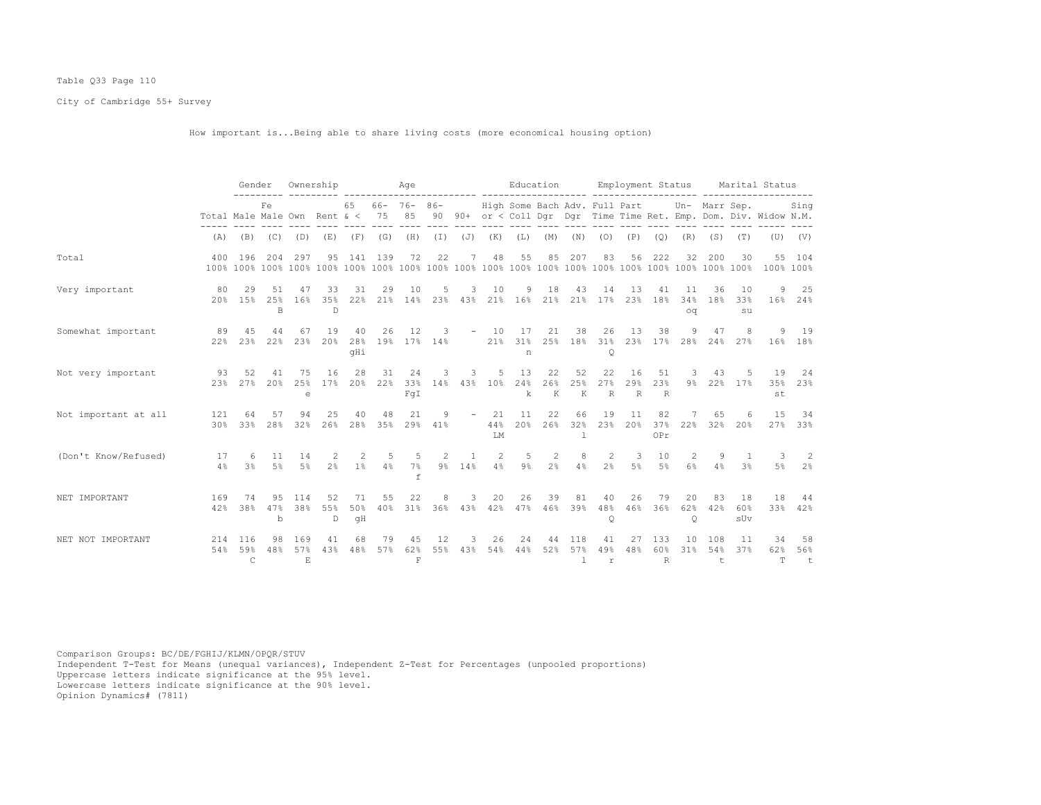Table Q33 Page 110

City of Cambridge 55+ Survey

How important is...Being able to share living costs (more economical housing option)

| | Total | Gender | | Ownership | | Age | | | | | Education | | | | Employment Status | | | | Marital Status | | | |
|---|---|---|---|---|---|---|---|---|---|---|---|---|---|---|---|---|---|---|---|---|---|---|
| | Total | Male | Female | Own | Rent | 65 & < | 66-75 | 76-85 | 86-90 | 90+ | High or < | Some Coll | Bach Dgr | Adv. Dgr | Full Time | Part Time | Ret. | Un-Emp. | Marr Dom. | Sep. Div. | Widow | Sing N.M. |
| | (A) | (B) | (C) | (D) | (E) | (F) | (G) | (H) | (I) | (J) | (K) | (L) | (M) | (N) | (O) | (P) | (Q) | (R) | (S) | (T) | (U) | (V) |
| Total | 400 | 196 | 204 | 297 | 95 | 141 | 139 | 72 | 22 | 7 | 48 | 55 | 85 | 207 | 83 | 56 | 222 | 32 | 200 | 30 | 55 | 104 |
| | 100% | 100% | 100% | 100% | 100% | 100% | 100% | 100% | 100% | 100% | 100% | 100% | 100% | 100% | 100% | 100% | 100% | 100% | 100% | 100% | 100% | 100% |
| Very important | 80 | 29 | 51 | 47 | 33 | 31 | 29 | 10 | 5 | 3 | 10 | 9 | 18 | 43 | 14 | 13 | 41 | 11 | 36 | 10 | 9 | 25 |
| | 20% | 15% | 25% | 16% | 35% | 22% | 21% | 14% | 23% | 43% | 21% | 16% | 21% | 21% | 17% | 23% | 18% | 34% | 18% | 33% | 16% | 24% |
| | | | B | | D | | | | | | | | | | | | | oq | | su | | |
| Somewhat important | 89 | 45 | 44 | 67 | 19 | 40 | 26 | 12 | 3 | - | 10 | 17 | 21 | 38 | 26 | 13 | 38 | 9 | 47 | 8 | 9 | 19 |
| | 22% | 23% | 22% | 23% | 20% | 28% | 19% | 17% | 14% | | 21% | 31% | 25% | 18% | 31% | 23% | 17% | 28% | 24% | 27% | 16% | 18% |
| | | | | | | gHi | | | | | | n | | | Q | | | | | | | |
| Not very important | 93 | 52 | 41 | 75 | 16 | 28 | 31 | 24 | 3 | 3 | 5 | 13 | 22 | 52 | 22 | 16 | 51 | 3 | 43 | 5 | 19 | 24 |
| | 23% | 27% | 20% | 25% | 17% | 20% | 22% | 33% | 14% | 43% | 10% | 24% | 26% | 25% | 27% | 29% | 23% | 9% | 22% | 17% | 35% | 23% |
| | | | | e | | | | FgI | | | | k | K | K | R | R | R | | | | st | |
| Not important at all | 121 | 64 | 57 | 94 | 25 | 40 | 48 | 21 | 9 | - | 21 | 11 | 22 | 66 | 19 | 11 | 82 | 7 | 65 | 6 | 15 | 34 |
| | 30% | 33% | 28% | 32% | 26% | 28% | 35% | 29% | 41% | | 44% | 20% | 26% | 32% | 23% | 20% | 37% | 22% | 32% | 20% | 27% | 33% |
| | | | | | | | | | | | LM | | | l | | | OPr | | | | | |
| (Don't Know/Refused) | 17 | 6 | 11 | 14 | 2 | 2 | 5 | 5 | 2 | 1 | 2 | 5 | 2 | 8 | 2 | 3 | 10 | 2 | 9 | 1 | 3 | 2 |
| | 4% | 3% | 5% | 5% | 2% | 1% | 4% | 7% | 9% | 14% | 4% | 9% | 2% | 4% | 2% | 5% | 5% | 6% | 4% | 3% | 5% | 2% |
| | | | | | | | | f | | | | | | | | | | | | | | |
| NET IMPORTANT | 169 | 74 | 95 | 114 | 52 | 71 | 55 | 22 | 8 | 3 | 20 | 26 | 39 | 81 | 40 | 26 | 79 | 20 | 83 | 18 | 18 | 44 |
| | 42% | 38% | 47% | 38% | 55% | 50% | 40% | 31% | 36% | 43% | 42% | 47% | 46% | 39% | 48% | 46% | 36% | 62% | 42% | 60% | 33% | 42% |
| | | | b | | D | gH | | | | | | | | | Q | | | Q | | sUv | | |
| NET NOT IMPORTANT | 214 | 116 | 98 | 169 | 41 | 68 | 79 | 45 | 12 | 3 | 26 | 24 | 44 | 118 | 41 | 27 | 133 | 10 | 108 | 11 | 34 | 58 |
| | 54% | 59% | 48% | 57% | 43% | 48% | 57% | 62% | 55% | 43% | 54% | 44% | 52% | 57% | 49% | 48% | 60% | 31% | 54% | 37% | 62% | 56% |
| | | C | | E | | | | F | | | | | | l | r | | R | | t | | T | t |

Comparison Groups: BC/DE/FGHIJ/KLMN/OPQR/STUV
Independent T-Test for Means (unequal variances), Independent Z-Test for Percentages (unpooled proportions)
Uppercase letters indicate significance at the 95% level.
Lowercase letters indicate significance at the 90% level.
Opinion Dynamics# (7811)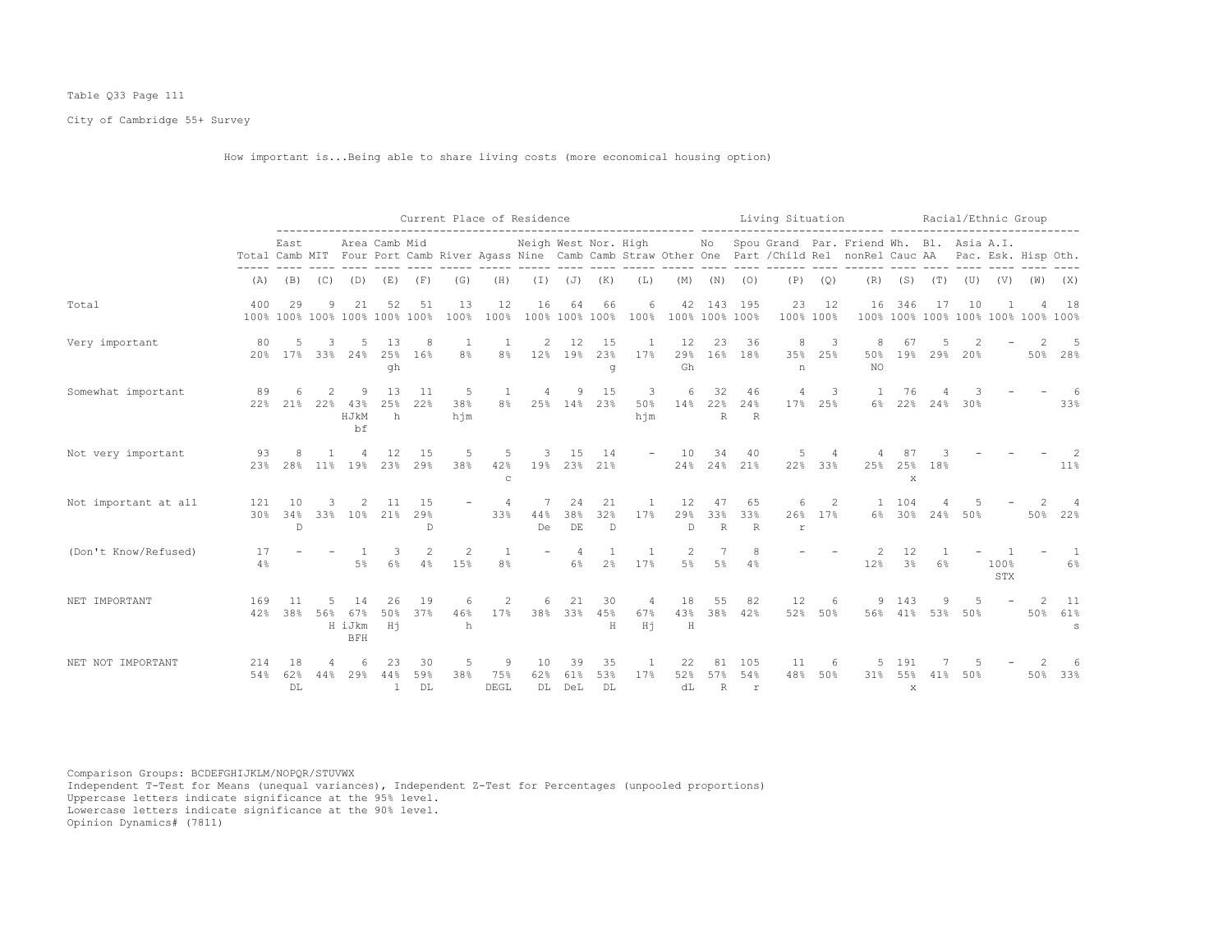Table Q33 Page 111

City of Cambridge 55+ Survey

How important is...Being able to share living costs (more economical housing option)

| | Total | East Camb | MIT | Area Four | Camb Port | Mid Camb | River | Agass | Neigh Nine | West Camb | Nor. Camb | High Straw | Other | No One | Spou Part | Grand /Child | Par. Rel | Friend nonRel | Wh. Cauc | Bl. AA | Asia Pac. | A.I. Esk. | Hisp | Oth. |
|---|---|---|---|---|---|---|---|---|---|---|---|---|---|---|---|---|---|---|---|---|---|---|---|---|
| | **Total** | **Current Place of Residence** | | | | | | | | | | | | **Living Situation** | | | | | **Racial/Ethnic Group** | | | | | |
| | (A) | (B) | (C) | (D) | (E) | (F) | (G) | (H) | (I) | (J) | (K) | (L) | (M) | (N) | (O) | (P) | (Q) | (R) | (S) | (T) | (U) | (V) | (W) | (X) |
| Total | 400 100% | 29 100% | 9 100% | 21 100% | 52 100% | 51 100% | 13 100% | 12 100% | 16 100% | 64 100% | 66 100% | 6 100% | 42 100% | 143 100% | 195 100% | 23 100% | 12 100% | 16 100% | 346 100% | 17 100% | 10 100% | 1 100% | 4 100% | 18 100% |
| Very important | 80 20% | 5 17% | 3 33% | 5 24% | 13 25% gh | 8 16% | 1 8% | 1 8% | 2 12% | 12 19% | 15 23% g | 1 17% | 12 29% Gh | 23 16% | 36 18% | 8 35% n | 3 25% | 8 50% NO | 67 19% | 5 29% | 2 20% | - | 2 50% | 5 28% |
| Somewhat important | 89 22% | 6 21% | 2 22% | 9 43% HJkM bf | 13 25% h | 11 22% | 5 38% hjm | 1 8% | 4 25% | 9 14% | 15 23% | 3 50% hjm | 6 14% | 32 22% R | 46 24% R | 4 17% | 3 25% | 1 6% | 76 22% | 4 24% | 3 30% | - | - | 6 33% |
| Not very important | 93 23% | 8 28% | 1 11% | 4 19% | 12 23% | 15 29% | 5 38% | 5 42% c | 3 19% | 15 23% | 14 21% | - | 10 24% | 34 24% | 40 21% | 5 22% | 4 33% | 4 25% | 87 25% x | 3 18% | - | - | - | 2 11% |
| Not important at all | 121 30% | 10 34% D | 3 33% | 2 10% | 11 21% | 15 29% D | - | 4 33% | 7 44% De | 24 38% DE | 21 32% D | 1 17% | 12 29% D | 47 33% R | 65 33% R | 6 26% r | 2 17% | 1 6% | 104 30% | 4 24% | 5 50% | - | 2 50% | 4 22% |
| (Don't Know/Refused) | 17 4% | - | - | 1 5% | 3 6% | 2 4% | 2 15% | 1 8% | - | 4 6% | 1 2% | 1 17% | 2 5% | 7 5% | 8 4% | - | - | 2 12% | 12 3% | 1 6% | - | 1 100% STX | - | 1 6% |
| NET IMPORTANT | 169 42% | 11 38% | 5 56% H | 14 67% iJkm BFH | 26 50% Hj | 19 37% | 6 46% h | 2 17% | 6 38% | 21 33% | 30 45% H | 4 67% Hj | 18 43% H | 55 38% | 82 42% | 12 52% | 6 50% | 9 56% | 143 41% | 9 53% | 5 50% | - | 2 50% | 11 61% s |
| NET NOT IMPORTANT | 214 54% | 18 62% DL | 4 44% | 6 29% | 23 44% l | 30 59% DL | 5 38% | 9 75% DEGL | 10 62% DL | 39 61% DeL | 35 53% DL | 1 17% | 22 52% dL | 81 57% R | 105 54% r | 11 48% | 6 50% | 5 31% | 191 55% x | 7 41% | 5 50% | - | 2 50% | 6 33% |

Comparison Groups: BCDEFGHIJKLM/NOPQR/STUVWX
Independent T-Test for Means (unequal variances), Independent Z-Test for Percentages (unpooled proportions)
Uppercase letters indicate significance at the 95% level.
Lowercase letters indicate significance at the 90% level.
Opinion Dynamics# (7811)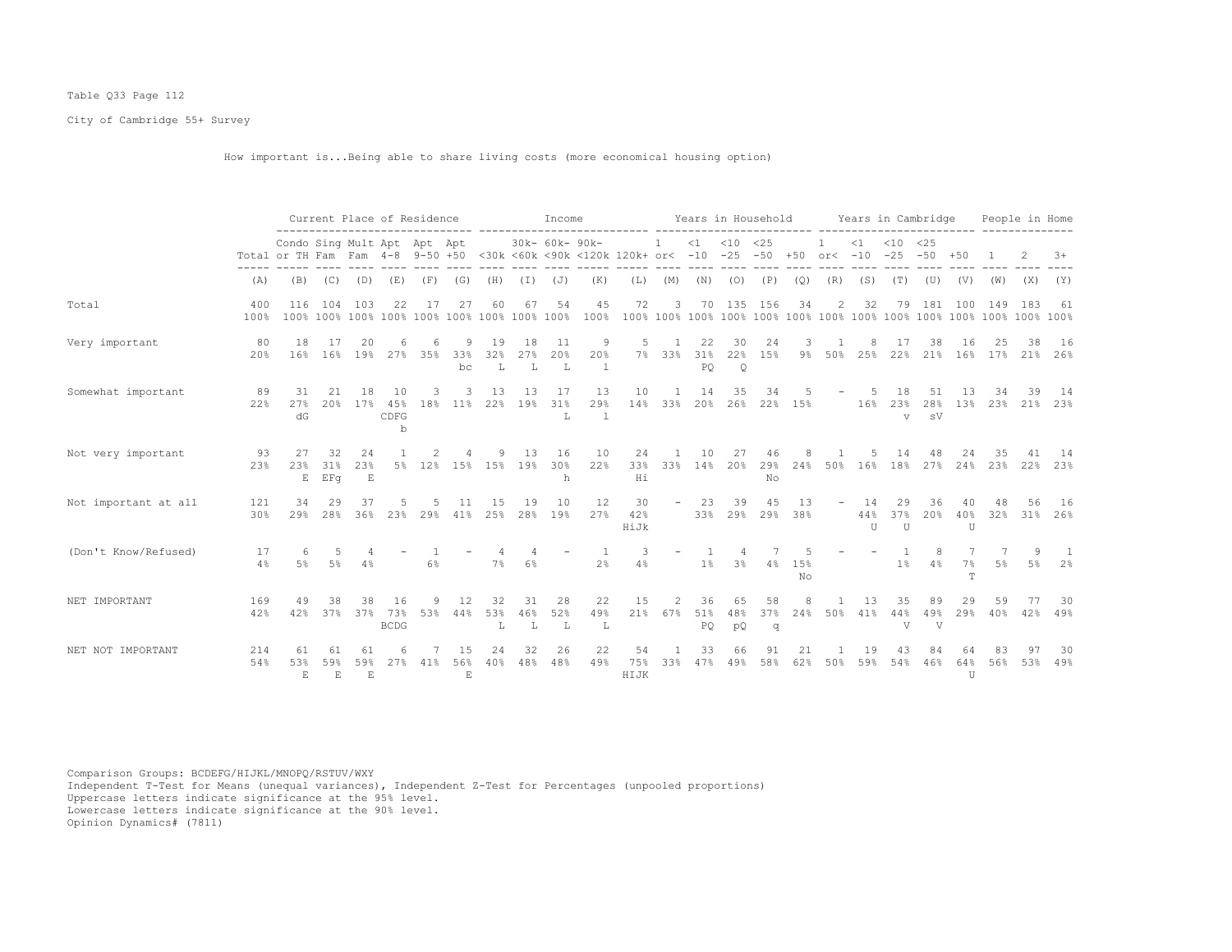Table Q33 Page 112

City of Cambridge 55+ Survey

How important is...Being able to share living costs (more economical housing option)

| | Total | Current Place of Residence | | | | | | Income | | | | | Years in Household | | | | | Years in Cambridge | | | | | People in Home | | |
|---|---|---|---|---|---|---|---|---|---|---|---|---|---|---|---|---|---|---|---|---|---|---|---|---|---|
| | Total | Condo or TH | Sing Fam | Mult Fam | Apt 4-8 | Apt 9-50 | Apt +50 | <30k | 30k- <60k | 60k- <90k | 90k- <120k | 120k+ | 1 or< | <1 -10 | <10 -25 | <25 -50 | +50 | 1 or< | <1 -10 | <10 -25 | <25 -50 | +50 | 1 | 2 | 3+ |
| | (A) | (B) | (C) | (D) | (E) | (F) | (G) | (H) | (I) | (J) | (K) | (L) | (M) | (N) | (O) | (P) | (Q) | (R) | (S) | (T) | (U) | (V) | (W) | (X) | (Y) |
| Total | 400<br>100% | 116<br>100% | 104<br>100% | 103<br>100% | 22<br>100% | 17<br>100% | 27<br>100% | 60<br>100% | 67<br>100% | 54<br>100% | 45<br>100% | 72<br>100% | 3<br>100% | 70<br>100% | 135<br>100% | 156<br>100% | 34<br>100% | 2<br>100% | 32<br>100% | 79<br>100% | 181<br>100% | 100<br>100% | 149<br>100% | 183<br>100% | 61<br>100% |
| Very important | 80<br>20% | 18<br>16% | 17<br>16% | 20<br>19% | 6<br>27% | 6<br>35% | 9<br>33%<br>bc | 19<br>32%<br>L | 18<br>27%<br>L | 11<br>20%<br>L | 9<br>20%<br>l | 5<br>7% | 1<br>33% | 22<br>31%<br>PQ | 30<br>22%<br>Q | 24<br>15% | 3<br>9% | 1<br>50% | 8<br>25% | 17<br>22% | 38<br>21% | 16<br>16% | 25<br>17% | 38<br>21% | 16<br>26% |
| Somewhat important | 89<br>22% | 31<br>27%<br>dG | 21<br>20% | 18<br>17% | 10<br>45%<br>CDFG<br>b | 3<br>18% | 3<br>11% | 13<br>22% | 13<br>19% | 17<br>31%<br>L | 13<br>29%<br>l | 10<br>14% | 1<br>33% | 14<br>20% | 35<br>26% | 34<br>22% | 5<br>15% | - | 5<br>16% | 18<br>23%<br>v | 51<br>28%<br>sV | 13<br>13% | 34<br>23% | 39<br>21% | 14<br>23% |
| Not very important | 93<br>23% | 27<br>23%<br>E | 32<br>31%<br>EFg | 24<br>23%<br>E | 1<br>5% | 2<br>12% | 4<br>15% | 9<br>15% | 13<br>19% | 16<br>30%<br>h | 10<br>22% | 24<br>33%<br>Hi | 1<br>33% | 10<br>14% | 27<br>20% | 46<br>29%<br>No | 8<br>24% | 1<br>50% | 5<br>16% | 14<br>18% | 48<br>27% | 24<br>24% | 35<br>23% | 41<br>22% | 14<br>23% |
| Not important at all | 121<br>30% | 34<br>29% | 29<br>28% | 37<br>36% | 5<br>23% | 5<br>29% | 11<br>41% | 15<br>25% | 19<br>28% | 10<br>19% | 12<br>27% | 30<br>42%<br>HiJk | - | 23<br>33% | 39<br>29% | 45<br>29% | 13<br>38% | - | 14<br>44%<br>U | 29<br>37%<br>U | 36<br>20% | 40<br>40%<br>U | 48<br>32% | 56<br>31% | 16<br>26% |
| (Don't Know/Refused) | 17<br>4% | 6<br>5% | 5<br>5% | 4<br>4% | - | 1<br>6% | - | 4<br>7% | 4<br>6% | - | 1<br>2% | 3<br>4% | - | 1<br>1% | 4<br>3% | 7<br>4% | 5<br>15%<br>No | - | - | 1<br>1% | 8<br>4% | 7<br>7%<br>T | 7<br>5% | 9<br>5% | 1<br>2% |
| NET IMPORTANT | 169<br>42% | 49<br>42% | 38<br>37% | 38<br>37% | 16<br>73%<br>BCDG | 9<br>53% | 12<br>44% | 32<br>53%<br>L | 31<br>46%<br>L | 28<br>52%<br>L | 22<br>49%<br>L | 15<br>21% | 2<br>67% | 36<br>51%<br>PQ | 65<br>48%<br>pQ | 58<br>37%<br>q | 8<br>24% | 1<br>50% | 13<br>41% | 35<br>44%<br>V | 89<br>49%<br>V | 29<br>29% | 59<br>40% | 77<br>42% | 30<br>49% |
| NET NOT IMPORTANT | 214<br>54% | 61<br>53%<br>E | 61<br>59%<br>E | 61<br>59%<br>E | 6<br>27% | 7<br>41% | 15<br>56%<br>E | 24<br>40% | 32<br>48% | 26<br>48% | 22<br>49% | 54<br>75%<br>HIJK | 1<br>33% | 33<br>47% | 66<br>49% | 91<br>58% | 21<br>62% | 1<br>50% | 19<br>59% | 43<br>54% | 84<br>46% | 64<br>64%<br>U | 83<br>56% | 97<br>53% | 30<br>49% |

Comparison Groups: BCDEFG/HIJKL/MNOPQ/RSTUV/WXY
Independent T-Test for Means (unequal variances), Independent Z-Test for Percentages (unpooled proportions)
Uppercase letters indicate significance at the 95% level.
Lowercase letters indicate significance at the 90% level.
Opinion Dynamics# (7811)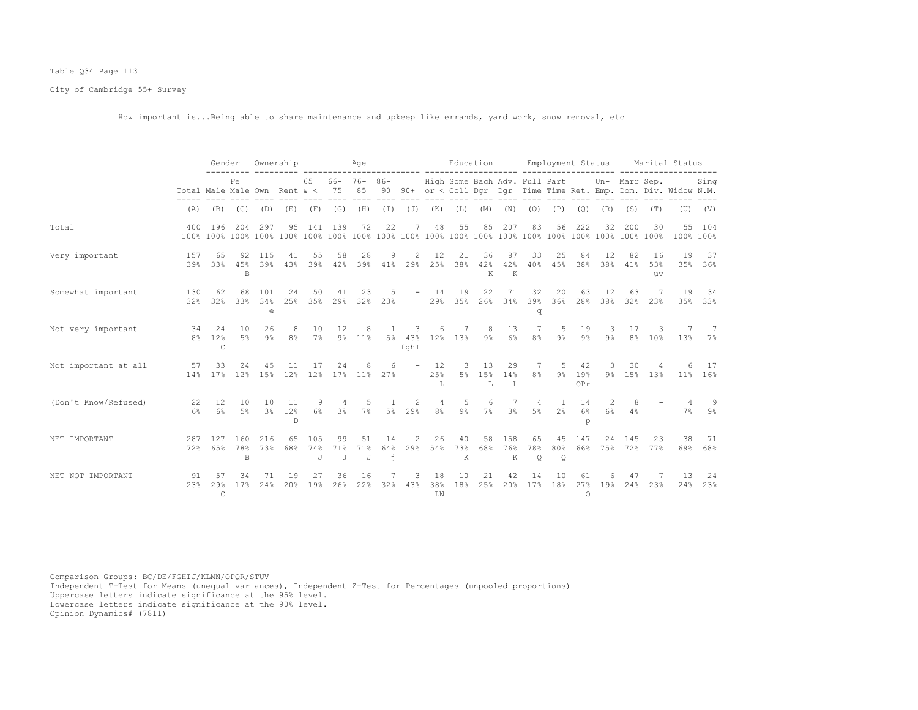Table Q34 Page 113

City of Cambridge 55+ Survey

How important is...Being able to share maintenance and upkeep like errands, yard work, snow removal, etc

| | Total | Gender | | Ownership | | Age | | | | | Education | | | | Employment Status | | | | Marital Status | | | |
|---|---|---|---|---|---|---|---|---|---|---|---|---|---|---|---|---|---|---|---|---|---|---|
| | Total | Male | Female | Own | Rent | 65 & < | 66-75 | 76-85 | 86-90 | 90+ | High or < | Some Coll | Bach Dgr | Adv. Dgr | Full Time | Part Time | Ret. | Un-Emp. | Marr Dom. | Sep. Div. | Widow | Sing N.M. |
| | (A) | (B) | (C) | (D) | (E) | (F) | (G) | (H) | (I) | (J) | (K) | (L) | (M) | (N) | (O) | (P) | (Q) | (R) | (S) | (T) | (U) | (V) |
| Total | 400 | 196 | 204 | 297 | 95 | 141 | 139 | 72 | 22 | 7 | 48 | 55 | 85 | 207 | 83 | 56 | 222 | 32 | 200 | 30 | 55 | 104 |
| | 100% | 100% | 100% | 100% | 100% | 100% | 100% | 100% | 100% | 100% | 100% | 100% | 100% | 100% | 100% | 100% | 100% | 100% | 100% | 100% | 100% | 100% |
| Very important | 157 | 65 | 92 | 115 | 41 | 55 | 58 | 28 | 9 | 2 | 12 | 21 | 36 | 87 | 33 | 25 | 84 | 12 | 82 | 16 | 19 | 37 |
| | 39% | 33% | 45% | 39% | 43% | 39% | 42% | 39% | 41% | 29% | 25% | 38% | 42% | 42% | 40% | 45% | 38% | 38% | 41% | 53% | 35% | 36% |
| | | | B | | | | | | | | | | K | K | | | | | | uv | | |
| Somewhat important | 130 | 62 | 68 | 101 | 24 | 50 | 41 | 23 | 5 | - | 14 | 19 | 22 | 71 | 32 | 20 | 63 | 12 | 63 | 7 | 19 | 34 |
| | 32% | 32% | 33% | 34% | 25% | 35% | 29% | 32% | 23% | | 29% | 35% | 26% | 34% | 39% | 36% | 28% | 38% | 32% | 23% | 35% | 33% |
| | | | | e | | | | | | | | | | | q | | | | | | | |
| Not very important | 34 | 24 | 10 | 26 | 8 | 10 | 12 | 8 | 1 | 3 | 6 | 7 | 8 | 13 | 7 | 5 | 19 | 3 | 17 | 3 | 7 | 7 |
| | 8% | 12% | 5% | 9% | 8% | 7% | 9% | 11% | 5% | 43% | 12% | 13% | 9% | 6% | 8% | 9% | 9% | 9% | 8% | 10% | 13% | 7% |
| | | C | | | | | | | | fghI | | | | | | | | | | | | |
| Not important at all | 57 | 33 | 24 | 45 | 11 | 17 | 24 | 8 | 6 | - | 12 | 3 | 13 | 29 | 7 | 5 | 42 | 3 | 30 | 4 | 6 | 17 |
| | 14% | 17% | 12% | 15% | 12% | 12% | 17% | 11% | 27% | | 25% | 5% | 15% | 14% | 8% | 9% | 19% | 9% | 15% | 13% | 11% | 16% |
| | | | | | | | | | | | L | | L | L | | | OPr | | | | | |
| (Don't Know/Refused) | 22 | 12 | 10 | 10 | 11 | 9 | 4 | 5 | 1 | 2 | 4 | 5 | 6 | 7 | 4 | 1 | 14 | 2 | 8 | - | 4 | 9 |
| | 6% | 6% | 5% | 3% | 12% | 6% | 3% | 7% | 5% | 29% | 8% | 9% | 7% | 3% | 5% | 2% | 6% | 6% | 4% | | 7% | 9% |
| | | | | | D | | | | | | | | | | | | p | | | | | |
| NET IMPORTANT | 287 | 127 | 160 | 216 | 65 | 105 | 99 | 51 | 14 | 2 | 26 | 40 | 58 | 158 | 65 | 45 | 147 | 24 | 145 | 23 | 38 | 71 |
| | 72% | 65% | 78% | 73% | 68% | 74% | 71% | 71% | 64% | 29% | 54% | 73% | 68% | 76% | 78% | 80% | 66% | 75% | 72% | 77% | 69% | 68% |
| | | | B | | | J | J | J | j | | | K | | K | Q | Q | | | | | | |
| NET NOT IMPORTANT | 91 | 57 | 34 | 71 | 19 | 27 | 36 | 16 | 7 | 3 | 18 | 10 | 21 | 42 | 14 | 10 | 61 | 6 | 47 | 7 | 13 | 24 |
| | 23% | 29% | 17% | 24% | 20% | 19% | 26% | 22% | 32% | 43% | 38% | 18% | 25% | 20% | 17% | 18% | 27% | 19% | 24% | 23% | 24% | 23% |
| | | C | | | | | | | | | LN | | | | | | O | | | | | |

Comparison Groups: BC/DE/FGHIJ/KLMN/OPQR/STUV
Independent T-Test for Means (unequal variances), Independent Z-Test for Percentages (unpooled proportions)
Uppercase letters indicate significance at the 95% level.
Lowercase letters indicate significance at the 90% level.
Opinion Dynamics# (7811)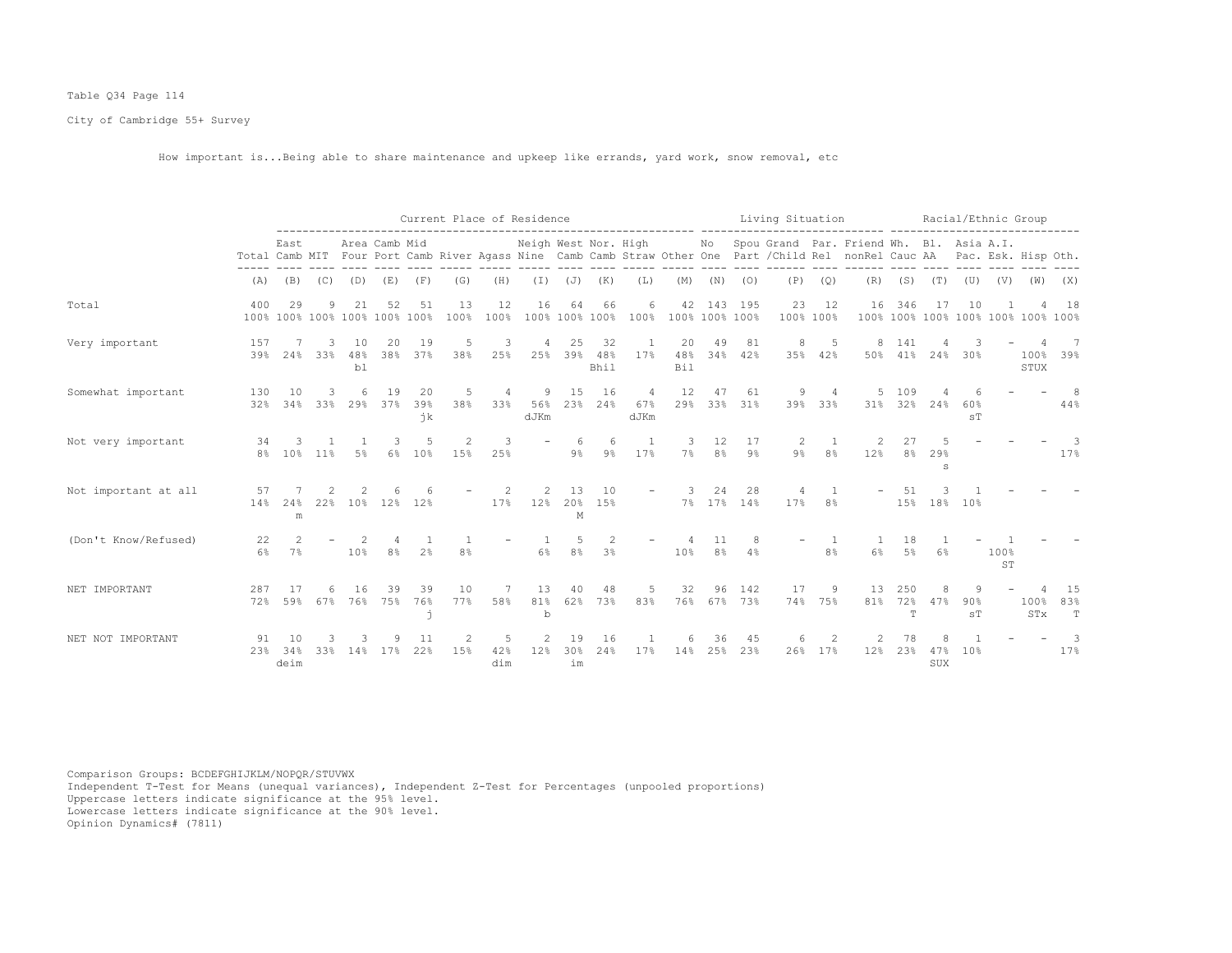Table Q34 Page 114

City of Cambridge 55+ Survey

How important is...Being able to share maintenance and upkeep like errands, yard work, snow removal, etc

| | Total | Current Place of Residence | | | | | | | | | | | | | Living Situation | | | | | Racial/Ethnic Group | | | | | |
|---|---|---|---|---|---|---|---|---|---|---|---|---|---|---|---|---|---|---|---|---|---|---|---|---|---|
| | Total | East Camb | MIT | Area Four | Camb Port | Mid Camb | River | Agass | Neigh Nine | West Camb | Nor. Camb | High Straw | Other | No One | Spou Part | Grand /Child | Par. Rel | Friend nonRel | Wh. Cauc | Bl. AA | Asia Pac. | A.I. Esk. | Hisp | Oth. |
| | (A) | (B) | (C) | (D) | (E) | (F) | (G) | (H) | (I) | (J) | (K) | (L) | (M) | (N) | (O) | (P) | (Q) | (R) | (S) | (T) | (U) | (V) | (W) | (X) |
| Total | 400 100% | 29 100% | 9 100% | 21 100% | 52 100% | 51 100% | 13 100% | 12 100% | 16 100% | 64 100% | 66 100% | 6 100% | 42 100% | 143 100% | 195 100% | 23 100% | 12 100% | 16 100% | 346 100% | 17 100% | 10 100% | 1 100% | 4 100% | 18 100% |
| Very important | 157 39% | 7 24% | 3 33% | 10 48% bl | 20 38% | 19 37% | 5 38% | 3 25% | 4 25% | 25 39% | 32 48% Bhil | 1 17% | 20 48% Bil | 49 34% | 81 42% | 8 35% | 5 42% | 8 50% | 141 41% | 4 24% | 3 30% | - | 4 100% STUX | 7 39% |
| Somewhat important | 130 32% | 10 34% | 3 33% | 6 29% | 19 37% | 20 39% jk | 5 38% | 4 33% | 9 56% dJKm | 15 23% | 16 24% | 4 67% dJKm | 12 29% | 47 33% | 61 31% | 9 39% | 4 33% | 5 31% | 109 32% | 4 24% | 6 60% sT | - | - | 8 44% |
| Not very important | 34 8% | 3 10% | 1 11% | 1 5% | 3 6% | 5 10% | 2 15% | 3 25% | - | 6 9% | 6 9% | 1 17% | 3 7% | 12 8% | 17 9% | 2 9% | 1 8% | 2 12% | 27 8% | 5 29% s | - | - | - | 3 17% |
| Not important at all | 57 14% | 7 24% m | 2 22% | 2 10% | 6 12% | 6 12% | - | 2 17% | 2 12% | 13 20% M | 10 15% | - | 3 7% | 24 17% | 28 14% | 4 17% | 1 8% | - | 51 15% | 3 18% | 1 10% | - | - | - |
| (Don't Know/Refused) | 22 6% | 2 7% | - | 2 10% | 4 8% | 1 2% | 1 8% | - | 1 6% | 5 8% | 2 3% | - | 4 10% | 11 8% | 8 4% | - | 1 8% | 1 6% | 18 5% | 1 6% | - | 1 100% ST | - | - |
| NET IMPORTANT | 287 72% | 17 59% | 6 67% | 16 76% | 39 75% | 39 76% j | 10 77% | 7 58% | 13 81% b | 40 62% | 48 73% | 5 83% | 32 76% | 96 67% | 142 73% | 17 74% | 9 75% | 13 81% | 250 72% T | 8 47% | 9 90% sT | - | 4 100% STx | 15 83% T |
| NET NOT IMPORTANT | 91 23% | 10 34% deim | 3 33% | 3 14% | 9 17% | 11 22% | 2 15% | 5 42% dim | 2 12% | 19 30% im | 16 24% | 1 17% | 6 14% | 36 25% | 45 23% | 6 26% | 2 17% | 2 12% | 78 23% | 8 47% SUX | 1 10% | - | - | 3 17% |

Comparison Groups: BCDEFGHIJKLM/NOPQR/STUVWX
Independent T-Test for Means (unequal variances), Independent Z-Test for Percentages (unpooled proportions)
Uppercase letters indicate significance at the 95% level.
Lowercase letters indicate significance at the 90% level.
Opinion Dynamics# (7811)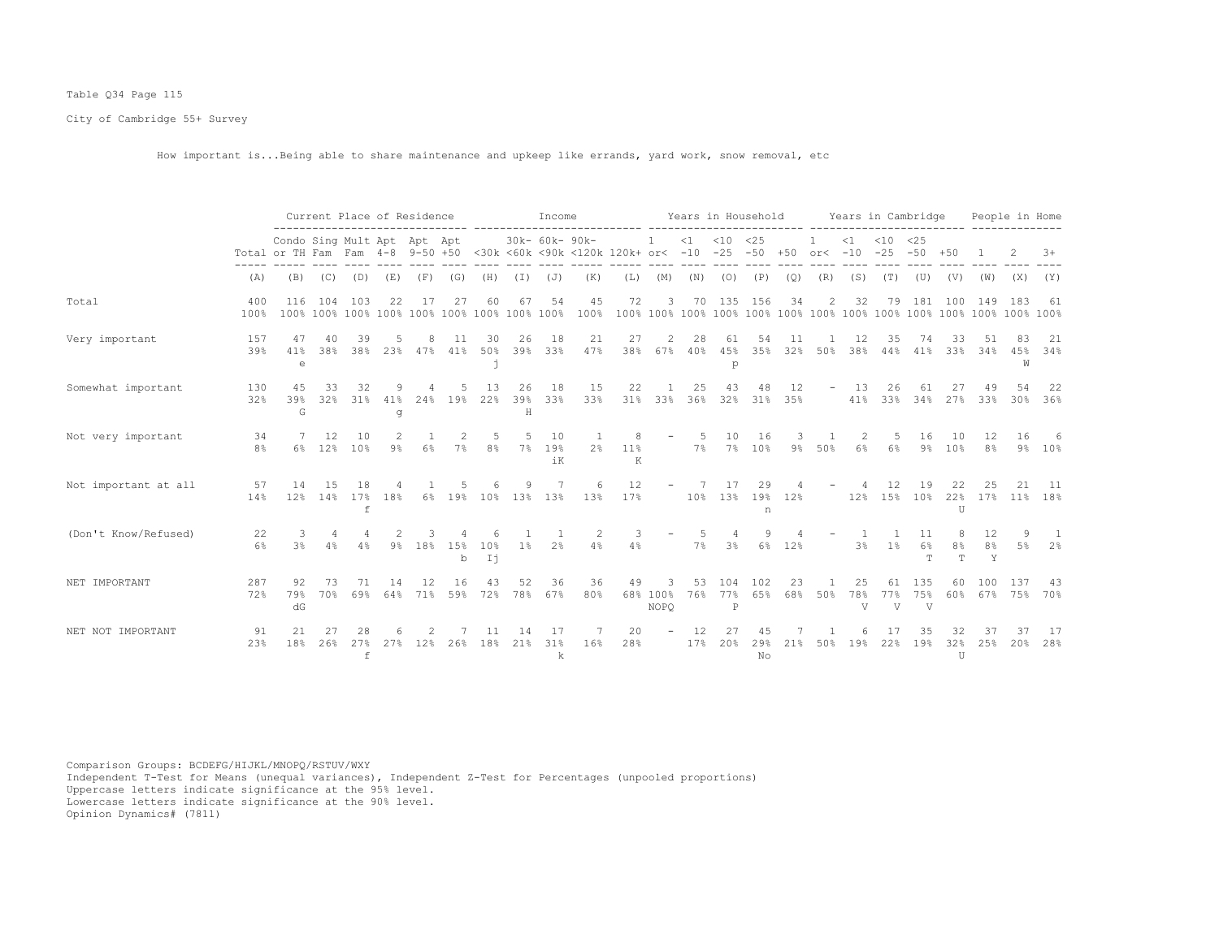Table Q34 Page 115

City of Cambridge 55+ Survey

How important is...Being able to share maintenance and upkeep like errands, yard work, snow removal, etc

| | | Current Place of Residence | | | | | | Income | | | | | Years in Household | | | | | Years in Cambridge | | | | | People in Home | | |
|---|---|---|---|---|---|---|---|---|---|---|---|---|---|---|---|---|---|---|---|---|---|---|---|---|---|
| | Total | Condo or TH | Sing Fam | Mult Fam | Apt 4-8 | Apt 9-50 | Apt +50 | <30k | 30k- <60k | 60k- <90k | 90k- <120k | 120k+ | 1 or< | <1 -10 | <10 -25 | <25 -50 | +50 | 1 or< | <1 -10 | <10 -25 | <25 -50 | +50 | 1 | 2 | 3+ |
| | (A) | (B) | (C) | (D) | (E) | (F) | (G) | (H) | (I) | (J) | (K) | (L) | (M) | (N) | (O) | (P) | (Q) | (R) | (S) | (T) | (U) | (V) | (W) | (X) | (Y) |
| Total | 400 100% | 116 100% | 104 100% | 103 100% | 22 100% | 17 100% | 27 100% | 60 100% | 67 100% | 54 100% | 45 100% | 72 100% | 3 100% | 70 100% | 135 100% | 156 100% | 34 100% | 2 100% | 32 100% | 79 100% | 181 100% | 100 100% | 149 100% | 183 100% | 61 100% |
| Very important | 157 39% | 47 41% e | 40 38% | 39 38% | 5 23% | 8 47% | 11 41% | 30 50% j | 26 39% | 18 33% | 21 47% | 27 38% | 2 67% | 28 40% | 61 45% p | 54 35% | 11 32% | 1 50% | 12 38% | 35 44% | 74 41% | 33 33% | 51 34% | 83 45% W | 21 34% |
| Somewhat important | 130 32% | 45 39% G | 33 32% | 32 31% | 9 41% g | 4 24% | 5 19% | 13 22% | 26 39% H | 18 33% | 15 33% | 22 31% | 1 33% | 25 36% | 43 32% | 48 31% | 12 35% | - | 13 41% | 26 33% | 61 34% | 27 27% | 49 33% | 54 30% | 22 36% |
| Not very important | 34 8% | 7 6% | 12 12% | 10 10% | 2 9% | 1 6% | 2 7% | 5 8% | 5 7% | 10 19% iK | 1 2% | 8 11% K | - | 5 7% | 10 7% | 16 10% | 3 9% | 1 50% | 2 6% | 5 6% | 16 9% | 10 10% | 12 8% | 16 9% | 6 10% |
| Not important at all | 57 14% | 14 12% | 15 14% | 18 17% f | 4 18% | 1 6% | 5 19% | 6 10% | 9 13% | 7 13% | 6 13% | 12 17% | - | 7 10% | 17 13% | 29 19% n | 4 12% | - | 4 12% | 12 15% | 19 10% | 22 22% U | 25 17% | 21 11% | 11 18% |
| (Don't Know/Refused) | 22 6% | 3 3% | 4 4% | 4 4% | 2 9% | 3 18% | 4 15% b | 6 10% Ij | 1 1% | 1 2% | 2 4% | 3 4% | - | 5 7% | 4 3% | 9 6% | 4 12% | - | 1 3% | 1 1% | 11 6% T | 8 8% T | 12 8% Y | 9 5% | 1 2% |
| NET IMPORTANT | 287 72% | 92 79% dG | 73 70% | 71 69% | 14 64% | 12 71% | 16 59% | 43 72% | 52 78% | 36 67% | 36 80% | 49 68% | 3 100% NOPQ | 53 76% | 104 77% P | 102 65% | 23 68% | 1 50% | 25 78% V | 61 77% V | 135 75% V | 60 60% | 100 67% | 137 75% | 43 70% |
| NET NOT IMPORTANT | 91 23% | 21 18% | 27 26% | 28 27% f | 6 27% | 2 12% | 7 26% | 11 18% | 14 21% | 17 31% k | 7 16% | 20 28% | - | 12 17% | 27 20% | 45 29% No | 7 21% | 1 50% | 6 19% | 17 22% | 35 19% | 32 32% U | 37 25% | 37 20% | 17 28% |

Comparison Groups: BCDEFG/HIJKL/MNOPQ/RSTUV/WXY
Independent T-Test for Means (unequal variances), Independent Z-Test for Percentages (unpooled proportions)
Uppercase letters indicate significance at the 95% level.
Lowercase letters indicate significance at the 90% level.
Opinion Dynamics# (7811)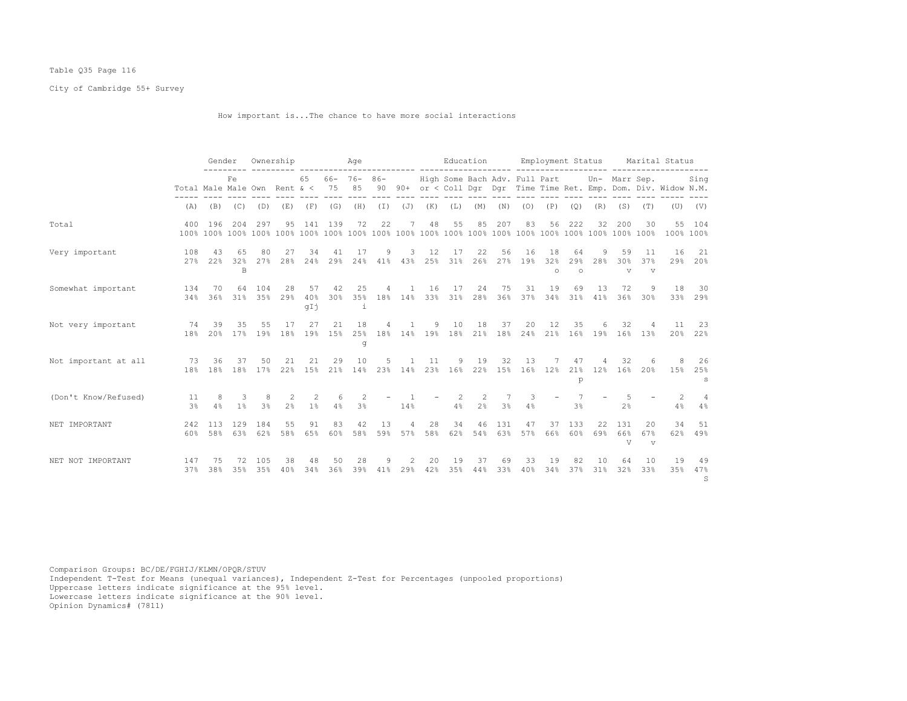Table Q35 Page 116

City of Cambridge 55+ Survey

How important is...The chance to have more social interactions

| | Total | Gender | | Ownership | | Age | | | | | Education | | | | Employment Status | | | | Marital Status | | | |
|---|---|---|---|---|---|---|---|---|---|---|---|---|---|---|---|---|---|---|---|---|---|---|
| | Total | Male | Female | Own | Rent | 65 & < | 66-75 | 76-85 | 86-90 | 90+ | High or < | Some Coll | Bach Dgr | Adv. Dgr | Full Time | Part Time | Ret. | Un-Emp. | Marr Dom. | Sep. Div. | Widow | Sing N.M. |
| | (A) | (B) | (C) | (D) | (E) | (F) | (G) | (H) | (I) | (J) | (K) | (L) | (M) | (N) | (O) | (P) | (Q) | (R) | (S) | (T) | (U) | (V) |
| Total | 400 | 196 | 204 | 297 | 95 | 141 | 139 | 72 | 22 | 7 | 48 | 55 | 85 | 207 | 83 | 56 | 222 | 32 | 200 | 30 | 55 | 104 |
| | 100% | 100% | 100% | 100% | 100% | 100% | 100% | 100% | 100% | 100% | 100% | 100% | 100% | 100% | 100% | 100% | 100% | 100% | 100% | 100% | 100% | 100% |
| Very important | 108 | 43 | 65 | 80 | 27 | 34 | 41 | 17 | 9 | 3 | 12 | 17 | 22 | 56 | 16 | 18 | 64 | 9 | 59 | 11 | 16 | 21 |
| | 27% | 22% | 32% | 27% | 28% | 24% | 29% | 24% | 41% | 43% | 25% | 31% | 26% | 27% | 19% | 32% | 29% | 28% | 30% | 37% | 29% | 20% |
| | | | B | | | | | | | | | | | | | o | o | | v | v | | |
| Somewhat important | 134 | 70 | 64 | 104 | 28 | 57 | 42 | 25 | 4 | 1 | 16 | 17 | 24 | 75 | 31 | 19 | 69 | 13 | 72 | 9 | 18 | 30 |
| | 34% | 36% | 31% | 35% | 29% | 40% | 30% | 35% | 18% | 14% | 33% | 31% | 28% | 36% | 37% | 34% | 31% | 41% | 36% | 30% | 33% | 29% |
| | | | | | | gIj | | i | | | | | | | | | | | | | | |
| Not very important | 74 | 39 | 35 | 55 | 17 | 27 | 21 | 18 | 4 | 1 | 9 | 10 | 18 | 37 | 20 | 12 | 35 | 6 | 32 | 4 | 11 | 23 |
| | 18% | 20% | 17% | 19% | 18% | 19% | 15% | 25% | 18% | 14% | 19% | 18% | 21% | 18% | 24% | 21% | 16% | 19% | 16% | 13% | 20% | 22% |
| | | | | | | | | g | | | | | | | | | | | | | | |
| Not important at all | 73 | 36 | 37 | 50 | 21 | 21 | 29 | 10 | 5 | 1 | 11 | 9 | 19 | 32 | 13 | 7 | 47 | 4 | 32 | 6 | 8 | 26 |
| | 18% | 18% | 18% | 17% | 22% | 15% | 21% | 14% | 23% | 14% | 23% | 16% | 22% | 15% | 16% | 12% | 21% | 12% | 16% | 20% | 15% | 25% |
| | | | | | | | | | | | | | | | | | p | | | | | s |
| (Don't Know/Refused) | 11 | 8 | 3 | 8 | 2 | 2 | 6 | 2 | - | 1 | - | 2 | 2 | 7 | 3 | - | 7 | - | 5 | - | 2 | 4 |
| | 3% | 4% | 1% | 3% | 2% | 1% | 4% | 3% | | 14% | | 4% | 2% | 3% | 4% | | 3% | | 2% | | 4% | 4% |
| NET IMPORTANT | 242 | 113 | 129 | 184 | 55 | 91 | 83 | 42 | 13 | 4 | 28 | 34 | 46 | 131 | 47 | 37 | 133 | 22 | 131 | 20 | 34 | 51 |
| | 60% | 58% | 63% | 62% | 58% | 65% | 60% | 58% | 59% | 57% | 58% | 62% | 54% | 63% | 57% | 66% | 60% | 69% | 66% | 67% | 62% | 49% |
| | | | | | | | | | | | | | | | | | | | V | v | | |
| NET NOT IMPORTANT | 147 | 75 | 72 | 105 | 38 | 48 | 50 | 28 | 9 | 2 | 20 | 19 | 37 | 69 | 33 | 19 | 82 | 10 | 64 | 10 | 19 | 49 |
| | 37% | 38% | 35% | 35% | 40% | 34% | 36% | 39% | 41% | 29% | 42% | 35% | 44% | 33% | 40% | 34% | 37% | 31% | 32% | 33% | 35% | 47% |
| | | | | | | | | | | | | | | | | | | | | | | S |

Comparison Groups: BC/DE/FGHIJ/KLMN/OPQR/STUV
Independent T-Test for Means (unequal variances), Independent Z-Test for Percentages (unpooled proportions)
Uppercase letters indicate significance at the 95% level.
Lowercase letters indicate significance at the 90% level.
Opinion Dynamics# (7811)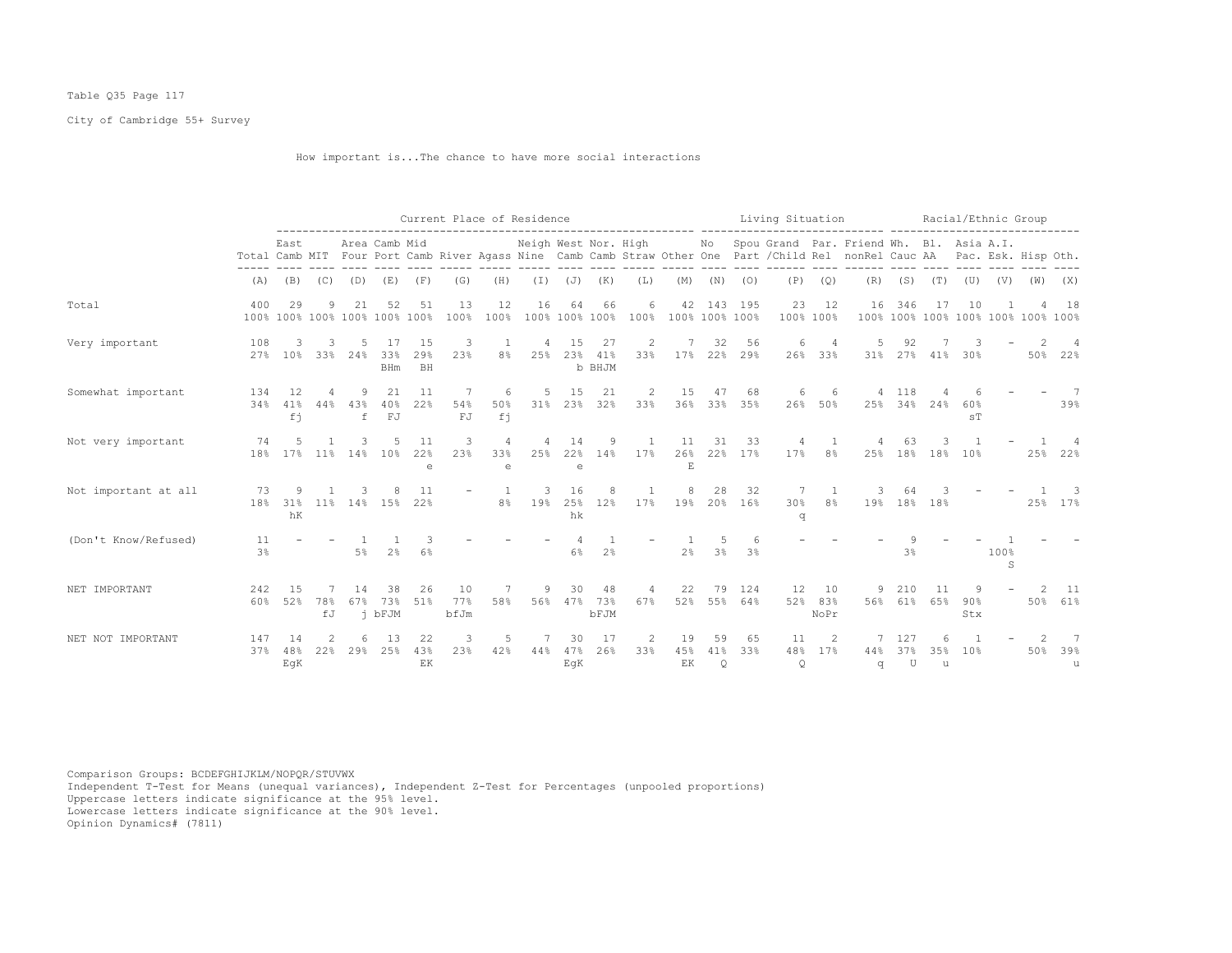Table Q35 Page 117

City of Cambridge 55+ Survey

How important is...The chance to have more social interactions

| | Total | East Camb | MIT | Area Four | Camb Port | Mid Camb | River | Agass | Neigh Nine | West Camb | Nor. Camb | High Straw | Other | No One | Spou Part | Grand /Child | Par. Rel | Friend nonRel | Wh. Cauc | Bl. AA | Asia Pac. | A.I. Esk. | Hisp | Oth. |
|---|---|---|---|---|---|---|---|---|---|---|---|---|---|---|---|---|---|---|---|---|---|---|---|---|
| | | Current Place of Residence | | | | | | | | | | | | Living Situation | | | | | Racial/Ethnic Group | | | | | |
| | (A) | (B) | (C) | (D) | (E) | (F) | (G) | (H) | (I) | (J) | (K) | (L) | (M) | (N) | (O) | (P) | (Q) | (R) | (S) | (T) | (U) | (V) | (W) | (X) |
| Total | 400 | 29 | 9 | 21 | 52 | 51 | 13 | 12 | 16 | 64 | 66 | 6 | 42 | 143 | 195 | 23 | 12 | 16 | 346 | 17 | 10 | 1 | 4 | 18 |
| | 100% | 100% | 100% | 100% | 100% | 100% | 100% | 100% | 100% | 100% | 100% | 100% | 100% | 100% | 100% | 100% | 100% | 100% | 100% | 100% | 100% | 100% | 100% | 100% |
| Very important | 108 | 3 | 3 | 5 | 17 | 15 | 3 | 1 | 4 | 15 | 27 | 2 | 7 | 32 | 56 | 6 | 4 | 5 | 92 | 7 | 3 | - | 2 | 4 |
| | 27% | 10% | 33% | 24% | 33% | 29% | 23% | 8% | 25% | 23% | 41% | 33% | 17% | 22% | 29% | 26% | 33% | 31% | 27% | 41% | 30% | | 50% | 22% |
| | | | | | BHm | BH | | | | b | BHJM | | | | | | | | | | | | | |
| Somewhat important | 134 | 12 | 4 | 9 | 21 | 11 | 7 | 6 | 5 | 15 | 21 | 2 | 15 | 47 | 68 | 6 | 6 | 4 | 118 | 4 | 6 | - | - | 7 |
| | 34% | 41% | 44% | 43% | 40% | 22% | 54% | 50% | 31% | 23% | 32% | 33% | 36% | 33% | 35% | 26% | 50% | 25% | 34% | 24% | 60% | | | 39% |
| | | fj | | f | FJ | | FJ | fj | | | | | | | | | | | | | sT | | | |
| Not very important | 74 | 5 | 1 | 3 | 5 | 11 | 3 | 4 | 4 | 14 | 9 | 1 | 11 | 31 | 33 | 4 | 1 | 4 | 63 | 3 | 1 | - | 1 | 4 |
| | 18% | 17% | 11% | 14% | 10% | 22% | 23% | 33% | 25% | 22% | 14% | 17% | 26% | 22% | 17% | 17% | 8% | 25% | 18% | 18% | 10% | | 25% | 22% |
| | | | | | | e | | e | | e | | | E | | | | | | | | | | | |
| Not important at all | 73 | 9 | 1 | 3 | 8 | 11 | - | 1 | 3 | 16 | 8 | 1 | 8 | 28 | 32 | 7 | 1 | 3 | 64 | 3 | - | - | 1 | 3 |
| | 18% | 31% | 11% | 14% | 15% | 22% | | 8% | 19% | 25% | 12% | 17% | 19% | 20% | 16% | 30% | 8% | 19% | 18% | 18% | | | 25% | 17% |
| | | hK | | | | | | | | hk | | | | | | q | | | | | | | | |
| (Don't Know/Refused) | 11 | - | - | 1 | 1 | 3 | - | - | - | 4 | 1 | - | 1 | 5 | 6 | - | - | - | 9 | - | - | 1 | - | - |
| | 3% | | | 5% | 2% | 6% | | | | 6% | 2% | | 2% | 3% | 3% | | | | 3% | | | 100% | | |
| | | | | | | | | | | | | | | | | | | | | | | S | | |
| NET IMPORTANT | 242 | 15 | 7 | 14 | 38 | 26 | 10 | 7 | 9 | 30 | 48 | 4 | 22 | 79 | 124 | 12 | 10 | 9 | 210 | 11 | 9 | - | 2 | 11 |
| | 60% | 52% | 78% | 67% | 73% | 51% | 77% | 58% | 56% | 47% | 73% | 67% | 52% | 55% | 64% | 52% | 83% | 56% | 61% | 65% | 90% | | 50% | 61% |
| | | | fJ | j | bFJM | | bfJm | | | | bFJM | | | | | | NoPr | | | | Stx | | | |
| NET NOT IMPORTANT | 147 | 14 | 2 | 6 | 13 | 22 | 3 | 5 | 7 | 30 | 17 | 2 | 19 | 59 | 65 | 11 | 2 | 7 | 127 | 6 | 1 | - | 2 | 7 |
| | 37% | 48% | 22% | 29% | 25% | 43% | 23% | 42% | 44% | 47% | 26% | 33% | 45% | 41% | 33% | 48% | 17% | 44% | 37% | 35% | 10% | | 50% | 39% |
| | | EgK | | | | EK | | | | EgK | | | EK | Q | | Q | | q | U | u | | | | u |

Comparison Groups: BCDEFGHIJKLM/NOPQR/STUVWX
Independent T-Test for Means (unequal variances), Independent Z-Test for Percentages (unpooled proportions)
Uppercase letters indicate significance at the 95% level.
Lowercase letters indicate significance at the 90% level.
Opinion Dynamics# (7811)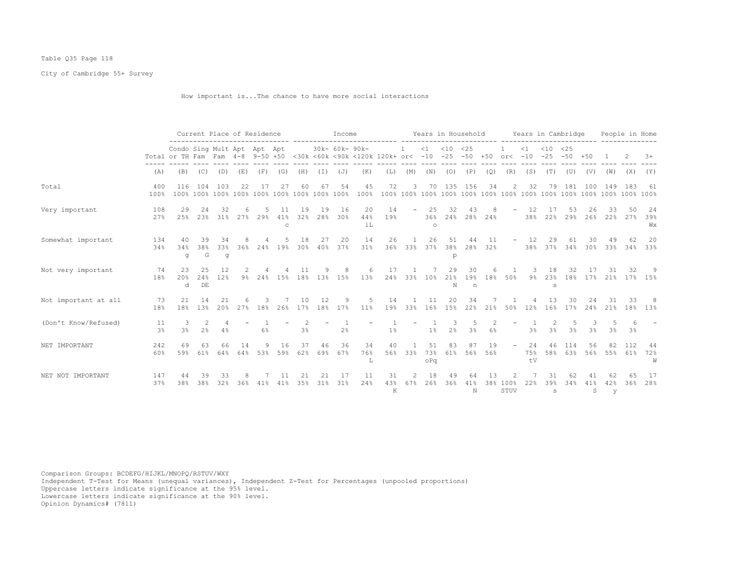Table Q35 Page 118

City of Cambridge 55+ Survey

How important is...The chance to have more social interactions

| | Total | Current Place of Residence | | | | | | Income | | | | | Years in Household | | | | | Years in Cambridge | | | | | People in Home | | |
|---|---|---|---|---|---|---|---|---|---|---|---|---|---|---|---|---|---|---|---|---|---|---|---|---|---|
| | Total | Condo or TH | Sing Fam | Mult Fam | Apt 4-8 | Apt 9-50 | Apt +50 | <30k | 30k- <60k | 60k- <90k | 90k- <120k | 120k+ | 1 or< | <1 -10 | <10 -25 | <25 -50 | +50 | 1 or< | <1 -10 | <10 -25 | <25 -50 | +50 | 1 | 2 | 3+ |
| | (A) | (B) | (C) | (D) | (E) | (F) | (G) | (H) | (I) | (J) | (K) | (L) | (M) | (N) | (O) | (P) | (Q) | (R) | (S) | (T) | (U) | (V) | (W) | (X) | (Y) |
| Total | 400 | 116 | 104 | 103 | 22 | 17 | 27 | 60 | 67 | 54 | 45 | 72 | 3 | 70 | 135 | 156 | 34 | 2 | 32 | 79 | 181 | 100 | 149 | 183 | 61 |
| | 100% | 100% | 100% | 100% | 100% | 100% | 100% | 100% | 100% | 100% | 100% | 100% | 100% | 100% | 100% | 100% | 100% | 100% | 100% | 100% | 100% | 100% | 100% | 100% | 100% |
| Very important | 108 | 29 | 24 | 32 | 6 | 5 | 11 | 19 | 19 | 16 | 20 | 14 | - | 25 | 32 | 43 | 8 | - | 12 | 17 | 53 | 26 | 33 | 50 | 24 |
| | 27% | 25% | 23% | 31% | 27% | 29% | 41% | 32% | 28% | 30% | 44% | 19% | | 36% | 24% | 28% | 24% | | 38% | 22% | 29% | 26% | 22% | 27% | 39% |
| | | | | | | | c | | | | iL | | | o | | | | | | | | | | | Wx |
| Somewhat important | 134 | 40 | 39 | 34 | 8 | 4 | 5 | 18 | 27 | 20 | 14 | 26 | 1 | 26 | 51 | 44 | 11 | - | 12 | 29 | 61 | 30 | 49 | 62 | 20 |
| | 34% | 34% | 38% | 33% | 36% | 24% | 19% | 30% | 40% | 37% | 31% | 36% | 33% | 37% | 38% | 28% | 32% | | 38% | 37% | 34% | 30% | 33% | 34% | 33% |
| | | g | G | g | | | | | | | | | | | p | | | | | | | | | | |
| Not very important | 74 | 23 | 25 | 12 | 2 | 4 | 4 | 11 | 9 | 8 | 6 | 17 | 1 | 7 | 29 | 30 | 6 | 1 | 3 | 18 | 32 | 17 | 31 | 32 | 9 |
| | 18% | 20% | 24% | 12% | 9% | 24% | 15% | 18% | 13% | 15% | 13% | 24% | 33% | 10% | 21% | 19% | 18% | 50% | 9% | 23% | 18% | 17% | 21% | 17% | 15% |
| | | d | DE | | | | | | | | | | | | N | n | | | | s | | | | | |
| Not important at all | 73 | 21 | 14 | 21 | 6 | 3 | 7 | 10 | 12 | 9 | 5 | 14 | 1 | 11 | 20 | 34 | 7 | 1 | 4 | 13 | 30 | 24 | 31 | 33 | 8 |
| | 18% | 18% | 13% | 20% | 27% | 18% | 26% | 17% | 18% | 17% | 11% | 19% | 33% | 16% | 15% | 22% | 21% | 50% | 12% | 16% | 17% | 24% | 21% | 18% | 13% |
| (Don't Know/Refused) | 11 | 3 | 2 | 4 | - | 1 | - | 2 | - | 1 | - | 1 | - | 1 | 3 | 5 | 2 | - | 1 | 2 | 5 | 3 | 5 | 6 | - |
| | 3% | 3% | 2% | 4% | | 6% | | 3% | | 2% | | 1% | | 1% | 2% | 3% | 6% | | 3% | 3% | 3% | 3% | 3% | 3% | |
| NET IMPORTANT | 242 | 69 | 63 | 66 | 14 | 9 | 16 | 37 | 46 | 36 | 34 | 40 | 1 | 51 | 83 | 87 | 19 | - | 24 | 46 | 114 | 56 | 82 | 112 | 44 |
| | 60% | 59% | 61% | 64% | 64% | 53% | 59% | 62% | 69% | 67% | 76% | 56% | 33% | 73% | 61% | 56% | 56% | | 75% | 58% | 63% | 56% | 55% | 61% | 72% |
| | | | | | | | | | | | L | | | oPq | | | | | tV | | | | | | W |
| NET NOT IMPORTANT | 147 | 44 | 39 | 33 | 8 | 7 | 11 | 21 | 21 | 17 | 11 | 31 | 2 | 18 | 49 | 64 | 13 | 2 | 7 | 31 | 62 | 41 | 62 | 65 | 17 |
| | 37% | 38% | 38% | 32% | 36% | 41% | 41% | 35% | 31% | 31% | 24% | 43% | 67% | 26% | 36% | 41% | 38% | 100% | 22% | 39% | 34% | 41% | 42% | 36% | 28% |
| | | | | | | | | | | | | K | | | | N | | STUV | | s | | S | y | | |

Comparison Groups: BCDEFG/HIJKL/MNOPQ/RSTUV/WXY
Independent T-Test for Means (unequal variances), Independent Z-Test for Percentages (unpooled proportions)
Uppercase letters indicate significance at the 95% level.
Lowercase letters indicate significance at the 90% level.
Opinion Dynamics# (7811)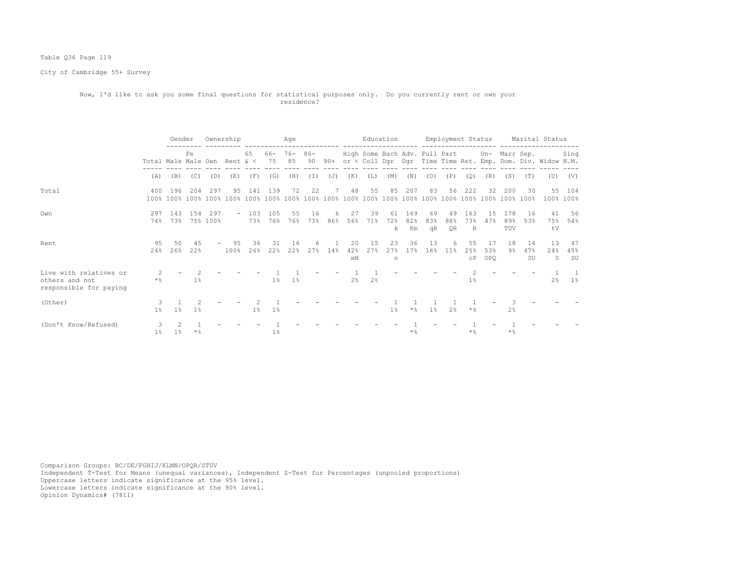Table Q36 Page 119

City of Cambridge 55+ Survey

Now, I'd like to ask you some final questions for statistical purposes only. Do you currently rent or own your residence?

| | | Gender | | Ownership | | Age | | | | | Education | | | | Employment Status | | | | Marital Status | | | |
|---|---|---|---|---|---|---|---|---|---|---|---|---|---|---|---|---|---|---|---|---|---|---|
| | Total | Male | Fe Male | Own | Rent | 65 & < | 66- 75 | 76- 85 | 86- 90 | 90+ | High or < | Some Coll | Bach Dgr | Adv. Dgr | Full Time | Part Time | Ret. | Un- Emp. | Marr Dom. | Sep. Div. | Widow | Sing N.M. |
| | (A) | (B) | (C) | (D) | (E) | (F) | (G) | (H) | (I) | (J) | (K) | (L) | (M) | (N) | (O) | (P) | (Q) | (R) | (S) | (T) | (U) | (V) |
| Total | 400<br>100% | 196<br>100% | 204<br>100% | 297<br>100% | 95<br>100% | 141<br>100% | 139<br>100% | 72<br>100% | 22<br>100% | 7<br>100% | 48<br>100% | 55<br>100% | 85<br>100% | 207<br>100% | 83<br>100% | 56<br>100% | 222<br>100% | 32<br>100% | 200<br>100% | 30<br>100% | 55<br>100% | 104<br>100% |
| Own | 297<br>74% | 143<br>73% | 154<br>75% | 297<br>100% | - | 103<br>73% | 105<br>76% | 55<br>76% | 16<br>73% | 6<br>86% | 27<br>56% | 39<br>71% | 61<br>72%<br>k | 169<br>82%<br>Km | 69<br>83%<br>qR | 49<br>88%<br>QR | 163<br>73%<br>R | 15<br>47% | 178<br>89%<br>TUV | 16<br>53% | 41<br>75%<br>tV | 56<br>54% |
| Rent | 95<br>24% | 50<br>26% | 45<br>22% | - | 95<br>100% | 36<br>26% | 31<br>22% | 16<br>22% | 6<br>27% | 1<br>14% | 20<br>42%<br>mN | 15<br>27% | 23<br>27%<br>n | 36<br>17% | 13<br>16% | 6<br>11% | 55<br>25%<br>oP | 17<br>53%<br>OPQ | 18<br>9% | 14<br>47%<br>SU | 13<br>24%<br>S | 47<br>45%<br>SU |
| Live with relatives or others and not responsible for paying | 2<br>*% | - | 2<br>1% | - | - | - | 1<br>1% | 1<br>1% | - | - | 1<br>2% | 1<br>2% | - | - | - | - | 2<br>1% | - | - | - | 1<br>2% | 1<br>1% |
| (Other) | 3<br>1% | 1<br>1% | 2<br>1% | - | - | 2<br>1% | 1<br>1% | - | - | - | - | - | 1<br>1% | 1<br>*% | 1<br>1% | 1<br>2% | 1<br>*% | - | 3<br>2% | - | - | - |
| (Don't Know/Refused) | 3<br>1% | 2<br>1% | 1<br>*% | - | - | - | 1<br>1% | - | - | - | - | - | - | 1<br>*% | - | - | 1<br>*% | - | 1<br>*% | - | - | - |

Comparison Groups: BC/DE/FGHIJ/KLMN/OPQR/STUV
Independent T-Test for Means (unequal variances), Independent Z-Test for Percentages (unpooled proportions)
Uppercase letters indicate significance at the 95% level.
Lowercase letters indicate significance at the 90% level.
Opinion Dynamics# (7811)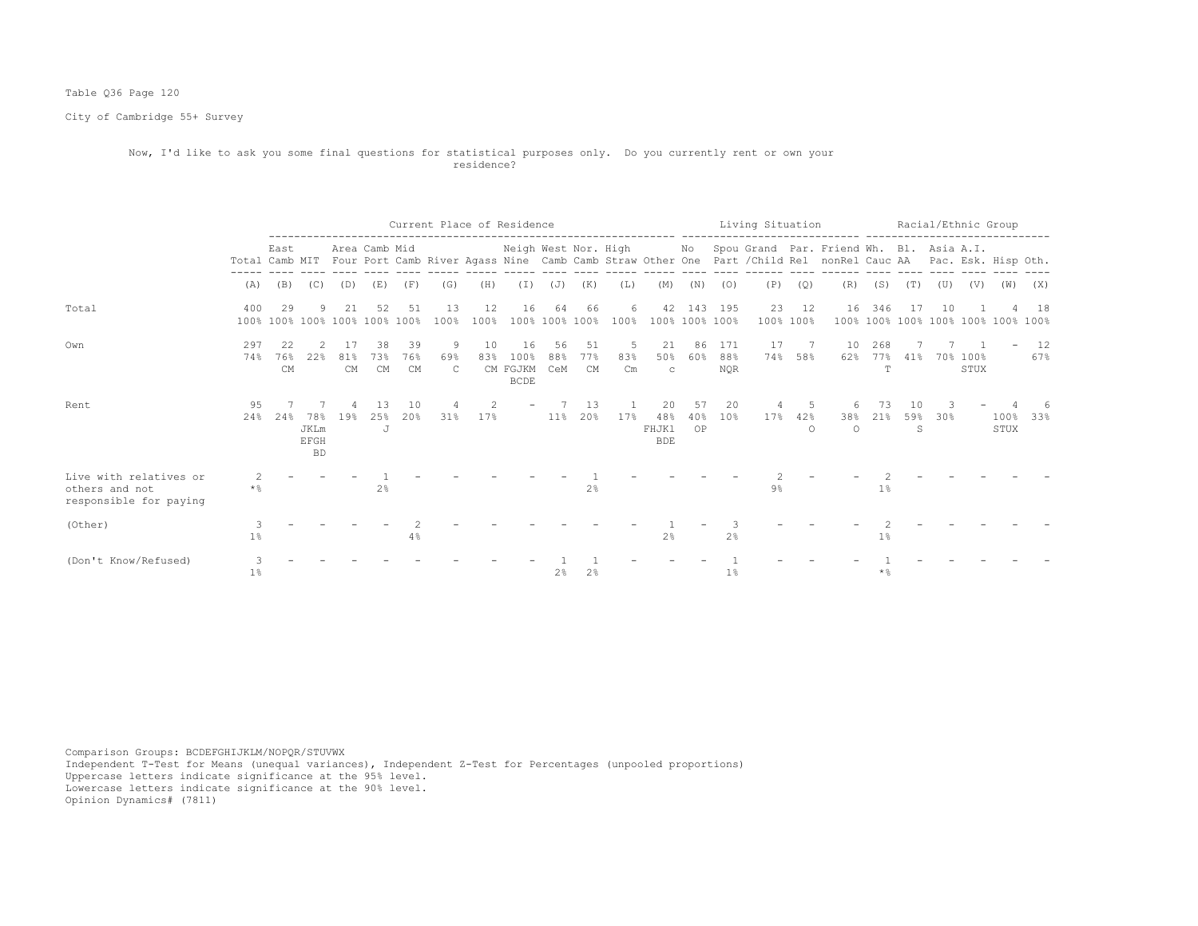Table Q36 Page 120

City of Cambridge 55+ Survey

Now, I'd like to ask you some final questions for statistical purposes only. Do you currently rent or own your residence?

| | Total | East Camb | MIT | Area Four | Camb Port | Mid Camb | River | Agass | Neigh Nine | West Camb | Nor. Camb | High Straw | Other | No One | Spou Part | Grand /Child | Par. Rel | Friend nonRel | Wh. Cauc | Bl. AA | Asia Pac. | A.I. Esk. | Hisp | Oth. |
|---|---|---|---|---|---|---|---|---|---|---|---|---|---|---|---|---|---|---|---|---|---|---|---|---|
| | | Current Place of Residence | | | | | | | | | | | | Living Situation | | | | | Racial/Ethnic Group | | | | | |
| | (A) | (B) | (C) | (D) | (E) | (F) | (G) | (H) | (I) | (J) | (K) | (L) | (M) | (N) | (O) | (P) | (Q) | (R) | (S) | (T) | (U) | (V) | (W) | (X) |
| Total | 400 | 29 | 9 | 21 | 52 | 51 | 13 | 12 | 16 | 64 | 66 | 6 | 42 | 143 | 195 | 23 | 12 | 16 | 346 | 17 | 10 | 1 | 4 | 18 |
| | 100% | 100% | 100% | 100% | 100% | 100% | 100% | 100% | 100% | 100% | 100% | 100% | 100% | 100% | 100% | 100% | 100% | 100% | 100% | 100% | 100% | 100% | 100% | 100% |
| Own | 297 | 22 | 2 | 17 | 38 | 39 | 9 | 10 | 16 | 56 | 51 | 5 | 21 | 86 | 171 | 17 | 7 | 10 | 268 | 7 | 7 | 1 | - | 12 |
| | 74% | 76% | 22% | 81% | 73% | 76% | 69% | 83% | 100% | 88% | 77% | 83% | 50% | 60% | 88% | 74% | 58% | 62% | 77% | 41% | 70% | 100% | | 67% |
| | | CM | | CM | CM | CM | C | CM | FGJKM BCDE | CeM | CM | Cm | c | | NQR | | | | T | | | STUX | | |
| Rent | 95 | 7 | 7 | 4 | 13 | 10 | 4 | 2 | - | 7 | 13 | 1 | 20 | 57 | 20 | 4 | 5 | 6 | 73 | 10 | 3 | - | 4 | 6 |
| | 24% | 24% | 78% | 19% | 25% | 20% | 31% | 17% | | 11% | 20% | 17% | 48% | 40% | 10% | 17% | 42% | 38% | 21% | 59% | 30% | | 100% | 33% |
| | | | JKLm EFGH BD | | J | | | | | | | | FHJKl BDE | OP | | | O | O | | S | | | STUX | |
| Live with relatives or others and not responsible for paying | 2 | - | - | - | 1 | - | - | - | - | - | 1 | - | - | - | - | 2 | - | - | 2 | - | - | - | - | - |
| | *% | | | | 2% | | | | | | 2% | | | | | 9% | | | 1% | | | | | |
| (Other) | 3 | - | - | - | - | 2 | - | - | - | - | - | - | 1 | - | 3 | - | - | - | 2 | - | - | - | - | - |
| | 1% | | | | | 4% | | | | | | | 2% | | 2% | | | | 1% | | | | | |
| (Don't Know/Refused) | 3 | - | - | - | - | - | - | - | - | 1 | 1 | - | - | - | 1 | - | - | - | 1 | - | - | - | - | - |
| | 1% | | | | | | | | | 2% | 2% | | | | 1% | | | | *% | | | | | |

Comparison Groups: BCDEFGHIJKLM/NOPQR/STUVWX
Independent T-Test for Means (unequal variances), Independent Z-Test for Percentages (unpooled proportions)
Uppercase letters indicate significance at the 95% level.
Lowercase letters indicate significance at the 90% level.
Opinion Dynamics# (7811)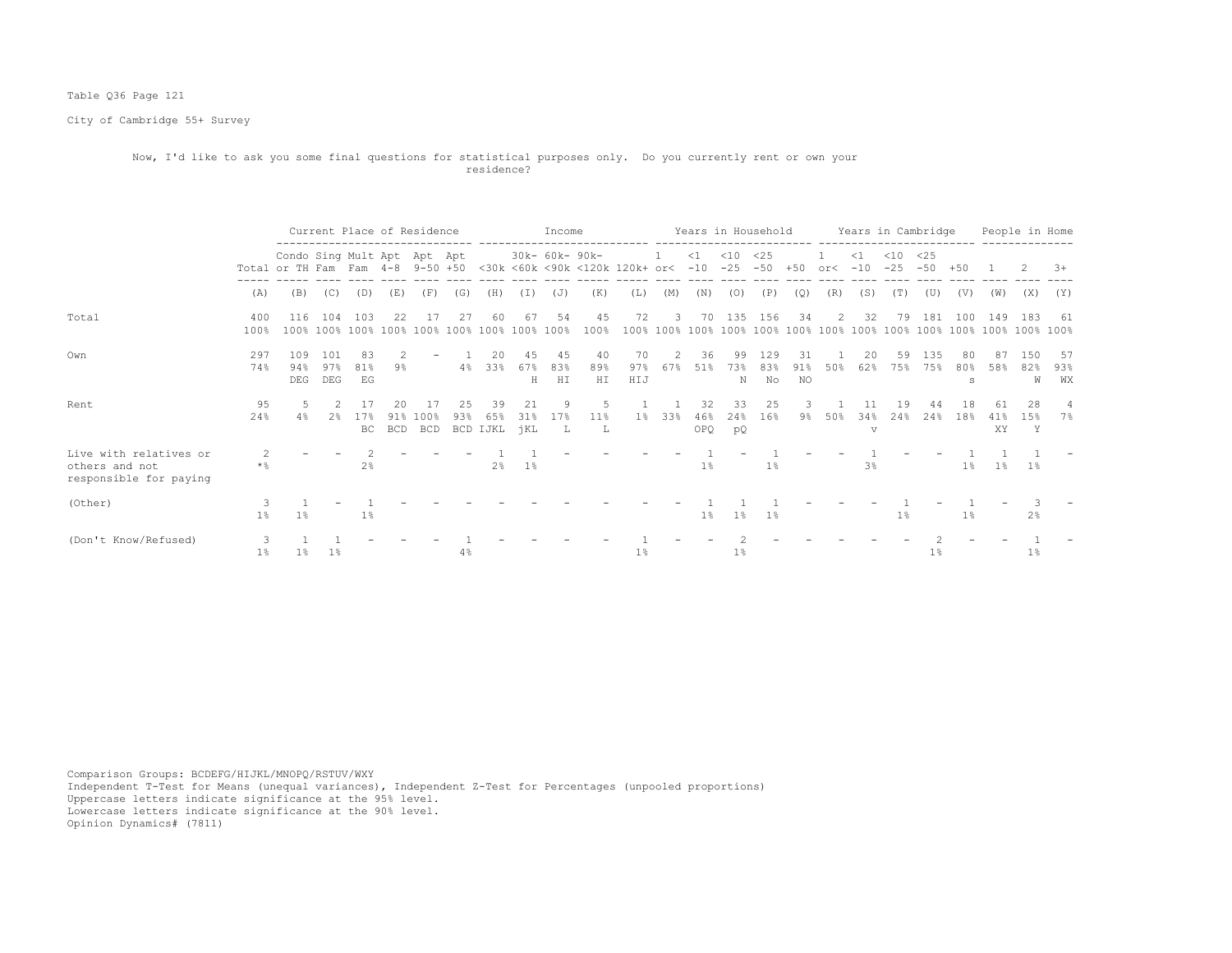Table Q36 Page 121

City of Cambridge 55+ Survey

Now, I'd like to ask you some final questions for statistical purposes only. Do you currently rent or own your residence?

| | Total | Current Place of Residence | | | | | | Income | | | | | Years in Household | | | | | Years in Cambridge | | | | | People in Home | | |
|---|---|---|---|---|---|---|---|---|---|---|---|---|---|---|---|---|---|---|---|---|---|---|---|---|---|
| | Total | Condo or TH | Sing Fam | Mult Fam | Apt 4-8 | Apt 9-50 | Apt +50 | <30k | 30k- <60k | 60k- <90k | 90k- <120k | 120k+ | 1 or< | <1 -10 | <10 -25 | <25 -50 | +50 | 1 or< | <1 -10 | <10 -25 | <25 -50 | +50 | 1 | 2 | 3+ |
| | (A) | (B) | (C) | (D) | (E) | (F) | (G) | (H) | (I) | (J) | (K) | (L) | (M) | (N) | (O) | (P) | (Q) | (R) | (S) | (T) | (U) | (V) | (W) | (X) | (Y) |
| Total | 400 100% | 116 100% | 104 100% | 103 100% | 22 100% | 17 100% | 27 100% | 60 100% | 67 100% | 54 100% | 45 100% | 72 100% | 3 100% | 70 100% | 135 100% | 156 100% | 34 100% | 2 100% | 32 100% | 79 100% | 181 100% | 100 100% | 149 100% | 183 100% | 61 100% |
| Own | 297 74% | 109 94% DEG | 101 97% DEG | 83 81% EG | 2 9% | - | 1 4% | 20 33% | 45 67% H | 45 83% HI | 40 89% HI | 70 97% HIJ | 2 67% | 36 51% | 99 73% N | 129 83% No | 31 91% NO | 1 50% | 20 62% | 59 75% | 135 75% | 80 80% s | 87 58% | 150 82% W | 57 93% WX |
| Rent | 95 24% | 5 4% | 2 2% | 17 17% BC | 20 91% BCD | 17 100% BCD | 25 93% BCD | 39 65% IJKL | 21 31% jKL | 9 17% L | 5 11% L | 1 1% | 1 33% | 32 46% OPQ | 33 24% pQ | 25 16% | 3 9% | 1 50% | 11 34% v | 19 24% | 44 24% | 18 18% | 61 41% XY | 28 15% Y | 4 7% |
| Live with relatives or others and not responsible for paying | 2 *% | - | - | 2 2% | - | - | - | 1 2% | 1 1% | - | - | - | - | 1 1% | - | 1 1% | - | - | 1 3% | - | - | 1 1% | 1 1% | 1 1% | - |
| (Other) | 3 1% | 1 1% | - | 1 1% | - | - | - | - | - | - | - | - | - | 1 1% | 1 1% | 1 1% | - | - | - | 1 1% | - | 1 1% | - | 3 2% | - |
| (Don't Know/Refused) | 3 1% | 1 1% | 1 1% | - | - | - | 1 4% | - | - | - | - | 1 1% | - | - | 2 1% | - | - | - | - | - | 2 1% | - | - | 1 1% | - |

Comparison Groups: BCDEFG/HIJKL/MNOPQ/RSTUV/WXY
Independent T-Test for Means (unequal variances), Independent Z-Test for Percentages (unpooled proportions)
Uppercase letters indicate significance at the 95% level.
Lowercase letters indicate significance at the 90% level.
Opinion Dynamics# (7811)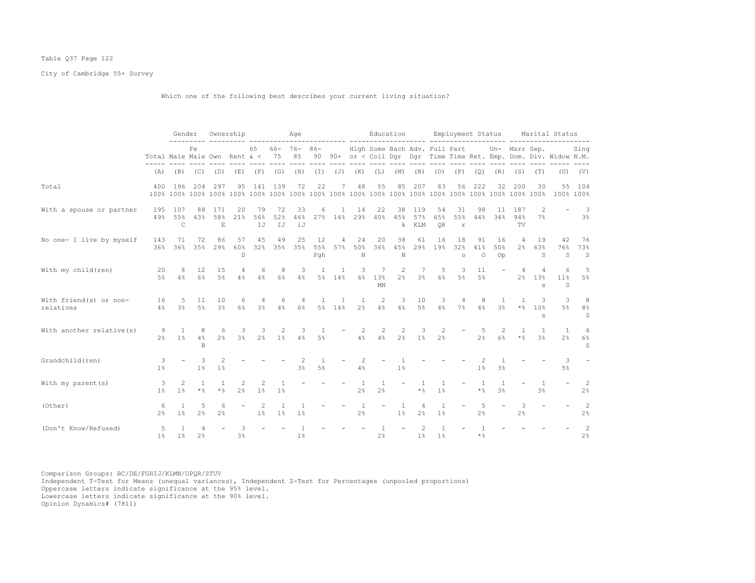Table Q37 Page 122

City of Cambridge 55+ Survey

Which one of the following best describes your current living situation?

| | Total | Gender | | Ownership | | Age | | | | | Education | | | | Employment Status | | | | Marital Status | | | |
|---|---|---|---|---|---|---|---|---|---|---|---|---|---|---|---|---|---|---|---|---|---|---|
| | Total | Male | Female | Own | Rent | 65 & < | 66-75 | 76-85 | 86-90 | 90+ | High or < | Some Coll | Bach Dgr | Adv. Dgr | Full Time | Part Time | Ret. | Un-Emp. | Marr Dom. | Sep. Div. | Widow | Sing N.M. |
| | (A) | (B) | (C) | (D) | (E) | (F) | (G) | (H) | (I) | (J) | (K) | (L) | (M) | (N) | (O) | (P) | (Q) | (R) | (S) | (T) | (U) | (V) |
| Total | 400 100% | 196 100% | 204 100% | 297 100% | 95 100% | 141 100% | 139 100% | 72 100% | 22 100% | 7 100% | 48 100% | 55 100% | 85 100% | 207 100% | 83 100% | 56 100% | 222 100% | 32 100% | 200 100% | 30 100% | 55 100% | 104 100% |
| With a spouse or partner | 195 49% | 107 55% C | 88 43% | 171 58% E | 20 21% | 79 56% IJ | 72 52% IJ | 33 46% iJ | 6 27% | 1 14% | 14 29% | 22 40% | 38 45% k | 119 57% KLM | 54 65% QR | 31 55% r | 98 44% | 11 34% | 187 94% TV | 2 7% | - | 3 3% |
| No one- I live by myself | 143 36% | 71 36% | 72 35% | 86 29% | 57 60% D | 45 32% | 49 35% | 25 35% | 12 55% Fgh | 4 57% | 24 50% N | 20 36% | 38 45% N | 61 29% | 16 19% | 18 32% o | 91 41% O | 16 50% Op | 4 2% | 19 63% S | 42 76% S | 76 73% S |
| With my child(ren) | 20 5% | 8 4% | 12 6% | 15 5% | 4 4% | 6 4% | 8 6% | 3 4% | 1 5% | 1 14% | 3 6% | 7 13% MN | 2 2% | 7 3% | 5 6% | 3 5% | 11 5% | - | 4 2% | 4 13% s | 6 11% S | 5 5% |
| With friend(s) or non-relatives | 16 4% | 5 3% | 11 5% | 10 3% | 6 6% | 4 3% | 6 4% | 4 6% | 1 5% | 1 14% | 1 2% | 2 4% | 3 4% | 10 5% | 3 4% | 4 7% | 8 4% | 1 3% | 1 *% | 3 10% s | 3 5% | 8 8% S |
| With another relative(s) | 9 2% | 1 1% | 8 4% B | 6 2% | 3 3% | 3 2% | 2 1% | 3 4% | 1 5% | - | 2 4% | 2 4% | 2 2% | 3 1% | 2 2% | - | 5 2% | 2 6% | 1 *% | 1 3% | 1 2% | 6 6% S |
| Grandchild(ren) | 3 1% | - | 3 1% | 2 1% | - | - | - | 2 3% | 1 5% | - | 2 4% | - | 1 1% | - | - | - | 2 1% | 1 3% | - | - | 3 5% | - |
| With my parent(s) | 3 1% | 2 1% | 1 *% | 1 *% | 2 2% | 2 1% | 1 1% | - | - | - | 1 2% | 1 2% | - | 1 *% | 1 1% | - | 1 *% | 1 3% | - | 1 3% | - | 2 2% |
| (Other) | 6 2% | 1 1% | 5 2% | 6 2% | - | 2 1% | 1 1% | 1 1% | - | - | 1 2% | - | 1 1% | 4 2% | 1 1% | - | 5 2% | - | 3 2% | - | - | 2 2% |
| (Don't Know/Refused) | 5 1% | 1 1% | 4 2% | - | 3 3% | - | - | 1 1% | - | - | - | 1 2% | - | 2 1% | 1 1% | - | 1 *% | - | - | - | - | 2 2% |

Comparison Groups: BC/DE/FGHIJ/KLMN/OPQR/STUV
Independent T-Test for Means (unequal variances), Independent Z-Test for Percentages (unpooled proportions)
Uppercase letters indicate significance at the 95% level.
Lowercase letters indicate significance at the 90% level.
Opinion Dynamics# (7811)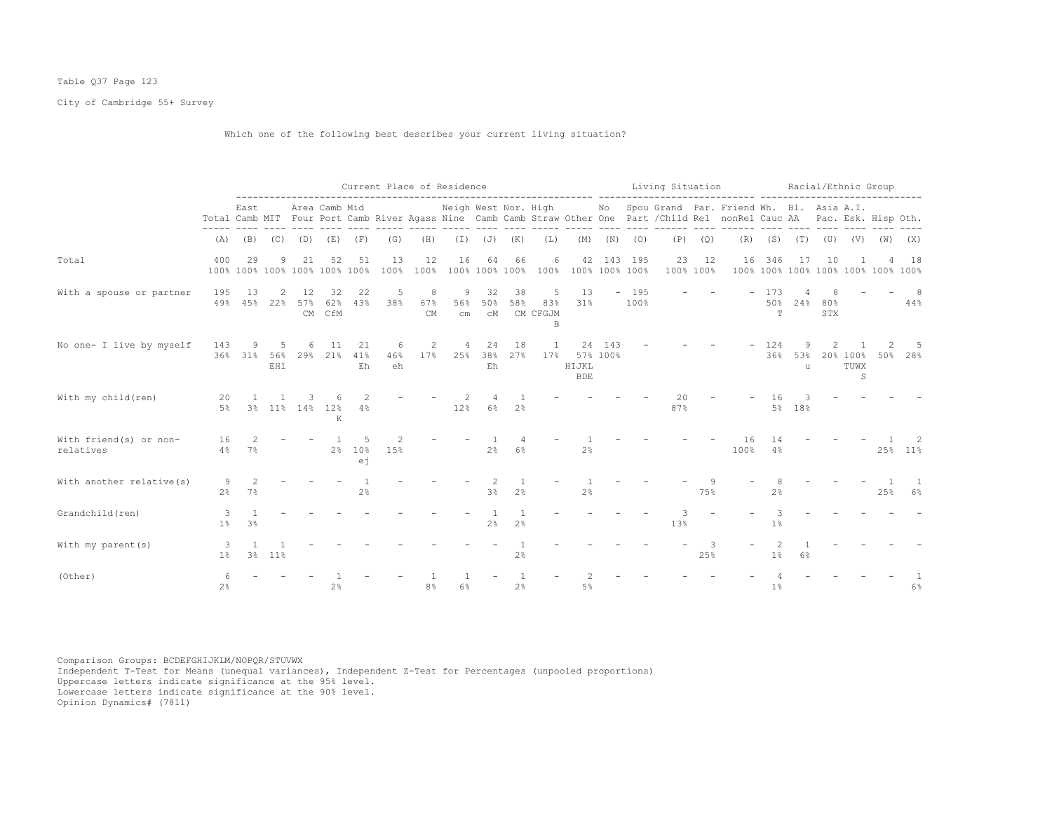Table Q37 Page 123

City of Cambridge 55+ Survey

Which one of the following best describes your current living situation?

| | | Current Place of Residence | | | | | | | | | | | | | Living Situation | | | | | Racial/Ethnic Group | | | | | |
|---|---|---|---|---|---|---|---|---|---|---|---|---|---|---|---|---|---|---|---|---|---|---|---|---|---|
| | Total | East Camb | MIT | Area Four | Camb Port | Mid Camb | River | Agass | Neigh Nine | West Camb | Nor. Camb | High Straw | Other | No One | Spou Part | Grand /Child | Par. Rel | Friend nonRel | Wh. Cauc | Bl. AA | Asia Pac. | A.I. Esk. | Hisp | Oth. |
| | (A) | (B) | (C) | (D) | (E) | (F) | (G) | (H) | (I) | (J) | (K) | (L) | (M) | (N) | (O) | (P) | (Q) | (R) | (S) | (T) | (U) | (V) | (W) | (X) |
| Total | 400<br>100% | 29<br>100% | 9<br>100% | 21<br>100% | 52<br>100% | 51<br>100% | 13<br>100% | 12<br>100% | 16<br>100% | 64<br>100% | 66<br>100% | 6<br>100% | 42<br>100% | 143<br>100% | 195<br>100% | 23<br>100% | 12<br>100% | 16<br>100% | 346<br>100% | 17<br>100% | 10<br>100% | 1<br>100% | 4<br>100% | 18<br>100% |
| With a spouse or partner | 195<br>49% | 13<br>45% | 2<br>22% | 12<br>57%<br>CM | 32<br>62%<br>CfM | 22<br>43% | 5<br>38% | 8<br>67%<br>CM | 9<br>56%<br>cm | 32<br>50%<br>cM | 38<br>58%<br>CM | 5<br>83%<br>CFGJM<br>B | 13<br>31% | - | 195<br>100% | - | - | - | 173<br>50%<br>T | 4<br>24% | 8<br>80%<br>STX | - | - | 8<br>44% |
| No one- I live by myself | 143<br>36% | 9<br>31% | 5<br>56%<br>EHl | 6<br>29% | 11<br>21% | 21<br>41%<br>Eh | 6<br>46%<br>eh | 2<br>17% | 4<br>25% | 24<br>38%<br>Eh | 18<br>27% | 1<br>17% | 24<br>57%<br>HIJKL<br>BDE | 143<br>100% | - | - | - | - | 124<br>36% | 9<br>53%<br>u | 2<br>20% | 1<br>100%<br>TUWX<br>S | 2<br>50% | 5<br>28% |
| With my child(ren) | 20<br>5% | 1<br>3% | 1<br>11% | 3<br>14% | 6<br>12%<br>K | 2<br>4% | - | - | 2<br>12% | 4<br>6% | 1<br>2% | - | - | - | - | 20<br>87% | - | - | 16<br>5% | 3<br>18% | - | - | - | - |
| With friend(s) or non-relatives | 16<br>4% | 2<br>7% | - | - | 1<br>2% | 5<br>10%<br>ej | 2<br>15% | - | - | 1<br>2% | 4<br>6% | - | 1<br>2% | - | - | - | - | 16<br>100% | 14<br>4% | - | - | - | 1<br>25% | 2<br>11% |
| With another relative(s) | 9<br>2% | 2<br>7% | - | - | - | 1<br>2% | - | - | - | 2<br>3% | 1<br>2% | - | 1<br>2% | - | - | - | 9<br>75% | - | 8<br>2% | - | - | - | 1<br>25% | 1<br>6% |
| Grandchild(ren) | 3<br>1% | 1<br>3% | - | - | - | - | - | - | - | 1<br>2% | 1<br>2% | - | - | - | - | 3<br>13% | - | - | 3<br>1% | - | - | - | - | - |
| With my parent(s) | 3<br>1% | 1<br>3% | 1<br>11% | - | - | - | - | - | - | - | 1<br>2% | - | - | - | - | - | 3<br>25% | - | 2<br>1% | 1<br>6% | - | - | - | - |
| (Other) | 6<br>2% | - | - | - | 1<br>2% | - | - | 1<br>8% | 1<br>6% | - | 1<br>2% | - | 2<br>5% | - | - | - | - | - | 4<br>1% | - | - | - | - | 1<br>6% |

Comparison Groups: BCDEFGHIJKLM/NOPQR/STUVWX
Independent T-Test for Means (unequal variances), Independent Z-Test for Percentages (unpooled proportions)
Uppercase letters indicate significance at the 95% level.
Lowercase letters indicate significance at the 90% level.
Opinion Dynamics# (7811)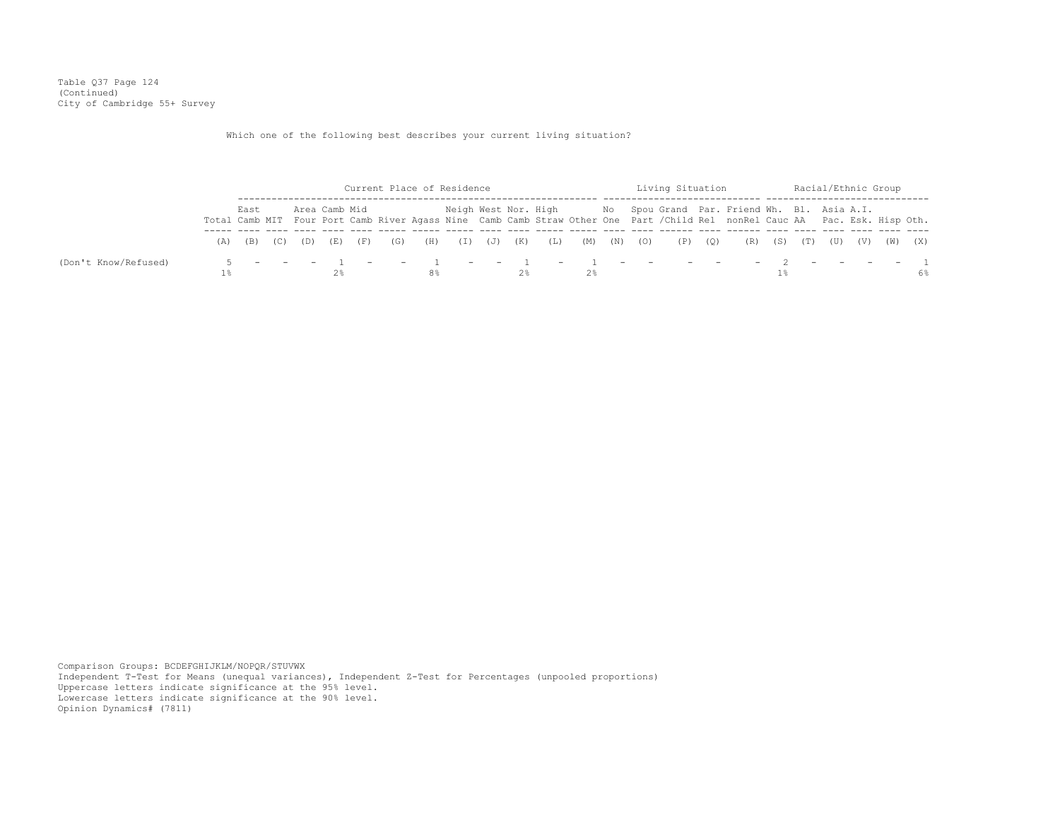Table Q37 Page 124
(Continued)
City of Cambridge 55+ Survey

Which one of the following best describes your current living situation?

| | | Current Place of Residence | | | | | | | | | | | | Living Situation | | | | | Racial/Ethnic Group | | | | | |
|---|---|---|---|---|---|---|---|---|---|---|---|---|---|---|---|---|---|---|---|---|---|---|---|---|
| | Total | East Camb | MIT | Area Four | Camb Port | Mid Camb | River | Agass | Neigh Nine | West Camb | Nor. Camb | High Straw | Other | No One | Spou Part | Grand /Child | Par. Rel | Friend nonRel | Wh. Cauc | Bl. AA | Asia Pac. | A.I. Esk. | Hisp | Oth. |
| | (A) | (B) | (C) | (D) | (E) | (F) | (G) | (H) | (I) | (J) | (K) | (L) | (M) | (N) | (O) | (P) | (Q) | (R) | (S) | (T) | (U) | (V) | (W) | (X) |
| (Don't Know/Refused) | 5 | - | - | - | 1 | - | - | 1 | - | - | 1 | - | 1 | - | - | - | - | - | 2 | - | - | - | - | 1 |
| | 1% | | | | 2% | | | 8% | | | 2% | | 2% | | | | | | 1% | | | | | 6% |

Comparison Groups: BCDEFGHIJKLM/NOPQR/STUVWX
Independent T-Test for Means (unequal variances), Independent Z-Test for Percentages (unpooled proportions)
Uppercase letters indicate significance at the 95% level.
Lowercase letters indicate significance at the 90% level.
Opinion Dynamics# (7811)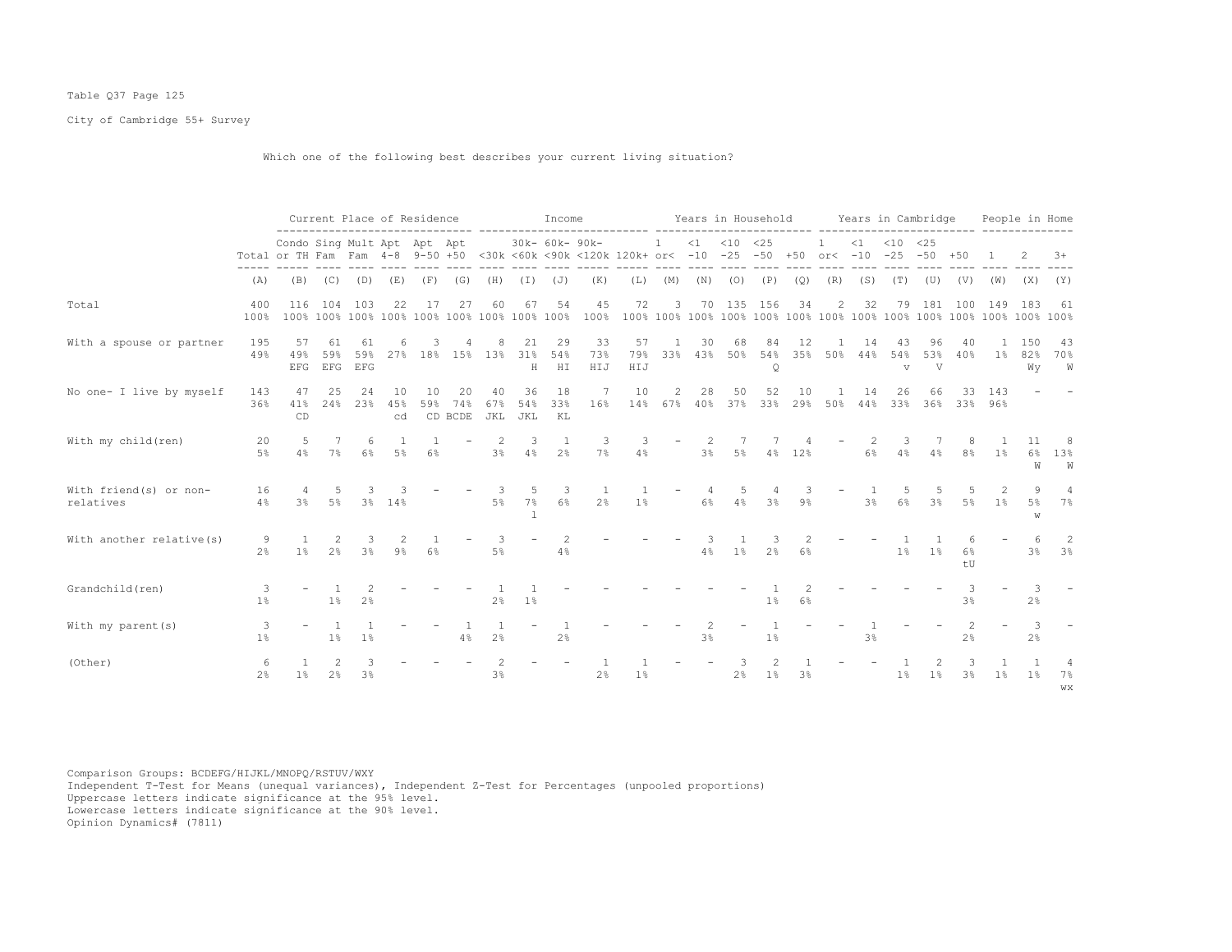Table Q37 Page 125

City of Cambridge 55+ Survey

Which one of the following best describes your current living situation?

| | Total | Current Place of Residence | | | | | | Income | | | | | Years in Household | | | | | Years in Cambridge | | | | | People in Home | | |
|---|---|---|---|---|---|---|---|---|---|---|---|---|---|---|---|---|---|---|---|---|---|---|---|---|---|
| | | Condo or TH | Sing Fam | Mult Fam | Apt 4-8 | Apt 9-50 | Apt +50 | <30k | 30k-<60k | 60k-<90k | 90k-<120k | 120k+ | 1 or< | <1 -10 | <10 -25 | <25 -50 | +50 | 1 or< | <1 -10 | <10 -25 | <25 -50 | +50 | 1 | 2 | 3+ |
| | (A) | (B) | (C) | (D) | (E) | (F) | (G) | (H) | (I) | (J) | (K) | (L) | (M) | (N) | (O) | (P) | (Q) | (R) | (S) | (T) | (U) | (V) | (W) | (X) | (Y) |
| Total | 400<br>100% | 116<br>100% | 104<br>100% | 103<br>100% | 22<br>100% | 17<br>100% | 27<br>100% | 60<br>100% | 67<br>100% | 54<br>100% | 45<br>100% | 72<br>100% | 3<br>100% | 70<br>100% | 135<br>100% | 156<br>100% | 34<br>100% | 2<br>100% | 32<br>100% | 79<br>100% | 181<br>100% | 100<br>100% | 149<br>100% | 183<br>100% | 61<br>100% |
| With a spouse or partner | 195<br>49% | 57<br>49%<br>EFG | 61<br>59%<br>EFG | 61<br>59%<br>EFG | 6<br>27% | 3<br>18% | 4<br>15% | 8<br>13% | 21<br>31%<br>H | 29<br>54%<br>HI | 33<br>73%<br>HIJ | 57<br>79%<br>HIJ | 1<br>33% | 30<br>43% | 68<br>50% | 84<br>54%<br>Q | 12<br>35% | 1<br>50% | 14<br>44% | 43<br>54%<br>v | 96<br>53%<br>V | 40<br>40% | 1<br>1% | 150<br>82%<br>Wy | 43<br>70%<br>W |
| No one- I live by myself | 143<br>36% | 47<br>41%<br>CD | 25<br>24% | 24<br>23% | 10<br>45%<br>cd | 10<br>59%<br>CD | 20<br>74%<br>BCDE | 40<br>67%<br>JKL | 36<br>54%<br>JKL | 18<br>33%<br>KL | 7<br>16% | 10<br>14% | 2<br>67% | 28<br>40% | 50<br>37% | 52<br>33% | 10<br>29% | 1<br>50% | 14<br>44% | 26<br>33% | 66<br>36% | 33<br>33% | 143<br>96% | - | - |
| With my child(ren) | 20<br>5% | 5<br>4% | 7<br>7% | 6<br>6% | 1<br>5% | 1<br>6% | - | 2<br>3% | 3<br>4% | 1<br>2% | 3<br>7% | 3<br>4% | - | 2<br>3% | 7<br>5% | 7<br>4% | 4<br>12% | - | 2<br>6% | 3<br>4% | 7<br>4% | 8<br>8% | 1<br>1% | 11<br>6%<br>W | 8<br>13%<br>W |
| With friend(s) or non-relatives | 16<br>4% | 4<br>3% | 5<br>5% | 3<br>3% | 3<br>14% | - | - | 3<br>5% | 5<br>7%<br>l | 3<br>6% | 1<br>2% | 1<br>1% | - | 4<br>6% | 5<br>4% | 4<br>3% | 3<br>9% | - | 1<br>3% | 5<br>6% | 5<br>3% | 5<br>5% | 2<br>1% | 9<br>5%<br>w | 4<br>7% |
| With another relative(s) | 9<br>2% | 1<br>1% | 2<br>2% | 3<br>3% | 2<br>9% | 1<br>6% | - | 3<br>5% | - | 2<br>4% | - | - | - | 3<br>4% | 1<br>1% | 3<br>2% | 2<br>6% | - | - | 1<br>1% | 1<br>1% | 6<br>6%<br>tU | - | 6<br>3% | 2<br>3% |
| Grandchild(ren) | 3<br>1% | - | 1<br>1% | 2<br>2% | - | - | - | 1<br>2% | 1<br>1% | - | - | - | - | - | - | 1<br>1% | 2<br>6% | - | - | - | - | 3<br>3% | - | 3<br>2% | - |
| With my parent(s) | 3<br>1% | - | 1<br>1% | 1<br>1% | - | - | 1<br>4% | 1<br>2% | - | 1<br>2% | - | - | - | 2<br>3% | - | 1<br>1% | - | - | 1<br>3% | - | - | 2<br>2% | - | 3<br>2% | - |
| (Other) | 6<br>2% | 1<br>1% | 2<br>2% | 3<br>3% | - | - | - | 2<br>3% | - | - | 1<br>2% | 1<br>1% | - | - | 3<br>2% | 2<br>1% | 1<br>3% | - | - | 1<br>1% | 2<br>1% | 3<br>3% | 1<br>1% | 1<br>1% | 4<br>7%<br>wx |

Comparison Groups: BCDEFG/HIJKL/MNOPQ/RSTUV/WXY
Independent T-Test for Means (unequal variances), Independent Z-Test for Percentages (unpooled proportions)
Uppercase letters indicate significance at the 95% level.
Lowercase letters indicate significance at the 90% level.
Opinion Dynamics# (7811)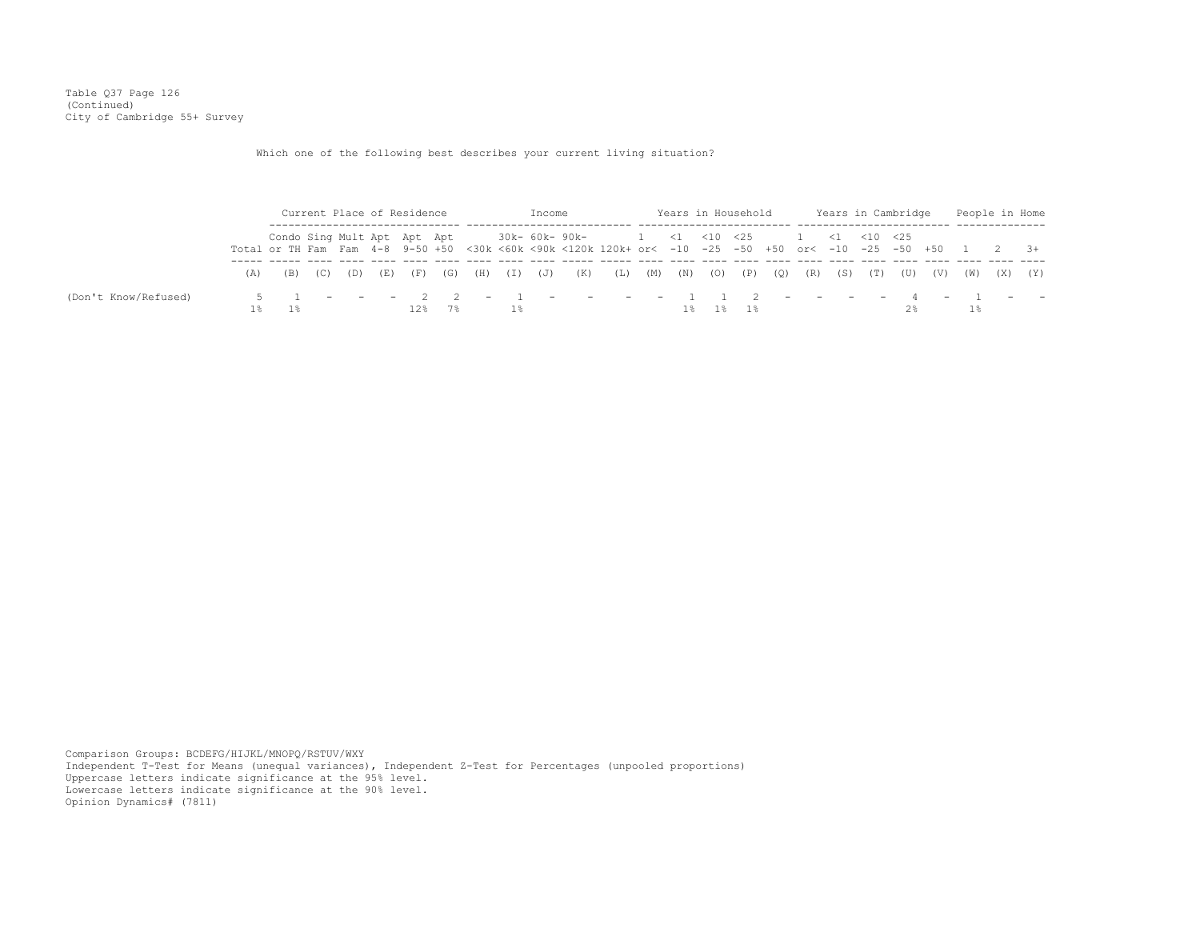Table Q37 Page 126
(Continued)
City of Cambridge 55+ Survey

Which one of the following best describes your current living situation?

| | | Current Place of Residence | | | | | | Income | | | | | Years in Household | | | | | Years in Cambridge | | | | | People in Home | | |
|---|---|---|---|---|---|---|---|---|---|---|---|---|---|---|---|---|---|---|---|---|---|---|---|---|---|
| | Total | Condo or TH | Sing Fam | Mult Fam | Apt 4-8 | Apt 9-50 | Apt +50 | <30k | 30k- <60k | 60k- <90k | 90k- <120k | 120k+ | 1 or< | <1 -10 | <10 -25 | <25 -50 | +50 | 1 or< | <1 -10 | <10 -25 | <25 -50 | +50 | 1 | 2 | 3+ |
| | (A) | (B) | (C) | (D) | (E) | (F) | (G) | (H) | (I) | (J) | (K) | (L) | (M) | (N) | (O) | (P) | (Q) | (R) | (S) | (T) | (U) | (V) | (W) | (X) | (Y) |
| (Don't Know/Refused) | 5 | 1 | - | - | - | 2 | 2 | - | 1 | - | - | - | - | 1 | 1 | 2 | - | - | - | - | 4 | - | 1 | - | - |
| | 1% | 1% | | | | 12% | 7% | | 1% | | | | | 1% | 1% | 1% | | | | | 2% | | 1% | | |

Comparison Groups: BCDEFG/HIJKL/MNOPQ/RSTUV/WXY
Independent T-Test for Means (unequal variances), Independent Z-Test for Percentages (unpooled proportions)
Uppercase letters indicate significance at the 95% level.
Lowercase letters indicate significance at the 90% level.
Opinion Dynamics# (7811)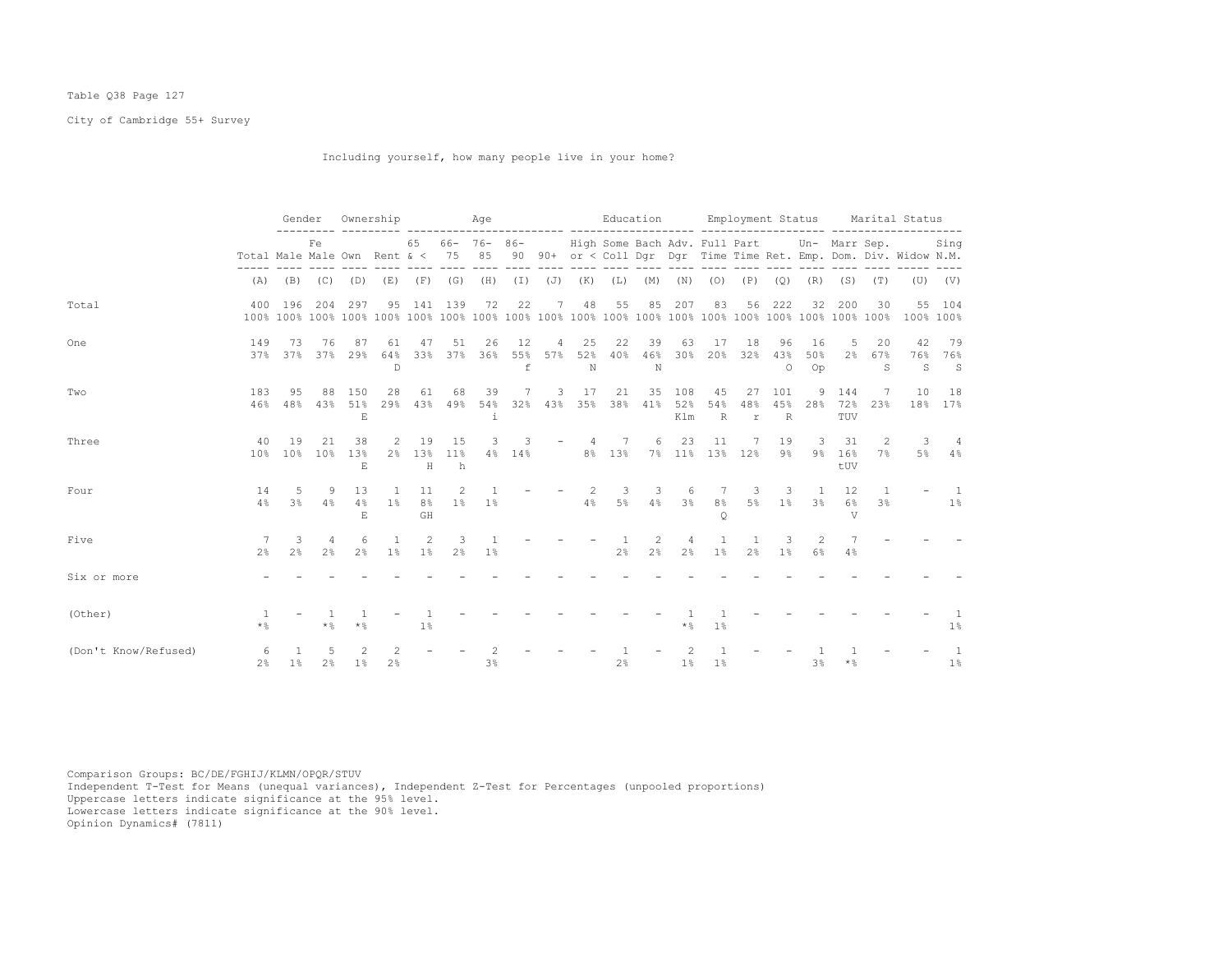Table Q38 Page 127

City of Cambridge 55+ Survey

Including yourself, how many people live in your home?

| | Total | Gender | | Ownership | | Age | | | | | Education | | | | Employment Status | | | | Marital Status | | | |
|---|---|---|---|---|---|---|---|---|---|---|---|---|---|---|---|---|---|---|---|---|---|---|
| | Total | Male | Female | Own | Rent | 65 & < | 66-75 | 76-85 | 86-90 | 90+ | High or < | Some Coll | Bach Dgr | Adv. Dgr | Full Time | Part Time | Ret. | Un-Emp. | Marr Dom. | Sep. Div. | Widow | Sing N.M. |
| | (A) | (B) | (C) | (D) | (E) | (F) | (G) | (H) | (I) | (J) | (K) | (L) | (M) | (N) | (O) | (P) | (Q) | (R) | (S) | (T) | (U) | (V) |
| Total | 400 100% | 196 100% | 204 100% | 297 100% | 95 100% | 141 100% | 139 100% | 72 100% | 22 100% | 7 100% | 48 100% | 55 100% | 85 100% | 207 100% | 83 100% | 56 100% | 222 100% | 32 100% | 200 100% | 30 100% | 55 100% | 104 100% |
| One | 149 37% | 73 37% | 76 37% | 87 29% | 61 64% D | 47 33% | 51 37% | 26 36% | 12 55% f | 4 57% | 25 52% N | 22 40% | 39 46% N | 63 30% | 17 20% | 18 32% | 96 43% O | 16 50% Op | 5 2% | 20 67% S | 42 76% S | 79 76% S |
| Two | 183 46% | 95 48% | 88 43% | 150 51% E | 28 29% | 61 43% | 68 49% | 39 54% i | 7 32% | 3 43% | 17 35% | 21 38% | 35 41% | 108 52% Klm | 45 54% R | 27 48% r | 101 45% R | 9 28% | 144 72% TUV | 7 23% | 10 18% | 18 17% |
| Three | 40 10% | 19 10% | 21 10% | 38 13% E | 2 2% | 19 13% H | 15 11% h | 3 4% | 3 14% | - | 4 8% | 7 13% | 6 7% | 23 11% | 11 13% | 7 12% | 19 9% | 3 9% | 31 16% tUV | 2 7% | 3 5% | 4 4% |
| Four | 14 4% | 5 3% | 9 4% | 13 4% E | 1 1% | 11 8% GH | 2 1% | 1 1% | - | - | 2 4% | 3 5% | 3 4% | 6 3% | 7 8% Q | 3 5% | 3 1% | 1 3% | 12 6% V | 1 3% | - | 1 1% |
| Five | 7 2% | 3 2% | 4 2% | 6 2% | 1 1% | 2 1% | 3 2% | 1 1% | - | - | - | 1 2% | 2 2% | 4 2% | 1 1% | 1 2% | 3 1% | 2 6% | 7 4% | - | - | - |
| Six or more | - | - | - | - | - | - | - | - | - | - | - | - | - | - | - | - | - | - | - | - | - | - |
| (Other) | 1 *% | - | 1 *% | 1 *% | - | 1 1% | - | - | - | - | - | - | - | 1 *% | 1 1% | - | - | - | - | - | - | 1 1% |
| (Don't Know/Refused) | 6 2% | 1 1% | 5 2% | 2 1% | 2 2% | - | - | 2 3% | - | - | - | 1 2% | - | 2 1% | 1 1% | - | - | 1 3% | 1 *% | - | - | 1 1% |

Comparison Groups: BC/DE/FGHIJ/KLMN/OPQR/STUV
Independent T-Test for Means (unequal variances), Independent Z-Test for Percentages (unpooled proportions)
Uppercase letters indicate significance at the 95% level.
Lowercase letters indicate significance at the 90% level.
Opinion Dynamics# (7811)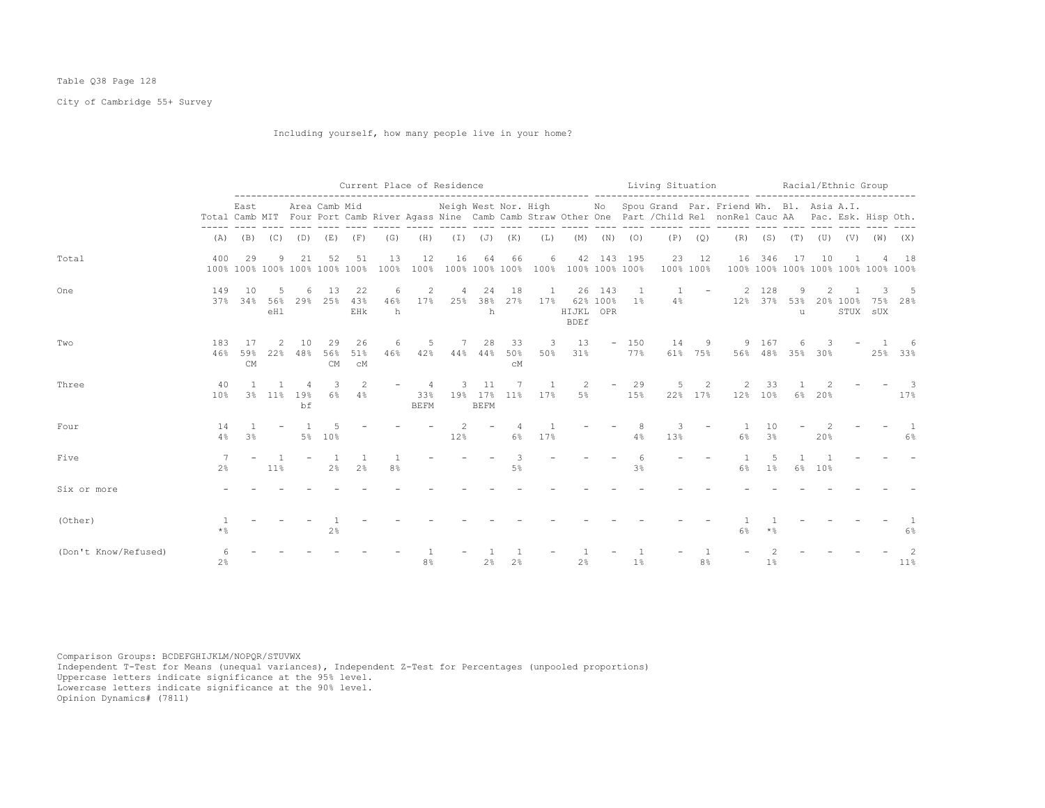Table Q38 Page 128

City of Cambridge 55+ Survey

Including yourself, how many people live in your home?

| | Total | East Camb | MIT | Area Four | Camb Port | Mid Camb | River | Agass | Neigh Nine | West Camb | Nor. Camb | High Straw | Other | No One | Spou Part | Grand /Child | Par. Rel | Friend nonRel | Wh. Cauc | Bl. AA | Asia Pac. | A.I. Esk. | Hisp | Oth. |
|---|---|---|---|---|---|---|---|---|---|---|---|---|---|---|---|---|---|---|---|---|---|---|---|---|
| | | Current Place of Residence | | | | | | | | | | | | Living Situation | | | | | Racial/Ethnic Group | | | | | |
| | (A) | (B) | (C) | (D) | (E) | (F) | (G) | (H) | (I) | (J) | (K) | (L) | (M) | (N) | (O) | (P) | (Q) | (R) | (S) | (T) | (U) | (V) | (W) | (X) |
| Total | 400 100% | 29 100% | 9 100% | 21 100% | 52 100% | 51 100% | 13 100% | 12 100% | 16 100% | 64 100% | 66 100% | 6 100% | 42 100% | 143 100% | 195 100% | 23 100% | 12 100% | 16 100% | 346 100% | 17 100% | 10 100% | 1 100% | 4 100% | 18 100% |
| One | 149 37% | 10 34% | 5 56% eHl | 6 29% | 13 25% | 22 43% EHk | 6 46% h | 2 17% | 4 25% | 24 38% h | 18 27% | 1 17% | 26 62% HIJKL BDEf | 143 100% OPR | 1 1% | 1 4% | - | 2 12% | 128 37% | 9 53% u | 2 20% | 1 100% STUX | 3 75% sUX | 5 28% |
| Two | 183 46% | 17 59% CM | 2 22% | 10 48% | 29 56% CM | 26 51% cM | 6 46% | 5 42% | 7 44% | 28 44% | 33 50% cM | 3 50% | 13 31% | - | 150 77% | 14 61% | 9 75% | 9 56% | 167 48% | 6 35% | 3 30% | - | 1 25% | 6 33% |
| Three | 40 10% | 1 3% | 1 11% | 4 19% bf | 3 6% | 2 4% | - | 4 33% BEFM | 3 19% | 11 17% BEFM | 7 11% | 1 17% | 2 5% | - | 29 15% | 5 22% | 2 17% | 2 12% | 33 10% | 1 6% | 2 20% | - | - | 3 17% |
| Four | 14 4% | 1 3% | - | 1 5% | 5 10% | - | - | - | 2 12% | - | 4 6% | 1 17% | - | - | 8 4% | 3 13% | - | 1 6% | 10 3% | - | 2 20% | - | - | 1 6% |
| Five | 7 2% | - | 1 11% | - | 1 2% | 1 2% | 1 8% | - | - | - | 3 5% | - | - | - | 6 3% | - | - | 1 6% | 5 1% | 1 6% | 1 10% | - | - | - |
| Six or more | - | - | - | - | - | - | - | - | - | - | - | - | - | - | - | - | - | - | - | - | - | - | - | - |
| (Other) | 1 *% | - | - | - | 1 2% | - | - | - | - | - | - | - | - | - | - | - | - | 1 6% | 1 *% | - | - | - | - | 1 6% |
| (Don't Know/Refused) | 6 2% | - | - | - | - | - | - | 1 8% | - | 1 2% | 1 2% | - | 1 2% | - | 1 1% | - | 1 8% | - | 2 1% | - | - | - | - | 2 11% |

Comparison Groups: BCDEFGHIJKLM/NOPQR/STUVWX
Independent T-Test for Means (unequal variances), Independent Z-Test for Percentages (unpooled proportions)
Uppercase letters indicate significance at the 95% level.
Lowercase letters indicate significance at the 90% level.
Opinion Dynamics# (7811)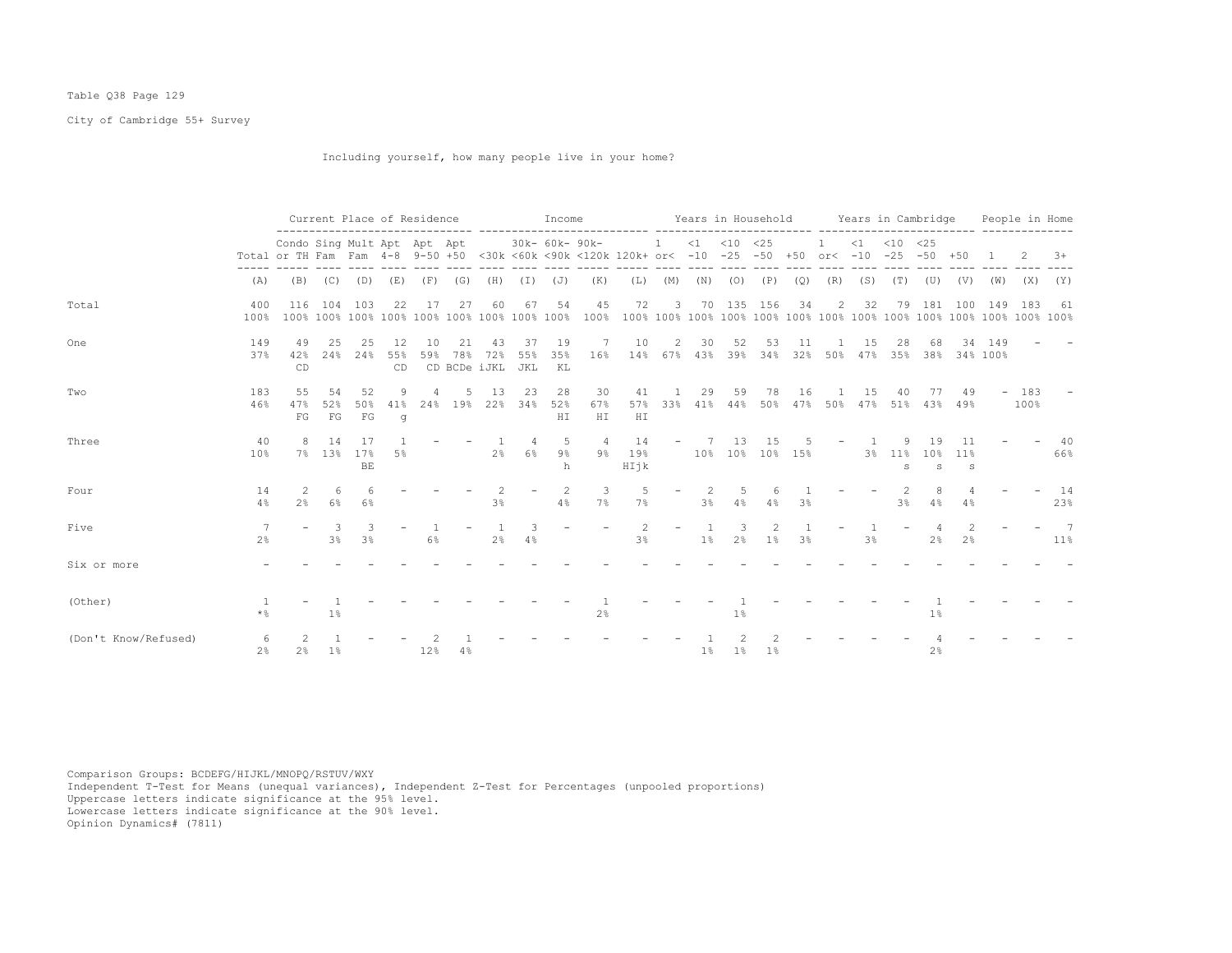Table Q38 Page 129

City of Cambridge 55+ Survey

Including yourself, how many people live in your home?

| | Total | Current Place of Residence | | | | | | Income | | | | | Years in Household | | | | | Years in Cambridge | | | | | People in Home | | |
|---|---|---|---|---|---|---|---|---|---|---|---|---|---|---|---|---|---|---|---|---|---|---|---|---|---|
| | | Condo or TH | Sing Fam | Mult Fam | Apt 4-8 | Apt 9-50 | Apt +50 | <30k | 30k- <60k | 60k- <90k | 90k- <120k | 120k+ | 1 or< | <1 -10 | <10 -25 | <25 -50 | +50 | 1 or< | <1 -10 | <10 -25 | <25 -50 | +50 | 1 | 2 | 3+ |
| | (A) | (B) | (C) | (D) | (E) | (F) | (G) | (H) | (I) | (J) | (K) | (L) | (M) | (N) | (O) | (P) | (Q) | (R) | (S) | (T) | (U) | (V) | (W) | (X) | (Y) |
| Total | 400<br>100% | 116<br>100% | 104<br>100% | 103<br>100% | 22<br>100% | 17<br>100% | 27<br>100% | 60<br>100% | 67<br>100% | 54<br>100% | 45<br>100% | 72<br>100% | 3<br>100% | 70<br>100% | 135<br>100% | 156<br>100% | 34<br>100% | 2<br>100% | 32<br>100% | 79<br>100% | 181<br>100% | 100<br>100% | 149<br>100% | 183<br>100% | 61<br>100% |
| One | 149<br>37% | 49<br>42%<br>CD | 25<br>24% | 25<br>24% | 12<br>55%<br>CD | 10<br>59%<br>CD | 21<br>78%<br>BCDe | 43<br>72%<br>iJKL | 37<br>55%<br>JKL | 19<br>35%<br>KL | 7<br>16% | 10<br>14% | 2<br>67% | 30<br>43% | 52<br>39% | 53<br>34% | 11<br>32% | 1<br>50% | 15<br>47% | 28<br>35% | 68<br>38% | 34<br>34% | 149<br>100% | - | - |
| Two | 183<br>46% | 55<br>47%<br>FG | 54<br>52%<br>FG | 52<br>50%<br>FG | 9<br>41%<br>g | 4<br>24% | 5<br>19% | 13<br>22% | 23<br>34% | 28<br>52%<br>HI | 30<br>67%<br>HI | 41<br>57%<br>HI | 1<br>33% | 29<br>41% | 59<br>44% | 78<br>50% | 16<br>47% | 1<br>50% | 15<br>47% | 40<br>51% | 77<br>43% | 49<br>49% | - | 183<br>100% | - |
| Three | 40<br>10% | 8<br>7% | 14<br>13% | 17<br>17%<br>BE | 1<br>5% | - | - | 1<br>2% | 4<br>6% | 5<br>9%<br>h | 4<br>9% | 14<br>19%<br>HIjk | - | 7<br>10% | 13<br>10% | 15<br>10% | 5<br>15% | - | 1<br>3% | 9<br>11%<br>s | 19<br>10%<br>s | 11<br>11%<br>s | - | - | 40<br>66% |
| Four | 14<br>4% | 2<br>2% | 6<br>6% | 6<br>6% | - | - | - | 2<br>3% | - | 2<br>4% | 3<br>7% | 5<br>7% | - | 2<br>3% | 5<br>4% | 6<br>4% | 1<br>3% | - | - | 2<br>3% | 8<br>4% | 4<br>4% | - | - | 14<br>23% |
| Five | 7<br>2% | - | 3<br>3% | 3<br>3% | - | 1<br>6% | - | 1<br>2% | 3<br>4% | - | - | 2<br>3% | - | 1<br>1% | 3<br>2% | 2<br>1% | 1<br>3% | - | 1<br>3% | - | 4<br>2% | 2<br>2% | - | - | 7<br>11% |
| Six or more | - | - | - | - | - | - | - | - | - | - | - | - | - | - | - | - | - | - | - | - | - | - | - | - | - |
| (Other) | 1<br>*% | - | 1<br>1% | - | - | - | - | - | - | - | 1<br>2% | - | - | - | 1<br>1% | - | - | - | - | - | 1<br>1% | - | - | - | - |
| (Don't Know/Refused) | 6<br>2% | 2<br>2% | 1<br>1% | - | - | 2<br>12% | 1<br>4% | - | - | - | - | - | - | 1<br>1% | 2<br>1% | 2<br>1% | - | - | - | - | 4<br>2% | - | - | - | - |

Comparison Groups: BCDEFG/HIJKL/MNOPQ/RSTUV/WXY
Independent T-Test for Means (unequal variances), Independent Z-Test for Percentages (unpooled proportions)
Uppercase letters indicate significance at the 95% level.
Lowercase letters indicate significance at the 90% level.
Opinion Dynamics# (7811)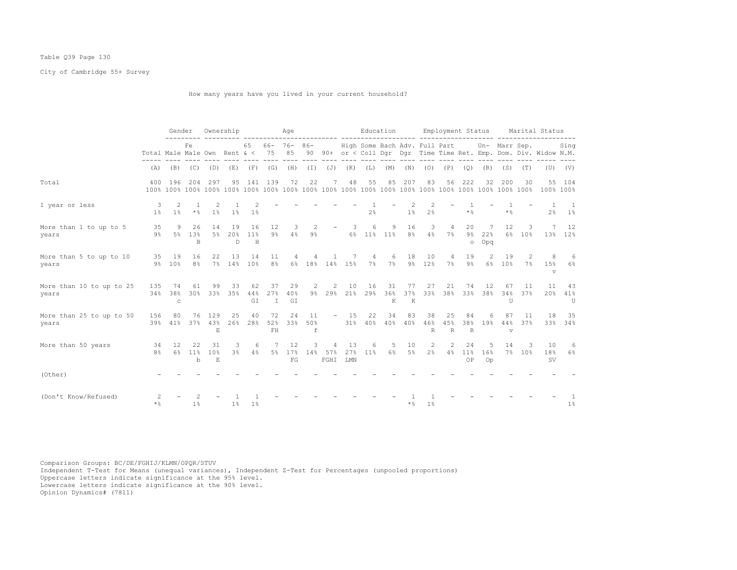Table Q39 Page 130

City of Cambridge 55+ Survey

How many years have you lived in your current household?

| | Total | Gender | | Ownership | | Age | | | | | Education | | | | Employment Status | | | | Marital Status | | | |
|---|---|---|---|---|---|---|---|---|---|---|---|---|---|---|---|---|---|---|---|---|---|---|
| | Total | Male | Female | Own | Rent | 65 & < | 66-75 | 76-85 | 86-90 | 90+ | High or < | Some Coll | Bach Dgr | Adv. Dgr | Full Time | Part Time | Ret. | Un-Emp. | Marr Dom. | Sep. Div. | Widow | Sing N.M. |
| | (A) | (B) | (C) | (D) | (E) | (F) | (G) | (H) | (I) | (J) | (K) | (L) | (M) | (N) | (O) | (P) | (Q) | (R) | (S) | (T) | (U) | (V) |
| Total | 400 | 196 | 204 | 297 | 95 | 141 | 139 | 72 | 22 | 7 | 48 | 55 | 85 | 207 | 83 | 56 | 222 | 32 | 200 | 30 | 55 | 104 |
| | 100% | 100% | 100% | 100% | 100% | 100% | 100% | 100% | 100% | 100% | 100% | 100% | 100% | 100% | 100% | 100% | 100% | 100% | 100% | 100% | 100% | 100% |
| 1 year or less | 3 | 2 | 1 | 2 | 1 | 2 | - | - | - | - | - | 1 | - | 2 | 2 | - | 1 | - | 1 | - | 1 | 1 |
| | 1% | 1% | *% | 1% | 1% | 1% | | | | | | 2% | | 1% | 2% | | *% | | *% | | 2% | 1% |
| More than 1 to up to 5 years | 35 | 9 | 26 | 14 | 19 | 16 | 12 | 3 | 2 | - | 3 | 6 | 9 | 16 | 3 | 4 | 20 | 7 | 12 | 3 | 7 | 12 |
| | 9% | 5% | 13% | 5% | 20% | 11% | 9% | 4% | 9% | | 6% | 11% | 11% | 8% | 4% | 7% | 9% | 22% | 6% | 10% | 13% | 12% |
| | | | B | | D | H | | | | | | | | | | | o | Opq | | | | |
| More than 5 to up to 10 years | 35 | 19 | 16 | 22 | 13 | 14 | 11 | 4 | 4 | 1 | 7 | 4 | 6 | 18 | 10 | 4 | 19 | 2 | 19 | 2 | 8 | 6 |
| | 9% | 10% | 8% | 7% | 14% | 10% | 8% | 6% | 18% | 14% | 15% | 7% | 7% | 9% | 12% | 7% | 9% | 6% | 10% | 7% | 15% | 6% |
| | | | | | | | | | | | | | | | | | | | | | v | |
| More than 10 to up to 25 years | 135 | 74 | 61 | 99 | 33 | 62 | 37 | 29 | 2 | 2 | 10 | 16 | 31 | 77 | 27 | 21 | 74 | 12 | 67 | 11 | 11 | 43 |
| | 34% | 38% | 30% | 33% | 35% | 44% | 27% | 40% | 9% | 29% | 21% | 29% | 36% | 37% | 33% | 38% | 33% | 38% | 34% | 37% | 20% | 41% |
| | | c | | | | GI | I | GI | | | | | K | K | | | | | U | | | U |
| More than 25 to up to 50 years | 156 | 80 | 76 | 129 | 25 | 40 | 72 | 24 | 11 | - | 15 | 22 | 34 | 83 | 38 | 25 | 84 | 6 | 87 | 11 | 18 | 35 |
| | 39% | 41% | 37% | 43% | 26% | 28% | 52% | 33% | 50% | | 31% | 40% | 40% | 40% | 46% | 45% | 38% | 19% | 44% | 37% | 33% | 34% |
| | | | | E | | | FH | | f | | | | | | R | R | R | | v | | | |
| More than 50 years | 34 | 12 | 22 | 31 | 3 | 6 | 7 | 12 | 3 | 4 | 13 | 6 | 5 | 10 | 2 | 2 | 24 | 5 | 14 | 3 | 10 | 6 |
| | 8% | 6% | 11% | 10% | 3% | 4% | 5% | 17% | 14% | 57% | 27% | 11% | 6% | 5% | 2% | 4% | 11% | 16% | 7% | 10% | 18% | 6% |
| | | | b | E | | | | FG | | FGHI | LMN | | | | | | OP | Op | | | SV | |
| (Other) | - | - | - | - | - | - | - | - | - | - | - | - | - | - | - | - | - | - | - | - | - | - |
| (Don't Know/Refused) | 2 | - | 2 | - | 1 | 1 | - | - | - | - | - | - | - | 1 | 1 | - | - | - | - | - | - | 1 |
| | *% | | 1% | | 1% | 1% | | | | | | | | *% | 1% | | | | | | | 1% |

Comparison Groups: BC/DE/FGHIJ/KLMN/OPQR/STUV
Independent T-Test for Means (unequal variances), Independent Z-Test for Percentages (unpooled proportions)
Uppercase letters indicate significance at the 95% level.
Lowercase letters indicate significance at the 90% level.
Opinion Dynamics# (7811)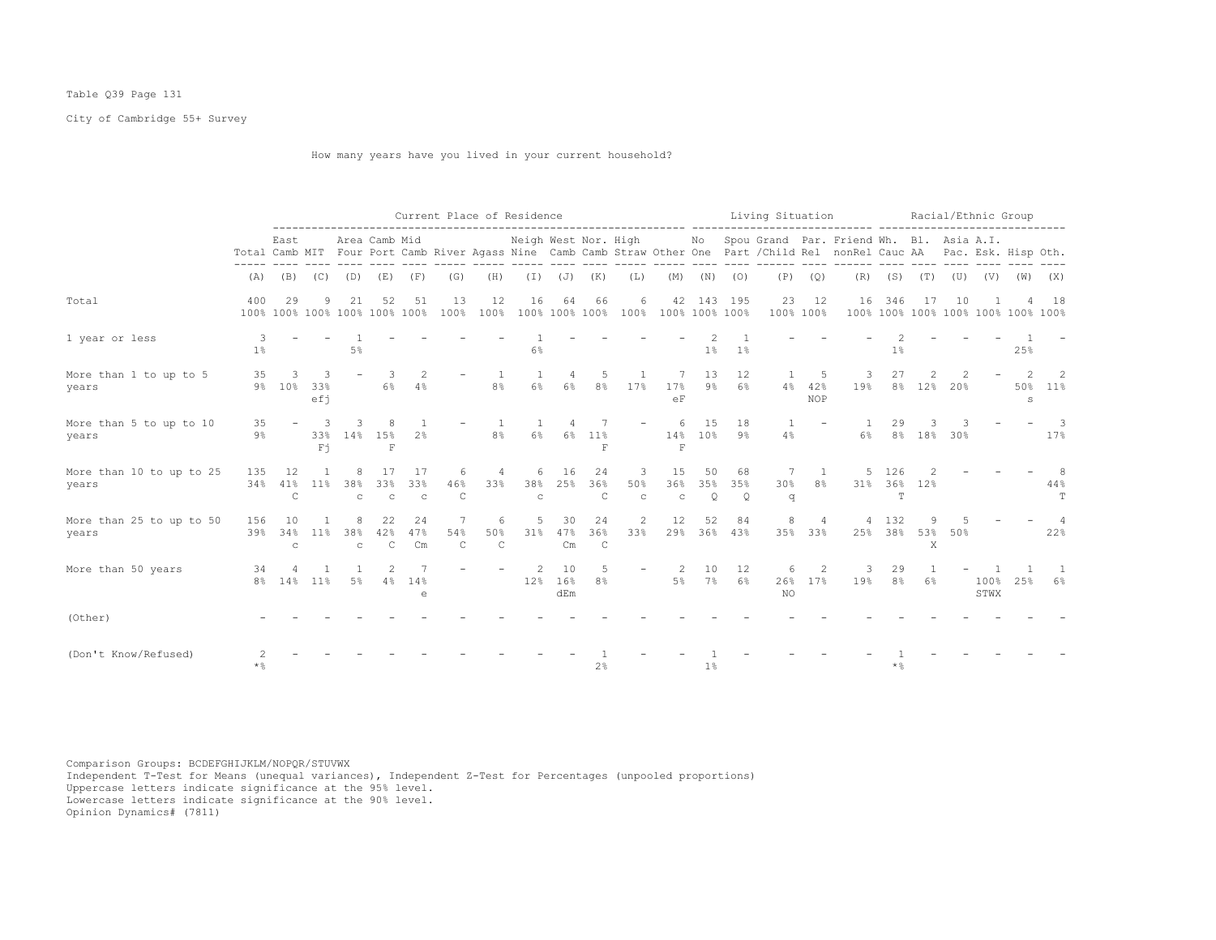Table Q39 Page 131

City of Cambridge 55+ Survey

How many years have you lived in your current household?

| | Total | East Camb | MIT | Area Four | Camb Port | Mid Camb | River | Agass | Neigh Nine | West Camb | Nor. Camb | High Straw | Other | No One | Spou Part | Grand /Child | Par. Rel | Friend nonRel | Wh. Cauc | Bl. AA | Asia Pac. | A.I. Esk. | Hisp | Oth. |
|---|---|---|---|---|---|---|---|---|---|---|---|---|---|---|---|---|---|---|---|---|---|---|---|---|
| | | Current Place of Residence | | | | | | | | | | | | Living Situation | | | | | Racial/Ethnic Group | | | | | |
| | (A) | (B) | (C) | (D) | (E) | (F) | (G) | (H) | (I) | (J) | (K) | (L) | (M) | (N) | (O) | (P) | (Q) | (R) | (S) | (T) | (U) | (V) | (W) | (X) |
| Total | 400 100% | 29 100% | 9 100% | 21 100% | 52 100% | 51 100% | 13 100% | 12 100% | 16 100% | 64 100% | 66 100% | 6 100% | 42 100% | 143 100% | 195 100% | 23 100% | 12 100% | 16 100% | 346 100% | 17 100% | 10 100% | 1 100% | 4 100% | 18 100% |
| 1 year or less | 3 1% | - | - | 1 5% | - | - | - | - | 1 6% | - | - | - | - | 2 1% | 1 1% | - | - | - | 2 1% | - | - | - | 1 25% | - |
| More than 1 to up to 5 years | 35 9% | 3 10% | 3 33% efj | - | 3 6% | 2 4% | - | 1 8% | 1 6% | 4 6% | 5 8% | 1 17% | 7 17% eF | 13 9% | 12 6% | 1 4% | 5 42% NOP | 3 19% | 27 8% | 2 12% | 2 20% | - | 2 50% s | 2 11% |
| More than 5 to up to 10 years | 35 9% | - | 3 33% Fj | 3 14% | 8 15% F | 1 2% | - | 1 8% | 1 6% | 4 6% | 7 11% F | - | 6 14% F | 15 10% | 18 9% | 1 4% | - | 1 6% | 29 8% | 3 18% | 3 30% | - | - | 3 17% |
| More than 10 to up to 25 years | 135 34% | 12 41% C | 1 11% | 8 38% c | 17 33% c | 17 33% c | 6 46% C | 4 33% | 6 38% c | 16 25% | 24 36% C | 3 50% c | 15 36% c | 50 35% Q | 68 35% Q | 7 30% q | 1 8% | 5 31% | 126 36% T | 2 12% | - | - | - | 8 44% T |
| More than 25 to up to 50 years | 156 39% | 10 34% c | 1 11% | 8 38% c | 22 42% C | 24 47% Cm | 7 54% C | 6 50% C | 5 31% | 30 47% Cm | 24 36% C | 2 33% | 12 29% | 52 36% | 84 43% | 8 35% | 4 33% | 4 25% | 132 38% | 9 53% X | 5 50% | - | - | 4 22% |
| More than 50 years | 34 8% | 4 14% | 1 11% | 1 5% | 2 4% | 7 14% e | - | - | 2 12% | 10 16% dEm | 5 8% | - | 2 5% | 10 7% | 12 6% | 6 26% NO | 2 17% | 3 19% | 29 8% | 1 6% | - | 1 100% STWX | 1 25% | 1 6% |
| (Other) | - | - | - | - | - | - | - | - | - | - | - | - | - | - | - | - | - | - | - | - | - | - | - | - |
| (Don't Know/Refused) | 2 *% | - | - | - | - | - | - | - | - | - | 1 2% | - | - | 1 1% | - | - | - | - | 1 *% | - | - | - | - | - |

Comparison Groups: BCDEFGHIJKLM/NOPQR/STUVWX
Independent T-Test for Means (unequal variances), Independent Z-Test for Percentages (unpooled proportions)
Uppercase letters indicate significance at the 95% level.
Lowercase letters indicate significance at the 90% level.
Opinion Dynamics# (7811)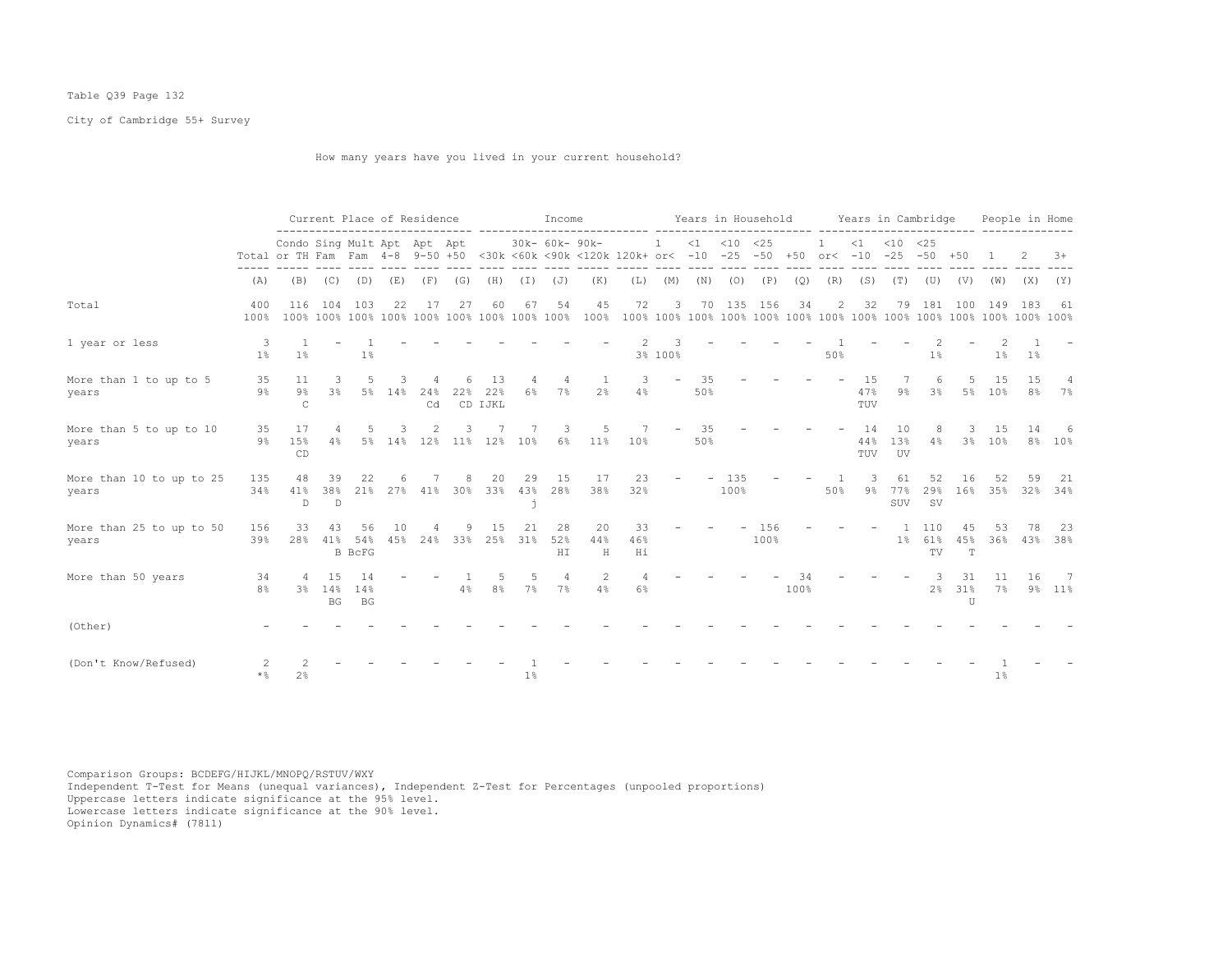Table Q39 Page 132

City of Cambridge 55+ Survey

How many years have you lived in your current household?

| | Total | Current Place of Residence | | | | | | Income | | | | | Years in Household | | | | | Years in Cambridge | | | | | People in Home | | |
|---|---|---|---|---|---|---|---|---|---|---|---|---|---|---|---|---|---|---|---|---|---|---|---|---|---|
| | Total | Condo or TH | Sing Fam | Mult Fam | Apt 4-8 | Apt 9-50 | Apt +50 | <30k | 30k-<60k | 60k-<90k | 90k-<120k | 120k+ | 1 or< | <1 -10 | <10 -25 | <25 -50 | +50 | 1 or< | <1 -10 | <10 -25 | <25 -50 | +50 | 1 | 2 | 3+ |
| | (A) | (B) | (C) | (D) | (E) | (F) | (G) | (H) | (I) | (J) | (K) | (L) | (M) | (N) | (O) | (P) | (Q) | (R) | (S) | (T) | (U) | (V) | (W) | (X) | (Y) |
| Total | 400<br>100% | 116<br>100% | 104<br>100% | 103<br>100% | 22<br>100% | 17<br>100% | 27<br>100% | 60<br>100% | 67<br>100% | 54<br>100% | 45<br>100% | 72<br>100% | 3<br>100% | 70<br>100% | 135<br>100% | 156<br>100% | 34<br>100% | 2<br>100% | 32<br>100% | 79<br>100% | 181<br>100% | 100<br>100% | 149<br>100% | 183<br>100% | 61<br>100% |
| 1 year or less | 3<br>1% | 1<br>1% | - | 1<br>1% | - | - | - | - | - | - | - | 2<br>3% | 3<br>100% | - | - | - | - | 1<br>50% | - | - | 2<br>1% | - | 2<br>1% | 1<br>1% | - |
| More than 1 to up to 5 years | 35<br>9% | 11<br>9%<br>C | 3<br>3% | 5<br>5% | 3<br>14% | 4<br>24%<br>Cd | 6<br>22%<br>CD | 13<br>22%<br>IJKL | 4<br>6% | 4<br>7% | 1<br>2% | 3<br>4% | - | 35<br>50% | - | - | - | - | 15<br>47%<br>TUV | 7<br>9% | 6<br>3% | 5<br>5% | 15<br>10% | 15<br>8% | 4<br>7% |
| More than 5 to up to 10 years | 35<br>9% | 17<br>15%<br>CD | 4<br>4% | 5<br>5% | 3<br>14% | 2<br>12% | 3<br>11% | 7<br>12% | 7<br>10% | 3<br>6% | 5<br>11% | 7<br>10% | - | 35<br>50% | - | - | - | - | 14<br>44%<br>TUV | 10<br>13%<br>UV | 8<br>4% | 3<br>3% | 15<br>10% | 14<br>8% | 6<br>10% |
| More than 10 to up to 25 years | 135<br>34% | 48<br>41%<br>D | 39<br>38%<br>D | 22<br>21% | 6<br>27% | 7<br>41% | 8<br>30% | 20<br>33% | 29<br>43%<br>j | 15<br>28% | 17<br>38% | 23<br>32% | - | - | 135<br>100% | - | - | 1<br>50% | 3<br>9% | 61<br>77%<br>SUV | 52<br>29%<br>SV | 16<br>16% | 52<br>35% | 59<br>32% | 21<br>34% |
| More than 25 to up to 50 years | 156<br>39% | 33<br>28% | 43<br>41%<br>B | 56<br>54%<br>BcFG | 10<br>45% | 4<br>24% | 9<br>33% | 15<br>25% | 21<br>31% | 28<br>52%<br>HI | 20<br>44%<br>H | 33<br>46%<br>Hi | - | - | - | 156<br>100% | - | - | - | 1<br>1% | 110<br>61%<br>TV | 45<br>45%<br>T | 53<br>36% | 78<br>43% | 23<br>38% |
| More than 50 years | 34<br>8% | 4<br>3% | 15<br>14%<br>BG | 14<br>14%<br>BG | - | - | 1<br>4% | 5<br>8% | 5<br>7% | 4<br>7% | 2<br>4% | 4<br>6% | - | - | - | - | 34<br>100% | - | - | - | 3<br>2% | 31<br>31%<br>U | 11<br>7% | 16<br>9% | 7<br>11% |
| (Other) | - | - | - | - | - | - | - | - | - | - | - | - | - | - | - | - | - | - | - | - | - | - | - | - | - |
| (Don't Know/Refused) | 2<br>*% | 2<br>2% | - | - | - | - | - | - | 1<br>1% | - | - | - | - | - | - | - | - | - | - | - | - | - | 1<br>1% | - | - |

Comparison Groups: BCDEFG/HIJKL/MNOPQ/RSTUV/WXY
Independent T-Test for Means (unequal variances), Independent Z-Test for Percentages (unpooled proportions)
Uppercase letters indicate significance at the 95% level.
Lowercase letters indicate significance at the 90% level.
Opinion Dynamics# (7811)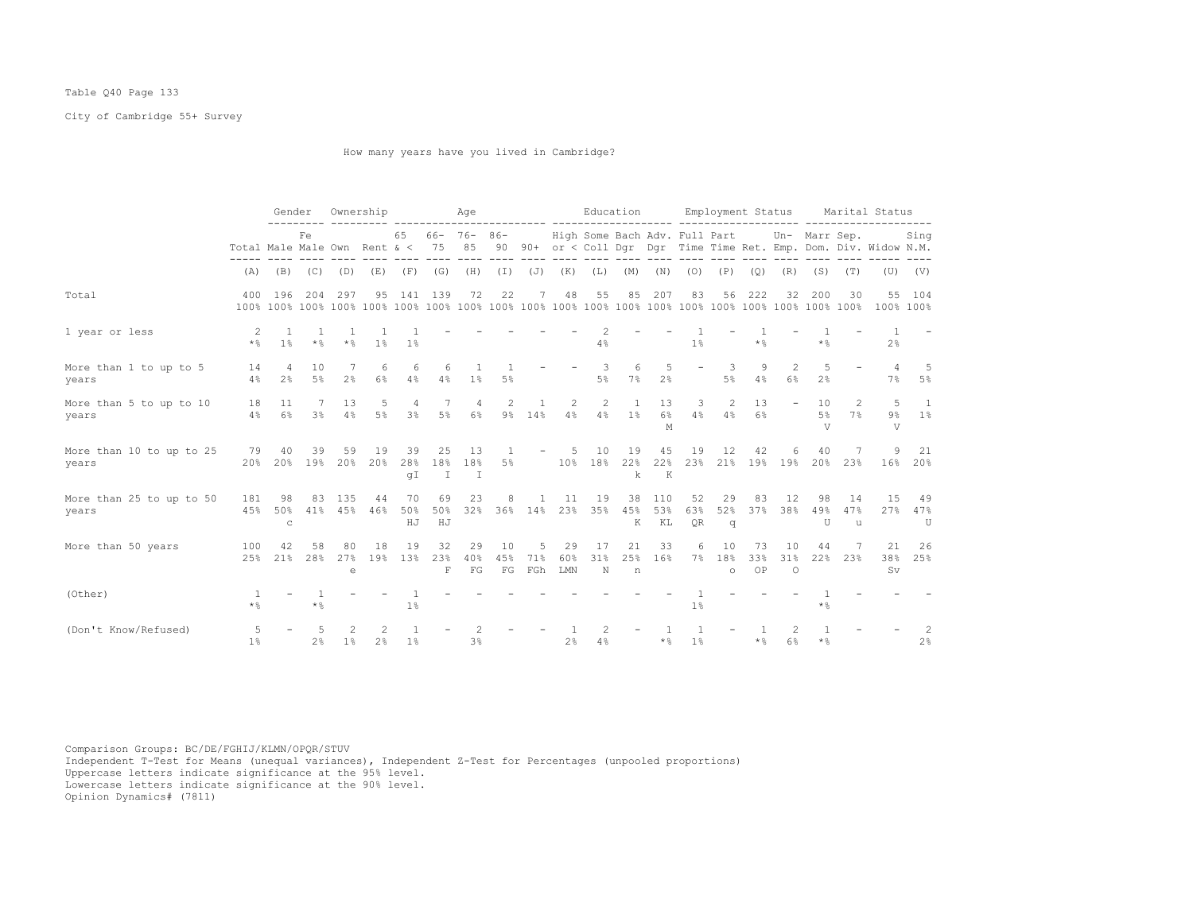Table Q40 Page 133

City of Cambridge 55+ Survey

How many years have you lived in Cambridge?

| | | Gender | | Ownership | | Age | | | | | Education | | | | Employment Status | | | | Marital Status | | | |
|---|---|---|---|---|---|---|---|---|---|---|---|---|---|---|---|---|---|---|---|---|---|---|
| | Total | Male | Fe Male | Own | Rent | 65 & < | 66-75 | 76-85 | 86-90 | 90+ | High or < | Some Coll | Bach Dgr | Adv. Dgr | Full Time | Part Time | Ret. | Un-Emp. | Marr Dom. | Sep. Div. | Widow | Sing N.M. |
| | (A) | (B) | (C) | (D) | (E) | (F) | (G) | (H) | (I) | (J) | (K) | (L) | (M) | (N) | (O) | (P) | (Q) | (R) | (S) | (T) | (U) | (V) |
| Total | 400 | 196 | 204 | 297 | 95 | 141 | 139 | 72 | 22 | 7 | 48 | 55 | 85 | 207 | 83 | 56 | 222 | 32 | 200 | 30 | 55 | 104 |
| | 100% | 100% | 100% | 100% | 100% | 100% | 100% | 100% | 100% | 100% | 100% | 100% | 100% | 100% | 100% | 100% | 100% | 100% | 100% | 100% | 100% | 100% |
| 1 year or less | 2 | 1 | 1 | 1 | 1 | 1 | - | - | - | - | - | 2 | - | - | 1 | - | 1 | - | 1 | - | 1 | - |
| | *% | 1% | *% | *% | 1% | 1% | | | | | | 4% | | | 1% | | *% | | *% | | 2% | |
| More than 1 to up to 5 years | 14 | 4 | 10 | 7 | 6 | 6 | 6 | 1 | 1 | - | - | 3 | 6 | 5 | - | 3 | 9 | 2 | 5 | - | 4 | 5 |
| | 4% | 2% | 5% | 2% | 6% | 4% | 4% | 1% | 5% | | | 5% | 7% | 2% | | 5% | 4% | 6% | 2% | | 7% | 5% |
| More than 5 to up to 10 years | 18 | 11 | 7 | 13 | 5 | 4 | 7 | 4 | 2 | 1 | 2 | 2 | 1 | 13 | 3 | 2 | 13 | - | 10 | 2 | 5 | 1 |
| | 4% | 6% | 3% | 4% | 5% | 3% | 5% | 6% | 9% | 14% | 4% | 4% | 1% | 6% | 4% | 4% | 6% | | 5% | 7% | 9% | 1% |
| | | | | | | | | | | | | | | M | | | | | V | | V | |
| More than 10 to up to 25 years | 79 | 40 | 39 | 59 | 19 | 39 | 25 | 13 | 1 | - | 5 | 10 | 19 | 45 | 19 | 12 | 42 | 6 | 40 | 7 | 9 | 21 |
| | 20% | 20% | 19% | 20% | 20% | 28% | 18% | 18% | 5% | | 10% | 18% | 22% | 22% | 23% | 21% | 19% | 19% | 20% | 23% | 16% | 20% |
| | | | | | | gI | I | I | | | | | k | K | | | | | | | | |
| More than 25 to up to 50 years | 181 | 98 | 83 | 135 | 44 | 70 | 69 | 23 | 8 | 1 | 11 | 19 | 38 | 110 | 52 | 29 | 83 | 12 | 98 | 14 | 15 | 49 |
| | 45% | 50% | 41% | 45% | 46% | 50% | 50% | 32% | 36% | 14% | 23% | 35% | 45% | 53% | 63% | 52% | 37% | 38% | 49% | 47% | 27% | 47% |
| | | c | | | | HJ | HJ | | | | | | K | KL | QR | q | | | U | u | | U |
| More than 50 years | 100 | 42 | 58 | 80 | 18 | 19 | 32 | 29 | 10 | 5 | 29 | 17 | 21 | 33 | 6 | 10 | 73 | 10 | 44 | 7 | 21 | 26 |
| | 25% | 21% | 28% | 27% | 19% | 13% | 23% | 40% | 45% | 71% | 60% | 31% | 25% | 16% | 7% | 18% | 33% | 31% | 22% | 23% | 38% | 25% |
| | | | | e | | | F | FG | FG | FGh | LMN | N | n | | | o | OP | O | | | Sv | |
| (Other) | 1 | - | 1 | - | - | 1 | - | - | - | - | - | - | - | - | 1 | - | - | - | 1 | - | - | - |
| | *% | | *% | | | 1% | | | | | | | | | 1% | | | | *% | | | |
| (Don't Know/Refused) | 5 | - | 5 | 2 | 2 | 1 | - | 2 | - | - | 1 | 2 | - | 1 | 1 | - | 1 | 2 | 1 | - | - | 2 |
| | 1% | | 2% | 1% | 2% | 1% | | 3% | | | 2% | 4% | | *% | 1% | | *% | 6% | *% | | | 2% |

Comparison Groups: BC/DE/FGHIJ/KLMN/OPQR/STUV
Independent T-Test for Means (unequal variances), Independent Z-Test for Percentages (unpooled proportions)
Uppercase letters indicate significance at the 95% level.
Lowercase letters indicate significance at the 90% level.
Opinion Dynamics# (7811)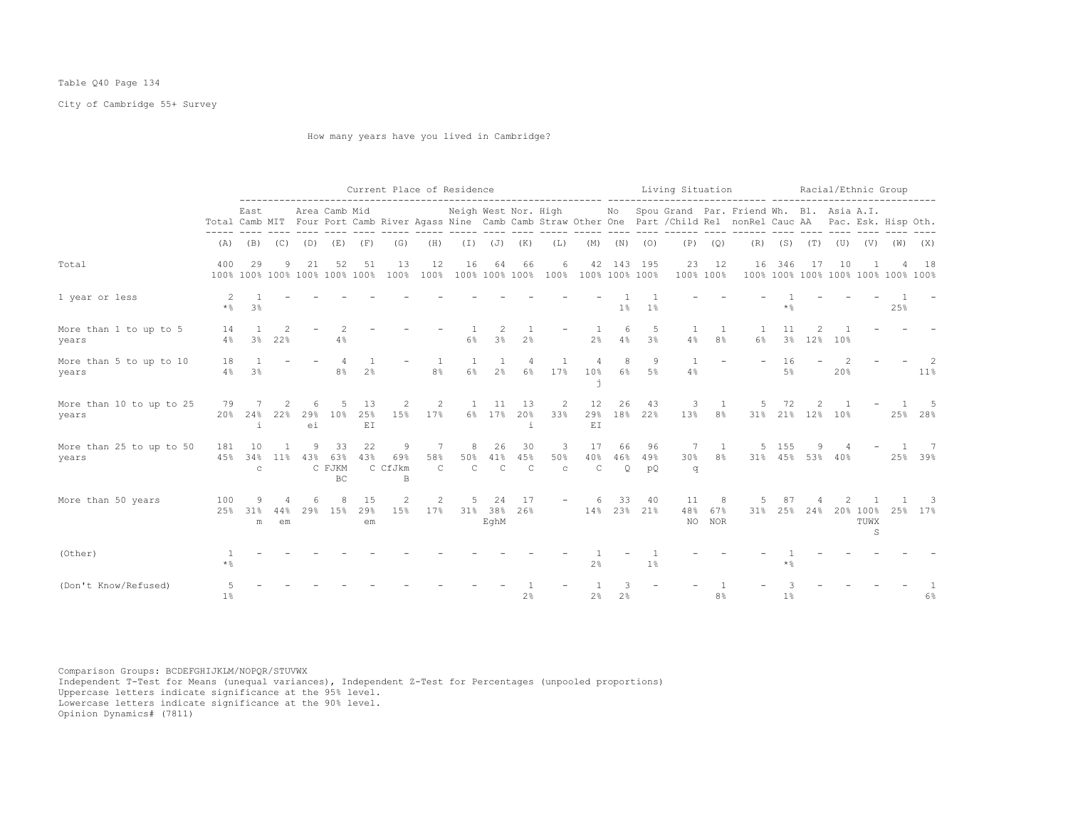Table Q40 Page 134

City of Cambridge 55+ Survey

How many years have you lived in Cambridge?

| | Total | Current Place of Residence | | | | | | | | | | | | | Living Situation | | | | | | Racial/Ethnic Group | | | | | | |
|---|---|---|---|---|---|---|---|---|---|---|---|---|---|---|---|---|---|---|---|---|---|---|---|---|---|---|---|
| | Total | East Camb | MIT | Area Four | Camb Port | Mid Camb | River | Agass | Neigh Nine | West Camb | Nor. Camb | High Straw | Other | No One | Spou Part | Grand /Child | Par. Rel | Friend nonRel | Wh. Cauc | Bl. AA | Asia Pac. | A.I. Esk. | Hisp | Oth. |
| | (A) | (B) | (C) | (D) | (E) | (F) | (G) | (H) | (I) | (J) | (K) | (L) | (M) | (N) | (O) | (P) | (Q) | (R) | (S) | (T) | (U) | (V) | (W) | (X) |
| Total | 400<br>100% | 29<br>100% | 9<br>100% | 21<br>100% | 52<br>100% | 51<br>100% | 13<br>100% | 12<br>100% | 16<br>100% | 64<br>100% | 66<br>100% | 6<br>100% | 42<br>100% | 143<br>100% | 195<br>100% | 23<br>100% | 12<br>100% | 16<br>100% | 346<br>100% | 17<br>100% | 10<br>100% | 1<br>100% | 4<br>100% | 18<br>100% |
| 1 year or less | 2<br>*% | 1<br>3% | - | - | - | - | - | - | - | - | - | - | - | 1<br>1% | 1<br>1% | - | - | - | 1<br>*% | - | - | - | 1<br>25% | - |
| More than 1 to up to 5 years | 14<br>4% | 1<br>3% | 2<br>22% | - | 2<br>4% | - | - | - | 1<br>6% | 2<br>3% | 1<br>2% | - | 1<br>2% | 6<br>4% | 5<br>3% | 1<br>4% | 1<br>8% | 1<br>6% | 11<br>3% | 2<br>12% | 1<br>10% | - | - | - |
| More than 5 to up to 10 years | 18<br>4% | 1<br>3% | - | - | 4<br>8% | 1<br>2% | - | 1<br>8% | 1<br>6% | 1<br>2% | 4<br>6% | 1<br>17% | 4<br>10%<br>j | 8<br>6% | 9<br>5% | 1<br>4% | - | - | 16<br>5% | - | 2<br>20% | - | - | 2<br>11% |
| More than 10 to up to 25 years | 79<br>20% | 7<br>24%<br>i | 2<br>22% | 6<br>29%<br>ei | 5<br>10% | 13<br>25%<br>EI | 2<br>15% | 2<br>17% | 1<br>6% | 11<br>17% | 13<br>20%<br>i | 2<br>33% | 12<br>29%<br>EI | 26<br>18% | 43<br>22% | 3<br>13% | 1<br>8% | 5<br>31% | 72<br>21% | 2<br>12% | 1<br>10% | - | 1<br>25% | 5<br>28% |
| More than 25 to up to 50 years | 181<br>45% | 10<br>34%<br>c | 1<br>11% | 9<br>43%<br>C | 33<br>63%<br>FJKM BC | 22<br>43%<br>C | 9<br>69%<br>CfJkm B | 7<br>58%<br>C | 8<br>50%<br>C | 26<br>41%<br>C | 30<br>45%<br>C | 3<br>50%<br>c | 17<br>40%<br>C | 66<br>46%<br>Q | 96<br>49%<br>pQ | 7<br>30%<br>q | 1<br>8% | 5<br>31% | 155<br>45% | 9<br>53% | 4<br>40% | - | 1<br>25% | 7<br>39% |
| More than 50 years | 100<br>25% | 9<br>31%<br>m | 4<br>44%<br>em | 6<br>29% | 8<br>15% | 15<br>29%<br>em | 2<br>15% | 2<br>17% | 5<br>31% | 24<br>38%<br>EghM | 17<br>26% | - | 6<br>14% | 33<br>23% | 40<br>21% | 11<br>48%<br>NO | 8<br>67%<br>NOR | 5<br>31% | 87<br>25% | 4<br>24% | 2<br>20% | 1<br>100%<br>TUWX S | 1<br>25% | 3<br>17% |
| (Other) | 1<br>*% | - | - | - | - | - | - | - | - | - | - | - | 1<br>2% | - | 1<br>1% | - | - | - | 1<br>*% | - | - | - | - | - |
| (Don't Know/Refused) | 5<br>1% | - | - | - | - | - | - | - | - | - | 1<br>2% | - | 1<br>2% | 3<br>2% | - | - | 1<br>8% | - | 3<br>1% | - | - | - | - | 1<br>6% |

Comparison Groups: BCDEFGHIJKLM/NOPQR/STUVWX
Independent T-Test for Means (unequal variances), Independent Z-Test for Percentages (unpooled proportions)
Uppercase letters indicate significance at the 95% level.
Lowercase letters indicate significance at the 90% level.
Opinion Dynamics# (7811)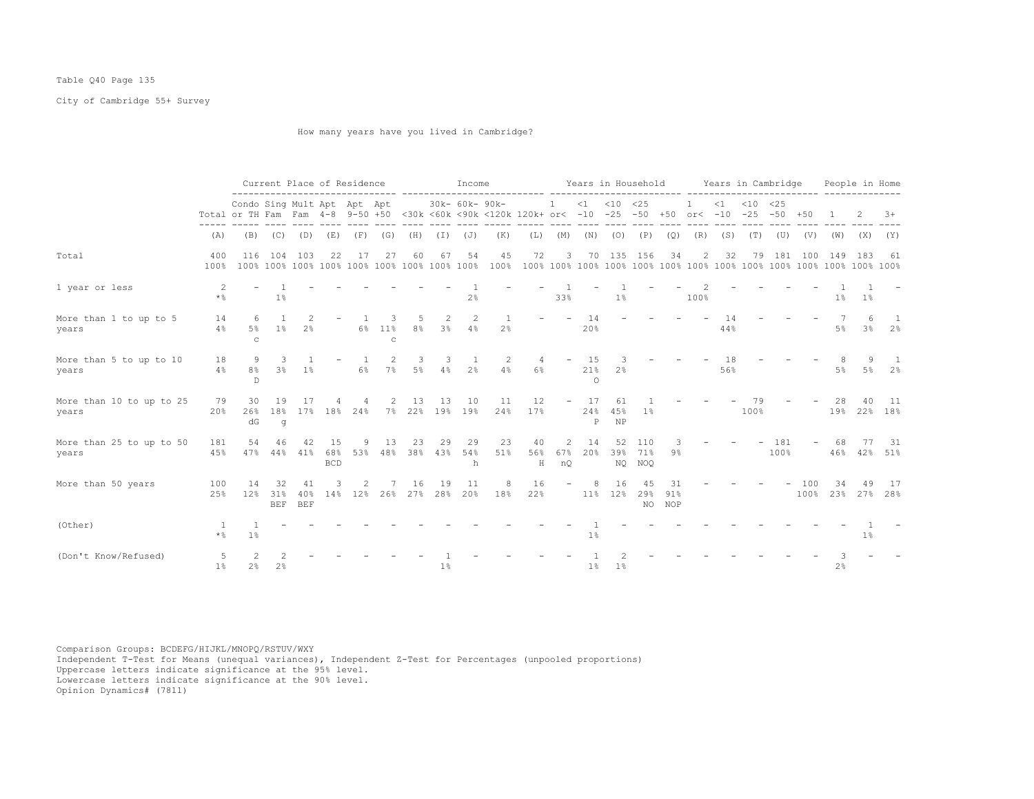Table Q40 Page 135

City of Cambridge 55+ Survey

How many years have you lived in Cambridge?

| | Total | Current Place of Residence | | | | | | Income | | | | | Years in Household | | | | | Years in Cambridge | | | | | People in Home | | |
|---|---|---|---|---|---|---|---|---|---|---|---|---|---|---|---|---|---|---|---|---|---|---|---|---|---|
| | Total | Condo or TH | Sing Fam | Mult Fam | Apt 4-8 | Apt 9-50 | Apt +50 | <30k | 30k-<60k | 60k-<90k | 90k-<120k | 120k+ | 1 or< | <1 -10 | <10 -25 | <25 -50 | +50 | 1 or< | <1 -10 | <10 -25 | <25 -50 | +50 | 1 | 2 | 3+ |
| | (A) | (B) | (C) | (D) | (E) | (F) | (G) | (H) | (I) | (J) | (K) | (L) | (M) | (N) | (O) | (P) | (Q) | (R) | (S) | (T) | (U) | (V) | (W) | (X) | (Y) |
| Total | 400<br>100% | 116<br>100% | 104<br>100% | 103<br>100% | 22<br>100% | 17<br>100% | 27<br>100% | 60<br>100% | 67<br>100% | 54<br>100% | 45<br>100% | 72<br>100% | 3<br>100% | 70<br>100% | 135<br>100% | 156<br>100% | 34<br>100% | 2<br>100% | 32<br>100% | 79<br>100% | 181<br>100% | 100<br>100% | 149<br>100% | 183<br>100% | 61<br>100% |
| 1 year or less | 2<br>*% | - | 1<br>1% | - | - | - | - | - | - | 1<br>2% | - | - | 1<br>33% | - | 1<br>1% | - | - | 2<br>100% | - | - | - | - | 1<br>1% | 1<br>1% | - |
| More than 1 to up to 5 years | 14<br>4% | 6<br>5%<br>c | 1<br>1% | 2<br>2% | - | 1<br>6% | 3<br>11%<br>c | 5<br>8% | 2<br>3% | 2<br>4% | 1<br>2% | - | - | 14<br>20% | - | - | - | - | - | 14<br>44% | - | - | - | 7<br>5% | 6<br>3% | 1<br>2% |
| More than 5 to up to 10 years | 18<br>4% | 9<br>8%<br>D | 3<br>3% | 1<br>1% | - | 1<br>6% | 2<br>7% | 3<br>5% | 3<br>4% | 1<br>2% | 2<br>4% | 4<br>6% | - | 15<br>21%<br>O | 3<br>2% | - | - | - | 18<br>56% | - | - | - | 8<br>5% | 9<br>5% | 1<br>2% |
| More than 10 to up to 25 years | 79<br>20% | 30<br>26%<br>dG | 19<br>18%<br>g | 17<br>17% | 4<br>18% | 4<br>24% | 2<br>7% | 13<br>22% | 13<br>19% | 10<br>19% | 11<br>24% | 12<br>17% | - | 17<br>24%<br>P | 61<br>45%<br>NP | 1<br>1% | - | - | - | 79<br>100% | - | - | 28<br>19% | 40<br>22% | 11<br>18% |
| More than 25 to up to 50 years | 181<br>45% | 54<br>47% | 46<br>44% | 42<br>41% | 15<br>68%<br>BCD | 9<br>53% | 13<br>48% | 23<br>38% | 29<br>43% | 29<br>54%<br>h | 23<br>51% | 40<br>56%<br>H | 2<br>67%<br>nQ | 14<br>20% | 52<br>39%<br>NQ | 110<br>71%<br>NOQ | 3<br>9% | - | - | - | 181<br>100% | - | 68<br>46% | 77<br>42% | 31<br>51% |
| More than 50 years | 100<br>25% | 14<br>12% | 32<br>31%<br>BEF | 41<br>40%<br>BEF | 3<br>14% | 2<br>12% | 7<br>26% | 16<br>27% | 19<br>28% | 11<br>20% | 8<br>18% | 16<br>22% | - | 8<br>11% | 16<br>12% | 45<br>29%<br>NO | 31<br>91%<br>NOP | - | - | - | - | 100<br>100% | 34<br>23% | 49<br>27% | 17<br>28% |
| (Other) | 1<br>*% | 1<br>1% | - | - | - | - | - | - | - | - | - | - | - | 1<br>1% | - | - | - | - | - | - | - | - | - | 1<br>1% | - |
| (Don't Know/Refused) | 5<br>1% | 2<br>2% | 2<br>2% | - | - | - | - | - | 1<br>1% | - | - | - | - | 1<br>1% | 2<br>1% | - | - | - | - | - | - | - | 3<br>2% | - | - |

Comparison Groups: BCDEFG/HIJKL/MNOPQ/RSTUV/WXY
Independent T-Test for Means (unequal variances), Independent Z-Test for Percentages (unpooled proportions)
Uppercase letters indicate significance at the 95% level.
Lowercase letters indicate significance at the 90% level.
Opinion Dynamics# (7811)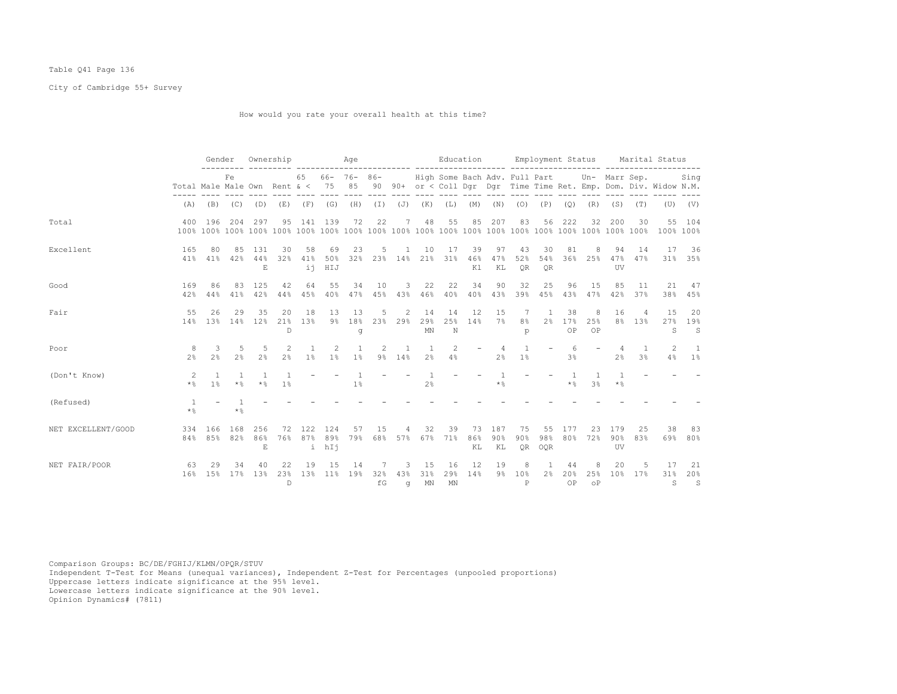Table Q41 Page 136

City of Cambridge 55+ Survey

How would you rate your overall health at this time?

| | Total | Gender | | Ownership | | Age | | | | | Education | | | | Employment Status | | | | Marital Status | | | |
|---|---|---|---|---|---|---|---|---|---|---|---|---|---|---|---|---|---|---|---|---|---|---|
| | Total | Male | Female | Own | Rent | 65 & < | 66-75 | 76-85 | 86-90 | 90+ | High or < | Some Coll | Bach Dgr | Adv. Dgr | Full Time | Part Time | Ret. | Un-Emp. | Marr Dom. | Sep. Div. | Widow | Sing N.M. |
| | (A) | (B) | (C) | (D) | (E) | (F) | (G) | (H) | (I) | (J) | (K) | (L) | (M) | (N) | (O) | (P) | (Q) | (R) | (S) | (T) | (U) | (V) |
| Total | 400<br>100% | 196<br>100% | 204<br>100% | 297<br>100% | 95<br>100% | 141<br>100% | 139<br>100% | 72<br>100% | 22<br>100% | 7<br>100% | 48<br>100% | 55<br>100% | 85<br>100% | 207<br>100% | 83<br>100% | 56<br>100% | 222<br>100% | 32<br>100% | 200<br>100% | 30<br>100% | 55<br>100% | 104<br>100% |
| Excellent | 165<br>41% | 80<br>41% | 85<br>42% | 131<br>44%<br>E | 30<br>32% | 58<br>41%<br>ij | 69<br>50%<br>HIJ | 23<br>32% | 5<br>23% | 1<br>14% | 10<br>21% | 17<br>31% | 39<br>46%<br>Kl | 97<br>47%<br>KL | 43<br>52%<br>QR | 30<br>54%<br>QR | 81<br>36% | 8<br>25% | 94<br>47%<br>UV | 14<br>47% | 17<br>31% | 36<br>35% |
| Good | 169<br>42% | 86<br>44% | 83<br>41% | 125<br>42% | 42<br>44% | 64<br>45% | 55<br>40% | 34<br>47% | 10<br>45% | 3<br>43% | 22<br>46% | 22<br>40% | 34<br>40% | 90<br>43% | 32<br>39% | 25<br>45% | 96<br>43% | 15<br>47% | 85<br>42% | 11<br>37% | 21<br>38% | 47<br>45% |
| Fair | 55<br>14% | 26<br>13% | 29<br>14% | 35<br>12% | 20<br>21%<br>D | 18<br>13% | 13<br>9% | 13<br>18%<br>g | 5<br>23% | 2<br>29% | 14<br>29%<br>MN | 14<br>25%<br>N | 12<br>14% | 15<br>7% | 7<br>8%<br>p | 1<br>2% | 38<br>17%<br>OP | 8<br>25%<br>OP | 16<br>8% | 4<br>13% | 15<br>27%<br>S | 20<br>19%<br>S |
| Poor | 8<br>2% | 3<br>2% | 5<br>2% | 5<br>2% | 2<br>2% | 1<br>1% | 2<br>1% | 1<br>1% | 2<br>9% | 1<br>14% | 1<br>2% | 2<br>4% | - | 4<br>2% | 1<br>1% | - | 6<br>3% | - | 4<br>2% | 1<br>3% | 2<br>4% | 1<br>1% |
| (Don't Know) | 2<br>*% | 1<br>1% | 1<br>*% | 1<br>*% | 1<br>1% | - | - | 1<br>1% | - | - | 1<br>2% | - | - | 1<br>*% | - | - | 1<br>*% | 1<br>3% | 1<br>*% | - | - | - |
| (Refused) | 1<br>*% | - | 1<br>*% | - | - | - | - | - | - | - | - | - | - | - | - | - | - | - | - | - | - | - |
| NET EXCELLENT/GOOD | 334<br>84% | 166<br>85% | 168<br>82% | 256<br>86%<br>E | 72<br>76% | 122<br>87%<br>i | 124<br>89%<br>hIj | 57<br>79% | 15<br>68% | 4<br>57% | 32<br>67% | 39<br>71% | 73<br>86%<br>KL | 187<br>90%<br>KL | 75<br>90%<br>QR | 55<br>98%<br>OQR | 177<br>80% | 23<br>72% | 179<br>90%<br>UV | 25<br>83% | 38<br>69% | 83<br>80% |
| NET FAIR/POOR | 63<br>16% | 29<br>15% | 34<br>17% | 40<br>13% | 22<br>23%<br>D | 19<br>13% | 15<br>11% | 14<br>19% | 7<br>32%<br>fG | 3<br>43%<br>g | 15<br>31%<br>MN | 16<br>29%<br>MN | 12<br>14% | 19<br>9% | 8<br>10%<br>P | 1<br>2% | 44<br>20%<br>OP | 8<br>25%<br>oP | 20<br>10% | 5<br>17% | 17<br>31%<br>S | 21<br>20%<br>S |

Comparison Groups: BC/DE/FGHIJ/KLMN/OPQR/STUV
Independent T-Test for Means (unequal variances), Independent Z-Test for Percentages (unpooled proportions)
Uppercase letters indicate significance at the 95% level.
Lowercase letters indicate significance at the 90% level.
Opinion Dynamics# (7811)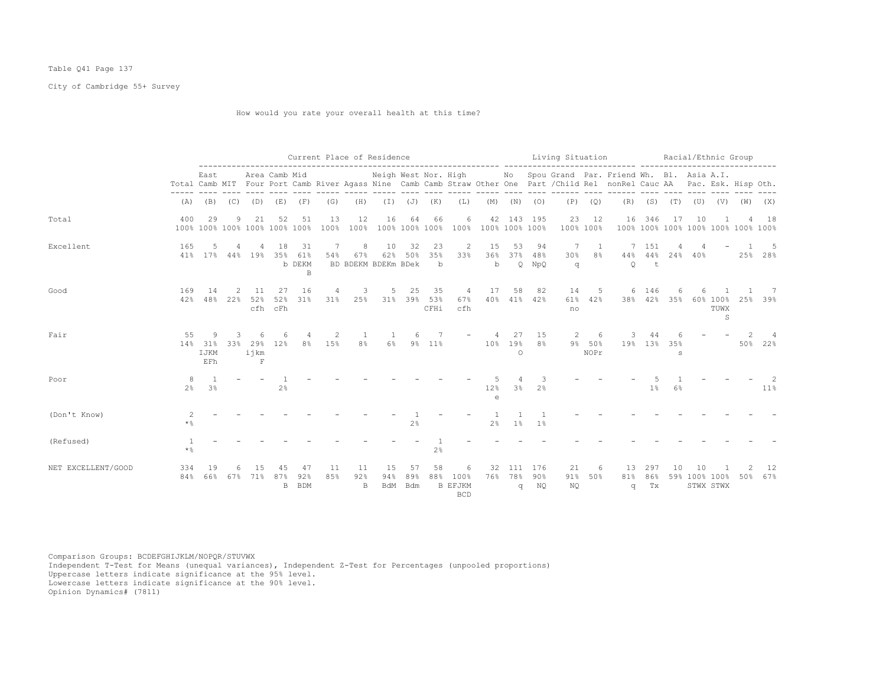Table Q41 Page 137

City of Cambridge 55+ Survey

How would you rate your overall health at this time?

| | Total | Current Place of Residence | | | | | | | | | | | | | Living Situation | | | | | Racial/Ethnic Group | | | | | |
|---|---|---|---|---|---|---|---|---|---|---|---|---|---|---|---|---|---|---|---|---|---|---|---|---|---|
| | Total | East Camb | MIT | Area Four | Camb Port | Mid Camb | River | Agass | Neigh Nine | West Camb | Nor. Camb | High Straw | Other | No One | Spou Part | Grand /Child | Par. Rel | Friend nonRel | Wh. Cauc | Bl. AA | Asia Pac. | A.I. Esk. | Hisp | Oth. |
| | (A) | (B) | (C) | (D) | (E) | (F) | (G) | (H) | (I) | (J) | (K) | (L) | (M) | (N) | (O) | (P) | (Q) | (R) | (S) | (T) | (U) | (V) | (W) | (X) |
| Total | 400<br>100% | 29<br>100% | 9<br>100% | 21<br>100% | 52<br>100% | 51<br>100% | 13<br>100% | 12<br>100% | 16<br>100% | 64<br>100% | 66<br>100% | 6<br>100% | 42<br>100% | 143<br>100% | 195<br>100% | 23<br>100% | 12<br>100% | 16<br>100% | 346<br>100% | 17<br>100% | 10<br>100% | 1<br>100% | 4<br>100% | 18<br>100% |
| Excellent | 165<br>41% | 5<br>17% | 4<br>44% | 4<br>19% | 18<br>35%<br>b | 31<br>61%<br>DEKM<br>B | 7<br>54% | 8<br>67%<br>BD | 10<br>62%<br>BDEKM | 32<br>50%<br>BDEKm | 23<br>35%<br>BDek | 2<br>33%<br>b | 15<br>36%<br>b | 53<br>37%<br>Q | 94<br>48%<br>NpQ | 7<br>30%<br>q | 1<br>8% | 7<br>44%<br>Q | 151<br>44%<br>t | 4<br>24% | 4<br>40% | - | 1<br>25% | 5<br>28% |
| Good | 169<br>42% | 14<br>48% | 2<br>22% | 11<br>52%<br>cfh | 27<br>52%<br>cFh | 16<br>31% | 4<br>31% | 3<br>25% | 5<br>31% | 25<br>39% | 35<br>53%<br>CFHi | 4<br>67%<br>cfh | 17<br>40% | 58<br>41% | 82<br>42% | 14<br>61%<br>no | 5<br>42% | 6<br>38% | 146<br>42% | 6<br>35% | 6<br>60% | 1<br>100%<br>TUWX<br>S | 1<br>25% | 7<br>39% |
| Fair | 55<br>14% | 9<br>31%<br>IJKM<br>EFh | 3<br>33% | 6<br>29%<br>ijkm<br>F | 6<br>12% | 4<br>8% | 2<br>15% | 1<br>8% | 1<br>6% | 6<br>9% | 7<br>11% | - | 4<br>10% | 27<br>19%<br>O | 15<br>8% | 2<br>9% | 6<br>50%<br>NOPr | 3<br>19% | 44<br>13% | 6<br>35%<br>s | - | - | 2<br>50% | 4<br>22% |
| Poor | 8<br>2% | 1<br>3% | - | - | 1<br>2% | - | - | - | - | - | - | - | 5<br>12%<br>e | 4<br>3% | 3<br>2% | - | - | - | 5<br>1% | 1<br>6% | - | - | - | 2<br>11% |
| (Don't Know) | 2<br>*% | - | - | - | - | - | - | - | - | 1<br>2% | - | - | 1<br>2% | 1<br>1% | 1<br>1% | - | - | - | - | - | - | - | - | - |
| (Refused) | 1<br>*% | - | - | - | - | - | - | - | - | - | 1<br>2% | - | - | - | - | - | - | - | - | - | - | - | - | - |
| NET EXCELLENT/GOOD | 334<br>84% | 19<br>66% | 6<br>67% | 15<br>71% | 45<br>87%<br>B | 47<br>92%<br>BDM | 11<br>85% | 11<br>92%<br>B | 15<br>94%<br>BdM | 57<br>89%<br>Bdm | 58<br>88%<br>B | 6<br>100%<br>EFJKM<br>BCD | 32<br>76% | 111<br>78%<br>q | 176<br>90%<br>NQ | 21<br>91%<br>NQ | 6<br>50% | 13<br>81%<br>q | 297<br>86%<br>Tx | 10<br>59% | 10<br>100%<br>STWX | 1<br>100%<br>STWX | 2<br>50% | 12<br>67% |

Comparison Groups: BCDEFGHIJKLM/NOPQR/STUVWX
Independent T-Test for Means (unequal variances), Independent Z-Test for Percentages (unpooled proportions)
Uppercase letters indicate significance at the 95% level.
Lowercase letters indicate significance at the 90% level.
Opinion Dynamics# (7811)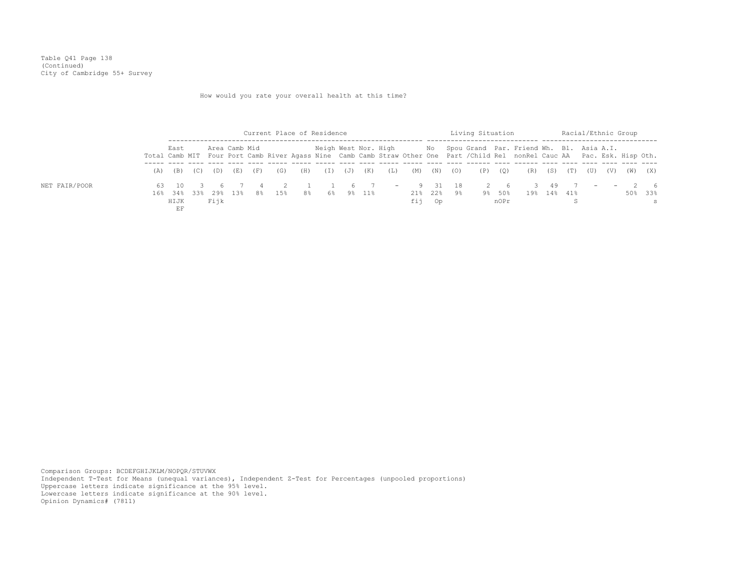Table Q41 Page 138
(Continued)
City of Cambridge 55+ Survey

How would you rate your overall health at this time?

| | | Current Place of Residence | | | | | | | | | | | | Living Situation | | | | | Racial/Ethnic Group | | | | | |
|---|---|---|---|---|---|---|---|---|---|---|---|---|---|---|---|---|---|---|---|---|---|---|---|---|
| | Total | East Camb | MIT | Area Four | Camb Port | Mid Camb | River | Agass | Neigh Nine | West Camb | Nor. Camb | High Straw | Other | No One | Spou Part | Grand /Child | Par. Rel | Friend nonRel | Wh. Cauc | Bl. AA | Asia Pac. | A.I. Esk. | Hisp | Oth. |
| | (A) | (B) | (C) | (D) | (E) | (F) | (G) | (H) | (I) | (J) | (K) | (L) | (M) | (N) | (O) | (P) | (Q) | (R) | (S) | (T) | (U) | (V) | (W) | (X) |
| NET FAIR/POOR | 63 | 10 | 3 | 6 | 7 | 4 | 2 | 1 | 1 | 6 | 7 | - | 9 | 31 | 18 | 2 | 6 | 3 | 49 | 7 | - | - | 2 | 6 |
| | 16% | 34% | 33% | 29% | 13% | 8% | 15% | 8% | 6% | 9% | 11% | | 21% | 22% | 9% | 9% | 50% | 19% | 14% | 41% | | | 50% | 33% |
| | | HIJK EF | | Fijk | | | | | | | | | fij | Op | | | nOPr | | | S | | | | s |

Comparison Groups: BCDEFGHIJKLM/NOPQR/STUVWX
Independent T-Test for Means (unequal variances), Independent Z-Test for Percentages (unpooled proportions)
Uppercase letters indicate significance at the 95% level.
Lowercase letters indicate significance at the 90% level.
Opinion Dynamics# (7811)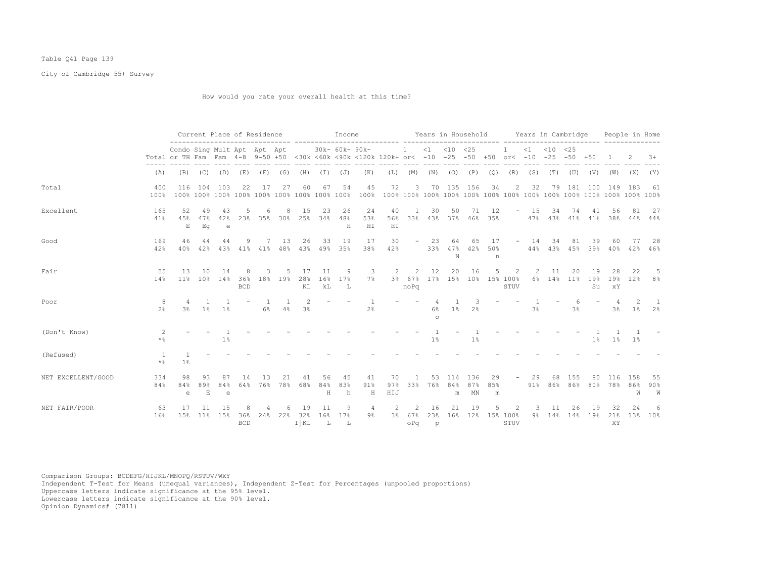Table Q41 Page 139

City of Cambridge 55+ Survey

How would you rate your overall health at this time?

| | Total | Current Place of Residence | | | | | | Income | | | | | Years in Household | | | | | Years in Cambridge | | | | | People in Home | | |
|---|---|---|---|---|---|---|---|---|---|---|---|---|---|---|---|---|---|---|---|---|---|---|---|---|---|
| | Total | Condo or TH | Sing Fam | Mult Fam | Apt 4-8 | Apt 9-50 | Apt +50 | <30k | 30k- <60k | 60k- <90k | 90k- <120k | 120k+ | 1 or< | <1 -10 | <10 -25 | <25 -50 | +50 | 1 or< | <1 -10 | <10 -25 | <25 -50 | +50 | 1 | 2 | 3+ |
| | (A) | (B) | (C) | (D) | (E) | (F) | (G) | (H) | (I) | (J) | (K) | (L) | (M) | (N) | (O) | (P) | (Q) | (R) | (S) | (T) | (U) | (V) | (W) | (X) | (Y) |
| Total | 400<br>100% | 116<br>100% | 104<br>100% | 103<br>100% | 22<br>100% | 17<br>100% | 27<br>100% | 60<br>100% | 67<br>100% | 54<br>100% | 45<br>100% | 72<br>100% | 3<br>100% | 70<br>100% | 135<br>100% | 156<br>100% | 34<br>100% | 2<br>100% | 32<br>100% | 79<br>100% | 181<br>100% | 100<br>100% | 149<br>100% | 183<br>100% | 61<br>100% |
| Excellent | 165<br>41% | 52<br>45%<br>E | 49<br>47%<br>Eg | 43<br>42%<br>e | 5<br>23% | 6<br>35% | 8<br>30% | 15<br>25% | 23<br>34% | 26<br>48%<br>H | 24<br>53%<br>HI | 40<br>56%<br>HI | 1<br>33% | 30<br>43% | 50<br>37% | 71<br>46% | 12<br>35% | - | 15<br>47% | 34<br>43% | 74<br>41% | 41<br>41% | 56<br>38% | 81<br>44% | 27<br>44% |
| Good | 169<br>42% | 46<br>40% | 44<br>42% | 44<br>43% | 9<br>41% | 7<br>41% | 13<br>48% | 26<br>43% | 33<br>49% | 19<br>35% | 17<br>38% | 30<br>42% | - | 23<br>33% | 64<br>47%<br>N | 65<br>42% | 17<br>50%<br>n | - | 14<br>44% | 34<br>43% | 81<br>45% | 39<br>39% | 60<br>40% | 77<br>42% | 28<br>46% |
| Fair | 55<br>14% | 13<br>11% | 10<br>10% | 14<br>14% | 8<br>36%<br>BCD | 3<br>18% | 5<br>19% | 17<br>28%<br>KL | 11<br>16%<br>kL | 9<br>17%<br>L | 3<br>7% | 2<br>3% | 2<br>67%<br>noPq | 12<br>17% | 20<br>15% | 16<br>10% | 5<br>15% | 2<br>100%<br>STUV | 2<br>6% | 11<br>14% | 20<br>11% | 19<br>19%<br>Su | 28<br>19%<br>xY | 22<br>12% | 5<br>8% |
| Poor | 8<br>2% | 4<br>3% | 1<br>1% | 1<br>1% | - | 1<br>6% | 1<br>4% | 2<br>3% | - | - | 1<br>2% | - | - | 4<br>6%<br>o | 1<br>1% | 3<br>2% | - | - | 1<br>3% | - | 6<br>3% | - | 4<br>3% | 2<br>1% | 1<br>2% |
| (Don't Know) | 2<br>*% | - | - | 1<br>1% | - | - | - | - | - | - | - | - | - | 1<br>1% | - | 1<br>1% | - | - | - | - | - | 1<br>1% | 1<br>1% | 1<br>1% | - |
| (Refused) | 1<br>*% | 1<br>1% | - | - | - | - | - | - | - | - | - | - | - | - | - | - | - | - | - | - | - | - | - | - | - |
| NET EXCELLENT/GOOD | 334<br>84% | 98<br>84%<br>e | 93<br>89%<br>E | 87<br>84%<br>e | 14<br>64% | 13<br>76% | 21<br>78% | 41<br>68% | 56<br>84%<br>H | 45<br>83%<br>h | 41<br>91%<br>H | 70<br>97%<br>HIJ | 1<br>33% | 53<br>76% | 114<br>84%<br>m | 136<br>87%<br>MN | 29<br>85%<br>m | - | 29<br>91% | 68<br>86% | 155<br>86% | 80<br>80% | 116<br>78% | 158<br>86%<br>W | 55<br>90%<br>W |
| NET FAIR/POOR | 63<br>16% | 17<br>15% | 11<br>11% | 15<br>15% | 8<br>36%<br>BCD | 4<br>24% | 6<br>22% | 19<br>32%<br>IjKL | 11<br>16%<br>L | 9<br>17%<br>L | 4<br>9% | 2<br>3% | 2<br>67%<br>oPq | 16<br>23%<br>p | 21<br>16% | 19<br>12% | 5<br>15% | 2<br>100%<br>STUV | 3<br>9% | 11<br>14% | 26<br>14% | 19<br>19% | 32<br>21%<br>XY | 24<br>13% | 6<br>10% |

Comparison Groups: BCDEFG/HIJKL/MNOPQ/RSTUV/WXY
Independent T-Test for Means (unequal variances), Independent Z-Test for Percentages (unpooled proportions)
Uppercase letters indicate significance at the 95% level.
Lowercase letters indicate significance at the 90% level.
Opinion Dynamics# (7811)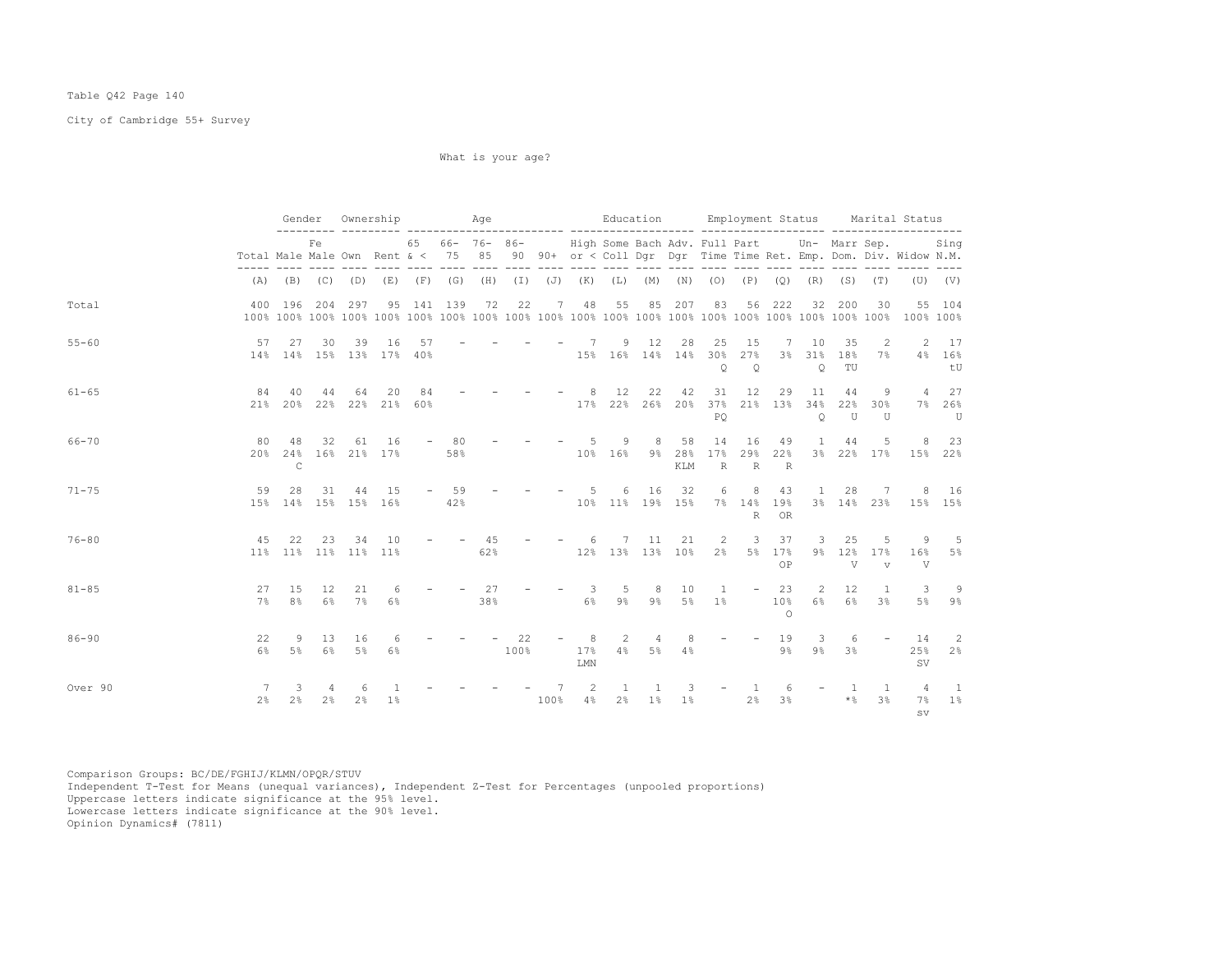Table Q42 Page 140

City of Cambridge 55+ Survey

What is your age?

| | Total | Gender | | Ownership | | Age | | | | | Education | | | | Employment Status | | | | Marital Status | | | |
|---|---|---|---|---|---|---|---|---|---|---|---|---|---|---|---|---|---|---|---|---|---|---|
| | Total | Male | Fe Male | Own | Rent | 65 & < | 66-75 | 76-85 | 86-90 | 90+ | High or < | Some Coll | Bach Dgr | Adv. Dgr | Full Time | Part Time | Ret. | Un-Emp. | Marr Dom. | Sep. Div. | Widow | Sing N.M. |
| | (A) | (B) | (C) | (D) | (E) | (F) | (G) | (H) | (I) | (J) | (K) | (L) | (M) | (N) | (O) | (P) | (Q) | (R) | (S) | (T) | (U) | (V) |
| Total | 400 | 196 | 204 | 297 | 95 | 141 | 139 | 72 | 22 | 7 | 48 | 55 | 85 | 207 | 83 | 56 | 222 | 32 | 200 | 30 | 55 | 104 |
| | 100% | 100% | 100% | 100% | 100% | 100% | 100% | 100% | 100% | 100% | 100% | 100% | 100% | 100% | 100% | 100% | 100% | 100% | 100% | 100% | 100% | 100% |
| 55-60 | 57 | 27 | 30 | 39 | 16 | 57 | - | - | - | - | 7 | 9 | 12 | 28 | 25 | 15 | 7 | 10 | 35 | 2 | 2 | 17 |
| | 14% | 14% | 15% | 13% | 17% | 40% | | | | | 15% | 16% | 14% | 14% | 30% | 27% | 3% | 31% | 18% | 7% | 4% | 16% |
| | | | | | | | | | | | | | | | Q | Q | | Q | TU | | | tU |
| 61-65 | 84 | 40 | 44 | 64 | 20 | 84 | - | - | - | - | 8 | 12 | 22 | 42 | 31 | 12 | 29 | 11 | 44 | 9 | 4 | 27 |
| | 21% | 20% | 22% | 22% | 21% | 60% | | | | | 17% | 22% | 26% | 20% | 37% | 21% | 13% | 34% | 22% | 30% | 7% | 26% |
| | | | | | | | | | | | | | | | PQ | | | Q | U | U | | U |
| 66-70 | 80 | 48 | 32 | 61 | 16 | - | 80 | - | - | - | 5 | 9 | 8 | 58 | 14 | 16 | 49 | 1 | 44 | 5 | 8 | 23 |
| | 20% | 24% | 16% | 21% | 17% | | 58% | | | | 10% | 16% | 9% | 28% | 17% | 29% | 22% | 3% | 22% | 17% | 15% | 22% |
| | | C | | | | | | | | | | | | KLM | R | R | R | | | | | |
| 71-75 | 59 | 28 | 31 | 44 | 15 | - | 59 | - | - | - | 5 | 6 | 16 | 32 | 6 | 8 | 43 | 1 | 28 | 7 | 8 | 16 |
| | 15% | 14% | 15% | 15% | 16% | | 42% | | | | 10% | 11% | 19% | 15% | 7% | 14% | 19% | 3% | 14% | 23% | 15% | 15% |
| | | | | | | | | | | | | | | | | R | OR | | | | | |
| 76-80 | 45 | 22 | 23 | 34 | 10 | - | - | 45 | - | - | 6 | 7 | 11 | 21 | 2 | 3 | 37 | 3 | 25 | 5 | 9 | 5 |
| | 11% | 11% | 11% | 11% | 11% | | | 62% | | | 12% | 13% | 13% | 10% | 2% | 5% | 17% | 9% | 12% | 17% | 16% | 5% |
| | | | | | | | | | | | | | | | | | OP | | V | v | V | |
| 81-85 | 27 | 15 | 12 | 21 | 6 | - | - | 27 | - | - | 3 | 5 | 8 | 10 | 1 | - | 23 | 2 | 12 | 1 | 3 | 9 |
| | 7% | 8% | 6% | 7% | 6% | | | 38% | | | 6% | 9% | 9% | 5% | 1% | | 10% | 6% | 6% | 3% | 5% | 9% |
| | | | | | | | | | | | | | | | | | O | | | | | |
| 86-90 | 22 | 9 | 13 | 16 | 6 | - | - | - | 22 | - | 8 | 2 | 4 | 8 | - | - | 19 | 3 | 6 | - | 14 | 2 |
| | 6% | 5% | 6% | 5% | 6% | | | | 100% | | 17% | 4% | 5% | 4% | | | 9% | 9% | 3% | | 25% | 2% |
| | | | | | | | | | | | LMN | | | | | | | | | | SV | |
| Over 90 | 7 | 3 | 4 | 6 | 1 | - | - | - | - | 7 | 2 | 1 | 1 | 3 | - | 1 | 6 | - | 1 | 1 | 4 | 1 |
| | 2% | 2% | 2% | 2% | 1% | | | | | 100% | 4% | 2% | 1% | 1% | | 2% | 3% | | *% | 3% | 7% | 1% |
| | | | | | | | | | | | | | | | | | | | | | sv | |

Comparison Groups: BC/DE/FGHIJ/KLMN/OPQR/STUV
Independent T-Test for Means (unequal variances), Independent Z-Test for Percentages (unpooled proportions)
Uppercase letters indicate significance at the 95% level.
Lowercase letters indicate significance at the 90% level.
Opinion Dynamics# (7811)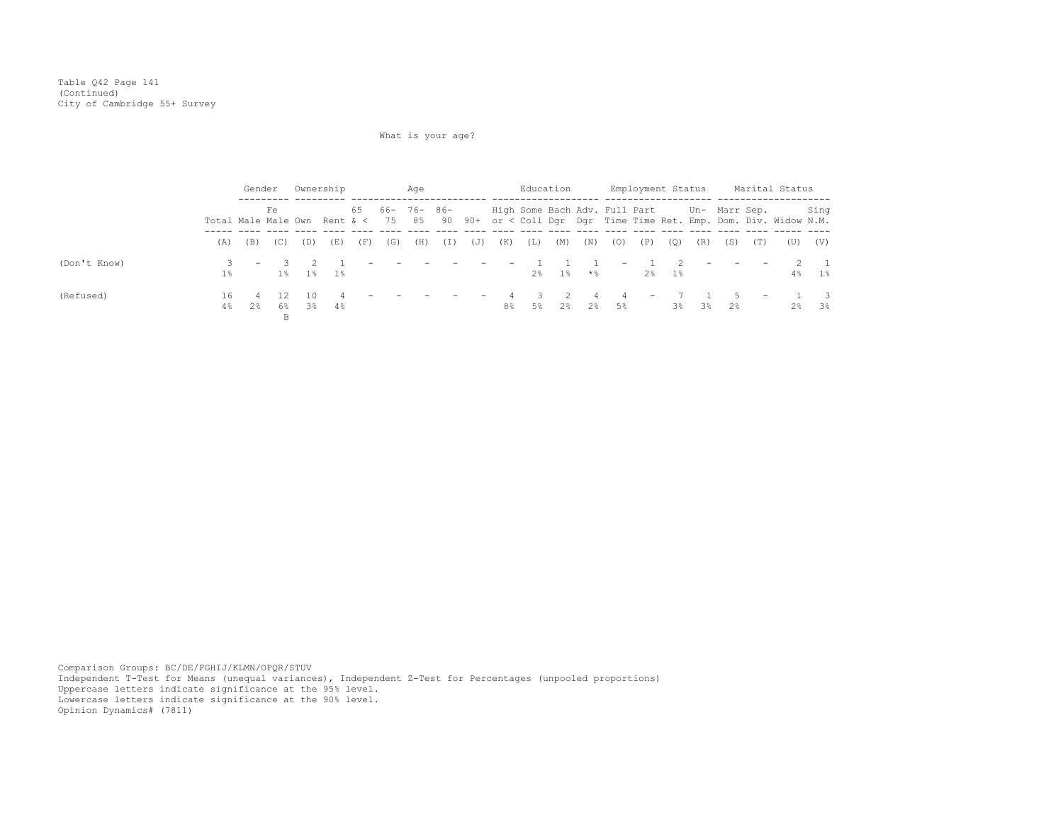Table Q42 Page 141
(Continued)
City of Cambridge 55+ Survey

What is your age?

| | | Gender | | Ownership | | Age | | | | | Education | | | | Employment Status | | | | Marital Status | | | |
|---|---|---|---|---|---|---|---|---|---|---|---|---|---|---|---|---|---|---|---|---|---|---|
| | Total | Male | Female | Own | Rent | 65 & < | 66-75 | 76-85 | 86-90 | 90+ | High or < | Some Coll | Bach Dgr | Adv. Dgr | Full Time | Part Time | Ret. | Un-Emp. | Marr Dom. | Sep. Div. | Widow | Sing N.M. |
| | (A) | (B) | (C) | (D) | (E) | (F) | (G) | (H) | (I) | (J) | (K) | (L) | (M) | (N) | (O) | (P) | (Q) | (R) | (S) | (T) | (U) | (V) |
| (Don't Know) | 3 | - | 3 | 2 | 1 | - | - | - | - | - | - | 1 | 1 | 1 | - | 1 | 2 | - | - | - | 2 | 1 |
| | 1% | | 1% | 1% | 1% | | | | | | | 2% | 1% | *% | | 2% | 1% | | | | 4% | 1% |
| (Refused) | 16 | 4 | 12 | 10 | 4 | - | - | - | - | - | 4 | 3 | 2 | 4 | 4 | - | 7 | 1 | 5 | - | 1 | 3 |
| | 4% | 2% | 6% | 3% | 4% | | | | | | 8% | 5% | 2% | 2% | 5% | | 3% | 3% | 2% | | 2% | 3% |
| | | | B | | | | | | | | | | | | | | | | | | | |

Comparison Groups: BC/DE/FGHIJ/KLMN/OPQR/STUV
Independent T-Test for Means (unequal variances), Independent Z-Test for Percentages (unpooled proportions)
Uppercase letters indicate significance at the 95% level.
Lowercase letters indicate significance at the 90% level.
Opinion Dynamics# (7811)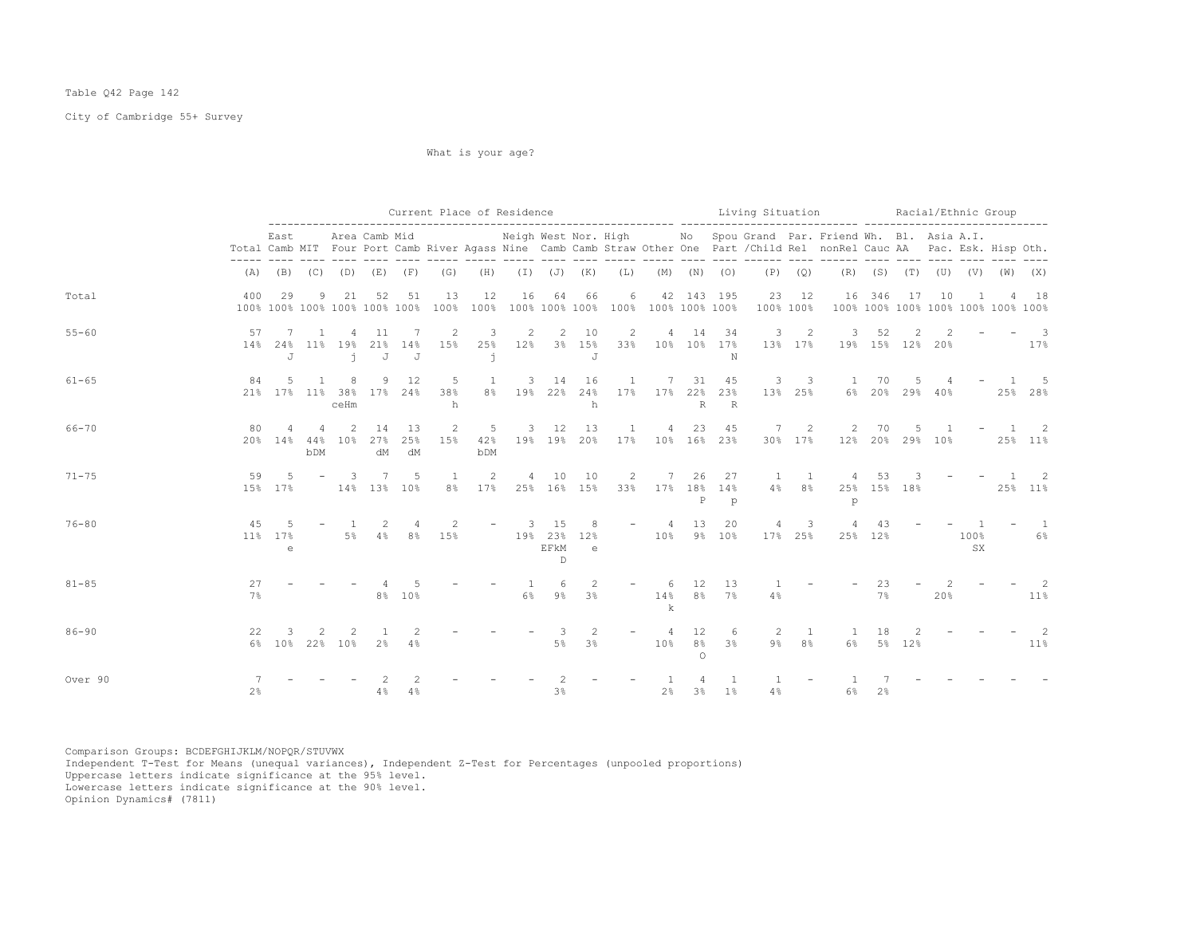Table Q42 Page 142

City of Cambridge 55+ Survey

What is your age?

| | | Current Place of Residence | | | | | | | | | | | | | Living Situation | | | | | Racial/Ethnic Group | | | | | | |
|---|---|---|---|---|---|---|---|---|---|---|---|---|---|---|---|---|---|---|---|---|---|---|---|---|---|---|
| | Total | East Camb | MIT | Area Four | Camb Port | Mid Camb | River | Agass | Neigh Nine | West Camb | Nor. Camb | High Straw | Other | No One | Spou Part | Grand /Child | Par. Rel | Friend nonRel | Wh. Cauc | Bl. AA | Asia Pac. | A.I. Esk. | Hisp | Oth. |
| | (A) | (B) | (C) | (D) | (E) | (F) | (G) | (H) | (I) | (J) | (K) | (L) | (M) | (N) | (O) | (P) | (Q) | (R) | (S) | (T) | (U) | (V) | (W) | (X) |
| Total | 400 100% | 29 100% | 9 100% | 21 100% | 52 100% | 51 100% | 13 100% | 12 100% | 16 100% | 64 100% | 66 100% | 6 100% | 42 100% | 143 100% | 195 100% | 23 100% | 12 100% | 16 100% | 346 100% | 17 100% | 10 100% | 1 100% | 4 100% | 18 100% |
| 55-60 | 57 14% | 7 24% J | 1 11% | 4 19% j | 11 21% J | 7 14% J | 2 15% | 3 25% j | 2 12% | 2 3% | 10 15% J | 2 33% | 4 10% | 14 10% | 34 17% N | 3 13% | 2 17% | 3 19% | 52 15% | 2 12% | 2 20% | - | - | 3 17% |
| 61-65 | 84 21% | 5 17% | 1 11% | 8 38% ceHm | 9 17% | 12 24% | 5 38% h | 1 8% | 3 19% | 14 22% | 16 24% h | 1 17% | 7 17% | 31 22% R | 45 23% R | 3 13% | 3 25% | 1 6% | 70 20% | 5 29% | 4 40% | - | 1 25% | 5 28% |
| 66-70 | 80 20% | 4 14% | 4 44% bDM | 2 10% | 14 27% dM | 13 25% dM | 2 15% | 5 42% bDM | 3 19% | 12 19% | 13 20% | 1 17% | 4 10% | 23 16% | 45 23% | 7 30% | 2 17% | 2 12% | 70 20% | 5 29% | 1 10% | - | 1 25% | 2 11% |
| 71-75 | 59 15% | 5 17% | - | 3 14% | 7 13% | 5 10% | 1 8% | 2 17% | 4 25% | 10 16% | 10 15% | 2 33% | 7 17% | 26 18% P | 27 14% p | 1 4% | 1 8% | 4 25% p | 53 15% | 3 18% | - | - | 1 25% | 2 11% |
| 76-80 | 45 11% | 5 17% e | - | 1 5% | 2 4% | 4 8% | 2 15% | - | 3 19% | 15 23% EFkM D | 8 12% e | - | 4 10% | 13 9% | 20 10% | 4 17% | 3 25% | 4 25% | 43 12% | - | - | 1 100% SX | - | 1 6% |
| 81-85 | 27 7% | - | - | - | 4 8% | 5 10% | - | - | 1 6% | 6 9% | 2 3% | - | 6 14% k | 12 8% | 13 7% | 1 4% | - | - | 23 7% | - | 2 20% | - | - | 2 11% |
| 86-90 | 22 6% | 3 10% | 2 22% | 2 10% | 1 2% | 2 4% | - | - | - | 3 5% | 2 3% | - | 4 10% | 12 8% O | 6 3% | 2 9% | 1 8% | 1 6% | 18 5% | 2 12% | - | - | - | 2 11% |
| Over 90 | 7 2% | - | - | - | 2 4% | 2 4% | - | - | - | 2 3% | - | - | 1 2% | 4 3% | 1 1% | 1 4% | - | 1 6% | 7 2% | - | - | - | - | - |

Comparison Groups: BCDEFGHIJKLM/NOPQR/STUVWX
Independent T-Test for Means (unequal variances), Independent Z-Test for Percentages (unpooled proportions)
Uppercase letters indicate significance at the 95% level.
Lowercase letters indicate significance at the 90% level.
Opinion Dynamics# (7811)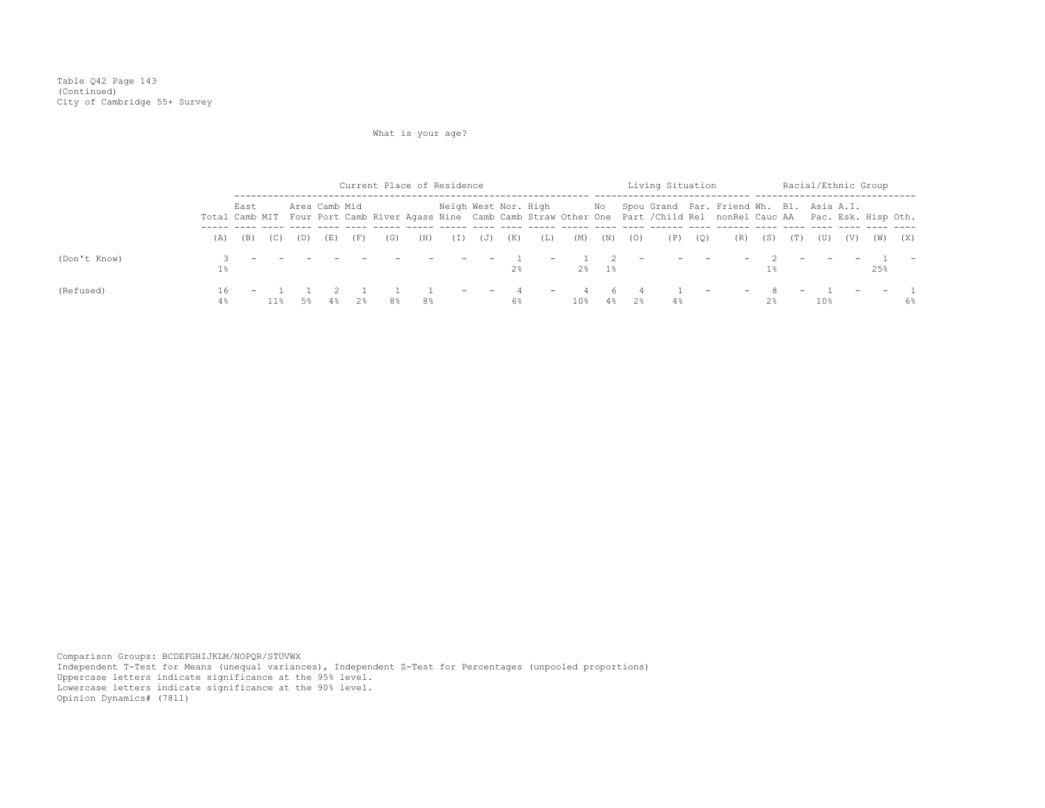Table Q42 Page 143
(Continued)
City of Cambridge 55+ Survey

What is your age?

| | | Current Place of Residence | | | | | | | | | | | | Living Situation | | | | | Racial/Ethnic Group | | | | | |
|---|---|---|---|---|---|---|---|---|---|---|---|---|---|---|---|---|---|---|---|---|---|---|---|---|
| | Total | East Camb | MIT | Area Four | Camb Port | Mid Camb | River | Agass | Neigh Nine | West Camb | Nor. Camb | High Straw | Other | No One | Spou Part | Grand /Child | Par. Rel | Friend nonRel | Wh. Cauc | Bl. AA | Asia Pac. | A.I. Esk. | Hisp | Oth. |
| | (A) | (B) | (C) | (D) | (E) | (F) | (G) | (H) | (I) | (J) | (K) | (L) | (M) | (N) | (O) | (P) | (Q) | (R) | (S) | (T) | (U) | (V) | (W) | (X) |
| (Don't Know) | 3 | - | - | - | - | - | - | - | - | - | 1 | - | 1 | 2 | - | - | - | - | 2 | - | - | - | 1 | - |
| | 1% | | | | | | | | | | 2% | | 2% | 1% | | | | | 1% | | | | 25% | |
| (Refused) | 16 | - | 1 | 1 | 2 | 1 | 1 | 1 | - | - | 4 | - | 4 | 6 | 4 | 1 | - | - | 8 | - | 1 | - | - | 1 |
| | 4% | | 11% | 5% | 4% | 2% | 8% | 8% | | | 6% | | 10% | 4% | 2% | 4% | | | 2% | | 10% | | | 6% |

Comparison Groups: BCDEFGHIJKLM/NOPQR/STUVWX
Independent T-Test for Means (unequal variances), Independent Z-Test for Percentages (unpooled proportions)
Uppercase letters indicate significance at the 95% level.
Lowercase letters indicate significance at the 90% level.
Opinion Dynamics# (7811)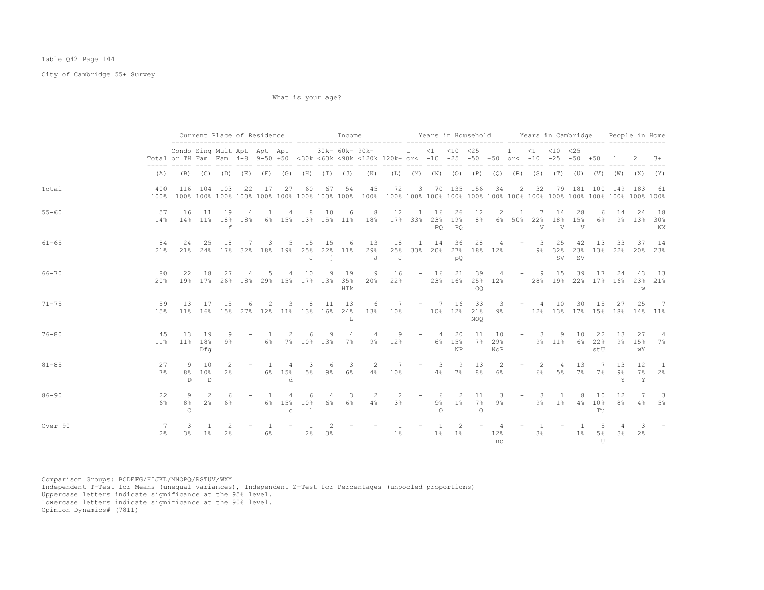Table Q42 Page 144

City of Cambridge 55+ Survey

What is your age?

| | Total | Current Place of Residence | | | | | | Income | | | | | Years in Household | | | | | Years in Cambridge | | | | | People in Home | | |
|---|---|---|---|---|---|---|---|---|---|---|---|---|---|---|---|---|---|---|---|---|---|---|---|---|---|
| | Total | Condo or TH | Sing Fam | Mult Fam | Apt 4-8 | Apt 9-50 | Apt +50 | <30k | 30k- <60k | 60k- <90k | 90k- <120k | 120k+ | 1 or< | <1 -10 | <10 -25 | <25 -50 | +50 | 1 or< | <1 -10 | <10 -25 | <25 -50 | +50 | 1 | 2 | 3+ |
| | (A) | (B) | (C) | (D) | (E) | (F) | (G) | (H) | (I) | (J) | (K) | (L) | (M) | (N) | (O) | (P) | (Q) | (R) | (S) | (T) | (U) | (V) | (W) | (X) | (Y) |
| Total | 400 | 116 | 104 | 103 | 22 | 17 | 27 | 60 | 67 | 54 | 45 | 72 | 3 | 70 | 135 | 156 | 34 | 2 | 32 | 79 | 181 | 100 | 149 | 183 | 61 |
| | 100% | 100% | 100% | 100% | 100% | 100% | 100% | 100% | 100% | 100% | 100% | 100% | 100% | 100% | 100% | 100% | 100% | 100% | 100% | 100% | 100% | 100% | 100% | 100% | 100% |
| 55-60 | 57 | 16 | 11 | 19 | 4 | 1 | 4 | 8 | 10 | 6 | 8 | 12 | 1 | 16 | 26 | 12 | 2 | 1 | 7 | 14 | 28 | 6 | 14 | 24 | 18 |
| | 14% | 14% | 11% | 18% | 18% | 6% | 15% | 13% | 15% | 11% | 18% | 17% | 33% | 23% | 19% | 8% | 6% | 50% | 22% | 18% | 15% | 6% | 9% | 13% | 30% |
| | | | | f | | | | | | | | | | PQ | PQ | | | | V | V | V | | | | WX |
| 61-65 | 84 | 24 | 25 | 18 | 7 | 3 | 5 | 15 | 15 | 6 | 13 | 18 | 1 | 14 | 36 | 28 | 4 | - | 3 | 25 | 42 | 13 | 33 | 37 | 14 |
| | 21% | 21% | 24% | 17% | 32% | 18% | 19% | 25% | 22% | 11% | 29% | 25% | 33% | 20% | 27% | 18% | 12% | | 9% | 32% | 23% | 13% | 22% | 20% | 23% |
| | | | | | | | | J | j | | J | J | | | pQ | | | | | SV | SV | | | | |
| 66-70 | 80 | 22 | 18 | 27 | 4 | 5 | 4 | 10 | 9 | 19 | 9 | 16 | - | 16 | 21 | 39 | 4 | - | 9 | 15 | 39 | 17 | 24 | 43 | 13 |
| | 20% | 19% | 17% | 26% | 18% | 29% | 15% | 17% | 13% | 35% | 20% | 22% | | 23% | 16% | 25% | 12% | | 28% | 19% | 22% | 17% | 16% | 23% | 21% |
| | | | | | | | | | | HIk | | | | | | OQ | | | | | | | | w | |
| 71-75 | 59 | 13 | 17 | 15 | 6 | 2 | 3 | 8 | 11 | 13 | 6 | 7 | - | 7 | 16 | 33 | 3 | - | 4 | 10 | 30 | 15 | 27 | 25 | 7 |
| | 15% | 11% | 16% | 15% | 27% | 12% | 11% | 13% | 16% | 24% | 13% | 10% | | 10% | 12% | 21% | 9% | | 12% | 13% | 17% | 15% | 18% | 14% | 11% |
| | | | | | | | | | | L | | | | | | NOQ | | | | | | | | | |
| 76-80 | 45 | 13 | 19 | 9 | - | 1 | 2 | 6 | 9 | 4 | 4 | 9 | - | 4 | 20 | 11 | 10 | - | 3 | 9 | 10 | 22 | 13 | 27 | 4 |
| | 11% | 11% | 18% | 9% | | 6% | 7% | 10% | 13% | 7% | 9% | 12% | | 6% | 15% | 7% | 29% | | 9% | 11% | 6% | 22% | 9% | 15% | 7% |
| | | | Dfg | | | | | | | | | | | | NP | | NoP | | | | | stU | | wY | |
| 81-85 | 27 | 9 | 10 | 2 | - | 1 | 4 | 3 | 6 | 3 | 2 | 7 | - | 3 | 9 | 13 | 2 | - | 2 | 4 | 13 | 7 | 13 | 12 | 1 |
| | 7% | 8% | 10% | 2% | | 6% | 15% | 5% | 9% | 6% | 4% | 10% | | 4% | 7% | 8% | 6% | | 6% | 5% | 7% | 7% | 9% | 7% | 2% |
| | | D | D | | | | d | | | | | | | | | | | | | | | | Y | Y | |
| 86-90 | 22 | 9 | 2 | 6 | - | 1 | 4 | 6 | 4 | 3 | 2 | 2 | - | 6 | 2 | 11 | 3 | - | 3 | 1 | 8 | 10 | 12 | 7 | 3 |
| | 6% | 8% | 2% | 6% | | 6% | 15% | 10% | 6% | 6% | 4% | 3% | | 9% | 1% | 7% | 9% | | 9% | 1% | 4% | 10% | 8% | 4% | 5% |
| | | C | | | | | c | l | | | | | | O | | O | | | | | | Tu | | | |
| Over 90 | 7 | 3 | 1 | 2 | - | 1 | - | 1 | 2 | - | - | 1 | - | 1 | 2 | - | 4 | - | 1 | - | 1 | 5 | 4 | 3 | - |
| | 2% | 3% | 1% | 2% | | 6% | | 2% | 3% | | | 1% | | 1% | 1% | | 12% | | 3% | | 1% | 5% | 3% | 2% | |
| | | | | | | | | | | | | | | | | | no | | | | | U | | | |

Comparison Groups: BCDEFG/HIJKL/MNOPQ/RSTUV/WXY
Independent T-Test for Means (unequal variances), Independent Z-Test for Percentages (unpooled proportions)
Uppercase letters indicate significance at the 95% level.
Lowercase letters indicate significance at the 90% level.
Opinion Dynamics# (7811)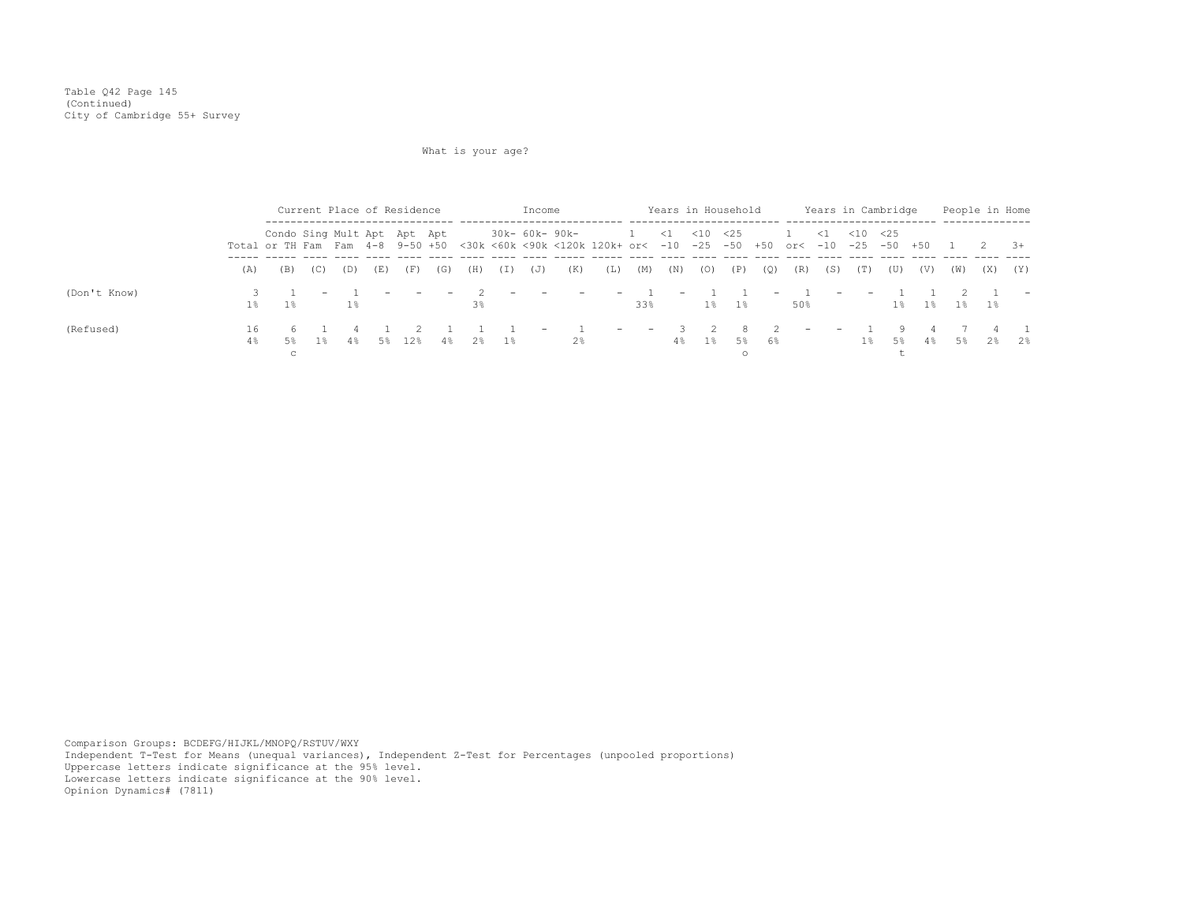Table Q42 Page 145
(Continued)
City of Cambridge 55+ Survey

What is your age?

| | | Current Place of Residence | | | | | | Income | | | | | Years in Household | | | | | Years in Cambridge | | | | | People in Home | | |
|---|---|---|---|---|---|---|---|---|---|---|---|---|---|---|---|---|---|---|---|---|---|---|---|---|---|
| | Total | Condo or TH | Sing Fam | Mult Fam | Apt 4-8 | Apt 9-50 | Apt +50 | <30k | 30k- <60k | 60k- <90k | 90k- <120k | 120k+ | 1 or< | <1 -10 | <10 -25 | <25 -50 | +50 | 1 or< | <1 -10 | <10 -25 | <25 -50 | +50 | 1 | 2 | 3+ |
| | (A) | (B) | (C) | (D) | (E) | (F) | (G) | (H) | (I) | (J) | (K) | (L) | (M) | (N) | (O) | (P) | (Q) | (R) | (S) | (T) | (U) | (V) | (W) | (X) | (Y) |
| (Don't Know) | 3 | 1 | - | 1 | - | - | - | 2 | - | - | - | - | 1 | - | 1 | 1 | - | 1 | - | - | 1 | 1 | 2 | 1 | - |
| | 1% | 1% | | 1% | | | | 3% | | | | | 33% | | 1% | 1% | | 50% | | | 1% | 1% | 1% | 1% | |
| (Refused) | 16 | 6 | 1 | 4 | 1 | 2 | 1 | 1 | 1 | - | 1 | - | - | 3 | 2 | 8 | 2 | - | - | 1 | 9 | 4 | 7 | 4 | 1 |
| | 4% | 5% | 1% | 4% | 5% | 12% | 4% | 2% | 1% | | 2% | | | 4% | 1% | 5% | 6% | | | 1% | 5% | 4% | 5% | 2% | 2% |
| | | c | | | | | | | | | | | | | | o | | | | | t | | | | |

Comparison Groups: BCDEFG/HIJKL/MNOPQ/RSTUV/WXY
Independent T-Test for Means (unequal variances), Independent Z-Test for Percentages (unpooled proportions)
Uppercase letters indicate significance at the 95% level.
Lowercase letters indicate significance at the 90% level.
Opinion Dynamics# (7811)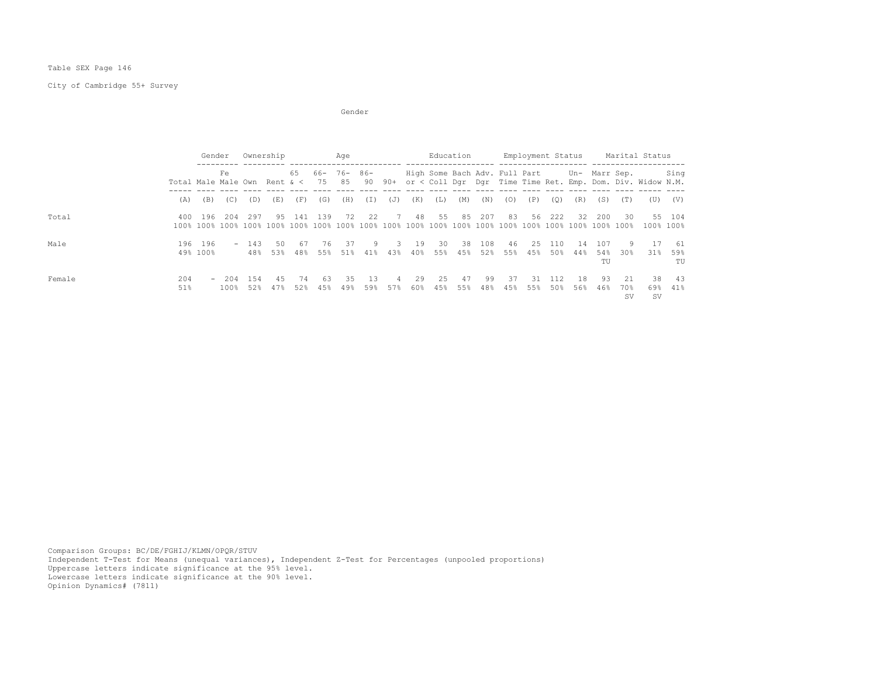Table SEX Page 146

City of Cambridge 55+ Survey

Gender

| | | Gender | | Ownership | | Age | | | | | Education | | | | Employment Status | | | | Marital Status | | | |
|---|---|---|---|---|---|---|---|---|---|---|---|---|---|---|---|---|---|---|---|---|---|---|
| | Total | Male | Female | Own | Rent | 65 & < | 66-75 | 76-85 | 86-90 | 90+ | High or < | Some Coll | Bach Dgr | Adv. Dgr | Full Time | Part Time | Ret. | Un-Emp. | Marr Dom. | Sep. Div. | Widow | Sing N.M. |
| | (A) | (B) | (C) | (D) | (E) | (F) | (G) | (H) | (I) | (J) | (K) | (L) | (M) | (N) | (O) | (P) | (Q) | (R) | (S) | (T) | (U) | (V) |
| Total | 400 | 196 | 204 | 297 | 95 | 141 | 139 | 72 | 22 | 7 | 48 | 55 | 85 | 207 | 83 | 56 | 222 | 32 | 200 | 30 | 55 | 104 |
| | 100% | 100% | 100% | 100% | 100% | 100% | 100% | 100% | 100% | 100% | 100% | 100% | 100% | 100% | 100% | 100% | 100% | 100% | 100% | 100% | 100% | 100% |
| Male | 196 | 196 | - | 143 | 50 | 67 | 76 | 37 | 9 | 3 | 19 | 30 | 38 | 108 | 46 | 25 | 110 | 14 | 107 | 9 | 17 | 61 |
| | 49% | 100% | | 48% | 53% | 48% | 55% | 51% | 41% | 43% | 40% | 55% | 45% | 52% | 55% | 45% | 50% | 44% | 54% | 30% | 31% | 59% |
| | | | | | | | | | | | | | | | | | | | TU | | | TU |
| Female | 204 | - | 204 | 154 | 45 | 74 | 63 | 35 | 13 | 4 | 29 | 25 | 47 | 99 | 37 | 31 | 112 | 18 | 93 | 21 | 38 | 43 |
| | 51% | | 100% | 52% | 47% | 52% | 45% | 49% | 59% | 57% | 60% | 45% | 55% | 48% | 45% | 55% | 50% | 56% | 46% | 70% | 69% | 41% |
| | | | | | | | | | | | | | | | | | | | | SV | SV | |

Comparison Groups: BC/DE/FGHIJ/KLMN/OPQR/STUV
Independent T-Test for Means (unequal variances), Independent Z-Test for Percentages (unpooled proportions)
Uppercase letters indicate significance at the 95% level.
Lowercase letters indicate significance at the 90% level.
Opinion Dynamics# (7811)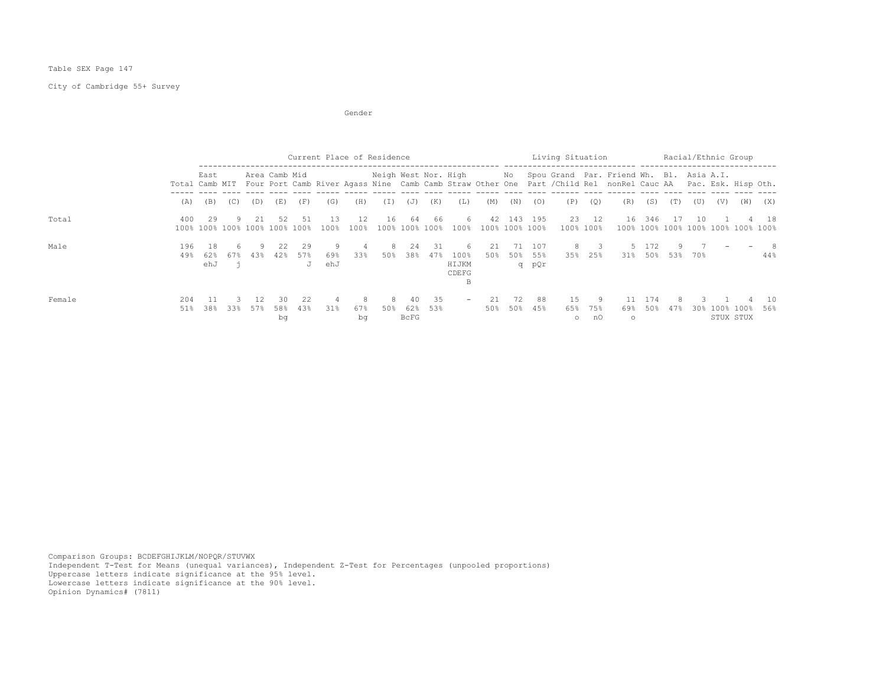Table SEX Page 147

City of Cambridge 55+ Survey

Gender

| | | Current Place of Residence | | | | | | | | | | | | Living Situation | | | | | Racial/Ethnic Group | | | | | | |
|---|---|---|---|---|---|---|---|---|---|---|---|---|---|---|---|---|---|---|---|---|---|---|---|---|---|
| | Total | East Camb | MIT | Area Four | Camb Port | Mid Camb | River | Agass | Neigh Nine | West Camb | Nor. Camb | High Straw | Other | No One | Spou Part | Grand /Child | Par. Rel | Friend nonRel | Wh. Cauc | Bl. AA | Asia Pac. | A.I. Esk. | Hisp | Oth. |
| | (A) | (B) | (C) | (D) | (E) | (F) | (G) | (H) | (I) | (J) | (K) | (L) | (M) | (N) | (O) | (P) | (Q) | (R) | (S) | (T) | (U) | (V) | (W) | (X) |
| Total | 400 | 29 | 9 | 21 | 52 | 51 | 13 | 12 | 16 | 64 | 66 | 6 | 42 | 143 | 195 | 23 | 12 | 16 | 346 | 17 | 10 | 1 | 4 | 18 |
| | 100% | 100% | 100% | 100% | 100% | 100% | 100% | 100% | 100% | 100% | 100% | 100% | 100% | 100% | 100% | 100% | 100% | 100% | 100% | 100% | 100% | 100% | 100% | 100% |
| Male | 196 | 18 | 6 | 9 | 22 | 29 | 9 | 4 | 8 | 24 | 31 | 6 | 21 | 71 | 107 | 8 | 3 | 5 | 172 | 9 | 7 | - | - | 8 |
| | 49% | 62% | 67% | 43% | 42% | 57% | 69% | 33% | 50% | 38% | 47% | 100% | 50% | 50% | 55% | 35% | 25% | 31% | 50% | 53% | 70% | | | 44% |
| | | ehJ | j | | | J | ehJ | | | | | HIJKM CDEFG B | | q | pQr | | | | | | | | | |
| Female | 204 | 11 | 3 | 12 | 30 | 22 | 4 | 8 | 8 | 40 | 35 | - | 21 | 72 | 88 | 15 | 9 | 11 | 174 | 8 | 3 | 1 | 4 | 10 |
| | 51% | 38% | 33% | 57% | 58% | 43% | 31% | 67% | 50% | 62% | 53% | | 50% | 50% | 45% | 65% | 75% | 69% | 50% | 47% | 30% | 100% | 100% | 56% |
| | | | | | bg | | | bg | | BcFG | | | | | | o | nO | o | | | | STUX | STUX | |

Comparison Groups: BCDEFGHIJKLM/NOPQR/STUVWX
Independent T-Test for Means (unequal variances), Independent Z-Test for Percentages (unpooled proportions)
Uppercase letters indicate significance at the 95% level.
Lowercase letters indicate significance at the 90% level.
Opinion Dynamics# (7811)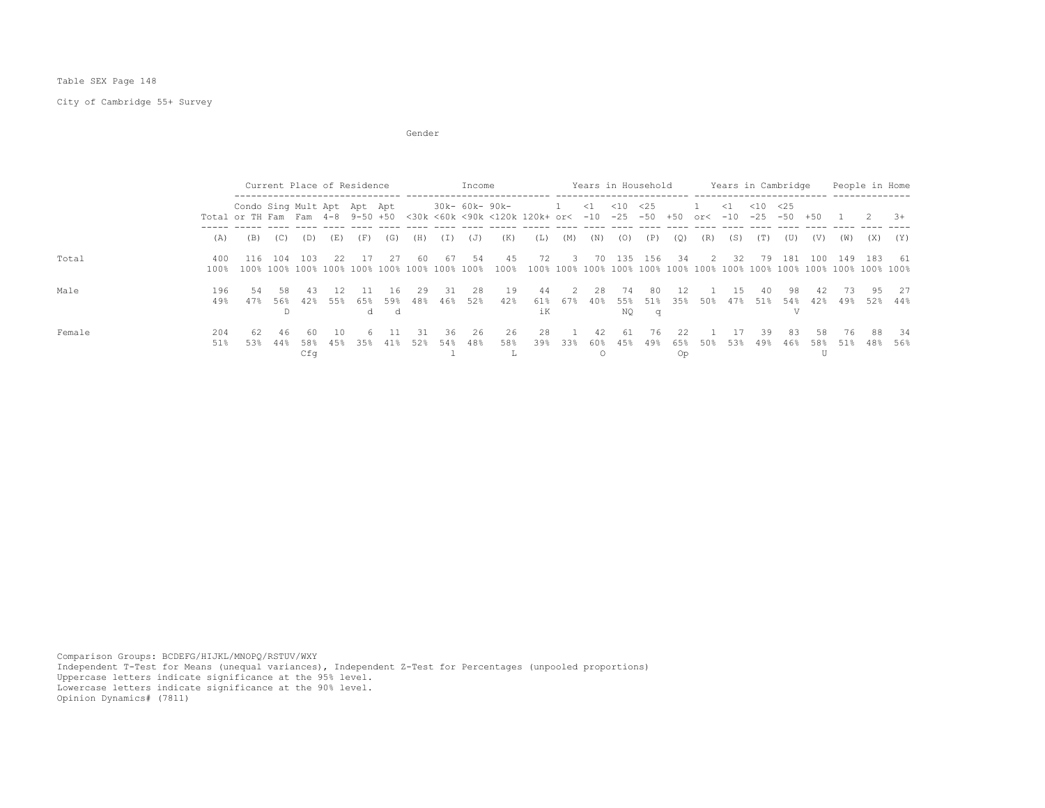Table SEX Page 148

City of Cambridge 55+ Survey

Gender

| | | Current Place of Residence | | | | | | Income | | | | | Years in Household | | | | | Years in Cambridge | | | | | People in Home | | |
|---|---|---|---|---|---|---|---|---|---|---|---|---|---|---|---|---|---|---|---|---|---|---|---|---|---|
| | Total | Condo or TH | Sing Fam | Mult Fam | Apt 4-8 | Apt 9-50 | Apt +50 | <30k | 30k- <60k | 60k- <90k | 90k- <120k | 120k+ | 1 or< | <1 -10 | <10 -25 | <25 -50 | +50 | 1 or< | <1 -10 | <10 -25 | <25 -50 | +50 | 1 | 2 | 3+ |
| | (A) | (B) | (C) | (D) | (E) | (F) | (G) | (H) | (I) | (J) | (K) | (L) | (M) | (N) | (O) | (P) | (Q) | (R) | (S) | (T) | (U) | (V) | (W) | (X) | (Y) |
| Total | 400 | 116 | 104 | 103 | 22 | 17 | 27 | 60 | 67 | 54 | 45 | 72 | 3 | 70 | 135 | 156 | 34 | 2 | 32 | 79 | 181 | 100 | 149 | 183 | 61 |
| | 100% | 100% | 100% | 100% | 100% | 100% | 100% | 100% | 100% | 100% | 100% | 100% | 100% | 100% | 100% | 100% | 100% | 100% | 100% | 100% | 100% | 100% | 100% | 100% | 100% |
| Male | 196 | 54 | 58 | 43 | 12 | 11 | 16 | 29 | 31 | 28 | 19 | 44 | 2 | 28 | 74 | 80 | 12 | 1 | 15 | 40 | 98 | 42 | 73 | 95 | 27 |
| | 49% | 47% | 56% | 42% | 55% | 65% | 59% | 48% | 46% | 52% | 42% | 61% | 67% | 40% | 55% | 51% | 35% | 50% | 47% | 51% | 54% | 42% | 49% | 52% | 44% |
| | | | D | | | d | d | | | | | iK | | | NQ | q | | | | | V | | | | |
| Female | 204 | 62 | 46 | 60 | 10 | 6 | 11 | 31 | 36 | 26 | 26 | 28 | 1 | 42 | 61 | 76 | 22 | 1 | 17 | 39 | 83 | 58 | 76 | 88 | 34 |
| | 51% | 53% | 44% | 58% | 45% | 35% | 41% | 52% | 54% | 48% | 58% | 39% | 33% | 60% | 45% | 49% | 65% | 50% | 53% | 49% | 46% | 58% | 51% | 48% | 56% |
| | | | | Cfg | | | | | l | | L | | | O | | | Op | | | | | U | | | |

Comparison Groups: BCDEFG/HIJKL/MNOPQ/RSTUV/WXY
Independent T-Test for Means (unequal variances), Independent Z-Test for Percentages (unpooled proportions)
Uppercase letters indicate significance at the 95% level.
Lowercase letters indicate significance at the 90% level.
Opinion Dynamics# (7811)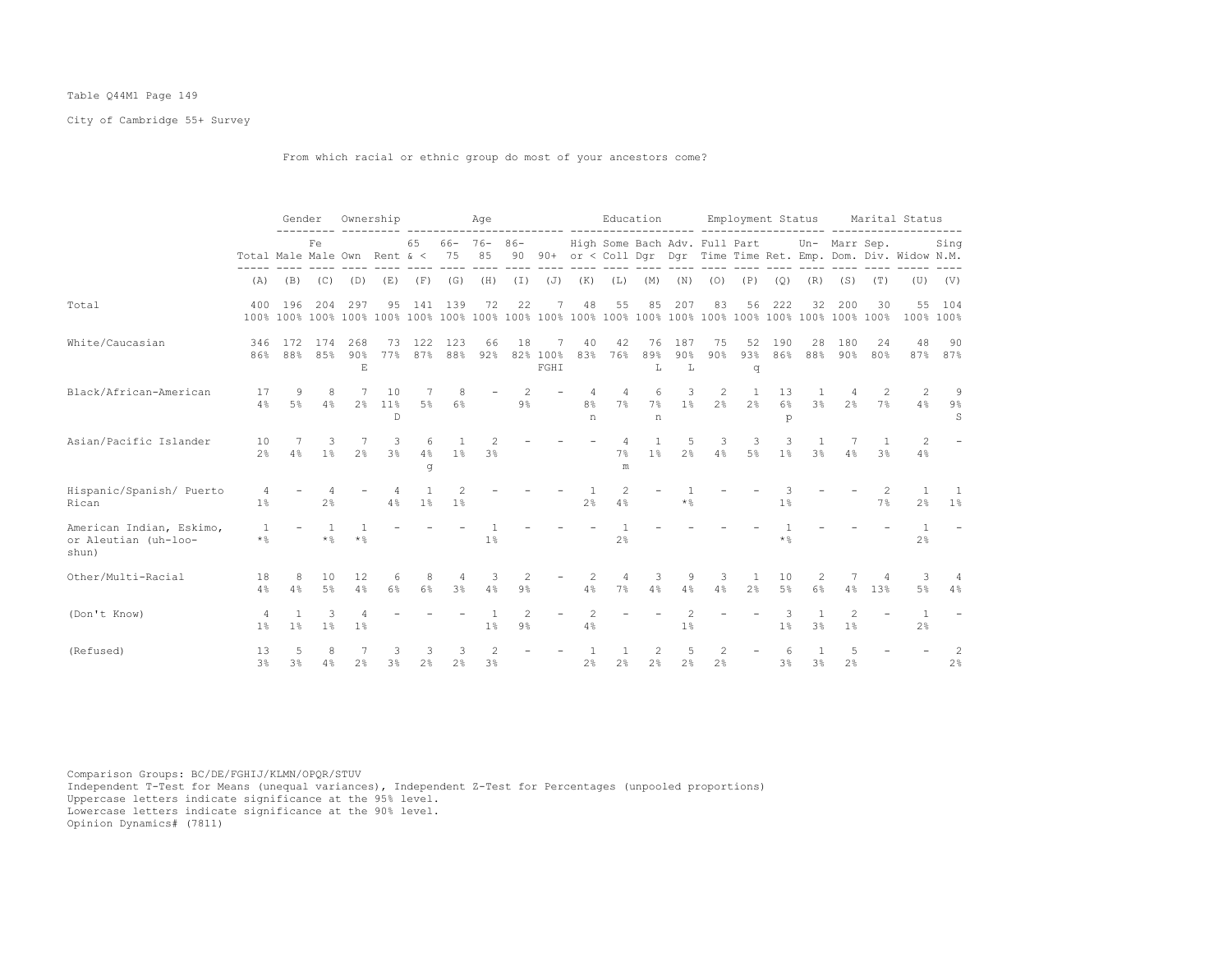Table Q44M1 Page 149

City of Cambridge 55+ Survey

From which racial or ethnic group do most of your ancestors come?

| | Total | Gender: Male | Gender: Female | Ownership: Own | Ownership: Rent | Age: 65 & < | Age: 66-75 | Age: 76-85 | Age: 86-90 | Age: 90+ | Education: High or < | Education: Some Coll | Education: Bach Dgr | Education: Adv. Dgr | Employment Status: Full Time | Employment Status: Part Time | Employment Status: Ret. | Employment Status: Un-Emp. | Marital Status: Marr Dom. | Marital Status: Sep. Div. | Marital Status: Widow | Marital Status: Sing N.M. |
|---|---|---|---|---|---|---|---|---|---|---|---|---|---|---|---|---|---|---|---|---|---|---|
| | (A) | (B) | (C) | (D) | (E) | (F) | (G) | (H) | (I) | (J) | (K) | (L) | (M) | (N) | (O) | (P) | (Q) | (R) | (S) | (T) | (U) | (V) |
| Total | 400<br>100% | 196<br>100% | 204<br>100% | 297<br>100% | 95<br>100% | 141<br>100% | 139<br>100% | 72<br>100% | 22<br>100% | 7<br>100% | 48<br>100% | 55<br>100% | 85<br>100% | 207<br>100% | 83<br>100% | 56<br>100% | 222<br>100% | 32<br>100% | 200<br>100% | 30<br>100% | 55<br>100% | 104<br>100% |
| White/Caucasian | 346<br>86% | 172<br>88% | 174<br>85% | 268<br>90%<br>E | 73<br>77% | 122<br>87% | 123<br>88% | 66<br>92% | 18<br>82% | 7<br>100%<br>FGHI | 40<br>83% | 42<br>76% | 76<br>89%<br>L | 187<br>90%<br>L | 75<br>90% | 52<br>93%<br>q | 190<br>86% | 28<br>88% | 180<br>90% | 24<br>80% | 48<br>87% | 90<br>87% |
| Black/African-American | 17<br>4% | 9<br>5% | 8<br>4% | 7<br>2% | 10<br>11%<br>D | 7<br>5% | 8<br>6% | - | 2<br>9% | - | 4<br>8%<br>n | 4<br>7% | 6<br>7%<br>n | 3<br>1% | 2<br>2% | 1<br>2% | 13<br>6%<br>p | 1<br>3% | 4<br>2% | 2<br>7% | 2<br>4% | 9<br>9%<br>S |
| Asian/Pacific Islander | 10<br>2% | 7<br>4% | 3<br>1% | 7<br>2% | 3<br>3% | 6<br>4%<br>g | 1<br>1% | 2<br>3% | - | - | - | 4<br>7%<br>m | 1<br>1% | 5<br>2% | 3<br>4% | 3<br>5% | 3<br>1% | 1<br>3% | 7<br>4% | 1<br>3% | 2<br>4% | - |
| Hispanic/Spanish/ Puerto Rican | 4<br>1% | - | 4<br>2% | - | 4<br>4% | 1<br>1% | 2<br>1% | - | - | - | 1<br>2% | 2<br>4% | - | 1<br>*% | - | - | 3<br>1% | - | - | 2<br>7% | 1<br>2% | 1<br>1% |
| American Indian, Eskimo, or Aleutian (uh-loo-shun) | 1<br>*% | - | 1<br>*% | 1<br>*% | - | - | - | 1<br>1% | - | - | - | 1<br>2% | - | - | - | - | 1<br>*% | - | - | - | 1<br>2% | - |
| Other/Multi-Racial | 18<br>4% | 8<br>4% | 10<br>5% | 12<br>4% | 6<br>6% | 8<br>6% | 4<br>3% | 3<br>4% | 2<br>9% | - | 2<br>4% | 4<br>7% | 3<br>4% | 9<br>4% | 3<br>4% | 1<br>2% | 10<br>5% | 2<br>6% | 7<br>4% | 4<br>13% | 3<br>5% | 4<br>4% |
| (Don't Know) | 4<br>1% | 1<br>1% | 3<br>1% | 4<br>1% | - | - | - | 1<br>1% | 2<br>9% | - | 2<br>4% | - | - | 2<br>1% | - | - | 3<br>1% | 1<br>3% | 2<br>1% | - | 1<br>2% | - |
| (Refused) | 13<br>3% | 5<br>3% | 8<br>4% | 7<br>2% | 3<br>3% | 3<br>2% | 3<br>2% | 2<br>3% | - | - | 1<br>2% | 1<br>2% | 2<br>2% | 5<br>2% | 2<br>2% | - | 6<br>3% | 1<br>3% | 5<br>2% | - | - | 2<br>2% |

Comparison Groups: BC/DE/FGHIJ/KLMN/OPQR/STUV
Independent T-Test for Means (unequal variances), Independent Z-Test for Percentages (unpooled proportions)
Uppercase letters indicate significance at the 95% level.
Lowercase letters indicate significance at the 90% level.
Opinion Dynamics# (7811)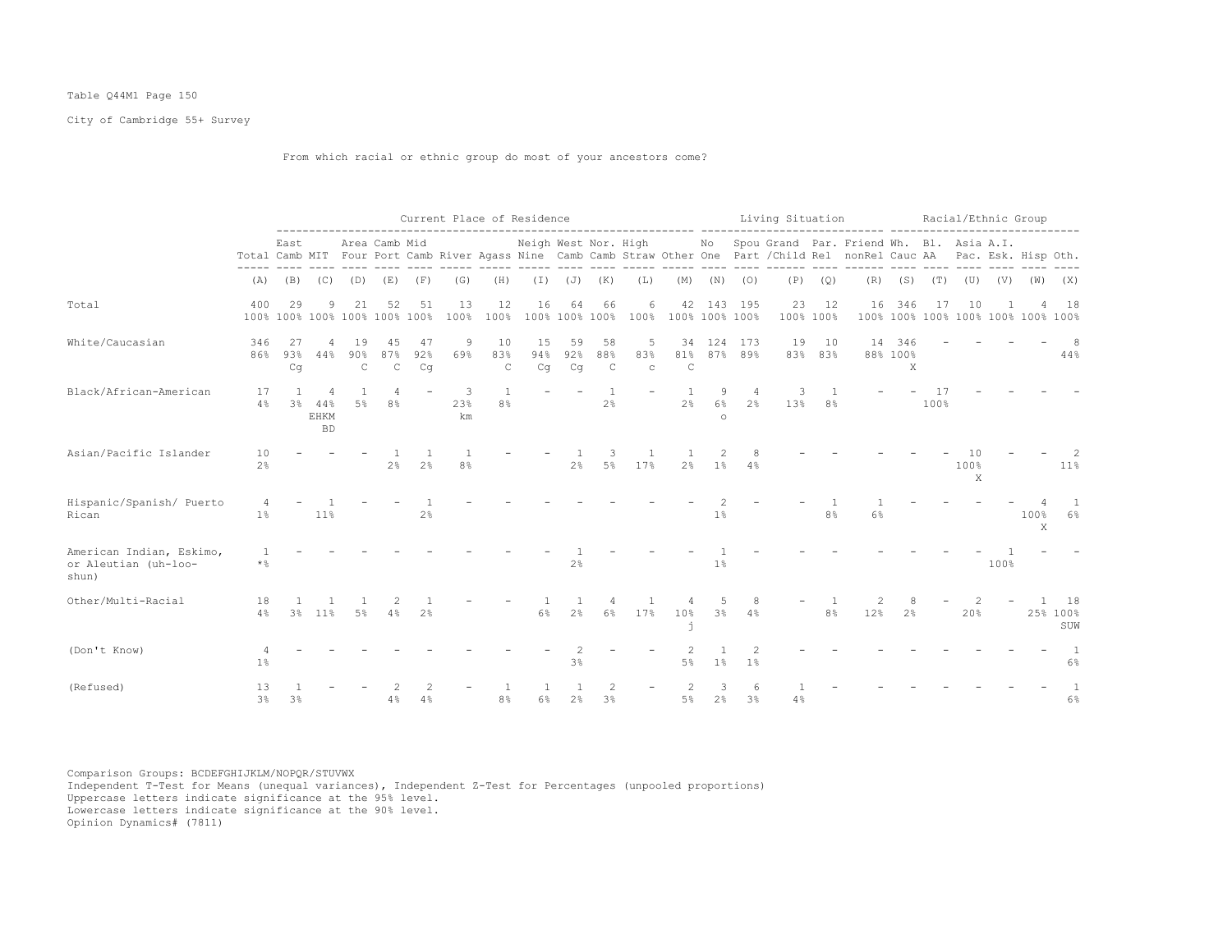Table Q44M1 Page 150

City of Cambridge 55+ Survey

From which racial or ethnic group do most of your ancestors come?

| | Total | East Camb | MIT | Area Four | Camb Port | Mid Camb | River | Agass | Neigh Nine | West Camb | Nor. Camb | High Straw | Other | No One | Spou Part | Grand /Child | Par. Rel | Friend nonRel | Wh. Cauc | Bl. AA | Asia Pac. | A.I. Esk. | Hisp | Oth. |
|---|---|---|---|---|---|---|---|---|---|---|---|---|---|---|---|---|---|---|---|---|---|---|---|---|
| | | Current Place of Residence | | | | | | | | | | | | Living Situation | | | | | Racial/Ethnic Group | | | | | |
| | (A) | (B) | (C) | (D) | (E) | (F) | (G) | (H) | (I) | (J) | (K) | (L) | (M) | (N) | (O) | (P) | (Q) | (R) | (S) | (T) | (U) | (V) | (W) | (X) |
| Total | 400 | 29 | 9 | 21 | 52 | 51 | 13 | 12 | 16 | 64 | 66 | 6 | 42 | 143 | 195 | 23 | 12 | 16 | 346 | 17 | 10 | 1 | 4 | 18 |
| | 100% | 100% | 100% | 100% | 100% | 100% | 100% | 100% | 100% | 100% | 100% | 100% | 100% | 100% | 100% | 100% | 100% | 100% | 100% | 100% | 100% | 100% | 100% | 100% |
| White/Caucasian | 346 | 27 | 4 | 19 | 45 | 47 | 9 | 10 | 15 | 59 | 58 | 5 | 34 | 124 | 173 | 19 | 10 | 14 | 346 | - | - | - | - | 8 |
| | 86% | 93% | 44% | 90% | 87% | 92% | 69% | 83% | 94% | 92% | 88% | 83% | 81% | 87% | 89% | 83% | 83% | 88% | 100% | | | | | 44% |
| | | Cg | | C | C | Cg | | C | Cg | Cg | C | c | C | | | | | | X | | | | | |
| Black/African-American | 17 | 1 | 4 | 1 | 4 | - | 3 | 1 | - | - | 1 | - | 1 | 9 | 4 | 3 | 1 | - | - | 17 | - | - | - | - |
| | 4% | 3% | 44% | 5% | 8% | | 23% | 8% | | | 2% | | 2% | 6% | 2% | 13% | 8% | | | 100% | | | | |
| | | | EHKM | | | | km | | | | | | | o | | | | | | | | | | |
| | | | BD | | | | | | | | | | | | | | | | | | | | | |
| Asian/Pacific Islander | 10 | - | - | - | 1 | 1 | 1 | - | - | 1 | 3 | 1 | 1 | 2 | 8 | - | - | - | - | - | 10 | - | - | 2 |
| | 2% | | | | 2% | 2% | 8% | | | 2% | 5% | 17% | 2% | 1% | 4% | | | | | | 100% | | | 11% |
| | | | | | | | | | | | | | | | | | | | | | X | | | |
| Hispanic/Spanish/ Puerto Rican | 4 | - | 1 | - | - | 1 | - | - | - | - | - | - | - | 2 | - | - | 1 | 1 | - | - | - | - | 4 | 1 |
| | 1% | | 11% | | | 2% | | | | | | | | 1% | | | 8% | 6% | | | | | 100% | 6% |
| | | | | | | | | | | | | | | | | | | | | | | | X | |
| American Indian, Eskimo, or Aleutian (uh-loo-shun) | 1 | - | - | - | - | - | - | - | - | 1 | - | - | - | 1 | - | - | - | - | - | - | - | 1 | - | - |
| | *% | | | | | | | | | 2% | | | | 1% | | | | | | | | 100% | | |
| Other/Multi-Racial | 18 | 1 | 1 | 1 | 2 | 1 | - | - | 1 | 1 | 4 | 1 | 4 | 5 | 8 | - | 1 | 2 | 8 | - | 2 | - | 1 | 18 |
| | 4% | 3% | 11% | 5% | 4% | 2% | | | 6% | 2% | 6% | 17% | 10% | 3% | 4% | | 8% | 12% | 2% | | 20% | | 25% | 100% |
| | | | | | | | | | | | | | j | | | | | | | | | | | SUW |
| (Don't Know) | 4 | - | - | - | - | - | - | - | - | 2 | - | - | 2 | 1 | 2 | - | - | - | - | - | - | - | - | 1 |
| | 1% | | | | | | | | | 3% | | | 5% | 1% | 1% | | | | | | | | | 6% |
| (Refused) | 13 | 1 | - | - | 2 | 2 | - | 1 | 1 | 1 | 2 | - | 2 | 3 | 6 | 1 | - | - | - | - | - | - | - | 1 |
| | 3% | 3% | | | 4% | 4% | | 8% | 6% | 2% | 3% | | 5% | 2% | 3% | 4% | | | | | | | | 6% |

Comparison Groups: BCDEFGHIJKLM/NOPQR/STUVWX
Independent T-Test for Means (unequal variances), Independent Z-Test for Percentages (unpooled proportions)
Uppercase letters indicate significance at the 95% level.
Lowercase letters indicate significance at the 90% level.
Opinion Dynamics# (7811)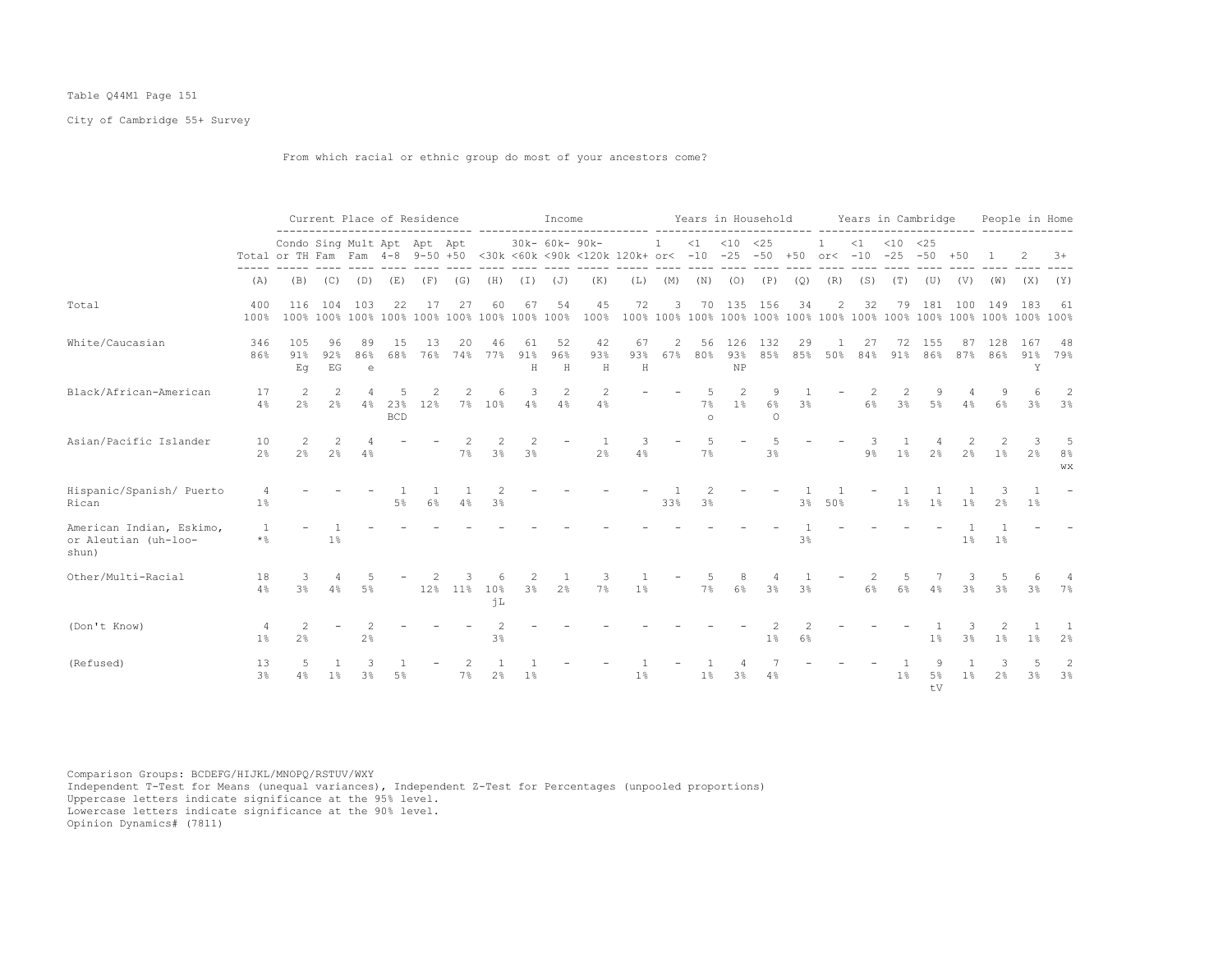Table Q44M1 Page 151

City of Cambridge 55+ Survey

From which racial or ethnic group do most of your ancestors come?

| | Total | Current Place of Residence | | | | | | Income | | | | | Years in Household | | | | | Years in Cambridge | | | | | People in Home | | |
|---|---|---|---|---|---|---|---|---|---|---|---|---|---|---|---|---|---|---|---|---|---|---|---|---|---|
| | Total | Condo or TH | Sing Fam | Mult Fam | Apt 4-8 | Apt 9-50 | Apt +50 | <30k | 30k-<60k | 60k-<90k | 90k-<120k | 120k+ | 1 or< | <1 -10 | <10 -25 | <25 -50 | +50 | 1 or< | <1 -10 | <10 -25 | <25 -50 | +50 | 1 | 2 | 3+ |
| | (A) | (B) | (C) | (D) | (E) | (F) | (G) | (H) | (I) | (J) | (K) | (L) | (M) | (N) | (O) | (P) | (Q) | (R) | (S) | (T) | (U) | (V) | (W) | (X) | (Y) |
| Total | 400<br>100% | 116<br>100% | 104<br>100% | 103<br>100% | 22<br>100% | 17<br>100% | 27<br>100% | 60<br>100% | 67<br>100% | 54<br>100% | 45<br>100% | 72<br>100% | 3<br>100% | 70<br>100% | 135<br>100% | 156<br>100% | 34<br>100% | 2<br>100% | 32<br>100% | 79<br>100% | 181<br>100% | 100<br>100% | 149<br>100% | 183<br>100% | 61<br>100% |
| White/Caucasian | 346<br>86% | 105<br>91%<br>Eg | 96<br>92%<br>EG | 89<br>86%<br>e | 15<br>68% | 13<br>76% | 20<br>74% | 46<br>77% | 61<br>91%<br>H | 52<br>96%<br>H | 42<br>93%<br>H | 67<br>93%<br>H | 2<br>67% | 56<br>80% | 126<br>93%<br>NP | 132<br>85% | 29<br>85% | 1<br>50% | 27<br>84% | 72<br>91% | 155<br>86% | 87<br>87% | 128<br>86% | 167<br>91%<br>Y | 48<br>79% |
| Black/African-American | 17<br>4% | 2<br>2% | 2<br>2% | 4<br>4% | 5<br>23%<br>BCD | 2<br>12% | 2<br>7% | 6<br>10% | 3<br>4% | 2<br>4% | 2<br>4% | - | - | 5<br>7%<br>o | 2<br>1% | 9<br>6%<br>O | 1<br>3% | - | 2<br>6% | 2<br>3% | 9<br>5% | 4<br>4% | 9<br>6% | 6<br>3% | 2<br>3% |
| Asian/Pacific Islander | 10<br>2% | 2<br>2% | 2<br>2% | 4<br>4% | - | - | 2<br>7% | 2<br>3% | 2<br>3% | - | 1<br>2% | 3<br>4% | - | 5<br>7% | - | 5<br>3% | - | - | 3<br>9% | 1<br>1% | 4<br>2% | 2<br>2% | 2<br>1% | 3<br>2% | 5<br>8%<br>wx |
| Hispanic/Spanish/ Puerto Rican | 4<br>1% | - | - | - | 1<br>5% | 1<br>6% | 1<br>4% | 2<br>3% | - | - | - | - | 1<br>33% | 2<br>3% | - | - | 1<br>3% | 1<br>50% | - | 1<br>1% | 1<br>1% | 1<br>1% | 3<br>2% | 1<br>1% | - |
| American Indian, Eskimo, or Aleutian (uh-loo-shun) | 1<br>*% | - | 1<br>1% | - | - | - | - | - | - | - | - | - | - | - | - | - | 1<br>3% | - | - | - | - | 1<br>1% | 1<br>1% | - | - |
| Other/Multi-Racial | 18<br>4% | 3<br>3% | 4<br>4% | 5<br>5% | - | 2<br>12% | 3<br>11% | 6<br>10%<br>jL | 2<br>3% | 1<br>2% | 3<br>7% | 1<br>1% | - | 5<br>7% | 8<br>6% | 4<br>3% | 1<br>3% | - | 2<br>6% | 5<br>6% | 7<br>4% | 3<br>3% | 5<br>3% | 6<br>3% | 4<br>7% |
| (Don't Know) | 4<br>1% | 2<br>2% | - | 2<br>2% | - | - | - | 2<br>3% | - | - | - | - | - | - | - | 2<br>1% | 2<br>6% | - | - | - | 1<br>1% | 3<br>3% | 2<br>1% | 1<br>1% | 1<br>2% |
| (Refused) | 13<br>3% | 5<br>4% | 1<br>1% | 3<br>3% | 1<br>5% | - | 2<br>7% | 1<br>2% | 1<br>1% | - | - | 1<br>1% | - | 1<br>1% | 4<br>3% | 7<br>4% | - | - | - | 1<br>1% | 9<br>5%<br>tV | 1<br>1% | 3<br>2% | 5<br>3% | 2<br>3% |

Comparison Groups: BCDEFG/HIJKL/MNOPQ/RSTUV/WXY
Independent T-Test for Means (unequal variances), Independent Z-Test for Percentages (unpooled proportions)
Uppercase letters indicate significance at the 95% level.
Lowercase letters indicate significance at the 90% level.
Opinion Dynamics# (7811)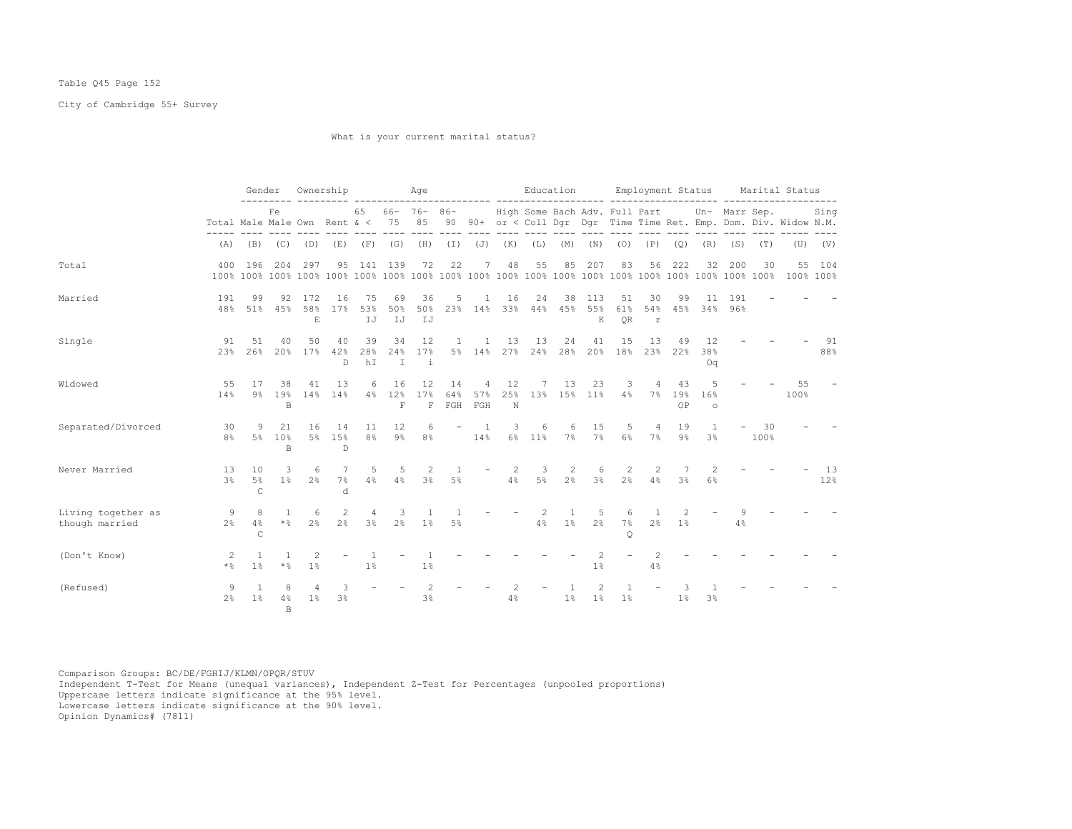Table Q45 Page 152

City of Cambridge 55+ Survey

What is your current marital status?

| | Total | Gender | | Ownership | | Age | | | | | Education | | | | Employment Status | | | | Marital Status | | | |
|---|---|---|---|---|---|---|---|---|---|---|---|---|---|---|---|---|---|---|---|---|---|---|
| | Total | Male | Female | Own | Rent | 65 & < | 66-75 | 76-85 | 86-90 | 90+ | High or < | Some Coll | Bach Dgr | Adv. Dgr | Full Time | Part Time | Ret. | Un-Emp. | Marr Dom. | Sep. Div. | Widow | Sing N.M. |
| | (A) | (B) | (C) | (D) | (E) | (F) | (G) | (H) | (I) | (J) | (K) | (L) | (M) | (N) | (O) | (P) | (Q) | (R) | (S) | (T) | (U) | (V) |
| Total | 400 | 196 | 204 | 297 | 95 | 141 | 139 | 72 | 22 | 7 | 48 | 55 | 85 | 207 | 83 | 56 | 222 | 32 | 200 | 30 | 55 | 104 |
| | 100% | 100% | 100% | 100% | 100% | 100% | 100% | 100% | 100% | 100% | 100% | 100% | 100% | 100% | 100% | 100% | 100% | 100% | 100% | 100% | 100% | 100% |
| Married | 191 | 99 | 92 | 172 | 16 | 75 | 69 | 36 | 5 | 1 | 16 | 24 | 38 | 113 | 51 | 30 | 99 | 11 | 191 | - | - | - |
| | 48% | 51% | 45% | 58% | 17% | 53% | 50% | 50% | 23% | 14% | 33% | 44% | 45% | 55% | 61% | 54% | 45% | 34% | 96% | | | |
| | | | | E | | IJ | IJ | IJ | | | | | | K | QR | r | | | | | | |
| Single | 91 | 51 | 40 | 50 | 40 | 39 | 34 | 12 | 1 | 1 | 13 | 13 | 24 | 41 | 15 | 13 | 49 | 12 | - | - | - | 91 |
| | 23% | 26% | 20% | 17% | 42% | 28% | 24% | 17% | 5% | 14% | 27% | 24% | 28% | 20% | 18% | 23% | 22% | 38% | | | | 88% |
| | | | | | D | hI | I | i | | | | | | | | | | Oq | | | | |
| Widowed | 55 | 17 | 38 | 41 | 13 | 6 | 16 | 12 | 14 | 4 | 12 | 7 | 13 | 23 | 3 | 4 | 43 | 5 | - | - | 55 | - |
| | 14% | 9% | 19% | 14% | 14% | 4% | 12% | 17% | 64% | 57% | 25% | 13% | 15% | 11% | 4% | 7% | 19% | 16% | | | 100% | |
| | | | B | | | | F | F | FGH | FGH | N | | | | | | OP | o | | | | |
| Separated/Divorced | 30 | 9 | 21 | 16 | 14 | 11 | 12 | 6 | - | 1 | 3 | 6 | 6 | 15 | 5 | 4 | 19 | 1 | - | 30 | - | - |
| | 8% | 5% | 10% | 5% | 15% | 8% | 9% | 8% | | 14% | 6% | 11% | 7% | 7% | 6% | 7% | 9% | 3% | | 100% | | |
| | | | B | | D | | | | | | | | | | | | | | | | | |
| Never Married | 13 | 10 | 3 | 6 | 7 | 5 | 5 | 2 | 1 | - | 2 | 3 | 2 | 6 | 2 | 2 | 7 | 2 | - | - | - | 13 |
| | 3% | 5% | 1% | 2% | 7% | 4% | 4% | 3% | 5% | | 4% | 5% | 2% | 3% | 2% | 4% | 3% | 6% | | | | 12% |
| | | C | | | d | | | | | | | | | | | | | | | | | |
| Living together as though married | 9 | 8 | 1 | 6 | 2 | 4 | 3 | 1 | 1 | - | - | 2 | 1 | 5 | 6 | 1 | 2 | - | 9 | - | - | - |
| | 2% | 4% | *% | 2% | 2% | 3% | 2% | 1% | 5% | | | 4% | 1% | 2% | 7% | 2% | 1% | | 4% | | | |
| | | C | | | | | | | | | | | | | Q | | | | | | | |
| (Don't Know) | 2 | 1 | 1 | 2 | - | 1 | - | 1 | - | - | - | - | - | 2 | - | 2 | - | - | - | - | - | - |
| | *% | 1% | *% | 1% | | 1% | | 1% | | | | | | 1% | | 4% | | | | | | |
| (Refused) | 9 | 1 | 8 | 4 | 3 | - | - | 2 | - | - | 2 | - | 1 | 2 | 1 | - | 3 | 1 | - | - | - | - |
| | 2% | 1% | 4% | 1% | 3% | | | 3% | | | 4% | | 1% | 1% | 1% | | 1% | 3% | | | | |
| | | | B | | | | | | | | | | | | | | | | | | | |

Comparison Groups: BC/DE/FGHIJ/KLMN/OPQR/STUV
Independent T-Test for Means (unequal variances), Independent Z-Test for Percentages (unpooled proportions)
Uppercase letters indicate significance at the 95% level.
Lowercase letters indicate significance at the 90% level.
Opinion Dynamics# (7811)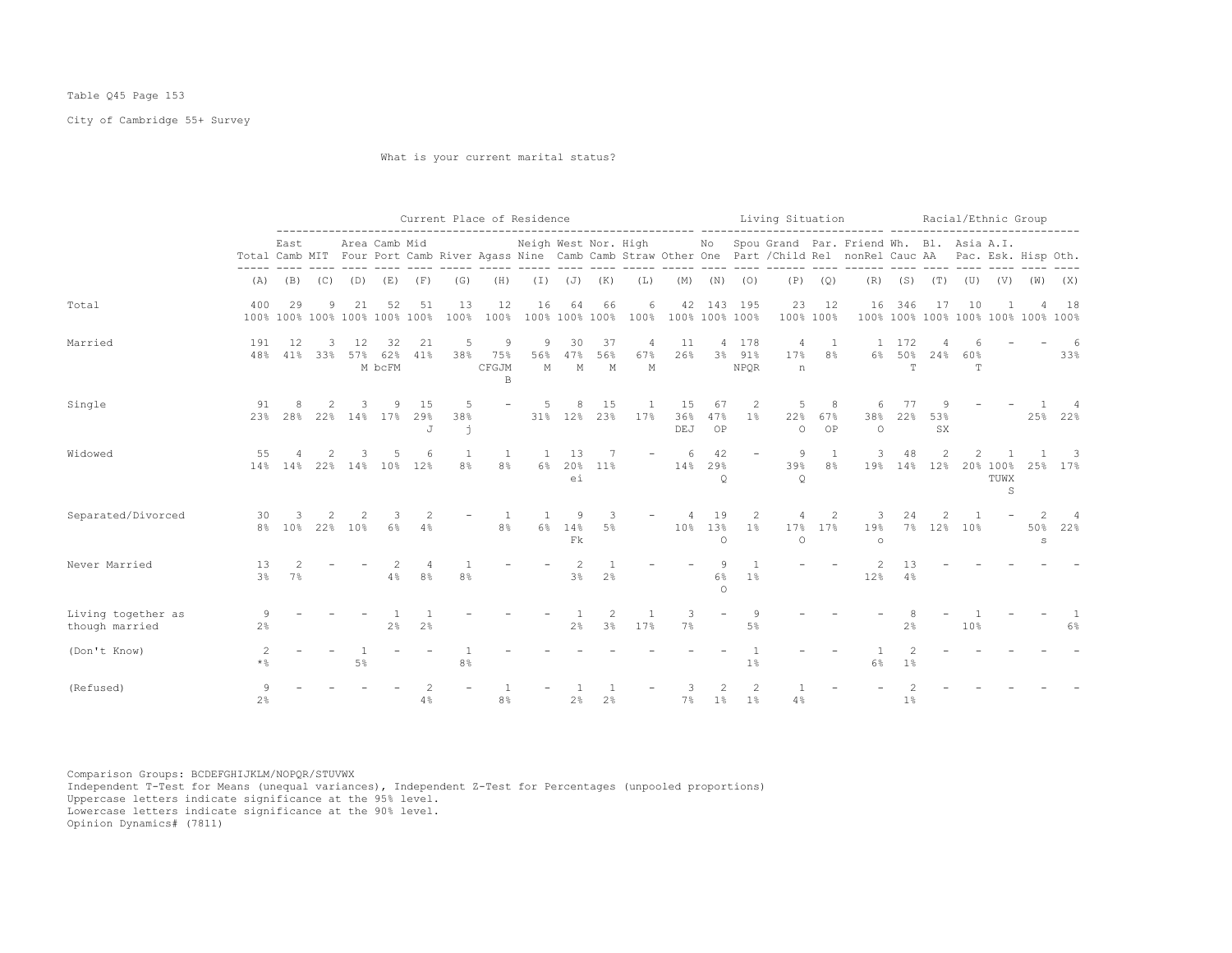Table Q45 Page 153

City of Cambridge 55+ Survey

What is your current marital status?

| | Total | East Camb | MIT | Area Four | Camb Port | Mid Camb | River | Agass | Neigh Nine | West Camb | Nor. Camb | High Straw | Other | No One | Spou Part | Grand /Child | Par. Rel | Friend nonRel | Wh. Cauc | Bl. AA | Asia Pac. | A.I. Esk. | Hisp | Oth. |
|---|---|---|---|---|---|---|---|---|---|---|---|---|---|---|---|---|---|---|---|---|---|---|---|---|
| | | Current Place of Residence | | | | | | | | | | | | Living Situation | | | | | Racial/Ethnic Group | | | | | |
| | (A) | (B) | (C) | (D) | (E) | (F) | (G) | (H) | (I) | (J) | (K) | (L) | (M) | (N) | (O) | (P) | (Q) | (R) | (S) | (T) | (U) | (V) | (W) | (X) |
| Total | 400 | 29 | 9 | 21 | 52 | 51 | 13 | 12 | 16 | 64 | 66 | 6 | 42 | 143 | 195 | 23 | 12 | 16 | 346 | 17 | 10 | 1 | 4 | 18 |
| | 100% | 100% | 100% | 100% | 100% | 100% | 100% | 100% | 100% | 100% | 100% | 100% | 100% | 100% | 100% | 100% | 100% | 100% | 100% | 100% | 100% | 100% | 100% | 100% |
| Married | 191 | 12 | 3 | 12 | 32 | 21 | 5 | 9 | 9 | 30 | 37 | 4 | 11 | 4 | 178 | 4 | 1 | 1 | 172 | 4 | 6 | - | - | 6 |
| | 48% | 41% | 33% | 57% | 62% | 41% | 38% | 75% | 56% | 47% | 56% | 67% | 26% | 3% | 91% | 17% | 8% | 6% | 50% | 24% | 60% | | | 33% |
| | | | | M | bcFM | | | CFGJM B | M | M | M | M | | | NPQR | n | | | T | | T | | | |
| Single | 91 | 8 | 2 | 3 | 9 | 15 | 5 | - | 5 | 8 | 15 | 1 | 15 | 67 | 2 | 5 | 8 | 6 | 77 | 9 | - | - | 1 | 4 |
| | 23% | 28% | 22% | 14% | 17% | 29% | 38% | | 31% | 12% | 23% | 17% | 36% | 47% | 1% | 22% | 67% | 38% | 22% | 53% | | | 25% | 22% |
| | | | | | | J | j | | | | | | DEJ | OP | | O | OP | O | | SX | | | | |
| Widowed | 55 | 4 | 2 | 3 | 5 | 6 | 1 | 1 | 1 | 13 | 7 | - | 6 | 42 | - | 9 | 1 | 3 | 48 | 2 | 2 | 1 | 1 | 3 |
| | 14% | 14% | 22% | 14% | 10% | 12% | 8% | 8% | 6% | 20% | 11% | | 14% | 29% | | 39% | 8% | 19% | 14% | 12% | 20% | 100% | 25% | 17% |
| | | | | | | | | | | ei | | | | Q | | Q | | | | | | TUWX S | | |
| Separated/Divorced | 30 | 3 | 2 | 2 | 3 | 2 | - | 1 | 1 | 9 | 3 | - | 4 | 19 | 2 | 4 | 2 | 3 | 24 | 2 | 1 | - | 2 | 4 |
| | 8% | 10% | 22% | 10% | 6% | 4% | | 8% | 6% | 14% | 5% | | 10% | 13% | 1% | 17% | 17% | 19% | 7% | 12% | 10% | | 50% | 22% |
| | | | | | | | | | | Fk | | | | O | | O | | o | | | | | s | |
| Never Married | 13 | 2 | - | - | 2 | 4 | 1 | - | - | 2 | 1 | - | - | 9 | 1 | - | - | 2 | 13 | - | - | - | - | - |
| | 3% | 7% | | | 4% | 8% | 8% | | | 3% | 2% | | | 6% | 1% | | | 12% | 4% | | | | | |
| | | | | | | | | | | | | | | O | | | | | | | | | | |
| Living together as though married | 9 | - | - | - | 1 | 1 | - | - | - | 1 | 2 | 1 | 3 | - | 9 | - | - | - | 8 | - | 1 | - | - | 1 |
| | 2% | | | | 2% | 2% | | | | 2% | 3% | 17% | 7% | | 5% | | | | 2% | | 10% | | | 6% |
| (Don't Know) | 2 | - | - | 1 | - | - | 1 | - | - | - | - | - | - | - | 1 | - | - | 1 | 2 | - | - | - | - | - |
| | *% | | | 5% | | | 8% | | | | | | | | 1% | | | 6% | 1% | | | | | |
| (Refused) | 9 | - | - | - | - | 2 | - | 1 | - | 1 | 1 | - | 3 | 2 | 2 | 1 | - | - | 2 | - | - | - | - | - |
| | 2% | | | | | 4% | | 8% | | 2% | 2% | | 7% | 1% | 1% | 4% | | | 1% | | | | | |

Comparison Groups: BCDEFGHIJKLM/NOPQR/STUVWX
Independent T-Test for Means (unequal variances), Independent Z-Test for Percentages (unpooled proportions)
Uppercase letters indicate significance at the 95% level.
Lowercase letters indicate significance at the 90% level.
Opinion Dynamics# (7811)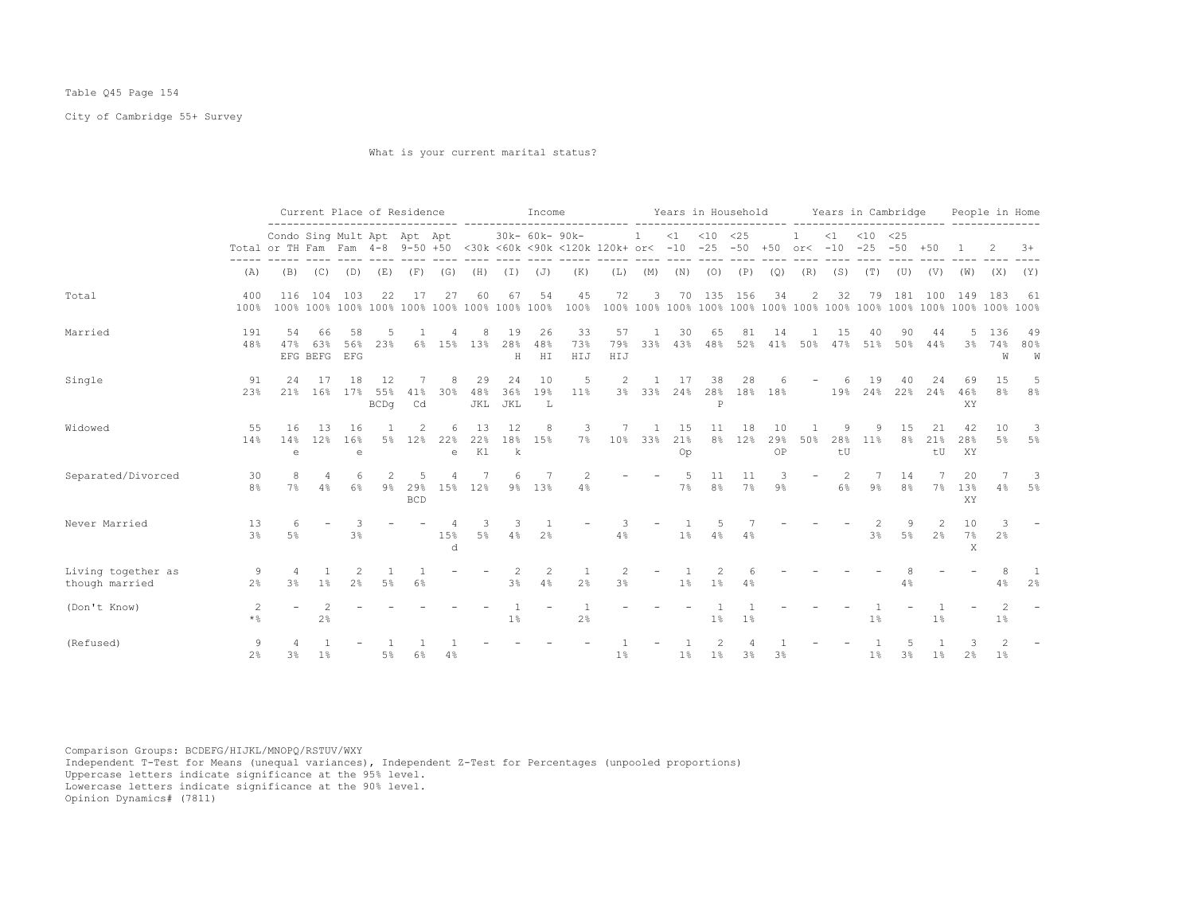Table Q45 Page 154

City of Cambridge 55+ Survey

What is your current marital status?

| | Total | Current Place of Residence | | | | | | Income | | | | | Years in Household | | | | | Years in Cambridge | | | | | People in Home | | |
|---|---|---|---|---|---|---|---|---|---|---|---|---|---|---|---|---|---|---|---|---|---|---|---|---|---|
| | | Condo or TH | Sing Fam | Mult Fam | Apt 4-8 | Apt 9-50 | Apt +50 | <30k | 30k- <60k | 60k- <90k | 90k- <120k | 120k+ | 1 or< | <1 -10 | <10 -25 | <25 -50 | +50 | 1 or< | <1 -10 | <10 -25 | <25 -50 | +50 | 1 | 2 | 3+ |
| | (A) | (B) | (C) | (D) | (E) | (F) | (G) | (H) | (I) | (J) | (K) | (L) | (M) | (N) | (O) | (P) | (Q) | (R) | (S) | (T) | (U) | (V) | (W) | (X) | (Y) |
| Total | 400 100% | 116 100% | 104 100% | 103 100% | 22 100% | 17 100% | 27 100% | 60 100% | 67 100% | 54 100% | 45 100% | 72 100% | 3 100% | 70 100% | 135 100% | 156 100% | 34 100% | 2 100% | 32 100% | 79 100% | 181 100% | 100 100% | 149 100% | 183 100% | 61 100% |
| Married | 191 48% | 54 47% EFG | 66 63% BEFG | 58 56% EFG | 5 23% | 1 6% | 4 15% | 8 13% | 19 28% H | 26 48% HI | 33 73% HIJ | 57 79% HIJ | 1 33% | 30 43% | 65 48% | 81 52% | 14 41% | 1 50% | 15 47% | 40 51% | 90 50% | 44 44% | 5 3% | 136 74% W | 49 80% W |
| Single | 91 23% | 24 21% | 17 16% | 18 17% | 12 55% BCDg | 7 41% Cd | 8 30% | 29 48% JKL | 24 36% JKL | 10 19% L | 5 11% | 2 3% | 1 33% | 17 24% | 38 28% P | 28 18% | 6 18% | - | 6 19% | 19 24% | 40 22% | 24 24% | 69 46% XY | 15 8% | 5 8% |
| Widowed | 55 14% | 16 14% e | 13 12% | 16 16% e | 1 5% | 2 12% | 6 22% e | 13 22% Kl | 12 18% k | 8 15% | 3 7% | 7 10% | 1 33% | 15 21% Op | 11 8% | 18 12% | 10 29% OP | 1 50% | 9 28% tU | 9 11% | 15 8% | 21 21% tU | 42 28% XY | 10 5% | 3 5% |
| Separated/Divorced | 30 8% | 8 7% | 4 4% | 6 6% | 2 9% | 5 29% BCD | 4 15% | 7 12% | 6 9% | 7 13% | 2 4% | - | - | 5 7% | 11 8% | 11 7% | 3 9% | - | 2 6% | 7 9% | 14 8% | 7 7% | 20 13% XY | 7 4% | 3 5% |
| Never Married | 13 3% | 6 5% | - | 3 3% | - | - | 4 15% d | 3 5% | 3 4% | 1 2% | - | 3 4% | - | 1 1% | 5 4% | 7 4% | - | - | - | 2 3% | 9 5% | 2 2% | 10 7% X | 3 2% | - |
| Living together as though married | 9 2% | 4 3% | 1 1% | 2 2% | 1 5% | 1 6% | - | - | 2 3% | 2 4% | 1 2% | 2 3% | - | 1 1% | 2 1% | 6 4% | - | - | - | - | 8 4% | - | - | 8 4% | 1 2% |
| (Don't Know) | 2 *% | - | 2 2% | - | - | - | - | - | 1 1% | - | 1 2% | - | - | - | 1 1% | 1 1% | - | - | - | 1 1% | - | 1 1% | - | 2 1% | - |
| (Refused) | 9 2% | 4 3% | 1 1% | - | 1 5% | 1 6% | 1 4% | - | - | - | - | 1 1% | - | 1 1% | 2 1% | 4 3% | 1 3% | - | - | 1 1% | 5 3% | 1 1% | 3 2% | 2 1% | - |

Comparison Groups: BCDEFG/HIJKL/MNOPQ/RSTUV/WXY
Independent T-Test for Means (unequal variances), Independent Z-Test for Percentages (unpooled proportions)
Uppercase letters indicate significance at the 95% level.
Lowercase letters indicate significance at the 90% level.
Opinion Dynamics# (7811)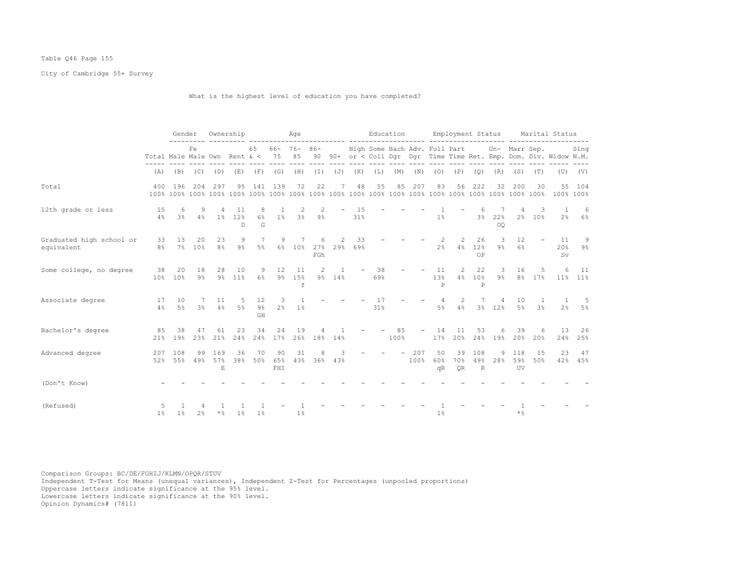Table Q46 Page 155

City of Cambridge 55+ Survey

What is the highest level of education you have completed?

| | | Gender | | Ownership | | Age | | | | | Education | | | | | Employment Status | | | | Marital Status | | | |
|---|---|---|---|---|---|---|---|---|---|---|---|---|---|---|---|---|---|---|---|---|---|---|---|
| | Total | Male | Female | Own | Rent | 65 & < | 66-75 | 76-85 | 86-90 | 90+ | High or < | Some Coll | Bach Dgr | Adv. Dgr | Full Time | Part Time | Ret. | Un-Emp. | Marr Dom. | Sep. Div. | Widow | Sing N.M. |
| | (A) | (B) | (C) | (D) | (E) | (F) | (G) | (H) | (I) | (J) | (K) | (L) | (M) | (N) | (O) | (P) | (Q) | (R) | (S) | (T) | (U) | (V) |
| Total | 400<br>100% | 196<br>100% | 204<br>100% | 297<br>100% | 95<br>100% | 141<br>100% | 139<br>100% | 72<br>100% | 22<br>100% | 7<br>100% | 48<br>100% | 55<br>100% | 85<br>100% | 207<br>100% | 83<br>100% | 56<br>100% | 222<br>100% | 32<br>100% | 200<br>100% | 30<br>100% | 55<br>100% | 104<br>100% |
| 12th grade or less | 15<br>4% | 6<br>3% | 9<br>4% | 4<br>1% | 11<br>12%<br>D | 8<br>6%<br>G | 1<br>1% | 2<br>3% | 2<br>9% | - | 15<br>31% | - | - | - | 1<br>1% | - | 6<br>3% | 7<br>22%<br>OQ | 4<br>2% | 3<br>10% | 1<br>2% | 6<br>6% |
| Graduated high school or equivalent | 33<br>8% | 13<br>7% | 20<br>10% | 23<br>8% | 9<br>9% | 7<br>5% | 9<br>6% | 7<br>10% | 6<br>27%<br>FGh | 2<br>29% | 33<br>69% | - | - | - | 2<br>2% | 2<br>4% | 26<br>12%<br>OP | 3<br>9% | 12<br>6% | - | 11<br>20%<br>Sv | 9<br>9% |
| Some college, no degree | 38<br>10% | 20<br>10% | 18<br>9% | 28<br>9% | 10<br>11% | 9<br>6% | 12<br>9% | 11<br>15%<br>f | 2<br>9% | 1<br>14% | - | 38<br>69% | - | - | 11<br>13%<br>P | 2<br>4% | 22<br>10%<br>P | 3<br>9% | 16<br>8% | 5<br>17% | 6<br>11% | 11<br>11% |
| Associate degree | 17<br>4% | 10<br>5% | 7<br>3% | 11<br>4% | 5<br>5% | 12<br>9%<br>GH | 3<br>2% | 1<br>1% | - | - | - | 17<br>31% | - | - | 4<br>5% | 2<br>4% | 7<br>3% | 4<br>12% | 10<br>5% | 1<br>3% | 1<br>2% | 5<br>5% |
| Bachelor's degree | 85<br>21% | 38<br>19% | 47<br>23% | 61<br>21% | 23<br>24% | 34<br>24% | 24<br>17% | 19<br>26% | 4<br>18% | 1<br>14% | - | - | 85<br>100% | - | 14<br>17% | 11<br>20% | 53<br>24% | 6<br>19% | 39<br>20% | 6<br>20% | 13<br>24% | 26<br>25% |
| Advanced degree | 207<br>52% | 108<br>55% | 99<br>49% | 169<br>57%<br>E | 36<br>38% | 70<br>50% | 90<br>65%<br>FHI | 31<br>43% | 8<br>36% | 3<br>43% | - | - | - | 207<br>100% | 50<br>60%<br>qR | 39<br>70%<br>QR | 108<br>49%<br>R | 9<br>28% | 118<br>59%<br>UV | 15<br>50% | 23<br>42% | 47<br>45% |
| (Don't Know) | - | - | - | - | - | - | - | - | - | - | - | - | - | - | - | - | - | - | - | - | - | - |
| (Refused) | 5<br>1% | 1<br>1% | 4<br>2% | 1<br>*% | 1<br>1% | 1<br>1% | - | 1<br>1% | - | - | - | - | - | - | 1<br>1% | - | - | - | 1<br>*% | - | - | - |

Comparison Groups: BC/DE/FGHIJ/KLMN/OPQR/STUV
Independent T-Test for Means (unequal variances), Independent Z-Test for Percentages (unpooled proportions)
Uppercase letters indicate significance at the 95% level.
Lowercase letters indicate significance at the 90% level.
Opinion Dynamics# (7811)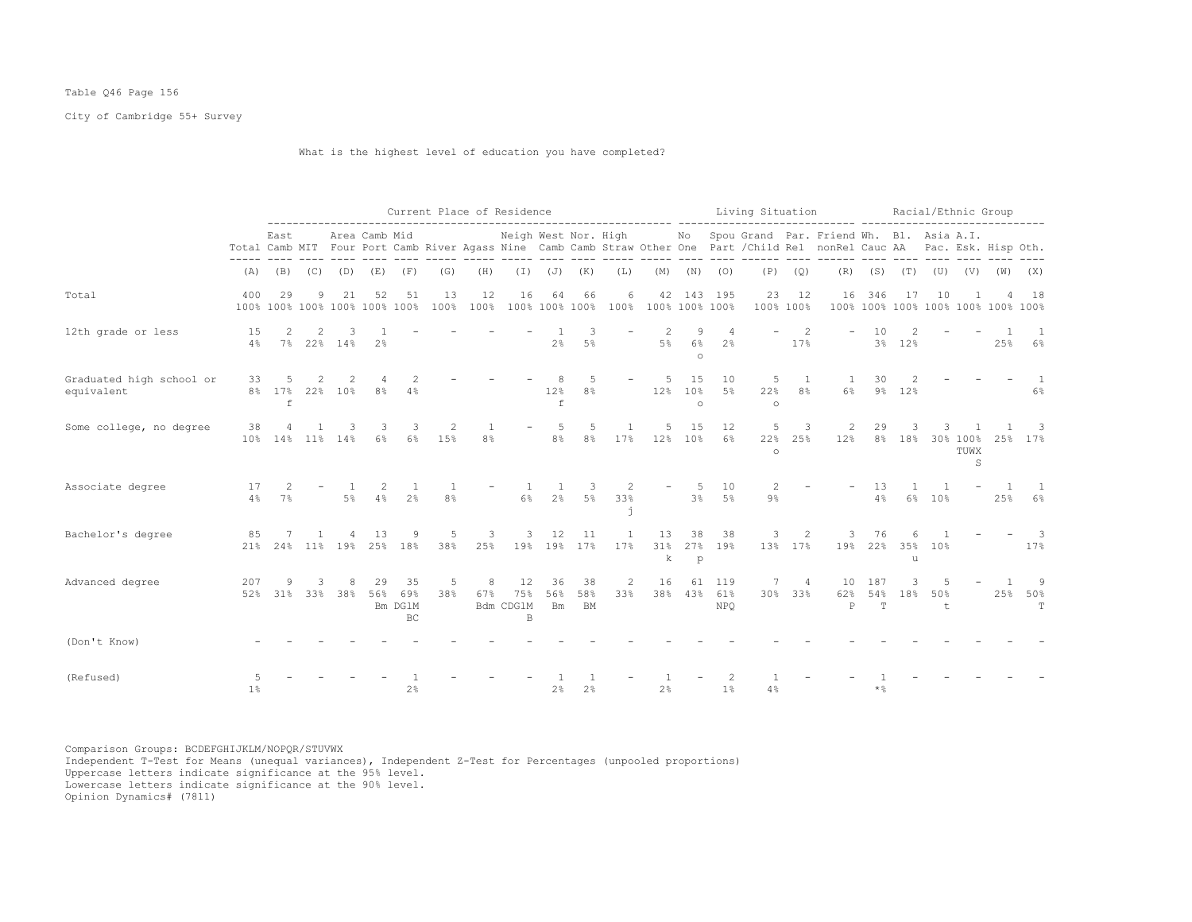Table Q46 Page 156

City of Cambridge 55+ Survey

What is the highest level of education you have completed?

| | | Current Place of Residence | | | | | | | | | | | | Living Situation | | | | | Racial/Ethnic Group | | | | | |
|---|---|---|---|---|---|---|---|---|---|---|---|---|---|---|---|---|---|---|---|---|---|---|---|---|
| | Total | East Camb | MIT | Area Four | Camb Port | Mid Camb | River | Agass | Neigh Nine | West Camb | Nor. Camb | High Straw | Other | No One | Spou Part | Grand /Child | Par. Rel | Friend nonRel | Wh. Cauc | Bl. AA | Asia Pac. | A.I. Esk. | Hisp | Oth. |
| | (A) | (B) | (C) | (D) | (E) | (F) | (G) | (H) | (I) | (J) | (K) | (L) | (M) | (N) | (O) | (P) | (Q) | (R) | (S) | (T) | (U) | (V) | (W) | (X) |
| Total | 400 100% | 29 100% | 9 100% | 21 100% | 52 100% | 51 100% | 13 100% | 12 100% | 16 100% | 64 100% | 66 100% | 6 100% | 42 100% | 143 100% | 195 100% | 23 100% | 12 100% | 16 100% | 346 100% | 17 100% | 10 100% | 1 100% | 4 100% | 18 100% |
| 12th grade or less | 15 4% | 2 7% | 2 22% | 3 14% | 1 2% | - | - | - | - | 1 2% | 3 5% | - | 2 5% | 9 6% o | 4 2% | - | 2 17% | - | 10 3% | 2 12% | - | - | 1 25% | 1 6% |
| Graduated high school or equivalent | 33 8% | 5 17% f | 2 22% | 2 10% | 4 8% | 2 4% | - | - | - | 8 12% f | 5 8% | - | 5 12% | 15 10% o | 10 5% | 5 22% o | 1 8% | 1 6% | 30 9% | 2 12% | - | - | - | 1 6% |
| Some college, no degree | 38 10% | 4 14% | 1 11% | 3 14% | 3 6% | 3 6% | 2 15% | 1 8% | - | 5 8% | 5 8% | 1 17% | 5 12% | 15 10% | 12 6% | 5 22% o | 3 25% | 2 12% | 29 8% | 3 18% | 3 30% | 1 100% TUWX S | 1 25% | 3 17% |
| Associate degree | 17 4% | 2 7% | - | 1 5% | 2 4% | 1 2% | 1 8% | - | 1 6% | 1 2% | 3 5% | 2 33% j | - | 5 3% | 10 5% | 2 9% | - | - | 13 4% | 1 6% | 1 10% | - | 1 25% | 1 6% |
| Bachelor's degree | 85 21% | 7 24% | 1 11% | 4 19% | 13 25% | 9 18% | 5 38% | 3 25% | 3 19% | 12 19% | 11 17% | 1 17% | 13 31% k | 38 27% p | 38 19% | 3 13% | 2 17% | 3 19% | 76 22% | 6 35% u | 1 10% | - | - | 3 17% |
| Advanced degree | 207 52% | 9 31% | 3 33% | 8 38% | 29 56% Bm | 35 69% DGlM BC | 5 38% | 8 67% Bdm | 12 75% CDGlM B | 36 56% Bm | 38 58% BM | 2 33% | 16 38% | 61 43% | 119 61% NPQ | 7 30% | 4 33% | 10 62% P | 187 54% T | 3 18% | 5 50% t | - | 1 25% | 9 50% T |
| (Don't Know) | - | - | - | - | - | - | - | - | - | - | - | - | - | - | - | - | - | - | - | - | - | - | - | - |
| (Refused) | 5 1% | - | - | - | - | 1 2% | - | - | - | 1 2% | 1 2% | - | 1 2% | - | 2 1% | 1 4% | - | - | 1 *% | - | - | - | - | - |

Comparison Groups: BCDEFGHIJKLM/NOPQR/STUVWX
Independent T-Test for Means (unequal variances), Independent Z-Test for Percentages (unpooled proportions)
Uppercase letters indicate significance at the 95% level.
Lowercase letters indicate significance at the 90% level.
Opinion Dynamics# (7811)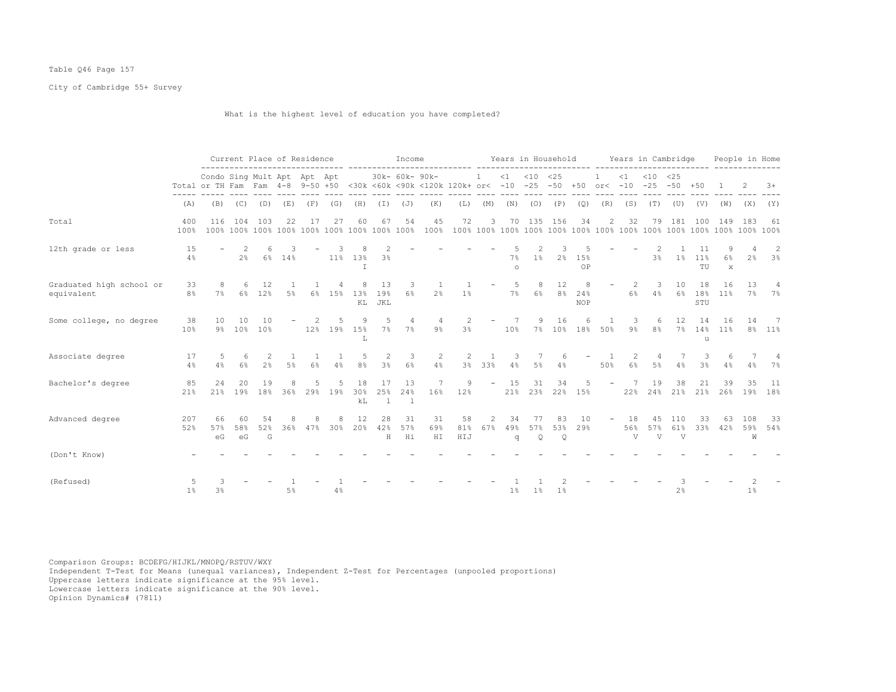Table Q46 Page 157

City of Cambridge 55+ Survey

What is the highest level of education you have completed?

| | Total | Current Place of Residence | | | | | | Income | | | | | Years in Household | | | | | Years in Cambridge | | | | | People in Home | | |
|---|---|---|---|---|---|---|---|---|---|---|---|---|---|---|---|---|---|---|---|---|---|---|---|---|---|
| | | Condo or TH | Sing Fam | Mult Fam | Apt 4-8 | Apt 9-50 | Apt +50 | <30k | 30k-<60k | 60k-<90k | 90k-<120k | 120k+ | 1 or< | <1 -10 | <10 -25 | <25 -50 | +50 | 1 or< | <1 -10 | <10 -25 | <25 -50 | +50 | 1 | 2 | 3+ |
| | (A) | (B) | (C) | (D) | (E) | (F) | (G) | (H) | (I) | (J) | (K) | (L) | (M) | (N) | (O) | (P) | (Q) | (R) | (S) | (T) | (U) | (V) | (W) | (X) | (Y) |
| Total | 400<br>100% | 116<br>100% | 104<br>100% | 103<br>100% | 22<br>100% | 17<br>100% | 27<br>100% | 60<br>100% | 67<br>100% | 54<br>100% | 45<br>100% | 72<br>100% | 3<br>100% | 70<br>100% | 135<br>100% | 156<br>100% | 34<br>100% | 2<br>100% | 32<br>100% | 79<br>100% | 181<br>100% | 100<br>100% | 149<br>100% | 183<br>100% | 61<br>100% |
| 12th grade or less | 15<br>4% | - | 2<br>2% | 6<br>6% | 3<br>14% | - | 3<br>11% | 8<br>13%<br>I | 2<br>3% | - | - | - | - | 5<br>7%<br>o | 2<br>1% | 3<br>2% | 5<br>15%<br>OP | - | - | 2<br>3% | 1<br>1% | 11<br>11%<br>TU | 9<br>6%<br>x | 4<br>2% | 2<br>3% |
| Graduated high school or equivalent | 33<br>8% | 8<br>7% | 6<br>6% | 12<br>12% | 1<br>5% | 1<br>6% | 4<br>15% | 8<br>13%<br>KL | 13<br>19%<br>JKL | 3<br>6% | 1<br>2% | 1<br>1% | - | 5<br>7% | 8<br>6% | 12<br>8% | 8<br>24%<br>NOP | - | 2<br>6% | 3<br>4% | 10<br>6% | 18<br>18%<br>STU | 16<br>11% | 13<br>7% | 4<br>7% |
| Some college, no degree | 38<br>10% | 10<br>9% | 10<br>10% | 10<br>10% | - | 2<br>12% | 5<br>19% | 9<br>15%<br>L | 5<br>7% | 4<br>7% | 4<br>9% | 2<br>3% | - | 7<br>10% | 9<br>7% | 16<br>10% | 6<br>18% | 1<br>50% | 3<br>9% | 6<br>8% | 12<br>7% | 14<br>14%<br>u | 16<br>11% | 14<br>8% | 7<br>11% |
| Associate degree | 17<br>4% | 5<br>4% | 6<br>6% | 2<br>2% | 1<br>5% | 1<br>6% | 1<br>4% | 5<br>8% | 2<br>3% | 3<br>6% | 2<br>4% | 2<br>3% | 1<br>33% | 3<br>4% | 7<br>5% | 6<br>4% | - | 1<br>50% | 2<br>6% | 4<br>5% | 7<br>4% | 3<br>3% | 6<br>4% | 7<br>4% | 4<br>7% |
| Bachelor's degree | 85<br>21% | 24<br>21% | 20<br>19% | 19<br>18% | 8<br>36% | 5<br>29% | 5<br>19% | 18<br>30%<br>kL | 17<br>25%<br>l | 13<br>24%<br>l | 7<br>16% | 9<br>12% | - | 15<br>21% | 31<br>23% | 34<br>22% | 5<br>15% | - | 7<br>22% | 19<br>24% | 38<br>21% | 21<br>21% | 39<br>26% | 35<br>19% | 11<br>18% |
| Advanced degree | 207<br>52% | 66<br>57%<br>eG | 60<br>58%<br>eG | 54<br>52%<br>G | 8<br>36% | 8<br>47% | 8<br>30% | 12<br>20% | 28<br>42%<br>H | 31<br>57%<br>Hi | 31<br>69%<br>HI | 58<br>81%<br>HIJ | 2<br>67% | 34<br>49%<br>q | 77<br>57%<br>Q | 83<br>53%<br>Q | 10<br>29% | - | 18<br>56%<br>V | 45<br>57%<br>V | 110<br>61%<br>V | 33<br>33% | 63<br>42% | 108<br>59%<br>W | 33<br>54% |
| (Don't Know) | - | - | - | - | - | - | - | - | - | - | - | - | - | - | - | - | - | - | - | - | - | - | - | - | - |
| (Refused) | 5<br>1% | 3<br>3% | - | - | 1<br>5% | - | 1<br>4% | - | - | - | - | - | - | 1<br>1% | 1<br>1% | 2<br>1% | - | - | - | - | 3<br>2% | - | - | 2<br>1% | - |

Comparison Groups: BCDEFG/HIJKL/MNOPQ/RSTUV/WXY
Independent T-Test for Means (unequal variances), Independent Z-Test for Percentages (unpooled proportions)
Uppercase letters indicate significance at the 95% level.
Lowercase letters indicate significance at the 90% level.
Opinion Dynamics# (7811)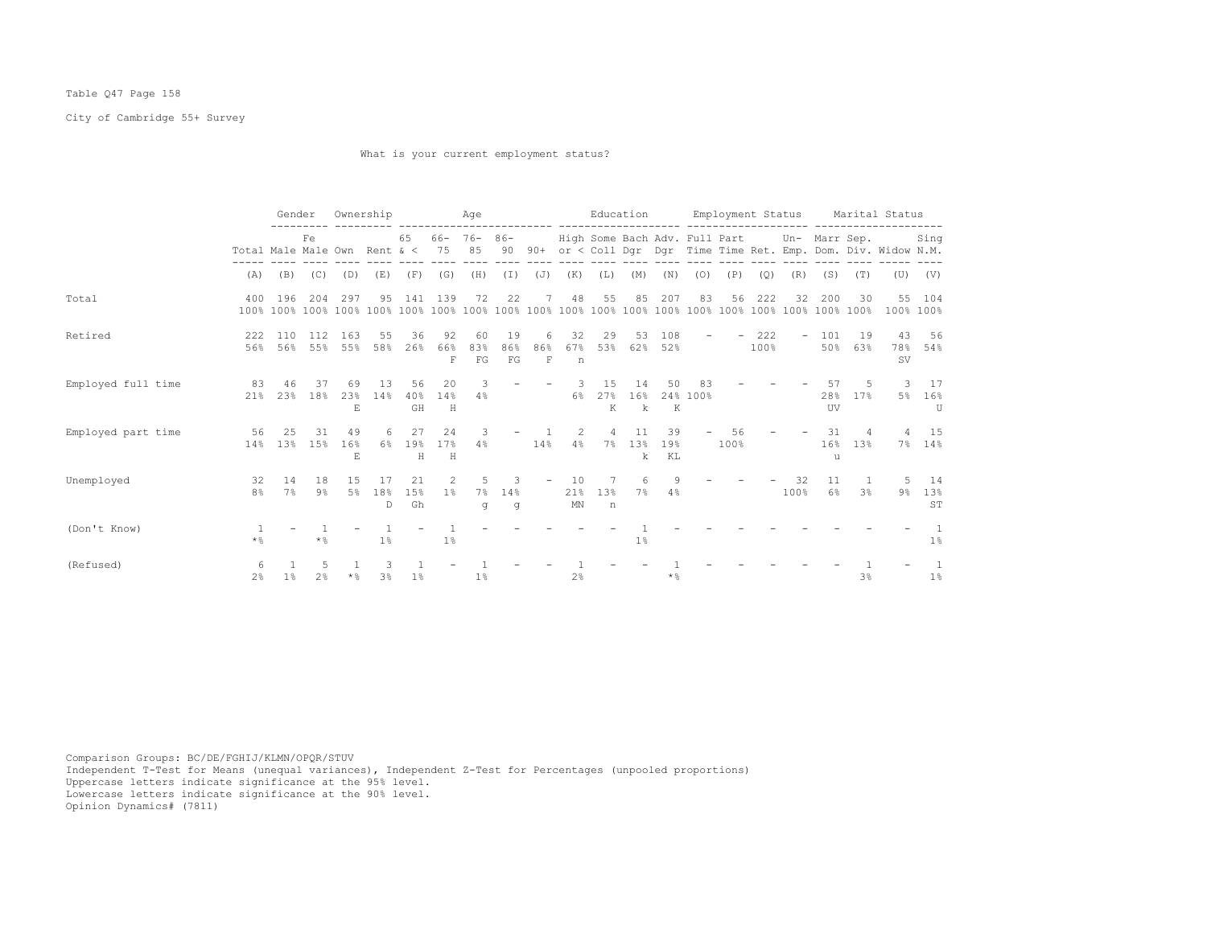Table Q47 Page 158

City of Cambridge 55+ Survey

What is your current employment status?

| | | Gender | | Ownership | | Age | | | | | Education | | | | Employment Status | | | | Marital Status | | | |
|---|---|---|---|---|---|---|---|---|---|---|---|---|---|---|---|---|---|---|---|---|---|---|
| | Total | Male | Female | Own | Rent | 65 & < | 66-75 | 76-85 | 86-90 | 90+ | High or < | Some Coll | Bach Dgr | Adv. Dgr | Full Time | Part Time | Ret. | Un-Emp. | Marr Dom. | Sep. Div. | Widow | Sing N.M. |
| | (A) | (B) | (C) | (D) | (E) | (F) | (G) | (H) | (I) | (J) | (K) | (L) | (M) | (N) | (O) | (P) | (Q) | (R) | (S) | (T) | (U) | (V) |
| Total | 400<br>100% | 196<br>100% | 204<br>100% | 297<br>100% | 95<br>100% | 141<br>100% | 139<br>100% | 72<br>100% | 22<br>100% | 7<br>100% | 48<br>100% | 55<br>100% | 85<br>100% | 207<br>100% | 83<br>100% | 56<br>100% | 222<br>100% | 32<br>100% | 200<br>100% | 30<br>100% | 55<br>100% | 104<br>100% |
| Retired | 222<br>56% | 110<br>56% | 112<br>55% | 163<br>55% | 55<br>58% | 36<br>26% | 92<br>66%<br>F | 60<br>83%<br>FG | 19<br>86%<br>FG | 6<br>86%<br>F | 32<br>67%<br>n | 29<br>53% | 53<br>62% | 108<br>52% | - | - | 222<br>100% | - | 101<br>50% | 19<br>63% | 43<br>78%<br>SV | 56<br>54% |
| Employed full time | 83<br>21% | 46<br>23% | 37<br>18% | 69<br>23%<br>E | 13<br>14% | 56<br>40%<br>GH | 20<br>14%<br>H | 3<br>4% | - | - | 3<br>6% | 15<br>27%<br>K | 14<br>16%<br>k | 50<br>24%<br>K | 83<br>100% | - | - | - | 57<br>28%<br>UV | 5<br>17% | 3<br>5% | 17<br>16%<br>U |
| Employed part time | 56<br>14% | 25<br>13% | 31<br>15% | 49<br>16%<br>E | 6<br>6% | 27<br>19%<br>H | 24<br>17%<br>H | 3<br>4% | - | 1<br>14% | 2<br>4% | 4<br>7% | 11<br>13%<br>k | 39<br>19%<br>KL | - | 56<br>100% | - | - | 31<br>16%<br>u | 4<br>13% | 4<br>7% | 15<br>14% |
| Unemployed | 32<br>8% | 14<br>7% | 18<br>9% | 15<br>5% | 17<br>18%<br>D | 21<br>15%<br>Gh | 2<br>1% | 5<br>7%<br>g | 3<br>14%<br>g | - | 10<br>21%<br>MN | 7<br>13%<br>n | 6<br>7% | 9<br>4% | - | - | - | 32<br>100% | 11<br>6% | 1<br>3% | 5<br>9% | 14<br>13%<br>ST |
| (Don't Know) | 1<br>*% | - | 1<br>*% | - | 1<br>1% | - | 1<br>1% | - | - | - | - | - | 1<br>1% | - | - | - | - | - | - | - | - | 1<br>1% |
| (Refused) | 6<br>2% | 1<br>1% | 5<br>2% | 1<br>*% | 3<br>3% | 1<br>1% | - | 1<br>1% | - | - | 1<br>2% | - | - | 1<br>*% | - | - | - | - | - | 1<br>3% | - | 1<br>1% |

Comparison Groups: BC/DE/FGHIJ/KLMN/OPQR/STUV
Independent T-Test for Means (unequal variances), Independent Z-Test for Percentages (unpooled proportions)
Uppercase letters indicate significance at the 95% level.
Lowercase letters indicate significance at the 90% level.
Opinion Dynamics# (7811)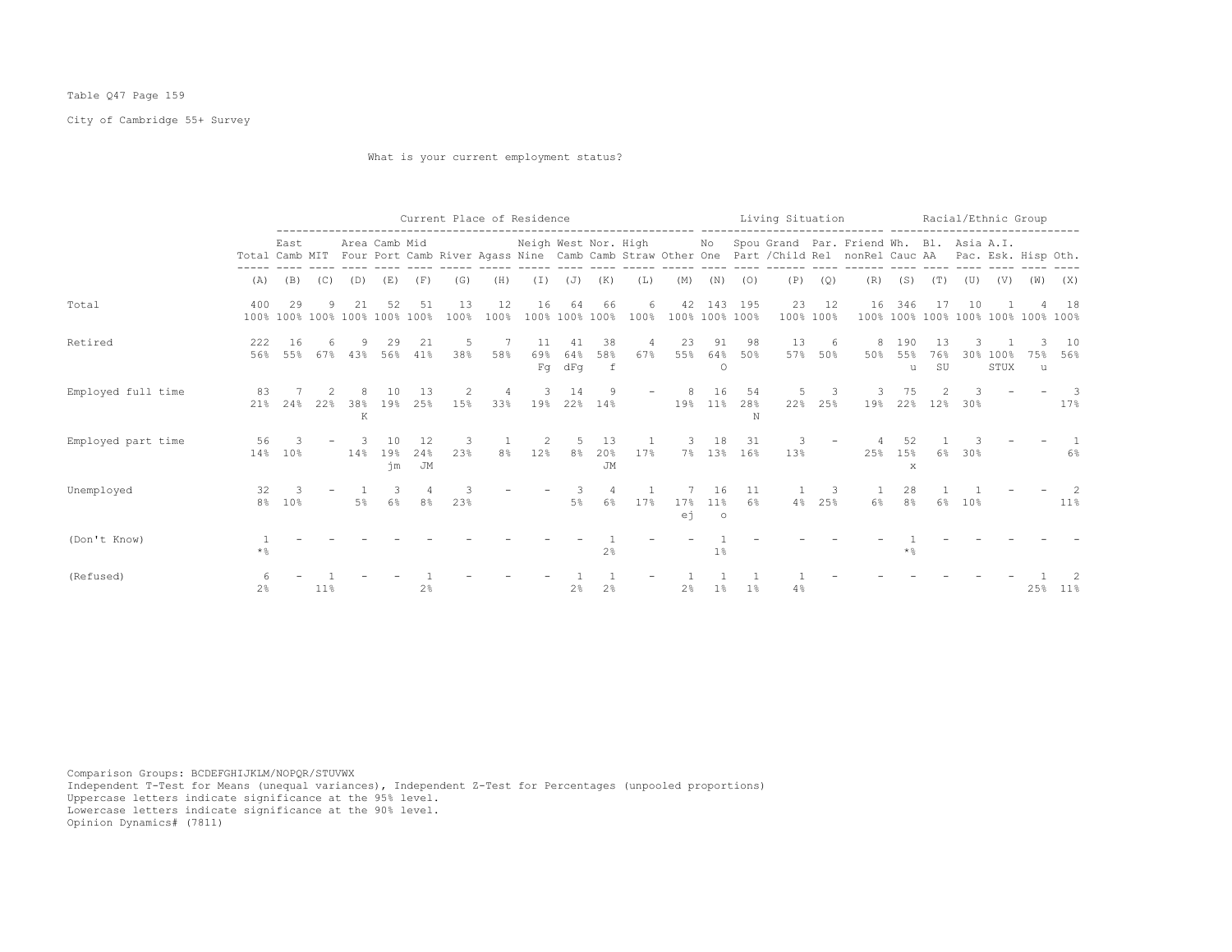Table Q47 Page 159

City of Cambridge 55+ Survey

What is your current employment status?

| | Total | East Camb | MIT | Area Four | Camb Port | Mid Camb | River | Agass | Neigh Nine | West Camb | Nor. Camb | High Straw | Other | No One | Spou Part | Grand /Child | Par. Rel | Friend nonRel | Wh. Cauc | Bl. AA | Asia Pac. | A.I. Esk. | Hisp | Oth. |
|---|---|---|---|---|---|---|---|---|---|---|---|---|---|---|---|---|---|---|---|---|---|---|---|---|
| | Current Place of Residence | | | | | | | | | | | | | Living Situation | | | | | Racial/Ethnic Group | | | | | |
| | (A) | (B) | (C) | (D) | (E) | (F) | (G) | (H) | (I) | (J) | (K) | (L) | (M) | (N) | (O) | (P) | (Q) | (R) | (S) | (T) | (U) | (V) | (W) | (X) |
| Total | 400 100% | 29 100% | 9 100% | 21 100% | 52 100% | 51 100% | 13 100% | 12 100% | 16 100% | 64 100% | 66 100% | 6 100% | 42 100% | 143 100% | 195 100% | 23 100% | 12 100% | 16 100% | 346 100% | 17 100% | 10 100% | 1 100% | 4 100% | 18 100% |
| Retired | 222 56% | 16 55% | 6 67% | 9 43% | 29 56% | 21 41% | 5 38% | 7 58% | 11 69% Fg | 41 64% dFg | 38 58% f | 4 67% | 23 55% | 91 64% O | 98 50% | 13 57% | 6 50% | 8 50% | 190 55% u | 13 76% SU | 3 30% | 1 100% STUX | 3 75% u | 10 56% |
| Employed full time | 83 21% | 7 24% | 2 22% | 8 38% K | 10 19% | 13 25% | 2 15% | 4 33% | 3 19% | 14 22% | 9 14% | - | 8 19% | 16 11% | 54 28% N | 5 22% | 3 25% | 3 19% | 75 22% | 2 12% | 3 30% | - | - | 3 17% |
| Employed part time | 56 14% | 3 10% | - | 3 14% | 10 19% jm | 12 24% JM | 3 23% | 1 8% | 2 12% | 5 8% | 13 20% JM | 1 17% | 3 7% | 18 13% | 31 16% | 3 13% | - | 4 25% | 52 15% x | 1 6% | 3 30% | - | - | 1 6% |
| Unemployed | 32 8% | 3 10% | - | 1 5% | 3 6% | 4 8% | 3 23% | - | - | 3 5% | 4 6% | 1 17% | 7 17% ej | 16 11% o | 11 6% | 1 4% | 3 25% | 1 6% | 28 8% | 1 6% | 1 10% | - | - | 2 11% |
| (Don't Know) | 1 *% | - | - | - | - | - | - | - | - | - | 1 2% | - | - | 1 1% | - | - | - | - | 1 *% | - | - | - | - | - |
| (Refused) | 6 2% | - | 1 11% | - | - | 1 2% | - | - | - | 1 2% | 1 2% | - | 1 2% | 1 1% | 1 1% | 1 4% | - | - | - | - | - | - | 1 25% | 2 11% |

Comparison Groups: BCDEFGHIJKLM/NOPQR/STUVWX
Independent T-Test for Means (unequal variances), Independent Z-Test for Percentages (unpooled proportions)
Uppercase letters indicate significance at the 95% level.
Lowercase letters indicate significance at the 90% level.
Opinion Dynamics# (7811)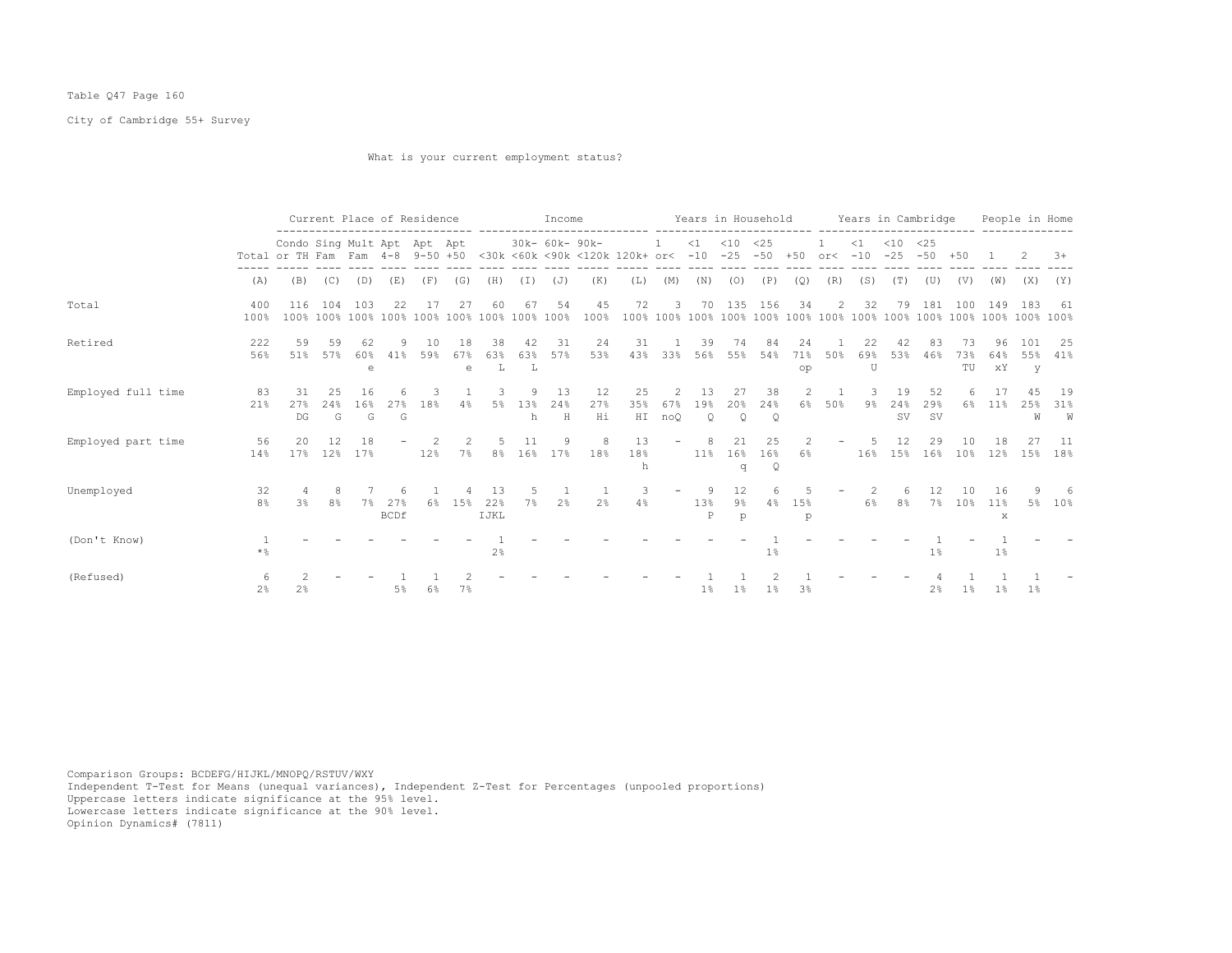Table Q47 Page 160

City of Cambridge 55+ Survey

What is your current employment status?

| | | Current Place of Residence | | | | | | Income | | | | | Years in Household | | | | | Years in Cambridge | | | | | People in Home | | |
|---|---|---|---|---|---|---|---|---|---|---|---|---|---|---|---|---|---|---|---|---|---|---|---|---|---|
| | Total | Condo or TH | Sing Fam | Mult Fam | Apt 4-8 | Apt 9-50 | Apt +50 | <30k | 30k-<60k | 60k-<90k | 90k-<120k | 120k+ | 1 or< | <1 -10 | <10 -25 | <25 -50 | +50 | 1 or< | <1 -10 | <10 -25 | <25 -50 | +50 | 1 | 2 | 3+ |
| | (A) | (B) | (C) | (D) | (E) | (F) | (G) | (H) | (I) | (J) | (K) | (L) | (M) | (N) | (O) | (P) | (Q) | (R) | (S) | (T) | (U) | (V) | (W) | (X) | (Y) |
| Total | 400<br>100% | 116<br>100% | 104<br>100% | 103<br>100% | 22<br>100% | 17<br>100% | 27<br>100% | 60<br>100% | 67<br>100% | 54<br>100% | 45<br>100% | 72<br>100% | 3<br>100% | 70<br>100% | 135<br>100% | 156<br>100% | 34<br>100% | 2<br>100% | 32<br>100% | 79<br>100% | 181<br>100% | 100<br>100% | 149<br>100% | 183<br>100% | 61<br>100% |
| Retired | 222<br>56% | 59<br>51% | 59<br>57% | 62<br>60%<br>e | 9<br>41% | 10<br>59% | 18<br>67%<br>e | 38<br>63%<br>L | 42<br>63%<br>L | 31<br>57% | 24<br>53% | 31<br>43% | 1<br>33% | 39<br>56% | 74<br>55% | 84<br>54% | 24<br>71%<br>op | 1<br>50% | 22<br>69%<br>U | 42<br>53% | 83<br>46% | 73<br>73%<br>TU | 96<br>64%<br>xY | 101<br>55%<br>y | 25<br>41% |
| Employed full time | 83<br>21% | 31<br>27%<br>DG | 25<br>24%<br>G | 16<br>16%<br>G | 6<br>27%<br>G | 3<br>18% | 1<br>4% | 3<br>5% | 9<br>13%<br>h | 13<br>24%<br>H | 12<br>27%<br>Hi | 25<br>35%<br>HI | 2<br>67%<br>noQ | 13<br>19%<br>Q | 27<br>20%<br>Q | 38<br>24%<br>Q | 2<br>6% | 1<br>50% | 3<br>9% | 19<br>24%<br>SV | 52<br>29%<br>SV | 6<br>6% | 17<br>11% | 45<br>25%<br>W | 19<br>31%<br>W |
| Employed part time | 56<br>14% | 20<br>17% | 12<br>12% | 18<br>17% | - | 2<br>12% | 2<br>7% | 5<br>8% | 11<br>16% | 9<br>17% | 8<br>18% | 13<br>18%<br>h | - | 8<br>11% | 21<br>16%<br>q | 25<br>16%<br>Q | 2<br>6% | - | 5<br>16% | 12<br>15% | 29<br>16% | 10<br>10% | 18<br>12% | 27<br>15% | 11<br>18% |
| Unemployed | 32<br>8% | 4<br>3% | 8<br>8% | 7<br>7% | 6<br>27%<br>BCDf | 1<br>6% | 4<br>15% | 13<br>22%<br>IJKL | 5<br>7% | 1<br>2% | 1<br>2% | 3<br>4% | - | 9<br>13%<br>P | 12<br>9%<br>p | 6<br>4% | 5<br>15%<br>p | - | 2<br>6% | 6<br>8% | 12<br>7% | 10<br>10% | 16<br>11%<br>x | 9<br>5% | 6<br>10% |
| (Don't Know) | 1<br>*% | - | - | - | - | - | - | 1<br>2% | - | - | - | - | - | - | - | 1<br>1% | - | - | - | - | 1<br>1% | - | 1<br>1% | - | - |
| (Refused) | 6<br>2% | 2<br>2% | - | - | 1<br>5% | 1<br>6% | 2<br>7% | - | - | - | - | - | - | 1<br>1% | 1<br>1% | 2<br>1% | 1<br>3% | - | - | - | 4<br>2% | 1<br>1% | 1<br>1% | 1<br>1% | - |

Comparison Groups: BCDEFG/HIJKL/MNOPQ/RSTUV/WXY
Independent T-Test for Means (unequal variances), Independent Z-Test for Percentages (unpooled proportions)
Uppercase letters indicate significance at the 95% level.
Lowercase letters indicate significance at the 90% level.
Opinion Dynamics# (7811)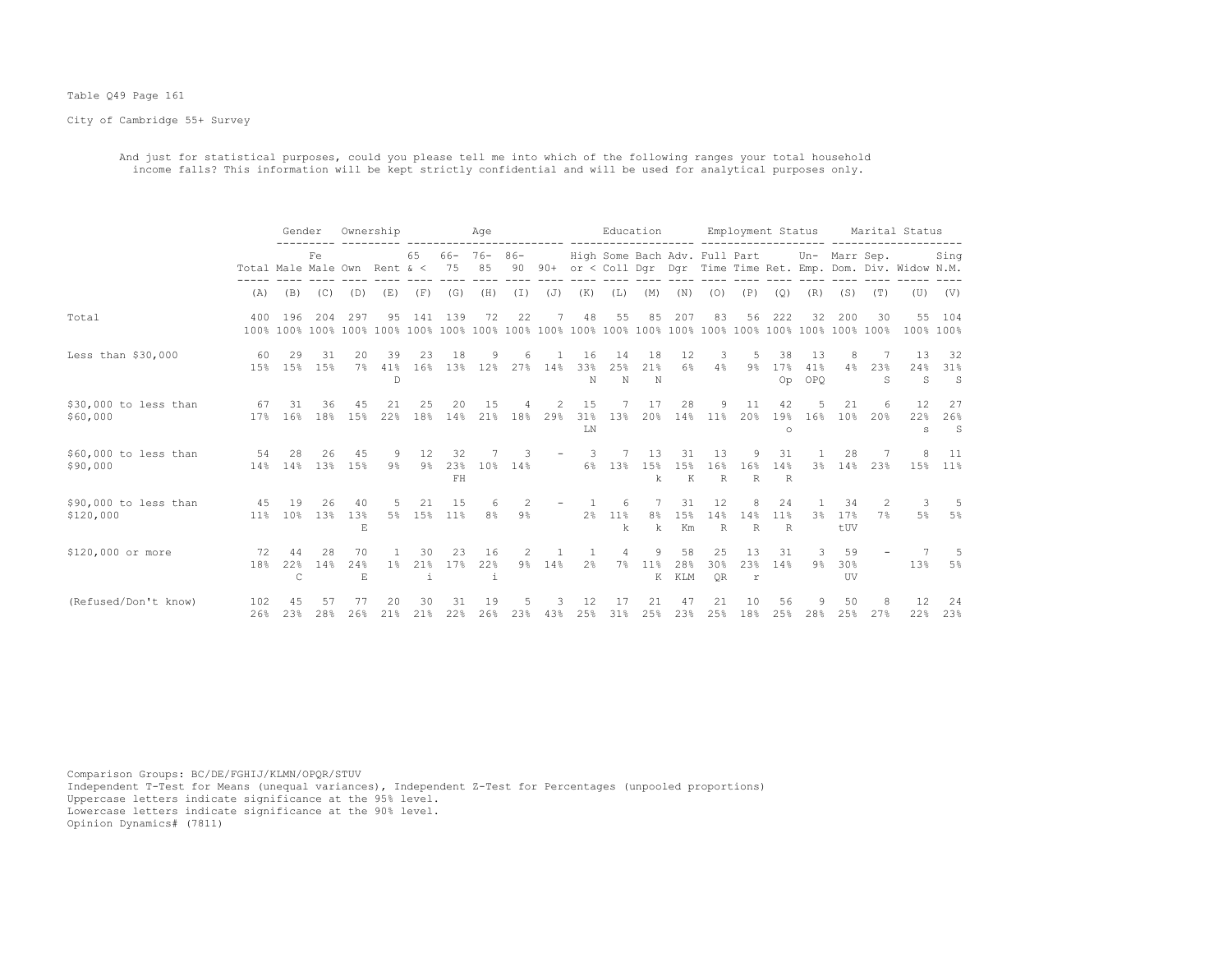Table Q49 Page 161

City of Cambridge 55+ Survey

And just for statistical purposes, could you please tell me into which of the following ranges your total household income falls? This information will be kept strictly confidential and will be used for analytical purposes only.

| | Total | Gender | | Ownership | | Age | | | | | Education | | | | Employment Status | | | | Marital Status | | | |
|---|---|---|---|---|---|---|---|---|---|---|---|---|---|---|---|---|---|---|---|---|---|---|
| | Total | Male | Fe Male | Own | Rent | 65 & < | 66-75 | 76-85 | 86-90 | 90+ | High or < | Some Coll | Bach Dgr | Adv. Dgr | Full Time | Part Time | Ret. | Un-Emp. | Marr Dom. | Sep. Div. | Widow | Sing N.M. |
| | (A) | (B) | (C) | (D) | (E) | (F) | (G) | (H) | (I) | (J) | (K) | (L) | (M) | (N) | (O) | (P) | (Q) | (R) | (S) | (T) | (U) | (V) |
| Total | 400 | 196 | 204 | 297 | 95 | 141 | 139 | 72 | 22 | 7 | 48 | 55 | 85 | 207 | 83 | 56 | 222 | 32 | 200 | 30 | 55 | 104 |
| | 100% | 100% | 100% | 100% | 100% | 100% | 100% | 100% | 100% | 100% | 100% | 100% | 100% | 100% | 100% | 100% | 100% | 100% | 100% | 100% | 100% | 100% |
| Less than $30,000 | 60 | 29 | 31 | 20 | 39 | 23 | 18 | 9 | 6 | 1 | 16 | 14 | 18 | 12 | 3 | 5 | 38 | 13 | 8 | 7 | 13 | 32 |
| | 15% | 15% | 15% | 7% | 41% | 16% | 13% | 12% | 27% | 14% | 33% | 25% | 21% | 6% | 4% | 9% | 17% | 41% | 4% | 23% | 24% | 31% |
| | | | | | D | | | | | | N | N | N | | | | Op | OPQ | | S | S | S |
| $30,000 to less than $60,000 | 67 | 31 | 36 | 45 | 21 | 25 | 20 | 15 | 4 | 2 | 15 | 7 | 17 | 28 | 9 | 11 | 42 | 5 | 21 | 6 | 12 | 27 |
| | 17% | 16% | 18% | 15% | 22% | 18% | 14% | 21% | 18% | 29% | 31% | 13% | 20% | 14% | 11% | 20% | 19% | 16% | 10% | 20% | 22% | 26% |
| | | | | | | | | | | | LN | | | | | | o | | | | s | S |
| $60,000 to less than $90,000 | 54 | 28 | 26 | 45 | 9 | 12 | 32 | 7 | 3 | - | 3 | 7 | 13 | 31 | 13 | 9 | 31 | 1 | 28 | 7 | 8 | 11 |
| | 14% | 14% | 13% | 15% | 9% | 9% | 23% | 10% | 14% | | 6% | 13% | 15% | 15% | 16% | 16% | 14% | 3% | 14% | 23% | 15% | 11% |
| | | | | | | | FH | | | | | | k | K | R | R | R | | | | | |
| $90,000 to less than $120,000 | 45 | 19 | 26 | 40 | 5 | 21 | 15 | 6 | 2 | - | 1 | 6 | 7 | 31 | 12 | 8 | 24 | 1 | 34 | 2 | 3 | 5 |
| | 11% | 10% | 13% | 13% | 5% | 15% | 11% | 8% | 9% | | 2% | 11% | 8% | 15% | 14% | 14% | 11% | 3% | 17% | 7% | 5% | 5% |
| | | | | E | | | | | | | | k | k | Km | R | R | R | | tUV | | | |
| $120,000 or more | 72 | 44 | 28 | 70 | 1 | 30 | 23 | 16 | 2 | 1 | 1 | 4 | 9 | 58 | 25 | 13 | 31 | 3 | 59 | - | 7 | 5 |
| | 18% | 22% | 14% | 24% | 1% | 21% | 17% | 22% | 9% | 14% | 2% | 7% | 11% | 28% | 30% | 23% | 14% | 9% | 30% | | 13% | 5% |
| | | C | | E | | i | | i | | | | | K | KLM | QR | r | | | UV | | | |
| (Refused/Don't know) | 102 | 45 | 57 | 77 | 20 | 30 | 31 | 19 | 5 | 3 | 12 | 17 | 21 | 47 | 21 | 10 | 56 | 9 | 50 | 8 | 12 | 24 |
| | 26% | 23% | 28% | 26% | 21% | 21% | 22% | 26% | 23% | 43% | 25% | 31% | 25% | 23% | 25% | 18% | 25% | 28% | 25% | 27% | 22% | 23% |

Comparison Groups: BC/DE/FGHIJ/KLMN/OPQR/STUV
Independent T-Test for Means (unequal variances), Independent Z-Test for Percentages (unpooled proportions)
Uppercase letters indicate significance at the 95% level.
Lowercase letters indicate significance at the 90% level.
Opinion Dynamics# (7811)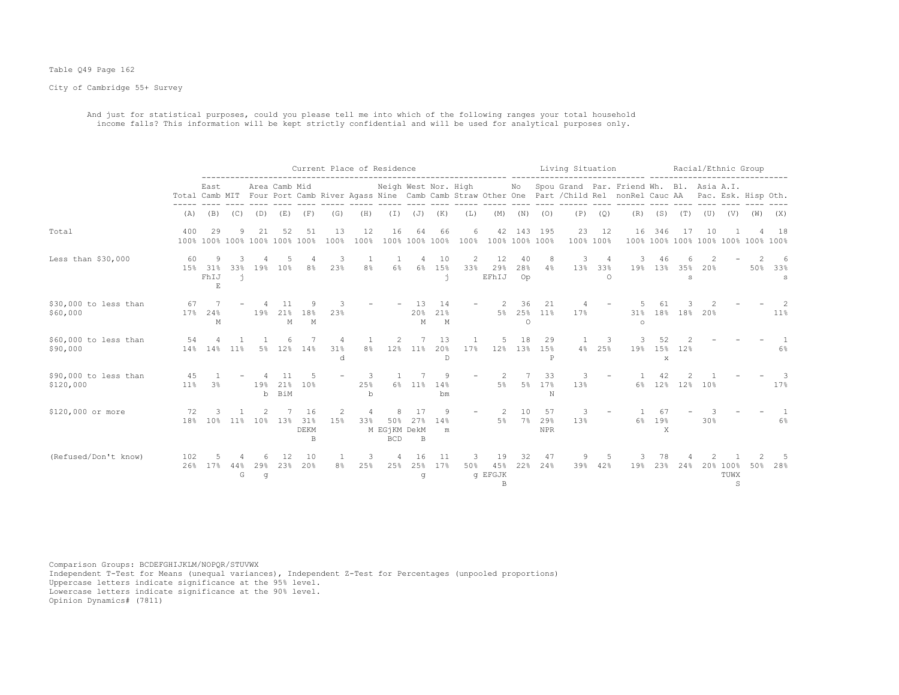Table Q49 Page 162

City of Cambridge 55+ Survey

And just for statistical purposes, could you please tell me into which of the following ranges your total household income falls? This information will be kept strictly confidential and will be used for analytical purposes only.

| | | Current Place of Residence | | | | | | | | | | | | Living Situation | | | | | Racial/Ethnic Group | | | | | | |
|---|---|---|---|---|---|---|---|---|---|---|---|---|---|---|---|---|---|---|---|---|---|---|---|---|---|
| | Total | East Camb | MIT | Area Four | Camb Port | Mid Camb | River | Agass | Neigh Nine | West Camb | Nor. Camb | High Straw | Other | No One | Spou Part | Grand /Child | Par. Rel | Friend nonRel | Wh. Cauc | Bl. AA | Asia Pac. | A.I. Esk. | Hisp | Oth. |
| | (A) | (B) | (C) | (D) | (E) | (F) | (G) | (H) | (I) | (J) | (K) | (L) | (M) | (N) | (O) | (P) | (Q) | (R) | (S) | (T) | (U) | (V) | (W) | (X) |
| Total | 400 100% | 29 100% | 9 100% | 21 100% | 52 100% | 51 100% | 13 100% | 12 100% | 16 100% | 64 100% | 66 100% | 6 100% | 42 100% | 143 100% | 195 100% | 23 100% | 12 100% | 16 100% | 346 100% | 17 100% | 10 100% | 1 100% | 4 100% | 18 100% |
| Less than $30,000 | 60 15% | 9 31% FhIJ E | 3 33% j | 4 19% | 5 10% | 4 8% | 3 23% | 1 8% | 1 6% | 4 6% | 10 15% j | 2 33% | 12 29% EFhIJ | 40 28% Op | 8 4% | 3 13% | 4 33% O | 3 19% | 46 13% | 6 35% s | 2 20% | - | 2 50% | 6 33% s |
| $30,000 to less than $60,000 | 67 17% | 7 24% M | - | 4 19% | 11 21% M | 9 18% M | 3 23% | - | - | 13 20% M | 14 21% M | - | 2 5% | 36 25% O | 21 11% | 4 17% | - | 5 31% o | 61 18% | 3 18% | 2 20% | - | - | 2 11% |
| $60,000 to less than $90,000 | 54 14% | 4 14% | 1 11% | 1 5% | 6 12% | 7 14% | 4 31% d | 1 8% | 2 12% | 7 11% | 13 20% D | 1 17% | 5 12% | 18 13% | 29 15% P | 1 4% | 3 25% | 3 19% | 52 15% x | 2 12% | - | - | - | 1 6% |
| $90,000 to less than $120,000 | 45 11% | 1 3% | - | 4 19% b | 11 21% BiM | 5 10% | - | 3 25% b | 1 6% | 7 11% | 9 14% bm | - | 2 5% | 7 5% | 33 17% N | 3 13% | - | 1 6% | 42 12% | 2 12% | 1 10% | - | - | 3 17% |
| $120,000 or more | 72 18% | 3 10% | 1 11% | 2 10% | 7 13% | 16 31% DEKM B | 2 15% | 4 33% M | 8 50% EGjKM BCD | 17 27% DekM B | 9 14% m | - | 2 5% | 10 7% | 57 29% NPR | 3 13% | - | 1 6% | 67 19% X | - | 3 30% | - | - | 1 6% |
| (Refused/Don't know) | 102 26% | 5 17% | 4 44% G | 6 29% g | 12 23% | 10 20% | 1 8% | 3 25% | 4 25% | 16 25% g | 11 17% | 3 50% g | 19 45% EFGJK B | 32 22% | 47 24% | 9 39% | 5 42% | 3 19% | 78 23% | 4 24% | 2 20% | 1 100% TUWX S | 2 50% | 5 28% |

Comparison Groups: BCDEFGHIJKLM/NOPQR/STUVWX
Independent T-Test for Means (unequal variances), Independent Z-Test for Percentages (unpooled proportions)
Uppercase letters indicate significance at the 95% level.
Lowercase letters indicate significance at the 90% level.
Opinion Dynamics# (7811)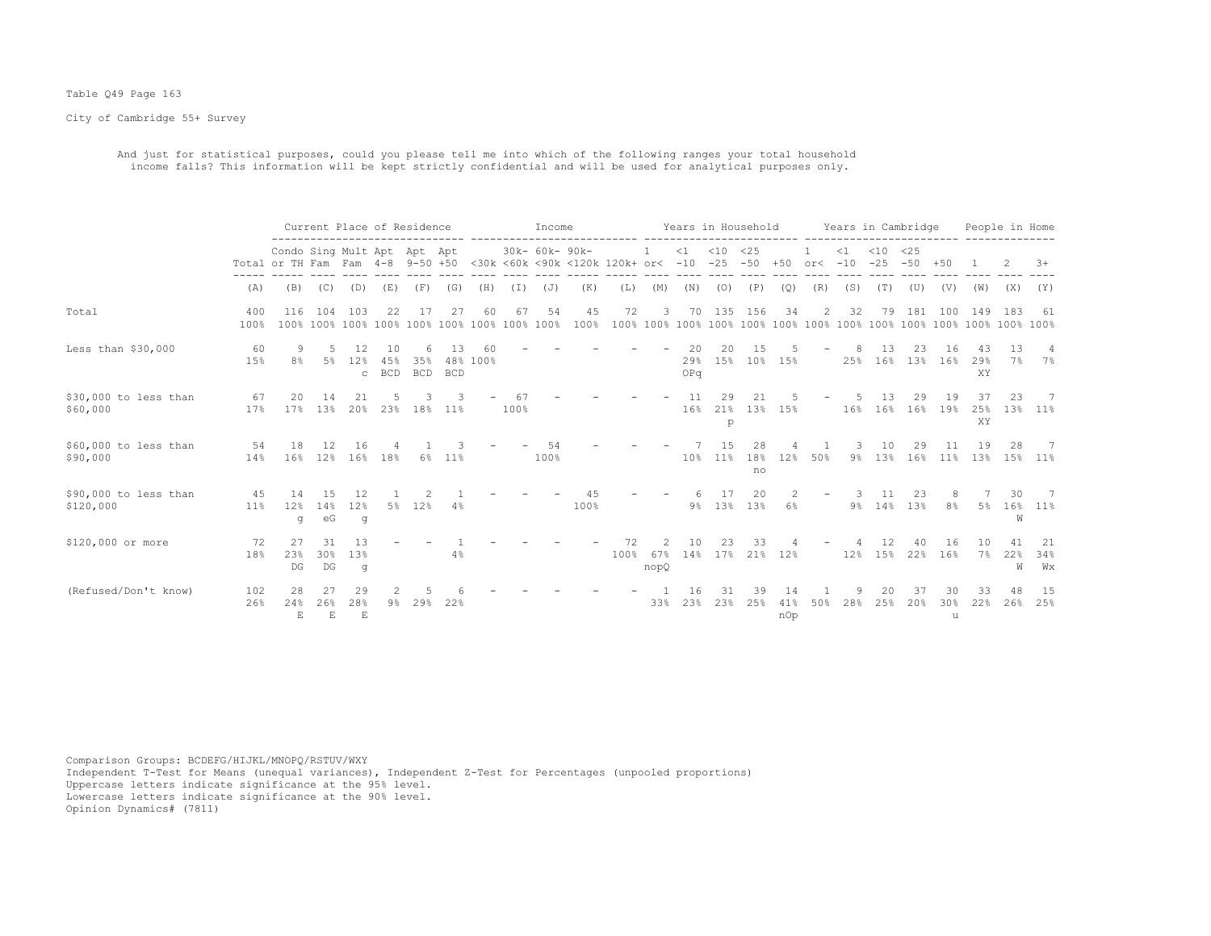Table Q49 Page 163

City of Cambridge 55+ Survey

And just for statistical purposes, could you please tell me into which of the following ranges your total household income falls? This information will be kept strictly confidential and will be used for analytical purposes only.

| | | Current Place of Residence | | | | | | Income | | | | | Years in Household | | | | | Years in Cambridge | | | | | People in Home | | |
|---|---|---|---|---|---|---|---|---|---|---|---|---|---|---|---|---|---|---|---|---|---|---|---|---|---|
| | Total | Condo or TH | Sing Fam | Mult Fam | Apt 4-8 | Apt 9-50 | Apt +50 | <30k | 30k- <60k | 60k- <90k | 90k- <120k | 120k+ | 1 or< | <1 -10 | <10 -25 | <25 -50 | +50 | 1 or< | <1 -10 | <10 -25 | <25 -50 | +50 | 1 | 2 | 3+ |
| | (A) | (B) | (C) | (D) | (E) | (F) | (G) | (H) | (I) | (J) | (K) | (L) | (M) | (N) | (O) | (P) | (Q) | (R) | (S) | (T) | (U) | (V) | (W) | (X) | (Y) |
| Total | 400 | 116 | 104 | 103 | 22 | 17 | 27 | 60 | 67 | 54 | 45 | 72 | 3 | 70 | 135 | 156 | 34 | 2 | 32 | 79 | 181 | 100 | 149 | 183 | 61 |
| | 100% | 100% | 100% | 100% | 100% | 100% | 100% | 100% | 100% | 100% | 100% | 100% | 100% | 100% | 100% | 100% | 100% | 100% | 100% | 100% | 100% | 100% | 100% | 100% | 100% |
| Less than $30,000 | 60 | 9 | 5 | 12 | 10 | 6 | 13 | 60 | - | - | - | - | - | 20 | 20 | 15 | 5 | - | 8 | 13 | 23 | 16 | 43 | 13 | 4 |
| | 15% | 8% | 5% | 12% c | 45% BCD | 35% BCD | 48% BCD | 100% | | | | | | 29% OPq | 15% | 10% | 15% | | 25% | 16% | 13% | 16% | 29% XY | 7% | 7% |
| $30,000 to less than $60,000 | 67 | 20 | 14 | 21 | 5 | 3 | 3 | - | 67 | - | - | - | - | 11 | 29 | 21 | 5 | - | 5 | 13 | 29 | 19 | 37 | 23 | 7 |
| | 17% | 17% | 13% | 20% | 23% | 18% | 11% | | 100% | | | | | 16% | 21% p | 13% | 15% | | 16% | 16% | 16% | 19% | 25% XY | 13% | 11% |
| $60,000 to less than $90,000 | 54 | 18 | 12 | 16 | 4 | 1 | 3 | - | - | 54 | - | - | - | 7 | 15 | 28 | 4 | 1 | 3 | 10 | 29 | 11 | 19 | 28 | 7 |
| | 14% | 16% | 12% | 16% | 18% | 6% | 11% | | | 100% | | | | 10% | 11% | 18% no | 12% | 50% | 9% | 13% | 16% | 11% | 13% | 15% | 11% |
| $90,000 to less than $120,000 | 45 | 14 | 15 | 12 | 1 | 2 | 1 | - | - | - | 45 | - | - | 6 | 17 | 20 | 2 | - | 3 | 11 | 23 | 8 | 7 | 30 | 7 |
| | 11% | 12% g | 14% eG | 12% g | 5% | 12% | 4% | | | | 100% | | | 9% | 13% | 13% | 6% | | 9% | 14% | 13% | 8% | 5% | 16% W | 11% |
| $120,000 or more | 72 | 27 | 31 | 13 | - | - | 1 | - | - | - | - | 72 | 2 | 10 | 23 | 33 | 4 | - | 4 | 12 | 40 | 16 | 10 | 41 | 21 |
| | 18% | 23% DG | 30% DG | 13% g | | | 4% | | | | | 100% | 67% nopQ | 14% | 17% | 21% | 12% | | 12% | 15% | 22% | 16% | 7% | 22% W | 34% Wx |
| (Refused/Don't know) | 102 | 28 | 27 | 29 | 2 | 5 | 6 | - | - | - | - | - | 1 | 16 | 31 | 39 | 14 | 1 | 9 | 20 | 37 | 30 | 33 | 48 | 15 |
| | 26% | 24% E | 26% E | 28% E | 9% | 29% | 22% | | | | | | 33% | 23% | 23% | 25% | 41% nOp | 50% | 28% | 25% | 20% | 30% u | 22% | 26% | 25% |

Comparison Groups: BCDEFG/HIJKL/MNOPQ/RSTUV/WXY
Independent T-Test for Means (unequal variances), Independent Z-Test for Percentages (unpooled proportions)
Uppercase letters indicate significance at the 95% level.
Lowercase letters indicate significance at the 90% level.
Opinion Dynamics# (7811)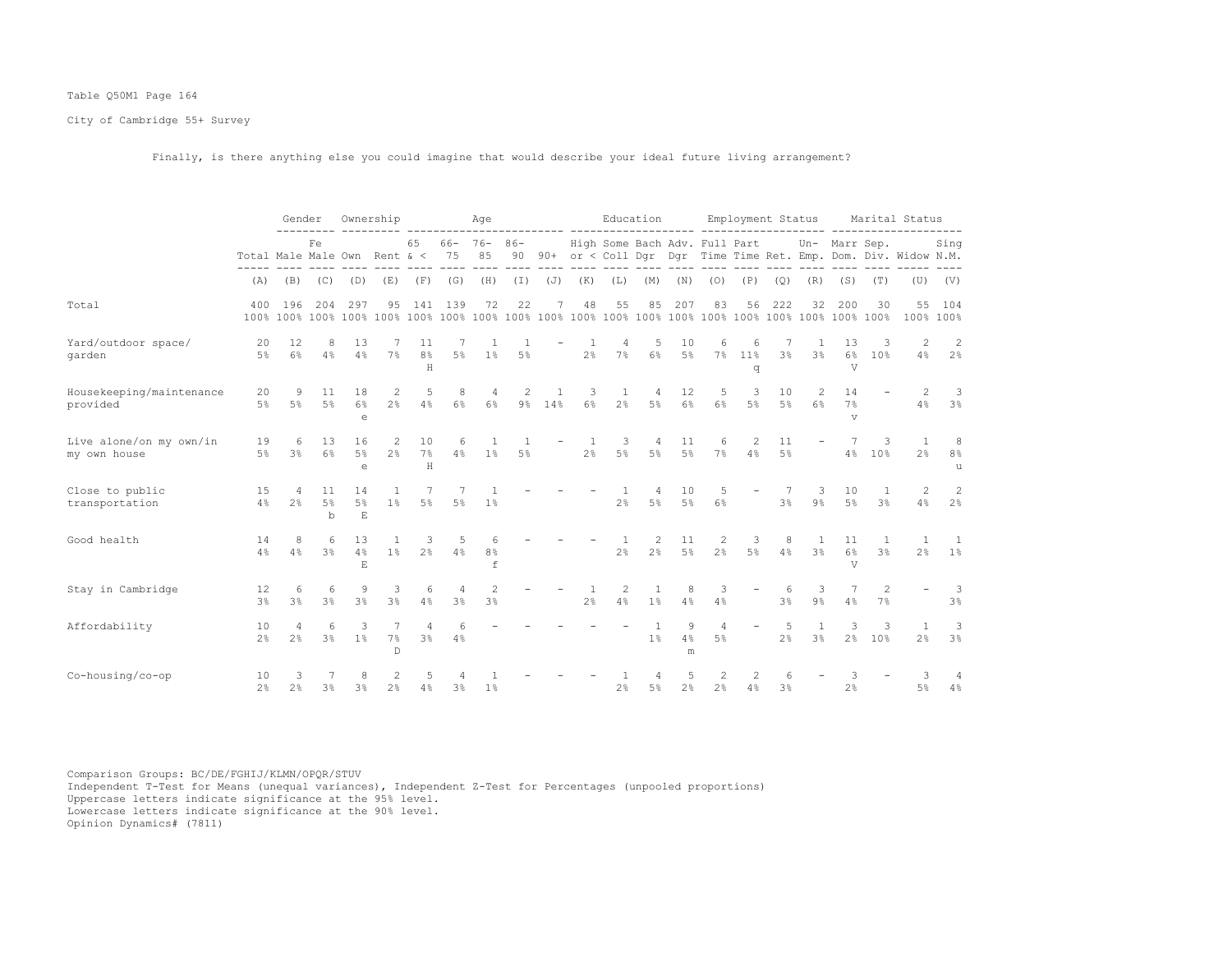Table Q50M1 Page 164

City of Cambridge 55+ Survey

Finally, is there anything else you could imagine that would describe your ideal future living arrangement?

| | | Gender | | Ownership | | Age | | | | | Education | | | | Employment Status | | | | Marital Status | | | |
|---|---|---|---|---|---|---|---|---|---|---|---|---|---|---|---|---|---|---|---|---|---|---|
| | Total | Male | Female | Own | Rent | 65 & < | 66-75 | 76-85 | 86-90 | 90+ | High or < | Some Coll | Bach Dgr | Adv. Dgr | Full Time | Part Time | Ret. | Un-Emp. | Marr Dom. | Sep. Div. | Widow | Sing N.M. |
| | (A) | (B) | (C) | (D) | (E) | (F) | (G) | (H) | (I) | (J) | (K) | (L) | (M) | (N) | (O) | (P) | (Q) | (R) | (S) | (T) | (U) | (V) |
| Total | 400 | 196 | 204 | 297 | 95 | 141 | 139 | 72 | 22 | 7 | 48 | 55 | 85 | 207 | 83 | 56 | 222 | 32 | 200 | 30 | 55 | 104 |
| | 100% | 100% | 100% | 100% | 100% | 100% | 100% | 100% | 100% | 100% | 100% | 100% | 100% | 100% | 100% | 100% | 100% | 100% | 100% | 100% | 100% | 100% |
| Yard/outdoor space/ garden | 20 | 12 | 8 | 13 | 7 | 11 | 7 | 1 | 1 | - | 1 | 4 | 5 | 10 | 6 | 6 | 7 | 1 | 13 | 3 | 2 | 2 |
| | 5% | 6% | 4% | 4% | 7% | 8% H | 5% | 1% | 5% | | 2% | 7% | 6% | 5% | 7% | 11% q | 3% | 3% | 6% V | 10% | 4% | 2% |
| Housekeeping/maintenance provided | 20 | 9 | 11 | 18 | 2 | 5 | 8 | 4 | 2 | 1 | 3 | 1 | 4 | 12 | 5 | 3 | 10 | 2 | 14 | - | 2 | 3 |
| | 5% | 5% | 5% | 6% e | 2% | 4% | 6% | 6% | 9% | 14% | 6% | 2% | 5% | 6% | 6% | 5% | 5% | 6% | 7% v | | 4% | 3% |
| Live alone/on my own/in my own house | 19 | 6 | 13 | 16 | 2 | 10 | 6 | 1 | 1 | - | 1 | 3 | 4 | 11 | 6 | 2 | 11 | - | 7 | 3 | 1 | 8 |
| | 5% | 3% | 6% | 5% e | 2% | 7% H | 4% | 1% | 5% | | 2% | 5% | 5% | 5% | 7% | 4% | 5% | | 4% | 10% | 2% | 8% u |
| Close to public transportation | 15 | 4 | 11 | 14 | 1 | 7 | 7 | 1 | - | - | - | 1 | 4 | 10 | 5 | - | 7 | 3 | 10 | 1 | 2 | 2 |
| | 4% | 2% | 5% b | 5% E | 1% | 5% | 5% | 1% | | | | 2% | 5% | 5% | 6% | | 3% | 9% | 5% | 3% | 4% | 2% |
| Good health | 14 | 8 | 6 | 13 | 1 | 3 | 5 | 6 | - | - | - | 1 | 2 | 11 | 2 | 3 | 8 | 1 | 11 | 1 | 1 | 1 |
| | 4% | 4% | 3% | 4% E | 1% | 2% | 4% | 8% f | | | | 2% | 2% | 5% | 2% | 5% | 4% | 3% | 6% V | 3% | 2% | 1% |
| Stay in Cambridge | 12 | 6 | 6 | 9 | 3 | 6 | 4 | 2 | - | - | 1 | 2 | 1 | 8 | 3 | - | 6 | 3 | 7 | 2 | - | 3 |
| | 3% | 3% | 3% | 3% | 3% | 4% | 3% | 3% | | | 2% | 4% | 1% | 4% | 4% | | 3% | 9% | 4% | 7% | | 3% |
| Affordability | 10 | 4 | 6 | 3 | 7 | 4 | 6 | - | - | - | - | - | 1 | 9 | 4 | - | 5 | 1 | 3 | 3 | 1 | 3 |
| | 2% | 2% | 3% | 1% | 7% D | 3% | 4% | | | | | | 1% | 4% m | 5% | | 2% | 3% | 2% | 10% | 2% | 3% |
| Co-housing/co-op | 10 | 3 | 7 | 8 | 2 | 5 | 4 | 1 | - | - | - | 1 | 4 | 5 | 2 | 2 | 6 | - | 3 | - | 3 | 4 |
| | 2% | 2% | 3% | 3% | 2% | 4% | 3% | 1% | | | | 2% | 5% | 2% | 2% | 4% | 3% | | 2% | | 5% | 4% |

Comparison Groups: BC/DE/FGHIJ/KLMN/OPQR/STUV
Independent T-Test for Means (unequal variances), Independent Z-Test for Percentages (unpooled proportions)
Uppercase letters indicate significance at the 95% level.
Lowercase letters indicate significance at the 90% level.
Opinion Dynamics# (7811)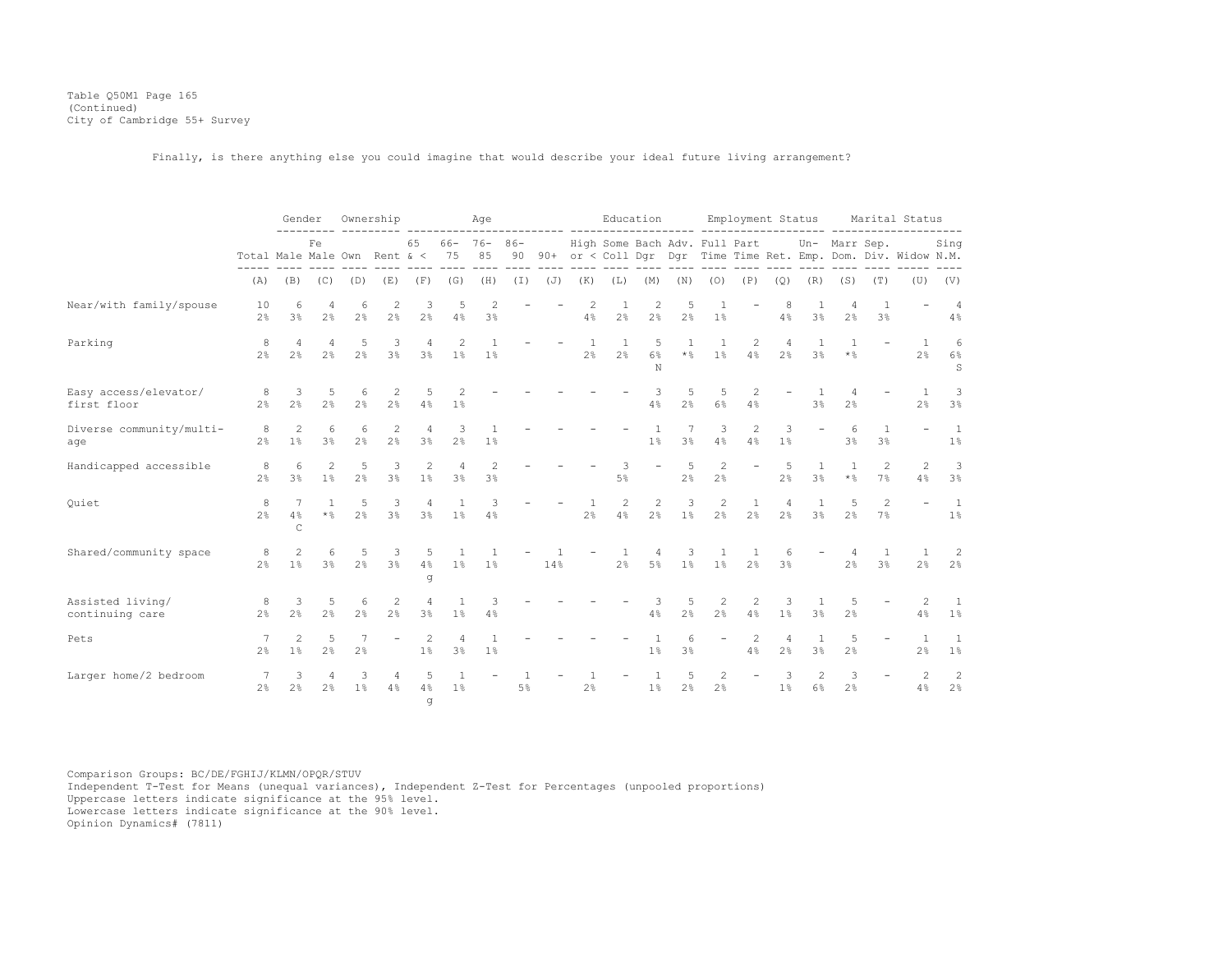Table Q50M1 Page 165
(Continued)
City of Cambridge 55+ Survey

Finally, is there anything else you could imagine that would describe your ideal future living arrangement?

| | | Gender | | Ownership | | Age | | | | | Education | | | | Employment Status | | | | Marital Status | | | |
|---|---|---|---|---|---|---|---|---|---|---|---|---|---|---|---|---|---|---|---|---|---|---|
| | Total | Male | Female | Own | Rent | 65 & < | 66-75 | 76-85 | 86-90 | 90+ | High or < | Some Coll | Bach Dgr | Adv. Dgr | Full Time | Part Time | Ret. | Un-Emp. | Marr Dom. | Sep. Div. | Widow | Sing N.M. |
| | (A) | (B) | (C) | (D) | (E) | (F) | (G) | (H) | (I) | (J) | (K) | (L) | (M) | (N) | (O) | (P) | (Q) | (R) | (S) | (T) | (U) | (V) |
| Near/with family/spouse | 10<br>2% | 6<br>3% | 4<br>2% | 6<br>2% | 2<br>2% | 3<br>2% | 5<br>4% | 2<br>3% | - | - | 2<br>4% | 1<br>2% | 2<br>2% | 5<br>2% | 1<br>1% | - | 8<br>4% | 1<br>3% | 4<br>2% | 1<br>3% | - | 4<br>4% |
| Parking | 8<br>2% | 4<br>2% | 4<br>2% | 5<br>2% | 3<br>3% | 4<br>3% | 2<br>1% | 1<br>1% | - | - | 1<br>2% | 1<br>2% | 5<br>6%<br>N | 1<br>*% | 1<br>1% | 2<br>4% | 4<br>2% | 1<br>3% | 1<br>*% | - | 1<br>2% | 6<br>6%<br>S |
| Easy access/elevator/ first floor | 8<br>2% | 3<br>2% | 5<br>2% | 6<br>2% | 2<br>2% | 5<br>4% | 2<br>1% | - | - | - | - | - | 3<br>4% | 5<br>2% | 5<br>6% | 2<br>4% | - | 1<br>3% | 4<br>2% | - | 1<br>2% | 3<br>3% |
| Diverse community/multi-age | 8<br>2% | 2<br>1% | 6<br>3% | 6<br>2% | 2<br>2% | 4<br>3% | 3<br>2% | 1<br>1% | - | - | - | - | 1<br>1% | 7<br>3% | 3<br>4% | 2<br>4% | 3<br>1% | - | 6<br>3% | 1<br>3% | - | 1<br>1% |
| Handicapped accessible | 8<br>2% | 6<br>3% | 2<br>1% | 5<br>2% | 3<br>3% | 2<br>1% | 4<br>3% | 2<br>3% | - | - | - | 3<br>5% | - | 5<br>2% | 2<br>2% | - | 5<br>2% | 1<br>3% | 1<br>*% | 2<br>7% | 2<br>4% | 3<br>3% |
| Quiet | 8<br>2% | 7<br>4%<br>C | 1<br>*% | 5<br>2% | 3<br>3% | 4<br>3% | 1<br>1% | 3<br>4% | - | - | 1<br>2% | 2<br>4% | 2<br>2% | 3<br>1% | 2<br>2% | 1<br>2% | 4<br>2% | 1<br>3% | 5<br>2% | 2<br>7% | - | 1<br>1% |
| Shared/community space | 8<br>2% | 2<br>1% | 6<br>3% | 5<br>2% | 3<br>3% | 5<br>4%<br>g | 1<br>1% | 1<br>1% | - | 1<br>14% | - | 1<br>2% | 4<br>5% | 3<br>1% | 1<br>1% | 1<br>2% | 6<br>3% | - | 4<br>2% | 1<br>3% | 1<br>2% | 2<br>2% |
| Assisted living/ continuing care | 8<br>2% | 3<br>2% | 5<br>2% | 6<br>2% | 2<br>2% | 4<br>3% | 1<br>1% | 3<br>4% | - | - | - | - | 3<br>4% | 5<br>2% | 2<br>2% | 2<br>4% | 3<br>1% | 1<br>3% | 5<br>2% | - | 2<br>4% | 1<br>1% |
| Pets | 7<br>2% | 2<br>1% | 5<br>2% | 7<br>2% | - | 2<br>1% | 4<br>3% | 1<br>1% | - | - | - | - | 1<br>1% | 6<br>3% | - | 2<br>4% | 4<br>2% | 1<br>3% | 5<br>2% | - | 1<br>2% | 1<br>1% |
| Larger home/2 bedroom | 7<br>2% | 3<br>2% | 4<br>2% | 3<br>1% | 4<br>4% | 5<br>4%<br>g | 1<br>1% | - | 1<br>5% | - | 1<br>2% | - | 1<br>1% | 5<br>2% | 2<br>2% | - | 3<br>1% | 2<br>6% | 3<br>2% | - | 2<br>4% | 2<br>2% |

Comparison Groups: BC/DE/FGHIJ/KLMN/OPQR/STUV
Independent T-Test for Means (unequal variances), Independent Z-Test for Percentages (unpooled proportions)
Uppercase letters indicate significance at the 95% level.
Lowercase letters indicate significance at the 90% level.
Opinion Dynamics# (7811)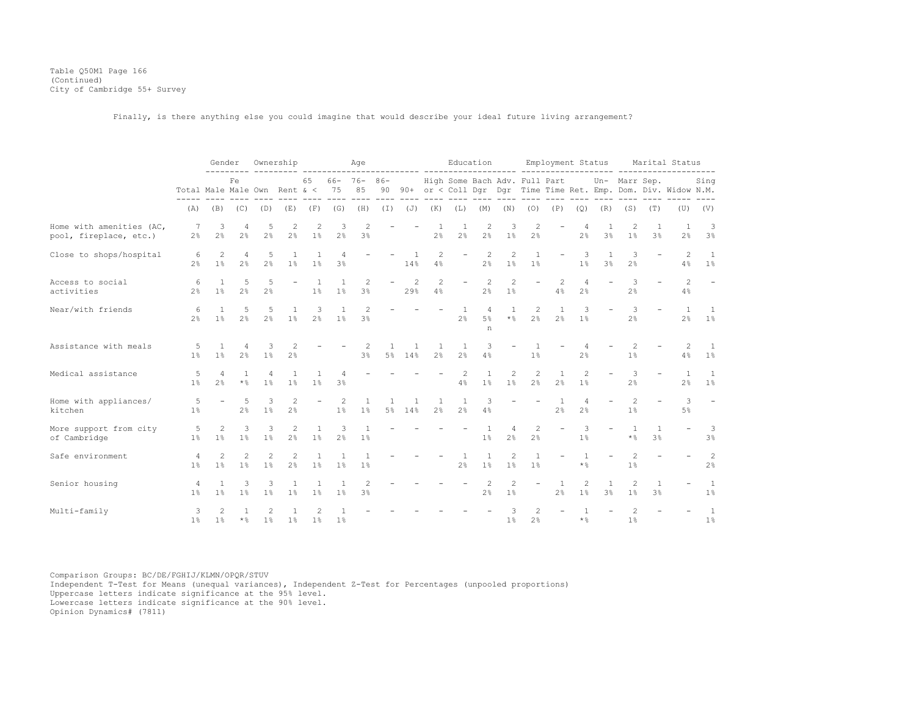Table Q50M1 Page 166
(Continued)
City of Cambridge 55+ Survey

Finally, is there anything else you could imagine that would describe your ideal future living arrangement?

| | | Gender | | Ownership | | Age | | | | | Education | | | | Employment Status | | | | Marital Status | | | |
|---|---|---|---|---|---|---|---|---|---|---|---|---|---|---|---|---|---|---|---|---|---|---|
| | Total | Male | Female | Own | Rent | 65 & < | 66-75 | 76-85 | 86-90 | 90+ | High or < | Some Coll | Bach Dgr | Adv. Dgr | Full Time | Part Time | Ret. | Un-Emp. | Marr Dom. | Sep. Div. | Widow | Sing N.M. |
| | (A) | (B) | (C) | (D) | (E) | (F) | (G) | (H) | (I) | (J) | (K) | (L) | (M) | (N) | (O) | (P) | (Q) | (R) | (S) | (T) | (U) | (V) |
| Home with amenities (AC, pool, fireplace, etc.) | 7 | 3 | 4 | 5 | 2 | 2 | 3 | 2 | - | - | 1 | 1 | 2 | 3 | 2 | - | 4 | 1 | 2 | 1 | 1 | 3 |
| | 2% | 2% | 2% | 2% | 2% | 1% | 2% | 3% | | | 2% | 2% | 2% | 1% | 2% | | 2% | 3% | 1% | 3% | 2% | 3% |
| Close to shops/hospital | 6 | 2 | 4 | 5 | 1 | 1 | 4 | - | - | 1 | 2 | - | 2 | 2 | 1 | - | 3 | 1 | 3 | - | 2 | 1 |
| | 2% | 1% | 2% | 2% | 1% | 1% | 3% | | | 14% | 4% | | 2% | 1% | 1% | | 1% | 3% | 2% | | 4% | 1% |
| Access to social activities | 6 | 1 | 5 | 5 | - | 1 | 1 | 2 | - | 2 | 2 | - | 2 | 2 | - | 2 | 4 | - | 3 | - | 2 | - |
| | 2% | 1% | 2% | 2% | | 1% | 1% | 3% | | 29% | 4% | | 2% | 1% | | 4% | 2% | | 2% | | 4% | |
| Near/with friends | 6 | 1 | 5 | 5 | 1 | 3 | 1 | 2 | - | - | - | 1 | 4 | 1 | 2 | 1 | 3 | - | 3 | - | 1 | 1 |
| | 2% | 1% | 2% | 2% | 1% | 2% | 1% | 3% | | | | 2% | 5% | *% | 2% | 2% | 1% | | 2% | | 2% | 1% |
| | | | | | | | | | | | | | n | | | | | | | | | |
| Assistance with meals | 5 | 1 | 4 | 3 | 2 | - | - | 2 | 1 | 1 | 1 | 1 | 3 | - | 1 | - | 4 | - | 2 | - | 2 | 1 |
| | 1% | 1% | 2% | 1% | 2% | | | 3% | 5% | 14% | 2% | 2% | 4% | | 1% | | 2% | | 1% | | 4% | 1% |
| Medical assistance | 5 | 4 | 1 | 4 | 1 | 1 | 4 | - | - | - | - | 2 | 1 | 2 | 2 | 1 | 2 | - | 3 | - | 1 | 1 |
| | 1% | 2% | *% | 1% | 1% | 1% | 3% | | | | | 4% | 1% | 1% | 2% | 2% | 1% | | 2% | | 2% | 1% |
| Home with appliances/ kitchen | 5 | - | 5 | 3 | 2 | - | 2 | 1 | 1 | 1 | 1 | 1 | 3 | - | - | 1 | 4 | - | 2 | - | 3 | - |
| | 1% | | 2% | 1% | 2% | | 1% | 1% | 5% | 14% | 2% | 2% | 4% | | | 2% | 2% | | 1% | | 5% | |
| More support from city of Cambridge | 5 | 2 | 3 | 3 | 2 | 1 | 3 | 1 | - | - | - | - | 1 | 4 | 2 | - | 3 | - | 1 | 1 | - | 3 |
| | 1% | 1% | 1% | 1% | 2% | 1% | 2% | 1% | | | | | 1% | 2% | 2% | | 1% | | *% | 3% | | 3% |
| Safe environment | 4 | 2 | 2 | 2 | 2 | 1 | 1 | 1 | - | - | - | 1 | 1 | 2 | 1 | - | 1 | - | 2 | - | - | 2 |
| | 1% | 1% | 1% | 1% | 2% | 1% | 1% | 1% | | | | 2% | 1% | 1% | 1% | | *% | | 1% | | | 2% |
| Senior housing | 4 | 1 | 3 | 3 | 1 | 1 | 1 | 2 | - | - | - | - | 2 | 2 | - | 1 | 2 | 1 | 2 | 1 | - | 1 |
| | 1% | 1% | 1% | 1% | 1% | 1% | 1% | 3% | | | | | 2% | 1% | | 2% | 1% | 3% | 1% | 3% | | 1% |
| Multi-family | 3 | 2 | 1 | 2 | 1 | 2 | 1 | - | - | - | - | - | - | 3 | 2 | - | 1 | - | 2 | - | - | 1 |
| | 1% | 1% | *% | 1% | 1% | 1% | 1% | | | | | | | 1% | 2% | | *% | | 1% | | | 1% |

Comparison Groups: BC/DE/FGHIJ/KLMN/OPQR/STUV
Independent T-Test for Means (unequal variances), Independent Z-Test for Percentages (unpooled proportions)
Uppercase letters indicate significance at the 95% level.
Lowercase letters indicate significance at the 90% level.
Opinion Dynamics# (7811)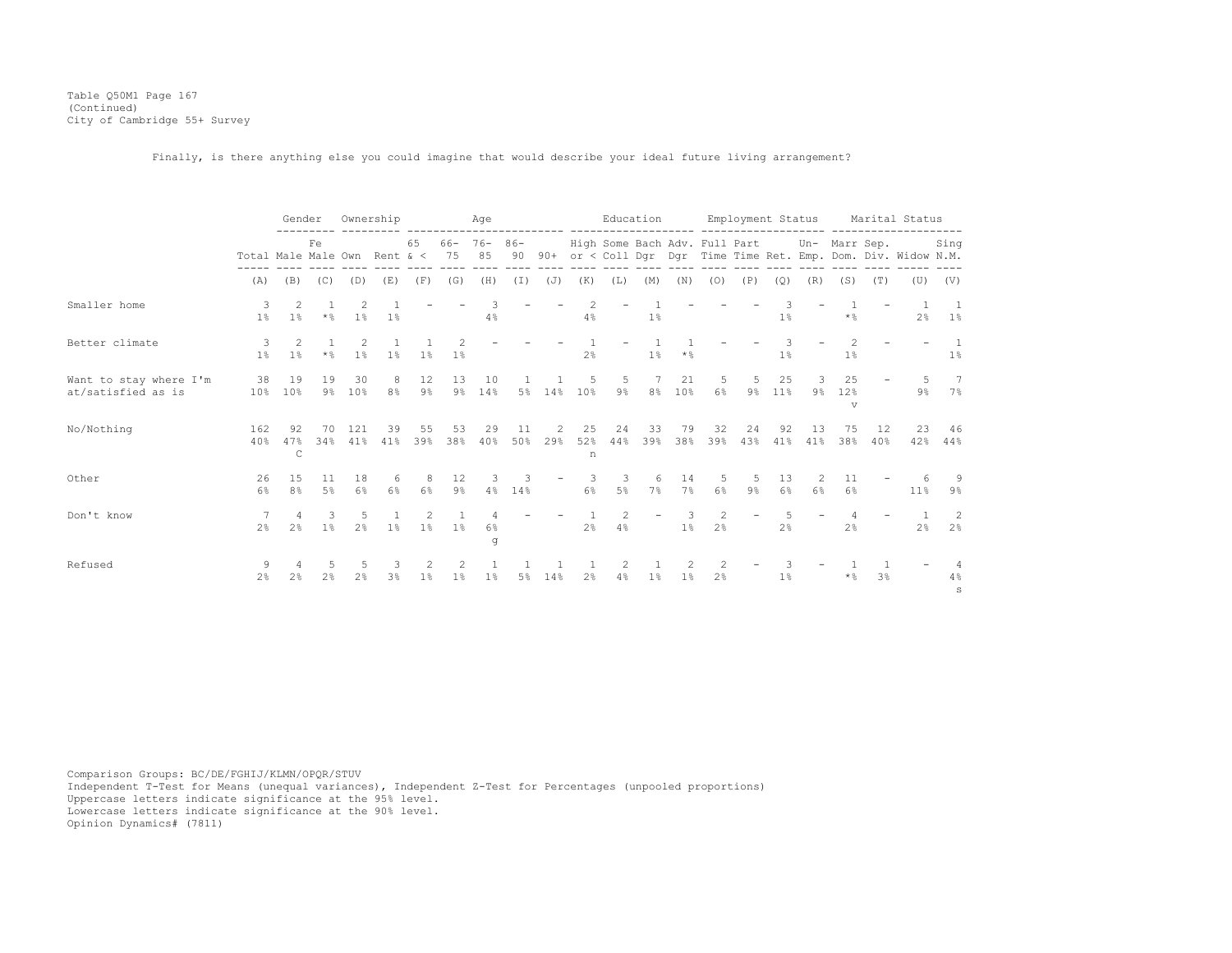Table Q50M1 Page 167
(Continued)
City of Cambridge 55+ Survey

Finally, is there anything else you could imagine that would describe your ideal future living arrangement?

| | | Gender | | Ownership | | Age | | | | | Education | | | | Employment Status | | | | Marital Status | | | |
|---|---|---|---|---|---|---|---|---|---|---|---|---|---|---|---|---|---|---|---|---|---|---|
| | Total | Male | Female | Own | Rent | 65 & < | 66-75 | 76-85 | 86-90 | 90+ | High or < | Some Coll | Bach Dgr | Adv. Dgr | Full Time | Part Time | Ret. | Un-Emp. | Marr Dom. | Sep. Div. | Widow | Sing N.M. |
| | (A) | (B) | (C) | (D) | (E) | (F) | (G) | (H) | (I) | (J) | (K) | (L) | (M) | (N) | (O) | (P) | (Q) | (R) | (S) | (T) | (U) | (V) |
| Smaller home | 3 | 2 | 1 | 2 | 1 | - | - | 3 | - | - | 2 | - | 1 | - | - | - | 3 | - | 1 | - | 1 | 1 |
| | 1% | 1% | *% | 1% | 1% | | | 4% | | | 4% | | 1% | | | | 1% | | *% | | 2% | 1% |
| Better climate | 3 | 2 | 1 | 2 | 1 | 1 | 2 | - | - | - | 1 | - | 1 | 1 | - | - | 3 | - | 2 | - | - | 1 |
| | 1% | 1% | *% | 1% | 1% | 1% | 1% | | | | 2% | | 1% | *% | | | 1% | | 1% | | | 1% |
| Want to stay where I'm at/satisfied as is | 38 | 19 | 19 | 30 | 8 | 12 | 13 | 10 | 1 | 1 | 5 | 5 | 7 | 21 | 5 | 5 | 25 | 3 | 25 | - | 5 | 7 |
| | 10% | 10% | 9% | 10% | 8% | 9% | 9% | 14% | 5% | 14% | 10% | 9% | 8% | 10% | 6% | 9% | 11% | 9% | 12% | | 9% | 7% |
| | | | | | | | | | | | | | | | | | | | v | | | |
| No/Nothing | 162 | 92 | 70 | 121 | 39 | 55 | 53 | 29 | 11 | 2 | 25 | 24 | 33 | 79 | 32 | 24 | 92 | 13 | 75 | 12 | 23 | 46 |
| | 40% | 47% | 34% | 41% | 41% | 39% | 38% | 40% | 50% | 29% | 52% | 44% | 39% | 38% | 39% | 43% | 41% | 41% | 38% | 40% | 42% | 44% |
| | | C | | | | | | | | | n | | | | | | | | | | | |
| Other | 26 | 15 | 11 | 18 | 6 | 8 | 12 | 3 | 3 | - | 3 | 3 | 6 | 14 | 5 | 5 | 13 | 2 | 11 | - | 6 | 9 |
| | 6% | 8% | 5% | 6% | 6% | 6% | 9% | 4% | 14% | | 6% | 5% | 7% | 7% | 6% | 9% | 6% | 6% | 6% | | 11% | 9% |
| Don't know | 7 | 4 | 3 | 5 | 1 | 2 | 1 | 4 | - | - | 1 | 2 | - | 3 | 2 | - | 5 | - | 4 | - | 1 | 2 |
| | 2% | 2% | 1% | 2% | 1% | 1% | 1% | 6% | | | 2% | 4% | | 1% | 2% | | 2% | | 2% | | 2% | 2% |
| | | | | | | | | g | | | | | | | | | | | | | | |
| Refused | 9 | 4 | 5 | 5 | 3 | 2 | 2 | 1 | 1 | 1 | 1 | 2 | 1 | 2 | 2 | - | 3 | - | 1 | 1 | - | 4 |
| | 2% | 2% | 2% | 2% | 3% | 1% | 1% | 1% | 5% | 14% | 2% | 4% | 1% | 1% | 2% | | 1% | | *% | 3% | | 4% |
| | | | | | | | | | | | | | | | | | | | | | | s |

Comparison Groups: BC/DE/FGHIJ/KLMN/OPQR/STUV
Independent T-Test for Means (unequal variances), Independent Z-Test for Percentages (unpooled proportions)
Uppercase letters indicate significance at the 95% level.
Lowercase letters indicate significance at the 90% level.
Opinion Dynamics# (7811)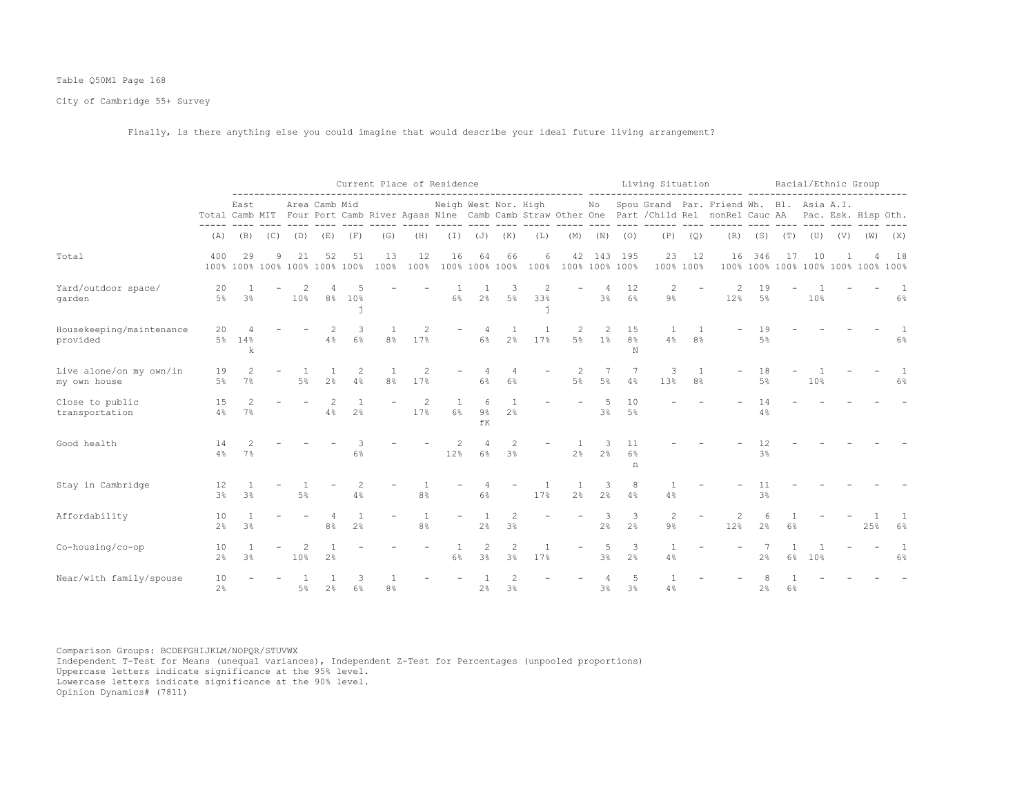Table Q50M1 Page 168

City of Cambridge 55+ Survey

Finally, is there anything else you could imagine that would describe your ideal future living arrangement?

| | | Current Place of Residence | | | | | | | | | | | | Living Situation | | | | | Racial/Ethnic Group | | | | | |
|---|---|---|---|---|---|---|---|---|---|---|---|---|---|---|---|---|---|---|---|---|---|---|---|---|
| | Total | East Camb | MIT | Area Four | Camb Port | Mid Camb | River | Agass | Neigh Nine | West Camb | Nor. Camb | High Straw | Other | No One | Spou Part | Grand /Child | Par. Rel | Friend nonRel | Wh. Cauc | Bl. AA | Asia Pac. | A.I. Esk. | Hisp | Oth. |
| | (A) | (B) | (C) | (D) | (E) | (F) | (G) | (H) | (I) | (J) | (K) | (L) | (M) | (N) | (O) | (P) | (Q) | (R) | (S) | (T) | (U) | (V) | (W) | (X) |
| Total | 400 100% | 29 100% | 9 100% | 21 100% | 52 100% | 51 100% | 13 100% | 12 100% | 16 100% | 64 100% | 66 100% | 6 100% | 42 100% | 143 100% | 195 100% | 23 100% | 12 100% | 16 100% | 346 100% | 17 100% | 10 100% | 1 100% | 4 100% | 18 100% |
| Yard/outdoor space/ garden | 20 5% | 1 3% | - | 2 10% | 4 8% | 5 10% j | - | - | 1 6% | 1 2% | 3 5% | 2 33% j | - | 4 3% | 12 6% | 2 9% | - | 2 12% | 19 5% | - | 1 10% | - | - | 1 6% |
| Housekeeping/maintenance provided | 20 5% | 4 14% k | - | - | 2 4% | 3 6% | 1 8% | 2 17% | - | 4 6% | 1 2% | 1 17% | 2 5% | 2 1% | 15 8% N | 1 4% | 1 8% | - | 19 5% | - | - | - | - | 1 6% |
| Live alone/on my own/in my own house | 19 5% | 2 7% | - | 1 5% | 1 2% | 2 4% | 1 8% | 2 17% | - | 4 6% | 4 6% | - | 2 5% | 7 5% | 7 4% | 3 13% | 1 8% | - | 18 5% | - | 1 10% | - | - | 1 6% |
| Close to public transportation | 15 4% | 2 7% | - | - | 2 4% | 1 2% | - | 2 17% | 1 6% | 6 9% fK | 1 2% | - | - | 5 3% | 10 5% | - | - | - | 14 4% | - | - | - | - | - |
| Good health | 14 4% | 2 7% | - | - | - | 3 6% | - | - | 2 12% | 4 6% | 2 3% | - | 1 2% | 3 2% | 11 6% n | - | - | - | 12 3% | - | - | - | - | - |
| Stay in Cambridge | 12 3% | 1 3% | - | 1 5% | - | 2 4% | - | 1 8% | - | 4 6% | - | 1 17% | 1 2% | 3 2% | 8 4% | 1 4% | - | - | 11 3% | - | - | - | - | - |
| Affordability | 10 2% | 1 3% | - | - | 4 8% | 1 2% | - | 1 8% | - | 1 2% | 2 3% | - | - | 3 2% | 3 2% | 2 9% | - | 2 12% | 6 2% | 1 6% | - | - | 1 25% | 1 6% |
| Co-housing/co-op | 10 2% | 1 3% | - | 2 10% | 1 2% | - | - | - | 1 6% | 2 3% | 2 3% | 1 17% | - | 5 3% | 3 2% | 1 4% | - | - | 7 2% | 1 6% | 1 10% | - | - | 1 6% |
| Near/with family/spouse | 10 2% | - | - | 1 5% | 1 2% | 3 6% | 1 8% | - | - | 1 2% | 2 3% | - | - | 4 3% | 5 3% | 1 4% | - | - | 8 2% | 1 6% | - | - | - | - |

Comparison Groups: BCDEFGHIJKLM/NOPQR/STUVWX
Independent T-Test for Means (unequal variances), Independent Z-Test for Percentages (unpooled proportions)
Uppercase letters indicate significance at the 95% level.
Lowercase letters indicate significance at the 90% level.
Opinion Dynamics# (7811)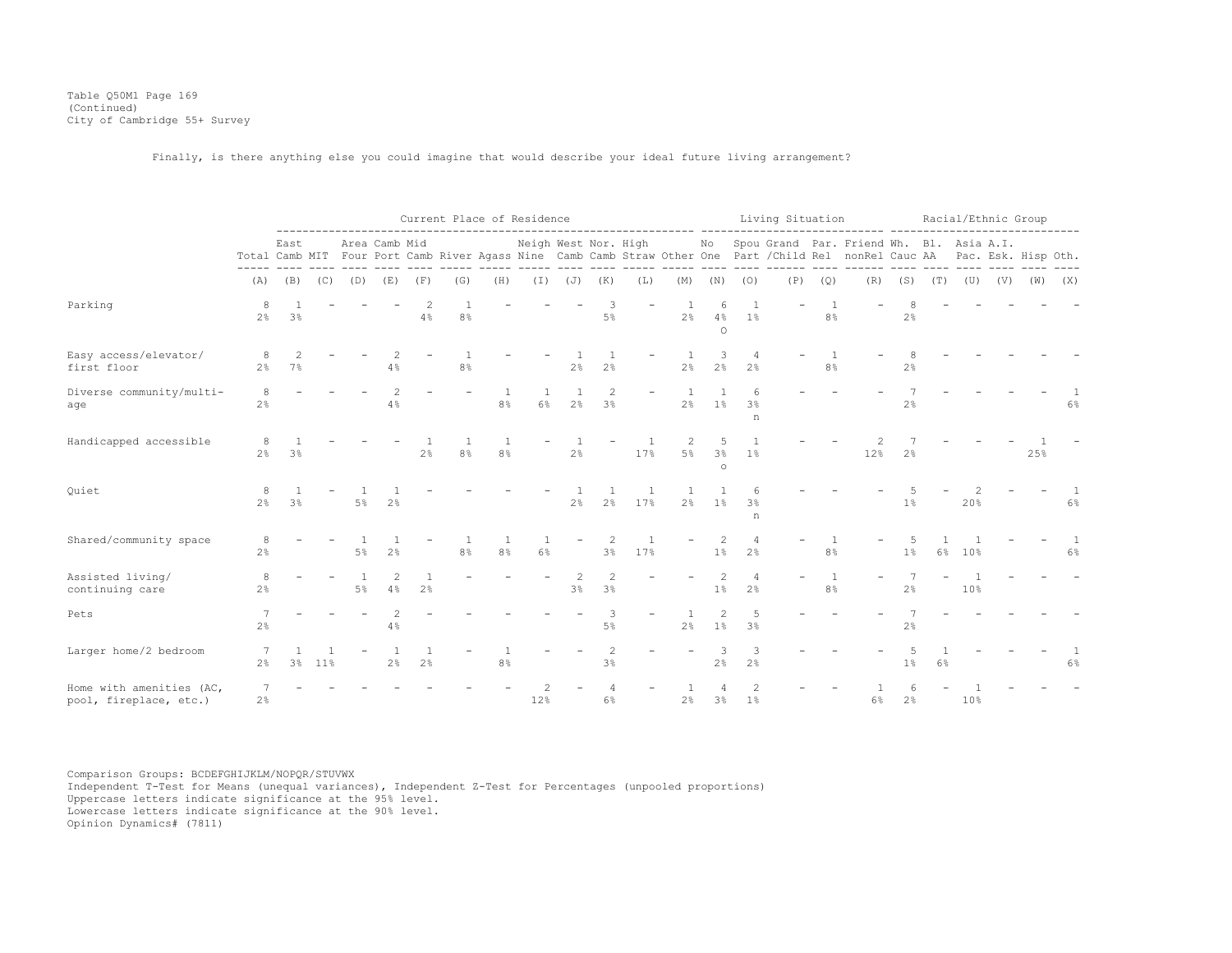Table Q50M1 Page 169
(Continued)
City of Cambridge 55+ Survey

Finally, is there anything else you could imagine that would describe your ideal future living arrangement?

| | | Current Place of Residence | | | | | | | | | | | | Living Situation | | | | | Racial/Ethnic Group | | | | | |
|---|---|---|---|---|---|---|---|---|---|---|---|---|---|---|---|---|---|---|---|---|---|---|---|---|
| | Total | East Camb | MIT | Area Four | Camb Port | Mid Camb | River | Agass | Neigh Nine | West Camb | Nor. Camb | High Straw | Other | No One | Spou Part | Grand /Child | Par. Rel | Friend nonRel | Wh. Cauc | Bl. AA | Asia Pac. | A.I. Esk. | Hisp | Oth. |
| | (A) | (B) | (C) | (D) | (E) | (F) | (G) | (H) | (I) | (J) | (K) | (L) | (M) | (N) | (O) | (P) | (Q) | (R) | (S) | (T) | (U) | (V) | (W) | (X) |
| Parking | 8 2% | 1 3% | - | - | - | 2 4% | 1 8% | - | - | - | 3 5% | - | 1 2% | 6 4% O | 1 1% | - | 1 8% | - | 8 2% | - | - | - | - | - |
| Easy access/elevator/ first floor | 8 2% | 2 7% | - | - | 2 4% | - | 1 8% | - | - | 1 2% | 1 2% | - | 1 2% | 3 2% | 4 2% | - | 1 8% | - | 8 2% | - | - | - | - | - |
| Diverse community/multi-age | 8 2% | - | - | - | 2 4% | - | - | 1 8% | 1 6% | 1 2% | 2 3% | - | 1 2% | 1 1% | 6 3% n | - | - | - | 7 2% | - | - | - | - | 1 6% |
| Handicapped accessible | 8 2% | 1 3% | - | - | - | 1 2% | 1 8% | 1 8% | - | 1 2% | - | 1 17% | 2 5% | 5 3% o | 1 1% | - | - | 2 12% | 7 2% | - | - | - | 1 25% | - |
| Quiet | 8 2% | 1 3% | - | 1 5% | 1 2% | - | - | - | - | 1 2% | 1 2% | 1 17% | 1 2% | 1 1% | 6 3% n | - | - | - | 5 1% | - | 2 20% | - | - | 1 6% |
| Shared/community space | 8 2% | - | - | 1 5% | 1 2% | - | 1 8% | 1 8% | 1 6% | - | 2 3% | 1 17% | - | 2 1% | 4 2% | - | 1 8% | - | 5 1% | 1 6% | 1 10% | - | - | 1 6% |
| Assisted living/ continuing care | 8 2% | - | - | 1 5% | 2 4% | 1 2% | - | - | - | 2 3% | 2 3% | - | - | 2 1% | 4 2% | - | 1 8% | - | 7 2% | - | 1 10% | - | - | - |
| Pets | 7 2% | - | - | - | 2 4% | - | - | - | - | - | 3 5% | - | 1 2% | 2 1% | 5 3% | - | - | - | 7 2% | - | - | - | - | - |
| Larger home/2 bedroom | 7 2% | 1 3% | 1 11% | - | 1 2% | 1 2% | - | 1 8% | - | - | 2 3% | - | - | 3 2% | 3 2% | - | - | - | 5 1% | 1 6% | - | - | - | 1 6% |
| Home with amenities (AC, pool, fireplace, etc.) | 7 2% | - | - | - | - | - | - | - | 2 12% | - | 4 6% | - | 1 2% | 4 3% | 2 1% | - | - | 1 6% | 6 2% | - | 1 10% | - | - | - |

Comparison Groups: BCDEFGHIJKLM/NOPQR/STUVWX
Independent T-Test for Means (unequal variances), Independent Z-Test for Percentages (unpooled proportions)
Uppercase letters indicate significance at the 95% level.
Lowercase letters indicate significance at the 90% level.
Opinion Dynamics# (7811)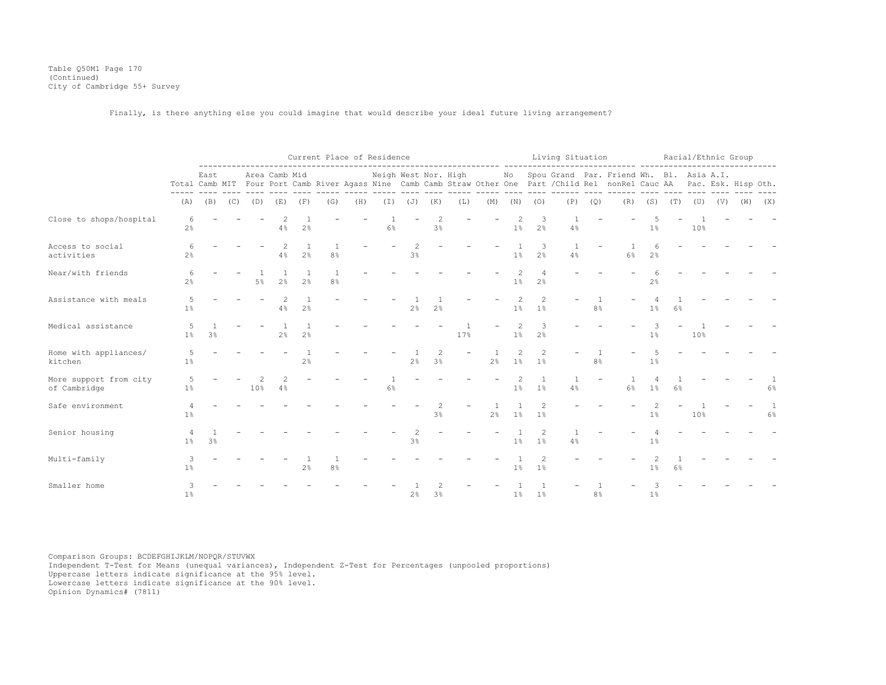Table Q50M1 Page 170
(Continued)
City of Cambridge 55+ Survey

Finally, is there anything else you could imagine that would describe your ideal future living arrangement?

| | | Current Place of Residence | | | | | | | | | | | | Living Situation | | | | | Racial/Ethnic Group | | | | | |
|---|---|---|---|---|---|---|---|---|---|---|---|---|---|---|---|---|---|---|---|---|---|---|---|---|
| | Total | East Camb | MIT | Area Four | Camb Port | Mid Camb | River | Agass | Neigh Nine | West Camb | Nor. Camb | High Straw | Other | No One | Spou Part | Grand /Child | Par. Rel | Friend nonRel | Wh. Cauc | Bl. AA | Asia Pac. | A.I. Esk. | Hisp | Oth. |
| | (A) | (B) | (C) | (D) | (E) | (F) | (G) | (H) | (I) | (J) | (K) | (L) | (M) | (N) | (O) | (P) | (Q) | (R) | (S) | (T) | (U) | (V) | (W) | (X) |
| Close to shops/hospital | 6<br>2% | - | - | - | 2<br>4% | 1<br>2% | - | - | 1<br>6% | - | 2<br>3% | - | - | 2<br>1% | 3<br>2% | 1<br>4% | - | - | 5<br>1% | - | 1<br>10% | - | - | - |
| Access to social activities | 6<br>2% | - | - | - | 2<br>4% | 1<br>2% | 1<br>8% | - | - | 2<br>3% | - | - | - | 1<br>1% | 3<br>2% | 1<br>4% | - | 1<br>6% | 6<br>2% | - | - | - | - | - |
| Near/with friends | 6<br>2% | - | - | 1<br>5% | 1<br>2% | 1<br>2% | 1<br>8% | - | - | - | - | - | - | 2<br>1% | 4<br>2% | - | - | - | 6<br>2% | - | - | - | - | - |
| Assistance with meals | 5<br>1% | - | - | - | 2<br>4% | 1<br>2% | - | - | - | 1<br>2% | 1<br>2% | - | - | 2<br>1% | 2<br>1% | - | 1<br>8% | - | 4<br>1% | 1<br>6% | - | - | - | - |
| Medical assistance | 5<br>1% | 1<br>3% | - | - | 1<br>2% | 1<br>2% | - | - | - | - | - | 1<br>17% | - | 2<br>1% | 3<br>2% | - | - | - | 3<br>1% | - | 1<br>10% | - | - | - |
| Home with appliances/ kitchen | 5<br>1% | - | - | - | - | 1<br>2% | - | - | - | 1<br>2% | 2<br>3% | - | 1<br>2% | 2<br>1% | 2<br>1% | - | 1<br>8% | - | 5<br>1% | - | - | - | - | - |
| More support from city of Cambridge | 5<br>1% | - | - | 2<br>10% | 2<br>4% | - | - | - | 1<br>6% | - | - | - | - | 2<br>1% | 1<br>1% | 1<br>4% | - | 1<br>6% | 4<br>1% | 1<br>6% | - | - | - | 1<br>6% |
| Safe environment | 4<br>1% | - | - | - | - | - | - | - | - | - | 2<br>3% | - | 1<br>2% | 1<br>1% | 2<br>1% | - | - | - | 2<br>1% | - | 1<br>10% | - | - | 1<br>6% |
| Senior housing | 4<br>1% | 1<br>3% | - | - | - | - | - | - | - | 2<br>3% | - | - | - | 1<br>1% | 2<br>1% | 1<br>4% | - | - | 4<br>1% | - | - | - | - | - |
| Multi-family | 3<br>1% | - | - | - | - | 1<br>2% | 1<br>8% | - | - | - | - | - | - | 1<br>1% | 2<br>1% | - | - | - | 2<br>1% | 1<br>6% | - | - | - | - |
| Smaller home | 3<br>1% | - | - | - | - | - | - | - | - | 1<br>2% | 2<br>3% | - | - | 1<br>1% | 1<br>1% | - | 1<br>8% | - | 3<br>1% | - | - | - | - | - |

Comparison Groups: BCDEFGHIJKLM/NOPQR/STUVWX
Independent T-Test for Means (unequal variances), Independent Z-Test for Percentages (unpooled proportions)
Uppercase letters indicate significance at the 95% level.
Lowercase letters indicate significance at the 90% level.
Opinion Dynamics# (7811)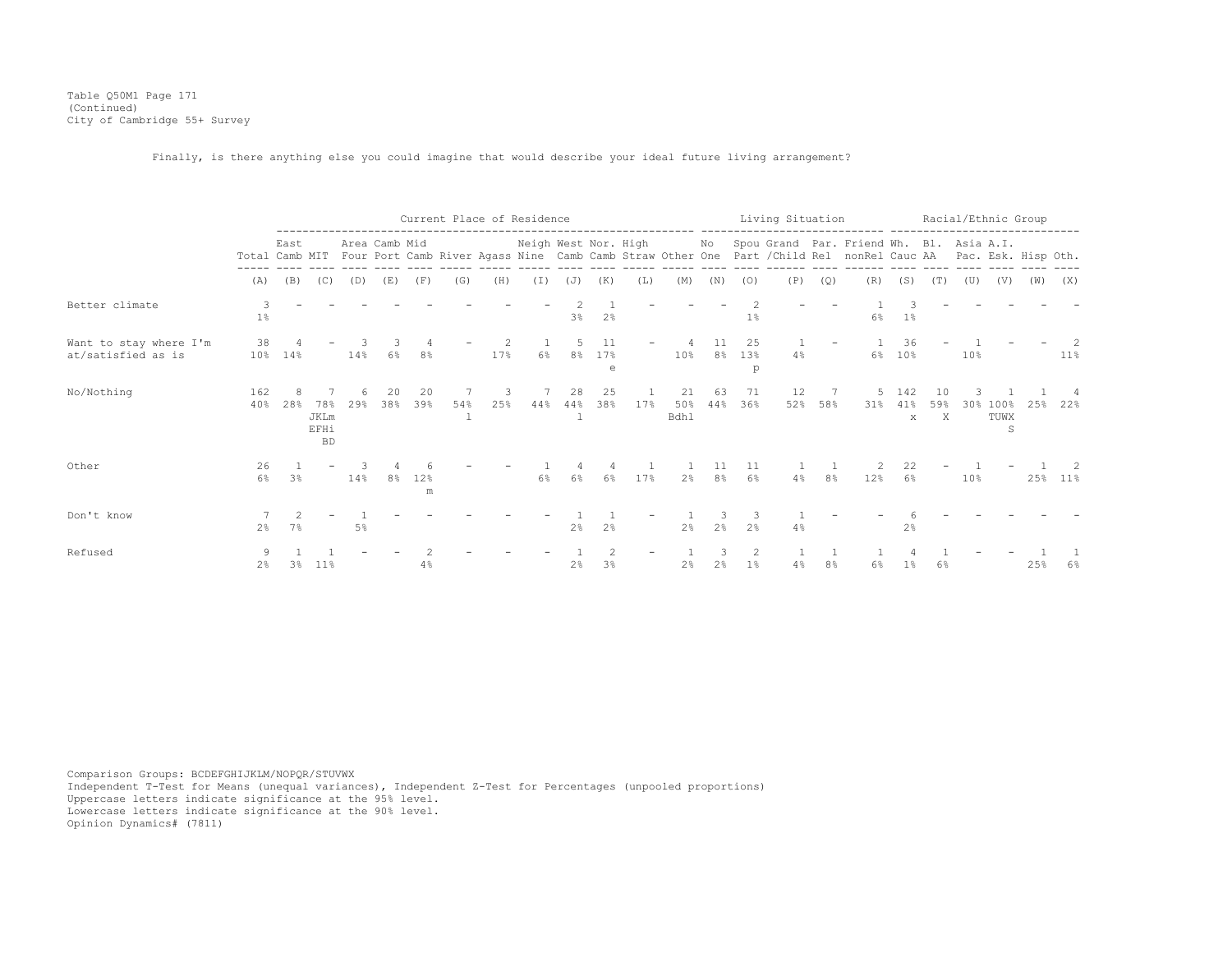Table Q50M1 Page 171
(Continued)
City of Cambridge 55+ Survey

Finally, is there anything else you could imagine that would describe your ideal future living arrangement?

| | Total | Current Place of Residence | | | | | | | | | | | | | Living Situation | | | | | Racial/Ethnic Group | | | | | |
|---|---|---|---|---|---|---|---|---|---|---|---|---|---|---|---|---|---|---|---|---|---|---|---|---|---|
| | | East Camb | MIT | Area Four | Camb Port | Mid Camb | River | Agass | Neigh Nine | West Camb | Nor. Camb | High Straw | Other | No One | Spou Part | Grand /Child | Par. Rel | Friend nonRel | Wh. Cauc | Bl. AA | Asia Pac. | A.I. Esk. | Hisp | Oth. |
| | (A) | (B) | (C) | (D) | (E) | (F) | (G) | (H) | (I) | (J) | (K) | (L) | (M) | (N) | (O) | (P) | (Q) | (R) | (S) | (T) | (U) | (V) | (W) | (X) |
| Better climate | 3<br>1% | - | - | - | - | - | - | - | - | 2<br>3% | 1<br>2% | - | - | - | 2<br>1% | - | - | 1<br>6% | 3<br>1% | - | - | - | - | - |
| Want to stay where I'm at/satisfied as is | 38<br>10% | 4<br>14% | - | 3<br>14% | 3<br>6% | 4<br>8% | - | 2<br>17% | 1<br>6% | 5<br>8% | 11<br>17%<br>e | - | 4<br>10% | 11<br>8% | 25<br>13%<br>p | 1<br>4% | - | 1<br>6% | 36<br>10% | - | 1<br>10% | - | - | 2<br>11% |
| No/Nothing | 162<br>40% | 8<br>28% | 7<br>78%<br>JKLm<br>EFHi<br>BD | 6<br>29% | 20<br>38% | 20<br>39% | 7<br>54%<br>l | 3<br>25% | 7<br>44% | 28<br>44%<br>l | 25<br>38% | 1<br>17% | 21<br>50%<br>Bdhl | 63<br>44% | 71<br>36% | 12<br>52% | 7<br>58% | 5<br>31% | 142<br>41%<br>x | 10<br>59%<br>X | 3<br>30% | 1<br>100%<br>TUWX<br>S | 1<br>25% | 4<br>22% |
| Other | 26<br>6% | 1<br>3% | - | 3<br>14% | 4<br>8% | 6<br>12%<br>m | - | - | 1<br>6% | 4<br>6% | 4<br>6% | 1<br>17% | 1<br>2% | 11<br>8% | 11<br>6% | 1<br>4% | 1<br>8% | 2<br>12% | 22<br>6% | - | 1<br>10% | - | 1<br>25% | 2<br>11% |
| Don't know | 7<br>2% | 2<br>7% | - | 1<br>5% | - | - | - | - | - | 1<br>2% | 1<br>2% | - | 1<br>2% | 3<br>2% | 3<br>2% | 1<br>4% | - | - | 6<br>2% | - | - | - | - | - |
| Refused | 9<br>2% | 1<br>3% | 1<br>11% | - | - | 2<br>4% | - | - | - | 1<br>2% | 2<br>3% | - | 1<br>2% | 3<br>2% | 2<br>1% | 1<br>4% | 1<br>8% | 1<br>6% | 4<br>1% | 1<br>6% | - | - | 1<br>25% | 1<br>6% |

Comparison Groups: BCDEFGHIJKLM/NOPQR/STUVWX
Independent T-Test for Means (unequal variances), Independent Z-Test for Percentages (unpooled proportions)
Uppercase letters indicate significance at the 95% level.
Lowercase letters indicate significance at the 90% level.
Opinion Dynamics# (7811)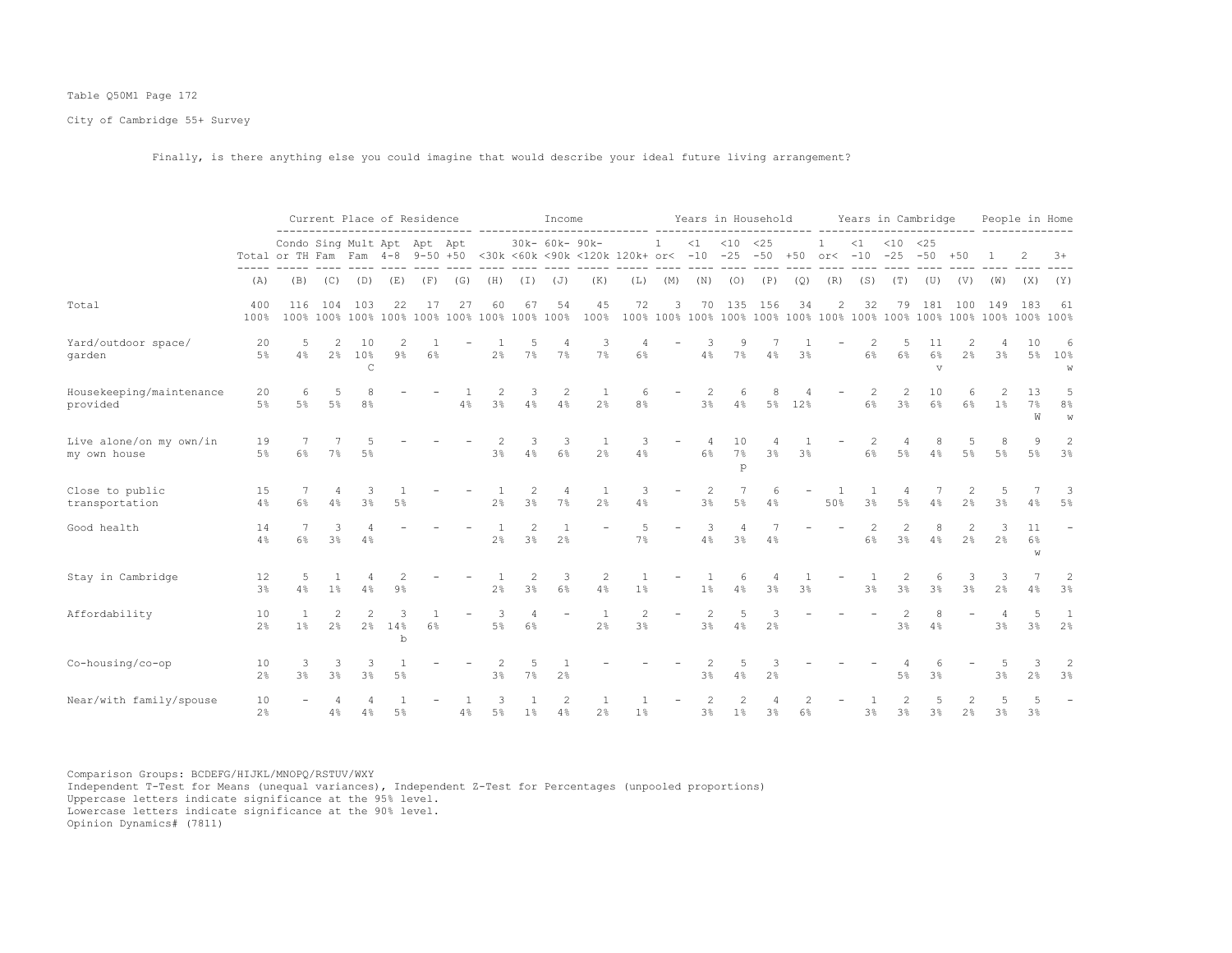Table Q50M1 Page 172

City of Cambridge 55+ Survey

Finally, is there anything else you could imagine that would describe your ideal future living arrangement?

| | Total | Current Place of Residence | | | | | | Income | | | | | Years in Household | | | | | Years in Cambridge | | | | | People in Home | | |
|---|---|---|---|---|---|---|---|---|---|---|---|---|---|---|---|---|---|---|---|---|---|---|---|---|---|
| | Total | Condo or TH | Sing Fam | Mult Fam | Apt 4-8 | Apt 9-50 | Apt +50 | <30k | 30k-<60k | 60k-<90k | 90k-<120k | 120k+ | 1 or< | <1 -10 | <10 -25 | <25 -50 | +50 | 1 or< | <1 -10 | <10 -25 | <25 -50 | +50 | 1 | 2 | 3+ |
| | (A) | (B) | (C) | (D) | (E) | (F) | (G) | (H) | (I) | (J) | (K) | (L) | (M) | (N) | (O) | (P) | (Q) | (R) | (S) | (T) | (U) | (V) | (W) | (X) | (Y) |
| Total | 400<br>100% | 116<br>100% | 104<br>100% | 103<br>100% | 22<br>100% | 17<br>100% | 27<br>100% | 60<br>100% | 67<br>100% | 54<br>100% | 45<br>100% | 72<br>100% | 3<br>100% | 70<br>100% | 135<br>100% | 156<br>100% | 34<br>100% | 2<br>100% | 32<br>100% | 79<br>100% | 181<br>100% | 100<br>100% | 149<br>100% | 183<br>100% | 61<br>100% |
| Yard/outdoor space/ garden | 20<br>5% | 5<br>4% | 2<br>2% | 10<br>10%<br>C | 2<br>9% | 1<br>6% | - | 1<br>2% | 5<br>7% | 4<br>7% | 3<br>7% | 4<br>6% | - | 3<br>4% | 9<br>7% | 7<br>4% | 1<br>3% | - | 2<br>6% | 5<br>6% | 11<br>6%<br>v | 2<br>2% | 4<br>3% | 10<br>5% | 6<br>10%<br>w |
| Housekeeping/maintenance provided | 20<br>5% | 6<br>5% | 5<br>5% | 8<br>8% | - | - | 1<br>4% | 2<br>3% | 3<br>4% | 2<br>4% | 1<br>2% | 6<br>8% | - | 2<br>3% | 6<br>4% | 8<br>5% | 4<br>12% | - | 2<br>6% | 2<br>3% | 10<br>6% | 6<br>6% | 2<br>1% | 13<br>7%<br>W | 5<br>8%<br>w |
| Live alone/on my own/in my own house | 19<br>5% | 7<br>6% | 7<br>7% | 5<br>5% | - | - | - | 2<br>3% | 3<br>4% | 3<br>6% | 1<br>2% | 3<br>4% | - | 4<br>6% | 10<br>7%<br>p | 4<br>3% | 1<br>3% | - | 2<br>6% | 4<br>5% | 8<br>4% | 5<br>5% | 8<br>5% | 9<br>5% | 2<br>3% |
| Close to public transportation | 15<br>4% | 7<br>6% | 4<br>4% | 3<br>3% | 1<br>5% | - | - | 1<br>2% | 2<br>3% | 4<br>7% | 1<br>2% | 3<br>4% | - | 2<br>3% | 7<br>5% | 6<br>4% | - | 1<br>50% | 1<br>3% | 4<br>5% | 7<br>4% | 2<br>2% | 5<br>3% | 7<br>4% | 3<br>5% |
| Good health | 14<br>4% | 7<br>6% | 3<br>3% | 4<br>4% | - | - | - | 1<br>2% | 2<br>3% | 1<br>2% | - | 5<br>7% | - | 3<br>4% | 4<br>3% | 7<br>4% | - | - | 2<br>6% | 2<br>3% | 8<br>4% | 2<br>2% | 3<br>2% | 11<br>6%<br>w | - |
| Stay in Cambridge | 12<br>3% | 5<br>4% | 1<br>1% | 4<br>4% | 2<br>9% | - | - | 1<br>2% | 2<br>3% | 3<br>6% | 2<br>4% | 1<br>1% | - | 1<br>1% | 6<br>4% | 4<br>3% | 1<br>3% | - | 1<br>3% | 2<br>3% | 6<br>3% | 3<br>3% | 3<br>2% | 7<br>4% | 2<br>3% |
| Affordability | 10<br>2% | 1<br>1% | 2<br>2% | 2<br>2% | 3<br>14%<br>b | 1<br>6% | - | 3<br>5% | 4<br>6% | - | 1<br>2% | 2<br>3% | - | 2<br>3% | 5<br>4% | 3<br>2% | - | - | - | 2<br>3% | 8<br>4% | - | 4<br>3% | 5<br>3% | 1<br>2% |
| Co-housing/co-op | 10<br>2% | 3<br>3% | 3<br>3% | 3<br>3% | 1<br>5% | - | - | 2<br>3% | 5<br>7% | 1<br>2% | - | - | - | 2<br>3% | 5<br>4% | 3<br>2% | - | - | - | 4<br>5% | 6<br>3% | - | 5<br>3% | 3<br>2% | 2<br>3% |
| Near/with family/spouse | 10<br>2% | - | 4<br>4% | 4<br>4% | 1<br>5% | - | 1<br>4% | 3<br>5% | 1<br>1% | 2<br>4% | 1<br>2% | 1<br>1% | - | 2<br>3% | 2<br>1% | 4<br>3% | 2<br>6% | - | 1<br>3% | 2<br>3% | 5<br>3% | 2<br>2% | 5<br>3% | 5<br>3% | - |

Comparison Groups: BCDEFG/HIJKL/MNOPQ/RSTUV/WXY
Independent T-Test for Means (unequal variances), Independent Z-Test for Percentages (unpooled proportions)
Uppercase letters indicate significance at the 95% level.
Lowercase letters indicate significance at the 90% level.
Opinion Dynamics# (7811)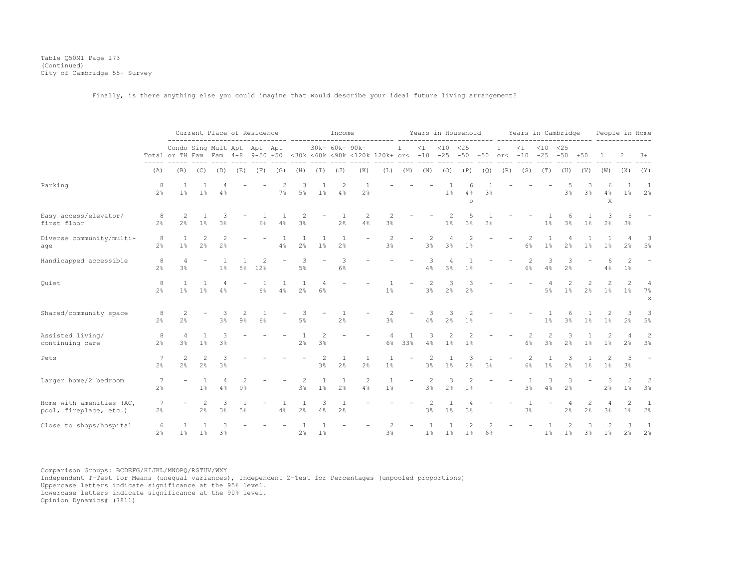Table Q50M1 Page 173
(Continued)
City of Cambridge 55+ Survey

Finally, is there anything else you could imagine that would describe your ideal future living arrangement?

| | | Current Place of Residence | | | | | | Income | | | | | Years in Household | | | | | Years in Cambridge | | | | | People in Home | | |
|---|---|---|---|---|---|---|---|---|---|---|---|---|---|---|---|---|---|---|---|---|---|---|---|---|---|
| | Total | Condo or TH | Sing Fam | Mult Fam | Apt 4-8 | Apt 9-50 | Apt +50 | <30k | 30k- <60k | 60k- <90k | 90k- <120k | 120k+ | 1 or< | <1 -10 | <10 -25 | <25 -50 | +50 | 1 or< | <1 -10 | <10 -25 | <25 -50 | +50 | 1 | 2 | 3+ |
| | (A) | (B) | (C) | (D) | (E) | (F) | (G) | (H) | (I) | (J) | (K) | (L) | (M) | (N) | (O) | (P) | (Q) | (R) | (S) | (T) | (U) | (V) | (W) | (X) | (Y) |
| Parking | 8 | 1 | 1 | 4 | - | - | 2 | 3 | 1 | 2 | 1 | - | - | - | 1 | 6 | 1 | - | - | - | 5 | 3 | 6 | 1 | 1 |
| | 2% | 1% | 1% | 4% | | | 7% | 5% | 1% | 4% | 2% | | | | 1% | 4% o | 3% | | | | 3% | 3% | 4% X | 1% | 2% |
| Easy access/elevator/ first floor | 8 | 2 | 1 | 3 | - | 1 | 1 | 2 | - | 1 | 2 | 2 | - | - | 2 | 5 | 1 | - | - | 1 | 6 | 1 | 3 | 5 | - |
| | 2% | 2% | 1% | 3% | | 6% | 4% | 3% | | 2% | 4% | 3% | | | 1% | 3% | 3% | | | 1% | 3% | 1% | 2% | 3% | |
| Diverse community/multi-age | 8 | 1 | 2 | 2 | - | - | 1 | 1 | 1 | 1 | - | 2 | - | 2 | 4 | 2 | - | - | 2 | 1 | 4 | 1 | 1 | 4 | 3 |
| | 2% | 1% | 2% | 2% | | | 4% | 2% | 1% | 2% | | 3% | | 3% | 3% | 1% | | | 6% | 1% | 2% | 1% | 1% | 2% | 5% |
| Handicapped accessible | 8 | 4 | - | 1 | 1 | 2 | - | 3 | - | 3 | - | - | - | 3 | 4 | 1 | - | - | 2 | 3 | 3 | - | 6 | 2 | - |
| | 2% | 3% | | 1% | 5% | 12% | | 5% | | 6% | | | | 4% | 3% | 1% | | | 6% | 4% | 2% | | 4% | 1% | |
| Quiet | 8 | 1 | 1 | 4 | - | 1 | 1 | 1 | 4 | - | - | 1 | - | 2 | 3 | 3 | - | - | - | 4 | 2 | 2 | 2 | 2 | 4 |
| | 2% | 1% | 1% | 4% | | 6% | 4% | 2% | 6% | | | 1% | | 3% | 2% | 2% | | | | 5% | 1% | 2% | 1% | 1% | 7% x |
| Shared/community space | 8 | 2 | - | 3 | 2 | 1 | - | 3 | - | 1 | - | 2 | - | 3 | 3 | 2 | - | - | - | 1 | 6 | 1 | 2 | 3 | 3 |
| | 2% | 2% | | 3% | 9% | 6% | | 5% | | 2% | | 3% | | 4% | 2% | 1% | | | | 1% | 3% | 1% | 1% | 2% | 5% |
| Assisted living/ continuing care | 8 | 4 | 1 | 3 | - | - | - | 1 | 2 | - | - | 4 | 1 | 3 | 2 | 2 | - | - | 2 | 2 | 3 | 1 | 2 | 4 | 2 |
| | 2% | 3% | 1% | 3% | | | | 2% | 3% | | | 6% | 33% | 4% | 1% | 1% | | | 6% | 3% | 2% | 1% | 1% | 2% | 3% |
| Pets | 7 | 2 | 2 | 3 | - | - | - | - | 2 | 1 | 1 | 1 | - | 2 | 1 | 3 | 1 | - | 2 | 1 | 3 | 1 | 2 | 5 | - |
| | 2% | 2% | 2% | 3% | | | | | 3% | 2% | 2% | 1% | | 3% | 1% | 2% | 3% | | 6% | 1% | 2% | 1% | 1% | 3% | |
| Larger home/2 bedroom | 7 | - | 1 | 4 | 2 | - | - | 2 | 1 | 1 | 2 | 1 | - | 2 | 3 | 2 | - | - | 1 | 3 | 3 | - | 3 | 2 | 2 |
| | 2% | | 1% | 4% | 9% | | | 3% | 1% | 2% | 4% | 1% | | 3% | 2% | 1% | | | 3% | 4% | 2% | | 2% | 1% | 3% |
| Home with amenities (AC, pool, fireplace, etc.) | 7 | - | 2 | 3 | 1 | - | 1 | 1 | 3 | 1 | - | - | - | 2 | 1 | 4 | - | - | 1 | - | 4 | 2 | 4 | 2 | 1 |
| | 2% | | 2% | 3% | 5% | | 4% | 2% | 4% | 2% | | | | 3% | 1% | 3% | | | 3% | | 2% | 2% | 3% | 1% | 2% |
| Close to shops/hospital | 6 | 1 | 1 | 3 | - | - | - | 1 | 1 | - | - | 2 | - | 1 | 1 | 2 | 2 | - | - | 1 | 2 | 3 | 2 | 3 | 1 |
| | 2% | 1% | 1% | 3% | | | | 2% | 1% | | | 3% | | 1% | 1% | 1% | 6% | | | 1% | 1% | 3% | 1% | 2% | 2% |

Comparison Groups: BCDEFG/HIJKL/MNOPQ/RSTUV/WXY
Independent T-Test for Means (unequal variances), Independent Z-Test for Percentages (unpooled proportions)
Uppercase letters indicate significance at the 95% level.
Lowercase letters indicate significance at the 90% level.
Opinion Dynamics# (7811)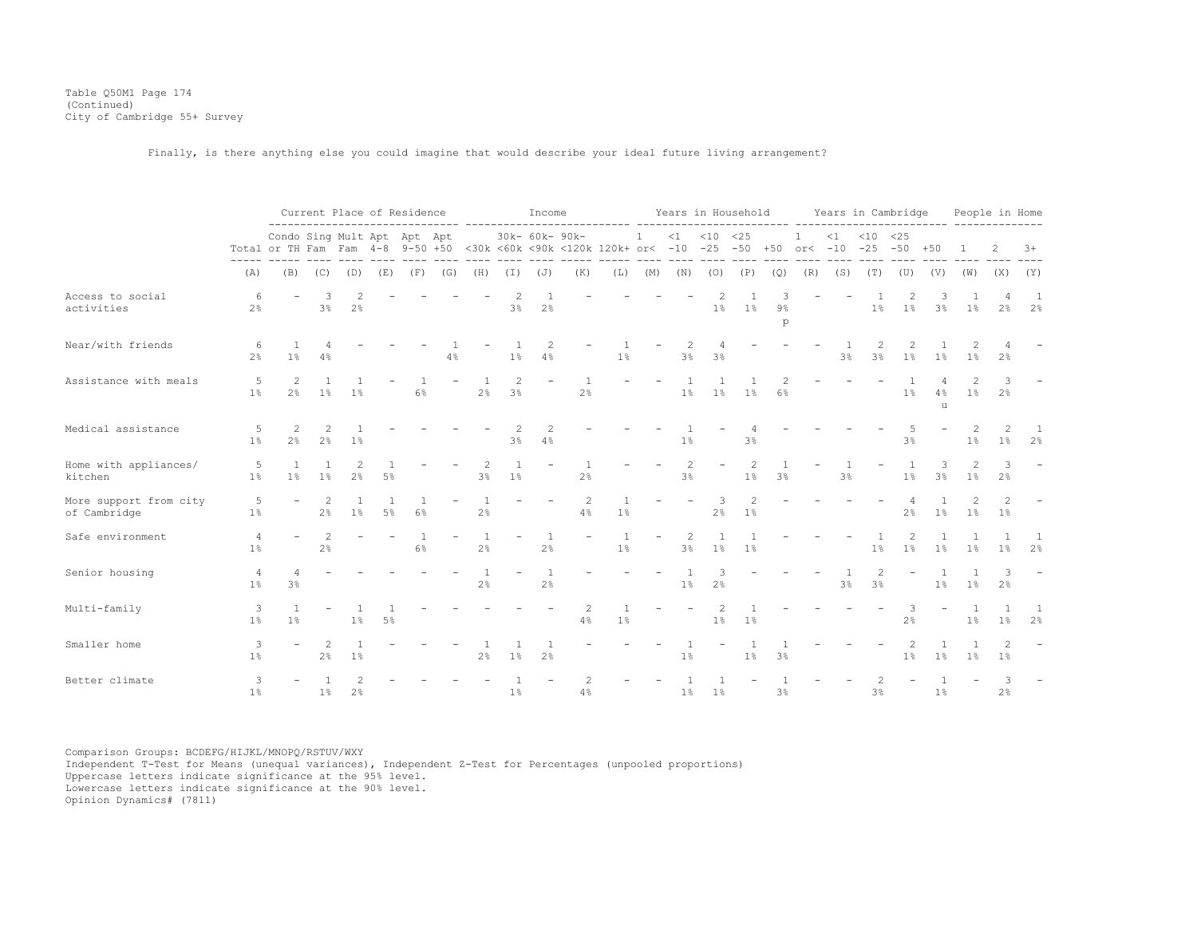Table Q50M1 Page 174
(Continued)
City of Cambridge 55+ Survey

Finally, is there anything else you could imagine that would describe your ideal future living arrangement?

| | Total | Current Place of Residence | | | | | | Income | | | | | Years in Household | | | | | Years in Cambridge | | | | | People in Home | | |
|---|---|---|---|---|---|---|---|---|---|---|---|---|---|---|---|---|---|---|---|---|---|---|---|---|---|
| | | Condo or TH | Sing Fam | Mult Fam | Apt 4-8 | Apt 9-50 | Apt +50 | <30k | 30k-<60k | 60k-<90k | 90k-<120k | 120k+ | 1 or< | <1 -10 | <10 -25 | <25 -50 | +50 | 1 or< | <1 -10 | <10 -25 | <25 -50 | +50 | 1 | 2 | 3+ |
| | (A) | (B) | (C) | (D) | (E) | (F) | (G) | (H) | (I) | (J) | (K) | (L) | (M) | (N) | (O) | (P) | (Q) | (R) | (S) | (T) | (U) | (V) | (W) | (X) | (Y) |
| Access to social activities | 6<br>2% | - | 3<br>3% | 2<br>2% | - | - | - | - | 2<br>3% | 1<br>2% | - | - | - | - | 2<br>1% | 1<br>1% | 3<br>9%<br>p | - | - | 1<br>1% | 2<br>1% | 3<br>3% | 1<br>1% | 4<br>2% | 1<br>2% |
| Near/with friends | 6<br>2% | 1<br>1% | 4<br>4% | - | - | - | 1<br>4% | - | 1<br>1% | 2<br>4% | - | 1<br>1% | - | 2<br>3% | 4<br>3% | - | - | - | 1<br>3% | 2<br>3% | 2<br>1% | 1<br>1% | 2<br>1% | 4<br>2% | - |
| Assistance with meals | 5<br>1% | 2<br>2% | 1<br>1% | 1<br>1% | - | 1<br>6% | - | 1<br>2% | 2<br>3% | - | 1<br>2% | - | - | 1<br>1% | 1<br>1% | 1<br>1% | 2<br>6% | - | - | - | 1<br>1% | 4<br>4%<br>u | 2<br>1% | 3<br>2% | - |
| Medical assistance | 5<br>1% | 2<br>2% | 2<br>2% | 1<br>1% | - | - | - | - | 2<br>3% | 2<br>4% | - | - | - | 1<br>1% | - | 4<br>3% | - | - | - | - | 5<br>3% | - | 2<br>1% | 2<br>1% | 1<br>2% |
| Home with appliances/ kitchen | 5<br>1% | 1<br>1% | 1<br>1% | 2<br>2% | 1<br>5% | - | - | 2<br>3% | 1<br>1% | - | 1<br>2% | - | - | 2<br>3% | - | 2<br>1% | 1<br>3% | - | 1<br>3% | - | 1<br>1% | 3<br>3% | 2<br>1% | 3<br>2% | - |
| More support from city of Cambridge | 5<br>1% | - | 2<br>2% | 1<br>1% | 1<br>5% | 1<br>6% | - | 1<br>2% | - | - | 2<br>4% | 1<br>1% | - | - | 3<br>2% | 2<br>1% | - | - | - | - | 4<br>2% | 1<br>1% | 2<br>1% | 2<br>1% | - |
| Safe environment | 4<br>1% | - | 2<br>2% | - | - | 1<br>6% | - | 1<br>2% | - | 1<br>2% | - | 1<br>1% | - | 2<br>3% | 1<br>1% | 1<br>1% | - | - | - | 1<br>1% | 2<br>1% | 1<br>1% | 1<br>1% | 1<br>1% | 1<br>2% |
| Senior housing | 4<br>1% | 4<br>3% | - | - | - | - | - | 1<br>2% | - | 1<br>2% | - | - | - | 1<br>1% | 3<br>2% | - | - | - | 1<br>3% | 2<br>3% | - | 1<br>1% | 1<br>1% | 3<br>2% | - |
| Multi-family | 3<br>1% | 1<br>1% | - | 1<br>1% | 1<br>5% | - | - | - | - | - | 2<br>4% | 1<br>1% | - | - | 2<br>1% | 1<br>1% | - | - | - | - | 3<br>2% | - | 1<br>1% | 1<br>1% | 1<br>2% |
| Smaller home | 3<br>1% | - | 2<br>2% | 1<br>1% | - | - | - | 1<br>2% | 1<br>1% | 1<br>2% | - | - | - | 1<br>1% | - | 1<br>1% | 1<br>3% | - | - | - | 2<br>1% | 1<br>1% | 1<br>1% | 2<br>1% | - |
| Better climate | 3<br>1% | - | 1<br>1% | 2<br>2% | - | - | - | - | 1<br>1% | - | 2<br>4% | - | - | 1<br>1% | 1<br>1% | - | 1<br>3% | - | - | 2<br>3% | - | 1<br>1% | - | 3<br>2% | - |

Comparison Groups: BCDEFG/HIJKL/MNOPQ/RSTUV/WXY
Independent T-Test for Means (unequal variances), Independent Z-Test for Percentages (unpooled proportions)
Uppercase letters indicate significance at the 95% level.
Lowercase letters indicate significance at the 90% level.
Opinion Dynamics# (7811)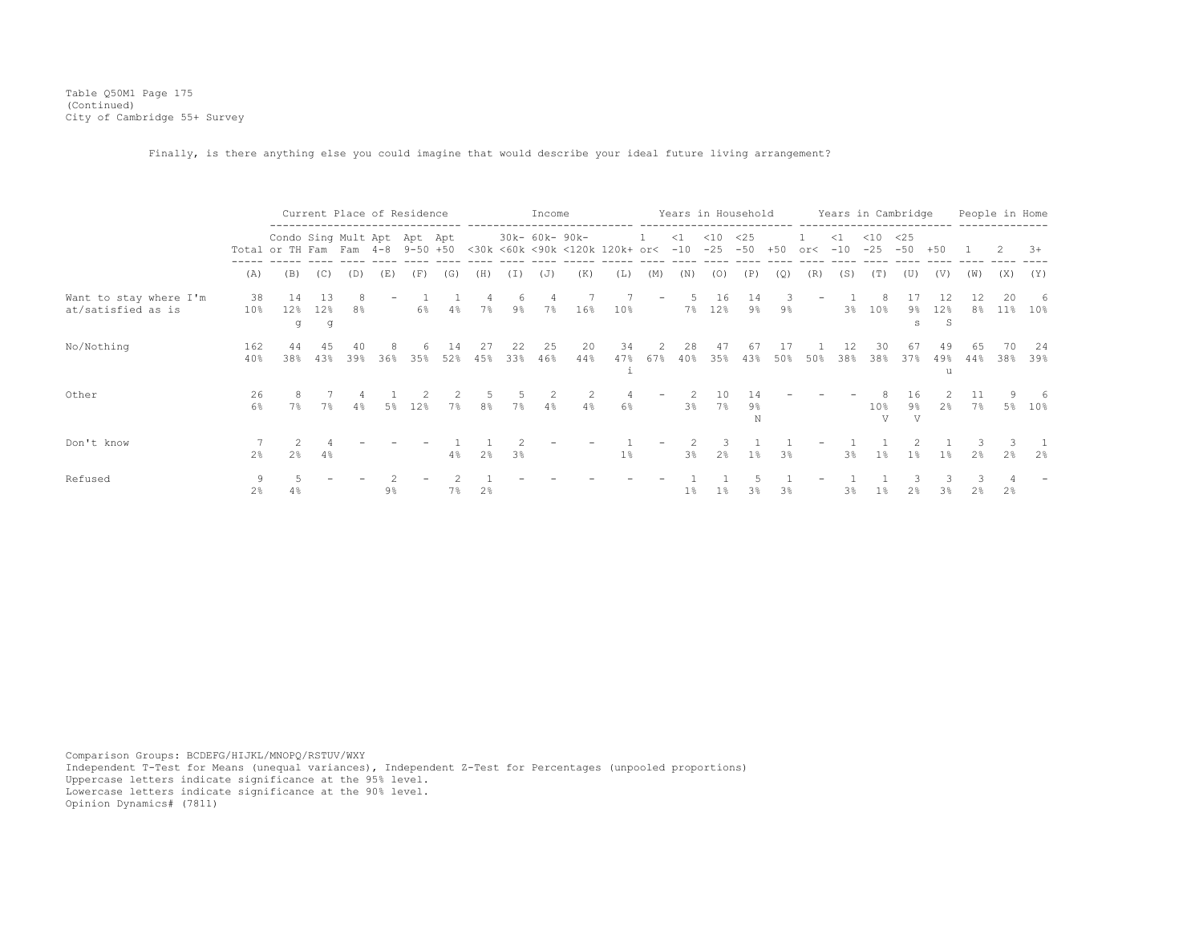Table Q50M1 Page 175
(Continued)
City of Cambridge 55+ Survey

Finally, is there anything else you could imagine that would describe your ideal future living arrangement?

| | | Current Place of Residence | | | | | | Income | | | | | Years in Household | | | | | Years in Cambridge | | | | | People in Home | | |
|---|---|---|---|---|---|---|---|---|---|---|---|---|---|---|---|---|---|---|---|---|---|---|---|---|---|
| | Total | Condo or TH | Sing Fam | Mult Fam | Apt 4-8 | Apt 9-50 | Apt +50 | <30k | 30k- <60k | 60k- <90k | 90k- <120k | 120k+ | 1 or< | <1 -10 | <10 -25 | <25 -50 | +50 | 1 or< | <1 -10 | <10 -25 | <25 -50 | +50 | 1 | 2 | 3+ |
| | (A) | (B) | (C) | (D) | (E) | (F) | (G) | (H) | (I) | (J) | (K) | (L) | (M) | (N) | (O) | (P) | (Q) | (R) | (S) | (T) | (U) | (V) | (W) | (X) | (Y) |
| Want to stay where I'm at/satisfied as is | 38 10% | 14 12% g | 13 12% g | 8 8% | - | 1 6% | 1 4% | 4 7% | 6 9% | 4 7% | 7 16% | 7 10% | - | 5 7% | 16 12% | 14 9% | 3 9% | - | 1 3% | 8 10% | 17 9% s | 12 12% S | 12 8% | 20 11% | 6 10% |
| No/Nothing | 162 40% | 44 38% | 45 43% | 40 39% | 8 36% | 6 35% | 14 52% | 27 45% | 22 33% | 25 46% | 20 44% | 34 47% i | 2 67% | 28 40% | 47 35% | 67 43% | 17 50% | 1 50% | 12 38% | 30 38% | 67 37% | 49 49% u | 65 44% | 70 38% | 24 39% |
| Other | 26 6% | 8 7% | 7 7% | 4 4% | 1 5% | 2 12% | 2 7% | 5 8% | 5 7% | 2 4% | 2 4% | 4 6% | - | 2 3% | 10 7% | 14 9% N | - | - | - | 8 10% V | 16 9% V | 2 2% | 11 7% | 9 5% | 6 10% |
| Don't know | 7 2% | 2 2% | 4 4% | - | - | - | 1 4% | 1 2% | 2 3% | - | - | 1 1% | - | 2 3% | 3 2% | 1 1% | 1 3% | - | 1 3% | 1 1% | 2 1% | 1 1% | 3 2% | 3 2% | 1 2% |
| Refused | 9 2% | 5 4% | - | - | 2 9% | - | 2 7% | 1 2% | - | - | - | - | - | 1 1% | 1 1% | 5 3% | 1 3% | - | 1 3% | 1 1% | 3 2% | 3 3% | 3 2% | 4 2% | - |

Comparison Groups: BCDEFG/HIJKL/MNOPQ/RSTUV/WXY
Independent T-Test for Means (unequal variances), Independent Z-Test for Percentages (unpooled proportions)
Uppercase letters indicate significance at the 95% level.
Lowercase letters indicate significance at the 90% level.
Opinion Dynamics# (7811)